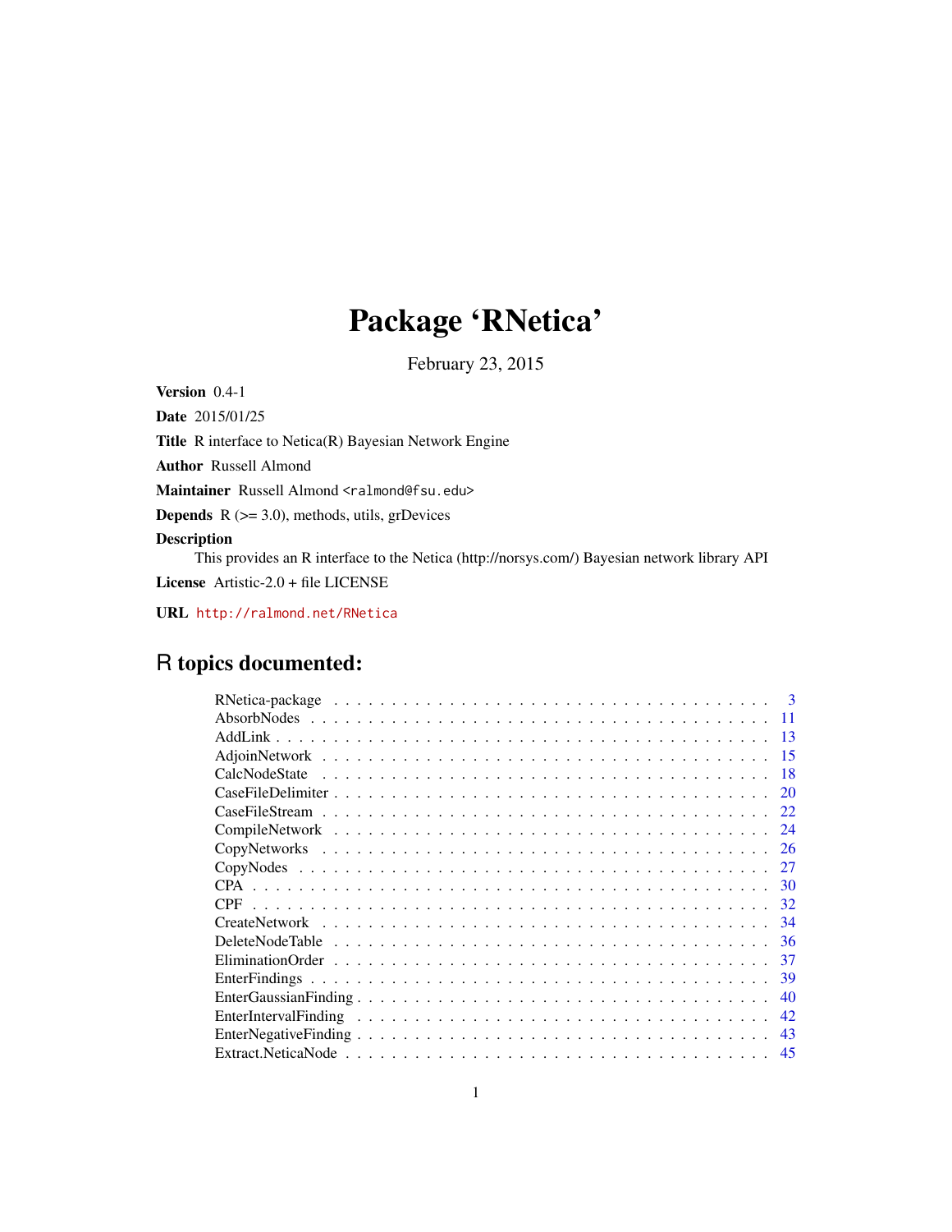# Package 'RNetica'

February 23, 2015

**Version** 0.4-1

**Date** 2015/01/25

**Title** R interface to Netica(R) Bayesian Network Engine

**Author** Russell Almond

**Maintainer** Russell Almond <ralmond@fsu.edu>

**Depends** R (>= 3.0), methods, utils, grDevices

**Description**
This provides an R interface to the Netica (http://norsys.com/) Bayesian network library API

**License** Artistic-2.0 + file LICENSE

**URL** http://ralmond.net/RNetica

## R topics documented:

| | |
|---|---|
| RNetica-package | 3 |
| AbsorbNodes | 11 |
| AddLink | 13 |
| AdjoinNetwork | 15 |
| CalcNodeState | 18 |
| CaseFileDelimiter | 20 |
| CaseFileStream | 22 |
| CompileNetwork | 24 |
| CopyNetworks | 26 |
| CopyNodes | 27 |
| CPA | 30 |
| CPF | 32 |
| CreateNetwork | 34 |
| DeleteNodeTable | 36 |
| EliminationOrder | 37 |
| EnterFindings | 39 |
| EnterGaussianFinding | 40 |
| EnterIntervalFinding | 42 |
| EnterNegativeFinding | 43 |
| Extract.NeticaNode | 45 |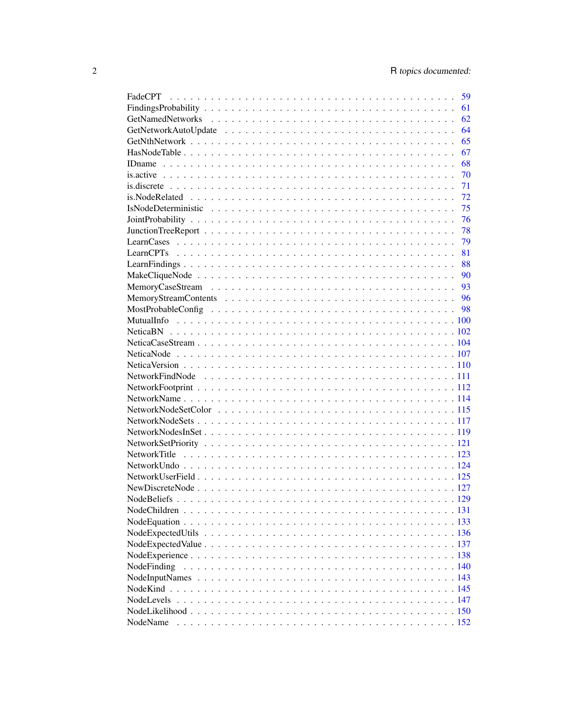FadeCPT . . . . . . . . . . . . . . . . . . . . . . . . . . . . . . . . . . . . . 59
FindingsProbability . . . . . . . . . . . . . . . . . . . . . . . . . . . . . . . . 61
GetNamedNetworks . . . . . . . . . . . . . . . . . . . . . . . . . . . . . . . . 62
GetNetworkAutoUpdate . . . . . . . . . . . . . . . . . . . . . . . . . . . . . . 64
GetNthNetwork . . . . . . . . . . . . . . . . . . . . . . . . . . . . . . . . . . 65
HasNodeTable . . . . . . . . . . . . . . . . . . . . . . . . . . . . . . . . . . . 67
IDname . . . . . . . . . . . . . . . . . . . . . . . . . . . . . . . . . . . . . . 68
is.active . . . . . . . . . . . . . . . . . . . . . . . . . . . . . . . . . . . . . 70
is.discrete . . . . . . . . . . . . . . . . . . . . . . . . . . . . . . . . . . . . 71
is.NodeRelated . . . . . . . . . . . . . . . . . . . . . . . . . . . . . . . . . . 72
IsNodeDeterministic . . . . . . . . . . . . . . . . . . . . . . . . . . . . . . . 75
JointProbability . . . . . . . . . . . . . . . . . . . . . . . . . . . . . . . . . 76
JunctionTreeReport . . . . . . . . . . . . . . . . . . . . . . . . . . . . . . . . 78
LearnCases . . . . . . . . . . . . . . . . . . . . . . . . . . . . . . . . . . . . 79
LearnCPTs . . . . . . . . . . . . . . . . . . . . . . . . . . . . . . . . . . . . 81
LearnFindings . . . . . . . . . . . . . . . . . . . . . . . . . . . . . . . . . . . 88
MakeCliqueNode . . . . . . . . . . . . . . . . . . . . . . . . . . . . . . . . . . 90
MemoryCaseStream . . . . . . . . . . . . . . . . . . . . . . . . . . . . . . . . . 93
MemoryStreamContents . . . . . . . . . . . . . . . . . . . . . . . . . . . . . . . 96
MostProbableConfig . . . . . . . . . . . . . . . . . . . . . . . . . . . . . . . . 98
MutualInfo . . . . . . . . . . . . . . . . . . . . . . . . . . . . . . . . . . . . 100
NeticaBN . . . . . . . . . . . . . . . . . . . . . . . . . . . . . . . . . . . . . 102
NeticaCaseStream . . . . . . . . . . . . . . . . . . . . . . . . . . . . . . . . . 104
NeticaNode . . . . . . . . . . . . . . . . . . . . . . . . . . . . . . . . . . . . 107
NeticaVersion . . . . . . . . . . . . . . . . . . . . . . . . . . . . . . . . . . . 110
NetworkFindNode . . . . . . . . . . . . . . . . . . . . . . . . . . . . . . . . . . 111
NetworkFootprint . . . . . . . . . . . . . . . . . . . . . . . . . . . . . . . . . 112
NetworkName . . . . . . . . . . . . . . . . . . . . . . . . . . . . . . . . . . . . 114
NetworkNodeSetColor . . . . . . . . . . . . . . . . . . . . . . . . . . . . . . . 115
NetworkNodeSets . . . . . . . . . . . . . . . . . . . . . . . . . . . . . . . . . . 117
NetworkNodesInSet . . . . . . . . . . . . . . . . . . . . . . . . . . . . . . . . . 119
NetworkSetPriority . . . . . . . . . . . . . . . . . . . . . . . . . . . . . . . . 121
NetworkTitle . . . . . . . . . . . . . . . . . . . . . . . . . . . . . . . . . . . 123
NetworkUndo . . . . . . . . . . . . . . . . . . . . . . . . . . . . . . . . . . . . 124
NetworkUserField . . . . . . . . . . . . . . . . . . . . . . . . . . . . . . . . . 125
NewDiscreteNode . . . . . . . . . . . . . . . . . . . . . . . . . . . . . . . . . . 127
NodeBeliefs . . . . . . . . . . . . . . . . . . . . . . . . . . . . . . . . . . . . 129
NodeChildren . . . . . . . . . . . . . . . . . . . . . . . . . . . . . . . . . . . 131
NodeEquation . . . . . . . . . . . . . . . . . . . . . . . . . . . . . . . . . . . 133
NodeExpectedUtils . . . . . . . . . . . . . . . . . . . . . . . . . . . . . . . . . 136
NodeExpectedValue . . . . . . . . . . . . . . . . . . . . . . . . . . . . . . . . . 137
NodeExperience . . . . . . . . . . . . . . . . . . . . . . . . . . . . . . . . . . . 138
NodeFinding . . . . . . . . . . . . . . . . . . . . . . . . . . . . . . . . . . . . 140
NodeInputNames . . . . . . . . . . . . . . . . . . . . . . . . . . . . . . . . . . 143
NodeKind . . . . . . . . . . . . . . . . . . . . . . . . . . . . . . . . . . . . . 145
NodeLevels . . . . . . . . . . . . . . . . . . . . . . . . . . . . . . . . . . . . 147
NodeLikelihood . . . . . . . . . . . . . . . . . . . . . . . . . . . . . . . . . . 150
NodeName . . . . . . . . . . . . . . . . . . . . . . . . . . . . . . . . . . . . . 152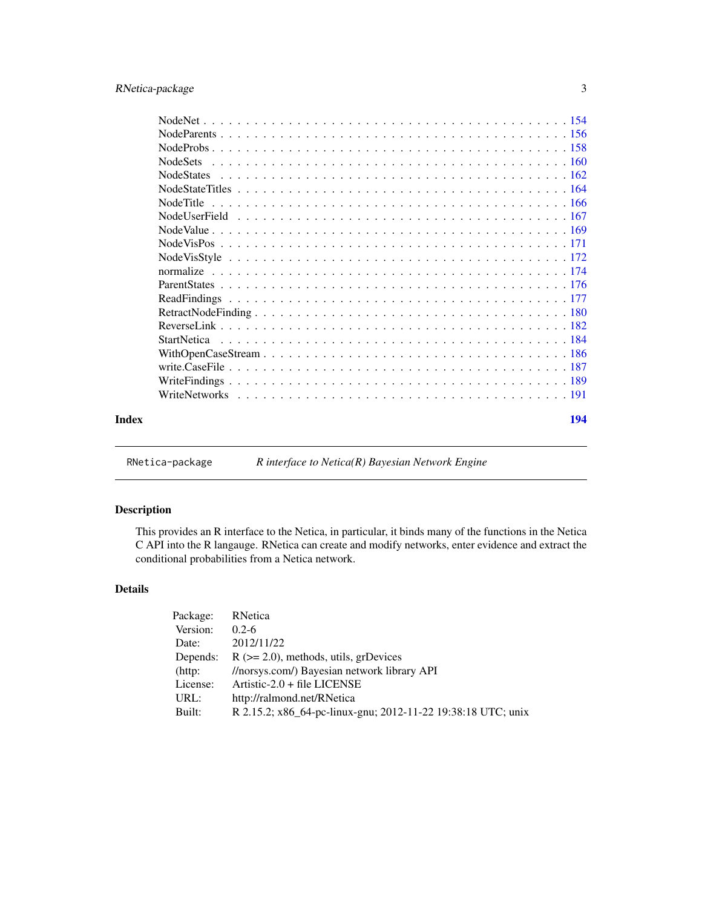NodeNet . . . . . . . . . . . . . . . . . . . . . . . . . . . . . . . . . . . . . . . 154
NodeParents . . . . . . . . . . . . . . . . . . . . . . . . . . . . . . . . . . . . . 156
NodeProbs . . . . . . . . . . . . . . . . . . . . . . . . . . . . . . . . . . . . . . 158
NodeSets . . . . . . . . . . . . . . . . . . . . . . . . . . . . . . . . . . . . . . 160
NodeStates . . . . . . . . . . . . . . . . . . . . . . . . . . . . . . . . . . . . . 162
NodeStateTitles . . . . . . . . . . . . . . . . . . . . . . . . . . . . . . . . . . . 164
NodeTitle . . . . . . . . . . . . . . . . . . . . . . . . . . . . . . . . . . . . . . 166
NodeUserField . . . . . . . . . . . . . . . . . . . . . . . . . . . . . . . . . . . . 167
NodeValue . . . . . . . . . . . . . . . . . . . . . . . . . . . . . . . . . . . . . . 169
NodeVisPos . . . . . . . . . . . . . . . . . . . . . . . . . . . . . . . . . . . . . 171
NodeVisStyle . . . . . . . . . . . . . . . . . . . . . . . . . . . . . . . . . . . . 172
normalize . . . . . . . . . . . . . . . . . . . . . . . . . . . . . . . . . . . . . . 174
ParentStates . . . . . . . . . . . . . . . . . . . . . . . . . . . . . . . . . . . . 176
ReadFindings . . . . . . . . . . . . . . . . . . . . . . . . . . . . . . . . . . . . 177
RetractNodeFinding . . . . . . . . . . . . . . . . . . . . . . . . . . . . . . . . . 180
ReverseLink . . . . . . . . . . . . . . . . . . . . . . . . . . . . . . . . . . . . . 182
StartNetica . . . . . . . . . . . . . . . . . . . . . . . . . . . . . . . . . . . . . 184
WithOpenCaseStream . . . . . . . . . . . . . . . . . . . . . . . . . . . . . . . . 186
write.CaseFile . . . . . . . . . . . . . . . . . . . . . . . . . . . . . . . . . . . . 187
WriteFindings . . . . . . . . . . . . . . . . . . . . . . . . . . . . . . . . . . . . 189
WriteNetworks . . . . . . . . . . . . . . . . . . . . . . . . . . . . . . . . . . . . 191

**Index** **194**

---

`RNetica-package` *R interface to Netica(R) Bayesian Network Engine*

---

## Description

This provides an R interface to the Netica, in particular, it binds many of the functions in the Netica C API into the R langauge. RNetica can create and modify networks, enter evidence and extract the conditional probabilities from a Netica network.

## Details

| | |
|---|---|
| Package: | RNetica |
| Version: | 0.2-6 |
| Date: | 2012/11/22 |
| Depends: | R (>= 2.0), methods, utils, grDevices |
| (http: | //norsys.com/) Bayesian network library API |
| License: | Artistic-2.0 + file LICENSE |
| URL: | http://ralmond.net/RNetica |
| Built: | R 2.15.2; x86_64-pc-linux-gnu; 2012-11-22 19:38:18 UTC; unix |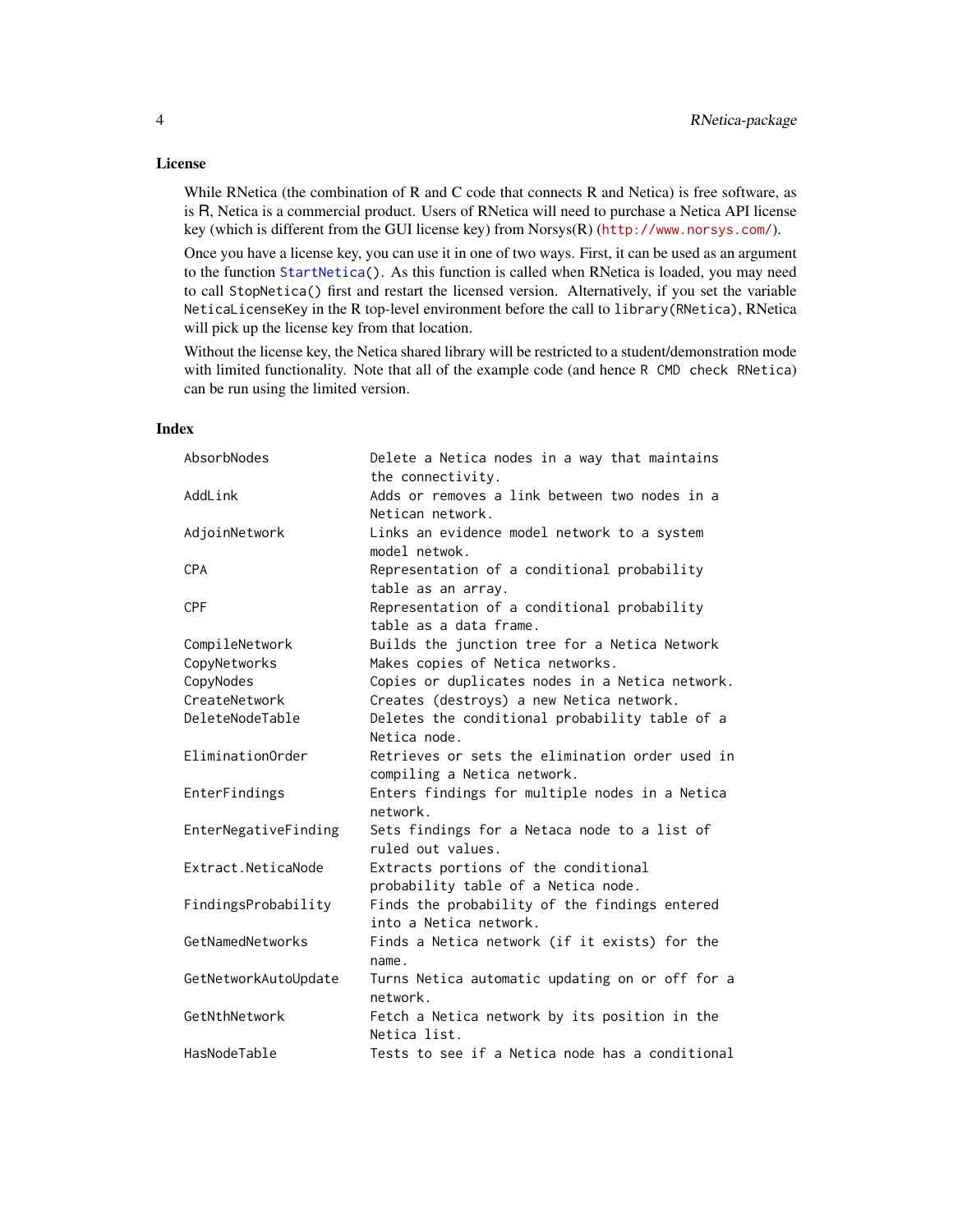## License

While RNetica (the combination of R and C code that connects R and Netica) is free software, as is R, Netica is a commercial product. Users of RNetica will need to purchase a Netica API license key (which is different from the GUI license key) from Norsys(R) (http://www.norsys.com/).

Once you have a license key, you can use it in one of two ways. First, it can be used as an argument to the function `StartNetica()`. As this function is called when RNetica is loaded, you may need to call `StopNetica()` first and restart the licensed version. Alternatively, if you set the variable `NeticaLicenseKey` in the R top-level environment before the call to `library(RNetica)`, RNetica will pick up the license key from that location.

Without the license key, the Netica shared library will be restricted to a student/demonstration mode with limited functionality. Note that all of the example code (and hence `R CMD check RNetica`) can be run using the limited version.

## Index

```
AbsorbNodes             Delete a Netica nodes in a way that maintains
                        the connectivity.
AddLink                 Adds or removes a link between two nodes in a
                        Netican network.
AdjoinNetwork           Links an evidence model network to a system
                        model netwok.
CPA                     Representation of a conditional probability
                        table as an array.
CPF                     Representation of a conditional probability
                        table as a data frame.
CompileNetwork          Builds the junction tree for a Netica Network
CopyNetworks            Makes copies of Netica networks.
CopyNodes               Copies or duplicates nodes in a Netica network.
CreateNetwork           Creates (destroys) a new Netica network.
DeleteNodeTable         Deletes the conditional probability table of a
                        Netica node.
EliminationOrder        Retrieves or sets the elimination order used in
                        compiling a Netica network.
EnterFindings           Enters findings for multiple nodes in a Netica
                        network.
EnterNegativeFinding    Sets findings for a Netaca node to a list of
                        ruled out values.
Extract.NeticaNode      Extracts portions of the conditional
                        probability table of a Netica node.
FindingsProbability     Finds the probability of the findings entered
                        into a Netica network.
GetNamedNetworks        Finds a Netica network (if it exists) for the
                        name.
GetNetworkAutoUpdate    Turns Netica automatic updating on or off for a
                        network.
GetNthNetwork           Fetch a Netica network by its position in the
                        Netica list.
HasNodeTable            Tests to see if a Netica node has a conditional
```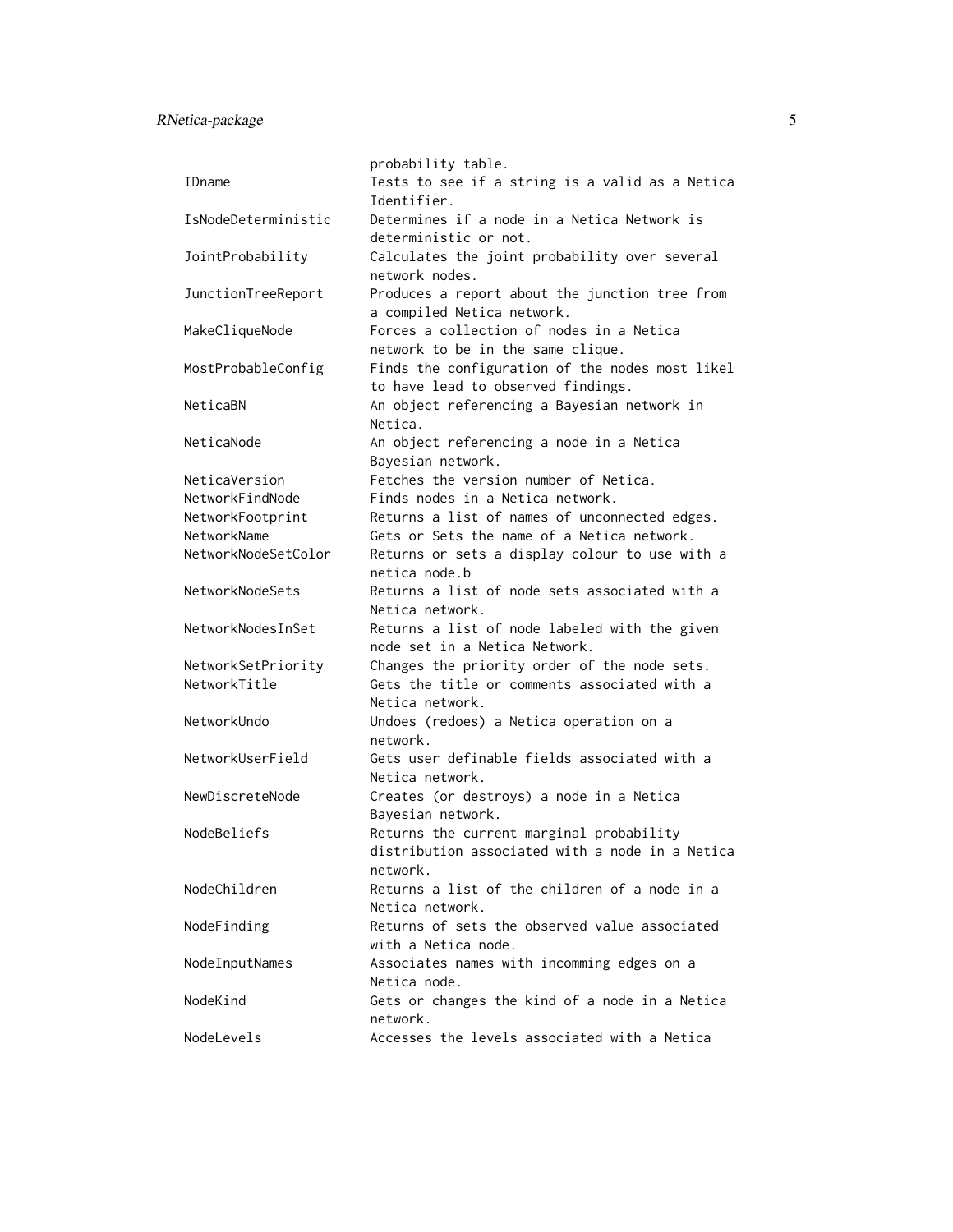| | |
|---|---|
| | probability table. |
| IDname | Tests to see if a string is a valid as a Netica Identifier. |
| IsNodeDeterministic | Determines if a node in a Netica Network is deterministic or not. |
| JointProbability | Calculates the joint probability over several network nodes. |
| JunctionTreeReport | Produces a report about the junction tree from a compiled Netica network. |
| MakeCliqueNode | Forces a collection of nodes in a Netica network to be in the same clique. |
| MostProbableConfig | Finds the configuration of the nodes most likel to have lead to observed findings. |
| NeticaBN | An object referencing a Bayesian network in Netica. |
| NeticaNode | An object referencing a node in a Netica Bayesian network. |
| NeticaVersion | Fetches the version number of Netica. |
| NetworkFindNode | Finds nodes in a Netica network. |
| NetworkFootprint | Returns a list of names of unconnected edges. |
| NetworkName | Gets or Sets the name of a Netica network. |
| NetworkNodeSetColor | Returns or sets a display colour to use with a netica node.b |
| NetworkNodeSets | Returns a list of node sets associated with a Netica network. |
| NetworkNodesInSet | Returns a list of node labeled with the given node set in a Netica Network. |
| NetworkSetPriority | Changes the priority order of the node sets. |
| NetworkTitle | Gets the title or comments associated with a Netica network. |
| NetworkUndo | Undoes (redoes) a Netica operation on a network. |
| NetworkUserField | Gets user definable fields associated with a Netica network. |
| NewDiscreteNode | Creates (or destroys) a node in a Netica Bayesian network. |
| NodeBeliefs | Returns the current marginal probability distribution associated with a node in a Netica network. |
| NodeChildren | Returns a list of the children of a node in a Netica network. |
| NodeFinding | Returns of sets the observed value associated with a Netica node. |
| NodeInputNames | Associates names with incomming edges on a Netica node. |
| NodeKind | Gets or changes the kind of a node in a Netica network. |
| NodeLevels | Accesses the levels associated with a Netica |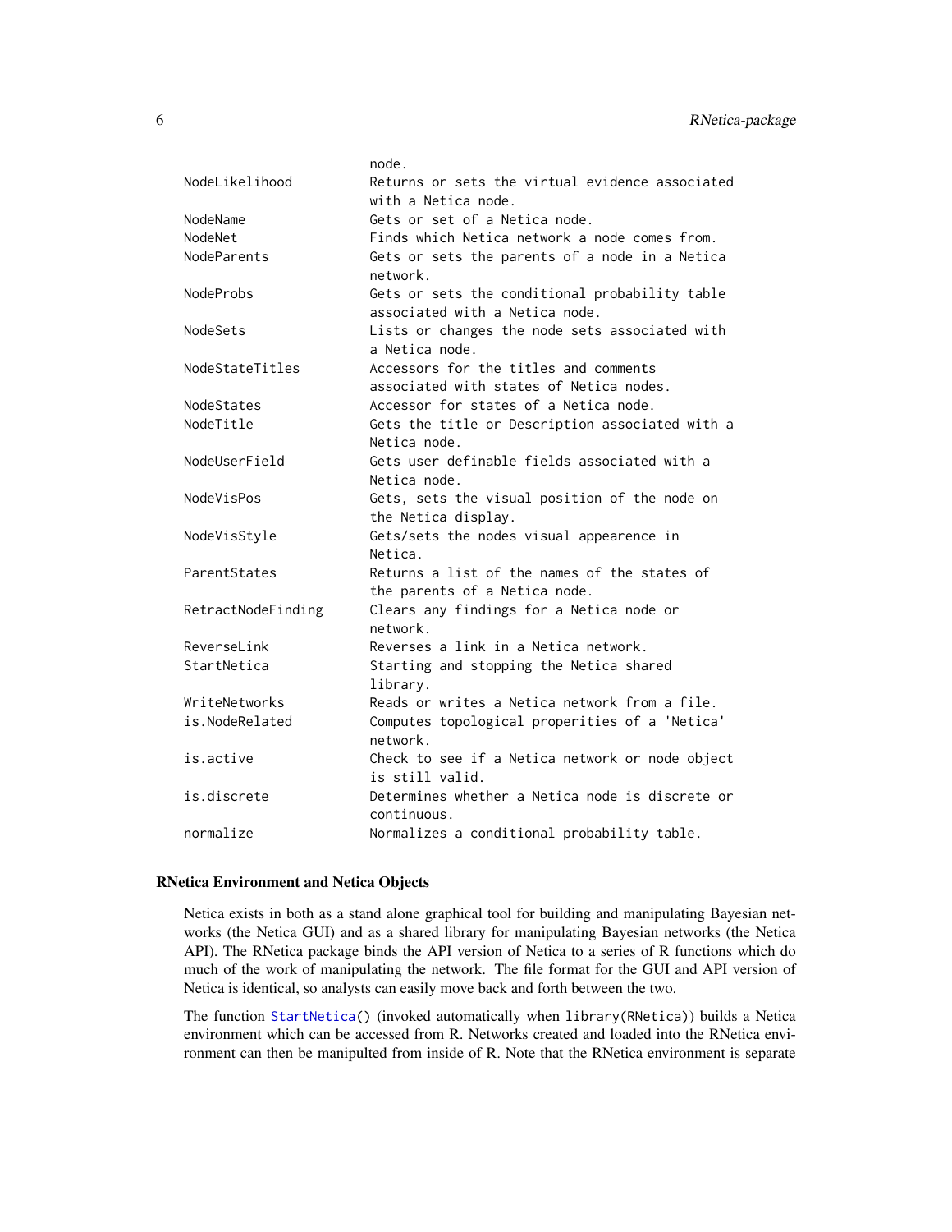| | |
|---|---|
| | node. |
| NodeLikelihood | Returns or sets the virtual evidence associated with a Netica node. |
| NodeName | Gets or set of a Netica node. |
| NodeNet | Finds which Netica network a node comes from. |
| NodeParents | Gets or sets the parents of a node in a Netica network. |
| NodeProbs | Gets or sets the conditional probability table associated with a Netica node. |
| NodeSets | Lists or changes the node sets associated with a Netica node. |
| NodeStateTitles | Accessors for the titles and comments associated with states of Netica nodes. |
| NodeStates | Accessor for states of a Netica node. |
| NodeTitle | Gets the title or Description associated with a Netica node. |
| NodeUserField | Gets user definable fields associated with a Netica node. |
| NodeVisPos | Gets, sets the visual position of the node on the Netica display. |
| NodeVisStyle | Gets/sets the nodes visual appearence in Netica. |
| ParentStates | Returns a list of the names of the states of the parents of a Netica node. |
| RetractNodeFinding | Clears any findings for a Netica node or network. |
| ReverseLink | Reverses a link in a Netica network. |
| StartNetica | Starting and stopping the Netica shared library. |
| WriteNetworks | Reads or writes a Netica network from a file. |
| is.NodeRelated | Computes topological properities of a 'Netica' network. |
| is.active | Check to see if a Netica network or node object is still valid. |
| is.discrete | Determines whether a Netica node is discrete or continuous. |
| normalize | Normalizes a conditional probability table. |

## RNetica Environment and Netica Objects

Netica exists in both as a stand alone graphical tool for building and manipulating Bayesian networks (the Netica GUI) and as a shared library for manipulating Bayesian networks (the Netica API). The RNetica package binds the API version of Netica to a series of R functions which do much of the work of manipulating the network. The file format for the GUI and API version of Netica is identical, so analysts can easily move back and forth between the two.

The function `StartNetica()` (invoked automatically when `library(RNetica)`) builds a Netica environment which can be accessed from R. Networks created and loaded into the RNetica environment can then be manipulted from inside of R. Note that the RNetica environment is separate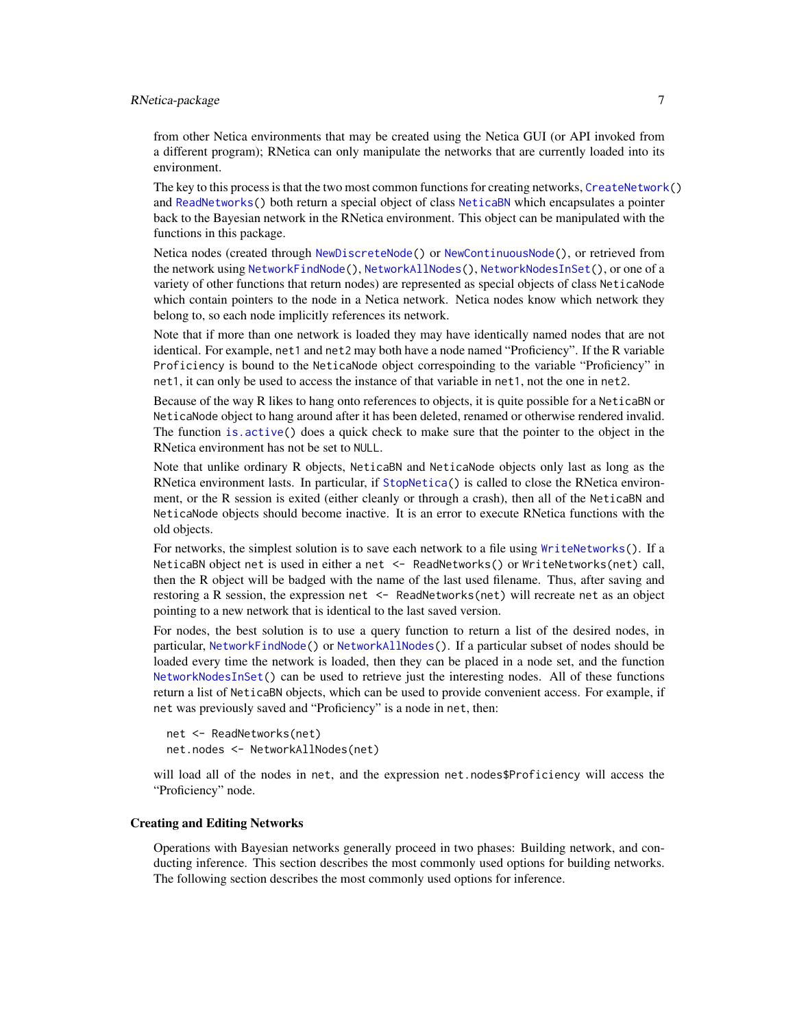from other Netica environments that may be created using the Netica GUI (or API invoked from a different program); RNetica can only manipulate the networks that are currently loaded into its environment.

The key to this process is that the two most common functions for creating networks, `CreateNetwork()` and `ReadNetworks()` both return a special object of class `NeticaBN` which encapsulates a pointer back to the Bayesian network in the RNetica environment. This object can be manipulated with the functions in this package.

Netica nodes (created through `NewDiscreteNode()` or `NewContinuousNode()`, or retrieved from the network using `NetworkFindNode()`, `NetworkAllNodes()`, `NetworkNodesInSet()`, or one of a variety of other functions that return nodes) are represented as special objects of class `NeticaNode` which contain pointers to the node in a Netica network. Netica nodes know which network they belong to, so each node implicitly references its network.

Note that if more than one network is loaded they may have identically named nodes that are not identical. For example, `net1` and `net2` may both have a node named "Proficiency". If the R variable `Proficiency` is bound to the `NeticaNode` object correspoinding to the variable "Proficiency" in `net1`, it can only be used to access the instance of that variable in `net1`, not the one in `net2`.

Because of the way R likes to hang onto references to objects, it is quite possible for a `NeticaBN` or `NeticaNode` object to hang around after it has been deleted, renamed or otherwise rendered invalid. The function `is.active()` does a quick check to make sure that the pointer to the object in the RNetica environment has not be set to `NULL`.

Note that unlike ordinary R objects, `NeticaBN` and `NeticaNode` objects only last as long as the RNetica environment lasts. In particular, if `StopNetica()` is called to close the RNetica environment, or the R session is exited (either cleanly or through a crash), then all of the `NeticaBN` and `NeticaNode` objects should become inactive. It is an error to execute RNetica functions with the old objects.

For networks, the simplest solution is to save each network to a file using `WriteNetworks()`. If a `NeticaBN` object `net` is used in either a `net <- ReadNetworks()` or `WriteNetworks(net)` call, then the R object will be badged with the name of the last used filename. Thus, after saving and restoring a R session, the expression `net <- ReadNetworks(net)` will recreate `net` as an object pointing to a new network that is identical to the last saved version.

For nodes, the best solution is to use a query function to return a list of the desired nodes, in particular, `NetworkFindNode()` or `NetworkAllNodes()`. If a particular subset of nodes should be loaded every time the network is loaded, then they can be placed in a node set, and the function `NetworkNodesInSet()` can be used to retrieve just the interesting nodes. All of these functions return a list of `NeticaBN` objects, which can be used to provide convenient access. For example, if `net` was previously saved and "Proficiency" is a node in `net`, then:

```
net <- ReadNetworks(net)
net.nodes <- NetworkAllNodes(net)
```

will load all of the nodes in `net`, and the expression `net.nodes$Proficiency` will access the "Proficiency" node.

### Creating and Editing Networks

Operations with Bayesian networks generally proceed in two phases: Building network, and conducting inference. This section describes the most commonly used options for building networks. The following section describes the most commonly used options for inference.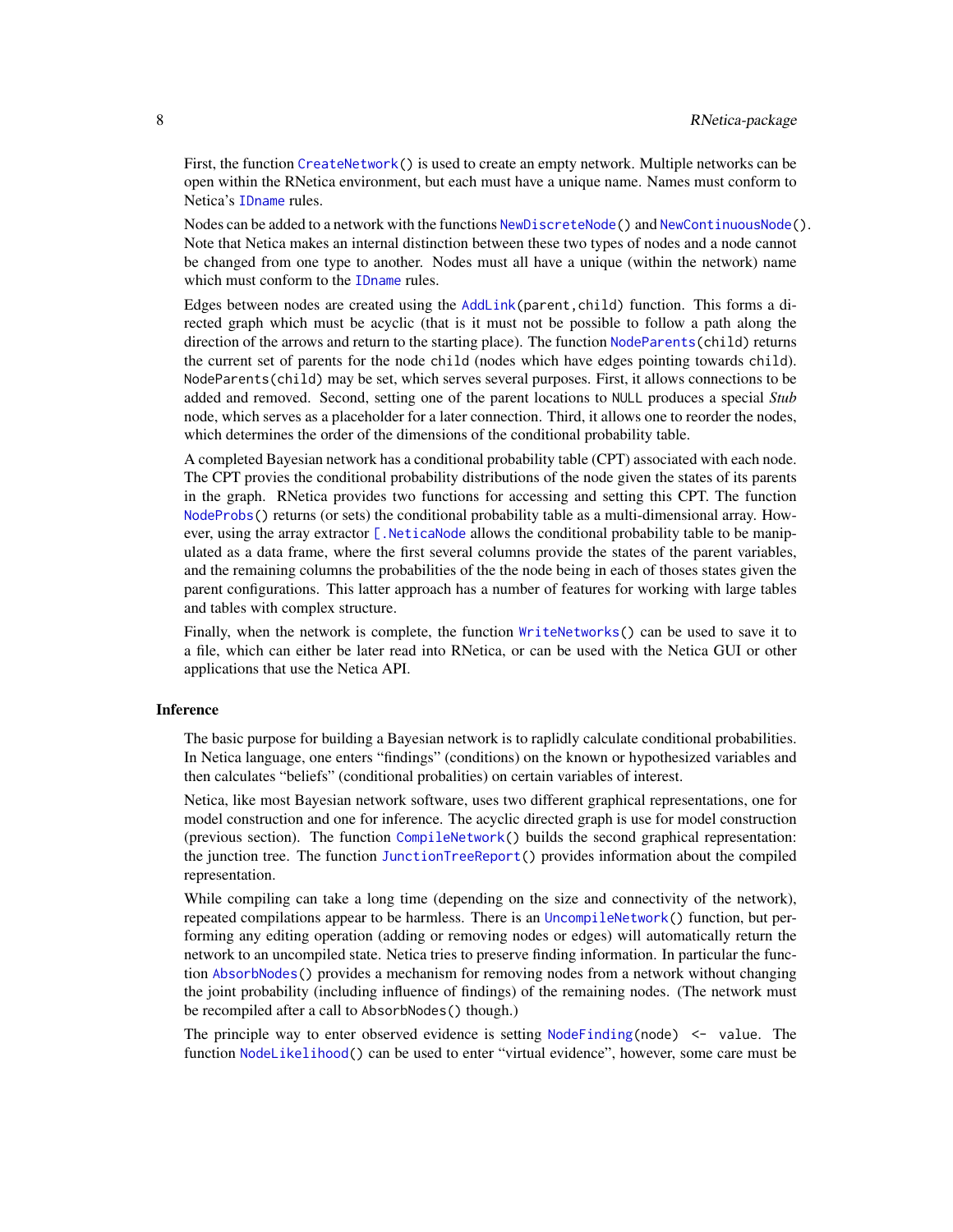First, the function `CreateNetwork()` is used to create an empty network. Multiple networks can be open within the RNetica environment, but each must have a unique name. Names must conform to Netica's `IDname` rules.

Nodes can be added to a network with the functions `NewDiscreteNode()` and `NewContinuousNode()`. Note that Netica makes an internal distinction between these two types of nodes and a node cannot be changed from one type to another. Nodes must all have a unique (within the network) name which must conform to the `IDname` rules.

Edges between nodes are created using the `AddLink(parent,child)` function. This forms a directed graph which must be acyclic (that is it must not be possible to follow a path along the direction of the arrows and return to the starting place). The function `NodeParents(child)` returns the current set of parents for the node `child` (nodes which have edges pointing towards `child`). `NodeParents(child)` may be set, which serves several purposes. First, it allows connections to be added and removed. Second, setting one of the parent locations to `NULL` produces a special *Stub* node, which serves as a placeholder for a later connection. Third, it allows one to reorder the nodes, which determines the order of the dimensions of the conditional probability table.

A completed Bayesian network has a conditional probability table (CPT) associated with each node. The CPT provies the conditional probability distributions of the node given the states of its parents in the graph. RNetica provides two functions for accessing and setting this CPT. The function `NodeProbs()` returns (or sets) the conditional probability table as a multi-dimensional array. However, using the array extractor `[.NeticaNode` allows the conditional probability table to be manipulated as a data frame, where the first several columns provide the states of the parent variables, and the remaining columns the probabilities of the the node being in each of thoses states given the parent configurations. This latter approach has a number of features for working with large tables and tables with complex structure.

Finally, when the network is complete, the function `WriteNetworks()` can be used to save it to a file, which can either be later read into RNetica, or can be used with the Netica GUI or other applications that use the Netica API.

## Inference

The basic purpose for building a Bayesian network is to raplidly calculate conditional probabilities. In Netica language, one enters "findings" (conditions) on the known or hypothesized variables and then calculates "beliefs" (conditional probalities) on certain variables of interest.

Netica, like most Bayesian network software, uses two different graphical representations, one for model construction and one for inference. The acyclic directed graph is use for model construction (previous section). The function `CompileNetwork()` builds the second graphical representation: the junction tree. The function `JunctionTreeReport()` provides information about the compiled representation.

While compiling can take a long time (depending on the size and connectivity of the network), repeated compilations appear to be harmless. There is an `UncompileNetwork()` function, but performing any editing operation (adding or removing nodes or edges) will automatically return the network to an uncompiled state. Netica tries to preserve finding information. In particular the function `AbsorbNodes()` provides a mechanism for removing nodes from a network without changing the joint probability (including influence of findings) of the remaining nodes. (The network must be recompiled after a call to `AbsorbNodes()` though.)

The principle way to enter observed evidence is setting `NodeFinding(node) <- value`. The function `NodeLikelihood()` can be used to enter "virtual evidence", however, some care must be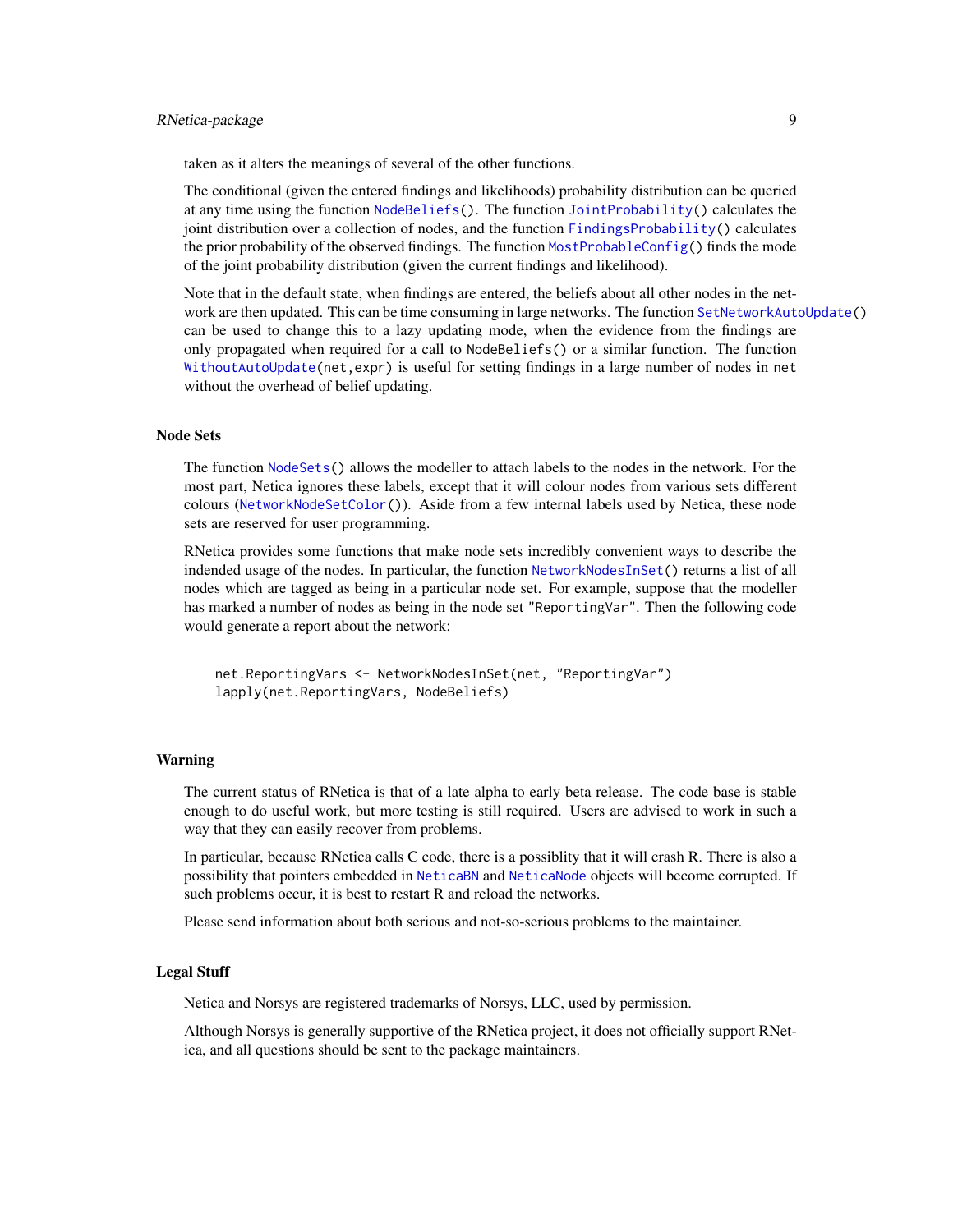taken as it alters the meanings of several of the other functions.

The conditional (given the entered findings and likelihoods) probability distribution can be queried at any time using the function `NodeBeliefs()`. The function `JointProbability()` calculates the joint distribution over a collection of nodes, and the function `FindingsProbability()` calculates the prior probability of the observed findings. The function `MostProbableConfig()` finds the mode of the joint probability distribution (given the current findings and likelihood).

Note that in the default state, when findings are entered, the beliefs about all other nodes in the network are then updated. This can be time consuming in large networks. The function `SetNetworkAutoUpdate()` can be used to change this to a lazy updating mode, when the evidence from the findings are only propagated when required for a call to `NodeBeliefs()` or a similar function. The function `WithoutAutoUpdate(net,expr)` is useful for setting findings in a large number of nodes in `net` without the overhead of belief updating.

## Node Sets

The function `NodeSets()` allows the modeller to attach labels to the nodes in the network. For the most part, Netica ignores these labels, except that it will colour nodes from various sets different colours (`NetworkNodeSetColor()`). Aside from a few internal labels used by Netica, these node sets are reserved for user programming.

RNetica provides some functions that make node sets incredibly convenient ways to describe the indended usage of the nodes. In particular, the function `NetworkNodesInSet()` returns a list of all nodes which are tagged as being in a particular node set. For example, suppose that the modeller has marked a number of nodes as being in the node set `"ReportingVar"`. Then the following code would generate a report about the network:

```
net.ReportingVars <- NetworkNodesInSet(net, "ReportingVar")
lapply(net.ReportingVars, NodeBeliefs)
```

## Warning

The current status of RNetica is that of a late alpha to early beta release. The code base is stable enough to do useful work, but more testing is still required. Users are advised to work in such a way that they can easily recover from problems.

In particular, because RNetica calls C code, there is a possiblity that it will crash R. There is also a possibility that pointers embedded in `NeticaBN` and `NeticaNode` objects will become corrupted. If such problems occur, it is best to restart R and reload the networks.

Please send information about both serious and not-so-serious problems to the maintainer.

## Legal Stuff

Netica and Norsys are registered trademarks of Norsys, LLC, used by permission.

Although Norsys is generally supportive of the RNetica project, it does not officially support RNetica, and all questions should be sent to the package maintainers.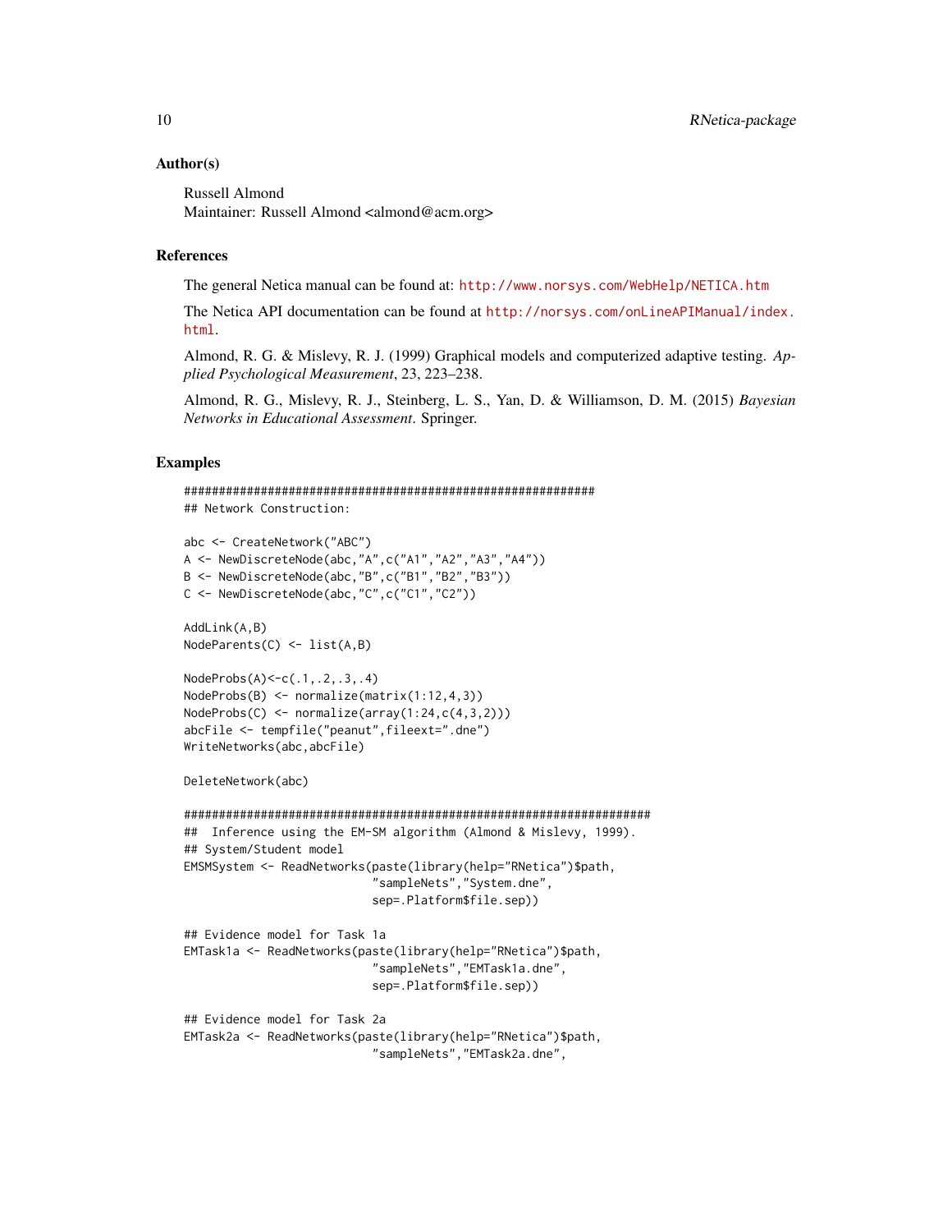## Author(s)

Russell Almond
Maintainer: Russell Almond <almond@acm.org>

## References

The general Netica manual can be found at: http://www.norsys.com/WebHelp/NETICA.htm

The Netica API documentation can be found at http://norsys.com/onLineAPIManual/index.html.

Almond, R. G. & Mislevy, R. J. (1999) Graphical models and computerized adaptive testing. *Applied Psychological Measurement*, 23, 223–238.

Almond, R. G., Mislevy, R. J., Steinberg, L. S., Yan, D. & Williamson, D. M. (2015) *Bayesian Networks in Educational Assessment*. Springer.

## Examples

```
############################################################
## Network Construction:

abc <- CreateNetwork("ABC")
A <- NewDiscreteNode(abc,"A",c("A1","A2","A3","A4"))
B <- NewDiscreteNode(abc,"B",c("B1","B2","B3"))
C <- NewDiscreteNode(abc,"C",c("C1","C2"))

AddLink(A,B)
NodeParents(C) <- list(A,B)

NodeProbs(A)<-c(.1,.2,.3,.4)
NodeProbs(B) <- normalize(matrix(1:12,4,3))
NodeProbs(C) <- normalize(array(1:24,c(4,3,2)))
abcFile <- tempfile("peanut",fileext=".dne")
WriteNetworks(abc,abcFile)

DeleteNetwork(abc)

##################################################################
##  Inference using the EM-SM algorithm (Almond & Mislevy, 1999).
## System/Student model
EMSMSystem <- ReadNetworks(paste(library(help="RNetica")$path,
                           "sampleNets","System.dne",
                           sep=.Platform$file.sep))

## Evidence model for Task 1a
EMTask1a <- ReadNetworks(paste(library(help="RNetica")$path,
                           "sampleNets","EMTask1a.dne",
                           sep=.Platform$file.sep))

## Evidence model for Task 2a
EMTask2a <- ReadNetworks(paste(library(help="RNetica")$path,
                           "sampleNets","EMTask2a.dne",
```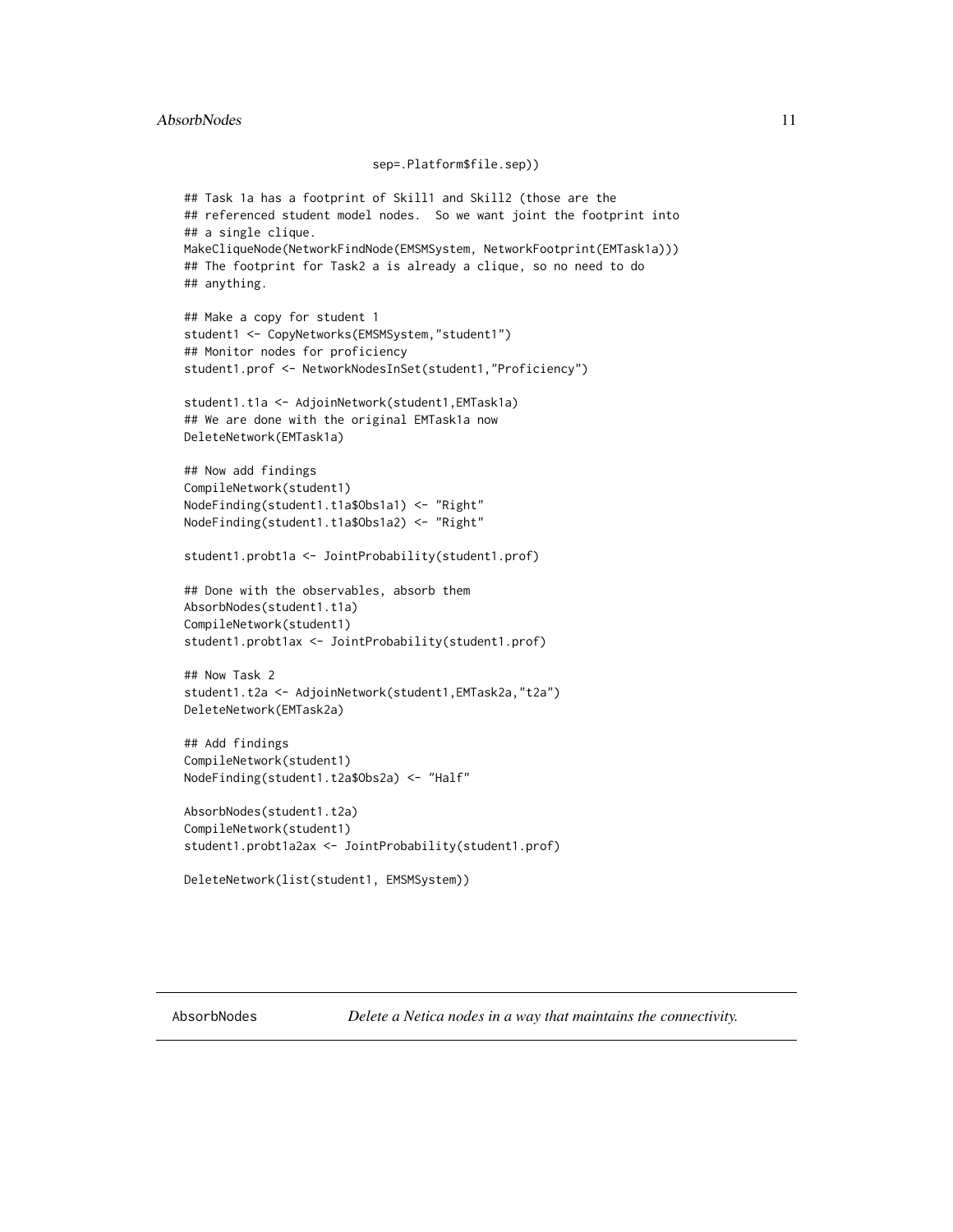```
                          sep=.Platform$file.sep))

## Task 1a has a footprint of Skill1 and Skill2 (those are the
## referenced student model nodes.  So we want joint the footprint into
## a single clique.
MakeCliqueNode(NetworkFindNode(EMSMSystem, NetworkFootprint(EMTask1a)))
## The footprint for Task2 a is already a clique, so no need to do
## anything.

## Make a copy for student 1
student1 <- CopyNetworks(EMSMSystem,"student1")
## Monitor nodes for proficiency
student1.prof <- NetworkNodesInSet(student1,"Proficiency")

student1.t1a <- AdjoinNetwork(student1,EMTask1a)
## We are done with the original EMTask1a now
DeleteNetwork(EMTask1a)

## Now add findings
CompileNetwork(student1)
NodeFinding(student1.t1a$Obs1a1) <- "Right"
NodeFinding(student1.t1a$Obs1a2) <- "Right"

student1.probt1a <- JointProbability(student1.prof)

## Done with the observables, absorb them
AbsorbNodes(student1.t1a)
CompileNetwork(student1)
student1.probt1ax <- JointProbability(student1.prof)

## Now Task 2
student1.t2a <- AdjoinNetwork(student1,EMTask2a,"t2a")
DeleteNetwork(EMTask2a)

## Add findings
CompileNetwork(student1)
NodeFinding(student1.t2a$Obs2a) <- "Half"

AbsorbNodes(student1.t2a)
CompileNetwork(student1)
student1.probt1a2ax <- JointProbability(student1.prof)

DeleteNetwork(list(student1, EMSMSystem))
```

---

## AbsorbNodes — *Delete a Netica nodes in a way that maintains the connectivity.*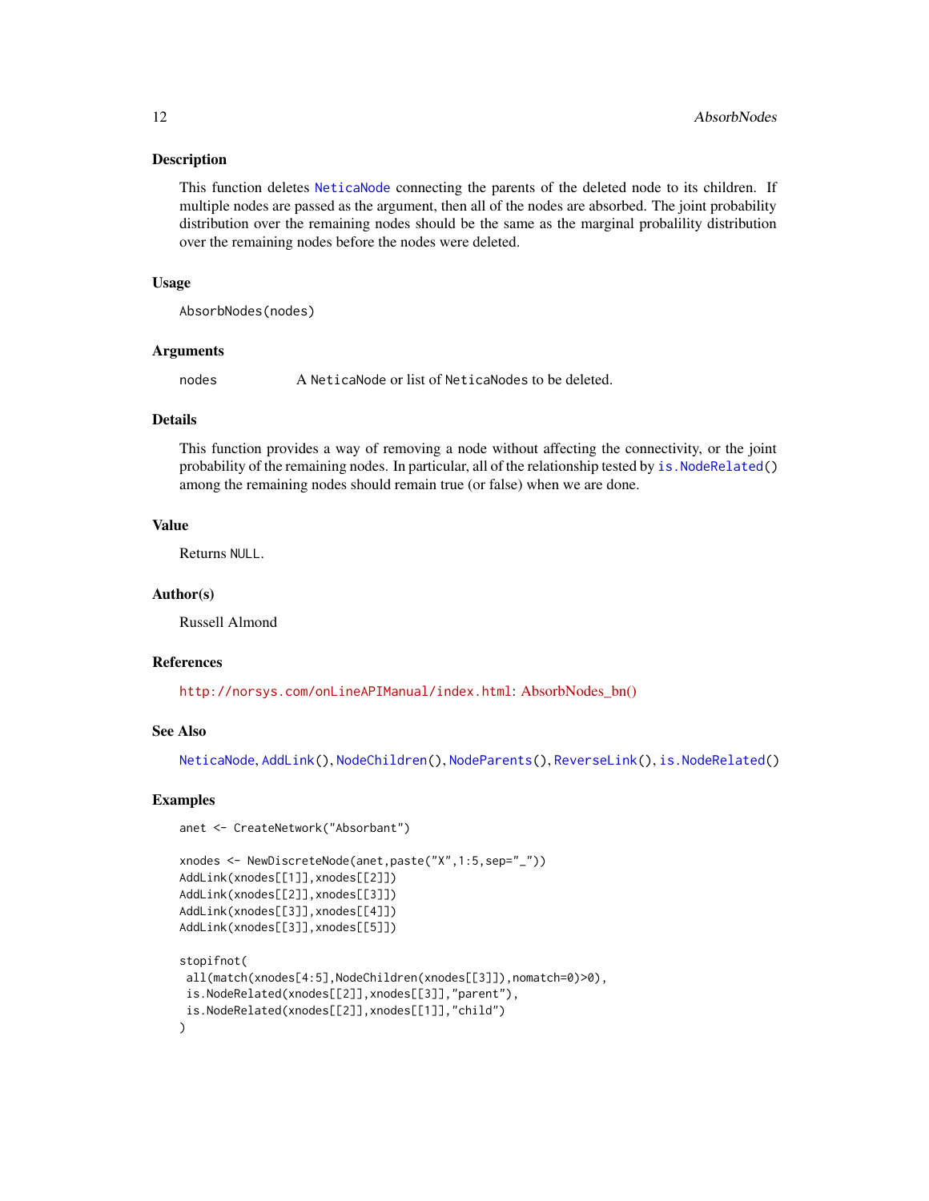## Description

This function deletes NeticaNode connecting the parents of the deleted node to its children. If multiple nodes are passed as the argument, then all of the nodes are absorbed. The joint probability distribution over the remaining nodes should be the same as the marginal probalility distribution over the remaining nodes before the nodes were deleted.

## Usage

```
AbsorbNodes(nodes)
```

## Arguments

| | |
|---|---|
| nodes | A NeticaNode or list of NeticaNodes to be deleted. |

## Details

This function provides a way of removing a node without affecting the connectivity, or the joint probability of the remaining nodes. In particular, all of the relationship tested by is.NodeRelated() among the remaining nodes should remain true (or false) when we are done.

## Value

Returns NULL.

## Author(s)

Russell Almond

## References

http://norsys.com/onLineAPIManual/index.html: AbsorbNodes_bn()

## See Also

NeticaNode, AddLink(), NodeChildren(), NodeParents(), ReverseLink(), is.NodeRelated()

## Examples

```
anet <- CreateNetwork("Absorbant")

xnodes <- NewDiscreteNode(anet,paste("X",1:5,sep="_"))
AddLink(xnodes[[1]],xnodes[[2]])
AddLink(xnodes[[2]],xnodes[[3]])
AddLink(xnodes[[3]],xnodes[[4]])
AddLink(xnodes[[3]],xnodes[[5]])

stopifnot(
 all(match(xnodes[4:5],NodeChildren(xnodes[[3]]),nomatch=0)>0),
 is.NodeRelated(xnodes[[2]],xnodes[[3]],"parent"),
 is.NodeRelated(xnodes[[2]],xnodes[[1]],"child")
)
```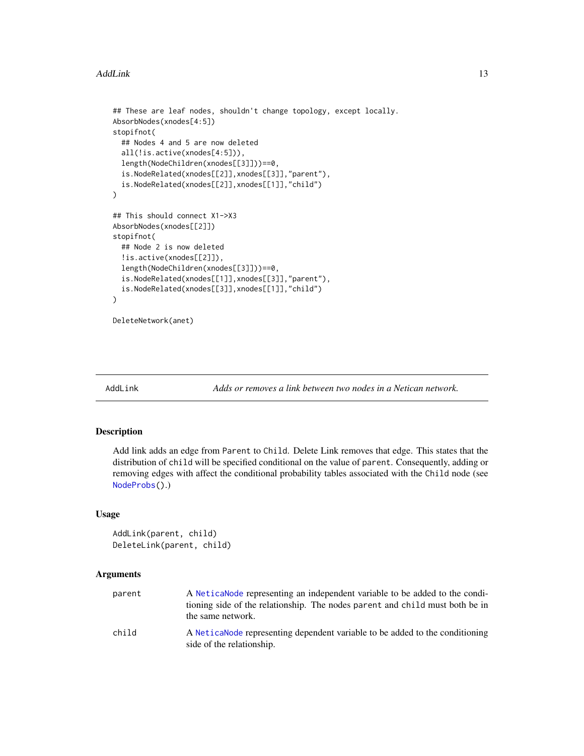```
## These are leaf nodes, shouldn't change topology, except locally.
AbsorbNodes(xnodes[4:5])
stopifnot(
  ## Nodes 4 and 5 are now deleted
  all(!is.active(xnodes[4:5])),
  length(NodeChildren(xnodes[[3]]))==0,
  is.NodeRelated(xnodes[[2]],xnodes[[3]],"parent"),
  is.NodeRelated(xnodes[[2]],xnodes[[1]],"child")
)

## This should connect X1->X3
AbsorbNodes(xnodes[[2]])
stopifnot(
  ## Node 2 is now deleted
  !is.active(xnodes[[2]]),
  length(NodeChildren(xnodes[[3]]))==0,
  is.NodeRelated(xnodes[[1]],xnodes[[3]],"parent"),
  is.NodeRelated(xnodes[[3]],xnodes[[1]],"child")
)

DeleteNetwork(anet)
```

---

# AddLink — *Adds or removes a link between two nodes in a Netican network.*

---

## Description

Add link adds an edge from `Parent` to `Child`. Delete Link removes that edge. This states that the distribution of `child` will be specified conditional on the value of `parent`. Consequently, adding or removing edges with affect the conditional probability tables associated with the `Child` node (see `NodeProbs()`.)

## Usage

```
AddLink(parent, child)
DeleteLink(parent, child)
```

## Arguments

| | |
|---|---|
| `parent` | A `NeticaNode` representing an independent variable to be added to the conditioning side of the relationship. The nodes `parent` and `child` must both be in the same network. |
| `child` | A `NeticaNode` representing dependent variable to be added to the conditioning side of the relationship. |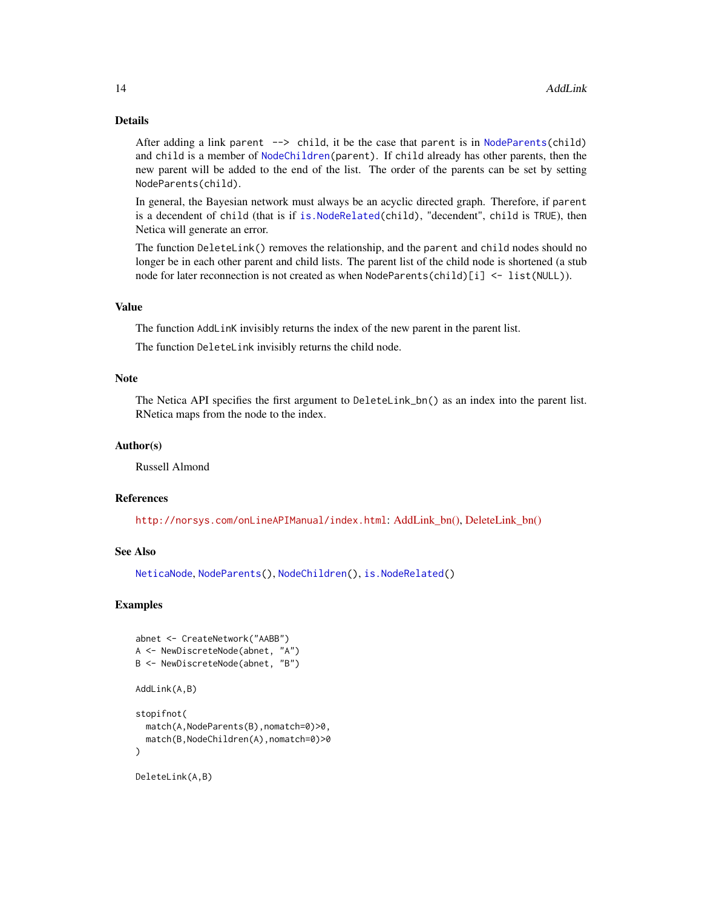### Details

After adding a link `parent --> child`, it be the case that `parent` is in `NodeParents(child)` and `child` is a member of `NodeChildren(parent)`. If `child` already has other parents, then the new parent will be added to the end of the list. The order of the parents can be set by setting `NodeParents(child)`.

In general, the Bayesian network must always be an acyclic directed graph. Therefore, if `parent` is a decendent of `child` (that is if `is.NodeRelated(child)`, "decendent", `child` is `TRUE`), then Netica will generate an error.

The function `DeleteLink()` removes the relationship, and the `parent` and `child` nodes should no longer be in each other parent and child lists. The parent list of the child node is shortened (a stub node for later reconnection is not created as when `NodeParents(child)[i] <- list(NULL)`).

### Value

The function `AddLinK` invisibly returns the index of the new parent in the parent list.

The function `DeleteLink` invisibly returns the child node.

### Note

The Netica API specifies the first argument to `DeleteLink_bn()` as an index into the parent list. RNetica maps from the node to the index.

### Author(s)

Russell Almond

### References

http://norsys.com/onLineAPIManual/index.html: AddLink_bn(), DeleteLink_bn()

### See Also

`NeticaNode`, `NodeParents()`, `NodeChildren()`, `is.NodeRelated()`

### Examples

```
abnet <- CreateNetwork("AABB")
A <- NewDiscreteNode(abnet, "A")
B <- NewDiscreteNode(abnet, "B")

AddLink(A,B)

stopifnot(
  match(A,NodeParents(B),nomatch=0)>0,
  match(B,NodeChildren(A),nomatch=0)>0
)

DeleteLink(A,B)
```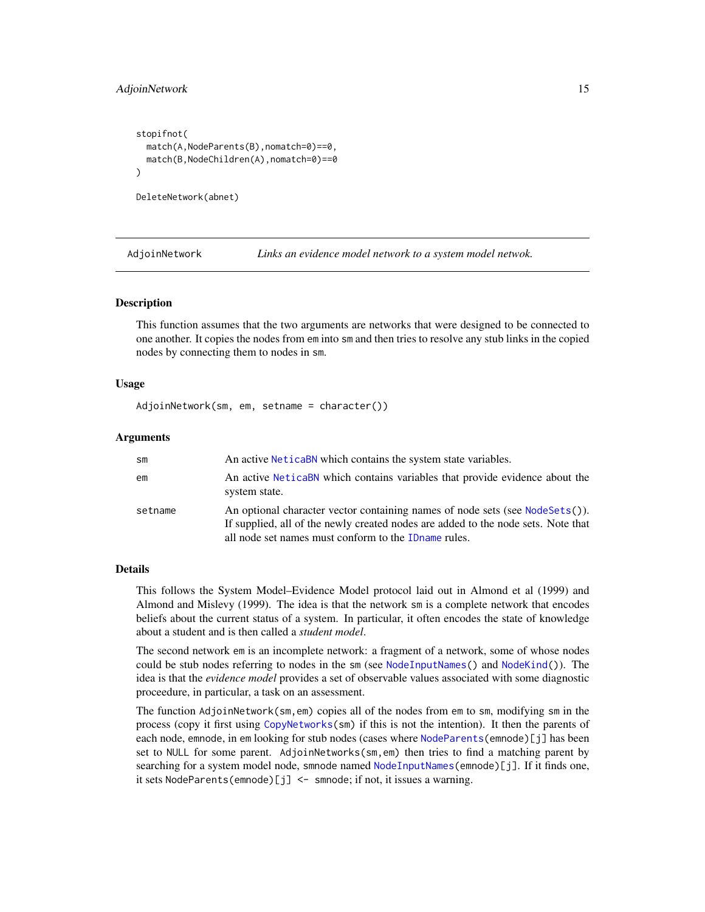```
stopifnot(
  match(A,NodeParents(B),nomatch=0)==0,
  match(B,NodeChildren(A),nomatch=0)==0
)

DeleteNetwork(abnet)
```

---

## AdjoinNetwork — *Links an evidence model network to a system model netwok.*

---

### Description

This function assumes that the two arguments are networks that were designed to be connected to one another. It copies the nodes from `em` into `sm` and then tries to resolve any stub links in the copied nodes by connecting them to nodes in `sm`.

### Usage

```
AdjoinNetwork(sm, em, setname = character())
```

### Arguments

| | |
|---|---|
| `sm` | An active `NeticaBN` which contains the system state variables. |
| `em` | An active `NeticaBN` which contains variables that provide evidence about the system state. |
| `setname` | An optional character vector containing names of node sets (see `NodeSets()`). If supplied, all of the newly created nodes are added to the node sets. Note that all node set names must conform to the `IDname` rules. |

### Details

This follows the System Model–Evidence Model protocol laid out in Almond et al (1999) and Almond and Mislevy (1999). The idea is that the network `sm` is a complete network that encodes beliefs about the current status of a system. In particular, it often encodes the state of knowledge about a student and is then called a *student model*.

The second network `em` is an incomplete network: a fragment of a network, some of whose nodes could be stub nodes referring to nodes in the `sm` (see `NodeInputNames()` and `NodeKind()`). The idea is that the *evidence model* provides a set of observable values associated with some diagnostic proceedure, in particular, a task on an assessment.

The function `AdjoinNetwork(sm,em)` copies all of the nodes from `em` to `sm`, modifying `sm` in the process (copy it first using `CopyNetworks(sm)` if this is not the intention). It then the parents of each node, `emnode`, in `em` looking for stub nodes (cases where `NodeParents(emnode)[j]` has been set to `NULL` for some parent. `AdjoinNetworks(sm,em)` then tries to find a matching parent by searching for a system model node, `smnode` named `NodeInputNames(emnode)[j]`. If it finds one, it sets `NodeParents(emnode)[j] <- smnode`; if not, it issues a warning.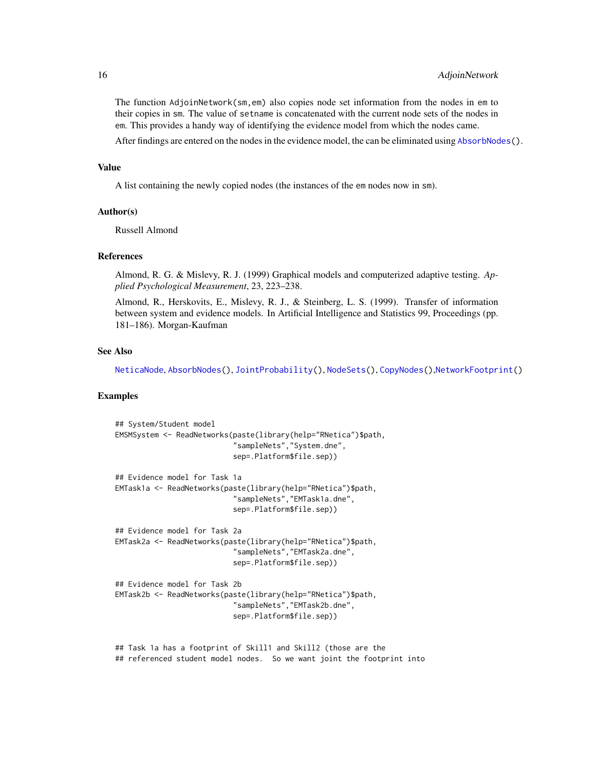The function AdjoinNetwork(sm,em) also copies node set information from the nodes in em to their copies in sm. The value of setname is concatenated with the current node sets of the nodes in em. This provides a handy way of identifying the evidence model from which the nodes came.

After findings are entered on the nodes in the evidence model, the can be eliminated using AbsorbNodes().

### Value

A list containing the newly copied nodes (the instances of the em nodes now in sm).

### Author(s)

Russell Almond

### References

Almond, R. G. & Mislevy, R. J. (1999) Graphical models and computerized adaptive testing. *Applied Psychological Measurement*, 23, 223–238.

Almond, R., Herskovits, E., Mislevy, R. J., & Steinberg, L. S. (1999). Transfer of information between system and evidence models. In Artificial Intelligence and Statistics 99, Proceedings (pp. 181–186). Morgan-Kaufman

### See Also

NeticaNode, AbsorbNodes(), JointProbability(), NodeSets(), CopyNodes(),NetworkFootprint()

### Examples

```
## System/Student model
EMSMSystem <- ReadNetworks(paste(library(help="RNetica")$path,
                           "sampleNets","System.dne",
                           sep=.Platform$file.sep))

## Evidence model for Task 1a
EMTask1a <- ReadNetworks(paste(library(help="RNetica")$path,
                           "sampleNets","EMTask1a.dne",
                           sep=.Platform$file.sep))

## Evidence model for Task 2a
EMTask2a <- ReadNetworks(paste(library(help="RNetica")$path,
                           "sampleNets","EMTask2a.dne",
                           sep=.Platform$file.sep))

## Evidence model for Task 2b
EMTask2b <- ReadNetworks(paste(library(help="RNetica")$path,
                           "sampleNets","EMTask2b.dne",
                           sep=.Platform$file.sep))


## Task 1a has a footprint of Skill1 and Skill2 (those are the
## referenced student model nodes.  So we want joint the footprint into
```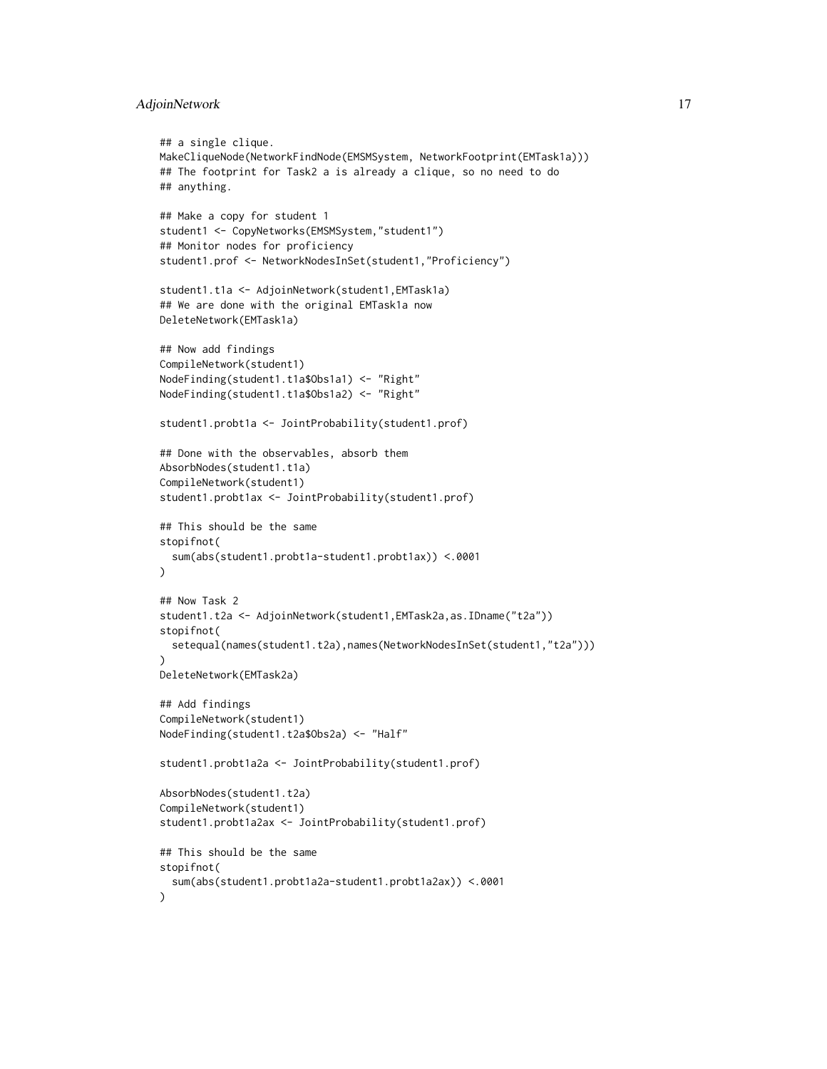```
## a single clique.
MakeCliqueNode(NetworkFindNode(EMSMSystem, NetworkFootprint(EMTask1a)))
## The footprint for Task2 a is already a clique, so no need to do
## anything.

## Make a copy for student 1
student1 <- CopyNetworks(EMSMSystem,"student1")
## Monitor nodes for proficiency
student1.prof <- NetworkNodesInSet(student1,"Proficiency")

student1.t1a <- AdjoinNetwork(student1,EMTask1a)
## We are done with the original EMTask1a now
DeleteNetwork(EMTask1a)

## Now add findings
CompileNetwork(student1)
NodeFinding(student1.t1a$Obs1a1) <- "Right"
NodeFinding(student1.t1a$Obs1a2) <- "Right"

student1.probt1a <- JointProbability(student1.prof)

## Done with the observables, absorb them
AbsorbNodes(student1.t1a)
CompileNetwork(student1)
student1.probt1ax <- JointProbability(student1.prof)

## This should be the same
stopifnot(
  sum(abs(student1.probt1a-student1.probt1ax)) <.0001
)

## Now Task 2
student1.t2a <- AdjoinNetwork(student1,EMTask2a,as.IDname("t2a"))
stopifnot(
  setequal(names(student1.t2a),names(NetworkNodesInSet(student1,"t2a")))
)
DeleteNetwork(EMTask2a)

## Add findings
CompileNetwork(student1)
NodeFinding(student1.t2a$Obs2a) <- "Half"

student1.probt1a2a <- JointProbability(student1.prof)

AbsorbNodes(student1.t2a)
CompileNetwork(student1)
student1.probt1a2ax <- JointProbability(student1.prof)

## This should be the same
stopifnot(
  sum(abs(student1.probt1a2a-student1.probt1a2ax)) <.0001
)
```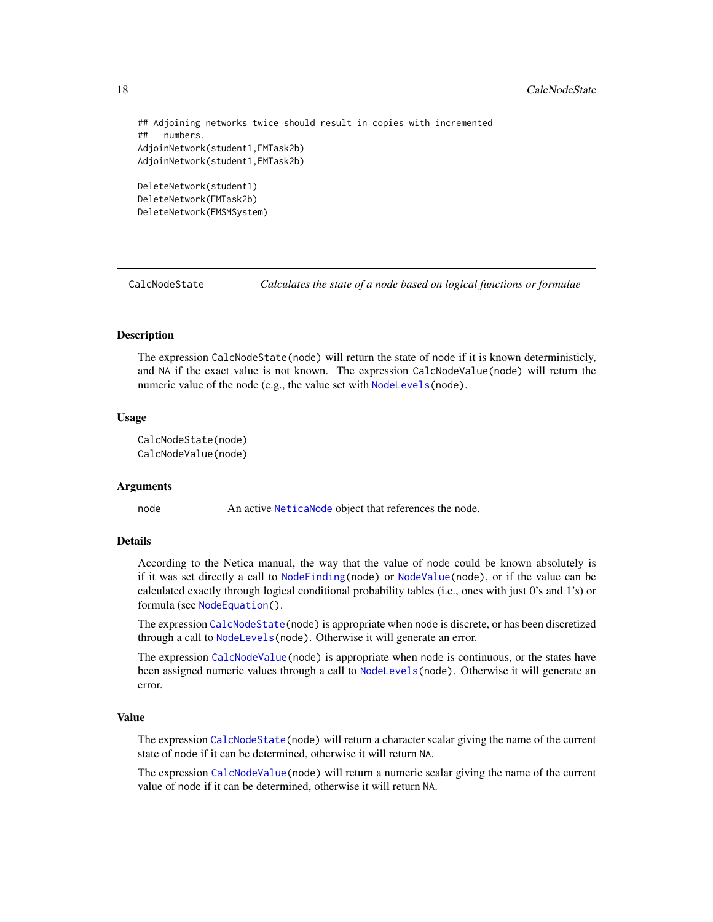```
## Adjoining networks twice should result in copies with incremented
##   numbers.
AdjoinNetwork(student1,EMTask2b)
AdjoinNetwork(student1,EMTask2b)

DeleteNetwork(student1)
DeleteNetwork(EMTask2b)
DeleteNetwork(EMSMSystem)
```

---

CalcNodeState — *Calculates the state of a node based on logical functions or formulae*

---

## Description

The expression `CalcNodeState(node)` will return the state of node if it is known deterministicly, and `NA` if the exact value is not known. The expression `CalcNodeValue(node)` will return the numeric value of the node (e.g., the value set with `NodeLevels(node)`.

## Usage

```
CalcNodeState(node)
CalcNodeValue(node)
```

## Arguments

node — An active `NeticaNode` object that references the node.

## Details

According to the Netica manual, the way that the value of node could be known absolutely is if it was set directly a call to `NodeFinding(node)` or `NodeValue(node)`, or if the value can be calculated exactly through logical conditional probability tables (i.e., ones with just 0's and 1's) or formula (see `NodeEquation()`.

The expression `CalcNodeState(node)` is appropriate when node is discrete, or has been discretized through a call to `NodeLevels(node)`. Otherwise it will generate an error.

The expression `CalcNodeValue(node)` is appropriate when node is continuous, or the states have been assigned numeric values through a call to `NodeLevels(node)`. Otherwise it will generate an error.

## Value

The expression `CalcNodeState(node)` will return a character scalar giving the name of the current state of node if it can be determined, otherwise it will return `NA`.

The expression `CalcNodeValue(node)` will return a numeric scalar giving the name of the current value of node if it can be determined, otherwise it will return `NA`.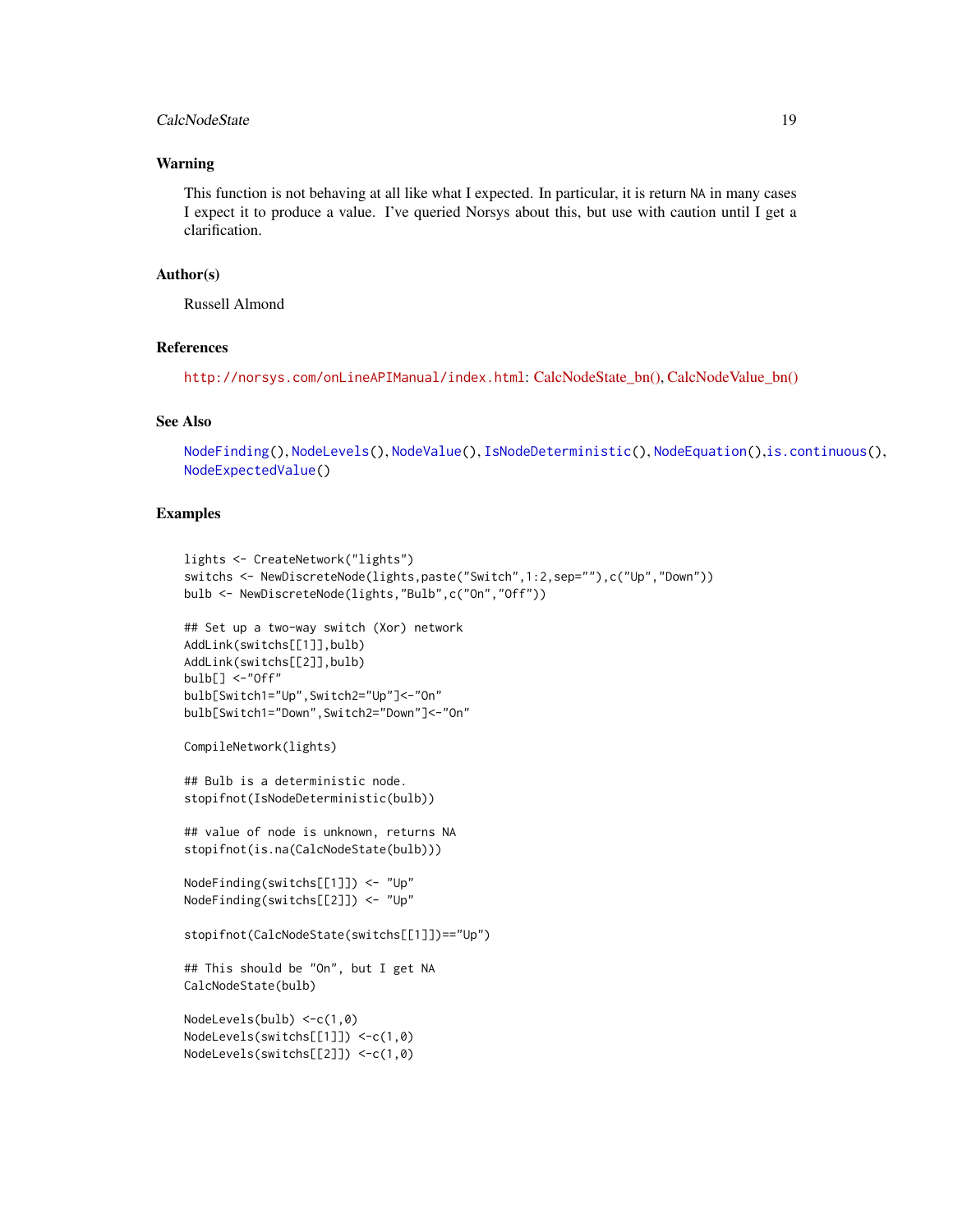## Warning

This function is not behaving at all like what I expected. In particular, it is return NA in many cases I expect it to produce a value. I've queried Norsys about this, but use with caution until I get a clarification.

## Author(s)

Russell Almond

## References

http://norsys.com/onLineAPIManual/index.html: CalcNodeState_bn(), CalcNodeValue_bn()

## See Also

NodeFinding(), NodeLevels(), NodeValue(), IsNodeDeterministic(), NodeEquation(), is.continuous(), NodeExpectedValue()

## Examples

```
lights <- CreateNetwork("lights")
switchs <- NewDiscreteNode(lights,paste("Switch",1:2,sep=""),c("Up","Down"))
bulb <- NewDiscreteNode(lights,"Bulb",c("On","Off"))

## Set up a two-way switch (Xor) network
AddLink(switchs[[1]],bulb)
AddLink(switchs[[2]],bulb)
bulb[] <-"Off"
bulb[Switch1="Up",Switch2="Up"]<-"On"
bulb[Switch1="Down",Switch2="Down"]<-"On"

CompileNetwork(lights)

## Bulb is a deterministic node.
stopifnot(IsNodeDeterministic(bulb))

## value of node is unknown, returns NA
stopifnot(is.na(CalcNodeState(bulb)))

NodeFinding(switchs[[1]]) <- "Up"
NodeFinding(switchs[[2]]) <- "Up"

stopifnot(CalcNodeState(switchs[[1]])=="Up")

## This should be "On", but I get NA
CalcNodeState(bulb)

NodeLevels(bulb) <-c(1,0)
NodeLevels(switchs[[1]]) <-c(1,0)
NodeLevels(switchs[[2]]) <-c(1,0)
```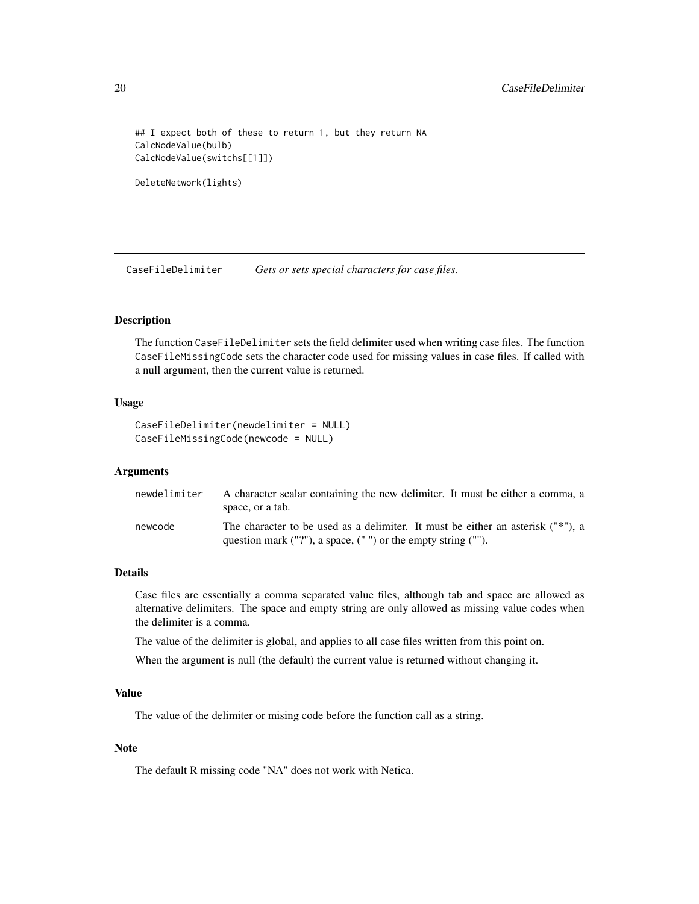```
## I expect both of these to return 1, but they return NA
CalcNodeValue(bulb)
CalcNodeValue(switchs[[1]])

DeleteNetwork(lights)
```

---

## CaseFileDelimiter — *Gets or sets special characters for case files.*

### Description

The function `CaseFileDelimiter` sets the field delimiter used when writing case files. The function `CaseFileMissingCode` sets the character code used for missing values in case files. If called with a null argument, then the current value is returned.

### Usage

```
CaseFileDelimiter(newdelimiter = NULL)
CaseFileMissingCode(newcode = NULL)
```

### Arguments

| | |
|---|---|
| `newdelimiter` | A character scalar containing the new delimiter. It must be either a comma, a space, or a tab. |
| `newcode` | The character to be used as a delimiter. It must be either an asterisk ("*"), a question mark ("?"), a space, (" ") or the empty string (""). |

### Details

Case files are essentially a comma separated value files, although tab and space are allowed as alternative delimiters. The space and empty string are only allowed as missing value codes when the delimiter is a comma.

The value of the delimiter is global, and applies to all case files written from this point on.

When the argument is null (the default) the current value is returned without changing it.

### Value

The value of the delimiter or mising code before the function call as a string.

### Note

The default R missing code "NA" does not work with Netica.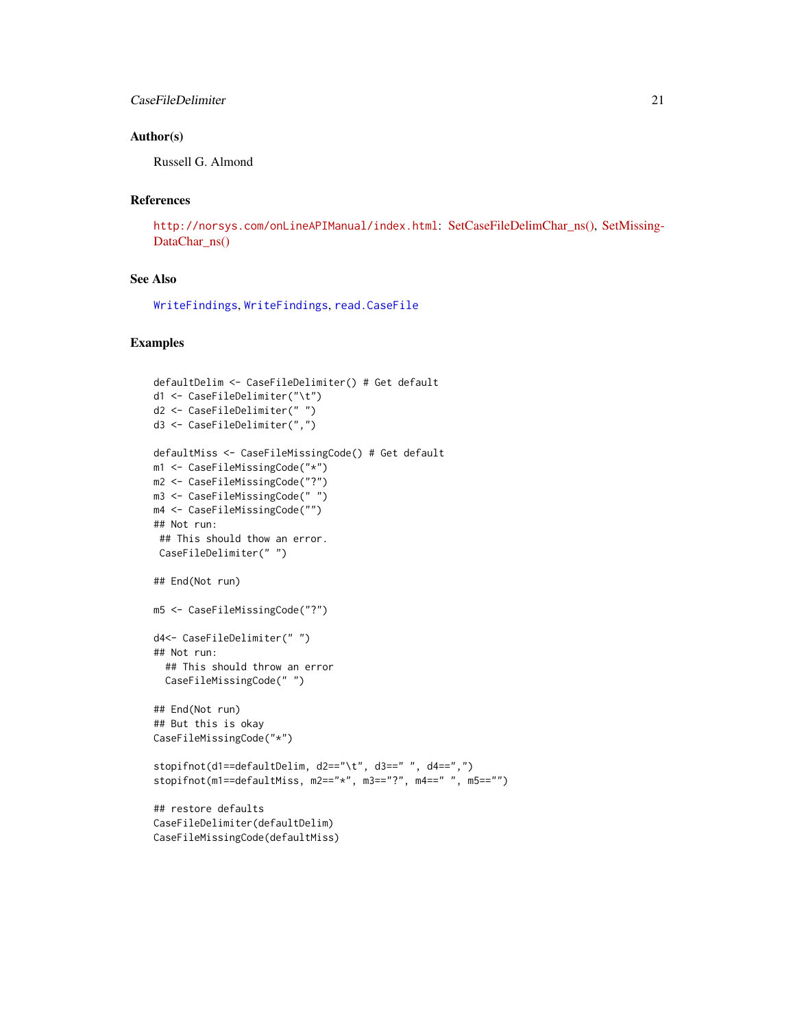### Author(s)

Russell G. Almond

### References

http://norsys.com/onLineAPIManual/index.html: SetCaseFileDelimChar_ns(), SetMissingDataChar_ns()

### See Also

WriteFindings, WriteFindings, read.CaseFile

### Examples

```
defaultDelim <- CaseFileDelimiter() # Get default
d1 <- CaseFileDelimiter("\t")
d2 <- CaseFileDelimiter(" ")
d3 <- CaseFileDelimiter(",")

defaultMiss <- CaseFileMissingCode() # Get default
m1 <- CaseFileMissingCode("*")
m2 <- CaseFileMissingCode("?")
m3 <- CaseFileMissingCode(" ")
m4 <- CaseFileMissingCode("")
## Not run:
 ## This should thow an error.
 CaseFileDelimiter(" ")

## End(Not run)

m5 <- CaseFileMissingCode("?")

d4<- CaseFileDelimiter(" ")
## Not run:
  ## This should throw an error
  CaseFileMissingCode(" ")

## End(Not run)
## But this is okay
CaseFileMissingCode("*")

stopifnot(d1==defaultDelim, d2=="\t", d3==" ", d4==",")
stopifnot(m1==defaultMiss, m2=="*", m3=="?", m4==" ", m5=="")

## restore defaults
CaseFileDelimiter(defaultDelim)
CaseFileMissingCode(defaultMiss)
```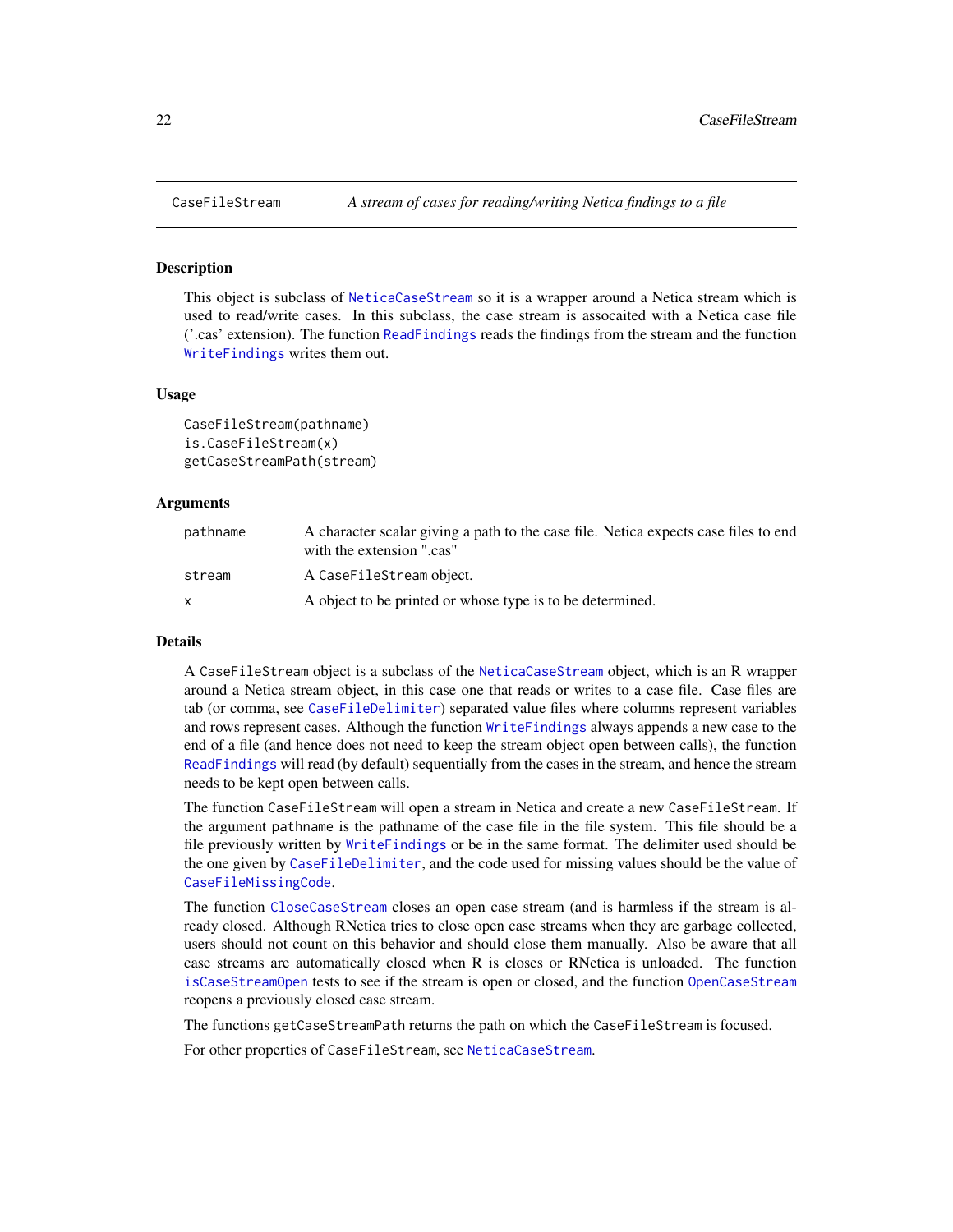CaseFileStream — *A stream of cases for reading/writing Netica findings to a file*

## Description

This object is subclass of NeticaCaseStream so it is a wrapper around a Netica stream which is used to read/write cases. In this subclass, the case stream is assocaited with a Netica case file ('.cas' extension). The function ReadFindings reads the findings from the stream and the function WriteFindings writes them out.

## Usage

```
CaseFileStream(pathname)
is.CaseFileStream(x)
getCaseStreamPath(stream)
```

## Arguments

| | |
|---|---|
| pathname | A character scalar giving a path to the case file. Netica expects case files to end with the extension ".cas" |
| stream | A CaseFileStream object. |
| x | A object to be printed or whose type is to be determined. |

## Details

A CaseFileStream object is a subclass of the NeticaCaseStream object, which is an R wrapper around a Netica stream object, in this case one that reads or writes to a case file. Case files are tab (or comma, see CaseFileDelimiter) separated value files where columns represent variables and rows represent cases. Although the function WriteFindings always appends a new case to the end of a file (and hence does not need to keep the stream object open between calls), the function ReadFindings will read (by default) sequentially from the cases in the stream, and hence the stream needs to be kept open between calls.

The function CaseFileStream will open a stream in Netica and create a new CaseFileStream. If the argument pathname is the pathname of the case file in the file system. This file should be a file previously written by WriteFindings or be in the same format. The delimiter used should be the one given by CaseFileDelimiter, and the code used for missing values should be the value of CaseFileMissingCode.

The function CloseCaseStream closes an open case stream (and is harmless if the stream is already closed. Although RNetica tries to close open case streams when they are garbage collected, users should not count on this behavior and should close them manually. Also be aware that all case streams are automatically closed when R is closes or RNetica is unloaded. The function isCaseStreamOpen tests to see if the stream is open or closed, and the function OpenCaseStream reopens a previously closed case stream.

The functions getCaseStreamPath returns the path on which the CaseFileStream is focused.

For other properties of CaseFileStream, see NeticaCaseStream.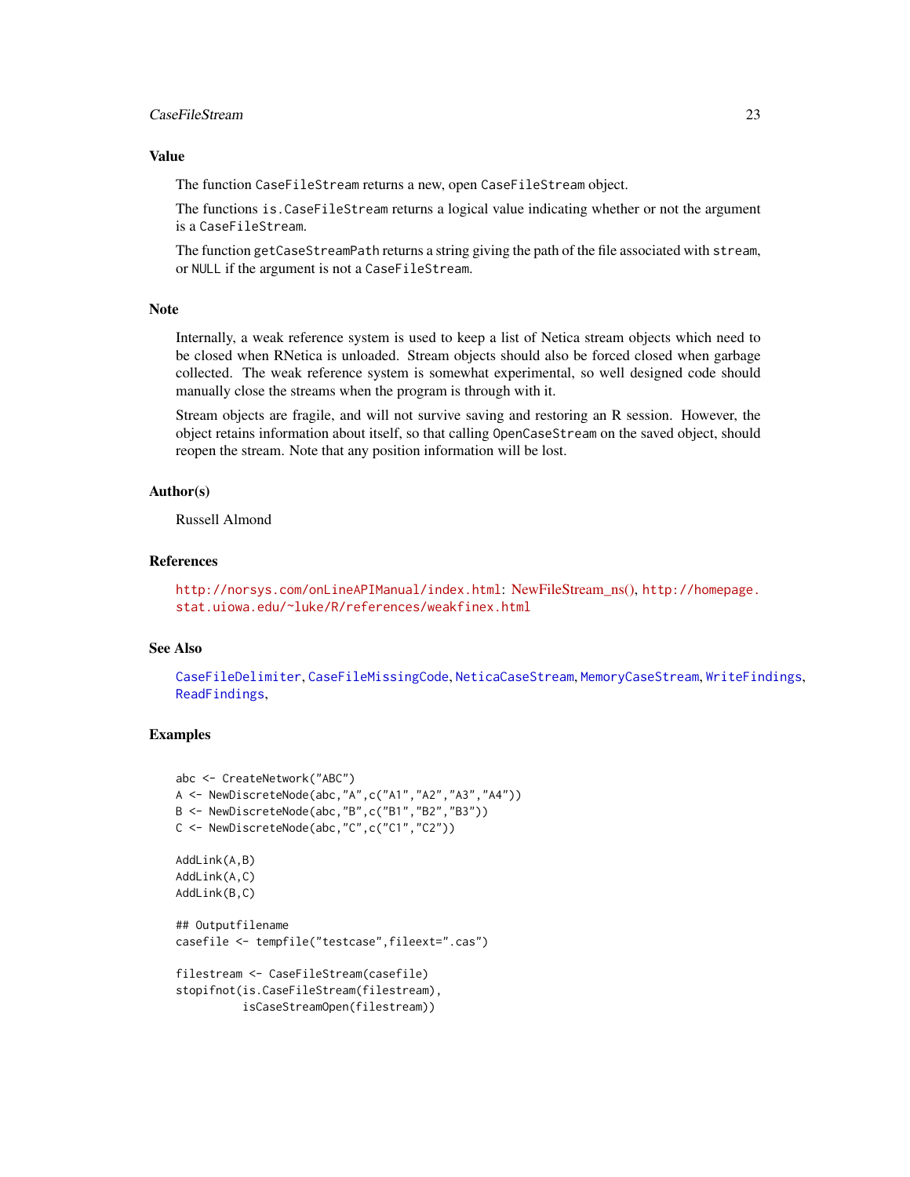## Value

The function `CaseFileStream` returns a new, open `CaseFileStream` object.

The functions `is.CaseFileStream` returns a logical value indicating whether or not the argument is a `CaseFileStream`.

The function `getCaseStreamPath` returns a string giving the path of the file associated with `stream`, or `NULL` if the argument is not a `CaseFileStream`.

## Note

Internally, a weak reference system is used to keep a list of Netica stream objects which need to be closed when RNetica is unloaded. Stream objects should also be forced closed when garbage collected. The weak reference system is somewhat experimental, so well designed code should manually close the streams when the program is through with it.

Stream objects are fragile, and will not survive saving and restoring an R session. However, the object retains information about itself, so that calling `OpenCaseStream` on the saved object, should reopen the stream. Note that any position information will be lost.

## Author(s)

Russell Almond

## References

http://norsys.com/onLineAPIManual/index.html: NewFileStream_ns(), http://homepage.stat.uiowa.edu/~luke/R/references/weakfinex.html

## See Also

`CaseFileDelimiter`, `CaseFileMissingCode`, `NeticaCaseStream`, `MemoryCaseStream`, `WriteFindings`, `ReadFindings`,

## Examples

```
abc <- CreateNetwork("ABC")
A <- NewDiscreteNode(abc,"A",c("A1","A2","A3","A4"))
B <- NewDiscreteNode(abc,"B",c("B1","B2","B3"))
C <- NewDiscreteNode(abc,"C",c("C1","C2"))

AddLink(A,B)
AddLink(A,C)
AddLink(B,C)

## Outputfilename
casefile <- tempfile("testcase",fileext=".cas")

filestream <- CaseFileStream(casefile)
stopifnot(is.CaseFileStream(filestream),
          isCaseStreamOpen(filestream))
```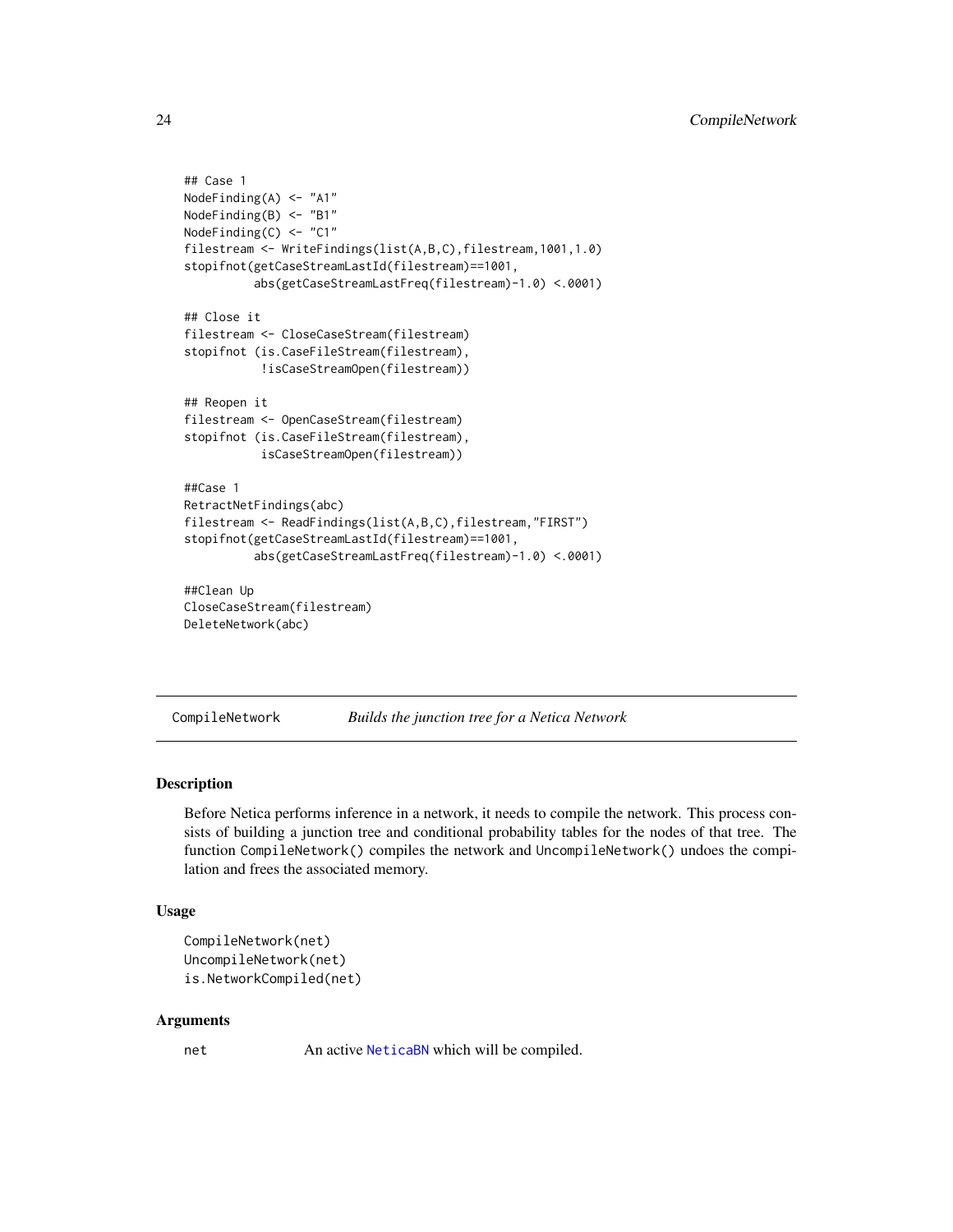```
## Case 1
NodeFinding(A) <- "A1"
NodeFinding(B) <- "B1"
NodeFinding(C) <- "C1"
filestream <- WriteFindings(list(A,B,C),filestream,1001,1.0)
stopifnot(getCaseStreamLastId(filestream)==1001,
          abs(getCaseStreamLastFreq(filestream)-1.0) <.0001)

## Close it
filestream <- CloseCaseStream(filestream)
stopifnot (is.CaseFileStream(filestream),
           !isCaseStreamOpen(filestream))

## Reopen it
filestream <- OpenCaseStream(filestream)
stopifnot (is.CaseFileStream(filestream),
           isCaseStreamOpen(filestream))

##Case 1
RetractNetFindings(abc)
filestream <- ReadFindings(list(A,B,C),filestream,"FIRST")
stopifnot(getCaseStreamLastId(filestream)==1001,
          abs(getCaseStreamLastFreq(filestream)-1.0) <.0001)

##Clean Up
CloseCaseStream(filestream)
DeleteNetwork(abc)
```

---

## CompileNetwork — *Builds the junction tree for a Netica Network*

### Description

Before Netica performs inference in a network, it needs to compile the network. This process consists of building a junction tree and conditional probability tables for the nodes of that tree. The function `CompileNetwork()` compiles the network and `UncompileNetwork()` undoes the compilation and frees the associated memory.

### Usage

```
CompileNetwork(net)
UncompileNetwork(net)
is.NetworkCompiled(net)
```

### Arguments

`net` An active `NeticaBN` which will be compiled.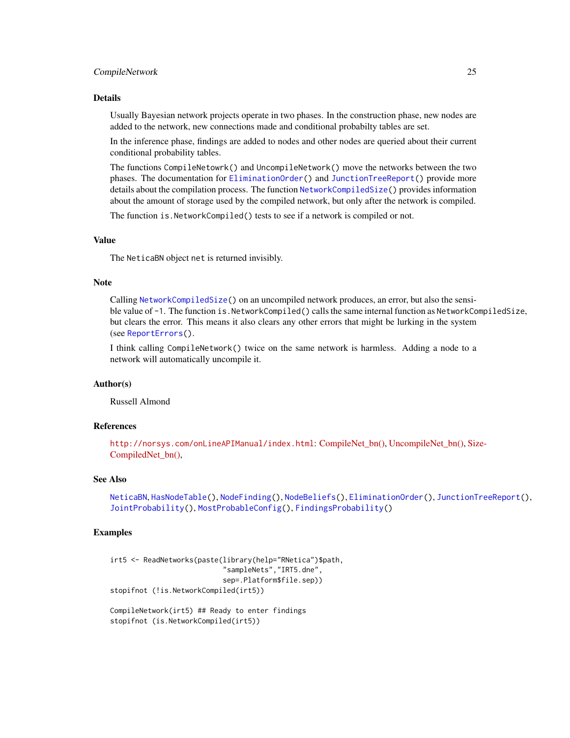## Details

Usually Bayesian network projects operate in two phases. In the construction phase, new nodes are added to the network, new connections made and conditional probabilty tables are set.

In the inference phase, findings are added to nodes and other nodes are queried about their current conditional probability tables.

The functions `CompileNetowrk()` and `UncompileNetwork()` move the networks between the two phases. The documentation for `EliminationOrder()` and `JunctionTreeReport()` provide more details about the compilation process. The function `NetworkCompiledSize()` provides information about the amount of storage used by the compiled network, but only after the network is compiled.

The function `is.NetworkCompiled()` tests to see if a network is compiled or not.

## Value

The `NeticaBN` object `net` is returned invisibly.

## Note

Calling `NetworkCompiledSize()` on an uncompiled network produces, an error, but also the sensible value of `-1`. The function `is.NetworkCompiled()` calls the same internal function as `NetworkCompiledSize`, but clears the error. This means it also clears any other errors that might be lurking in the system (see `ReportErrors()`.

I think calling `CompileNetwork()` twice on the same network is harmless. Adding a node to a network will automatically uncompile it.

## Author(s)

Russell Almond

## References

`http://norsys.com/onLineAPIManual/index.html`: CompileNet_bn(), UncompileNet_bn(), SizeCompiledNet_bn(),

## See Also

`NeticaBN`, `HasNodeTable()`, `NodeFinding()`, `NodeBeliefs()`, `EliminationOrder()`, `JunctionTreeReport()`, `JointProbability()`, `MostProbableConfig()`, `FindingsProbability()`

## Examples

```
irt5 <- ReadNetworks(paste(library(help="RNetica")$path,
                           "sampleNets","IRT5.dne",
                           sep=.Platform$file.sep))
stopifnot (!is.NetworkCompiled(irt5))

CompileNetwork(irt5) ## Ready to enter findings
stopifnot (is.NetworkCompiled(irt5))
```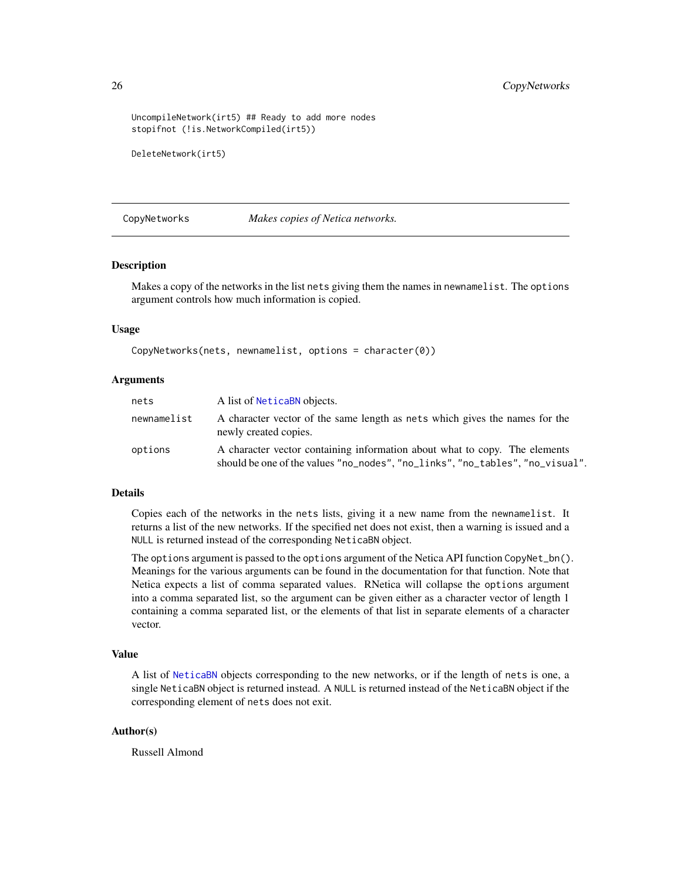```
UncompileNetwork(irt5) ## Ready to add more nodes
stopifnot (!is.NetworkCompiled(irt5))

DeleteNetwork(irt5)
```

---

## CopyNetworks — *Makes copies of Netica networks.*

### Description

Makes a copy of the networks in the list `nets` giving them the names in `newnamelist`. The `options` argument controls how much information is copied.

### Usage

```
CopyNetworks(nets, newnamelist, options = character(0))
```

### Arguments

| | |
|---|---|
| `nets` | A list of `NeticaBN` objects. |
| `newnamelist` | A character vector of the same length as `nets` which gives the names for the newly created copies. |
| `options` | A character vector containing information about what to copy. The elements should be one of the values `"no_nodes"`, `"no_links"`, `"no_tables"`, `"no_visual"`. |

### Details

Copies each of the networks in the `nets` lists, giving it a new name from the `newnamelist`. It returns a list of the new networks. If the specified net does not exist, then a warning is issued and a `NULL` is returned instead of the corresponding `NeticaBN` object.

The `options` argument is passed to the `options` argument of the Netica API function `CopyNet_bn()`. Meanings for the various arguments can be found in the documentation for that function. Note that Netica expects a list of comma separated values. RNetica will collapse the `options` argument into a comma separated list, so the argument can be given either as a character vector of length 1 containing a comma separated list, or the elements of that list in separate elements of a character vector.

### Value

A list of `NeticaBN` objects corresponding to the new networks, or if the length of `nets` is one, a single `NeticaBN` object is returned instead. A `NULL` is returned instead of the `NeticaBN` object if the corresponding element of `nets` does not exit.

### Author(s)

Russell Almond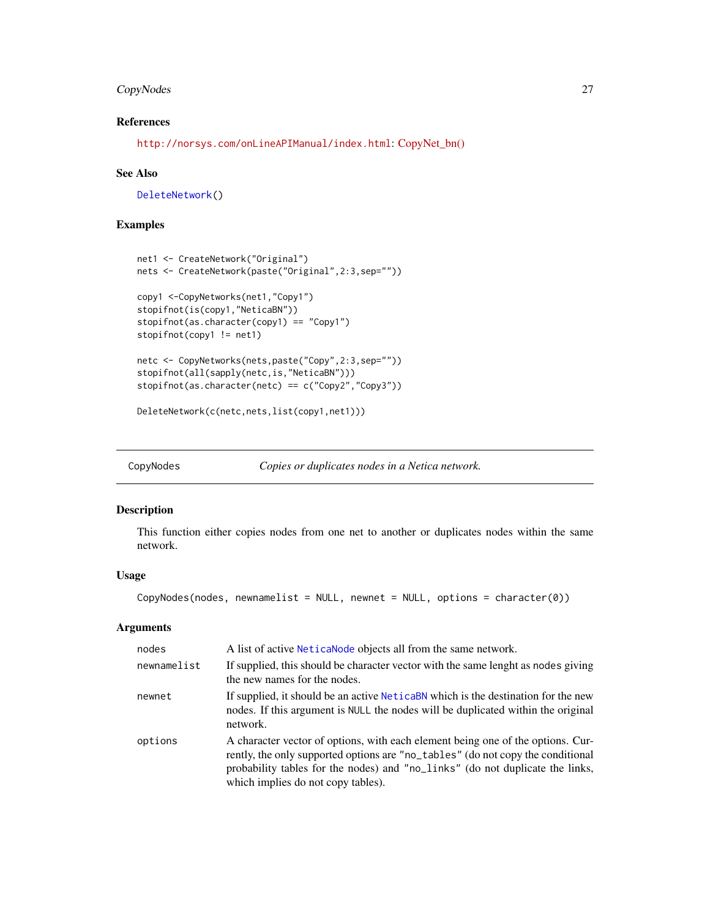### References

http://norsys.com/onLineAPIManual/index.html: CopyNet_bn()

### See Also

DeleteNetwork()

### Examples

```
net1 <- CreateNetwork("Original")
nets <- CreateNetwork(paste("Original",2:3,sep=""))

copy1 <-CopyNetworks(net1,"Copy1")
stopifnot(is(copy1,"NeticaBN"))
stopifnot(as.character(copy1) == "Copy1")
stopifnot(copy1 != net1)

netc <- CopyNetworks(nets,paste("Copy",2:3,sep=""))
stopifnot(all(sapply(netc,is,"NeticaBN")))
stopifnot(as.character(netc) == c("Copy2","Copy3"))

DeleteNetwork(c(netc,nets,list(copy1,net1)))
```

---

## CopyNodes — *Copies or duplicates nodes in a Netica network.*

### Description

This function either copies nodes from one net to another or duplicates nodes within the same network.

### Usage

```
CopyNodes(nodes, newnamelist = NULL, newnet = NULL, options = character(0))
```

### Arguments

| | |
|---|---|
| `nodes` | A list of active `NeticaNode` objects all from the same network. |
| `newnamelist` | If supplied, this should be character vector with the same lenght as `nodes` giving the new names for the nodes. |
| `newnet` | If supplied, it should be an active `NeticaBN` which is the destination for the new nodes. If this argument is `NULL` the nodes will be duplicated within the original network. |
| `options` | A character vector of options, with each element being one of the options. Currently, the only supported options are `"no_tables"` (do not copy the conditional probability tables for the nodes) and `"no_links"` (do not duplicate the links, which implies do not copy tables). |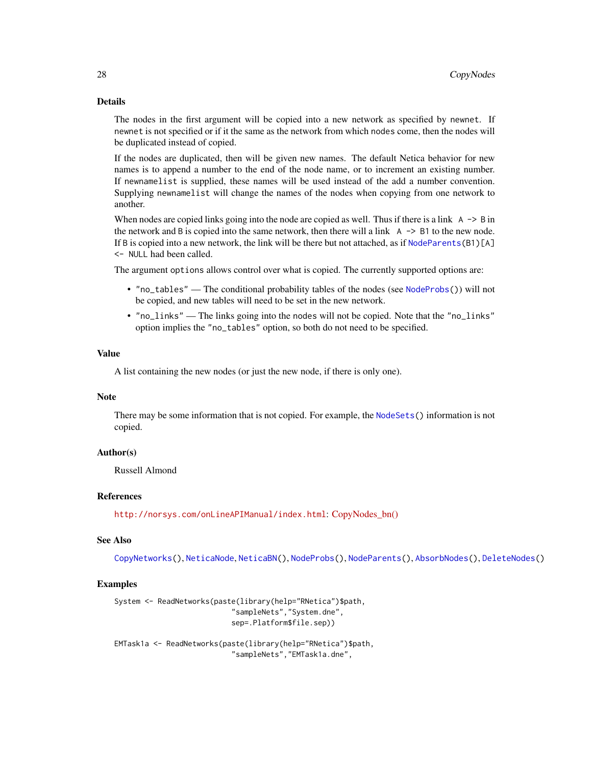### Details

The nodes in the first argument will be copied into a new network as specified by `newnet`. If `newnet` is not specified or if it the same as the network from which `nodes` come, then the nodes will be duplicated instead of copied.

If the nodes are duplicated, then will be given new names. The default Netica behavior for new names is to append a number to the end of the node name, or to increment an existing number. If `newnamelist` is supplied, these names will be used instead of the add a number convention. Supplying `newnamelist` will change the names of the nodes when copying from one network to another.

When nodes are copied links going into the node are copied as well. Thus if there is a link `A -> B` in the network and `B` is copied into the same network, then there will a link `A -> B1` to the new node. If `B` is copied into a new network, the link will be there but not attached, as if `NodeParents(B1)[A] <- NULL` had been called.

The argument `options` allows control over what is copied. The currently supported options are:

- `"no_tables"` — The conditional probability tables of the nodes (see `NodeProbs()`) will not be copied, and new tables will need to be set in the new network.
- `"no_links"` — The links going into the `nodes` will not be copied. Note that the `"no_links"` option implies the `"no_tables"` option, so both do not need to be specified.

### Value

A list containing the new nodes (or just the new node, if there is only one).

### Note

There may be some information that is not copied. For example, the `NodeSets()` information is not copied.

### Author(s)

Russell Almond

### References

http://norsys.com/onLineAPIManual/index.html: CopyNodes_bn()

### See Also

`CopyNetworks()`, `NeticaNode`, `NeticaBN()`, `NodeProbs()`, `NodeParents()`, `AbsorbNodes()`, `DeleteNodes()`

### Examples

```
System <- ReadNetworks(paste(library(help="RNetica")$path,
                            "sampleNets","System.dne",
                            sep=.Platform$file.sep))

EMTask1a <- ReadNetworks(paste(library(help="RNetica")$path,
                            "sampleNets","EMTask1a.dne",
```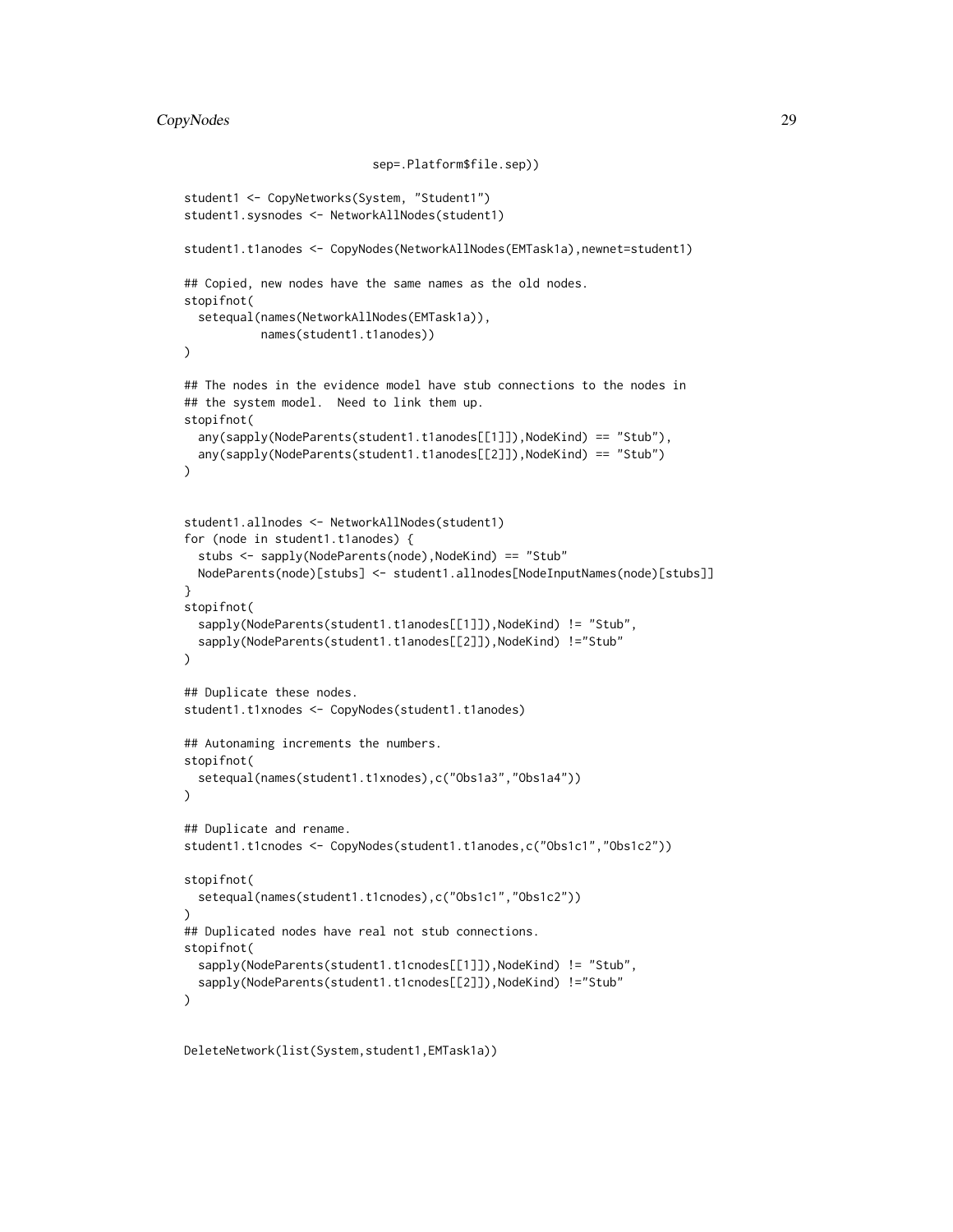```
                          sep=.Platform$file.sep))

student1 <- CopyNetworks(System, "Student1")
student1.sysnodes <- NetworkAllNodes(student1)

student1.t1anodes <- CopyNodes(NetworkAllNodes(EMTask1a),newnet=student1)

## Copied, new nodes have the same names as the old nodes.
stopifnot(
  setequal(names(NetworkAllNodes(EMTask1a)),
           names(student1.t1anodes))
)

## The nodes in the evidence model have stub connections to the nodes in
## the system model.  Need to link them up.
stopifnot(
  any(sapply(NodeParents(student1.t1anodes[[1]]),NodeKind) == "Stub"),
  any(sapply(NodeParents(student1.t1anodes[[2]]),NodeKind) == "Stub")
)


student1.allnodes <- NetworkAllNodes(student1)
for (node in student1.t1anodes) {
  stubs <- sapply(NodeParents(node),NodeKind) == "Stub"
  NodeParents(node)[stubs] <- student1.allnodes[NodeInputNames(node)[stubs]]
}
stopifnot(
  sapply(NodeParents(student1.t1anodes[[1]]),NodeKind) != "Stub",
  sapply(NodeParents(student1.t1anodes[[2]]),NodeKind) !="Stub"
)

## Duplicate these nodes.
student1.t1xnodes <- CopyNodes(student1.t1anodes)

## Autonaming increments the numbers.
stopifnot(
  setequal(names(student1.t1xnodes),c("Obs1a3","Obs1a4"))
)

## Duplicate and rename.
student1.t1cnodes <- CopyNodes(student1.t1anodes,c("Obs1c1","Obs1c2"))

stopifnot(
  setequal(names(student1.t1cnodes),c("Obs1c1","Obs1c2"))
)
## Duplicated nodes have real not stub connections.
stopifnot(
  sapply(NodeParents(student1.t1cnodes[[1]]),NodeKind) != "Stub",
  sapply(NodeParents(student1.t1cnodes[[2]]),NodeKind) !="Stub"
)


DeleteNetwork(list(System,student1,EMTask1a))
```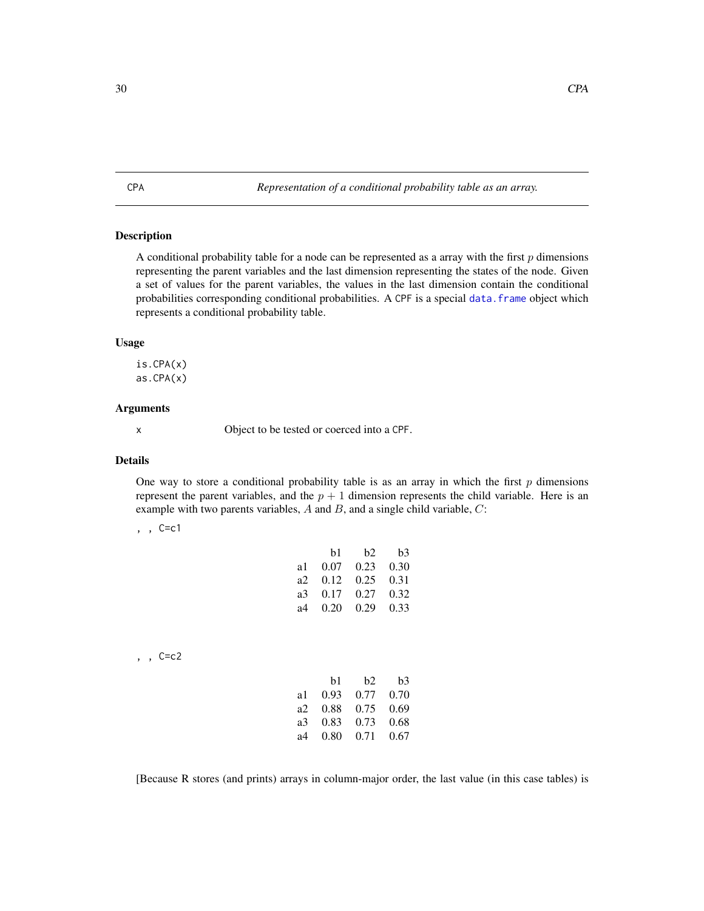CPA *Representation of a conditional probability table as an array.*

## Description

A conditional probability table for a node can be represented as a array with the first $p$ dimensions representing the parent variables and the last dimension representing the states of the node. Given a set of values for the parent variables, the values in the last dimension contain the conditional probabilities corresponding conditional probabilities. A CPF is a special data.frame object which represents a conditional probability table.

## Usage

```
is.CPA(x)
as.CPA(x)
```

## Arguments

x Object to be tested or coerced into a CPF.

## Details

One way to store a conditional probability table is as an array in which the first $p$ dimensions represent the parent variables, and the $p + 1$ dimension represents the child variable. Here is an example with two parents variables, $A$ and $B$, and a single child variable, $C$:

, , C=c1

| | b1 | b2 | b3 |
|---|---|---|---|
| a1 | 0.07 | 0.23 | 0.30 |
| a2 | 0.12 | 0.25 | 0.31 |
| a3 | 0.17 | 0.27 | 0.32 |
| a4 | 0.20 | 0.29 | 0.33 |

, , C=c2

| | b1 | b2 | b3 |
|---|---|---|---|
| a1 | 0.93 | 0.77 | 0.70 |
| a2 | 0.88 | 0.75 | 0.69 |
| a3 | 0.83 | 0.73 | 0.68 |
| a4 | 0.80 | 0.71 | 0.67 |

[Because R stores (and prints) arrays in column-major order, the last value (in this case tables) is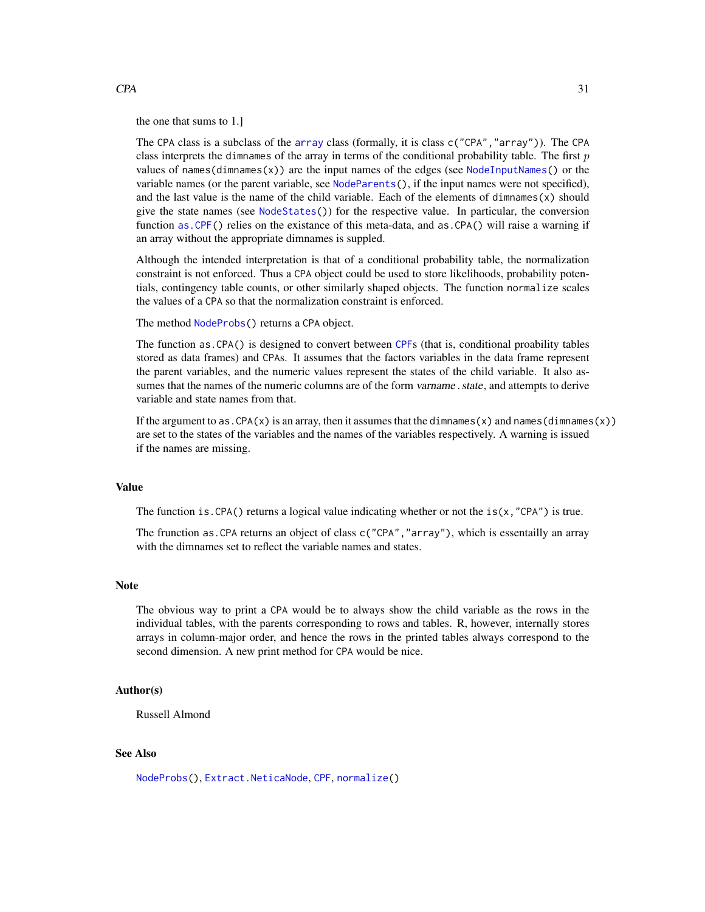the one that sums to 1.]

The CPA class is a subclass of the array class (formally, it is class c("CPA","array")). The CPA class interprets the dimnames of the array in terms of the conditional probability table. The first $p$ values of names(dimnames(x)) are the input names of the edges (see NodeInputNames() or the variable names (or the parent variable, see NodeParents(), if the input names were not specified), and the last value is the name of the child variable. Each of the elements of dimnames(x) should give the state names (see NodeStates()) for the respective value. In particular, the conversion function as.CPF() relies on the existance of this meta-data, and as.CPA() will raise a warning if an array without the appropriate dimnames is suppled.

Although the intended interpretation is that of a conditional probability table, the normalization constraint is not enforced. Thus a CPA object could be used to store likelihoods, probability potentials, contingency table counts, or other similarly shaped objects. The function normalize scales the values of a CPA so that the normalization constraint is enforced.

The method NodeProbs() returns a CPA object.

The function as.CPA() is designed to convert between CPFs (that is, conditional proability tables stored as data frames) and CPAs. It assumes that the factors variables in the data frame represent the parent variables, and the numeric values represent the states of the child variable. It also assumes that the names of the numeric columns are of the form *varname.state*, and attempts to derive variable and state names from that.

If the argument to as.CPA(x) is an array, then it assumes that the dimnames(x) and names(dimnames(x)) are set to the states of the variables and the names of the variables respectively. A warning is issued if the names are missing.

## Value

The function is.CPA() returns a logical value indicating whether or not the is(x,"CPA") is true.

The frunction as.CPA returns an object of class c("CPA","array"), which is essentailly an array with the dimnames set to reflect the variable names and states.

## Note

The obvious way to print a CPA would be to always show the child variable as the rows in the individual tables, with the parents corresponding to rows and tables. R, however, internally stores arrays in column-major order, and hence the rows in the printed tables always correspond to the second dimension. A new print method for CPA would be nice.

## Author(s)

Russell Almond

## See Also

NodeProbs(), Extract.NeticaNode, CPF, normalize()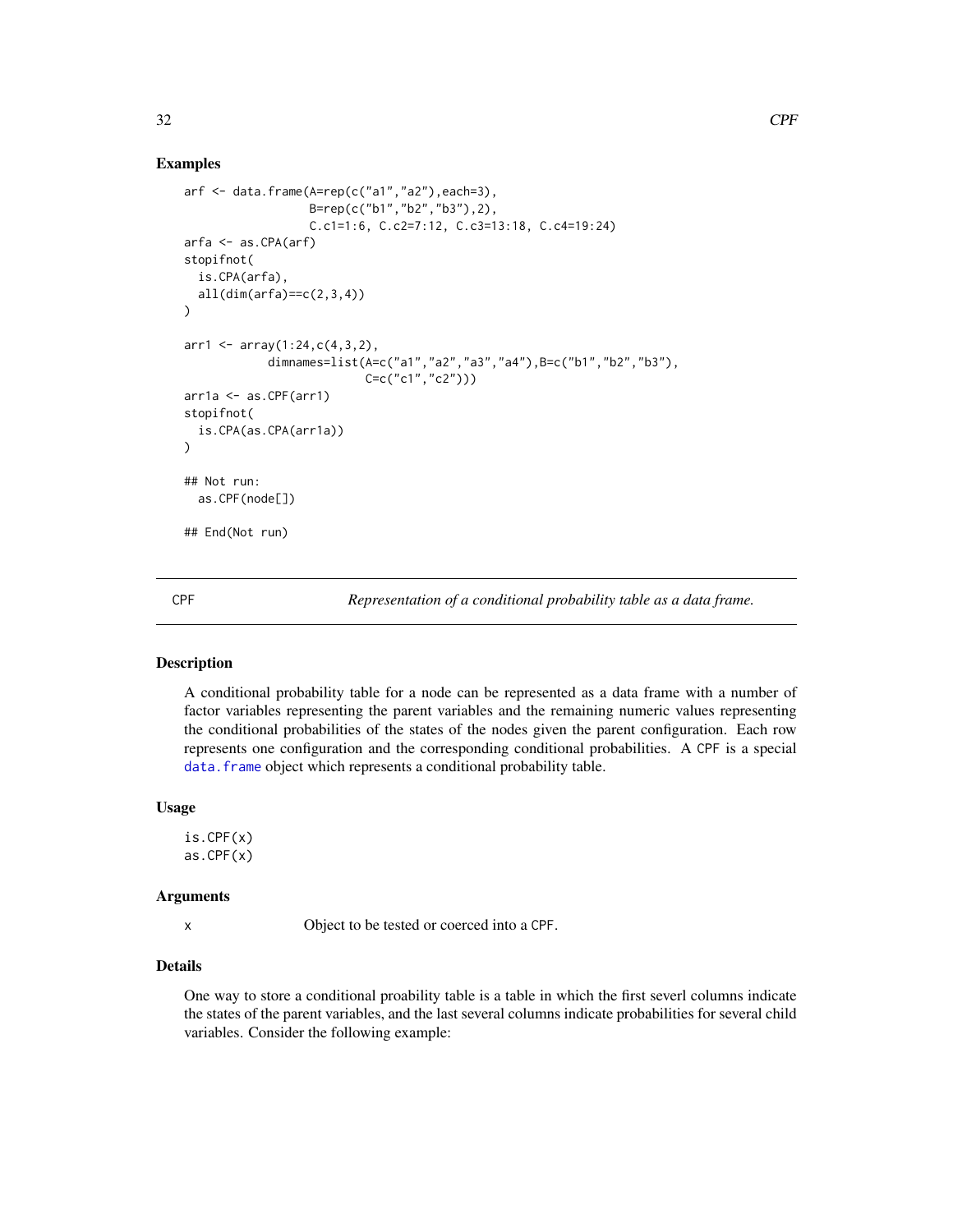### Examples

```
arf <- data.frame(A=rep(c("a1","a2"),each=3),
                  B=rep(c("b1","b2","b3"),2),
                  C.c1=1:6, C.c2=7:12, C.c3=13:18, C.c4=19:24)
arfa <- as.CPA(arf)
stopifnot(
  is.CPA(arfa),
  all(dim(arfa)==c(2,3,4))
)

arr1 <- array(1:24,c(4,3,2),
            dimnames=list(A=c("a1","a2","a3","a4"),B=c("b1","b2","b3"),
                          C=c("c1","c2")))
arr1a <- as.CPF(arr1)
stopifnot(
  is.CPA(as.CPA(arr1a))
)

## Not run:
  as.CPF(node[])

## End(Not run)
```

---

## CPF — *Representation of a conditional probability table as a data frame.*

### Description

A conditional probability table for a node can be represented as a data frame with a number of factor variables representing the parent variables and the remaining numeric values representing the conditional probabilities of the states of the nodes given the parent configuration. Each row represents one configuration and the corresponding conditional probabilities. A `CPF` is a special `data.frame` object which represents a conditional probability table.

### Usage

```
is.CPF(x)
as.CPF(x)
```

### Arguments

| | |
|---|---|
| `x` | Object to be tested or coerced into a `CPF`. |

### Details

One way to store a conditional proability table is a table in which the first severl columns indicate the states of the parent variables, and the last several columns indicate probabilities for several child variables. Consider the following example: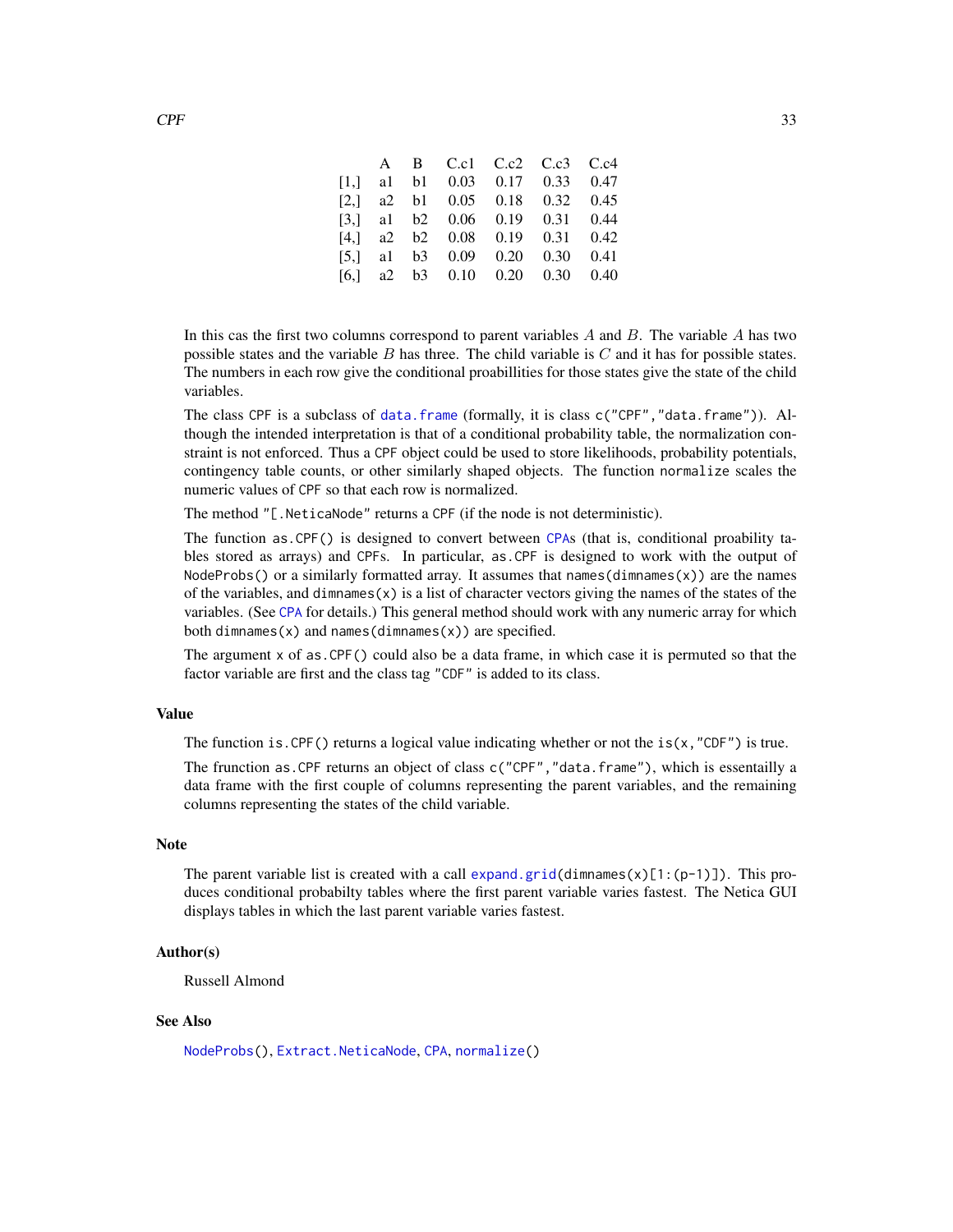|  | A | B | C.c1 | C.c2 | C.c3 | C.c4 |
|---|---|---|---|---|---|---|
| [1,] | a1 | b1 | 0.03 | 0.17 | 0.33 | 0.47 |
| [2,] | a2 | b1 | 0.05 | 0.18 | 0.32 | 0.45 |
| [3,] | a1 | b2 | 0.06 | 0.19 | 0.31 | 0.44 |
| [4,] | a2 | b2 | 0.08 | 0.19 | 0.31 | 0.42 |
| [5,] | a1 | b3 | 0.09 | 0.20 | 0.30 | 0.41 |
| [6,] | a2 | b3 | 0.10 | 0.20 | 0.30 | 0.40 |

In this cas the first two columns correspond to parent variables $A$ and $B$. The variable $A$ has two possible states and the variable $B$ has three. The child variable is $C$ and it has for possible states. The numbers in each row give the conditional proabillities for those states give the state of the child variables.

The class `CPF` is a subclass of `data.frame` (formally, it is class `c("CPF","data.frame")`). Although the intended interpretation is that of a conditional probability table, the normalization constraint is not enforced. Thus a `CPF` object could be used to store likelihoods, probability potentials, contingency table counts, or other similarly shaped objects. The function `normalize` scales the numeric values of `CPF` so that each row is normalized.

The method `"[.NeticaNode"` returns a `CPF` (if the node is not deterministic).

The function `as.CPF()` is designed to convert between `CPA`s (that is, conditional proability tables stored as arrays) and `CPF`s. In particular, `as.CPF` is designed to work with the output of `NodeProbs()` or a similarly formatted array. It assumes that `names(dimnames(x))` are the names of the variables, and `dimnames(x)` is a list of character vectors giving the names of the states of the variables. (See `CPA` for details.) This general method should work with any numeric array for which both `dimnames(x)` and `names(dimnames(x))` are specified.

The argument `x` of `as.CPF()` could also be a data frame, in which case it is permuted so that the factor variable are first and the class tag `"CDF"` is added to its class.

## Value

The function `is.CPF()` returns a logical value indicating whether or not the `is(x,"CDF")` is true.

The frunction `as.CPF` returns an object of class `c("CPF","data.frame")`, which is essentailly a data frame with the first couple of columns representing the parent variables, and the remaining columns representing the states of the child variable.

## Note

The parent variable list is created with a call `expand.grid(dimnames(x)[1:(p-1)])`. This produces conditional probabilty tables where the first parent variable varies fastest. The Netica GUI displays tables in which the last parent variable varies fastest.

## Author(s)

Russell Almond

## See Also

`NodeProbs()`, `Extract.NeticaNode`, `CPA`, `normalize()`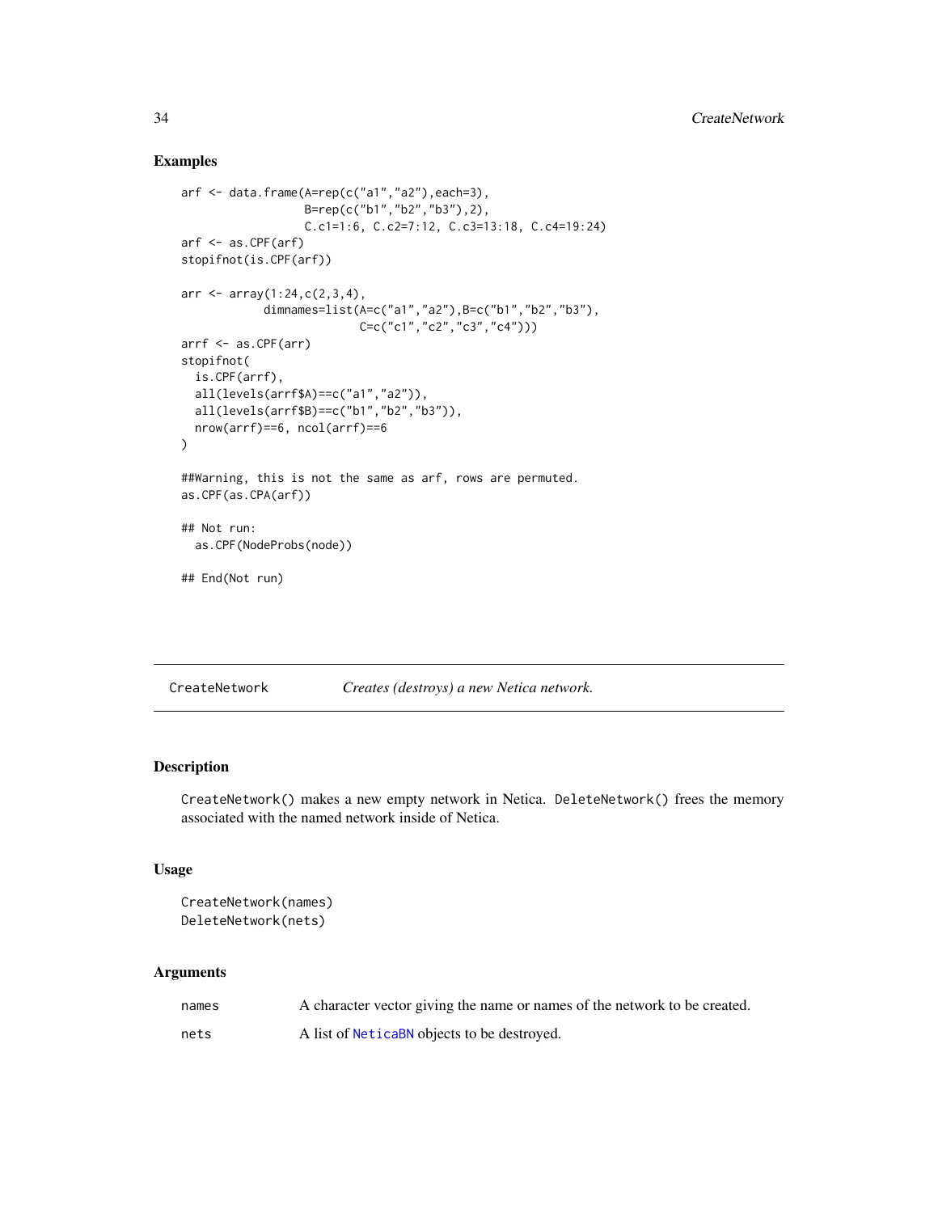### Examples

```
arf <- data.frame(A=rep(c("a1","a2"),each=3),
                  B=rep(c("b1","b2","b3"),2),
                  C.c1=1:6, C.c2=7:12, C.c3=13:18, C.c4=19:24)
arf <- as.CPF(arf)
stopifnot(is.CPF(arf))

arr <- array(1:24,c(2,3,4),
             dimnames=list(A=c("a1","a2"),B=c("b1","b2","b3"),
                           C=c("c1","c2","c3","c4")))
arrf <- as.CPF(arr)
stopifnot(
  is.CPF(arrf),
  all(levels(arrf$A)==c("a1","a2")),
  all(levels(arrf$B)==c("b1","b2","b3")),
  nrow(arrf)==6, ncol(arrf)==6
)

##Warning, this is not the same as arf, rows are permuted.
as.CPF(as.CPA(arf))

## Not run:
  as.CPF(NodeProbs(node))

## End(Not run)
```

---

## CreateNetwork — *Creates (destroys) a new Netica network.*

### Description

`CreateNetwork()` makes a new empty network in Netica. `DeleteNetwork()` frees the memory associated with the named network inside of Netica.

### Usage

```
CreateNetwork(names)
DeleteNetwork(nets)
```

### Arguments

| | |
|---|---|
| `names` | A character vector giving the name or names of the network to be created. |
| `nets` | A list of `NeticaBN` objects to be destroyed. |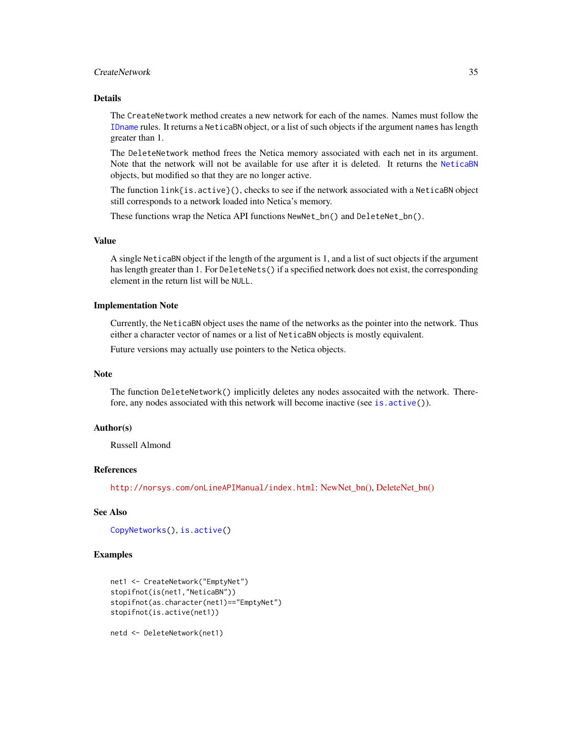## Details

The `CreateNetwork` method creates a new network for each of the names. Names must follow the `IDname` rules. It returns a `NeticaBN` object, or a list of such objects if the argument `names` has length greater than 1.

The `DeleteNetwork` method frees the Netica memory associated with each net in its argument. Note that the network will not be available for use after it is deleted. It returns the `NeticaBN` objects, but modified so that they are no longer active.

The function `link{is.active}()`, checks to see if the network associated with a `NeticaBN` object still corresponds to a network loaded into Netica's memory.

These functions wrap the Netica API functions `NewNet_bn()` and `DeleteNet_bn()`.

## Value

A single `NeticaBN` object if the length of the argument is 1, and a list of suct objects if the argument has length greater than 1. For `DeleteNets()` if a specified network does not exist, the corresponding element in the return list will be `NULL`.

## Implementation Note

Currently, the `NeticaBN` object uses the name of the networks as the pointer into the network. Thus either a character vector of names or a list of `NeticaBN` objects is mostly equivalent.

Future versions may actually use pointers to the Netica objects.

## Note

The function `DeleteNetwork()` implicitly deletes any nodes assocaited with the network. Therefore, any nodes associated with this network will become inactive (see `is.active()`).

## Author(s)

Russell Almond

## References

`http://norsys.com/onLineAPIManual/index.html`: NewNet_bn(), DeleteNet_bn()

## See Also

`CopyNetworks()`, `is.active()`

## Examples

```
net1 <- CreateNetwork("EmptyNet")
stopifnot(is(net1,"NeticaBN"))
stopifnot(as.character(net1)=="EmptyNet")
stopifnot(is.active(net1))

netd <- DeleteNetwork(net1)
```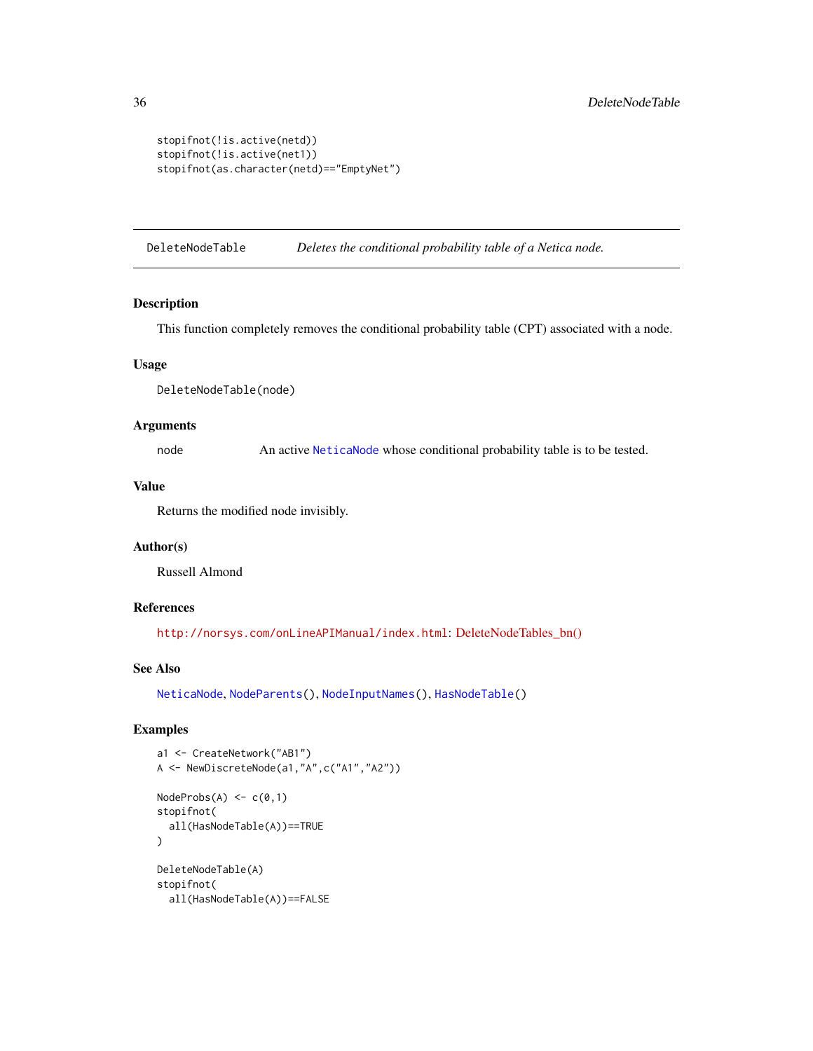```
stopifnot(!is.active(netd))
stopifnot(!is.active(net1))
stopifnot(as.character(netd)=="EmptyNet")
```

---

DeleteNodeTable *Deletes the conditional probability table of a Netica node.*

---

## Description

This function completely removes the conditional probability table (CPT) associated with a node.

## Usage

```
DeleteNodeTable(node)
```

## Arguments

node An active NeticaNode whose conditional probability table is to be tested.

## Value

Returns the modified node invisibly.

## Author(s)

Russell Almond

## References

http://norsys.com/onLineAPIManual/index.html: DeleteNodeTables_bn()

## See Also

NeticaNode, NodeParents(), NodeInputNames(), HasNodeTable()

## Examples

```
a1 <- CreateNetwork("AB1")
A <- NewDiscreteNode(a1,"A",c("A1","A2"))

NodeProbs(A) <- c(0,1)
stopifnot(
  all(HasNodeTable(A))==TRUE
)

DeleteNodeTable(A)
stopifnot(
  all(HasNodeTable(A))==FALSE
```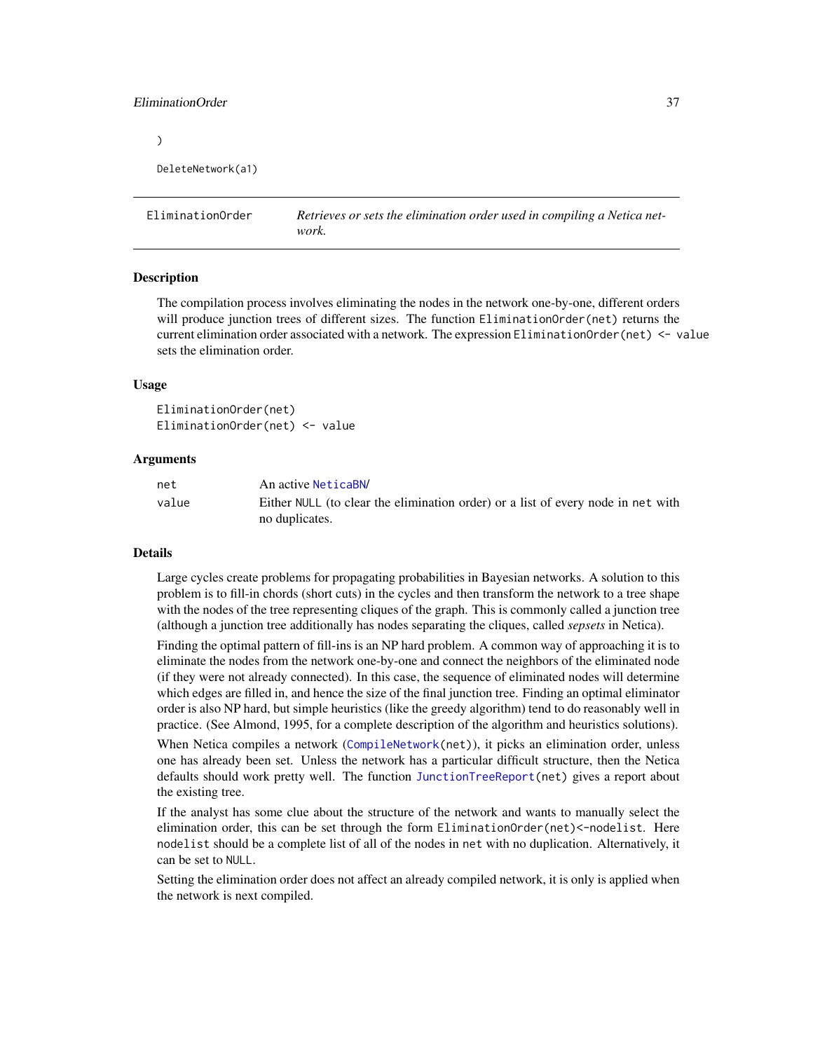```
)

DeleteNetwork(a1)
```

---

ElimationOrder — *Retrieves or sets the elimination order used in compiling a Netica network.*

---

### Description

The compilation process involves eliminating the nodes in the network one-by-one, different orders will produce junction trees of different sizes. The function `EliminationOrder(net)` returns the current elimination order associated with a network. The expression `EliminationOrder(net) <- value` sets the elimination order.

### Usage

```
EliminationOrder(net)
EliminationOrder(net) <- value
```

### Arguments

| | |
|---|---|
| `net` | An active `NeticaBN`/ |
| `value` | Either `NULL` (to clear the elimination order) or a list of every node in `net` with no duplicates. |

### Details

Large cycles create problems for propagating probabilities in Bayesian networks. A solution to this problem is to fill-in chords (short cuts) in the cycles and then transform the network to a tree shape with the nodes of the tree representing cliques of the graph. This is commonly called a junction tree (although a junction tree additionally has nodes separating the cliques, called *sepsets* in Netica).

Finding the optimal pattern of fill-ins is an NP hard problem. A common way of approaching it is to eliminate the nodes from the network one-by-one and connect the neighbors of the eliminated node (if they were not already connected). In this case, the sequence of eliminated nodes will determine which edges are filled in, and hence the size of the final junction tree. Finding an optimal eliminator order is also NP hard, but simple heuristics (like the greedy algorithm) tend to do reasonably well in practice. (See Almond, 1995, for a complete description of the algorithm and heuristics solutions).

When Netica compiles a network (`CompileNetwork(net)`), it picks an elimination order, unless one has already been set. Unless the network has a particular difficult structure, then the Netica defaults should work pretty well. The function `JunctionTreeReport(net)` gives a report about the existing tree.

If the analyst has some clue about the structure of the network and wants to manually select the elimination order, this can be set through the form `EliminationOrder(net)<-nodelist`. Here `nodelist` should be a complete list of all of the nodes in `net` with no duplication. Alternatively, it can be set to `NULL`.

Setting the elimination order does not affect an already compiled network, it is only is applied when the network is next compiled.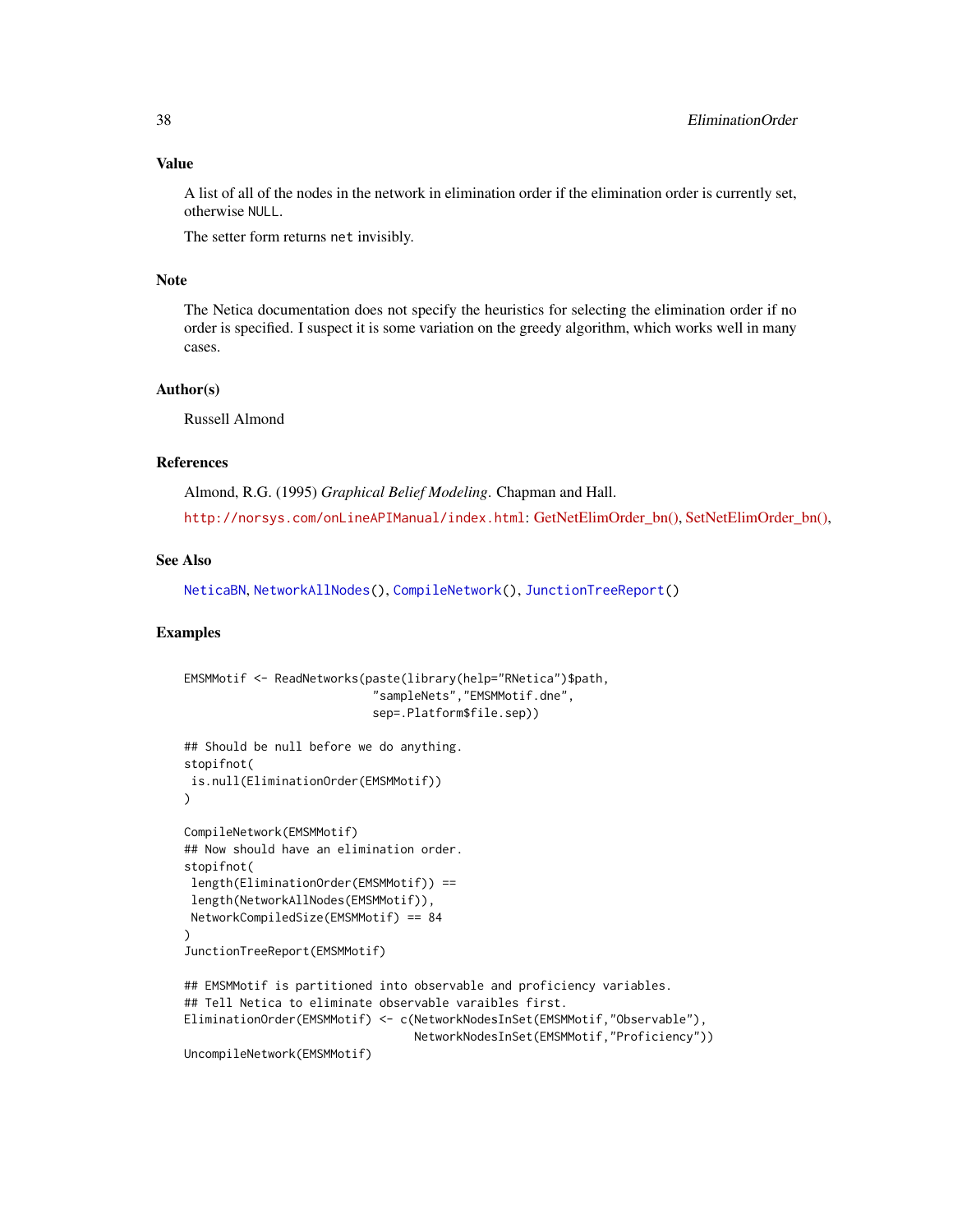## Value

A list of all of the nodes in the network in elimination order if the elimination order is currently set, otherwise NULL.

The setter form returns net invisibly.

## Note

The Netica documentation does not specify the heuristics for selecting the elimination order if no order is specified. I suspect it is some variation on the greedy algorithm, which works well in many cases.

## Author(s)

Russell Almond

## References

Almond, R.G. (1995) *Graphical Belief Modeling*. Chapman and Hall.

http://norsys.com/onLineAPIManual/index.html: GetNetElimOrder_bn(), SetNetElimOrder_bn(),

## See Also

NeticaBN, NetworkAllNodes(), CompileNetwork(), JunctionTreeReport()

## Examples

```
EMSMMotif <- ReadNetworks(paste(library(help="RNetica")$path,
                           "sampleNets","EMSMMotif.dne",
                           sep=.Platform$file.sep))

## Should be null before we do anything.
stopifnot(
 is.null(EliminationOrder(EMSMMotif))
)

CompileNetwork(EMSMMotif)
## Now should have an elimination order.
stopifnot(
 length(EliminationOrder(EMSMMotif)) ==
 length(NetworkAllNodes(EMSMMotif)),
 NetworkCompiledSize(EMSMMotif) == 84
)
JunctionTreeReport(EMSMMotif)

## EMSMMotif is partitioned into observable and proficiency variables.
## Tell Netica to eliminate observable varaibles first.
EliminationOrder(EMSMMotif) <- c(NetworkNodesInSet(EMSMMotif,"Observable"),
                                 NetworkNodesInSet(EMSMMotif,"Proficiency"))
UncompileNetwork(EMSMMotif)
```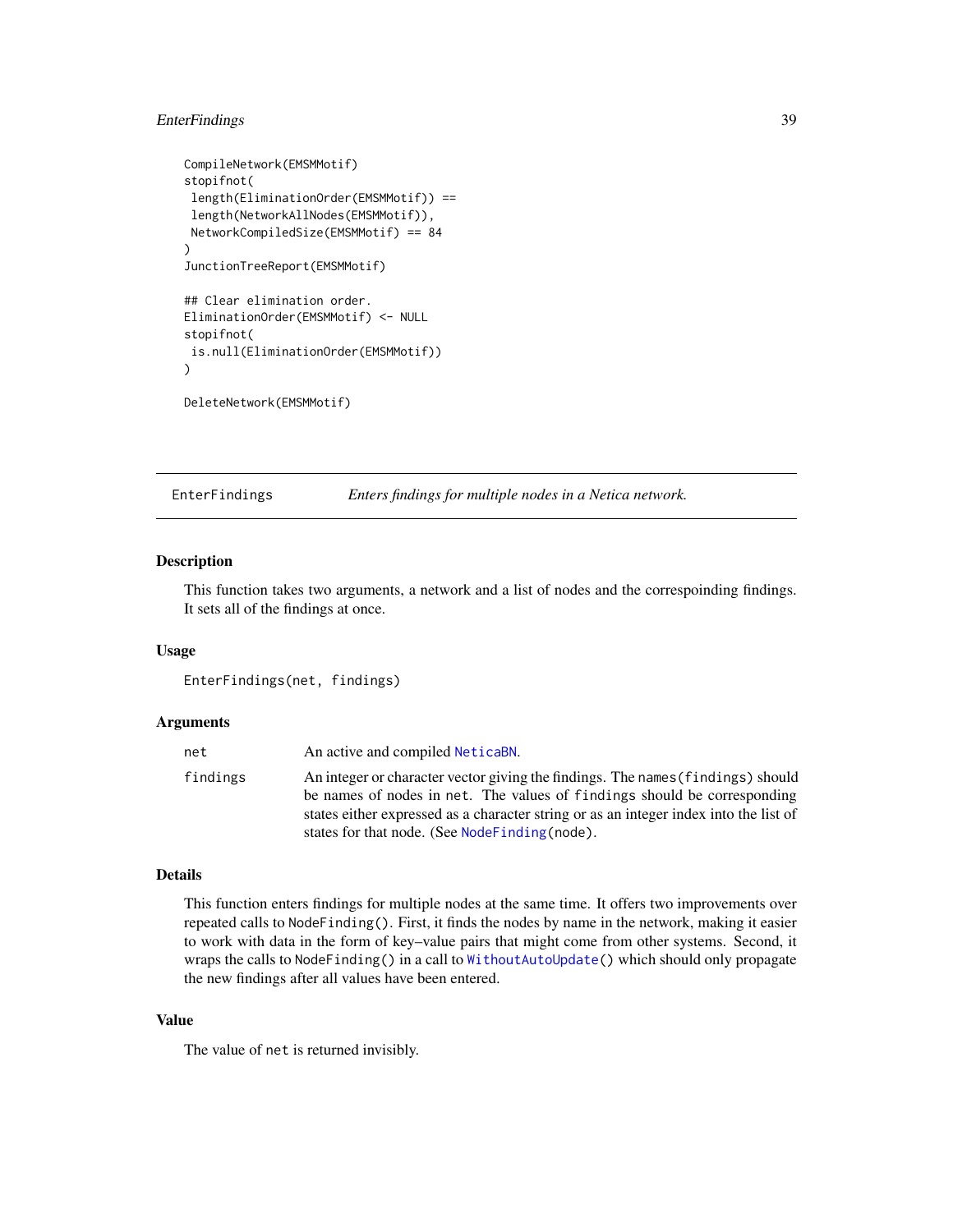```r
CompileNetwork(EMSMMotif)
stopifnot(
 length(EliminationOrder(EMSMMotif)) ==
 length(NetworkAllNodes(EMSMMotif)),
 NetworkCompiledSize(EMSMMotif) == 84
)
JunctionTreeReport(EMSMMotif)

## Clear elimination order.
EliminationOrder(EMSMMotif) <- NULL
stopifnot(
 is.null(EliminationOrder(EMSMMotif))
)

DeleteNetwork(EMSMMotif)
```

## EnterFindings — *Enters findings for multiple nodes in a Netica network.*

### Description

This function takes two arguments, a network and a list of nodes and the correspoinding findings. It sets all of the findings at once.

### Usage

```r
EnterFindings(net, findings)
```

### Arguments

| | |
|---|---|
| `net` | An active and compiled `NeticaBN`. |
| `findings` | An integer or character vector giving the findings. The `names(findings)` should be names of nodes in `net`. The values of `findings` should be corresponding states either expressed as a character string or as an integer index into the list of states for that node. (See `NodeFinding(node)`. |

### Details

This function enters findings for multiple nodes at the same time. It offers two improvements over repeated calls to `NodeFinding()`. First, it finds the nodes by name in the network, making it easier to work with data in the form of key–value pairs that might come from other systems. Second, it wraps the calls to `NodeFinding()` in a call to `WithoutAutoUpdate()` which should only propagate the new findings after all values have been entered.

### Value

The value of `net` is returned invisibly.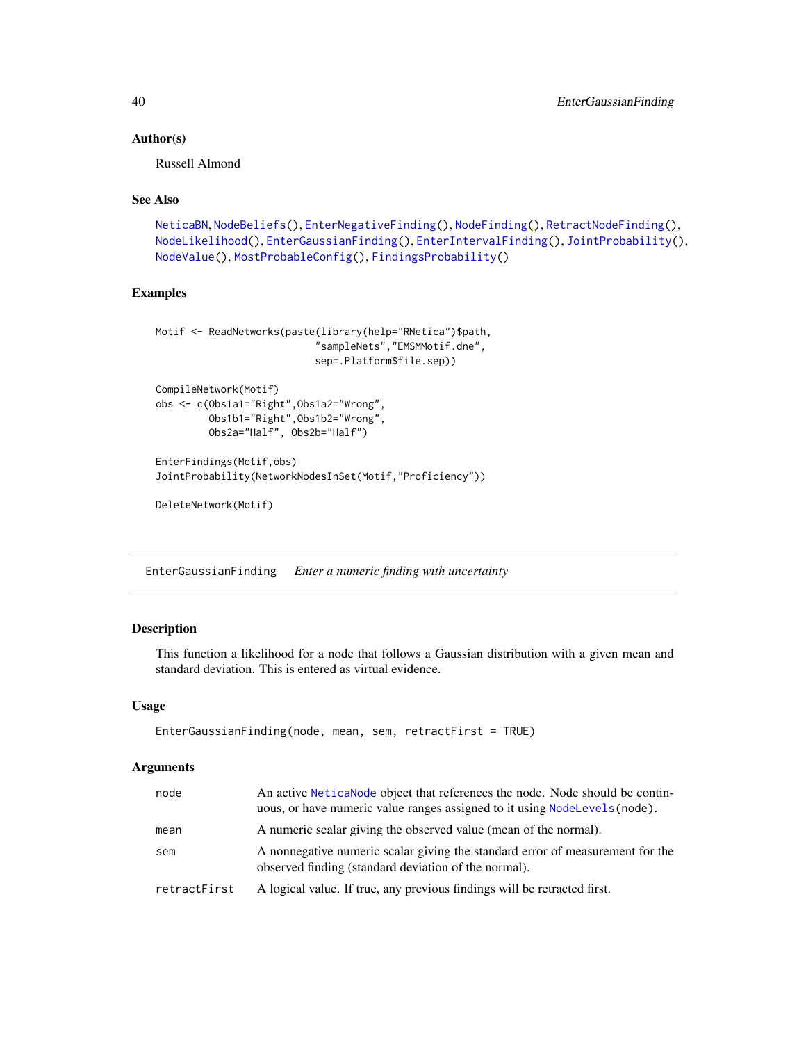### Author(s)

Russell Almond

### See Also

NeticaBN, NodeBeliefs(), EnterNegativeFinding(), NodeFinding(), RetractNodeFinding(), NodeLikelihood(), EnterGaussianFinding(), EnterIntervalFinding(), JointProbability(), NodeValue(), MostProbableConfig(), FindingsProbability()

### Examples

```
Motif <- ReadNetworks(paste(library(help="RNetica")$path,
                           "sampleNets","EMSMMotif.dne",
                           sep=.Platform$file.sep))

CompileNetwork(Motif)
obs <- c(Obs1a1="Right",Obs1a2="Wrong",
         Obs1b1="Right",Obs1b2="Wrong",
         Obs2a="Half", Obs2b="Half")

EnterFindings(Motif,obs)
JointProbability(NetworkNodesInSet(Motif,"Proficiency"))

DeleteNetwork(Motif)
```

---

## EnterGaussianFinding    *Enter a numeric finding with uncertainty*

---

### Description

This function a likelihood for a node that follows a Gaussian distribution with a given mean and standard deviation. This is entered as virtual evidence.

### Usage

```
EnterGaussianFinding(node, mean, sem, retractFirst = TRUE)
```

### Arguments

| | |
|---|---|
| node | An active NeticaNode object that references the node. Node should be continuous, or have numeric value ranges assigned to it using NodeLevels(node). |
| mean | A numeric scalar giving the observed value (mean of the normal). |
| sem | A nonnegative numeric scalar giving the standard error of measurement for the observed finding (standard deviation of the normal). |
| retractFirst | A logical value. If true, any previous findings will be retracted first. |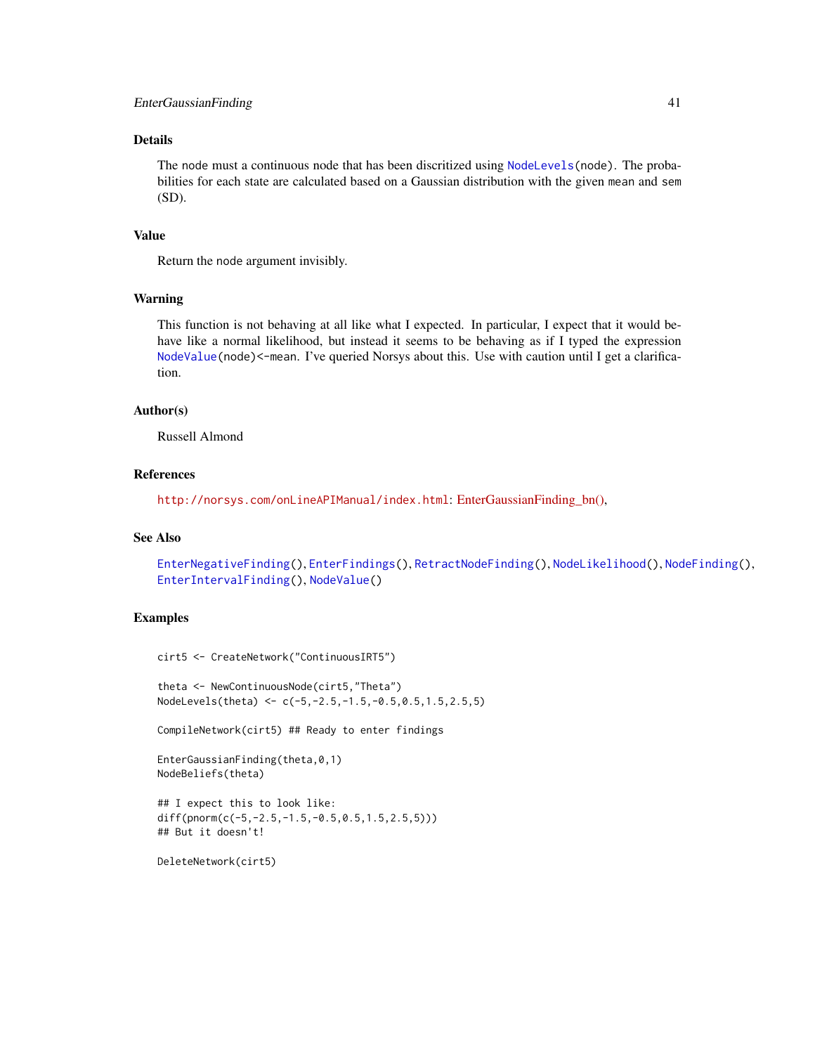## Details

The node must a continuous node that has been discritized using NodeLevels(node). The probabilities for each state are calculated based on a Gaussian distribution with the given mean and sem (SD).

## Value

Return the node argument invisibly.

## Warning

This function is not behaving at all like what I expected. In particular, I expect that it would behave like a normal likelihood, but instead it seems to be behaving as if I typed the expression NodeValue(node)<-mean. I've queried Norsys about this. Use with caution until I get a clarification.

## Author(s)

Russell Almond

## References

http://norsys.com/onLineAPIManual/index.html: EnterGaussianFinding_bn(),

## See Also

EnterNegativeFinding(), EnterFindings(), RetractNodeFinding(), NodeLikelihood(), NodeFinding(), EnterIntervalFinding(), NodeValue()

## Examples

```
cirt5 <- CreateNetwork("ContinuousIRT5")

theta <- NewContinuousNode(cirt5,"Theta")
NodeLevels(theta) <- c(-5,-2.5,-1.5,-0.5,0.5,1.5,2.5,5)

CompileNetwork(cirt5) ## Ready to enter findings

EnterGaussianFinding(theta,0,1)
NodeBeliefs(theta)

## I expect this to look like:
diff(pnorm(c(-5,-2.5,-1.5,-0.5,0.5,1.5,2.5,5)))
## But it doesn't!

DeleteNetwork(cirt5)
```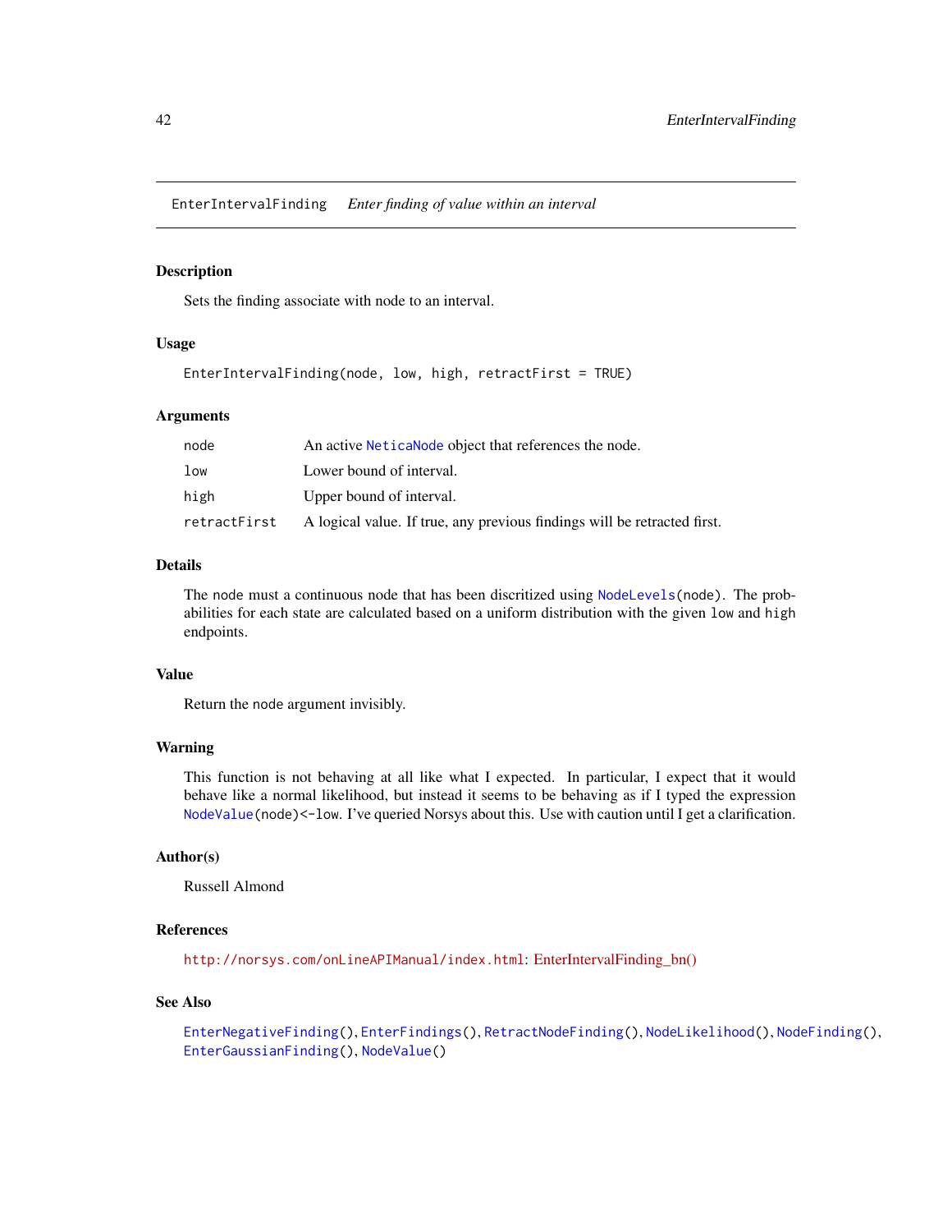EnterIntervalFinding    *Enter finding of value within an interval*

## Description

Sets the finding associate with node to an interval.

## Usage

```
EnterIntervalFinding(node, low, high, retractFirst = TRUE)
```

## Arguments

| | |
|---|---|
| `node` | An active `NeticaNode` object that references the node. |
| `low` | Lower bound of interval. |
| `high` | Upper bound of interval. |
| `retractFirst` | A logical value. If true, any previous findings will be retracted first. |

## Details

The `node` must a continuous node that has been discritized using `NodeLevels(node)`. The probabilities for each state are calculated based on a uniform distribution with the given `low` and `high` endpoints.

## Value

Return the `node` argument invisibly.

## Warning

This function is not behaving at all like what I expected. In particular, I expect that it would behave like a normal likelihood, but instead it seems to be behaving as if I typed the expression `NodeValue(node)<-low`. I've queried Norsys about this. Use with caution until I get a clarification.

## Author(s)

Russell Almond

## References

`http://norsys.com/onLineAPIManual/index.html`: EnterIntervalFinding_bn()

## See Also

`EnterNegativeFinding()`, `EnterFindings()`, `RetractNodeFinding()`, `NodeLikelihood()`, `NodeFinding()`, `EnterGaussianFinding()`, `NodeValue()`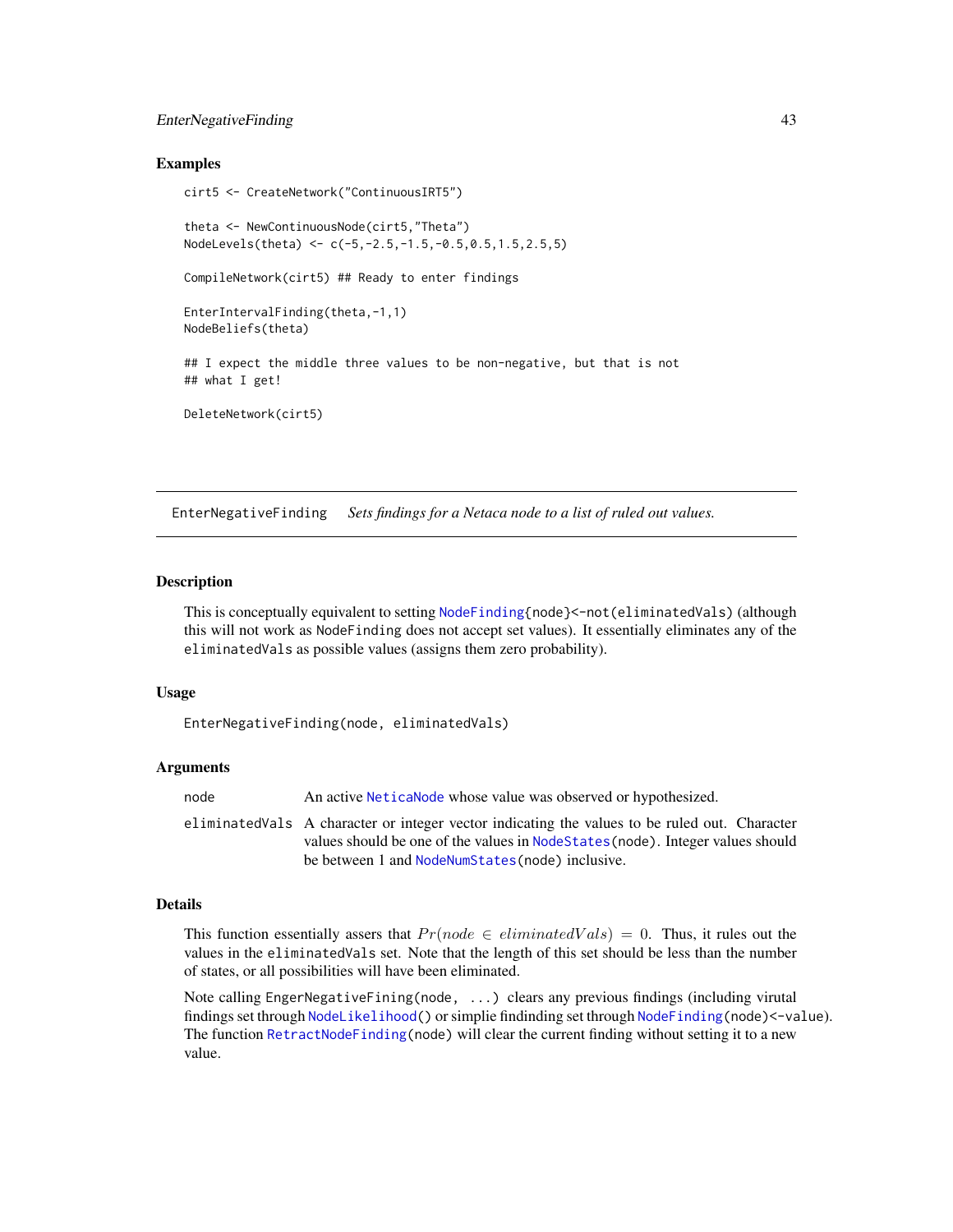### Examples

```
cirt5 <- CreateNetwork("ContinuousIRT5")

theta <- NewContinuousNode(cirt5,"Theta")
NodeLevels(theta) <- c(-5,-2.5,-1.5,-0.5,0.5,1.5,2.5,5)

CompileNetwork(cirt5) ## Ready to enter findings

EnterIntervalFinding(theta,-1,1)
NodeBeliefs(theta)

## I expect the middle three values to be non-negative, but that is not
## what I get!

DeleteNetwork(cirt5)
```

---

## EnterNegativeFinding *Sets findings for a Netaca node to a list of ruled out values.*

---

### Description

This is conceptually equivalent to setting NodeFinding{node}<-not(eliminatedVals) (although this will not work as NodeFinding does not accept set values). It essentially eliminates any of the eliminatedVals as possible values (assigns them zero probability).

### Usage

```
EnterNegativeFinding(node, eliminatedVals)
```

### Arguments

| | |
|---|---|
| node | An active NeticaNode whose value was observed or hypothesized. |
| eliminatedVals | A character or integer vector indicating the values to be ruled out. Character values should be one of the values in NodeStates(node). Integer values should be between 1 and NodeNumStates(node) inclusive. |

### Details

This function essentially assers that $Pr(node \in eliminatedVals) = 0$. Thus, it rules out the values in the eliminatedVals set. Note that the length of this set should be less than the number of states, or all possibilities will have been eliminated.

Note calling EngerNegativeFining(node, ...) clears any previous findings (including virutal findings set through NodeLikelihood() or simplie findinding set through NodeFinding(node)<-value). The function RetractNodeFinding(node) will clear the current finding without setting it to a new value.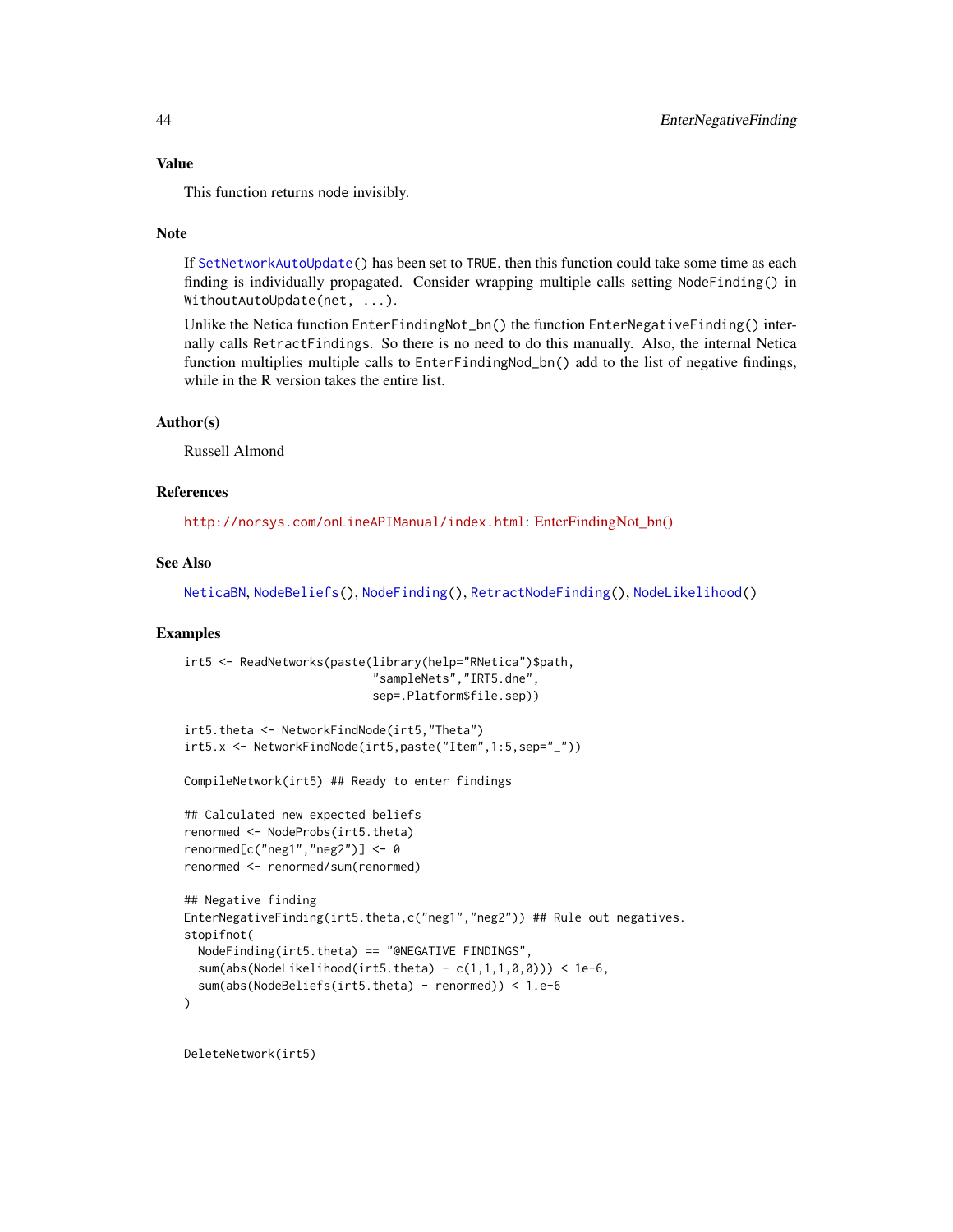## Value

This function returns node invisibly.

## Note

If SetNetworkAutoUpdate() has been set to TRUE, then this function could take some time as each finding is individually propagated. Consider wrapping multiple calls setting NodeFinding() in WithoutAutoUpdate(net, ...).

Unlike the Netica function EnterFindingNot_bn() the function EnterNegativeFinding() internally calls RetractFindings. So there is no need to do this manually. Also, the internal Netica function multiplies multiple calls to EnterFindingNod_bn() add to the list of negative findings, while in the R version takes the entire list.

## Author(s)

Russell Almond

## References

http://norsys.com/onLineAPIManual/index.html: EnterFindingNot_bn()

## See Also

NeticaBN, NodeBeliefs(), NodeFinding(), RetractNodeFinding(), NodeLikelihood()

## Examples

```
irt5 <- ReadNetworks(paste(library(help="RNetica")$path,
                           "sampleNets","IRT5.dne",
                           sep=.Platform$file.sep))

irt5.theta <- NetworkFindNode(irt5,"Theta")
irt5.x <- NetworkFindNode(irt5,paste("Item",1:5,sep="_"))

CompileNetwork(irt5) ## Ready to enter findings

## Calculated new expected beliefs
renormed <- NodeProbs(irt5.theta)
renormed[c("neg1","neg2")] <- 0
renormed <- renormed/sum(renormed)

## Negative finding
EnterNegativeFinding(irt5.theta,c("neg1","neg2")) ## Rule out negatives.
stopifnot(
  NodeFinding(irt5.theta) == "@NEGATIVE FINDINGS",
  sum(abs(NodeLikelihood(irt5.theta) - c(1,1,1,0,0))) < 1e-6,
  sum(abs(NodeBeliefs(irt5.theta) - renormed)) < 1.e-6
)


DeleteNetwork(irt5)
```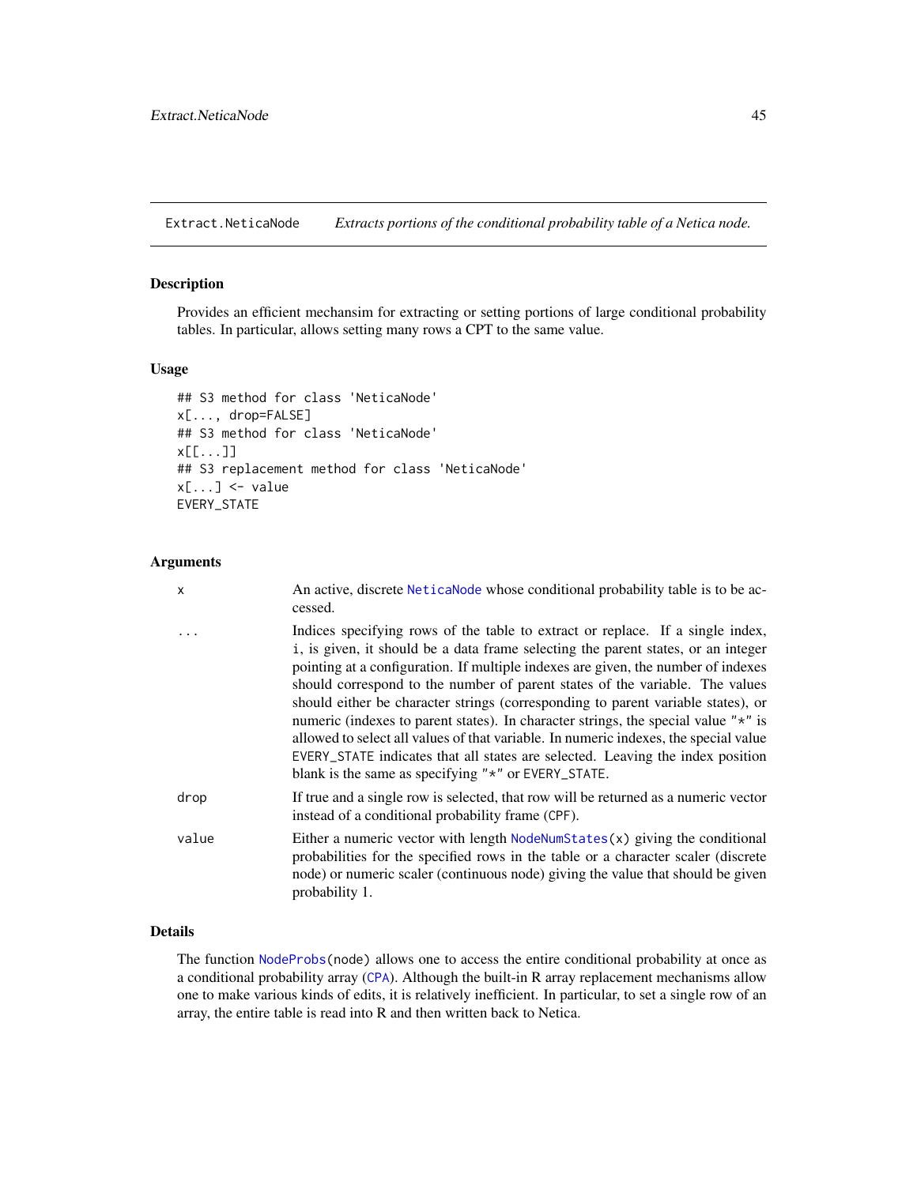Extract.NeticaNode *Extracts portions of the conditional probability table of a Netica node.*

## Description

Provides an efficient mechansim for extracting or setting portions of large conditional probability tables. In particular, allows setting many rows a CPT to the same value.

## Usage

```
## S3 method for class 'NeticaNode'
x[..., drop=FALSE]
## S3 method for class 'NeticaNode'
x[[...]]
## S3 replacement method for class 'NeticaNode'
x[...] <- value
EVERY_STATE
```

## Arguments

| | |
|---|---|
| x | An active, discrete NeticaNode whose conditional probability table is to be accessed. |
| ... | Indices specifying rows of the table to extract or replace. If a single index, i, is given, it should be a data frame selecting the parent states, or an integer pointing at a configuration. If multiple indexes are given, the number of indexes should correspond to the number of parent states of the variable. The values should either be character strings (corresponding to parent variable states), or numeric (indexes to parent states). In character strings, the special value "*" is allowed to select all values of that variable. In numeric indexes, the special value EVERY_STATE indicates that all states are selected. Leaving the index position blank is the same as specifying "*" or EVERY_STATE. |
| drop | If true and a single row is selected, that row will be returned as a numeric vector instead of a conditional probability frame (CPF). |
| value | Either a numeric vector with length NodeNumStates(x) giving the conditional probabilities for the specified rows in the table or a character scaler (discrete node) or numeric scaler (continuous node) giving the value that should be given probability 1. |

## Details

The function NodeProbs(node) allows one to access the entire conditional probability at once as a conditional probability array (CPA). Although the built-in R array replacement mechanisms allow one to make various kinds of edits, it is relatively inefficient. In particular, to set a single row of an array, the entire table is read into R and then written back to Netica.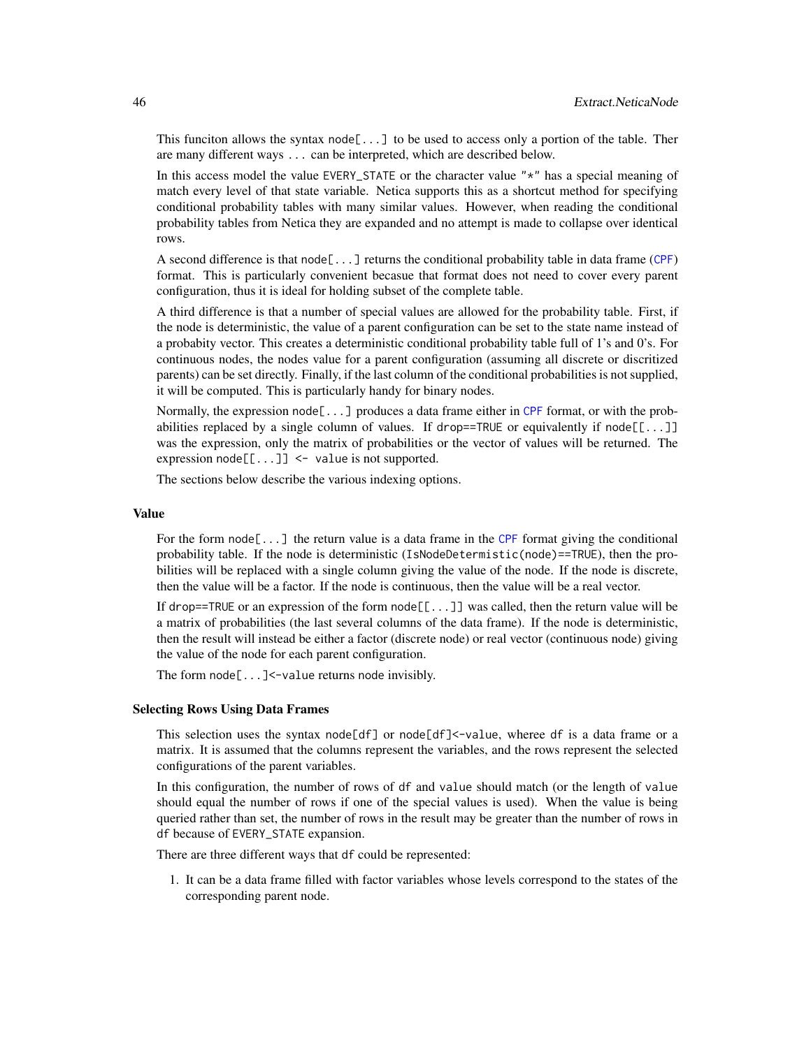This funciton allows the syntax `node[...]` to be used to access only a portion of the table. Ther are many different ways `...` can be interpreted, which are described below.

In this access model the value `EVERY_STATE` or the character value `"*"` has a special meaning of match every level of that state variable. Netica supports this as a shortcut method for specifying conditional probability tables with many similar values. However, when reading the conditional probability tables from Netica they are expanded and no attempt is made to collapse over identical rows.

A second difference is that `node[...]` returns the conditional probability table in data frame (`CPF`) format. This is particularly convenient becasue that format does not need to cover every parent configuration, thus it is ideal for holding subset of the complete table.

A third difference is that a number of special values are allowed for the probability table. First, if the node is deterministic, the value of a parent configuration can be set to the state name instead of a probabity vector. This creates a deterministic conditional probability table full of 1's and 0's. For continuous nodes, the nodes value for a parent configuration (assuming all discrete or discritized parents) can be set directly. Finally, if the last column of the conditional probabilities is not supplied, it will be computed. This is particularly handy for binary nodes.

Normally, the expression `node[...]` produces a data frame either in `CPF` format, or with the probabilities replaced by a single column of values. If `drop==TRUE` or equivalently if `node[[...]]` was the expression, only the matrix of probabilities or the vector of values will be returned. The expression `node[[...]] <- value` is not supported.

The sections below describe the various indexing options.

### Value

For the form `node[...]` the return value is a data frame in the `CPF` format giving the conditional probability table. If the node is deterministic (`IsNodeDetermistic(node)==TRUE`), then the probilities will be replaced with a single column giving the value of the node. If the node is discrete, then the value will be a factor. If the node is continuous, then the value will be a real vector.

If `drop==TRUE` or an expression of the form `node[[...]]` was called, then the return value will be a matrix of probabilities (the last several columns of the data frame). If the node is deterministic, then the result will instead be either a factor (discrete node) or real vector (continuous node) giving the value of the node for each parent configuration.

The form `node[...]<-value` returns `node` invisibly.

### Selecting Rows Using Data Frames

This selection uses the syntax `node[df]` or `node[df]<-value`, wheree `df` is a data frame or a matrix. It is assumed that the columns represent the variables, and the rows represent the selected configurations of the parent variables.

In this configuration, the number of rows of `df` and `value` should match (or the length of `value` should equal the number of rows if one of the special values is used). When the value is being queried rather than set, the number of rows in the result may be greater than the number of rows in `df` because of `EVERY_STATE` expansion.

There are three different ways that `df` could be represented:

1. It can be a data frame filled with factor variables whose levels correspond to the states of the corresponding parent node.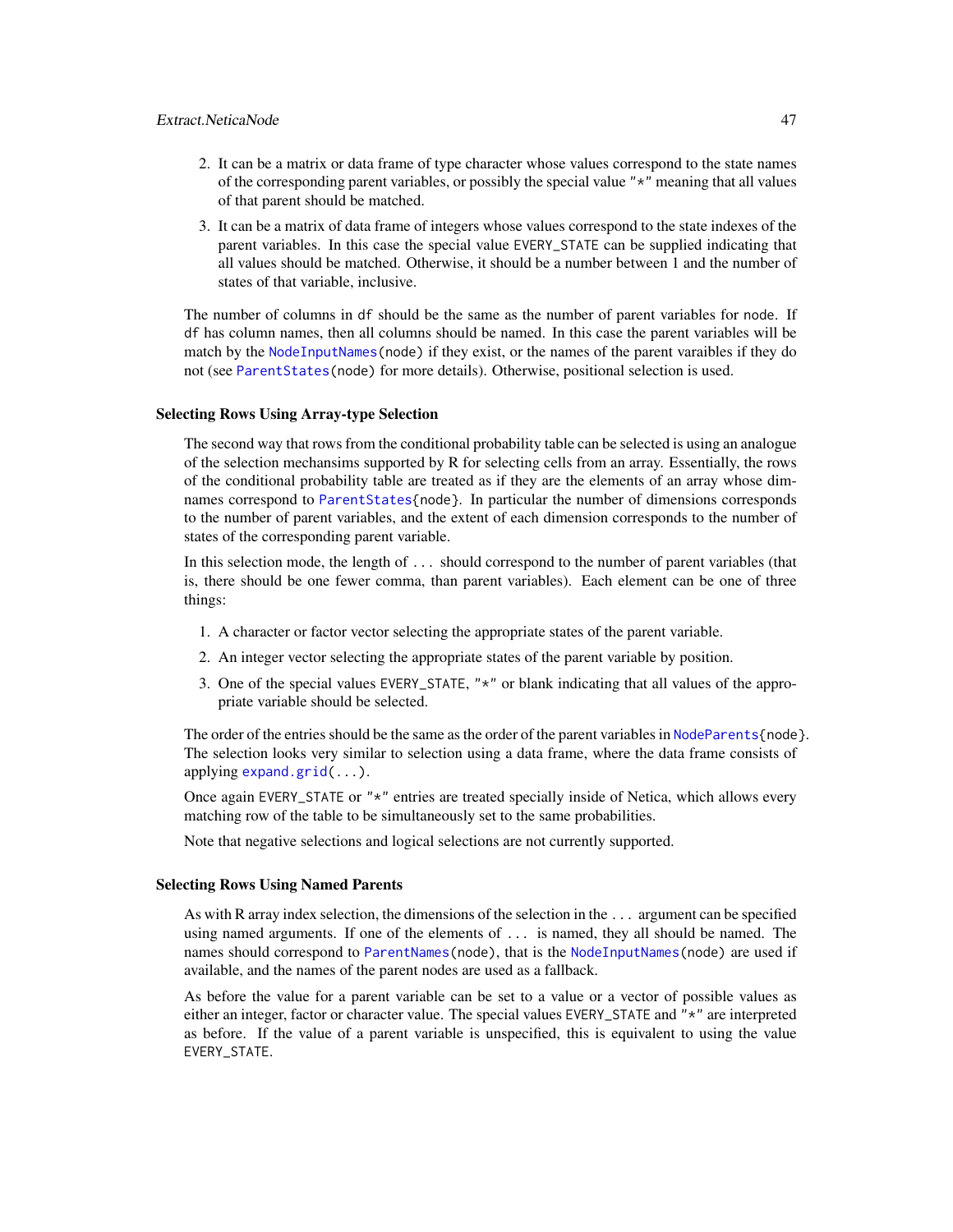2. It can be a matrix or data frame of type character whose values correspond to the state names of the corresponding parent variables, or possibly the special value `"*"` meaning that all values of that parent should be matched.
3. It can be a matrix of data frame of integers whose values correspond to the state indexes of the parent variables. In this case the special value `EVERY_STATE` can be supplied indicating that all values should be matched. Otherwise, it should be a number between 1 and the number of states of that variable, inclusive.

The number of columns in `df` should be the same as the number of parent variables for `node`. If `df` has column names, then all columns should be named. In this case the parent variables will be match by the `NodeInputNames(node)` if they exist, or the names of the parent varaibles if they do not (see `ParentStates(node)` for more details). Otherwise, positional selection is used.

### Selecting Rows Using Array-type Selection

The second way that rows from the conditional probability table can be selected is using an analogue of the selection mechansims supported by R for selecting cells from an array. Essentially, the rows of the conditional probability table are treated as if they are the elements of an array whose dimnames correspond to `ParentStates{node}`. In particular the number of dimensions corresponds to the number of parent variables, and the extent of each dimension corresponds to the number of states of the corresponding parent variable.

In this selection mode, the length of `...` should correspond to the number of parent variables (that is, there should be one fewer comma, than parent variables). Each element can be one of three things:

1. A character or factor vector selecting the appropriate states of the parent variable.
2. An integer vector selecting the appropriate states of the parent variable by position.
3. One of the special values `EVERY_STATE`, `"*"` or blank indicating that all values of the appropriate variable should be selected.

The order of the entries should be the same as the order of the parent variables in `NodeParents{node}`. The selection looks very similar to selection using a data frame, where the data frame consists of applying `expand.grid(...)`.

Once again `EVERY_STATE` or `"*"` entries are treated specially inside of Netica, which allows every matching row of the table to be simultaneously set to the same probabilities.

Note that negative selections and logical selections are not currently supported.

### Selecting Rows Using Named Parents

As with R array index selection, the dimensions of the selection in the `...` argument can be specified using named arguments. If one of the elements of `...` is named, they all should be named. The names should correspond to `ParentNames(node)`, that is the `NodeInputNames(node)` are used if available, and the names of the parent nodes are used as a fallback.

As before the value for a parent variable can be set to a value or a vector of possible values as either an integer, factor or character value. The special values `EVERY_STATE` and `"*"` are interpreted as before. If the value of a parent variable is unspecified, this is equivalent to using the value `EVERY_STATE`.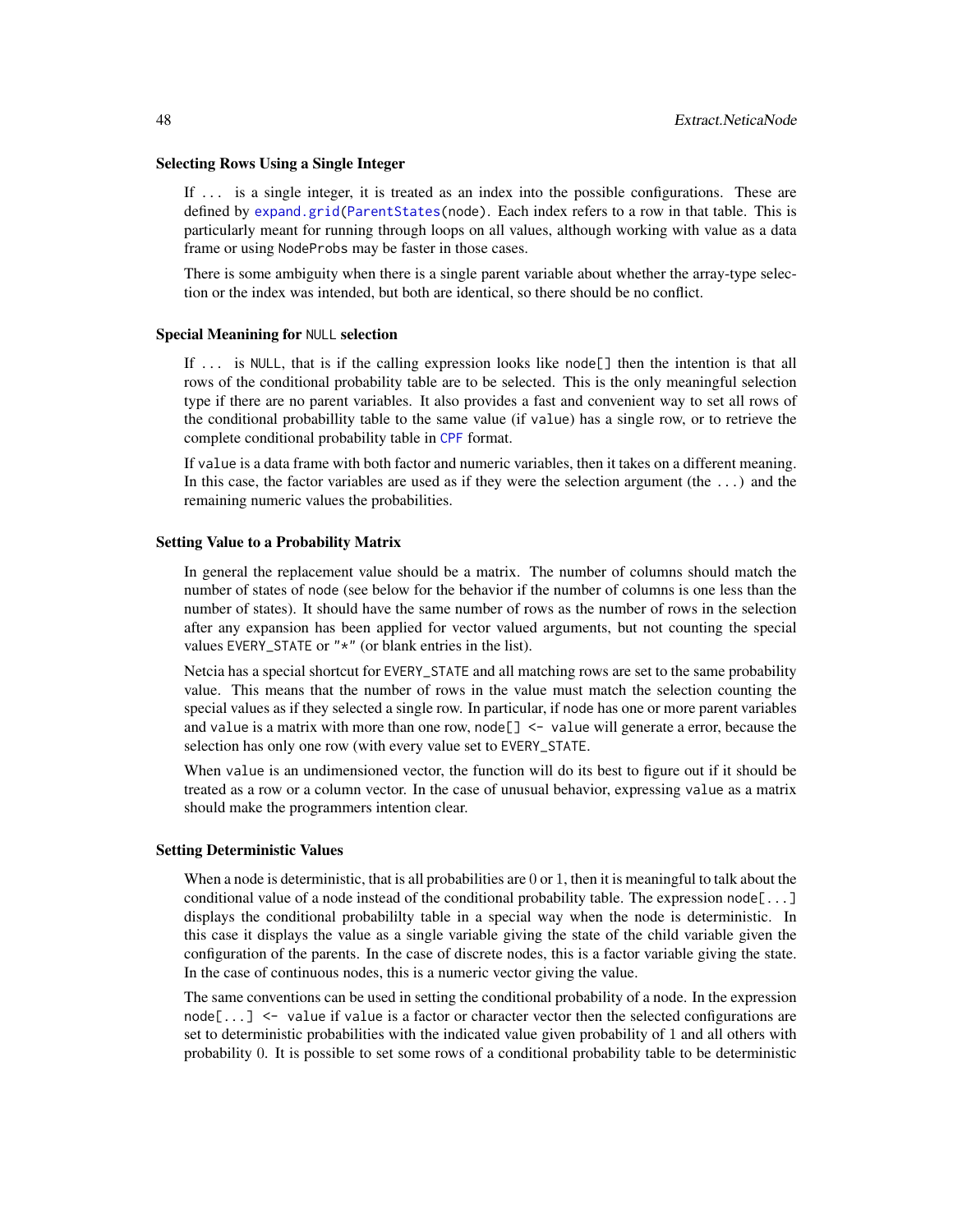### Selecting Rows Using a Single Integer

If `...` is a single integer, it is treated as an index into the possible configurations. These are defined by `expand.grid(ParentStates(node)`. Each index refers to a row in that table. This is particularly meant for running through loops on all values, although working with value as a data frame or using `NodeProbs` may be faster in those cases.

There is some ambiguity when there is a single parent variable about whether the array-type selection or the index was intended, but both are identical, so there should be no conflict.

### Special Meaning for NULL selection

If `...` is `NULL`, that is if the calling expression looks like `node[]` then the intention is that all rows of the conditional probability table are to be selected. This is the only meaningful selection type if there are no parent variables. It also provides a fast and convenient way to set all rows of the conditional probabillity table to the same value (if `value`) has a single row, or to retrieve the complete conditional probability table in `CPF` format.

If `value` is a data frame with both factor and numeric variables, then it takes on a different meaning. In this case, the factor variables are used as if they were the selection argument (the `...`) and the remaining numeric values the probabilities.

### Setting Value to a Probability Matrix

In general the replacement value should be a matrix. The number of columns should match the number of states of `node` (see below for the behavior if the number of columns is one less than the number of states). It should have the same number of rows as the number of rows in the selection after any expansion has been applied for vector valued arguments, but not counting the special values `EVERY_STATE` or `"*"` (or blank entries in the list).

Netcia has a special shortcut for `EVERY_STATE` and all matching rows are set to the same probability value. This means that the number of rows in the value must match the selection counting the special values as if they selected a single row. In particular, if `node` has one or more parent variables and `value` is a matrix with more than one row, `node[] <- value` will generate a error, because the selection has only one row (with every value set to `EVERY_STATE`.

When `value` is an undimensioned vector, the function will do its best to figure out if it should be treated as a row or a column vector. In the case of unusual behavior, expressing `value` as a matrix should make the programmers intention clear.

### Setting Deterministic Values

When a node is deterministic, that is all probabilities are 0 or 1, then it is meaningful to talk about the conditional value of a node instead of the conditional probability table. The expression `node[...]` displays the conditional probabililty table in a special way when the node is deterministic. In this case it displays the value as a single variable giving the state of the child variable given the configuration of the parents. In the case of discrete nodes, this is a factor variable giving the state. In the case of continuous nodes, this is a numeric vector giving the value.

The same conventions can be used in setting the conditional probability of a node. In the expression `node[...] <- value` if `value` is a factor or character vector then the selected configurations are set to deterministic probabilities with the indicated value given probability of 1 and all others with probability 0. It is possible to set some rows of a conditional probability table to be deterministic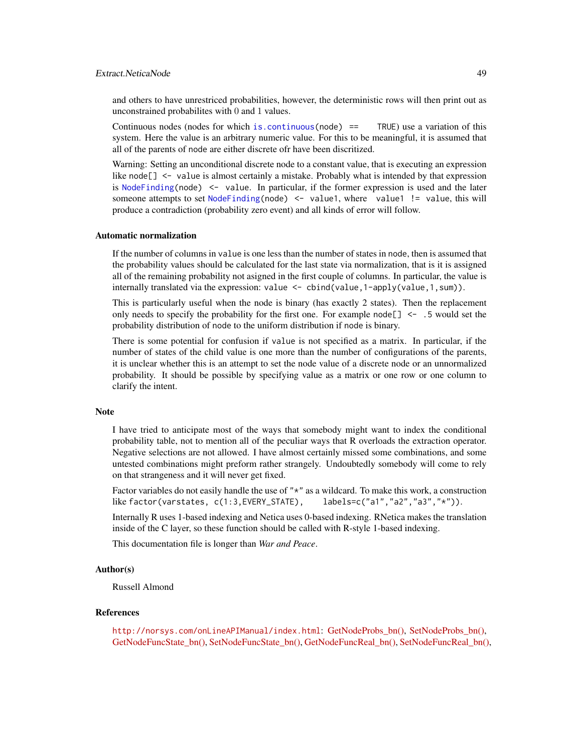and others to have unrestriced probabilities, however, the deterministic rows will then print out as unconstrained probabilites with 0 and 1 values.

Continuous nodes (nodes for which `is.continuous(node) == TRUE`) use a variation of this system. Here the value is an arbitrary numeric value. For this to be meaningful, it is assumed that all of the parents of node are either discrete ofr have been discritized.

Warning: Setting an unconditional discrete node to a constant value, that is executing an expression like `node[] <- value` is almost certainly a mistake. Probably what is intended by that expression is `NodeFinding(node) <- value`. In particular, if the former expression is used and the later someone attempts to set `NodeFinding(node) <- value1`, where `value1 != value`, this will produce a contradiction (probability zero event) and all kinds of error will follow.

### Automatic normalization

If the number of columns in `value` is one less than the number of states in `node`, then is assumed that the probability values should be calculated for the last state via normalization, that is it is assigned all of the remaining probability not asigned in the first couple of columns. In particular, the value is internally translated via the expression: `value <- cbind(value,1-apply(value,1,sum))`.

This is particularly useful when the node is binary (has exactly 2 states). Then the replacement only needs to specify the probability for the first one. For example `node[] <- .5` would set the probability distribution of `node` to the uniform distribution if `node` is binary.

There is some potential for confusion if `value` is not specified as a matrix. In particular, if the number of states of the child value is one more than the number of configurations of the parents, it is unclear whether this is an attempt to set the node value of a discrete node or an unnormalized probability. It should be possible by specifying value as a matrix or one row or one column to clarify the intent.

### Note

I have tried to anticipate most of the ways that somebody might want to index the conditional probability table, not to mention all of the peculiar ways that R overloads the extraction operator. Negative selections are not allowed. I have almost certainly missed some combinations, and some untested combinations might preform rather strangely. Undoubtedly somebody will come to rely on that strangeness and it will never get fixed.

Factor variables do not easily handle the use of `"*"` as a wildcard. To make this work, a construction like `factor(varstates, c(1:3,EVERY_STATE), labels=c("a1","a2","a3","*"))`.

Internally R uses 1-based indexing and Netica uses 0-based indexing. RNetica makes the translation inside of the C layer, so these function should be called with R-style 1-based indexing.

This documentation file is longer than *War and Peace*.

### Author(s)

Russell Almond

### References

http://norsys.com/onLineAPIManual/index.html: GetNodeProbs_bn(), SetNodeProbs_bn(), GetNodeFuncState_bn(), SetNodeFuncState_bn(), GetNodeFuncReal_bn(), SetNodeFuncReal_bn(),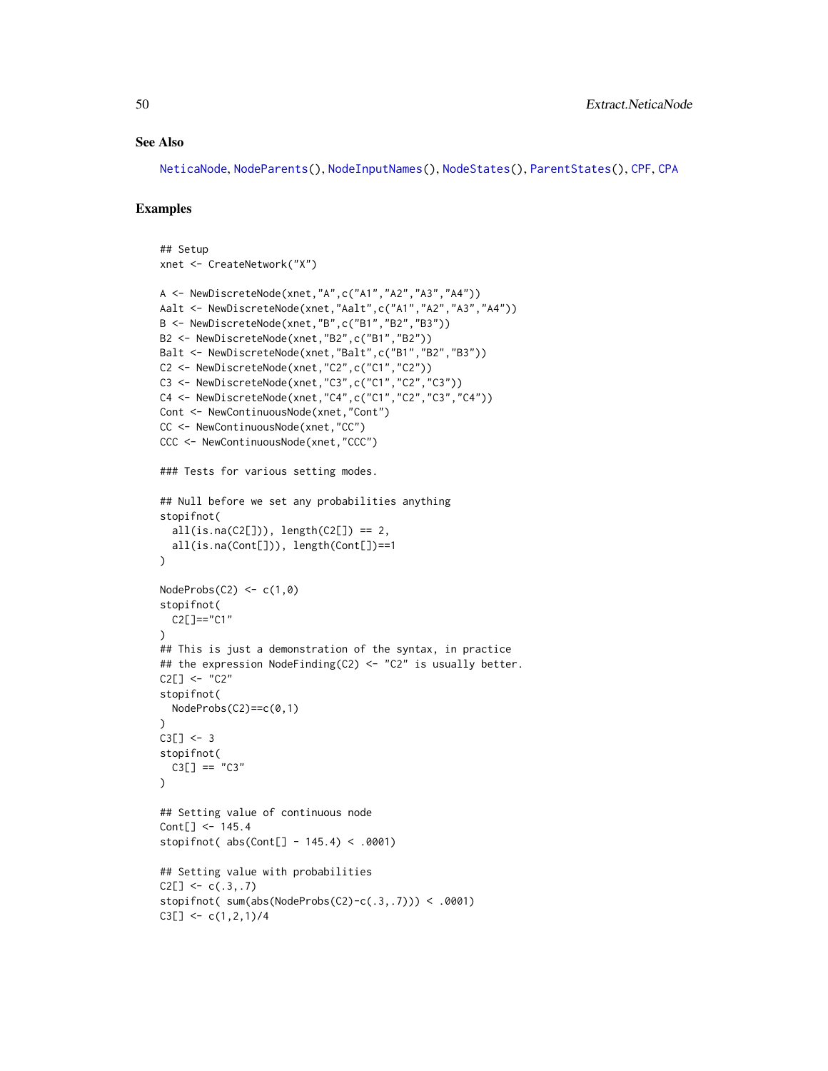## See Also

NeticaNode, NodeParents(), NodeInputNames(), NodeStates(), ParentStates(), CPF, CPA

## Examples

```
## Setup
xnet <- CreateNetwork("X")

A <- NewDiscreteNode(xnet,"A",c("A1","A2","A3","A4"))
Aalt <- NewDiscreteNode(xnet,"Aalt",c("A1","A2","A3","A4"))
B <- NewDiscreteNode(xnet,"B",c("B1","B2","B3"))
B2 <- NewDiscreteNode(xnet,"B2",c("B1","B2"))
Balt <- NewDiscreteNode(xnet,"Balt",c("B1","B2","B3"))
C2 <- NewDiscreteNode(xnet,"C2",c("C1","C2"))
C3 <- NewDiscreteNode(xnet,"C3",c("C1","C2","C3"))
C4 <- NewDiscreteNode(xnet,"C4",c("C1","C2","C3","C4"))
Cont <- NewContinuousNode(xnet,"Cont")
CC <- NewContinuousNode(xnet,"CC")
CCC <- NewContinuousNode(xnet,"CCC")

### Tests for various setting modes.

## Null before we set any probabilities anything
stopifnot(
  all(is.na(C2[])), length(C2[]) == 2,
  all(is.na(Cont[])), length(Cont[])==1
)

NodeProbs(C2) <- c(1,0)
stopifnot(
  C2[]=="C1"
)
## This is just a demonstration of the syntax, in practice
## the expression NodeFinding(C2) <- "C2" is usually better.
C2[] <- "C2"
stopifnot(
  NodeProbs(C2)==c(0,1)
)
C3[] <- 3
stopifnot(
  C3[] == "C3"
)

## Setting value of continuous node
Cont[] <- 145.4
stopifnot( abs(Cont[] - 145.4) < .0001)

## Setting value with probabilities
C2[] <- c(.3,.7)
stopifnot( sum(abs(NodeProbs(C2)-c(.3,.7))) < .0001)
C3[] <- c(1,2,1)/4
```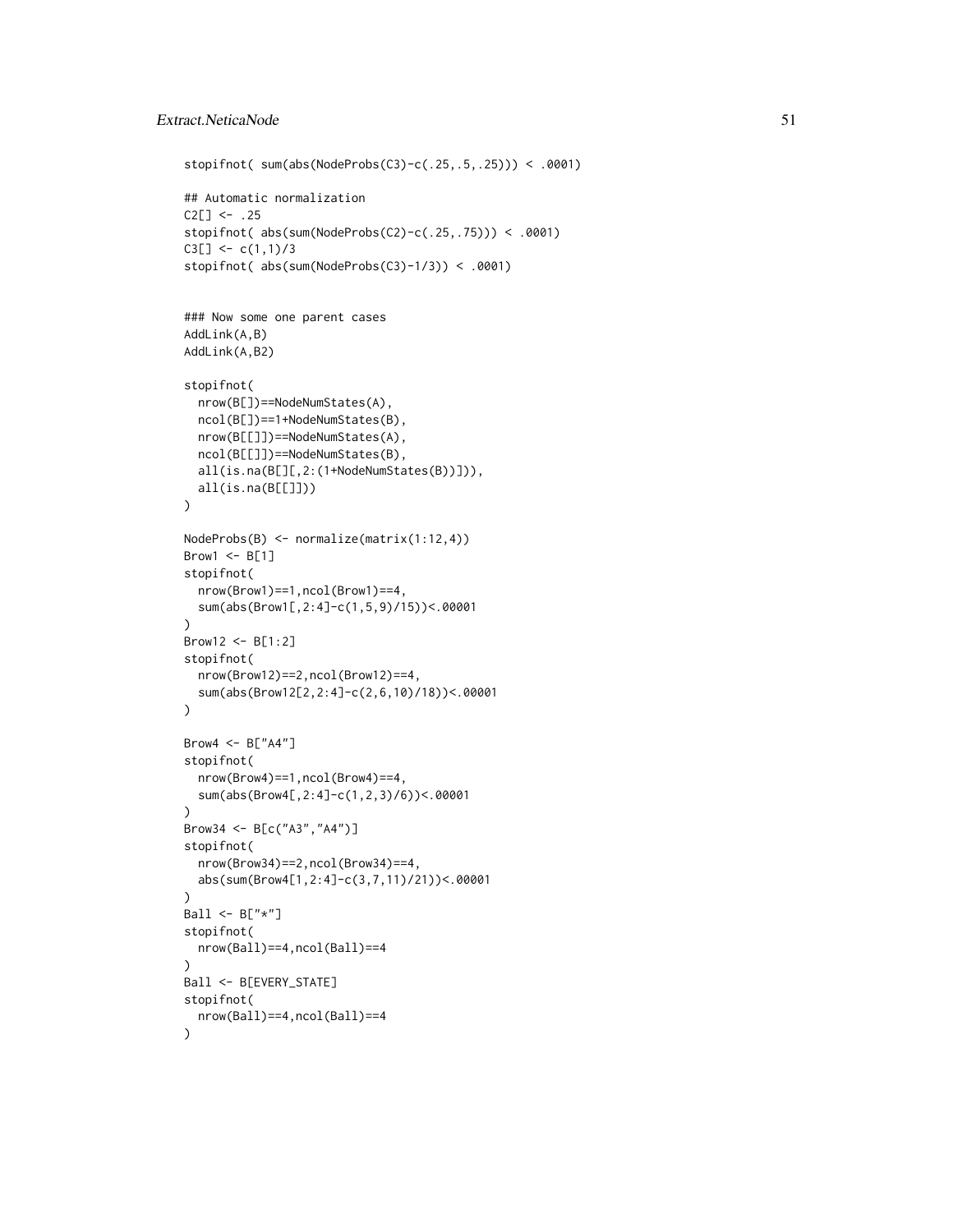```
stopifnot( sum(abs(NodeProbs(C3)-c(.25,.5,.25))) < .0001)

## Automatic normalization
C2[] <- .25
stopifnot( abs(sum(NodeProbs(C2)-c(.25,.75))) < .0001)
C3[] <- c(1,1)/3
stopifnot( abs(sum(NodeProbs(C3)-1/3)) < .0001)


### Now some one parent cases
AddLink(A,B)
AddLink(A,B2)

stopifnot(
  nrow(B[])==NodeNumStates(A),
  ncol(B[])==1+NodeNumStates(B),
  nrow(B[[]])==NodeNumStates(A),
  ncol(B[[]])==NodeNumStates(B),
  all(is.na(B[][,2:(1+NodeNumStates(B))])),
  all(is.na(B[[]]))
)

NodeProbs(B) <- normalize(matrix(1:12,4))
Brow1 <- B[1]
stopifnot(
  nrow(Brow1)==1,ncol(Brow1)==4,
  sum(abs(Brow1[,2:4]-c(1,5,9)/15))<.00001
)
Brow12 <- B[1:2]
stopifnot(
  nrow(Brow12)==2,ncol(Brow12)==4,
  sum(abs(Brow12[2,2:4]-c(2,6,10)/18))<.00001
)

Brow4 <- B["A4"]
stopifnot(
  nrow(Brow4)==1,ncol(Brow4)==4,
  sum(abs(Brow4[,2:4]-c(1,2,3)/6))<.00001
)
Brow34 <- B[c("A3","A4")]
stopifnot(
  nrow(Brow34)==2,ncol(Brow34)==4,
  abs(sum(Brow4[1,2:4]-c(3,7,11)/21))<.00001
)
Ball <- B["*"]
stopifnot(
  nrow(Ball)==4,ncol(Ball)==4
)
Ball <- B[EVERY_STATE]
stopifnot(
  nrow(Ball)==4,ncol(Ball)==4
)
```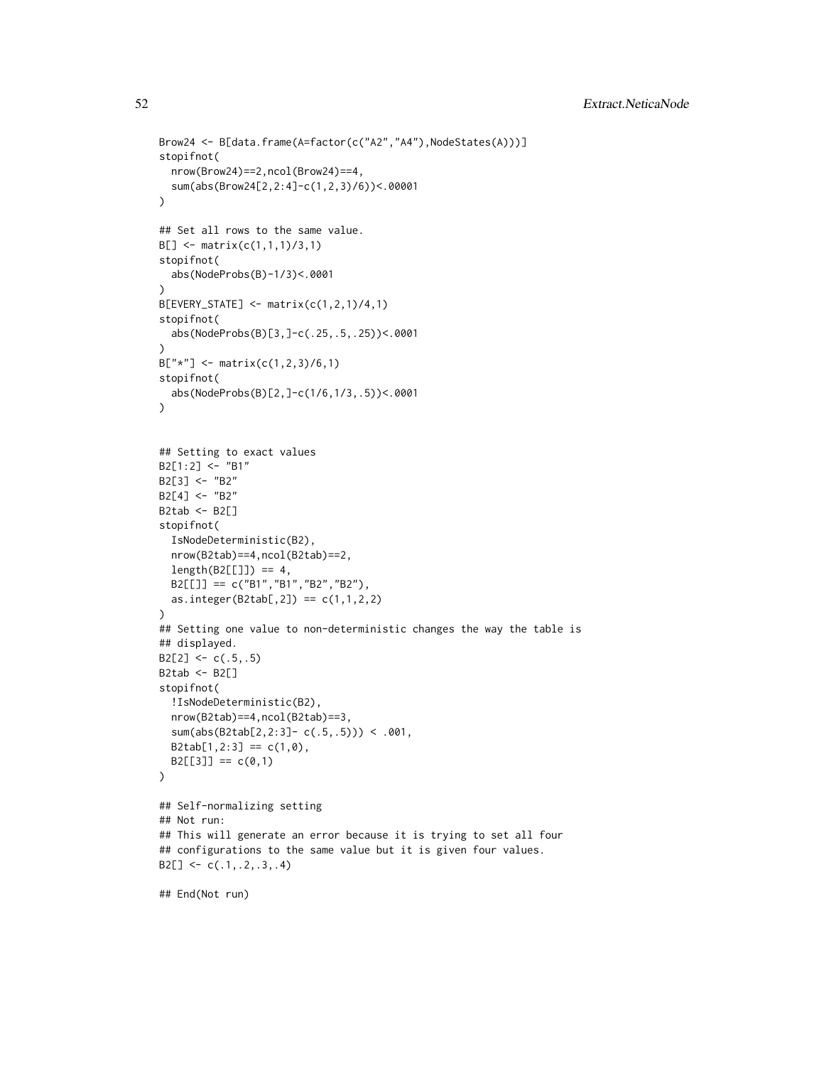```
Brow24 <- B[data.frame(A=factor(c("A2","A4"),NodeStates(A)))]
stopifnot(
  nrow(Brow24)==2,ncol(Brow24)==4,
  sum(abs(Brow24[2,2:4]-c(1,2,3)/6))<.00001
)

## Set all rows to the same value.
B[] <- matrix(c(1,1,1)/3,1)
stopifnot(
  abs(NodeProbs(B)-1/3)<.0001
)
B[EVERY_STATE] <- matrix(c(1,2,1)/4,1)
stopifnot(
  abs(NodeProbs(B)[3,]-c(.25,.5,.25))<.0001
)
B["*"] <- matrix(c(1,2,3)/6,1)
stopifnot(
  abs(NodeProbs(B)[2,]-c(1/6,1/3,.5))<.0001
)


## Setting to exact values
B2[1:2] <- "B1"
B2[3] <- "B2"
B2[4] <- "B2"
B2tab <- B2[]
stopifnot(
  IsNodeDeterministic(B2),
  nrow(B2tab)==4,ncol(B2tab)==2,
  length(B2[[]]) == 4,
  B2[[]] == c("B1","B1","B2","B2"),
  as.integer(B2tab[,2]) == c(1,1,2,2)
)
## Setting one value to non-deterministic changes the way the table is
## displayed.
B2[2] <- c(.5,.5)
B2tab <- B2[]
stopifnot(
  !IsNodeDeterministic(B2),
  nrow(B2tab)==4,ncol(B2tab)==3,
  sum(abs(B2tab[2,2:3]- c(.5,.5))) < .001,
  B2tab[1,2:3] == c(1,0),
  B2[[3]] == c(0,1)
)

## Self-normalizing setting
## Not run:
## This will generate an error because it is trying to set all four
## configurations to the same value but it is given four values.
B2[] <- c(.1,.2,.3,.4)

## End(Not run)
```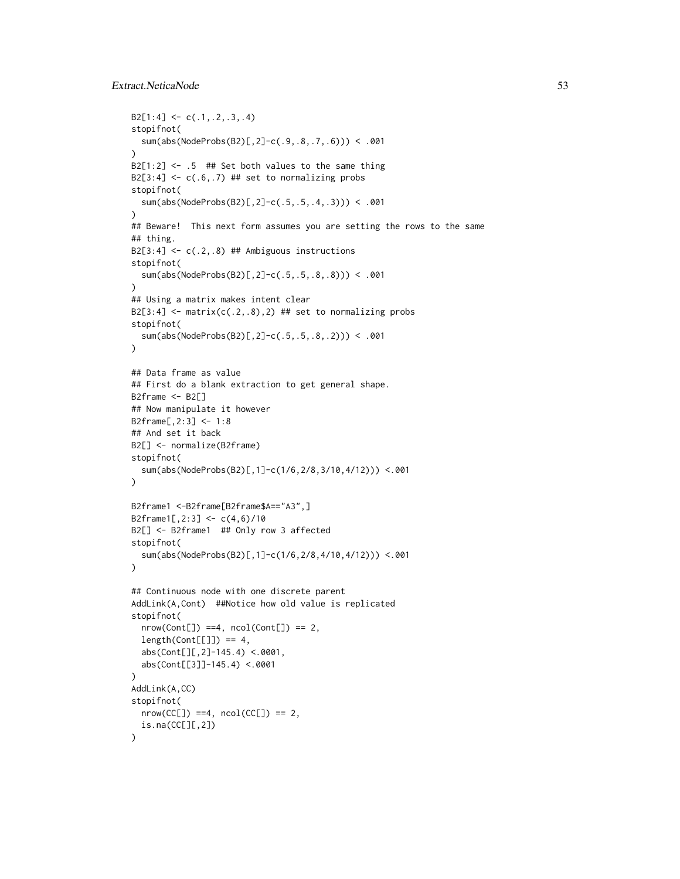```
B2[1:4] <- c(.1,.2,.3,.4)
stopifnot(
  sum(abs(NodeProbs(B2)[,2]-c(.9,.8,.7,.6))) < .001
)
B2[1:2] <- .5  ## Set both values to the same thing
B2[3:4] <- c(.6,.7) ## set to normalizing probs
stopifnot(
  sum(abs(NodeProbs(B2)[,2]-c(.5,.5,.4,.3))) < .001
)
## Beware!  This next form assumes you are setting the rows to the same
## thing.
B2[3:4] <- c(.2,.8) ## Ambiguous instructions
stopifnot(
  sum(abs(NodeProbs(B2)[,2]-c(.5,.5,.8,.8))) < .001
)
## Using a matrix makes intent clear
B2[3:4] <- matrix(c(.2,.8),2) ## set to normalizing probs
stopifnot(
  sum(abs(NodeProbs(B2)[,2]-c(.5,.5,.8,.2))) < .001
)

## Data frame as value
## First do a blank extraction to get general shape.
B2frame <- B2[]
## Now manipulate it however
B2frame[,2:3] <- 1:8
## And set it back
B2[] <- normalize(B2frame)
stopifnot(
  sum(abs(NodeProbs(B2)[,1]-c(1/6,2/8,3/10,4/12))) <.001
)

B2frame1 <-B2frame[B2frame$A=="A3",]
B2frame1[,2:3] <- c(4,6)/10
B2[] <- B2frame1  ## Only row 3 affected
stopifnot(
  sum(abs(NodeProbs(B2)[,1]-c(1/6,2/8,4/10,4/12))) <.001
)

## Continuous node with one discrete parent
AddLink(A,Cont)  ##Notice how old value is replicated
stopifnot(
  nrow(Cont[]) ==4, ncol(Cont[]) == 2,
  length(Cont[[]]) == 4,
  abs(Cont[][,2]-145.4) <.0001,
  abs(Cont[[3]]-145.4) <.0001
)
AddLink(A,CC)
stopifnot(
  nrow(CC[]) ==4, ncol(CC[]) == 2,
  is.na(CC[][,2])
)
```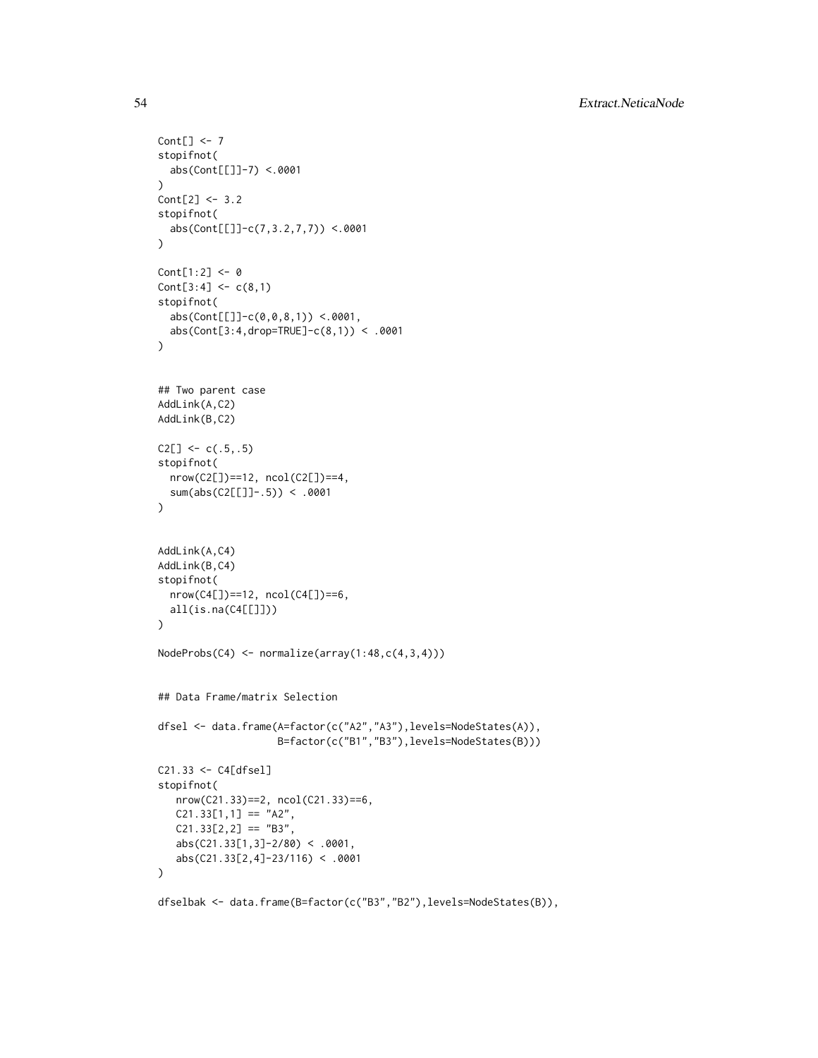```
Cont[] <- 7
stopifnot(
  abs(Cont[[]]-7) <.0001
)
Cont[2] <- 3.2
stopifnot(
  abs(Cont[[]]-c(7,3.2,7,7)) <.0001
)

Cont[1:2] <- 0
Cont[3:4] <- c(8,1)
stopifnot(
  abs(Cont[[]]-c(0,0,8,1)) <.0001,
  abs(Cont[3:4,drop=TRUE]-c(8,1)) < .0001
)


## Two parent case
AddLink(A,C2)
AddLink(B,C2)

C2[] <- c(.5,.5)
stopifnot(
  nrow(C2[])==12, ncol(C2[])==4,
  sum(abs(C2[[]]-.5)) < .0001
)


AddLink(A,C4)
AddLink(B,C4)
stopifnot(
  nrow(C4[])==12, ncol(C4[])==6,
  all(is.na(C4[[]]))
)

NodeProbs(C4) <- normalize(array(1:48,c(4,3,4)))


## Data Frame/matrix Selection

dfsel <- data.frame(A=factor(c("A2","A3"),levels=NodeStates(A)),
                    B=factor(c("B1","B3"),levels=NodeStates(B)))

C21.33 <- C4[dfsel]
stopifnot(
   nrow(C21.33)==2, ncol(C21.33)==6,
   C21.33[1,1] == "A2",
   C21.33[2,2] == "B3",
   abs(C21.33[1,3]-2/80) < .0001,
   abs(C21.33[2,4]-23/116) < .0001
)

dfselbak <- data.frame(B=factor(c("B3","B2"),levels=NodeStates(B)),
```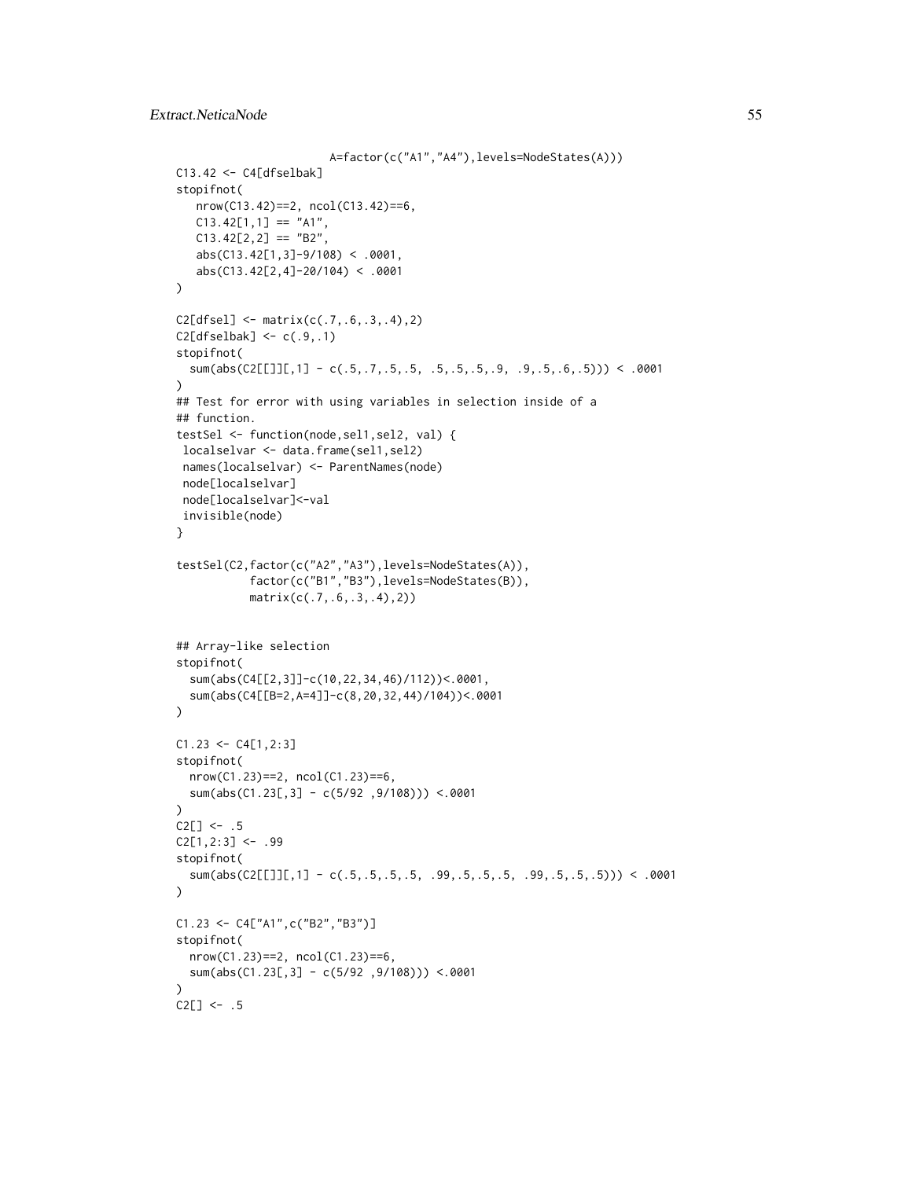```
                       A=factor(c("A1","A4"),levels=NodeStates(A)))
C13.42 <- C4[dfselbak]
stopifnot(
   nrow(C13.42)==2, ncol(C13.42)==6,
   C13.42[1,1] == "A1",
   C13.42[2,2] == "B2",
   abs(C13.42[1,3]-9/108) < .0001,
   abs(C13.42[2,4]-20/104) < .0001
)

C2[dfsel] <- matrix(c(.7,.6,.3,.4),2)
C2[dfselbak] <- c(.9,.1)
stopifnot(
  sum(abs(C2[[]][,1] - c(.5,.7,.5,.5, .5,.5,.5,.9, .9,.5,.6,.5))) < .0001
)
## Test for error with using variables in selection inside of a
## function.
testSel <- function(node,sel1,sel2, val) {
 localselvar <- data.frame(sel1,sel2)
 names(localselvar) <- ParentNames(node)
 node[localselvar]
 node[localselvar]<-val
 invisible(node)
}

testSel(C2,factor(c("A2","A3"),levels=NodeStates(A)),
           factor(c("B1","B3"),levels=NodeStates(B)),
           matrix(c(.7,.6,.3,.4),2))


## Array-like selection
stopifnot(
  sum(abs(C4[[2,3]]-c(10,22,34,46)/112))<.0001,
  sum(abs(C4[[B=2,A=4]]-c(8,20,32,44)/104))<.0001
)

C1.23 <- C4[1,2:3]
stopifnot(
  nrow(C1.23)==2, ncol(C1.23)==6,
  sum(abs(C1.23[,3] - c(5/92 ,9/108))) <.0001
)
C2[] <- .5
C2[1,2:3] <- .99
stopifnot(
  sum(abs(C2[[]][,1] - c(.5,.5,.5,.5, .99,.5,.5,.5, .99,.5,.5,.5))) < .0001
)

C1.23 <- C4["A1",c("B2","B3")]
stopifnot(
  nrow(C1.23)==2, ncol(C1.23)==6,
  sum(abs(C1.23[,3] - c(5/92 ,9/108))) <.0001
)
C2[] <- .5
```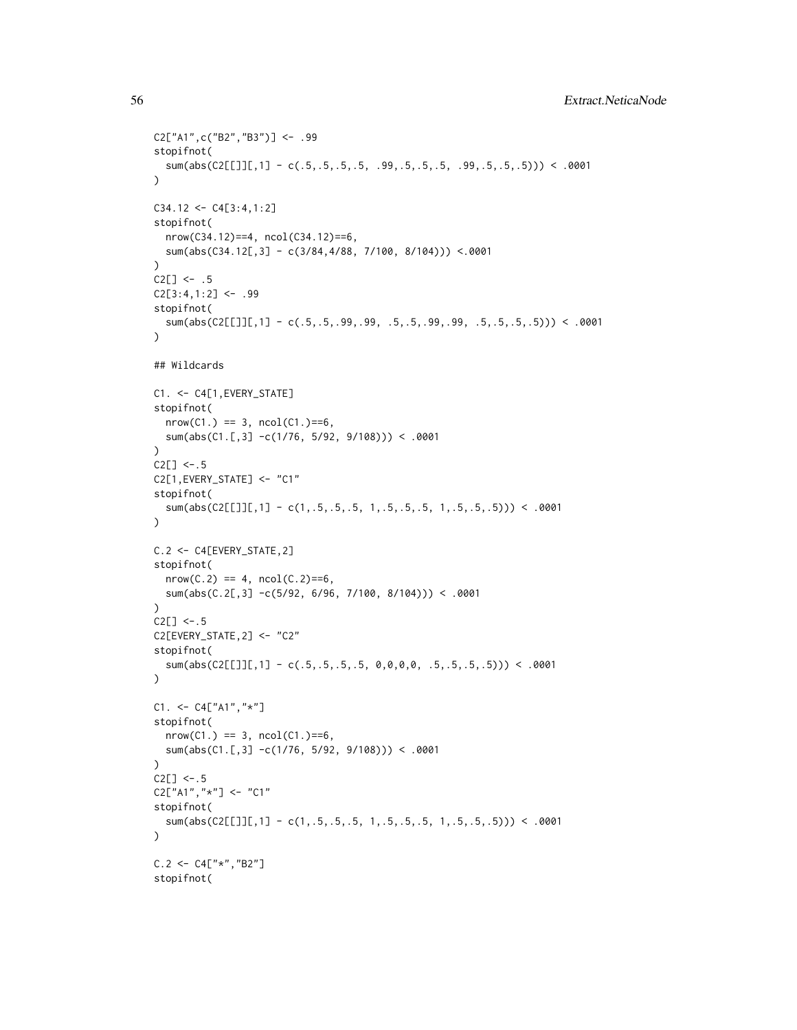```
C2["A1",c("B2","B3")] <- .99
stopifnot(
  sum(abs(C2[[]][,1] - c(.5,.5,.5,.5, .99,.5,.5,.5, .99,.5,.5,.5))) < .0001
)

C34.12 <- C4[3:4,1:2]
stopifnot(
  nrow(C34.12)==4, ncol(C34.12)==6,
  sum(abs(C34.12[,3] - c(3/84,4/88, 7/100, 8/104))) <.0001
)
C2[] <- .5
C2[3:4,1:2] <- .99
stopifnot(
  sum(abs(C2[[]][,1] - c(.5,.5,.99,.99, .5,.5,.99,.99, .5,.5,.5,.5))) < .0001
)

## Wildcards

C1. <- C4[1,EVERY_STATE]
stopifnot(
  nrow(C1.) == 3, ncol(C1.)==6,
  sum(abs(C1.[,3] -c(1/76, 5/92, 9/108))) < .0001
)
C2[] <-.5
C2[1,EVERY_STATE] <- "C1"
stopifnot(
  sum(abs(C2[[]][,1] - c(1,.5,.5,.5, 1,.5,.5,.5, 1,.5,.5,.5))) < .0001
)

C.2 <- C4[EVERY_STATE,2]
stopifnot(
  nrow(C.2) == 4, ncol(C.2)==6,
  sum(abs(C.2[,3] -c(5/92, 6/96, 7/100, 8/104))) < .0001
)
C2[] <-.5
C2[EVERY_STATE,2] <- "C2"
stopifnot(
  sum(abs(C2[[]][,1] - c(.5,.5,.5,.5, 0,0,0,0, .5,.5,.5,.5))) < .0001
)

C1. <- C4["A1","*"]
stopifnot(
  nrow(C1.) == 3, ncol(C1.)==6,
  sum(abs(C1.[,3] -c(1/76, 5/92, 9/108))) < .0001
)
C2[] <-.5
C2["A1","*"] <- "C1"
stopifnot(
  sum(abs(C2[[]][,1] - c(1,.5,.5,.5, 1,.5,.5,.5, 1,.5,.5,.5))) < .0001
)

C.2 <- C4["*","B2"]
stopifnot(
```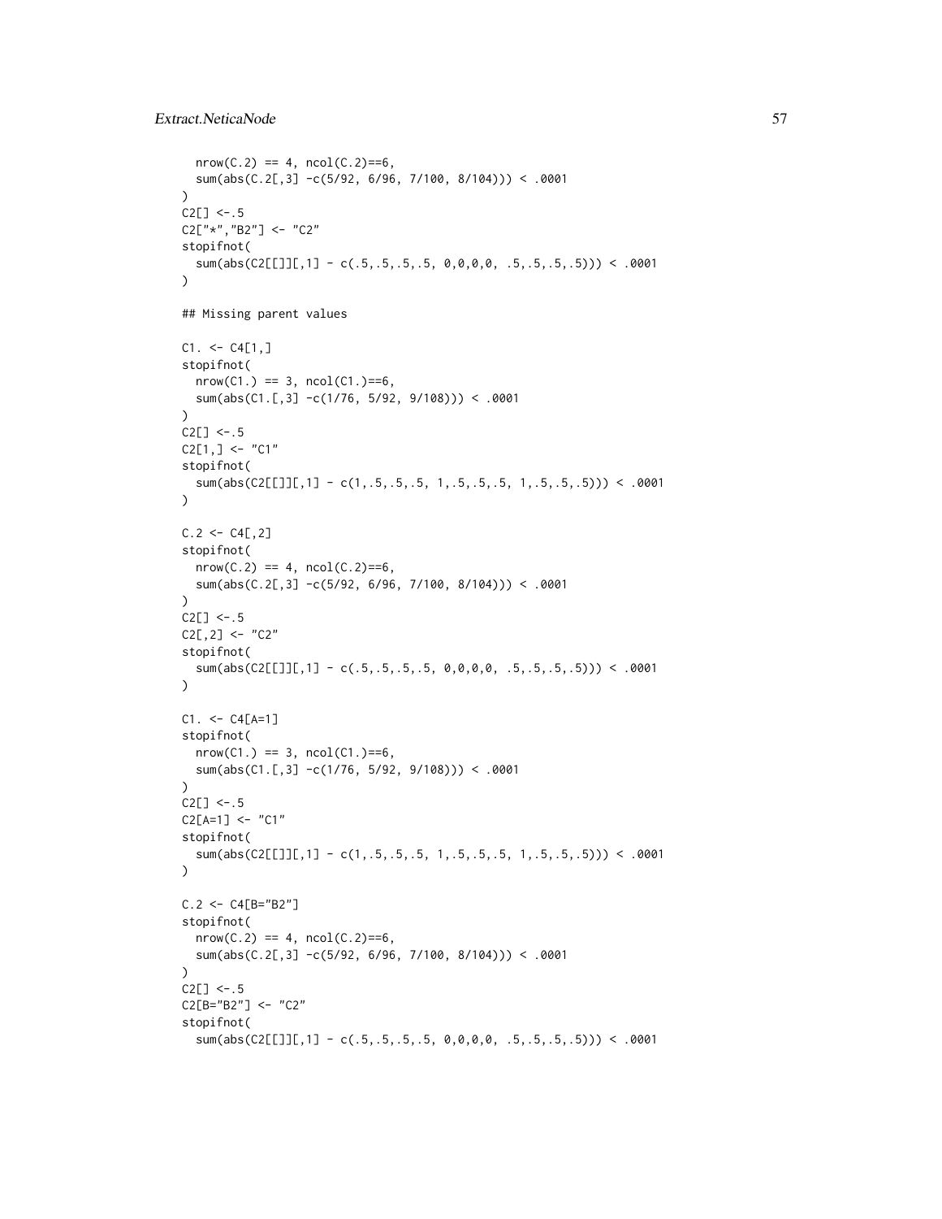```
  nrow(C.2) == 4, ncol(C.2)==6,
  sum(abs(C.2[,3] -c(5/92, 6/96, 7/100, 8/104))) < .0001
)
C2[] <-.5
C2["*","B2"] <- "C2"
stopifnot(
  sum(abs(C2[[]][,1] - c(.5,.5,.5,.5, 0,0,0,0, .5,.5,.5,.5))) < .0001
)

## Missing parent values

C1. <- C4[1,]
stopifnot(
  nrow(C1.) == 3, ncol(C1.)==6,
  sum(abs(C1.[,3] -c(1/76, 5/92, 9/108))) < .0001
)
C2[] <-.5
C2[1,] <- "C1"
stopifnot(
  sum(abs(C2[[]][,1] - c(1,.5,.5,.5, 1,.5,.5,.5, 1,.5,.5,.5))) < .0001
)

C.2 <- C4[,2]
stopifnot(
  nrow(C.2) == 4, ncol(C.2)==6,
  sum(abs(C.2[,3] -c(5/92, 6/96, 7/100, 8/104))) < .0001
)
C2[] <-.5
C2[,2] <- "C2"
stopifnot(
  sum(abs(C2[[]][,1] - c(.5,.5,.5,.5, 0,0,0,0, .5,.5,.5,.5))) < .0001
)

C1. <- C4[A=1]
stopifnot(
  nrow(C1.) == 3, ncol(C1.)==6,
  sum(abs(C1.[,3] -c(1/76, 5/92, 9/108))) < .0001
)
C2[] <-.5
C2[A=1] <- "C1"
stopifnot(
  sum(abs(C2[[]][,1] - c(1,.5,.5,.5, 1,.5,.5,.5, 1,.5,.5,.5))) < .0001
)

C.2 <- C4[B="B2"]
stopifnot(
  nrow(C.2) == 4, ncol(C.2)==6,
  sum(abs(C.2[,3] -c(5/92, 6/96, 7/100, 8/104))) < .0001
)
C2[] <-.5
C2[B="B2"] <- "C2"
stopifnot(
  sum(abs(C2[[]][,1] - c(.5,.5,.5,.5, 0,0,0,0, .5,.5,.5,.5))) < .0001
```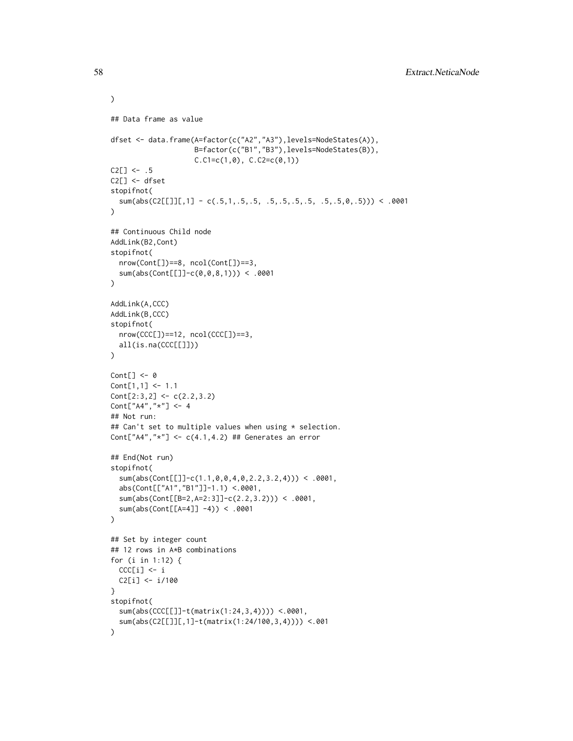```
)

## Data frame as value

dfset <- data.frame(A=factor(c("A2","A3"),levels=NodeStates(A)),
                    B=factor(c("B1","B3"),levels=NodeStates(B)),
                    C.C1=c(1,0), C.C2=c(0,1))
C2[] <- .5
C2[] <- dfset
stopifnot(
  sum(abs(C2[[]][,1] - c(.5,1,.5,.5, .5,.5,.5,.5, .5,.5,0,.5))) < .0001
)

## Continuous Child node
AddLink(B2,Cont)
stopifnot(
  nrow(Cont[])==8, ncol(Cont[])==3,
  sum(abs(Cont[[]]-c(0,0,8,1))) < .0001
)

AddLink(A,CCC)
AddLink(B,CCC)
stopifnot(
  nrow(CCC[])==12, ncol(CCC[])==3,
  all(is.na(CCC[[]]))
)

Cont[] <- 0
Cont[1,1] <- 1.1
Cont[2:3,2] <- c(2.2,3.2)
Cont["A4","*"] <- 4
## Not run:
## Can't set to multiple values when using * selection.
Cont["A4","*"] <- c(4.1,4.2) ## Generates an error

## End(Not run)
stopifnot(
  sum(abs(Cont[[]]-c(1.1,0,0,4,0,2.2,3.2,4))) < .0001,
  abs(Cont[["A1","B1"]]-1.1) <.0001,
  sum(abs(Cont[[B=2,A=2:3]]-c(2.2,3.2))) < .0001,
  sum(abs(Cont[[A=4]] -4)) < .0001
)

## Set by integer count
## 12 rows in A*B combinations
for (i in 1:12) {
  CCC[i] <- i
  C2[i] <- i/100
}
stopifnot(
  sum(abs(CCC[[]]-t(matrix(1:24,3,4)))) <.0001,
  sum(abs(C2[[]][,1]-t(matrix(1:24/100,3,4)))) <.001
)
```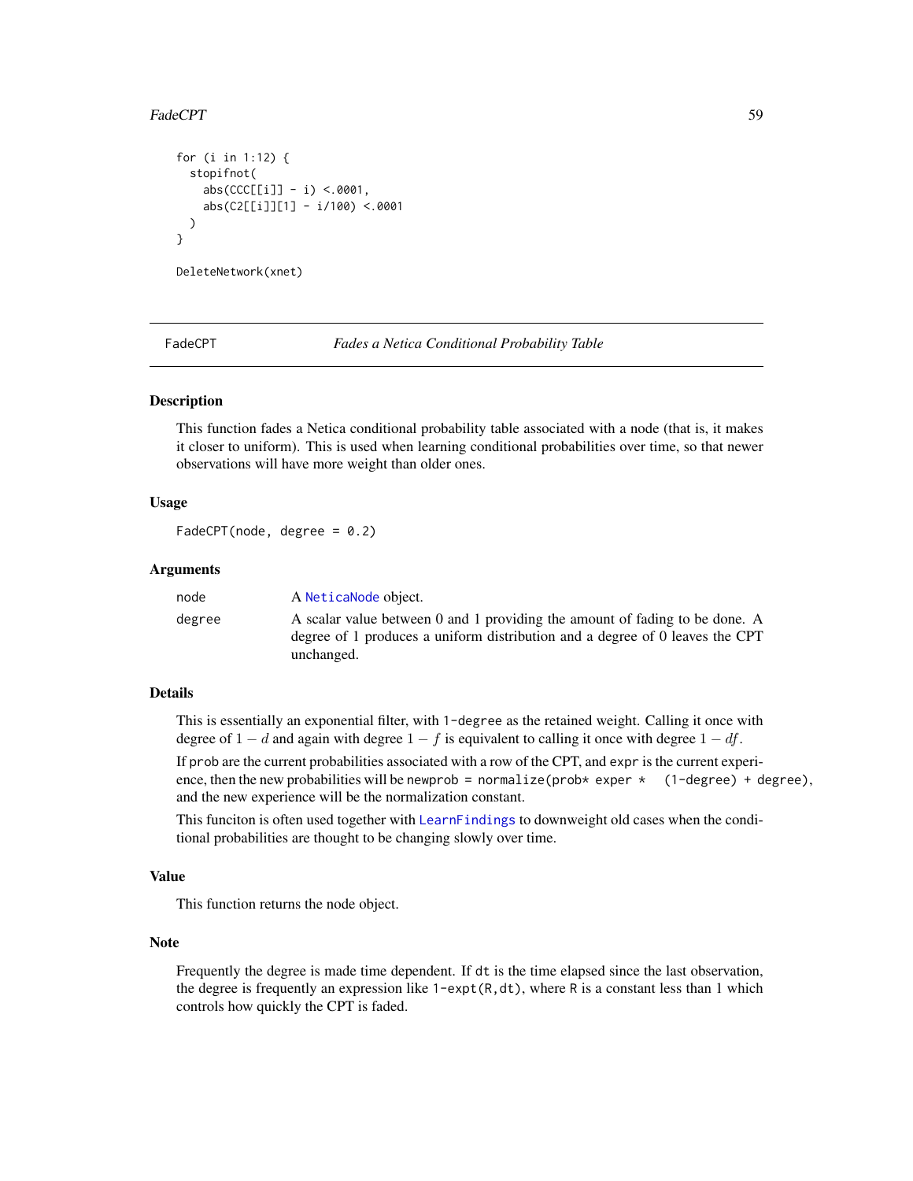```
for (i in 1:12) {
  stopifnot(
    abs(CCC[[i]] - i) <.0001,
    abs(C2[[i]][1] - i/100) <.0001
  )
}

DeleteNetwork(xnet)
```

## FadeCPT *Fades a Netica Conditional Probability Table*

### Description

This function fades a Netica conditional probability table associated with a node (that is, it makes it closer to uniform). This is used when learning conditional probabilities over time, so that newer observations will have more weight than older ones.

### Usage

```
FadeCPT(node, degree = 0.2)
```

### Arguments

| | |
|---|---|
| node | A NeticaNode object. |
| degree | A scalar value between 0 and 1 providing the amount of fading to be done. A degree of 1 produces a uniform distribution and a degree of 0 leaves the CPT unchanged. |

### Details

This is essentially an exponential filter, with `1-degree` as the retained weight. Calling it once with degree of $1 - d$ and again with degree $1 - f$ is equivalent to calling it once with degree $1 - df$.

If `prob` are the current probabilities associated with a row of the CPT, and `expr` is the current experience, then the new probabilities will be `newprob = normalize(prob* exper * (1-degree) + degree)`, and the new experience will be the normalization constant.

This funciton is often used together with `LearnFindings` to downweight old cases when the conditional probabilities are thought to be changing slowly over time.

### Value

This function returns the node object.

### Note

Frequently the degree is made time dependent. If `dt` is the time elapsed since the last observation, the degree is frequently an expression like `1-expt(R,dt)`, where `R` is a constant less than 1 which controls how quickly the CPT is faded.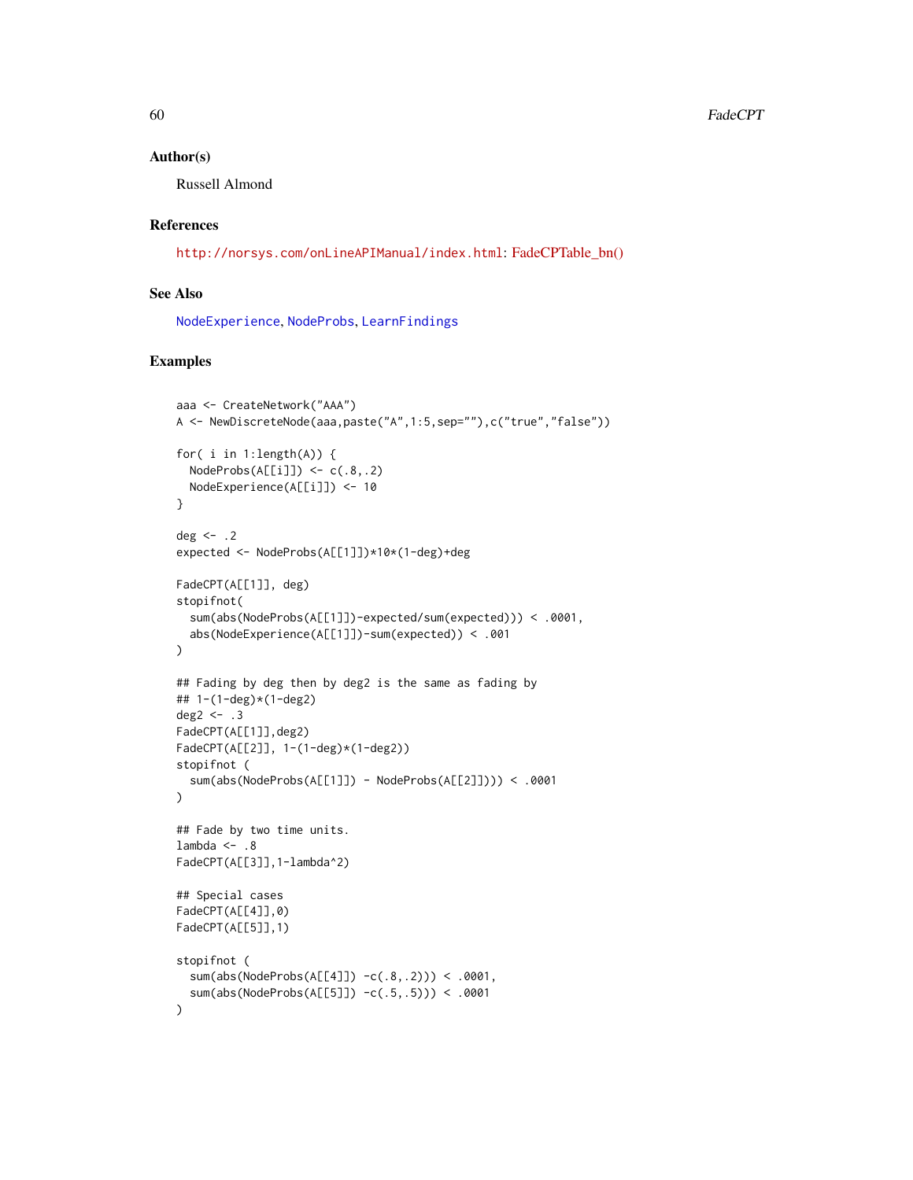### Author(s)

Russell Almond

### References

http://norsys.com/onLineAPIManual/index.html: FadeCPTable_bn()

### See Also

NodeExperience, NodeProbs, LearnFindings

### Examples

```
aaa <- CreateNetwork("AAA")
A <- NewDiscreteNode(aaa,paste("A",1:5,sep=""),c("true","false"))

for( i in 1:length(A)) {
  NodeProbs(A[[i]]) <- c(.8,.2)
  NodeExperience(A[[i]]) <- 10
}

deg <- .2
expected <- NodeProbs(A[[1]])*10*(1-deg)+deg

FadeCPT(A[[1]], deg)
stopifnot(
  sum(abs(NodeProbs(A[[1]])-expected/sum(expected))) < .0001,
  abs(NodeExperience(A[[1]])-sum(expected)) < .001
)

## Fading by deg then by deg2 is the same as fading by
## 1-(1-deg)*(1-deg2)
deg2 <- .3
FadeCPT(A[[1]],deg2)
FadeCPT(A[[2]], 1-(1-deg)*(1-deg2))
stopifnot (
  sum(abs(NodeProbs(A[[1]]) - NodeProbs(A[[2]]))) < .0001
)

## Fade by two time units.
lambda <- .8
FadeCPT(A[[3]],1-lambda^2)

## Special cases
FadeCPT(A[[4]],0)
FadeCPT(A[[5]],1)

stopifnot (
  sum(abs(NodeProbs(A[[4]]) -c(.8,.2))) < .0001,
  sum(abs(NodeProbs(A[[5]]) -c(.5,.5))) < .0001
)
```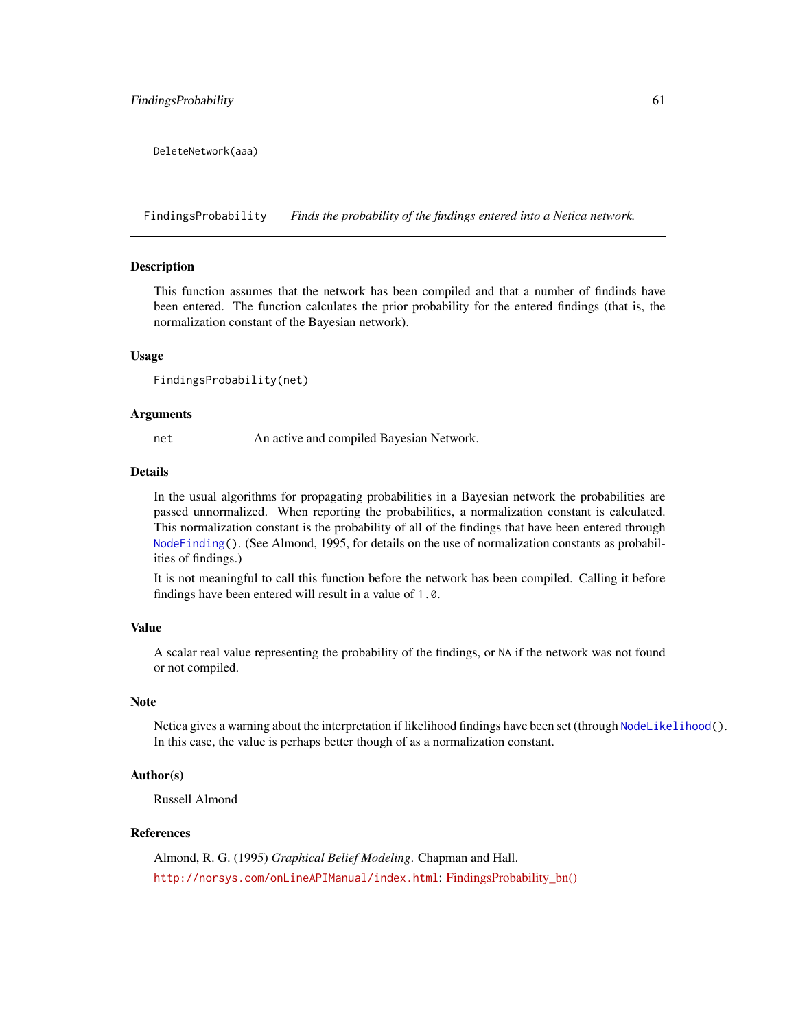```
DeleteNetwork(aaa)
```

---

## FindingsProbability *Finds the probability of the findings entered into a Netica network.*

### Description

This function assumes that the network has been compiled and that a number of findinds have been entered. The function calculates the prior probability for the entered findings (that is, the normalization constant of the Bayesian network).

### Usage

```
FindingsProbability(net)
```

### Arguments

`net` An active and compiled Bayesian Network.

### Details

In the usual algorithms for propagating probabilities in a Bayesian network the probabilities are passed unnormalized. When reporting the probabilities, a normalization constant is calculated. This normalization constant is the probability of all of the findings that have been entered through `NodeFinding()`. (See Almond, 1995, for details on the use of normalization constants as probabilities of findings.)

It is not meaningful to call this function before the network has been compiled. Calling it before findings have been entered will result in a value of `1.0`.

### Value

A scalar real value representing the probability of the findings, or `NA` if the network was not found or not compiled.

### Note

Netica gives a warning about the interpretation if likelihood findings have been set (through `NodeLikelihood()`. In this case, the value is perhaps better though of as a normalization constant.

### Author(s)

Russell Almond

### References

Almond, R. G. (1995) *Graphical Belief Modeling*. Chapman and Hall.

http://norsys.com/onLineAPIManual/index.html: FindingsProbability_bn()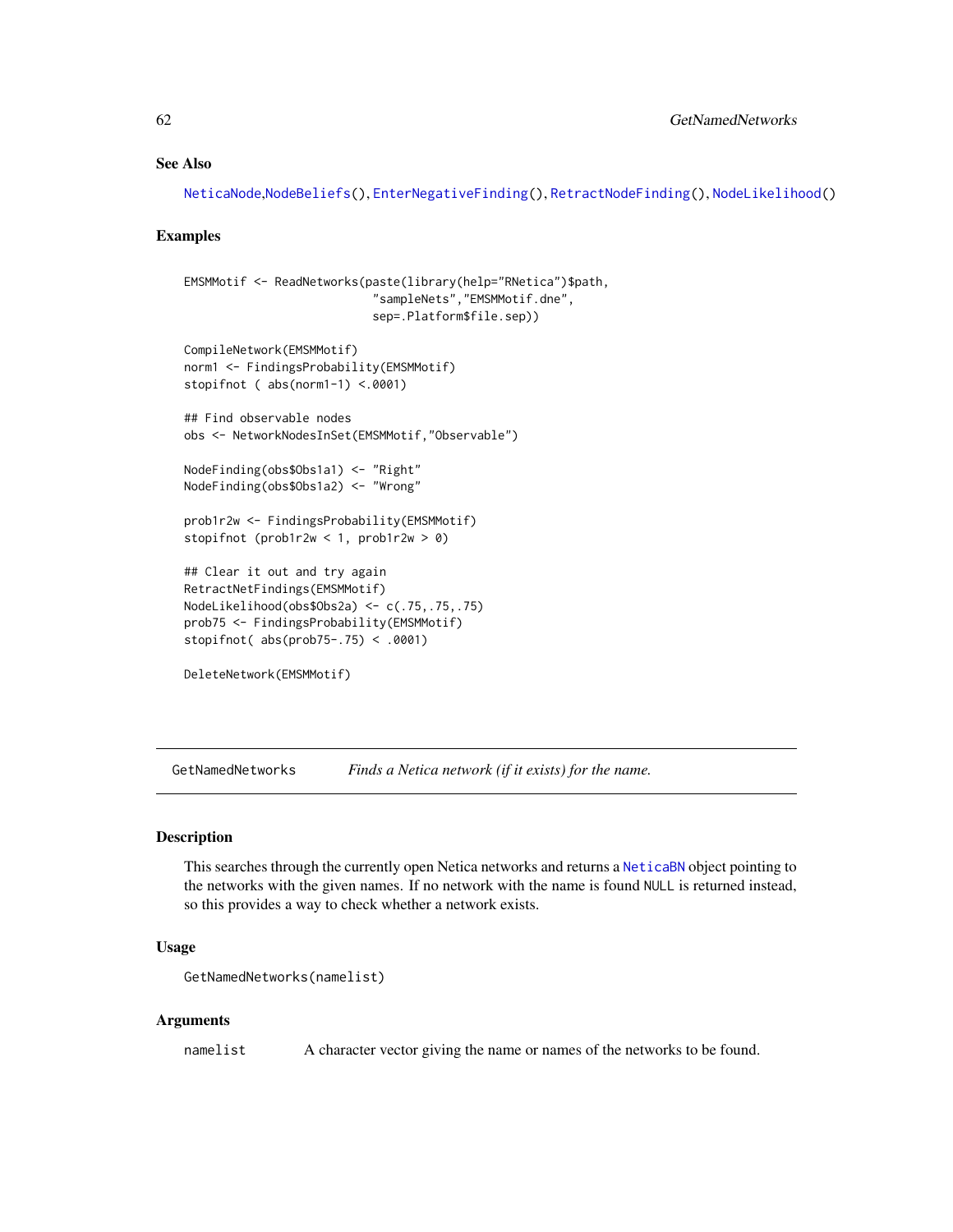### See Also

NeticaNode,NodeBeliefs(), EnterNegativeFinding(), RetractNodeFinding(), NodeLikelihood()

### Examples

```
EMSMMotif <- ReadNetworks(paste(library(help="RNetica")$path,
                           "sampleNets","EMSMMotif.dne",
                           sep=.Platform$file.sep))

CompileNetwork(EMSMMotif)
norm1 <- FindingsProbability(EMSMMotif)
stopifnot ( abs(norm1-1) <.0001)

## Find observable nodes
obs <- NetworkNodesInSet(EMSMMotif,"Observable")

NodeFinding(obs$Obs1a1) <- "Right"
NodeFinding(obs$Obs1a2) <- "Wrong"

prob1r2w <- FindingsProbability(EMSMMotif)
stopifnot (prob1r2w < 1, prob1r2w > 0)

## Clear it out and try again
RetractNetFindings(EMSMMotif)
NodeLikelihood(obs$Obs2a) <- c(.75,.75,.75)
prob75 <- FindingsProbability(EMSMMotif)
stopifnot( abs(prob75-.75) < .0001)

DeleteNetwork(EMSMMotif)
```

---

## GetNamedNetworks &emsp; *Finds a Netica network (if it exists) for the name.*

### Description

This searches through the currently open Netica networks and returns a NeticaBN object pointing to the networks with the given names. If no network with the name is found NULL is returned instead, so this provides a way to check whether a network exists.

### Usage

```
GetNamedNetworks(namelist)
```

### Arguments

| | |
|---|---|
| namelist | A character vector giving the name or names of the networks to be found. |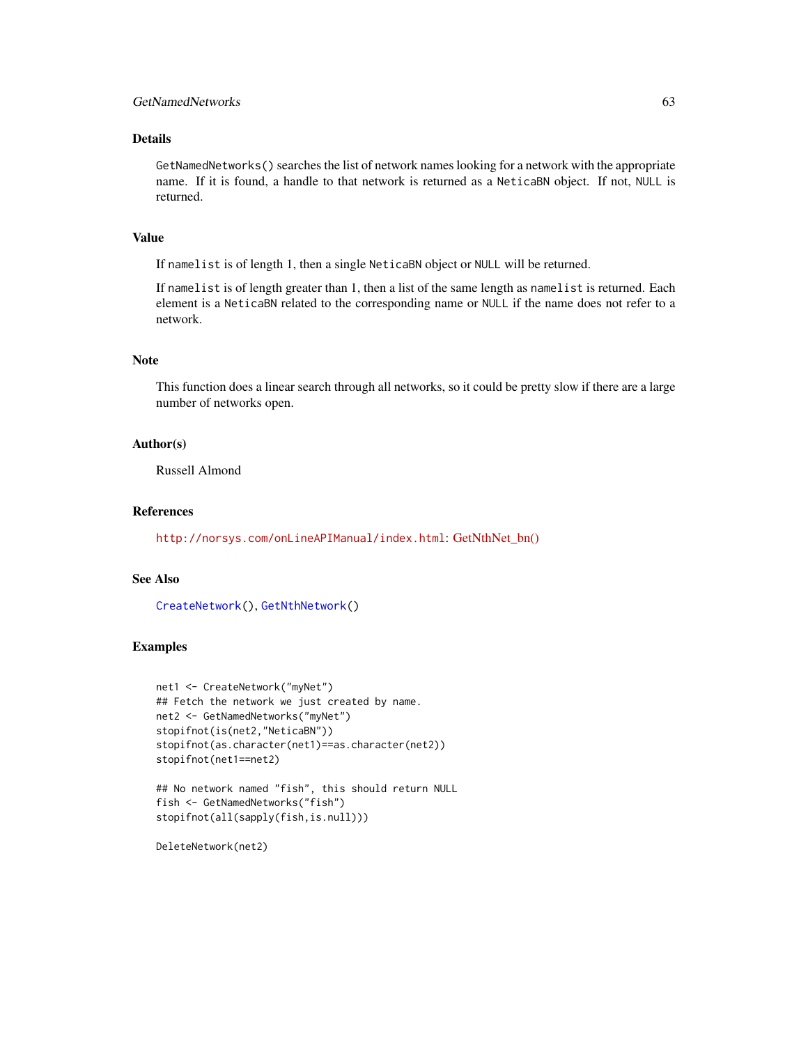### Details

`GetNamedNetworks()` searches the list of network names looking for a network with the appropriate name. If it is found, a handle to that network is returned as a `NeticaBN` object. If not, `NULL` is returned.

### Value

If `namelist` is of length 1, then a single `NeticaBN` object or `NULL` will be returned.

If `namelist` is of length greater than 1, then a list of the same length as `namelist` is returned. Each element is a `NeticaBN` related to the corresponding name or `NULL` if the name does not refer to a network.

### Note

This function does a linear search through all networks, so it could be pretty slow if there are a large number of networks open.

### Author(s)

Russell Almond

### References

http://norsys.com/onLineAPIManual/index.html: GetNthNet_bn()

### See Also

`CreateNetwork()`, `GetNthNetwork()`

### Examples

```
net1 <- CreateNetwork("myNet")
## Fetch the network we just created by name.
net2 <- GetNamedNetworks("myNet")
stopifnot(is(net2,"NeticaBN"))
stopifnot(as.character(net1)==as.character(net2))
stopifnot(net1==net2)

## No network named "fish", this should return NULL
fish <- GetNamedNetworks("fish")
stopifnot(all(sapply(fish,is.null)))

DeleteNetwork(net2)
```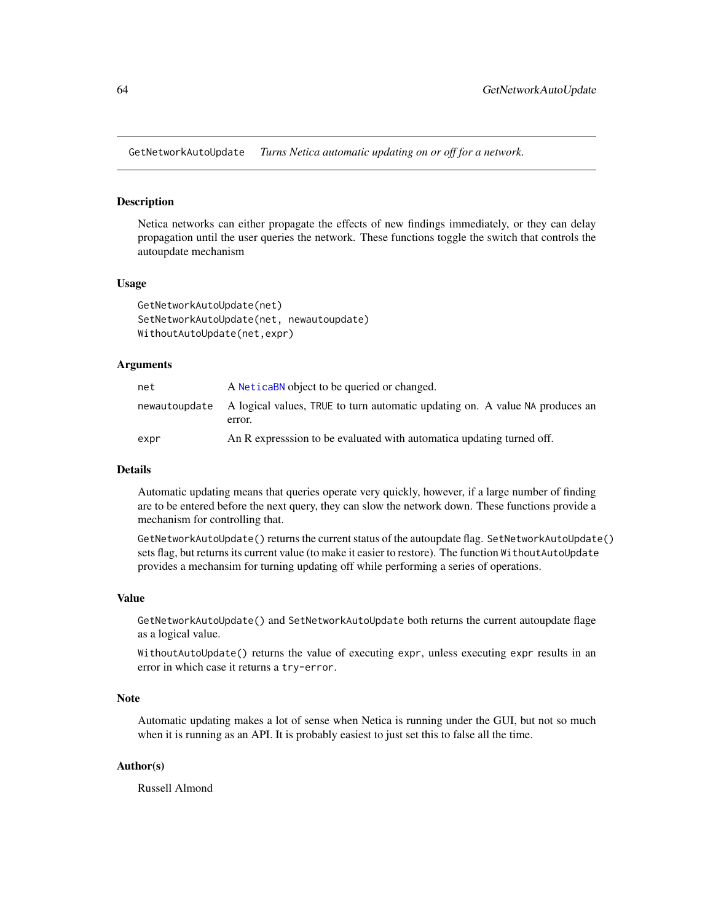GetNetworkAutoUpdate    *Turns Netica automatic updating on or off for a network.*

## Description

Netica networks can either propagate the effects of new findings immediately, or they can delay propagation until the user queries the network. These functions toggle the switch that controls the autoupdate mechanism

## Usage

```
GetNetworkAutoUpdate(net)
SetNetworkAutoUpdate(net, newautoupdate)
WithoutAutoUpdate(net,expr)
```

## Arguments

| | |
|---|---|
| `net` | A `NeticaBN` object to be queried or changed. |
| `newautoupdate` | A logical values, `TRUE` to turn automatic updating on. A value `NA` produces an error. |
| `expr` | An R expresssion to be evaluated with automatica updating turned off. |

## Details

Automatic updating means that queries operate very quickly, however, if a large number of finding are to be entered before the next query, they can slow the network down. These functions provide a mechanism for controlling that.

`GetNetworkAutoUpdate()` returns the current status of the autoupdate flag. `SetNetworkAutoUpdate()` sets flag, but returns its current value (to make it easier to restore). The function `WithoutAutoUpdate` provides a mechansim for turning updating off while performing a series of operations.

## Value

`GetNetworkAutoUpdate()` and `SetNetworkAutoUpdate` both returns the current autoupdate flage as a logical value.

`WithoutAutoUpdate()` returns the value of executing `expr`, unless executing `expr` results in an error in which case it returns a `try-error`.

## Note

Automatic updating makes a lot of sense when Netica is running under the GUI, but not so much when it is running as an API. It is probably easiest to just set this to false all the time.

## Author(s)

Russell Almond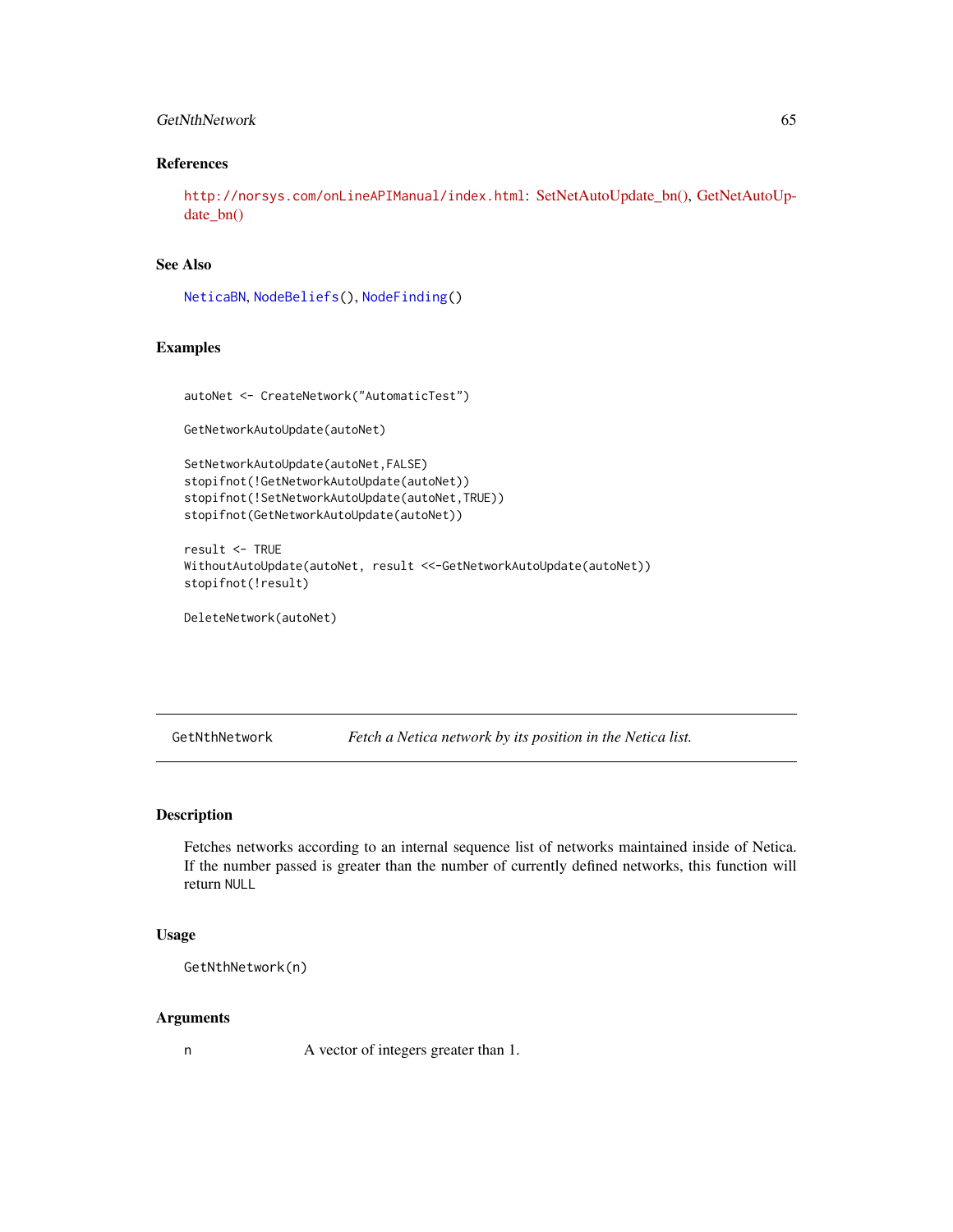## References

http://norsys.com/onLineAPIManual/index.html: SetNetAutoUpdate_bn(), GetNetAutoUpdate_bn()

## See Also

NeticaBN, NodeBeliefs(), NodeFinding()

## Examples

```
autoNet <- CreateNetwork("AutomaticTest")

GetNetworkAutoUpdate(autoNet)

SetNetworkAutoUpdate(autoNet,FALSE)
stopifnot(!GetNetworkAutoUpdate(autoNet))
stopifnot(!SetNetworkAutoUpdate(autoNet,TRUE))
stopifnot(GetNetworkAutoUpdate(autoNet))

result <- TRUE
WithoutAutoUpdate(autoNet, result <<-GetNetworkAutoUpdate(autoNet))
stopifnot(!result)

DeleteNetwork(autoNet)
```

---

# GetNthNetwork — *Fetch a Netica network by its position in the Netica list.*

## Description

Fetches networks according to an internal sequence list of networks maintained inside of Netica. If the number passed is greater than the number of currently defined networks, this function will return NULL

## Usage

```
GetNthNetwork(n)
```

## Arguments

| | |
|---|---|
| n | A vector of integers greater than 1. |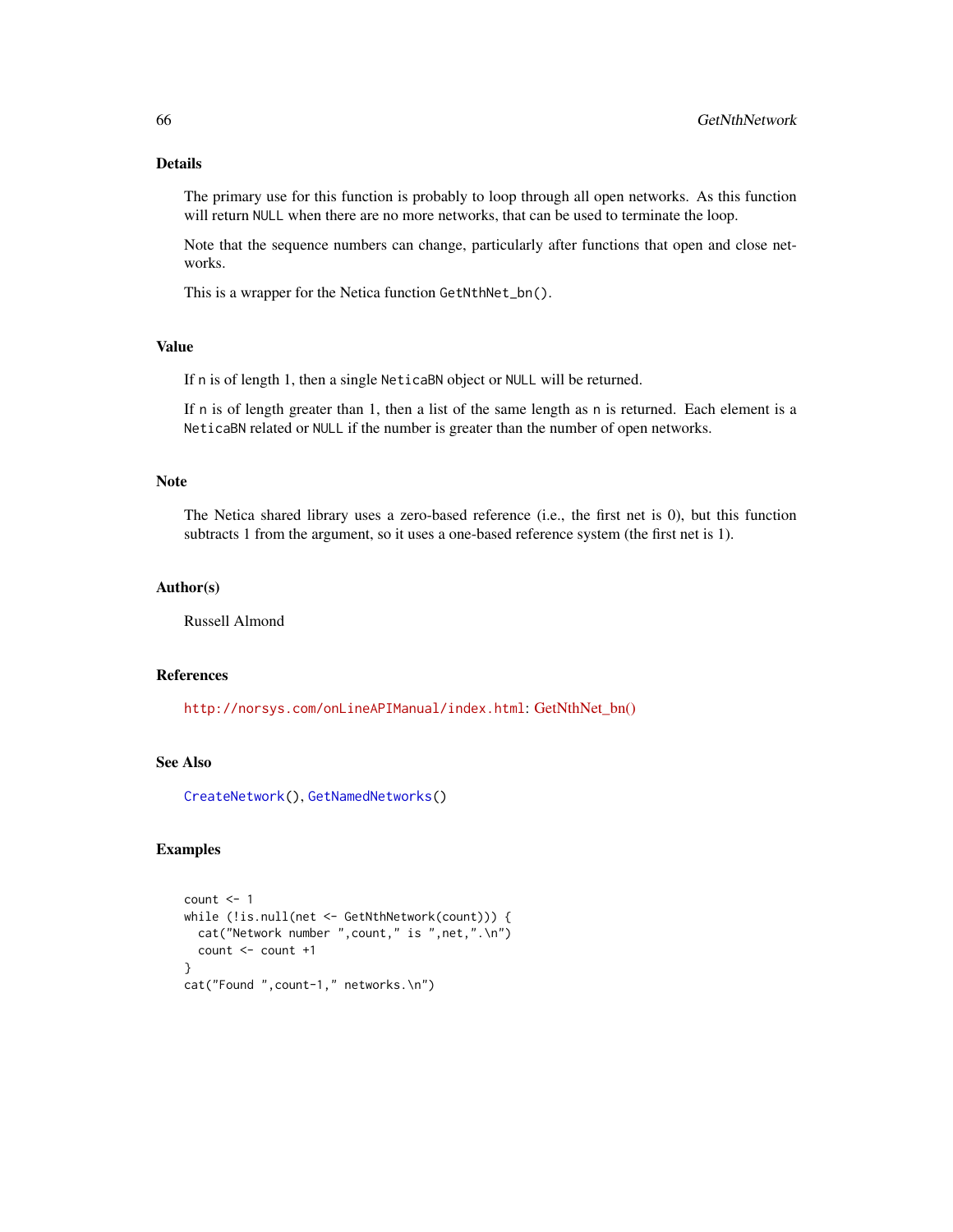## Details

The primary use for this function is probably to loop through all open networks. As this function will return `NULL` when there are no more networks, that can be used to terminate the loop.

Note that the sequence numbers can change, particularly after functions that open and close networks.

This is a wrapper for the Netica function `GetNthNet_bn()`.

## Value

If `n` is of length 1, then a single `NeticaBN` object or `NULL` will be returned.

If `n` is of length greater than 1, then a list of the same length as `n` is returned. Each element is a `NeticaBN` related or `NULL` if the number is greater than the number of open networks.

## Note

The Netica shared library uses a zero-based reference (i.e., the first net is 0), but this function subtracts 1 from the argument, so it uses a one-based reference system (the first net is 1).

## Author(s)

Russell Almond

## References

`http://norsys.com/onLineAPIManual/index.html`: GetNthNet_bn()

## See Also

`CreateNetwork()`, `GetNamedNetworks()`

## Examples

```
count <- 1
while (!is.null(net <- GetNthNetwork(count))) {
  cat("Network number ",count," is ",net,".\n")
  count <- count +1
}
cat("Found ",count-1," networks.\n")
```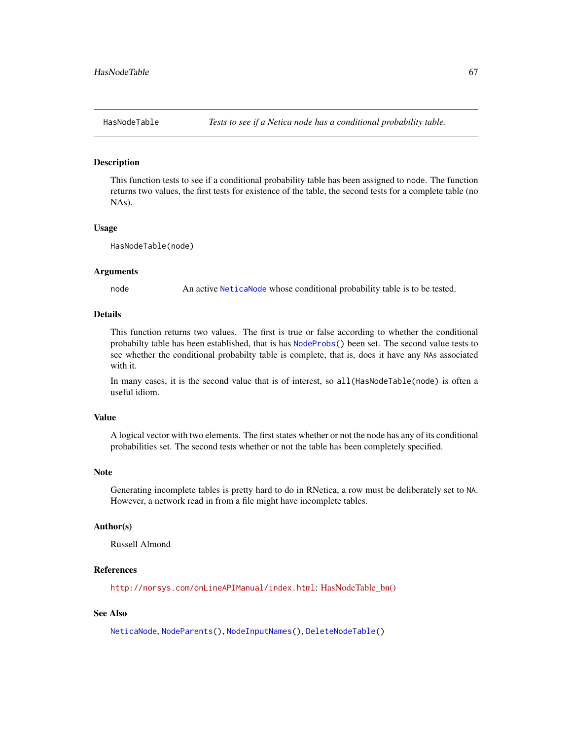## HasNodeTable — *Tests to see if a Netica node has a conditional probability table.*

### Description

This function tests to see if a conditional probability table has been assigned to `node`. The function returns two values, the first tests for existence of the table, the second tests for a complete table (no NAs).

### Usage

```
HasNodeTable(node)
```

### Arguments

| | |
|---|---|
| `node` | An active `NeticaNode` whose conditional probability table is to be tested. |

### Details

This function returns two values. The first is true or false according to whether the conditional probabilty table has been established, that is has `NodeProbs()` been set. The second value tests to see whether the conditional probabilty table is complete, that is, does it have any `NA`s associated with it.

In many cases, it is the second value that is of interest, so `all(HasNodeTable(node)` is often a useful idiom.

### Value

A logical vector with two elements. The first states whether or not the node has any of its conditional probabilities set. The second tests whether or not the table has been completely specified.

### Note

Generating incomplete tables is pretty hard to do in RNetica, a row must be deliberately set to `NA`. However, a network read in from a file might have incomplete tables.

### Author(s)

Russell Almond

### References

`http://norsys.com/onLineAPIManual/index.html`: HasNodeTable_bn()

### See Also

`NeticaNode`, `NodeParents()`, `NodeInputNames()`, `DeleteNodeTable()`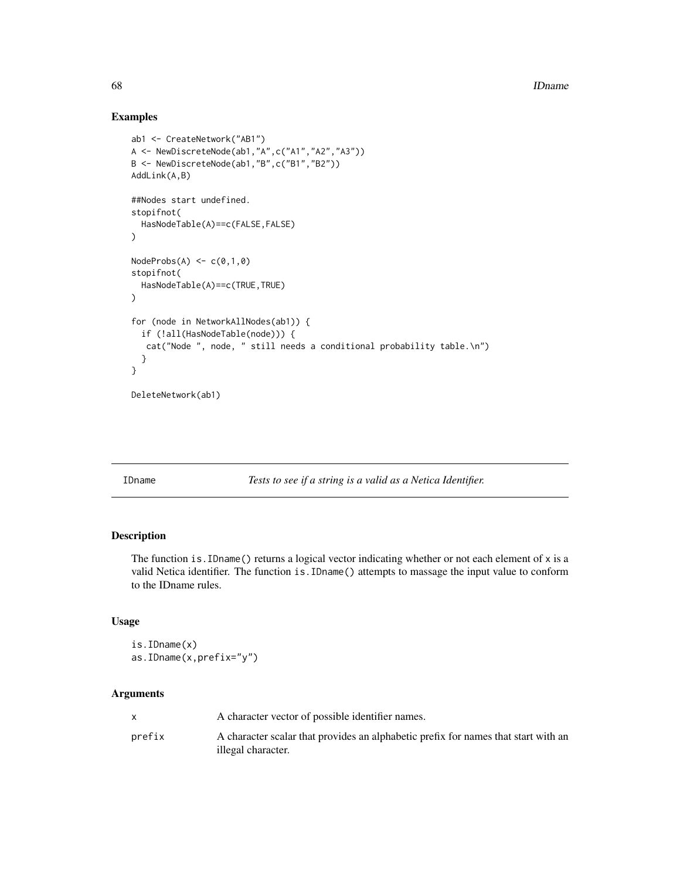## Examples

```
ab1 <- CreateNetwork("AB1")
A <- NewDiscreteNode(ab1,"A",c("A1","A2","A3"))
B <- NewDiscreteNode(ab1,"B",c("B1","B2"))
AddLink(A,B)

##Nodes start undefined.
stopifnot(
  HasNodeTable(A)==c(FALSE,FALSE)
)

NodeProbs(A) <- c(0,1,0)
stopifnot(
  HasNodeTable(A)==c(TRUE,TRUE)
)

for (node in NetworkAllNodes(ab1)) {
  if (!all(HasNodeTable(node))) {
   cat("Node ", node, " still needs a conditional probability table.\n")
  }
}

DeleteNetwork(ab1)
```

---

IDname — *Tests to see if a string is a valid as a Netica Identifier.*

---

## Description

The function `is.IDname()` returns a logical vector indicating whether or not each element of `x` is a valid Netica identifier. The function `is.IDname()` attempts to massage the input value to conform to the IDname rules.

## Usage

```
is.IDname(x)
as.IDname(x,prefix="y")
```

## Arguments

| | |
|---|---|
| `x` | A character vector of possible identifier names. |
| `prefix` | A character scalar that provides an alphabetic prefix for names that start with an illegal character. |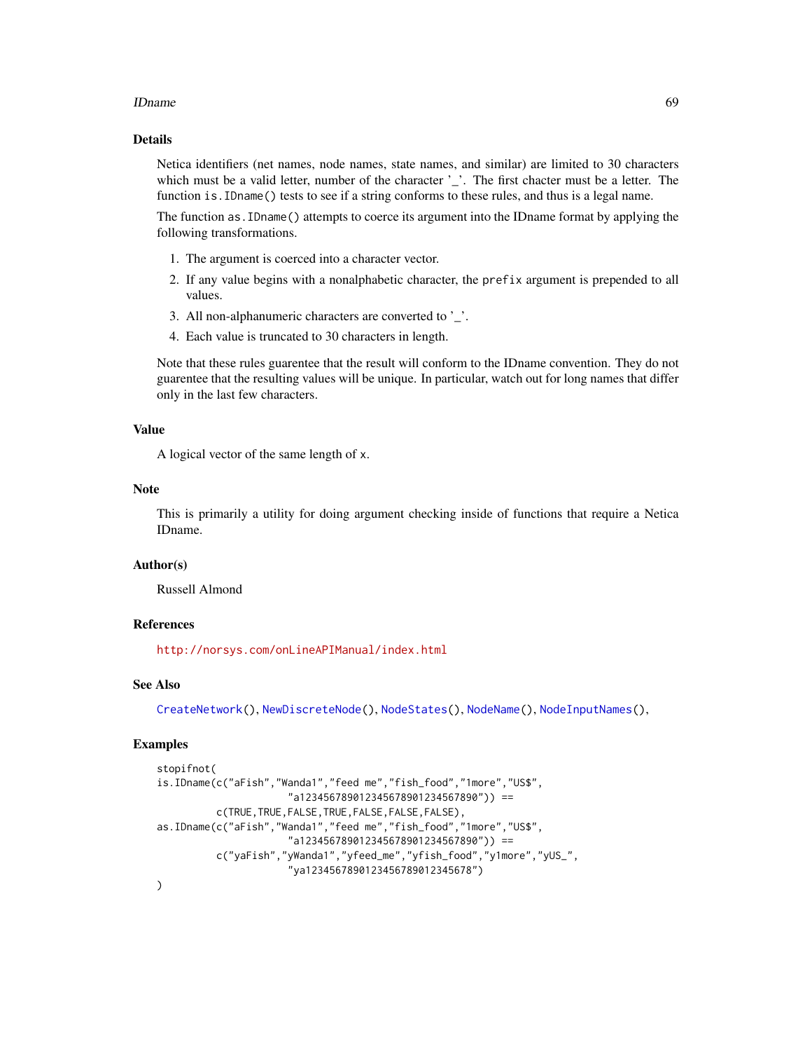## Details

Netica identifiers (net names, node names, state names, and similar) are limited to 30 characters which must be a valid letter, number of the character '_'. The first chacter must be a letter. The function `is.IDname()` tests to see if a string conforms to these rules, and thus is a legal name.

The function `as.IDname()` attempts to coerce its argument into the IDname format by applying the following transformations.

1. The argument is coerced into a character vector.
2. If any value begins with a nonalphabetic character, the `prefix` argument is prepended to all values.
3. All non-alphanumeric characters are converted to '_'.
4. Each value is truncated to 30 characters in length.

Note that these rules guarentee that the result will conform to the IDname convention. They do not guarentee that the resulting values will be unique. In particular, watch out for long names that differ only in the last few characters.

## Value

A logical vector of the same length of `x`.

## Note

This is primarily a utility for doing argument checking inside of functions that require a Netica IDname.

## Author(s)

Russell Almond

## References

http://norsys.com/onLineAPIManual/index.html

## See Also

`CreateNetwork()`, `NewDiscreteNode()`, `NodeStates()`, `NodeName()`, `NodeInputNames()`,

## Examples

```
stopifnot(
is.IDname(c("aFish","Wanda1","feed me","fish_food","1more","US$",
                      "a123456789012345678901234567890")) ==
          c(TRUE,TRUE,FALSE,TRUE,FALSE,FALSE,FALSE),
as.IDname(c("aFish","Wanda1","feed me","fish_food","1more","US$",
                      "a123456789012345678901234567890")) ==
          c("yaFish","yWanda1","yfeed_me","yfish_food","y1more","yUS_",
                      "ya1234567890123456789012345678")
)
```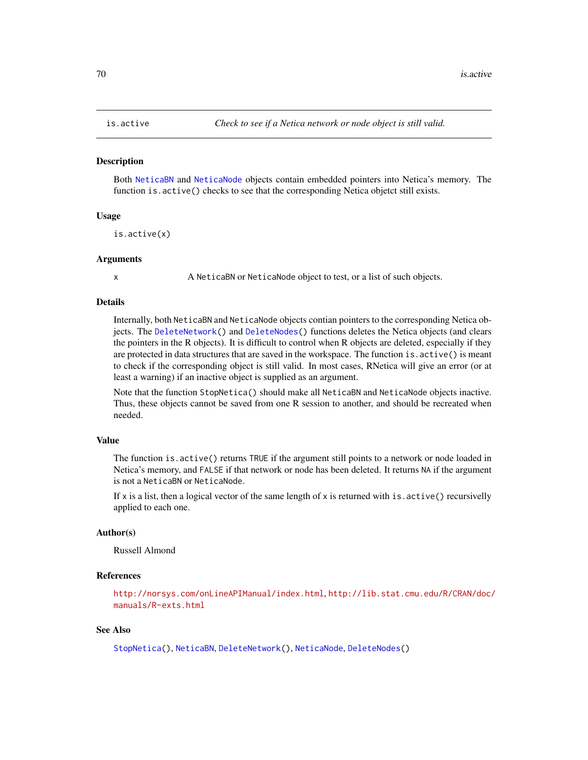## is.active — *Check to see if a Netica network or node object is still valid.*

### Description

Both NeticaBN and NeticaNode objects contain embedded pointers into Netica's memory. The function `is.active()` checks to see that the corresponding Netica objetct still exists.

### Usage

```
is.active(x)
```

### Arguments

| | |
|---|---|
| x | A NeticaBN or NeticaNode object to test, or a list of such objects. |

### Details

Internally, both NeticaBN and NeticaNode objects contian pointers to the corresponding Netica objects. The `DeleteNetwork()` and `DeleteNodes()` functions deletes the Netica objects (and clears the pointers in the R objects). It is difficult to control when R objects are deleted, especially if they are protected in data structures that are saved in the workspace. The function `is.active()` is meant to check if the corresponding object is still valid. In most cases, RNetica will give an error (or at least a warning) if an inactive object is supplied as an argument.

Note that the function `StopNetica()` should make all NeticaBN and NeticaNode objects inactive. Thus, these objects cannot be saved from one R session to another, and should be recreated when needed.

### Value

The function `is.active()` returns `TRUE` if the argument still points to a network or node loaded in Netica's memory, and `FALSE` if that network or node has been deleted. It returns `NA` if the argument is not a NeticaBN or NeticaNode.

If x is a list, then a logical vector of the same length of x is returned with `is.active()` recursivelly applied to each one.

### Author(s)

Russell Almond

### References

http://norsys.com/onLineAPIManual/index.html, http://lib.stat.cmu.edu/R/CRAN/doc/manuals/R-exts.html

### See Also

`StopNetica()`, NeticaBN, `DeleteNetwork()`, NeticaNode, `DeleteNodes()`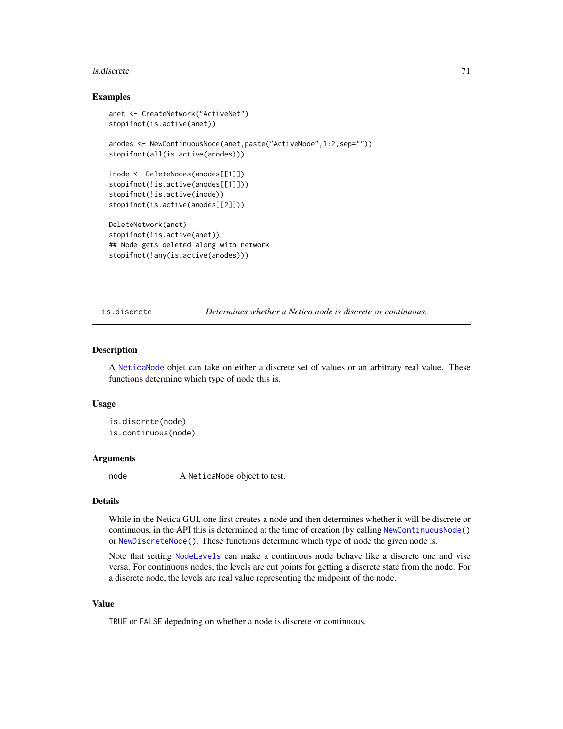## Examples

```
anet <- CreateNetwork("ActiveNet")
stopifnot(is.active(anet))

anodes <- NewContinuousNode(anet,paste("ActiveNode",1:2,sep=""))
stopifnot(all(is.active(anodes)))

inode <- DeleteNodes(anodes[[1]])
stopifnot(!is.active(anodes[[1]]))
stopifnot(!is.active(inode))
stopifnot(is.active(anodes[[2]]))

DeleteNetwork(anet)
stopifnot(!is.active(anet))
## Node gets deleted along with network
stopifnot(!any(is.active(anodes)))
```

---

# is.discrete — *Determines whether a Netica node is discrete or continuous.*

---

## Description

A NeticaNode objet can take on either a discrete set of values or an arbitrary real value. These functions determine which type of node this is.

## Usage

```
is.discrete(node)
is.continuous(node)
```

## Arguments

| | |
|---|---|
| node | A NeticaNode object to test. |

## Details

While in the Netica GUI, one first creates a node and then determines whether it will be discrete or continuous, in the API this is determined at the time of creation (by calling NewContinuousNode() or NewDiscreteNode(). These functions determine which type of node the given node is.

Note that setting NodeLevels can make a continuous node behave like a discrete one and vise versa. For continuous nodes, the levels are cut points for getting a discrete state from the node. For a discrete node, the levels are real value representing the midpoint of the node.

## Value

TRUE or FALSE depedning on whether a node is discrete or continuous.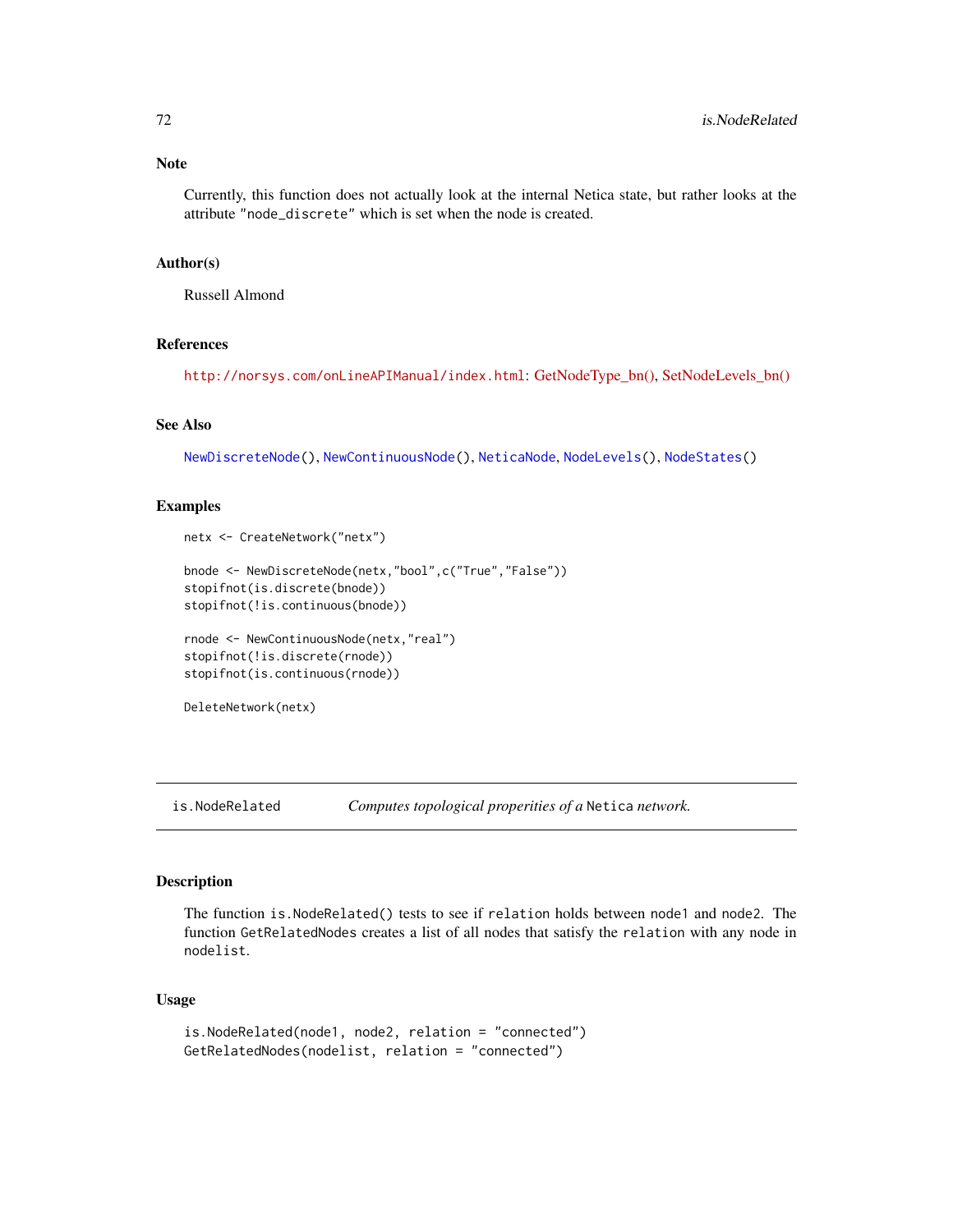## Note

Currently, this function does not actually look at the internal Netica state, but rather looks at the attribute "node_discrete" which is set when the node is created.

## Author(s)

Russell Almond

## References

http://norsys.com/onLineAPIManual/index.html: GetNodeType_bn(), SetNodeLevels_bn()

## See Also

NewDiscreteNode(), NewContinuousNode(), NeticaNode, NodeLevels(), NodeStates()

## Examples

```
netx <- CreateNetwork("netx")

bnode <- NewDiscreteNode(netx,"bool",c("True","False"))
stopifnot(is.discrete(bnode))
stopifnot(!is.continuous(bnode))

rnode <- NewContinuousNode(netx,"real")
stopifnot(!is.discrete(rnode))
stopifnot(is.continuous(rnode))

DeleteNetwork(netx)
```

---

# is.NodeRelated — *Computes topological properities of a* Netica *network.*

## Description

The function is.NodeRelated() tests to see if relation holds between node1 and node2. The function GetRelatedNodes creates a list of all nodes that satisfy the relation with any node in nodelist.

## Usage

```
is.NodeRelated(node1, node2, relation = "connected")
GetRelatedNodes(nodelist, relation = "connected")
```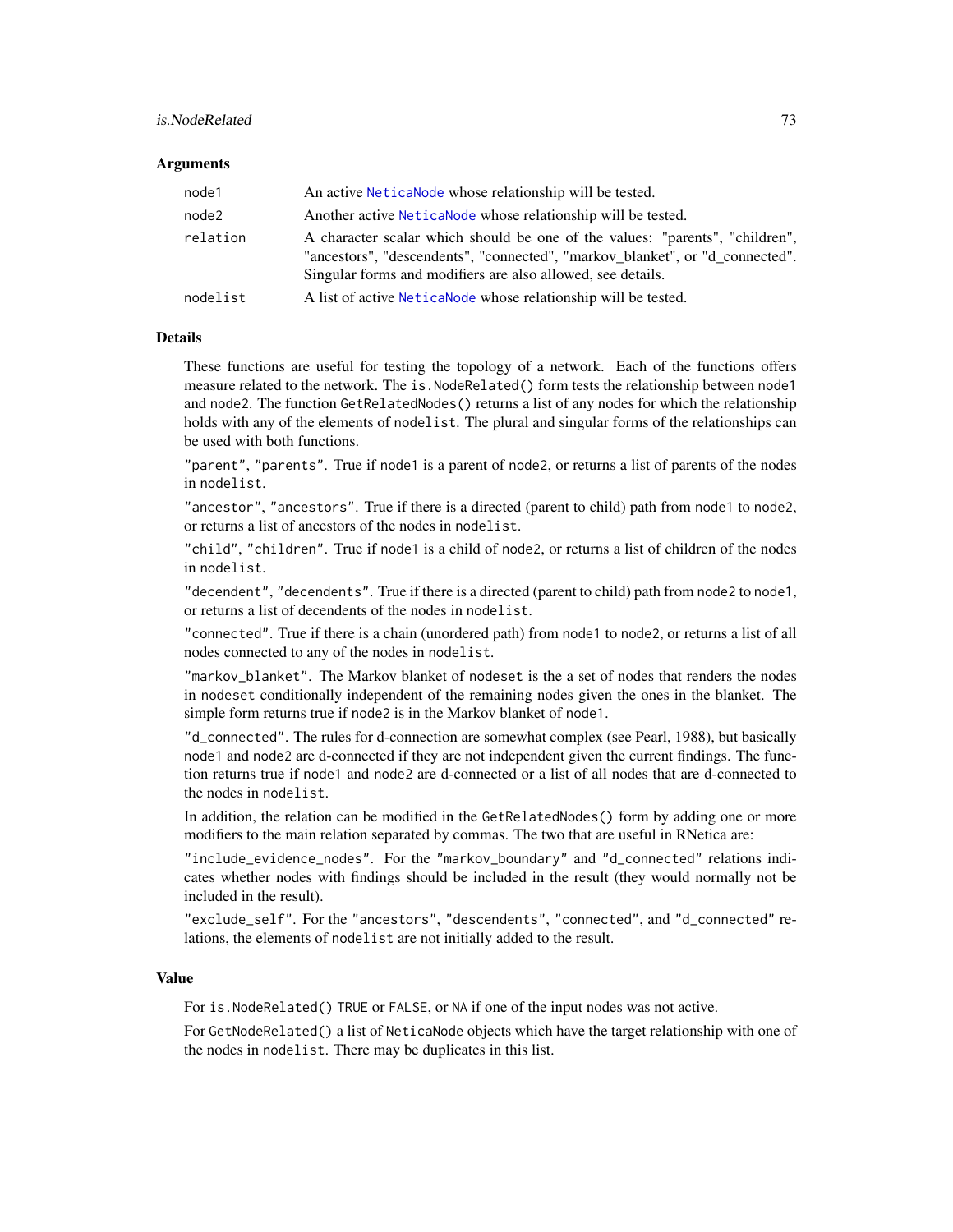### Arguments

| | |
|---|---|
| node1 | An active NeticaNode whose relationship will be tested. |
| node2 | Another active NeticaNode whose relationship will be tested. |
| relation | A character scalar which should be one of the values: "parents", "children", "ancestors", "descendents", "connected", "markov_blanket", or "d_connected". Singular forms and modifiers are also allowed, see details. |
| nodelist | A list of active NeticaNode whose relationship will be tested. |

### Details

These functions are useful for testing the topology of a network. Each of the functions offers measure related to the network. The `is.NodeRelated()` form tests the relationship between `node1` and `node2`. The function `GetRelatedNodes()` returns a list of any nodes for which the relationship holds with any of the elements of `nodelist`. The plural and singular forms of the relationships can be used with both functions.

`"parent"`, `"parents"`. True if `node1` is a parent of `node2`, or returns a list of parents of the nodes in `nodelist`.

`"ancestor"`, `"ancestors"`. True if there is a directed (parent to child) path from `node1` to `node2`, or returns a list of ancestors of the nodes in `nodelist`.

`"child"`, `"children"`. True if `node1` is a child of `node2`, or returns a list of children of the nodes in `nodelist`.

`"decendent"`, `"decendents"`. True if there is a directed (parent to child) path from `node2` to `node1`, or returns a list of decendents of the nodes in `nodelist`.

`"connected"`. True if there is a chain (unordered path) from `node1` to `node2`, or returns a list of all nodes connected to any of the nodes in `nodelist`.

`"markov_blanket"`. The Markov blanket of `nodeset` is the a set of nodes that renders the nodes in `nodeset` conditionally independent of the remaining nodes given the ones in the blanket. The simple form returns true if `node2` is in the Markov blanket of `node1`.

`"d_connected"`. The rules for d-connection are somewhat complex (see Pearl, 1988), but basically `node1` and `node2` are d-connected if they are not independent given the current findings. The function returns true if `node1` and `node2` are d-connected or a list of all nodes that are d-connected to the nodes in `nodelist`.

In addition, the relation can be modified in the `GetRelatedNodes()` form by adding one or more modifiers to the main relation separated by commas. The two that are useful in RNetica are:

`"include_evidence_nodes"`. For the `"markov_boundary"` and `"d_connected"` relations indicates whether nodes with findings should be included in the result (they would normally not be included in the result).

`"exclude_self"`. For the `"ancestors"`, `"descendents"`, `"connected"`, and `"d_connected"` relations, the elements of `nodelist` are not initially added to the result.

### Value

For `is.NodeRelated()` `TRUE` or `FALSE`, or `NA` if one of the input nodes was not active.

For `GetNodeRelated()` a list of `NeticaNode` objects which have the target relationship with one of the nodes in `nodelist`. There may be duplicates in this list.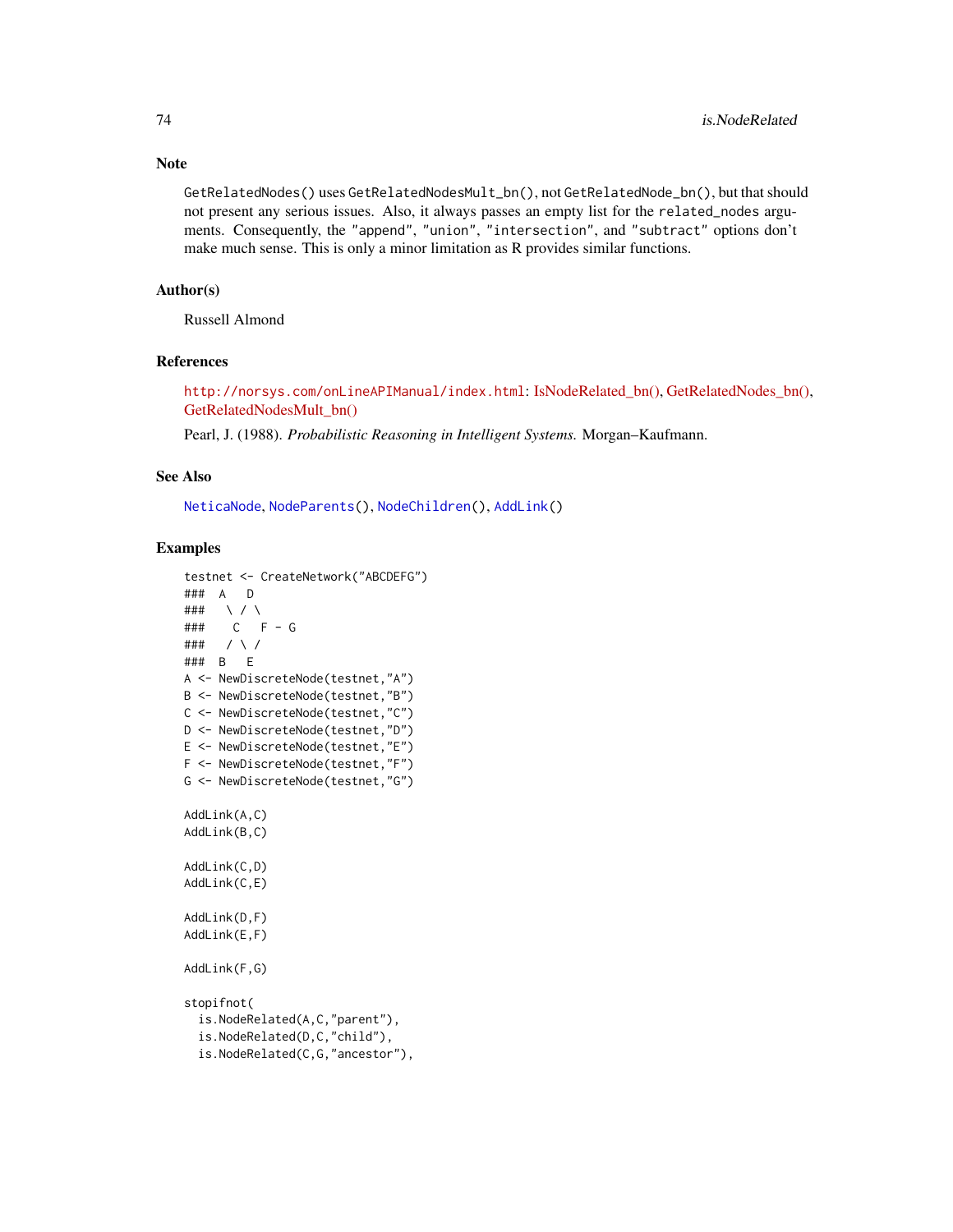## Note

`GetRelatedNodes()` uses `GetRelatedNodesMult_bn()`, not `GetRelatedNode_bn()`, but that should not present any serious issues. Also, it always passes an empty list for the `related_nodes` arguments. Consequently, the `"append"`, `"union"`, `"intersection"`, and `"subtract"` options don't make much sense. This is only a minor limitation as R provides similar functions.

## Author(s)

Russell Almond

## References

`http://norsys.com/onLineAPIManual/index.html`: IsNodeRelated_bn(), GetRelatedNodes_bn(), GetRelatedNodesMult_bn()

Pearl, J. (1988). *Probabilistic Reasoning in Intelligent Systems.* Morgan–Kaufmann.

## See Also

`NeticaNode`, `NodeParents()`, `NodeChildren()`, `AddLink()`

## Examples

```
testnet <- CreateNetwork("ABCDEFG")
###  A   D
###   \ / \
###    C   F - G
###   / \ /
###  B   E
A <- NewDiscreteNode(testnet,"A")
B <- NewDiscreteNode(testnet,"B")
C <- NewDiscreteNode(testnet,"C")
D <- NewDiscreteNode(testnet,"D")
E <- NewDiscreteNode(testnet,"E")
F <- NewDiscreteNode(testnet,"F")
G <- NewDiscreteNode(testnet,"G")

AddLink(A,C)
AddLink(B,C)

AddLink(C,D)
AddLink(C,E)

AddLink(D,F)
AddLink(E,F)

AddLink(F,G)

stopifnot(
  is.NodeRelated(A,C,"parent"),
  is.NodeRelated(D,C,"child"),
  is.NodeRelated(C,G,"ancestor"),
```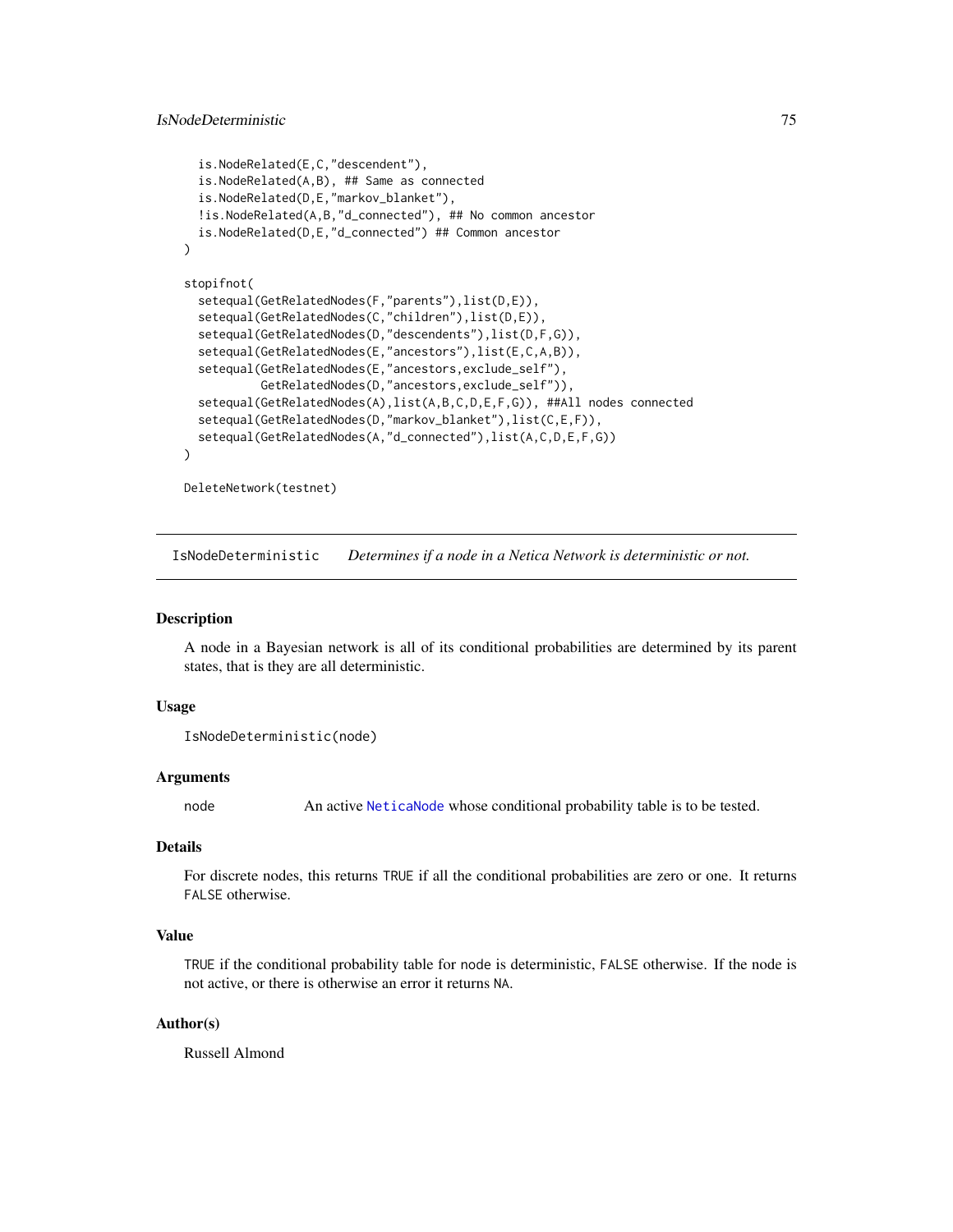```
  is.NodeRelated(E,C,"descendent"),
  is.NodeRelated(A,B), ## Same as connected
  is.NodeRelated(D,E,"markov_blanket"),
  !is.NodeRelated(A,B,"d_connected"), ## No common ancestor
  is.NodeRelated(D,E,"d_connected") ## Common ancestor
)

stopifnot(
  setequal(GetRelatedNodes(F,"parents"),list(D,E)),
  setequal(GetRelatedNodes(C,"children"),list(D,E)),
  setequal(GetRelatedNodes(D,"descendents"),list(D,F,G)),
  setequal(GetRelatedNodes(E,"ancestors"),list(E,C,A,B)),
  setequal(GetRelatedNodes(E,"ancestors,exclude_self"),
           GetRelatedNodes(D,"ancestors,exclude_self")),
  setequal(GetRelatedNodes(A),list(A,B,C,D,E,F,G)), ##All nodes connected
  setequal(GetRelatedNodes(D,"markov_blanket"),list(C,E,F)),
  setequal(GetRelatedNodes(A,"d_connected"),list(A,C,D,E,F,G))
)

DeleteNetwork(testnet)
```

## IsNodeDeterministic — *Determines if a node in a Netica Network is deterministic or not.*

### Description

A node in a Bayesian network is all of its conditional probabilities are determined by its parent states, that is they are all deterministic.

### Usage

```
IsNodeDeterministic(node)
```

### Arguments

| | |
|---|---|
| node | An active NeticaNode whose conditional probability table is to be tested. |

### Details

For discrete nodes, this returns TRUE if all the conditional probabilities are zero or one. It returns FALSE otherwise.

### Value

TRUE if the conditional probability table for node is deterministic, FALSE otherwise. If the node is not active, or there is otherwise an error it returns NA.

### Author(s)

Russell Almond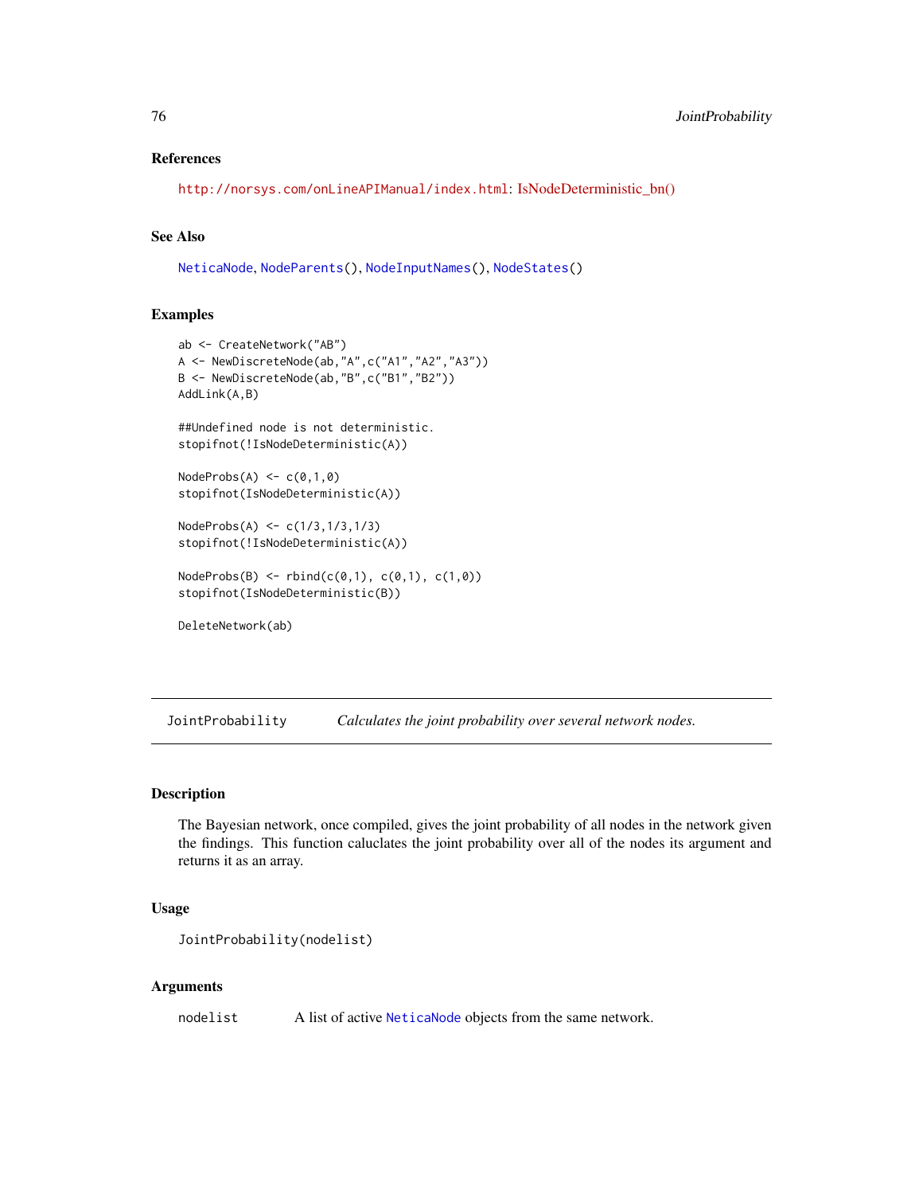## References

http://norsys.com/onLineAPIManual/index.html: IsNodeDeterministic_bn()

## See Also

NeticaNode, NodeParents(), NodeInputNames(), NodeStates()

## Examples

```
ab <- CreateNetwork("AB")
A <- NewDiscreteNode(ab,"A",c("A1","A2","A3"))
B <- NewDiscreteNode(ab,"B",c("B1","B2"))
AddLink(A,B)

##Undefined node is not deterministic.
stopifnot(!IsNodeDeterministic(A))

NodeProbs(A) <- c(0,1,0)
stopifnot(IsNodeDeterministic(A))

NodeProbs(A) <- c(1/3,1/3,1/3)
stopifnot(!IsNodeDeterministic(A))

NodeProbs(B) <- rbind(c(0,1), c(0,1), c(1,0))
stopifnot(IsNodeDeterministic(B))

DeleteNetwork(ab)
```

---

# JointProbability — *Calculates the joint probability over several network nodes.*

## Description

The Bayesian network, once compiled, gives the joint probability of all nodes in the network given the findings. This function caluclates the joint probability over all of the nodes its argument and returns it as an array.

## Usage

```
JointProbability(nodelist)
```

## Arguments

| | |
|---|---|
| nodelist | A list of active NeticaNode objects from the same network. |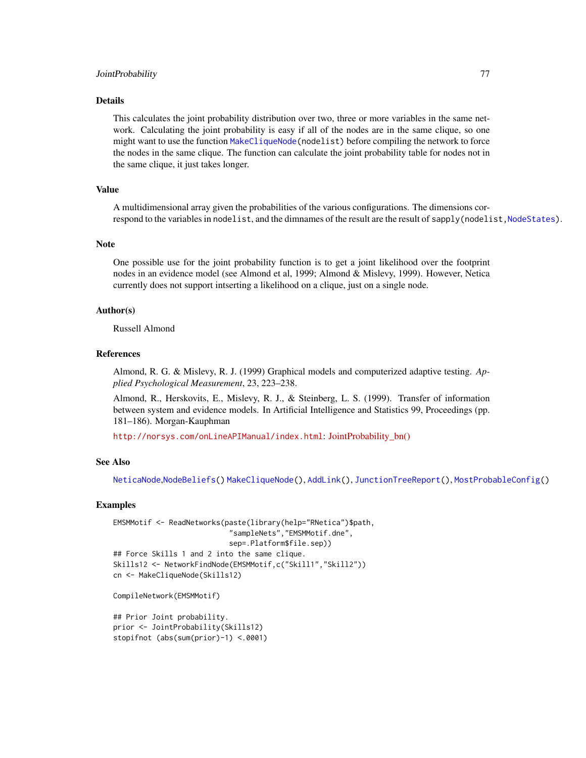## Details

This calculates the joint probability distribution over two, three or more variables in the same network. Calculating the joint probability is easy if all of the nodes are in the same clique, so one might want to use the function `MakeCliqueNode(nodelist)` before compiling the network to force the nodes in the same clique. The function can calculate the joint probability table for nodes not in the same clique, it just takes longer.

## Value

A multidimensional array given the probabilities of the various configurations. The dimensions correspond to the variables in `nodelist`, and the dimnames of the result are the result of `sapply(nodelist,NodeStates)`.

## Note

One possible use for the joint probability function is to get a joint likelihood over the footprint nodes in an evidence model (see Almond et al, 1999; Almond & Mislevy, 1999). However, Netica currently does not support intserting a likelihood on a clique, just on a single node.

## Author(s)

Russell Almond

## References

Almond, R. G. & Mislevy, R. J. (1999) Graphical models and computerized adaptive testing. *Applied Psychological Measurement*, 23, 223–238.

Almond, R., Herskovits, E., Mislevy, R. J., & Steinberg, L. S. (1999). Transfer of information between system and evidence models. In Artificial Intelligence and Statistics 99, Proceedings (pp. 181–186). Morgan-Kauphman

http://norsys.com/onLineAPIManual/index.html: JointProbability_bn()

## See Also

`NeticaNode`,`NodeBeliefs()` `MakeCliqueNode()`, `AddLink()`, `JunctionTreeReport()`, `MostProbableConfig()`

## Examples

```
EMSMMotif <- ReadNetworks(paste(library(help="RNetica")$path,
                           "sampleNets","EMSMMotif.dne",
                           sep=.Platform$file.sep))
## Force Skills 1 and 2 into the same clique.
Skills12 <- NetworkFindNode(EMSMMotif,c("Skill1","Skill2"))
cn <- MakeCliqueNode(Skills12)

CompileNetwork(EMSMMotif)

## Prior Joint probability.
prior <- JointProbability(Skills12)
stopifnot (abs(sum(prior)-1) <.0001)
```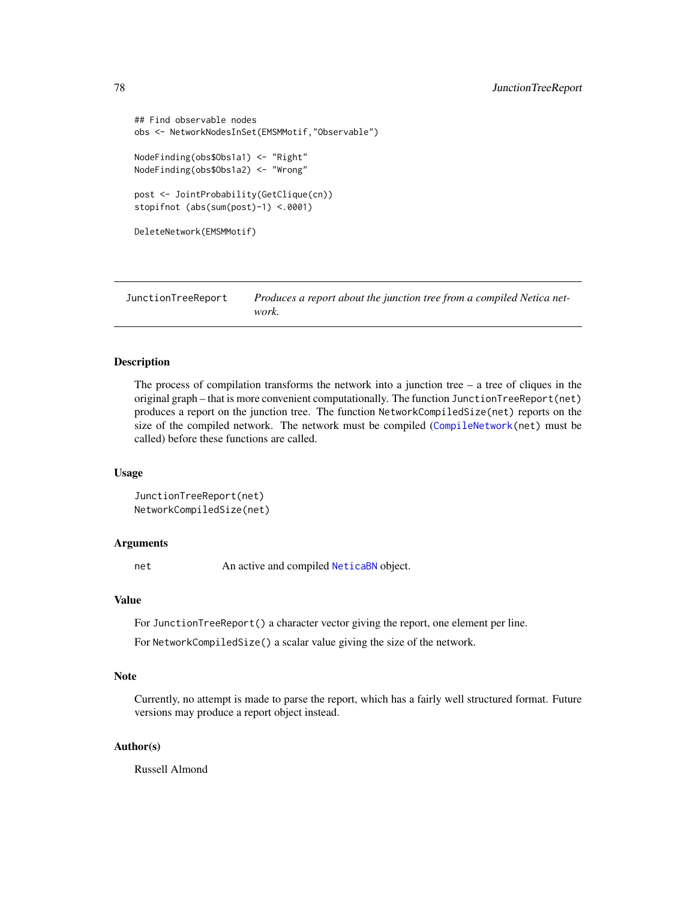```
## Find observable nodes
obs <- NetworkNodesInSet(EMSMMotif,"Observable")

NodeFinding(obs$Obs1a1) <- "Right"
NodeFinding(obs$Obs1a2) <- "Wrong"

post <- JointProbability(GetClique(cn))
stopifnot (abs(sum(post)-1) <.0001)

DeleteNetwork(EMSMMotif)
```

---

`JunctionTreeReport` *Produces a report about the junction tree from a compiled Netica network.*

---

### Description

The process of compilation transforms the network into a junction tree – a tree of cliques in the original graph – that is more convenient computationally. The function `JunctionTreeReport(net)` produces a report on the junction tree. The function `NetworkCompiledSize(net)` reports on the size of the compiled network. The network must be compiled (`CompileNetwork(net)` must be called) before these functions are called.

### Usage

```
JunctionTreeReport(net)
NetworkCompiledSize(net)
```

### Arguments

| | |
|---|---|
| `net` | An active and compiled `NeticaBN` object. |

### Value

For `JunctionTreeReport()` a character vector giving the report, one element per line.

For `NetworkCompiledSize()` a scalar value giving the size of the network.

### Note

Currently, no attempt is made to parse the report, which has a fairly well structured format. Future versions may produce a report object instead.

### Author(s)

Russell Almond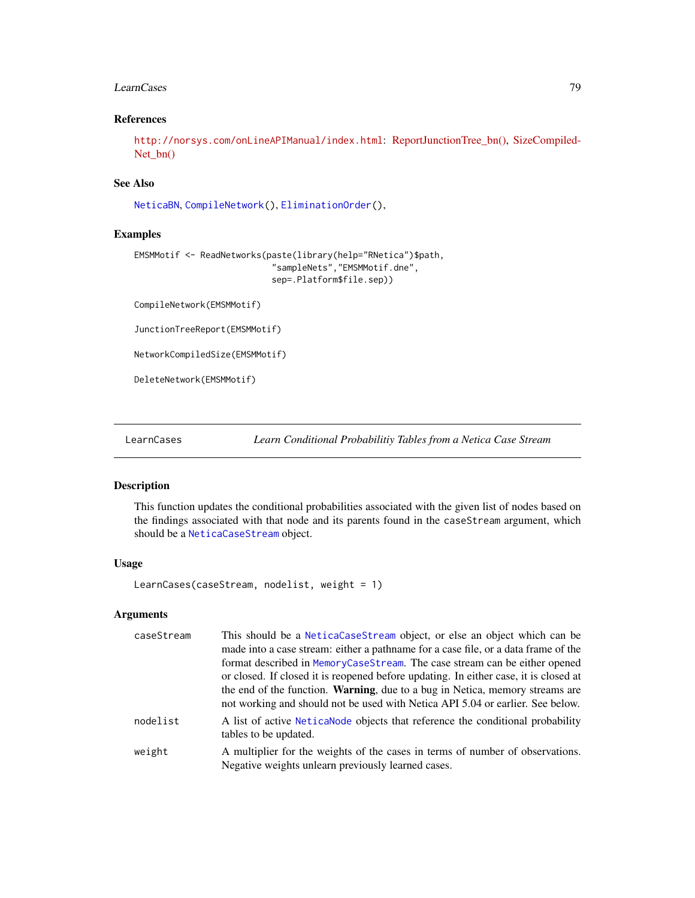### References

http://norsys.com/onLineAPIManual/index.html: ReportJunctionTree_bn(), SizeCompiledNet_bn()

### See Also

NeticaBN, CompileNetwork(), EliminationOrder(),

### Examples

```
EMSMMotif <- ReadNetworks(paste(library(help="RNetica")$path,
                           "sampleNets","EMSMMotif.dne",
                           sep=.Platform$file.sep))

CompileNetwork(EMSMMotif)

JunctionTreeReport(EMSMMotif)

NetworkCompiledSize(EMSMMotif)

DeleteNetwork(EMSMMotif)
```

---

## LearnCases — *Learn Conditional Probabilitiy Tables from a Netica Case Stream*

### Description

This function updates the conditional probabilities associated with the given list of nodes based on the findings associated with that node and its parents found in the caseStream argument, which should be a NeticaCaseStream object.

### Usage

```
LearnCases(caseStream, nodelist, weight = 1)
```

### Arguments

| | |
|---|---|
| caseStream | This should be a NeticaCaseStream object, or else an object which can be made into a case stream: either a pathname for a case file, or a data frame of the format described in MemoryCaseStream. The case stream can be either opened or closed. If closed it is reopened before updating. In either case, it is closed at the end of the function. **Warning**, due to a bug in Netica, memory streams are not working and should not be used with Netica API 5.04 or earlier. See below. |
| nodelist | A list of active NeticaNode objects that reference the conditional probability tables to be updated. |
| weight | A multiplier for the weights of the cases in terms of number of observations. Negative weights unlearn previously learned cases. |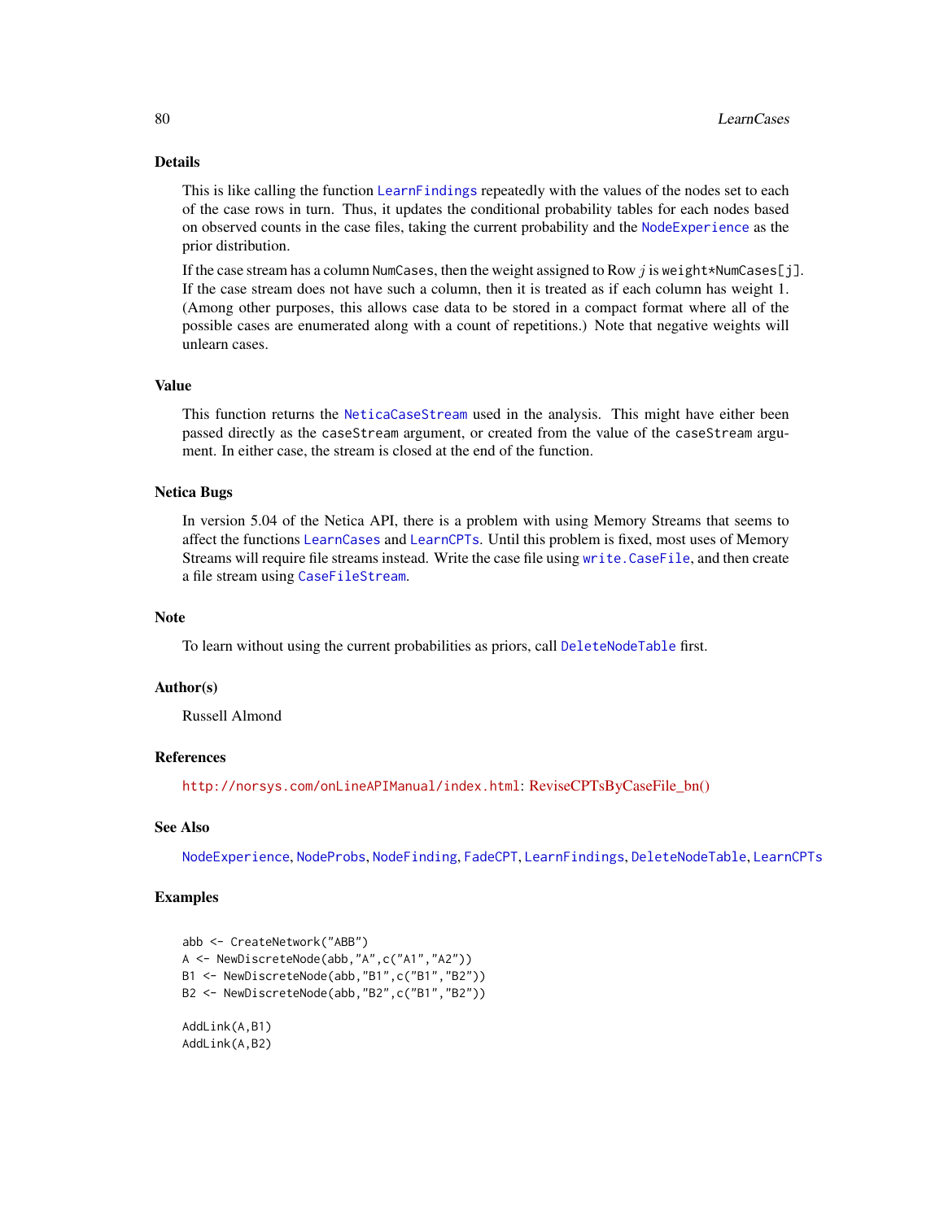## Details

This is like calling the function `LearnFindings` repeatedly with the values of the nodes set to each of the case rows in turn. Thus, it updates the conditional probability tables for each nodes based on observed counts in the case files, taking the current probability and the `NodeExperience` as the prior distribution.

If the case stream has a column `NumCases`, then the weight assigned to Row $j$ is `weight*NumCases[j]`. If the case stream does not have such a column, then it is treated as if each column has weight 1. (Among other purposes, this allows case data to be stored in a compact format where all of the possible cases are enumerated along with a count of repetitions.) Note that negative weights will unlearn cases.

## Value

This function returns the `NeticaCaseStream` used in the analysis. This might have either been passed directly as the `caseStream` argument, or created from the value of the `caseStream` argument. In either case, the stream is closed at the end of the function.

## Netica Bugs

In version 5.04 of the Netica API, there is a problem with using Memory Streams that seems to affect the functions `LearnCases` and `LearnCPTs`. Until this problem is fixed, most uses of Memory Streams will require file streams instead. Write the case file using `write.CaseFile`, and then create a file stream using `CaseFileStream`.

## Note

To learn without using the current probabilities as priors, call `DeleteNodeTable` first.

## Author(s)

Russell Almond

## References

`http://norsys.com/onLineAPIManual/index.html`: ReviseCPTsByCaseFile_bn()

## See Also

`NodeExperience`, `NodeProbs`, `NodeFinding`, `FadeCPT`, `LearnFindings`, `DeleteNodeTable`, `LearnCPTs`

## Examples

```
abb <- CreateNetwork("ABB")
A <- NewDiscreteNode(abb,"A",c("A1","A2"))
B1 <- NewDiscreteNode(abb,"B1",c("B1","B2"))
B2 <- NewDiscreteNode(abb,"B2",c("B1","B2"))

AddLink(A,B1)
AddLink(A,B2)
```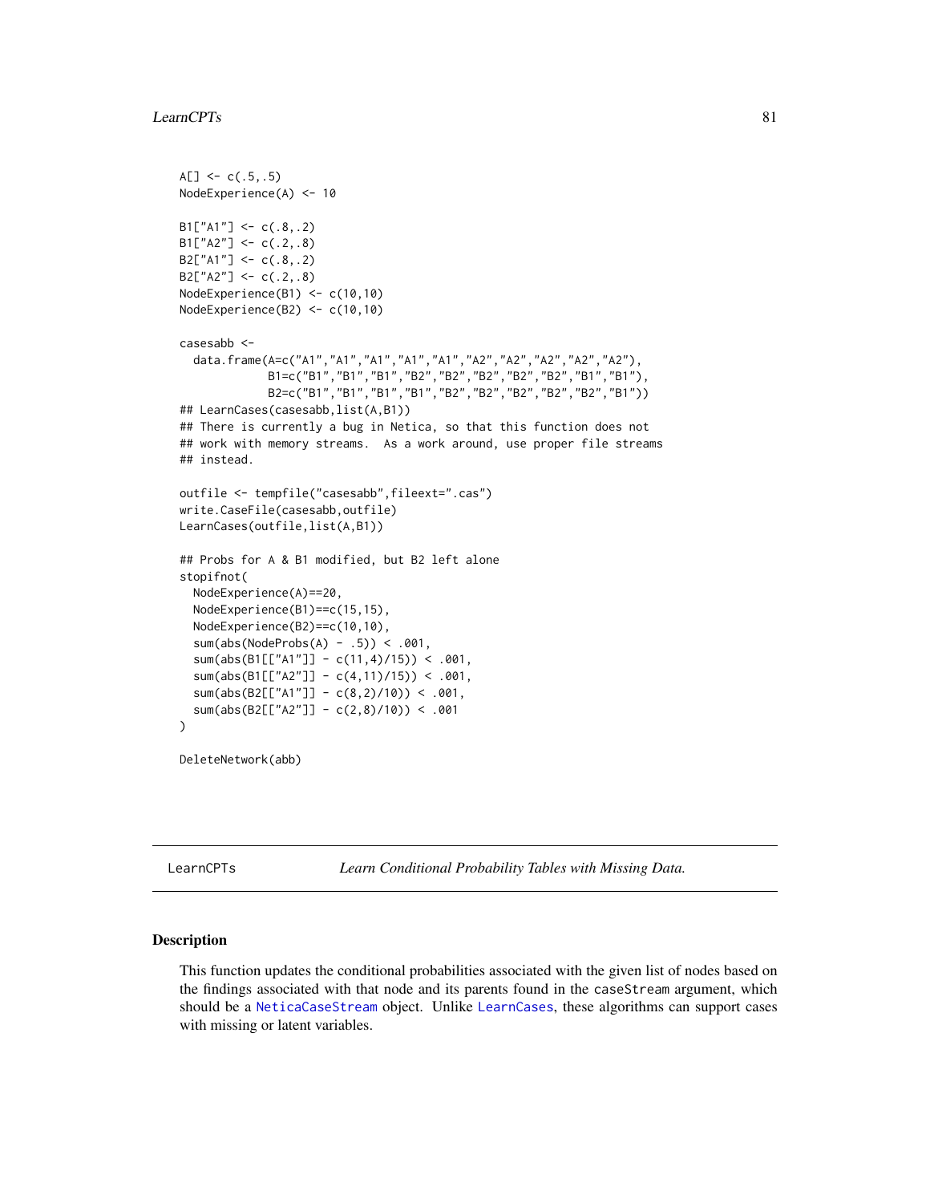```
A[] <- c(.5,.5)
NodeExperience(A) <- 10

B1["A1"] <- c(.8,.2)
B1["A2"] <- c(.2,.8)
B2["A1"] <- c(.8,.2)
B2["A2"] <- c(.2,.8)
NodeExperience(B1) <- c(10,10)
NodeExperience(B2) <- c(10,10)

casesabb <-
  data.frame(A=c("A1","A1","A1","A1","A1","A2","A2","A2","A2","A2"),
             B1=c("B1","B1","B1","B2","B2","B2","B2","B2","B1","B1"),
             B2=c("B1","B1","B1","B1","B2","B2","B2","B2","B2","B1"))
## LearnCases(casesabb,list(A,B1))
## There is currently a bug in Netica, so that this function does not
## work with memory streams.  As a work around, use proper file streams
## instead.

outfile <- tempfile("casesabb",fileext=".cas")
write.CaseFile(casesabb,outfile)
LearnCases(outfile,list(A,B1))

## Probs for A & B1 modified, but B2 left alone
stopifnot(
  NodeExperience(A)==20,
  NodeExperience(B1)==c(15,15),
  NodeExperience(B2)==c(10,10),
  sum(abs(NodeProbs(A) - .5)) < .001,
  sum(abs(B1[["A1"]] - c(11,4)/15)) < .001,
  sum(abs(B1[["A2"]] - c(4,11)/15)) < .001,
  sum(abs(B2[["A1"]] - c(8,2)/10)) < .001,
  sum(abs(B2[["A2"]] - c(2,8)/10)) < .001
)

DeleteNetwork(abb)
```

---

LearnCPTs — *Learn Conditional Probability Tables with Missing Data.*

---

## Description

This function updates the conditional probabilities associated with the given list of nodes based on the findings associated with that node and its parents found in the caseStream argument, which should be a NeticaCaseStream object. Unlike LearnCases, these algorithms can support cases with missing or latent variables.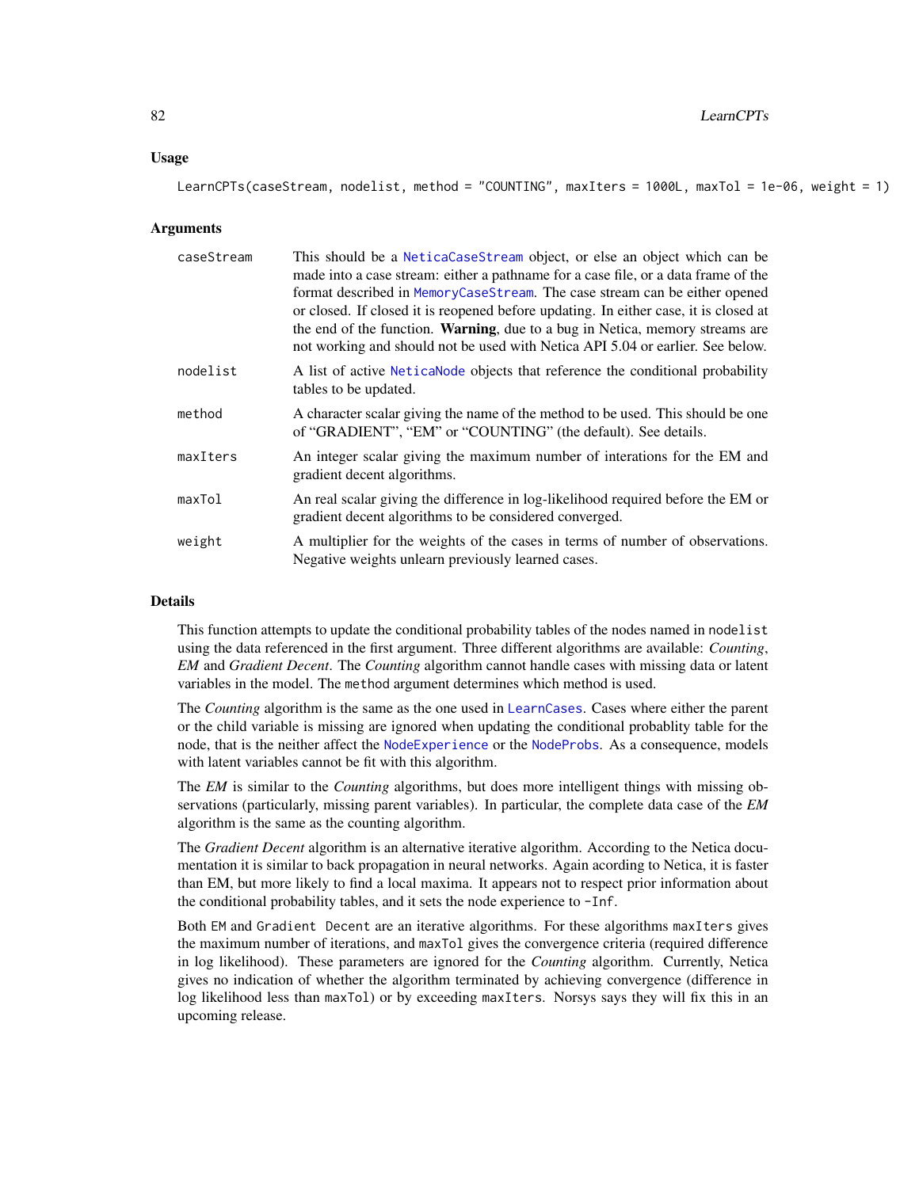## Usage

```
LearnCPTs(caseStream, nodelist, method = "COUNTING", maxIters = 1000L, maxTol = 1e-06, weight = 1)
```

## Arguments

| | |
|---|---|
| caseStream | This should be a NeticaCaseStream object, or else an object which can be made into a case stream: either a pathname for a case file, or a data frame of the format described in MemoryCaseStream. The case stream can be either opened or closed. If closed it is reopened before updating. In either case, it is closed at the end of the function. **Warning**, due to a bug in Netica, memory streams are not working and should not be used with Netica API 5.04 or earlier. See below. |
| nodelist | A list of active NeticaNode objects that reference the conditional probability tables to be updated. |
| method | A character scalar giving the name of the method to be used. This should be one of "GRADIENT", "EM" or "COUNTING" (the default). See details. |
| maxIters | An integer scalar giving the maximum number of interations for the EM and gradient decent algorithms. |
| maxTol | An real scalar giving the difference in log-likelihood required before the EM or gradient decent algorithms to be considered converged. |
| weight | A multiplier for the weights of the cases in terms of number of observations. Negative weights unlearn previously learned cases. |

## Details

This function attempts to update the conditional probability tables of the nodes named in `nodelist` using the data referenced in the first argument. Three different algorithms are available: *Counting*, *EM* and *Gradient Decent*. The *Counting* algorithm cannot handle cases with missing data or latent variables in the model. The `method` argument determines which method is used.

The *Counting* algorithm is the same as the one used in LearnCases. Cases where either the parent or the child variable is missing are ignored when updating the conditional probablity table for the node, that is the neither affect the NodeExperience or the NodeProbs. As a consequence, models with latent variables cannot be fit with this algorithm.

The *EM* is similar to the *Counting* algorithms, but does more intelligent things with missing observations (particularly, missing parent variables). In particular, the complete data case of the *EM* algorithm is the same as the counting algorithm.

The *Gradient Decent* algorithm is an alternative iterative algorithm. According to the Netica documentation it is similar to back propagation in neural networks. Again acording to Netica, it is faster than EM, but more likely to find a local maxima. It appears not to respect prior information about the conditional probability tables, and it sets the node experience to `-Inf`.

Both `EM` and `Gradient Decent` are an iterative algorithms. For these algorithms `maxIters` gives the maximum number of iterations, and `maxTol` gives the convergence criteria (required difference in log likelihood). These parameters are ignored for the *Counting* algorithm. Currently, Netica gives no indication of whether the algorithm terminated by achieving convergence (difference in log likelihood less than `maxTol`) or by exceeding `maxIters`. Norsys says they will fix this in an upcoming release.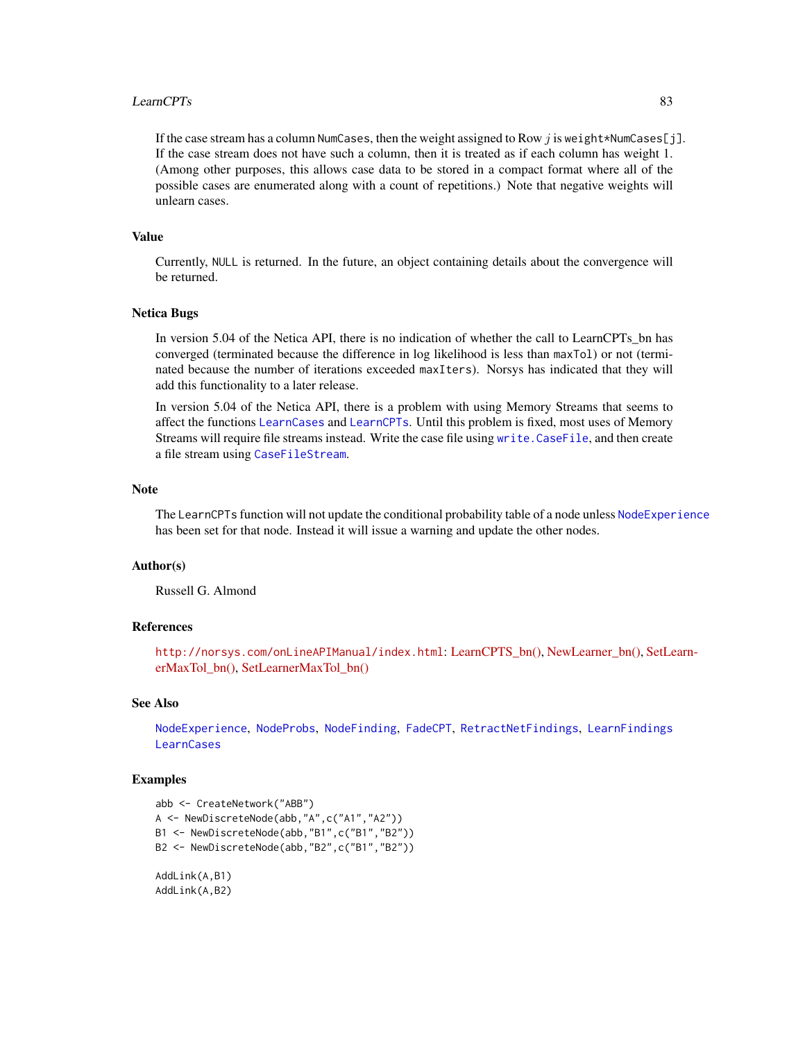If the case stream has a column NumCases, then the weight assigned to Row $j$ is weight*NumCases[j]. If the case stream does not have such a column, then it is treated as if each column has weight 1. (Among other purposes, this allows case data to be stored in a compact format where all of the possible cases are enumerated along with a count of repetitions.) Note that negative weights will unlearn cases.

### Value

Currently, NULL is returned. In the future, an object containing details about the convergence will be returned.

### Netica Bugs

In version 5.04 of the Netica API, there is no indication of whether the call to LearnCPTs_bn has converged (terminated because the difference in log likelihood is less than maxTol) or not (terminated because the number of iterations exceeded maxIters). Norsys has indicated that they will add this functionality to a later release.

In version 5.04 of the Netica API, there is a problem with using Memory Streams that seems to affect the functions LearnCases and LearnCPTs. Until this problem is fixed, most uses of Memory Streams will require file streams instead. Write the case file using write.CaseFile, and then create a file stream using CaseFileStream.

### Note

The LearnCPTs function will not update the conditional probability table of a node unless NodeExperience has been set for that node. Instead it will issue a warning and update the other nodes.

### Author(s)

Russell G. Almond

### References

http://norsys.com/onLineAPIManual/index.html: LearnCPTS_bn(), NewLearner_bn(), SetLearnerMaxTol_bn(), SetLearnerMaxTol_bn()

### See Also

NodeExperience, NodeProbs, NodeFinding, FadeCPT, RetractNetFindings, LearnFindings LearnCases

### Examples

```
abb <- CreateNetwork("ABB")
A <- NewDiscreteNode(abb,"A",c("A1","A2"))
B1 <- NewDiscreteNode(abb,"B1",c("B1","B2"))
B2 <- NewDiscreteNode(abb,"B2",c("B1","B2"))

AddLink(A,B1)
AddLink(A,B2)
```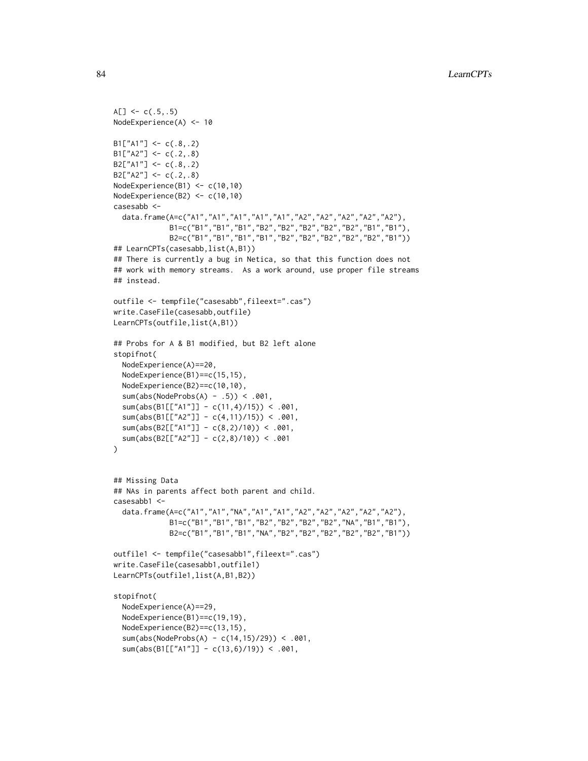```
A[] <- c(.5,.5)
NodeExperience(A) <- 10

B1["A1"] <- c(.8,.2)
B1["A2"] <- c(.2,.8)
B2["A1"] <- c(.8,.2)
B2["A2"] <- c(.2,.8)
NodeExperience(B1) <- c(10,10)
NodeExperience(B2) <- c(10,10)
casesabb <-
  data.frame(A=c("A1","A1","A1","A1","A1","A2","A2","A2","A2","A2"),
             B1=c("B1","B1","B1","B2","B2","B2","B2","B2","B1","B1"),
             B2=c("B1","B1","B1","B1","B2","B2","B2","B2","B2","B1"))
## LearnCPTs(casesabb,list(A,B1))
## There is currently a bug in Netica, so that this function does not
## work with memory streams.  As a work around, use proper file streams
## instead.

outfile <- tempfile("casesabb",fileext=".cas")
write.CaseFile(casesabb,outfile)
LearnCPTs(outfile,list(A,B1))

## Probs for A & B1 modified, but B2 left alone
stopifnot(
  NodeExperience(A)==20,
  NodeExperience(B1)==c(15,15),
  NodeExperience(B2)==c(10,10),
  sum(abs(NodeProbs(A) - .5)) < .001,
  sum(abs(B1[["A1"]] - c(11,4)/15)) < .001,
  sum(abs(B1[["A2"]] - c(4,11)/15)) < .001,
  sum(abs(B2[["A1"]] - c(8,2)/10)) < .001,
  sum(abs(B2[["A2"]] - c(2,8)/10)) < .001
)


## Missing Data
## NAs in parents affect both parent and child.
casesabb1 <-
  data.frame(A=c("A1","A1","NA","A1","A1","A2","A2","A2","A2","A2"),
             B1=c("B1","B1","B1","B2","B2","B2","B2","NA","B1","B1"),
             B2=c("B1","B1","B1","NA","B2","B2","B2","B2","B2","B1"))

outfile1 <- tempfile("casesabb1",fileext=".cas")
write.CaseFile(casesabb1,outfile1)
LearnCPTs(outfile1,list(A,B1,B2))

stopifnot(
  NodeExperience(A)==29,
  NodeExperience(B1)==c(19,19),
  NodeExperience(B2)==c(13,15),
  sum(abs(NodeProbs(A) - c(14,15)/29)) < .001,
  sum(abs(B1[["A1"]] - c(13,6)/19)) < .001,
```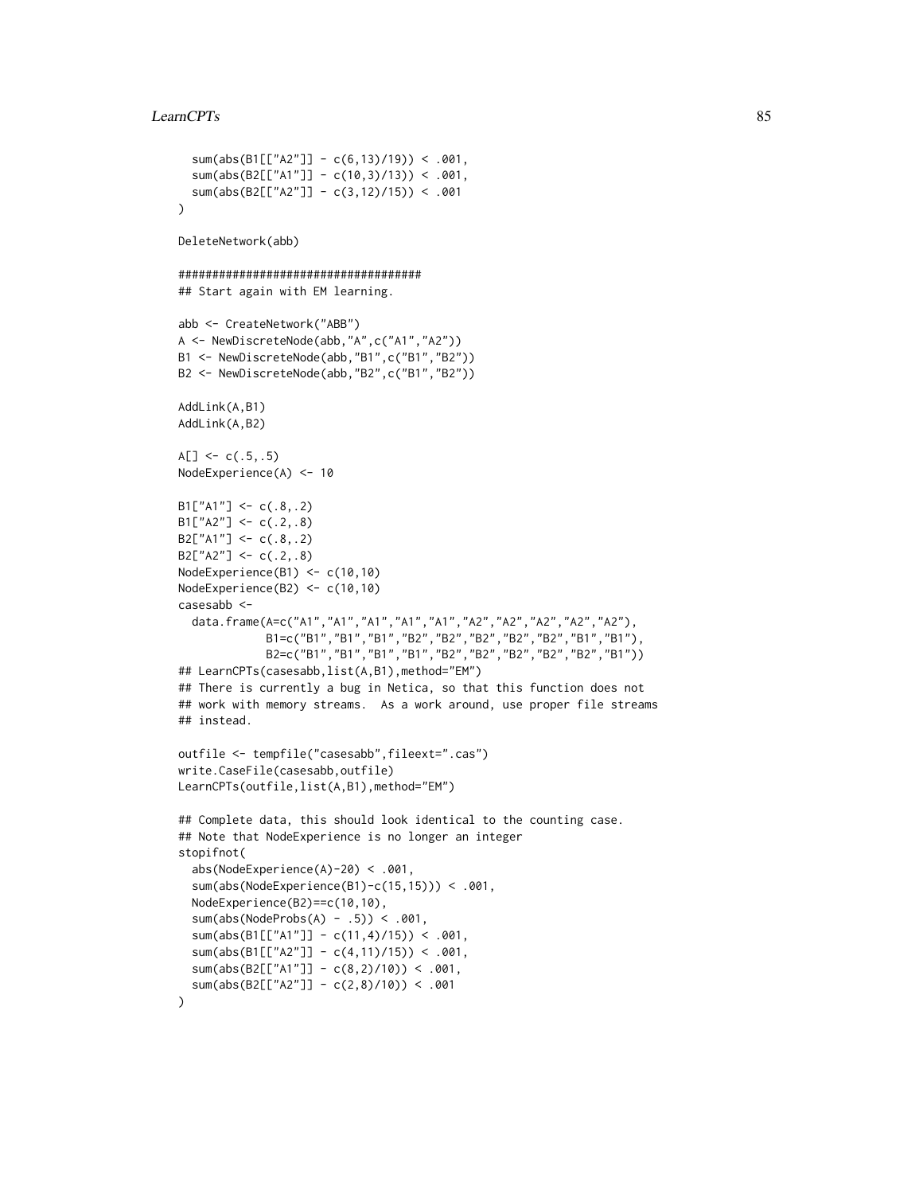```
  sum(abs(B1[["A2"]] - c(6,13)/19)) < .001,
  sum(abs(B2[["A1"]] - c(10,3)/13)) < .001,
  sum(abs(B2[["A2"]] - c(3,12)/15)) < .001
)

DeleteNetwork(abb)

####################################
## Start again with EM learning.

abb <- CreateNetwork("ABB")
A <- NewDiscreteNode(abb,"A",c("A1","A2"))
B1 <- NewDiscreteNode(abb,"B1",c("B1","B2"))
B2 <- NewDiscreteNode(abb,"B2",c("B1","B2"))

AddLink(A,B1)
AddLink(A,B2)

A[] <- c(.5,.5)
NodeExperience(A) <- 10

B1["A1"] <- c(.8,.2)
B1["A2"] <- c(.2,.8)
B2["A1"] <- c(.8,.2)
B2["A2"] <- c(.2,.8)
NodeExperience(B1) <- c(10,10)
NodeExperience(B2) <- c(10,10)
casesabb <-
  data.frame(A=c("A1","A1","A1","A1","A1","A2","A2","A2","A2","A2"),
             B1=c("B1","B1","B1","B2","B2","B2","B2","B2","B1","B1"),
             B2=c("B1","B1","B1","B1","B2","B2","B2","B2","B2","B1"))
## LearnCPTs(casesabb,list(A,B1),method="EM")
## There is currently a bug in Netica, so that this function does not
## work with memory streams.  As a work around, use proper file streams
## instead.

outfile <- tempfile("casesabb",fileext=".cas")
write.CaseFile(casesabb,outfile)
LearnCPTs(outfile,list(A,B1),method="EM")

## Complete data, this should look identical to the counting case.
## Note that NodeExperience is no longer an integer
stopifnot(
  abs(NodeExperience(A)-20) < .001,
  sum(abs(NodeExperience(B1)-c(15,15))) < .001,
  NodeExperience(B2)==c(10,10),
  sum(abs(NodeProbs(A) - .5)) < .001,
  sum(abs(B1[["A1"]] - c(11,4)/15)) < .001,
  sum(abs(B1[["A2"]] - c(4,11)/15)) < .001,
  sum(abs(B2[["A1"]] - c(8,2)/10)) < .001,
  sum(abs(B2[["A2"]] - c(2,8)/10)) < .001
)
```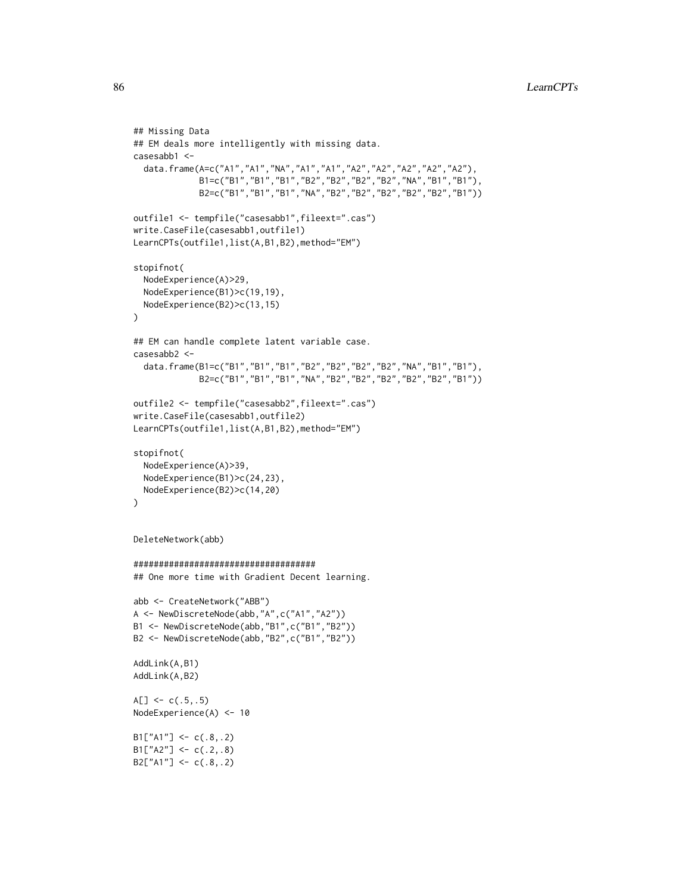```
## Missing Data
## EM deals more intelligently with missing data.
casesabb1 <-
  data.frame(A=c("A1","A1","NA","A1","A1","A2","A2","A2","A2","A2"),
             B1=c("B1","B1","B1","B2","B2","B2","B2","NA","B1","B1"),
             B2=c("B1","B1","B1","NA","B2","B2","B2","B2","B2","B1"))

outfile1 <- tempfile("casesabb1",fileext=".cas")
write.CaseFile(casesabb1,outfile1)
LearnCPTs(outfile1,list(A,B1,B2),method="EM")

stopifnot(
  NodeExperience(A)>29,
  NodeExperience(B1)>c(19,19),
  NodeExperience(B2)>c(13,15)
)

## EM can handle complete latent variable case.
casesabb2 <-
  data.frame(B1=c("B1","B1","B1","B2","B2","B2","B2","NA","B1","B1"),
             B2=c("B1","B1","B1","NA","B2","B2","B2","B2","B2","B1"))

outfile2 <- tempfile("casesabb2",fileext=".cas")
write.CaseFile(casesabb1,outfile2)
LearnCPTs(outfile1,list(A,B1,B2),method="EM")

stopifnot(
  NodeExperience(A)>39,
  NodeExperience(B1)>c(24,23),
  NodeExperience(B2)>c(14,20)
)


DeleteNetwork(abb)

####################################
## One more time with Gradient Decent learning.

abb <- CreateNetwork("ABB")
A <- NewDiscreteNode(abb,"A",c("A1","A2"))
B1 <- NewDiscreteNode(abb,"B1",c("B1","B2"))
B2 <- NewDiscreteNode(abb,"B2",c("B1","B2"))

AddLink(A,B1)
AddLink(A,B2)

A[] <- c(.5,.5)
NodeExperience(A) <- 10

B1["A1"] <- c(.8,.2)
B1["A2"] <- c(.2,.8)
B2["A1"] <- c(.8,.2)
```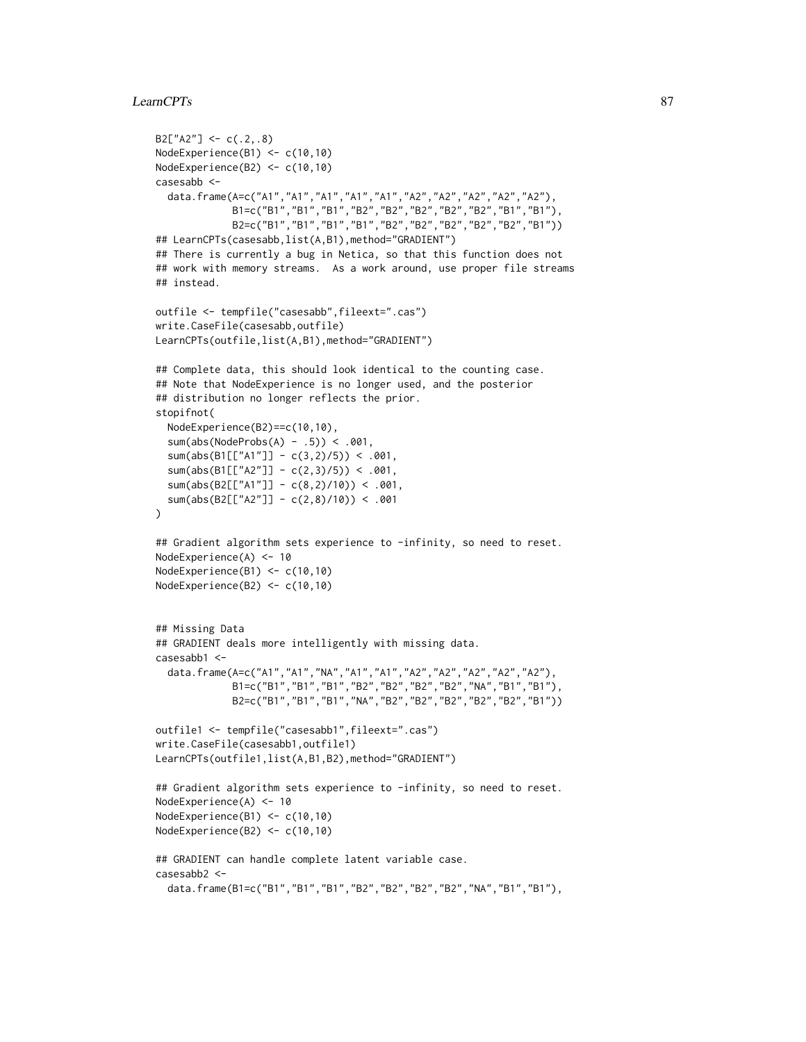```
B2["A2"] <- c(.2,.8)
NodeExperience(B1) <- c(10,10)
NodeExperience(B2) <- c(10,10)
casesabb <-
  data.frame(A=c("A1","A1","A1","A1","A1","A2","A2","A2","A2","A2"),
             B1=c("B1","B1","B1","B2","B2","B2","B2","B2","B1","B1"),
             B2=c("B1","B1","B1","B1","B2","B2","B2","B2","B2","B1"))
## LearnCPTs(casesabb,list(A,B1),method="GRADIENT")
## There is currently a bug in Netica, so that this function does not
## work with memory streams.  As a work around, use proper file streams
## instead.

outfile <- tempfile("casesabb",fileext=".cas")
write.CaseFile(casesabb,outfile)
LearnCPTs(outfile,list(A,B1),method="GRADIENT")

## Complete data, this should look identical to the counting case.
## Note that NodeExperience is no longer used, and the posterior
## distribution no longer reflects the prior.
stopifnot(
  NodeExperience(B2)==c(10,10),
  sum(abs(NodeProbs(A) - .5)) < .001,
  sum(abs(B1[["A1"]] - c(3,2)/5)) < .001,
  sum(abs(B1[["A2"]] - c(2,3)/5)) < .001,
  sum(abs(B2[["A1"]] - c(8,2)/10)) < .001,
  sum(abs(B2[["A2"]] - c(2,8)/10)) < .001
)

## Gradient algorithm sets experience to -infinity, so need to reset.
NodeExperience(A) <- 10
NodeExperience(B1) <- c(10,10)
NodeExperience(B2) <- c(10,10)


## Missing Data
## GRADIENT deals more intelligently with missing data.
casesabb1 <-
  data.frame(A=c("A1","A1","NA","A1","A1","A2","A2","A2","A2","A2"),
             B1=c("B1","B1","B1","B2","B2","B2","B2","NA","B1","B1"),
             B2=c("B1","B1","B1","NA","B2","B2","B2","B2","B2","B1"))

outfile1 <- tempfile("casesabb1",fileext=".cas")
write.CaseFile(casesabb1,outfile1)
LearnCPTs(outfile1,list(A,B1,B2),method="GRADIENT")

## Gradient algorithm sets experience to -infinity, so need to reset.
NodeExperience(A) <- 10
NodeExperience(B1) <- c(10,10)
NodeExperience(B2) <- c(10,10)

## GRADIENT can handle complete latent variable case.
casesabb2 <-
  data.frame(B1=c("B1","B1","B1","B2","B2","B2","B2","NA","B1","B1"),
```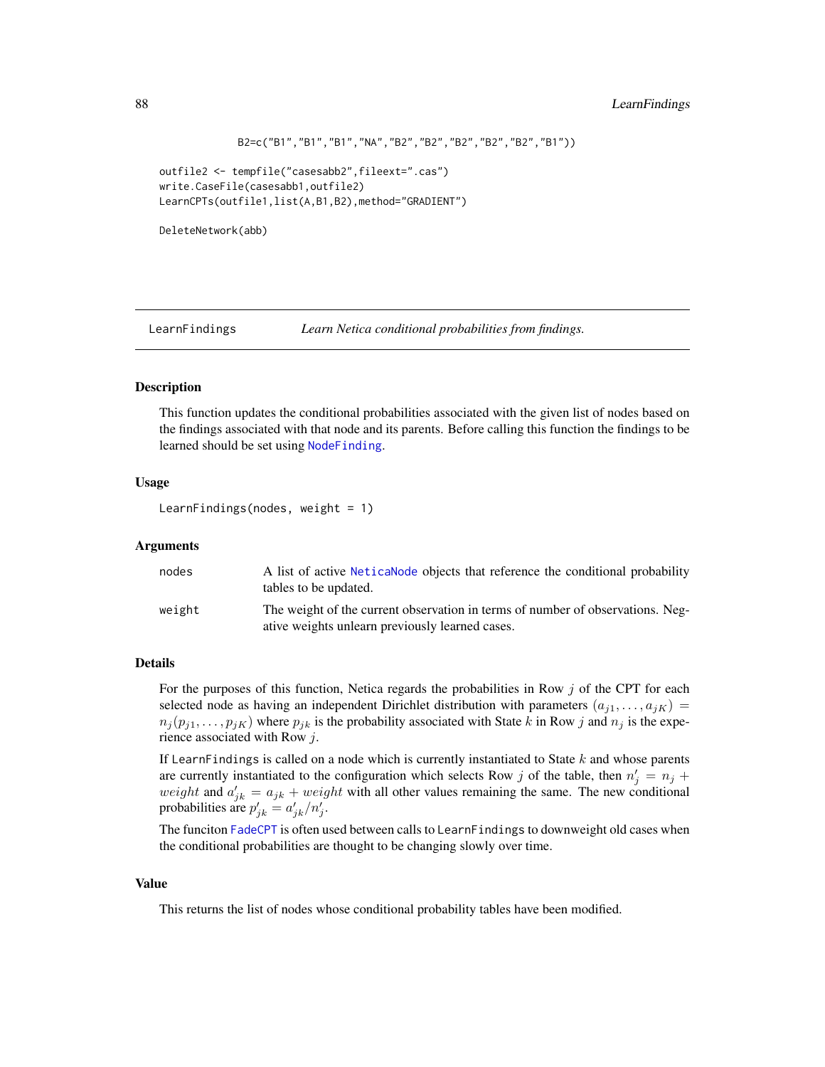```
             B2=c("B1","B1","B1","NA","B2","B2","B2","B2","B2","B1"))

outfile2 <- tempfile("casesabb2",fileext=".cas")
write.CaseFile(casesabb1,outfile2)
LearnCPTs(outfile1,list(A,B1,B2),method="GRADIENT")

DeleteNetwork(abb)
```

## LearnFindings — *Learn Netica conditional probabilities from findings.*

### Description

This function updates the conditional probabilities associated with the given list of nodes based on the findings associated with that node and its parents. Before calling this function the findings to be learned should be set using NodeFinding.

### Usage

```
LearnFindings(nodes, weight = 1)
```

### Arguments

| | |
|---|---|
| nodes | A list of active NeticaNode objects that reference the conditional probability tables to be updated. |
| weight | The weight of the current observation in terms of number of observations. Negative weights unlearn previously learned cases. |

### Details

For the purposes of this function, Netica regards the probabilities in Row $j$ of the CPT for each selected node as having an independent Dirichlet distribution with parameters $(a_{j1}, \ldots, a_{jK}) = n_j(p_{j1}, \ldots, p_{jK})$ where $p_{jk}$ is the probability associated with State $k$ in Row $j$ and $n_j$ is the experience associated with Row $j$.

If LearnFindings is called on a node which is currently instantiated to State $k$ and whose parents are currently instantiated to the configuration which selects Row $j$ of the table, then $n'_j = n_j + weight$ and $a'_{jk} = a_{jk} + weight$ with all other values remaining the same. The new conditional probabilities are $p'_{jk} = a'_{jk}/n'_j$.

The funciton FadeCPT is often used between calls to LearnFindings to downweight old cases when the conditional probabilities are thought to be changing slowly over time.

### Value

This returns the list of nodes whose conditional probability tables have been modified.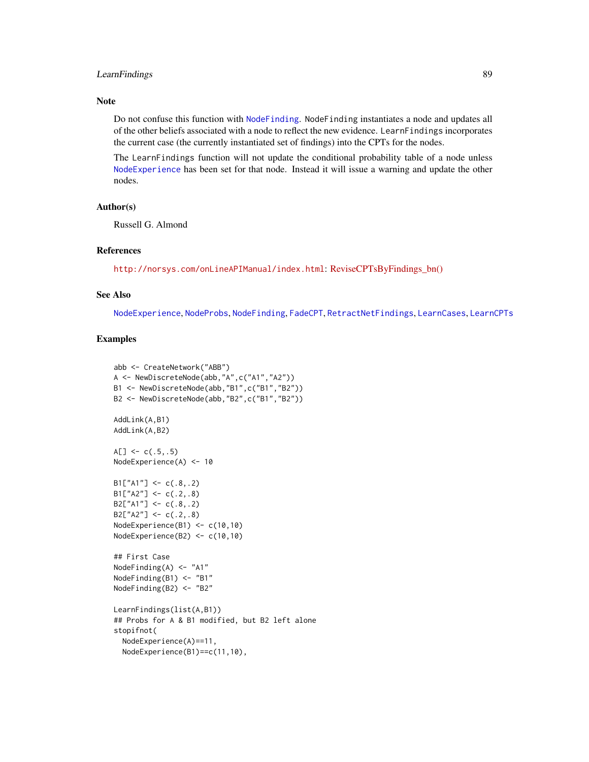## Note

Do not confuse this function with `NodeFinding`. `NodeFinding` instantiates a node and updates all of the other beliefs associated with a node to reflect the new evidence. `LearnFindings` incorporates the current case (the currently instantiated set of findings) into the CPTs for the nodes.

The `LearnFindings` function will not update the conditional probability table of a node unless `NodeExperience` has been set for that node. Instead it will issue a warning and update the other nodes.

## Author(s)

Russell G. Almond

## References

http://norsys.com/onLineAPIManual/index.html: ReviseCPTsByFindings_bn()

## See Also

`NodeExperience`, `NodeProbs`, `NodeFinding`, `FadeCPT`, `RetractNetFindings`, `LearnCases`, `LearnCPTs`

## Examples

```
abb <- CreateNetwork("ABB")
A <- NewDiscreteNode(abb,"A",c("A1","A2"))
B1 <- NewDiscreteNode(abb,"B1",c("B1","B2"))
B2 <- NewDiscreteNode(abb,"B2",c("B1","B2"))

AddLink(A,B1)
AddLink(A,B2)

A[] <- c(.5,.5)
NodeExperience(A) <- 10

B1["A1"] <- c(.8,.2)
B1["A2"] <- c(.2,.8)
B2["A1"] <- c(.8,.2)
B2["A2"] <- c(.2,.8)
NodeExperience(B1) <- c(10,10)
NodeExperience(B2) <- c(10,10)

## First Case
NodeFinding(A) <- "A1"
NodeFinding(B1) <- "B1"
NodeFinding(B2) <- "B2"

LearnFindings(list(A,B1))
## Probs for A & B1 modified, but B2 left alone
stopifnot(
  NodeExperience(A)==11,
  NodeExperience(B1)==c(11,10),
```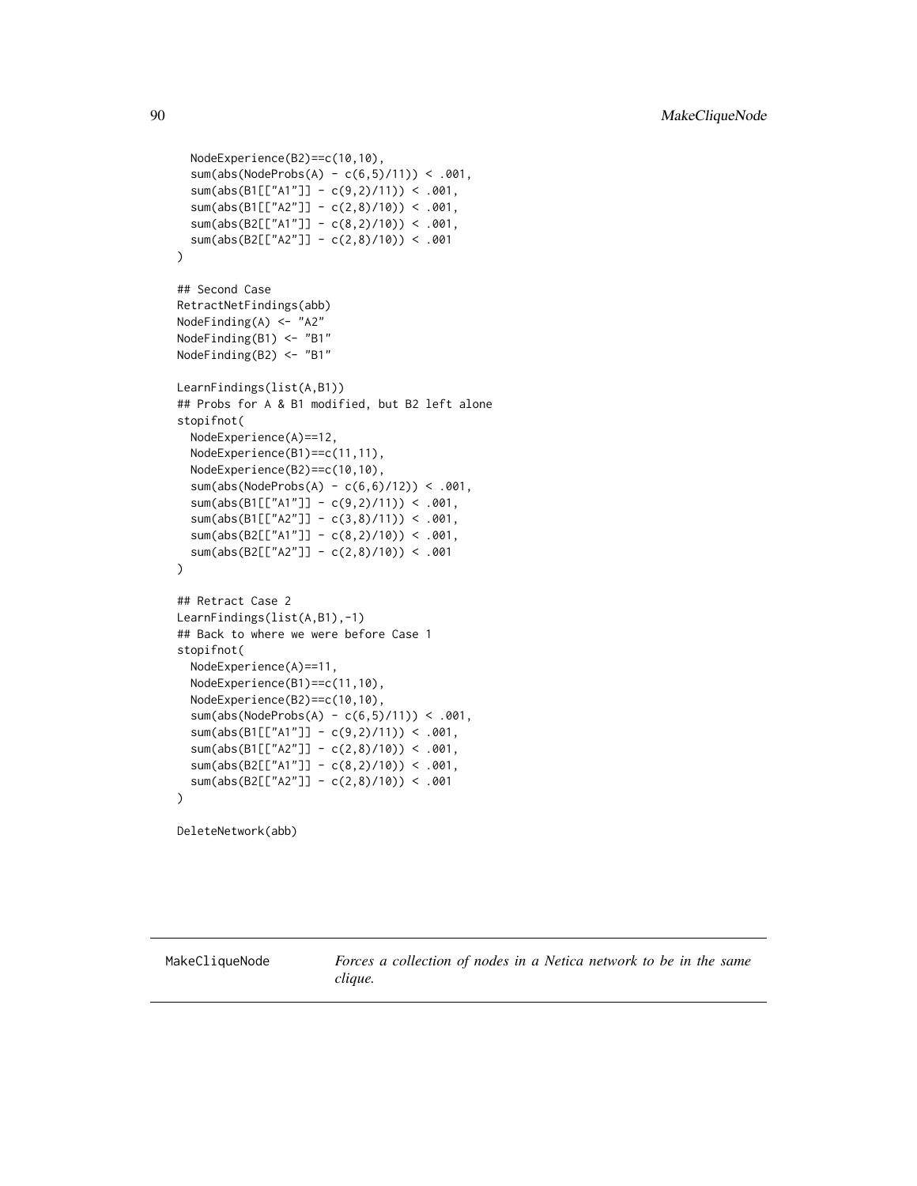```
  NodeExperience(B2)==c(10,10),
  sum(abs(NodeProbs(A) - c(6,5)/11)) < .001,
  sum(abs(B1[["A1"]] - c(9,2)/11)) < .001,
  sum(abs(B1[["A2"]] - c(2,8)/10)) < .001,
  sum(abs(B2[["A1"]] - c(8,2)/10)) < .001,
  sum(abs(B2[["A2"]] - c(2,8)/10)) < .001
)

## Second Case
RetractNetFindings(abb)
NodeFinding(A) <- "A2"
NodeFinding(B1) <- "B1"
NodeFinding(B2) <- "B1"

LearnFindings(list(A,B1))
## Probs for A & B1 modified, but B2 left alone
stopifnot(
  NodeExperience(A)==12,
  NodeExperience(B1)==c(11,11),
  NodeExperience(B2)==c(10,10),
  sum(abs(NodeProbs(A) - c(6,6)/12)) < .001,
  sum(abs(B1[["A1"]] - c(9,2)/11)) < .001,
  sum(abs(B1[["A2"]] - c(3,8)/11)) < .001,
  sum(abs(B2[["A1"]] - c(8,2)/10)) < .001,
  sum(abs(B2[["A2"]] - c(2,8)/10)) < .001
)

## Retract Case 2
LearnFindings(list(A,B1),-1)
## Back to where we were before Case 1
stopifnot(
  NodeExperience(A)==11,
  NodeExperience(B1)==c(11,10),
  NodeExperience(B2)==c(10,10),
  sum(abs(NodeProbs(A) - c(6,5)/11)) < .001,
  sum(abs(B1[["A1"]] - c(9,2)/11)) < .001,
  sum(abs(B1[["A2"]] - c(2,8)/10)) < .001,
  sum(abs(B2[["A1"]] - c(8,2)/10)) < .001,
  sum(abs(B2[["A2"]] - c(2,8)/10)) < .001
)

DeleteNetwork(abb)
```

---

## MakeCliqueNode — *Forces a collection of nodes in a Netica network to be in the same clique.*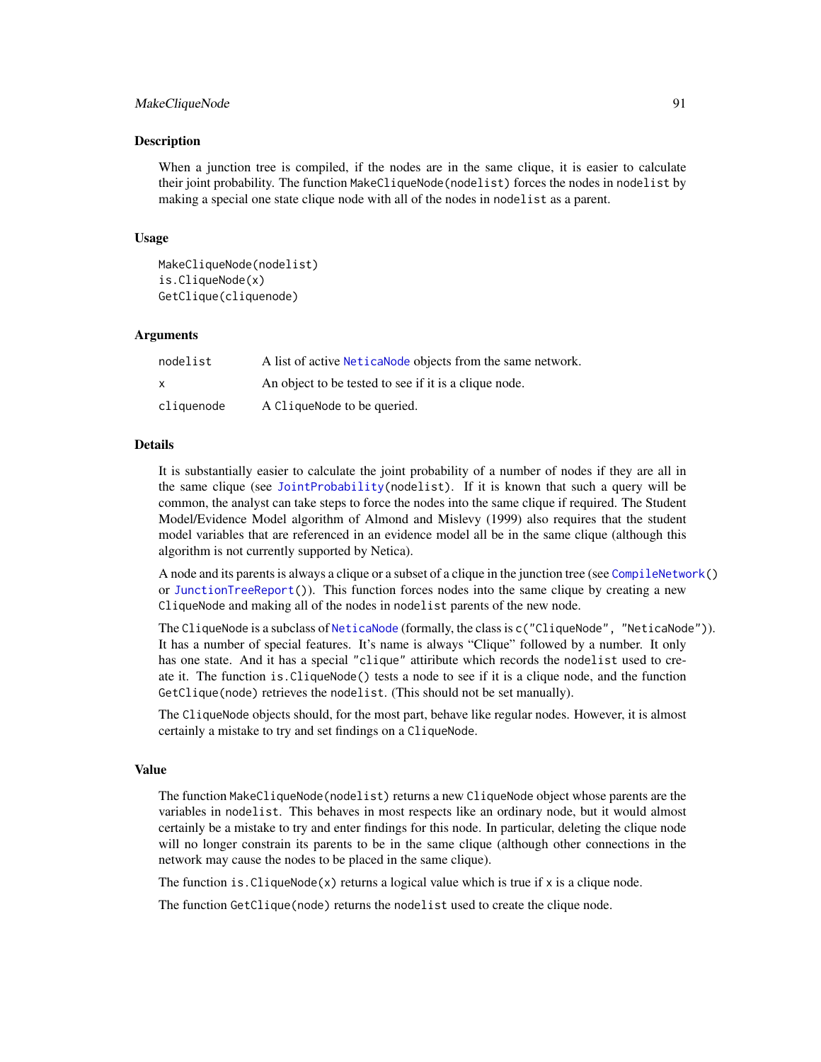## Description

When a junction tree is compiled, if the nodes are in the same clique, it is easier to calculate their joint probability. The function `MakeCliqueNode(nodelist)` forces the nodes in `nodelist` by making a special one state clique node with all of the nodes in `nodelist` as a parent.

## Usage

```
MakeCliqueNode(nodelist)
is.CliqueNode(x)
GetClique(cliquenode)
```

## Arguments

| | |
|---|---|
| `nodelist` | A list of active `NeticaNode` objects from the same network. |
| `x` | An object to be tested to see if it is a clique node. |
| `cliquenode` | A `CliqueNode` to be queried. |

## Details

It is substantially easier to calculate the joint probability of a number of nodes if they are all in the same clique (see `JointProbability(nodelist)`. If it is known that such a query will be common, the analyst can take steps to force the nodes into the same clique if required. The Student Model/Evidence Model algorithm of Almond and Mislevy (1999) also requires that the student model variables that are referenced in an evidence model all be in the same clique (although this algorithm is not currently supported by Netica).

A node and its parents is always a clique or a subset of a clique in the junction tree (see `CompileNetwork()` or `JunctionTreeReport()`). This function forces nodes into the same clique by creating a new `CliqueNode` and making all of the nodes in `nodelist` parents of the new node.

The `CliqueNode` is a subclass of `NeticaNode` (formally, the class is `c("CliqueNode", "NeticaNode")`). It has a number of special features. It's name is always "Clique" followed by a number. It only has one state. And it has a special `"clique"` attiribute which records the `nodelist` used to create it. The function `is.CliqueNode()` tests a node to see if it is a clique node, and the function `GetClique(node)` retrieves the `nodelist`. (This should not be set manually).

The `CliqueNode` objects should, for the most part, behave like regular nodes. However, it is almost certainly a mistake to try and set findings on a `CliqueNode`.

## Value

The function `MakeCliqueNode(nodelist)` returns a new `CliqueNode` object whose parents are the variables in `nodelist`. This behaves in most respects like an ordinary node, but it would almost certainly be a mistake to try and enter findings for this node. In particular, deleting the clique node will no longer constrain its parents to be in the same clique (although other connections in the network may cause the nodes to be placed in the same clique).

The function `is.CliqueNode(x)` returns a logical value which is true if `x` is a clique node.

The function `GetClique(node)` returns the `nodelist` used to create the clique node.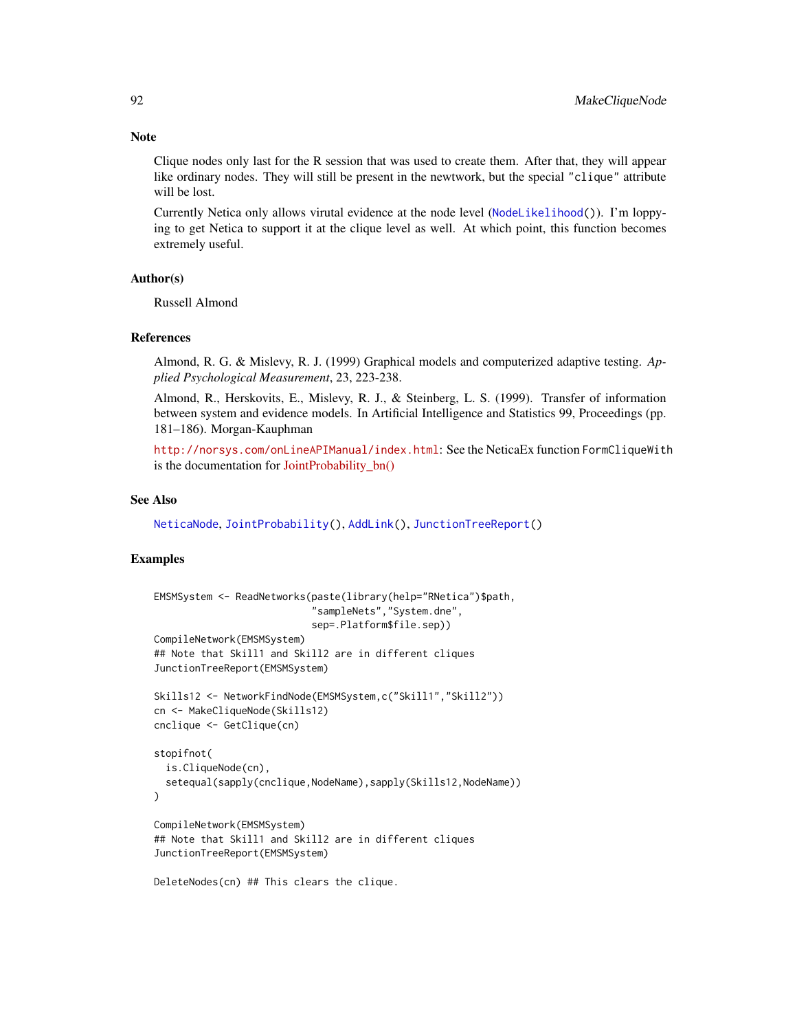## Note

Clique nodes only last for the R session that was used to create them. After that, they will appear like ordinary nodes. They will still be present in the newtwork, but the special "clique" attribute will be lost.

Currently Netica only allows virutal evidence at the node level (NodeLikelihood()). I'm loppying to get Netica to support it at the clique level as well. At which point, this function becomes extremely useful.

## Author(s)

Russell Almond

## References

Almond, R. G. & Mislevy, R. J. (1999) Graphical models and computerized adaptive testing. *Applied Psychological Measurement*, 23, 223-238.

Almond, R., Herskovits, E., Mislevy, R. J., & Steinberg, L. S. (1999). Transfer of information between system and evidence models. In Artificial Intelligence and Statistics 99, Proceedings (pp. 181–186). Morgan-Kauphman

http://norsys.com/onLineAPIManual/index.html: See the NeticaEx function FormCliqueWith is the documentation for JointProbability_bn()

## See Also

NeticaNode, JointProbability(), AddLink(), JunctionTreeReport()

## Examples

```
EMSMSystem <- ReadNetworks(paste(library(help="RNetica")$path,
                           "sampleNets","System.dne",
                           sep=.Platform$file.sep))
CompileNetwork(EMSMSystem)
## Note that Skill1 and Skill2 are in different cliques
JunctionTreeReport(EMSMSystem)

Skills12 <- NetworkFindNode(EMSMSystem,c("Skill1","Skill2"))
cn <- MakeCliqueNode(Skills12)
cnclique <- GetClique(cn)

stopifnot(
  is.CliqueNode(cn),
  setequal(sapply(cnclique,NodeName),sapply(Skills12,NodeName))
)

CompileNetwork(EMSMSystem)
## Note that Skill1 and Skill2 are in different cliques
JunctionTreeReport(EMSMSystem)

DeleteNodes(cn) ## This clears the clique.
```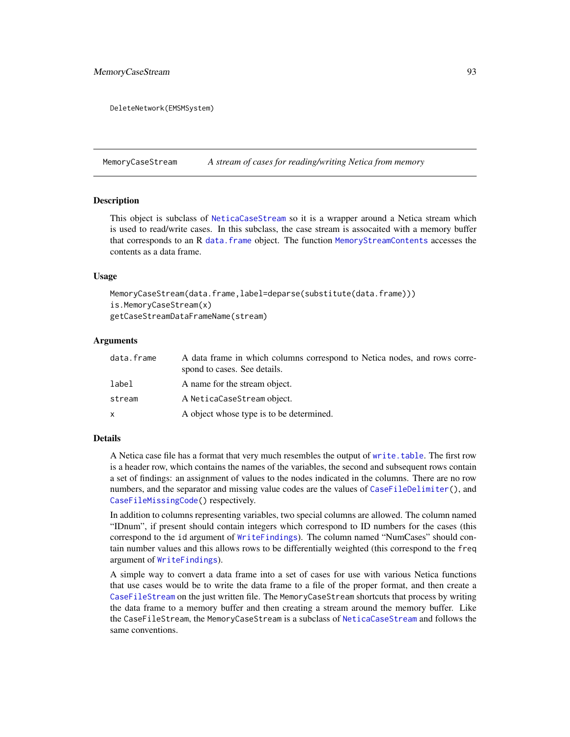```
DeleteNetwork(EMSMSystem)
```

## MemoryCaseStream — *A stream of cases for reading/writing Netica from memory*

### Description

This object is subclass of NeticaCaseStream so it is a wrapper around a Netica stream which is used to read/write cases. In this subclass, the case stream is assocaited with a memory buffer that corresponds to an R data.frame object. The function MemoryStreamContents accesses the contents as a data frame.

### Usage

```
MemoryCaseStream(data.frame,label=deparse(substitute(data.frame)))
is.MemoryCaseStream(x)
getCaseStreamDataFrameName(stream)
```

### Arguments

| | |
|---|---|
| data.frame | A data frame in which columns correspond to Netica nodes, and rows correspond to cases. See details. |
| label | A name for the stream object. |
| stream | A NeticaCaseStream object. |
| x | A object whose type is to be determined. |

### Details

A Netica case file has a format that very much resembles the output of write.table. The first row is a header row, which contains the names of the variables, the second and subsequent rows contain a set of findings: an assignment of values to the nodes indicated in the columns. There are no row numbers, and the separator and missing value codes are the values of CaseFileDelimiter(), and CaseFileMissingCode() respectively.

In addition to columns representing variables, two special columns are allowed. The column named "IDnum", if present should contain integers which correspond to ID numbers for the cases (this correspond to the id argument of WriteFindings). The column named "NumCases" should contain number values and this allows rows to be differentially weighted (this correspond to the freq argument of WriteFindings).

A simple way to convert a data frame into a set of cases for use with various Netica functions that use cases would be to write the data frame to a file of the proper format, and then create a CaseFileStream on the just written file. The MemoryCaseStream shortcuts that process by writing the data frame to a memory buffer and then creating a stream around the memory buffer. Like the CaseFileStream, the MemoryCaseStream is a subclass of NeticaCaseStream and follows the same conventions.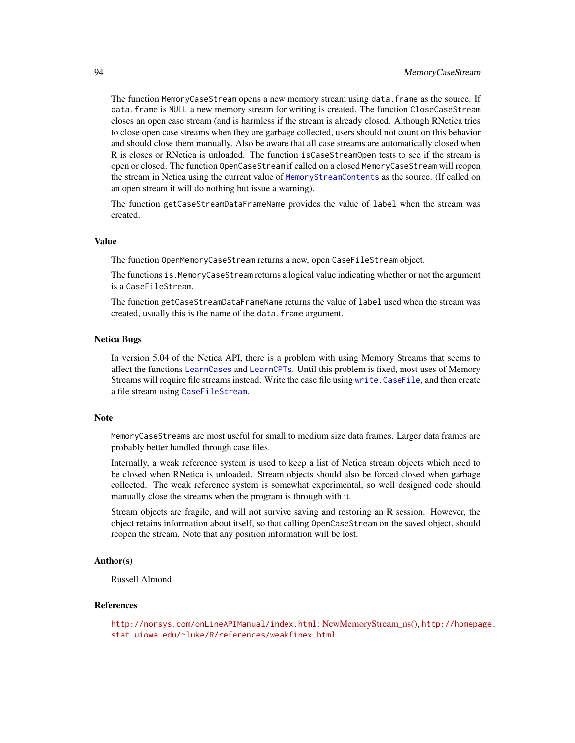The function `MemoryCaseStream` opens a new memory stream using `data.frame` as the source. If `data.frame` is `NULL` a new memory stream for writing is created. The function `CloseCaseStream` closes an open case stream (and is harmless if the stream is already closed. Although RNetica tries to close open case streams when they are garbage collected, users should not count on this behavior and should close them manually. Also be aware that all case streams are automatically closed when R is closes or RNetica is unloaded. The function `isCaseStreamOpen` tests to see if the stream is open or closed. The function `OpenCaseStream` if called on a closed `MemoryCaseStream` will reopen the stream in Netica using the current value of `MemoryStreamContents` as the source. (If called on an open stream it will do nothing but issue a warning).

The function `getCaseStreamDataFrameName` provides the value of `label` when the stream was created.

## Value

The function `OpenMemoryCaseStream` returns a new, open `CaseFileStream` object.

The functions `is.MemoryCaseStream` returns a logical value indicating whether or not the argument is a `CaseFileStream`.

The function `getCaseStreamDataFrameName` returns the value of `label` used when the stream was created, usually this is the name of the `data.frame` argument.

## Netica Bugs

In version 5.04 of the Netica API, there is a problem with using Memory Streams that seems to affect the functions `LearnCases` and `LearnCPTs`. Until this problem is fixed, most uses of Memory Streams will require file streams instead. Write the case file using `write.CaseFile`, and then create a file stream using `CaseFileStream`.

## Note

`MemoryCaseStreams` are most useful for small to medium size data frames. Larger data frames are probably better handled through case files.

Internally, a weak reference system is used to keep a list of Netica stream objects which need to be closed when RNetica is unloaded. Stream objects should also be forced closed when garbage collected. The weak reference system is somewhat experimental, so well designed code should manually close the streams when the program is through with it.

Stream objects are fragile, and will not survive saving and restoring an R session. However, the object retains information about itself, so that calling `OpenCaseStream` on the saved object, should reopen the stream. Note that any position information will be lost.

## Author(s)

Russell Almond

## References

`http://norsys.com/onLineAPIManual/index.html`: NewMemoryStream_ns(), `http://homepage.stat.uiowa.edu/~luke/R/references/weakfinex.html`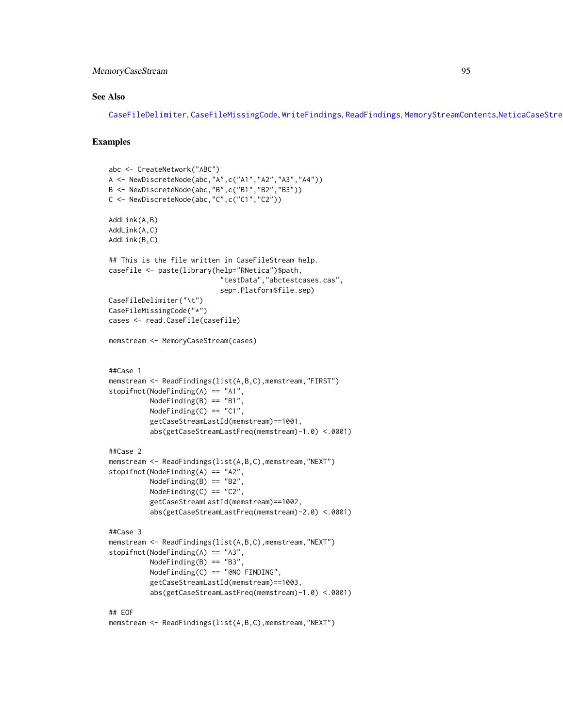## See Also

CaseFileDelimiter, CaseFileMissingCode, WriteFindings, ReadFindings, MemoryStreamContents,NeticaCaseStre

## Examples

```
abc <- CreateNetwork("ABC")
A <- NewDiscreteNode(abc,"A",c("A1","A2","A3","A4"))
B <- NewDiscreteNode(abc,"B",c("B1","B2","B3"))
C <- NewDiscreteNode(abc,"C",c("C1","C2"))

AddLink(A,B)
AddLink(A,C)
AddLink(B,C)

## This is the file written in CaseFileStream help.
casefile <- paste(library(help="RNetica")$path,
                           "testData","abctestcases.cas",
                           sep=.Platform$file.sep)
CaseFileDelimiter("\t")
CaseFileMissingCode("*")
cases <- read.CaseFile(casefile)

memstream <- MemoryCaseStream(cases)


##Case 1
memstream <- ReadFindings(list(A,B,C),memstream,"FIRST")
stopifnot(NodeFinding(A) == "A1",
          NodeFinding(B) == "B1",
          NodeFinding(C) == "C1",
          getCaseStreamLastId(memstream)==1001,
          abs(getCaseStreamLastFreq(memstream)-1.0) <.0001)

##Case 2
memstream <- ReadFindings(list(A,B,C),memstream,"NEXT")
stopifnot(NodeFinding(A) == "A2",
          NodeFinding(B) == "B2",
          NodeFinding(C) == "C2",
          getCaseStreamLastId(memstream)==1002,
          abs(getCaseStreamLastFreq(memstream)-2.0) <.0001)

##Case 3
memstream <- ReadFindings(list(A,B,C),memstream,"NEXT")
stopifnot(NodeFinding(A) == "A3",
          NodeFinding(B) == "B3",
          NodeFinding(C) == "@NO FINDING",
          getCaseStreamLastId(memstream)==1003,
          abs(getCaseStreamLastFreq(memstream)-1.0) <.0001)

## EOF
memstream <- ReadFindings(list(A,B,C),memstream,"NEXT")
```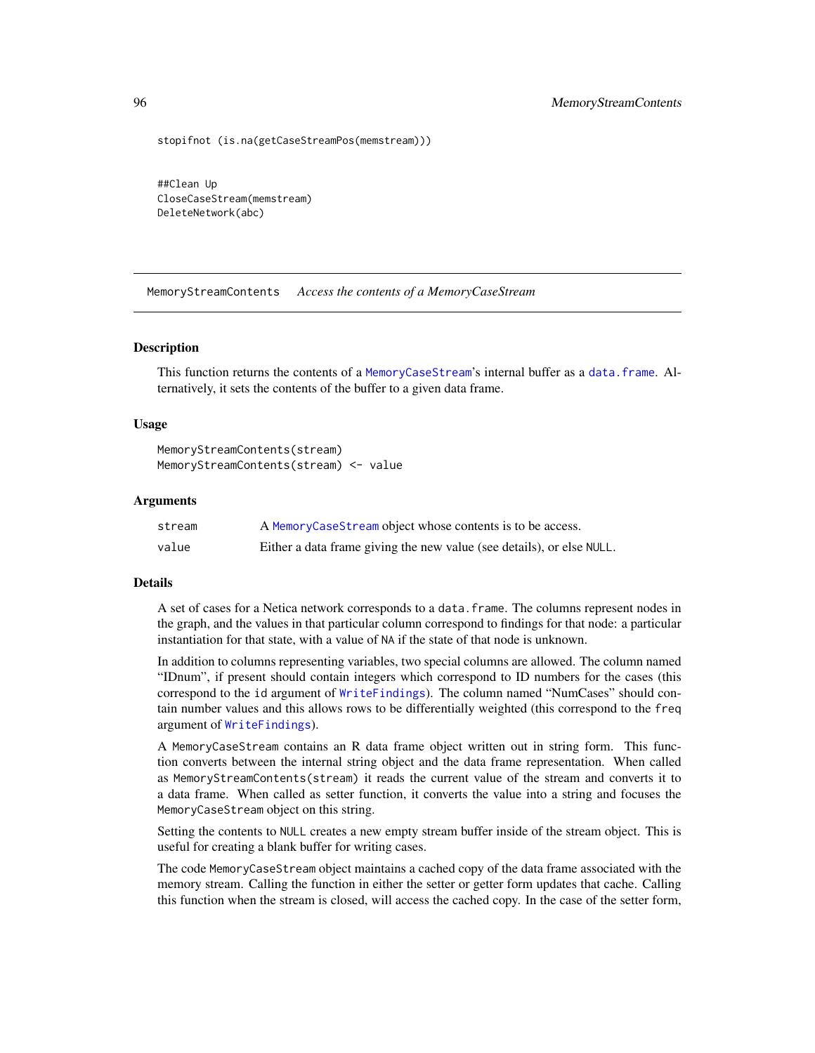```
stopifnot (is.na(getCaseStreamPos(memstream)))

##Clean Up
CloseCaseStream(memstream)
DeleteNetwork(abc)
```

---

MemoryStreamContents *Access the contents of a MemoryCaseStream*

---

### Description

This function returns the contents of a MemoryCaseStream's internal buffer as a data.frame. Alternatively, it sets the contents of the buffer to a given data frame.

### Usage

```
MemoryStreamContents(stream)
MemoryStreamContents(stream) <- value
```

### Arguments

| | |
|---|---|
| stream | A MemoryCaseStream object whose contents is to be access. |
| value | Either a data frame giving the new value (see details), or else NULL. |

### Details

A set of cases for a Netica network corresponds to a data.frame. The columns represent nodes in the graph, and the values in that particular column correspond to findings for that node: a particular instantiation for that state, with a value of NA if the state of that node is unknown.

In addition to columns representing variables, two special columns are allowed. The column named "IDnum", if present should contain integers which correspond to ID numbers for the cases (this correspond to the id argument of WriteFindings). The column named "NumCases" should contain number values and this allows rows to be differentially weighted (this correspond to the freq argument of WriteFindings).

A MemoryCaseStream contains an R data frame object written out in string form. This function converts between the internal string object and the data frame representation. When called as MemoryStreamContents(stream) it reads the current value of the stream and converts it to a data frame. When called as setter function, it converts the value into a string and focuses the MemoryCaseStream object on this string.

Setting the contents to NULL creates a new empty stream buffer inside of the stream object. This is useful for creating a blank buffer for writing cases.

The code MemoryCaseStream object maintains a cached copy of the data frame associated with the memory stream. Calling the function in either the setter or getter form updates that cache. Calling this function when the stream is closed, will access the cached copy. In the case of the setter form,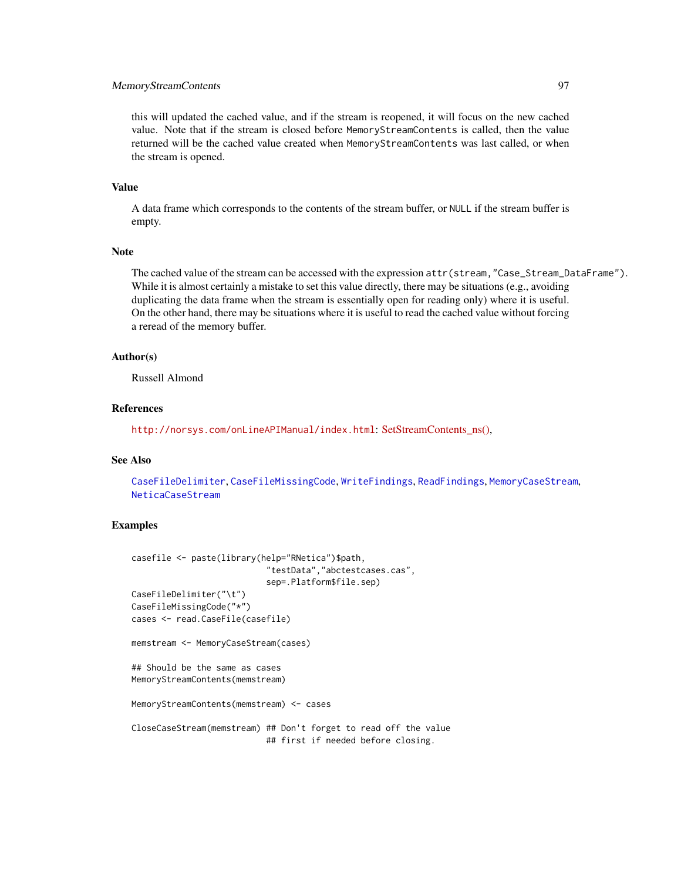this will updated the cached value, and if the stream is reopened, it will focus on the new cached value. Note that if the stream is closed before `MemoryStreamContents` is called, then the value returned will be the cached value created when `MemoryStreamContents` was last called, or when the stream is opened.

## Value

A data frame which corresponds to the contents of the stream buffer, or `NULL` if the stream buffer is empty.

## Note

The cached value of the stream can be accessed with the expression `attr(stream,"Case_Stream_DataFrame")`. While it is almost certainly a mistake to set this value directly, there may be situations (e.g., avoiding duplicating the data frame when the stream is essentially open for reading only) where it is useful. On the other hand, there may be situations where it is useful to read the cached value without forcing a reread of the memory buffer.

## Author(s)

Russell Almond

## References

`http://norsys.com/onLineAPIManual/index.html`: SetStreamContents_ns(),

## See Also

`CaseFileDelimiter`, `CaseFileMissingCode`, `WriteFindings`, `ReadFindings`, `MemoryCaseStream`, `NeticaCaseStream`

## Examples

```
casefile <- paste(library(help="RNetica")$path,
                           "testData","abctestcases.cas",
                           sep=.Platform$file.sep)
CaseFileDelimiter("\t")
CaseFileMissingCode("*")
cases <- read.CaseFile(casefile)

memstream <- MemoryCaseStream(cases)

## Should be the same as cases
MemoryStreamContents(memstream)

MemoryStreamContents(memstream) <- cases

CloseCaseStream(memstream) ## Don't forget to read off the value
                           ## first if needed before closing.
```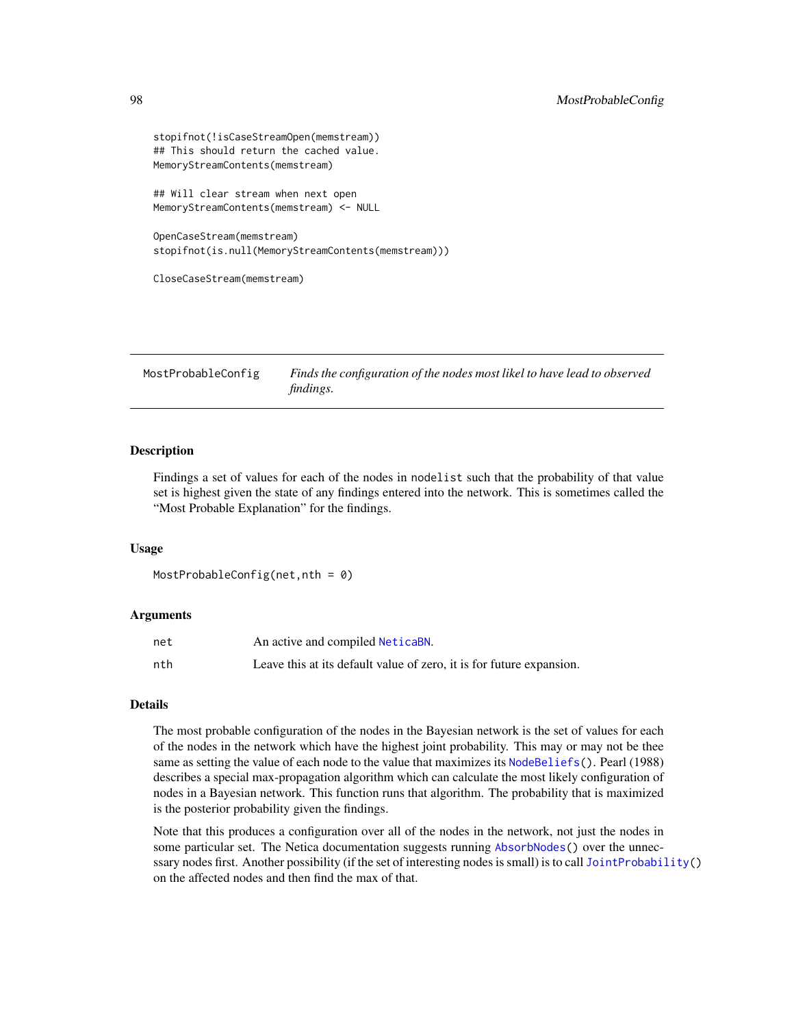```
stopifnot(!isCaseStreamOpen(memstream))
## This should return the cached value.
MemoryStreamContents(memstream)

## Will clear stream when next open
MemoryStreamContents(memstream) <- NULL

OpenCaseStream(memstream)
stopifnot(is.null(MemoryStreamContents(memstream)))

CloseCaseStream(memstream)
```

---

## MostProbableConfig — *Finds the configuration of the nodes most likel to have lead to observed findings.*

---

### Description

Findings a set of values for each of the nodes in `nodelist` such that the probability of that value set is highest given the state of any findings entered into the network. This is sometimes called the "Most Probable Explanation" for the findings.

### Usage

```
MostProbableConfig(net,nth = 0)
```

### Arguments

| | |
|---|---|
| `net` | An active and compiled `NeticaBN`. |
| `nth` | Leave this at its default value of zero, it is for future expansion. |

### Details

The most probable configuration of the nodes in the Bayesian network is the set of values for each of the nodes in the network which have the highest joint probability. This may or may not be thee same as setting the value of each node to the value that maximizes its `NodeBeliefs()`. Pearl (1988) describes a special max-propagation algorithm which can calculate the most likely configuration of nodes in a Bayesian network. This function runs that algorithm. The probability that is maximized is the posterior probability given the findings.

Note that this produces a configuration over all of the nodes in the network, not just the nodes in some particular set. The Netica documentation suggests running `AbsorbNodes()` over the unnecssary nodes first. Another possibility (if the set of interesting nodes is small) is to call `JointProbability()` on the affected nodes and then find the max of that.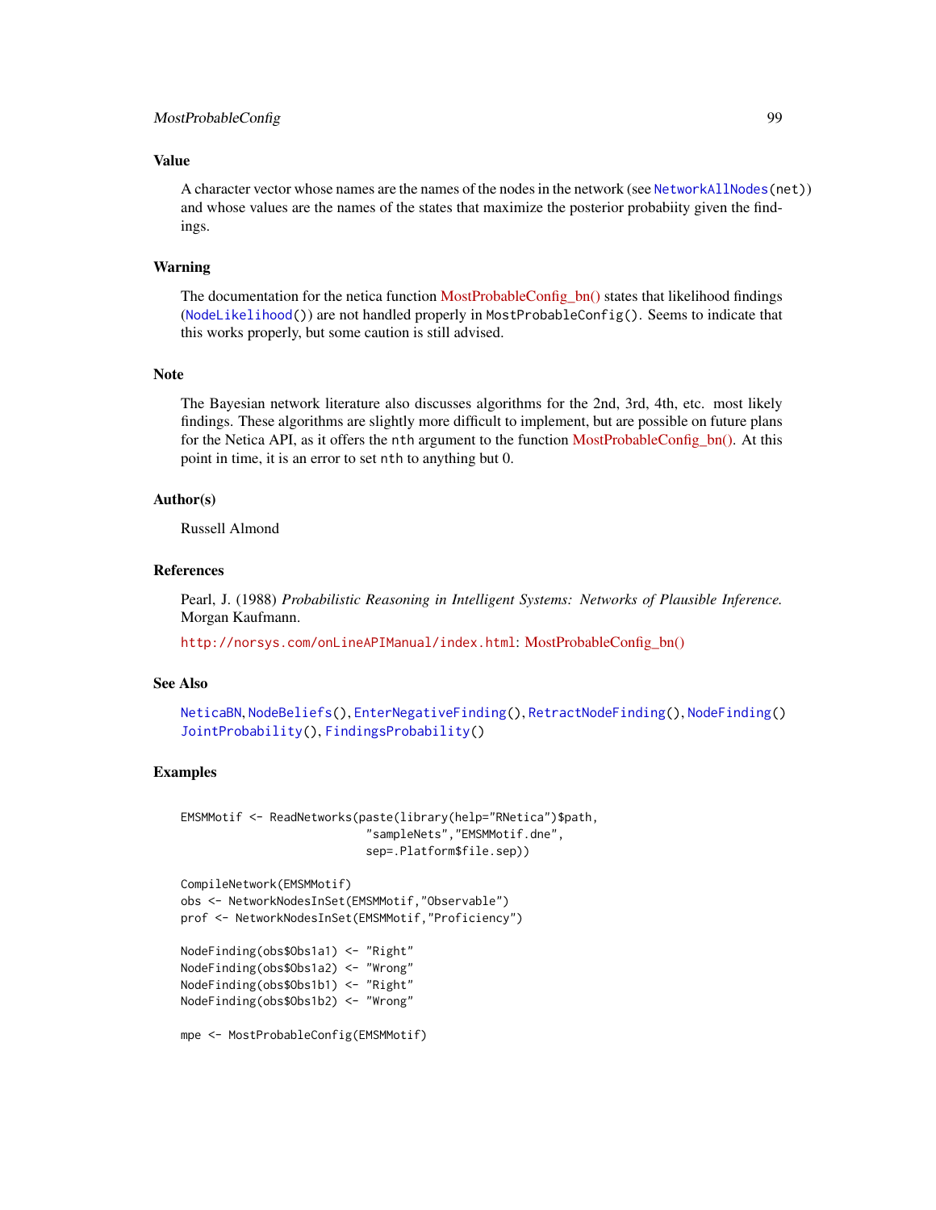## Value

A character vector whose names are the names of the nodes in the network (see `NetworkAllNodes(net)`) and whose values are the names of the states that maximize the posterior probabiity given the findings.

## Warning

The documentation for the netica function MostProbableConfig_bn() states that likelihood findings (`NodeLikelihood()`) are not handled properly in `MostProbableConfig()`. Seems to indicate that this works properly, but some caution is still advised.

## Note

The Bayesian network literature also discusses algorithms for the 2nd, 3rd, 4th, etc. most likely findings. These algorithms are slightly more difficult to implement, but are possible on future plans for the Netica API, as it offers the `nth` argument to the function MostProbableConfig_bn(). At this point in time, it is an error to set `nth` to anything but 0.

## Author(s)

Russell Almond

## References

Pearl, J. (1988) *Probabilistic Reasoning in Intelligent Systems: Networks of Plausible Inference.* Morgan Kaufmann.

`http://norsys.com/onLineAPIManual/index.html`: MostProbableConfig_bn()

## See Also

`NeticaBN`, `NodeBeliefs()`, `EnterNegativeFinding()`, `RetractNodeFinding()`, `NodeFinding()`
`JointProbability()`, `FindingsProbability()`

## Examples

```
EMSMMotif <- ReadNetworks(paste(library(help="RNetica")$path,
                           "sampleNets","EMSMMotif.dne",
                           sep=.Platform$file.sep))

CompileNetwork(EMSMMotif)
obs <- NetworkNodesInSet(EMSMMotif,"Observable")
prof <- NetworkNodesInSet(EMSMMotif,"Proficiency")

NodeFinding(obs$Obs1a1) <- "Right"
NodeFinding(obs$Obs1a2) <- "Wrong"
NodeFinding(obs$Obs1b1) <- "Right"
NodeFinding(obs$Obs1b2) <- "Wrong"

mpe <- MostProbableConfig(EMSMMotif)
```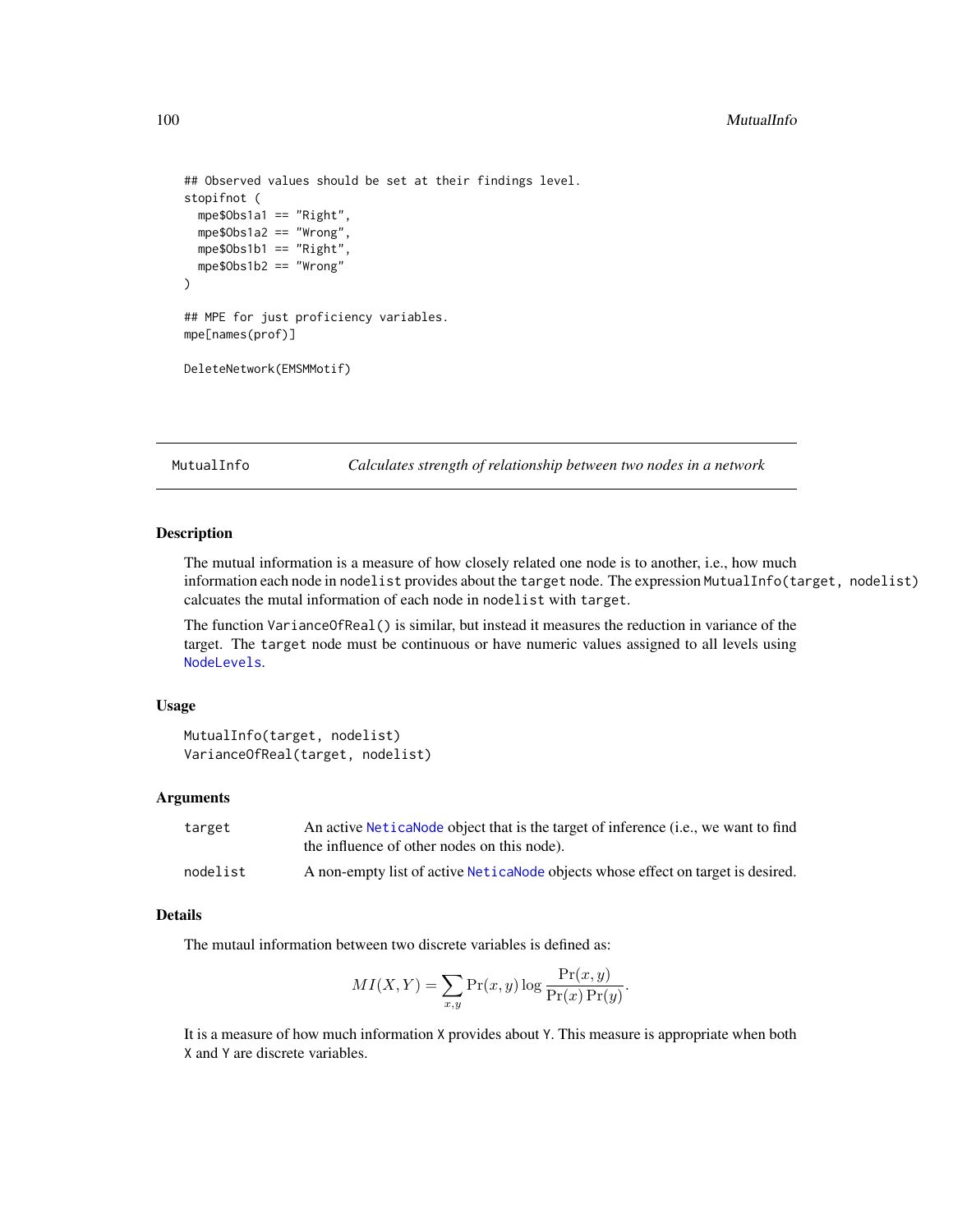```
## Observed values should be set at their findings level.
stopifnot (
  mpe$Obs1a1 == "Right",
  mpe$Obs1a2 == "Wrong",
  mpe$Obs1b1 == "Right",
  mpe$Obs1b2 == "Wrong"
)

## MPE for just proficiency variables.
mpe[names(prof)]

DeleteNetwork(EMSMMotif)
```

## MutualInfo — *Calculates strength of relationship between two nodes in a network*

### Description

The mutual information is a measure of how closely related one node is to another, i.e., how much information each node in `nodelist` provides about the `target` node. The expression `MutualInfo(target, nodelist)` calcuates the mutal information of each node in `nodelist` with `target`.

The function `VarianceOfReal()` is similar, but instead it measures the reduction in variance of the target. The `target` node must be continuous or have numeric values assigned to all levels using `NodeLevels`.

### Usage

```
MutualInfo(target, nodelist)
VarianceOfReal(target, nodelist)
```

### Arguments

| | |
|---|---|
| `target` | An active `NeticaNode` object that is the target of inference (i.e., we want to find the influence of other nodes on this node). |
| `nodelist` | A non-empty list of active `NeticaNode` objects whose effect on target is desired. |

### Details

The mutaul information between two discrete variables is defined as:

$$MI(X,Y) = \sum_{x,y} \Pr(x,y) \log \frac{\Pr(x,y)}{\Pr(x)\Pr(y)}.$$

It is a measure of how much information `X` provides about `Y`. This measure is appropriate when both `X` and `Y` are discrete variables.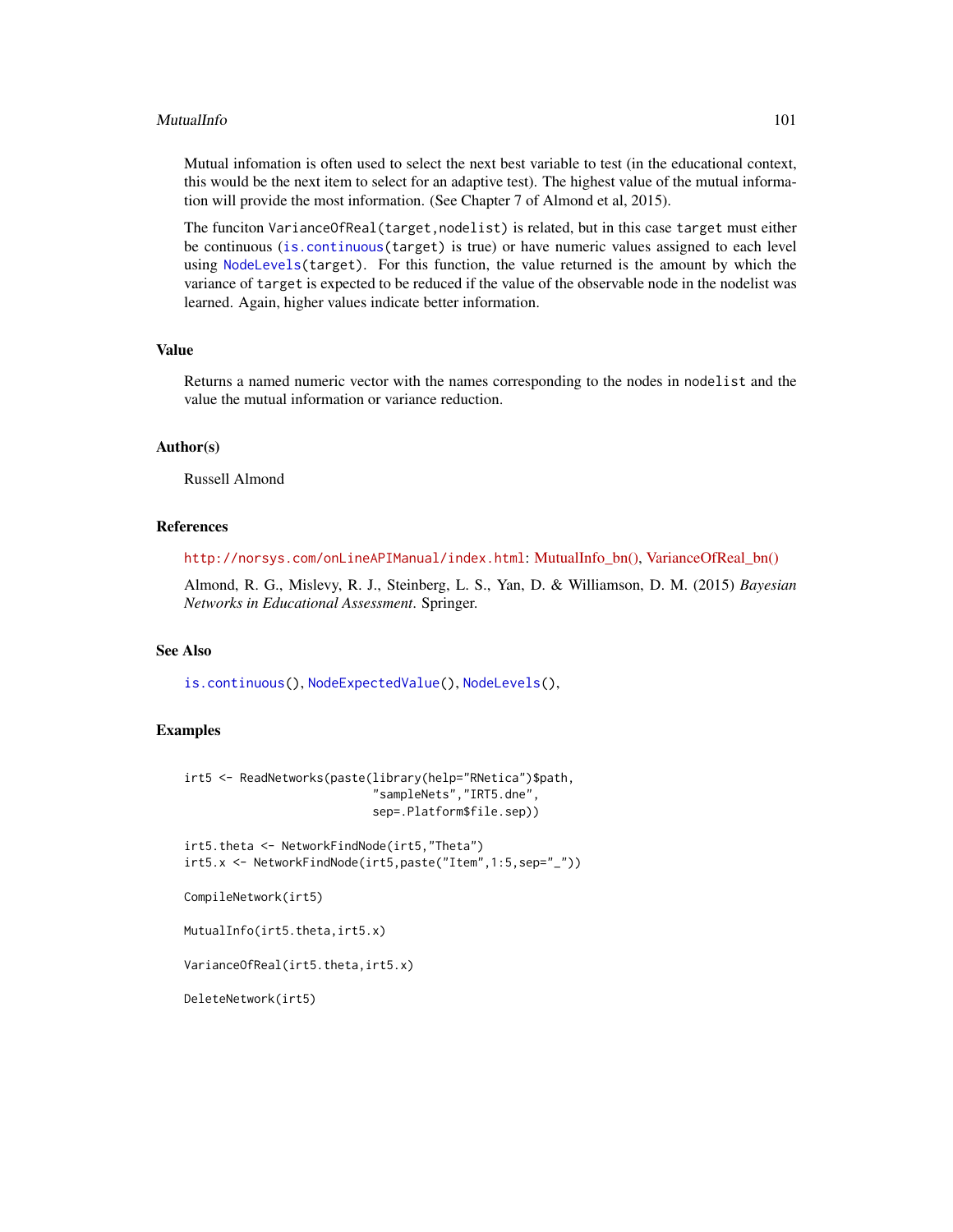Mutual infomation is often used to select the next best variable to test (in the educational context, this would be the next item to select for an adaptive test). The highest value of the mutual information will provide the most information. (See Chapter 7 of Almond et al, 2015).

The funciton `VarianceOfReal(target,nodelist)` is related, but in this case `target` must either be continuous (`is.continuous(target)` is true) or have numeric values assigned to each level using `NodeLevels(target)`. For this function, the value returned is the amount by which the variance of `target` is expected to be reduced if the value of the observable node in the nodelist was learned. Again, higher values indicate better information.

## Value

Returns a named numeric vector with the names corresponding to the nodes in `nodelist` and the value the mutual information or variance reduction.

## Author(s)

Russell Almond

## References

http://norsys.com/onLineAPIManual/index.html: MutualInfo_bn(), VarianceOfReal_bn()

Almond, R. G., Mislevy, R. J., Steinberg, L. S., Yan, D. & Williamson, D. M. (2015) *Bayesian Networks in Educational Assessment*. Springer.

## See Also

`is.continuous()`, `NodeExpectedValue()`, `NodeLevels()`,

## Examples

```
irt5 <- ReadNetworks(paste(library(help="RNetica")$path,
                           "sampleNets","IRT5.dne",
                           sep=.Platform$file.sep))

irt5.theta <- NetworkFindNode(irt5,"Theta")
irt5.x <- NetworkFindNode(irt5,paste("Item",1:5,sep="_"))

CompileNetwork(irt5)

MutualInfo(irt5.theta,irt5.x)

VarianceOfReal(irt5.theta,irt5.x)

DeleteNetwork(irt5)
```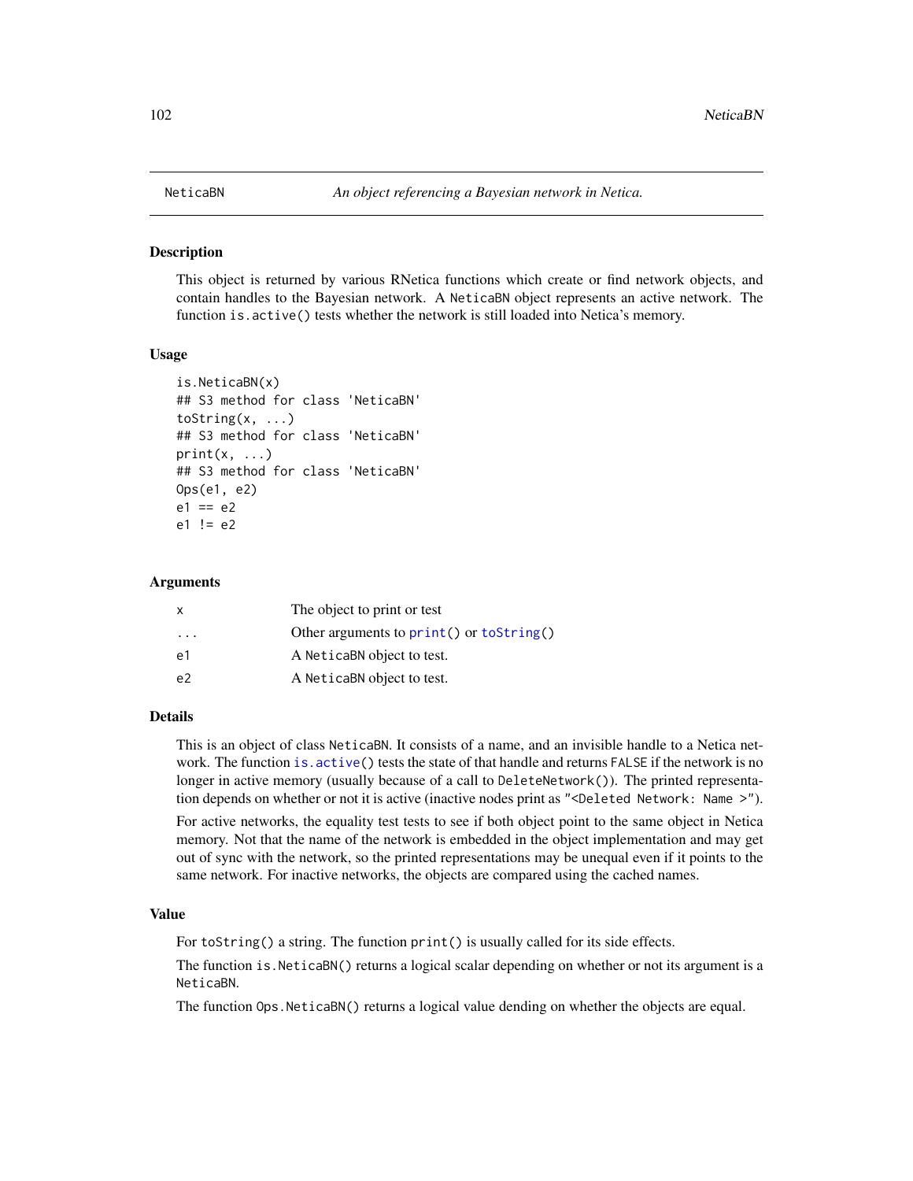NeticaBN *An object referencing a Bayesian network in Netica.*

## Description

This object is returned by various RNetica functions which create or find network objects, and contain handles to the Bayesian network. A `NeticaBN` object represents an active network. The function `is.active()` tests whether the network is still loaded into Netica's memory.

## Usage

```
is.NeticaBN(x)
## S3 method for class 'NeticaBN'
toString(x, ...)
## S3 method for class 'NeticaBN'
print(x, ...)
## S3 method for class 'NeticaBN'
Ops(e1, e2)
e1 == e2
e1 != e2
```

## Arguments

| | |
|---|---|
| `x` | The object to print or test |
| `...` | Other arguments to `print()` or `toString()` |
| `e1` | A `NeticaBN` object to test. |
| `e2` | A `NeticaBN` object to test. |

## Details

This is an object of class `NeticaBN`. It consists of a name, and an invisible handle to a Netica network. The function `is.active()` tests the state of that handle and returns `FALSE` if the network is no longer in active memory (usually because of a call to `DeleteNetwork()`). The printed representation depends on whether or not it is active (inactive nodes print as `"<Deleted Network: Name >"`).

For active networks, the equality test tests to see if both object point to the same object in Netica memory. Not that the name of the network is embedded in the object implementation and may get out of sync with the network, so the printed representations may be unequal even if it points to the same network. For inactive networks, the objects are compared using the cached names.

## Value

For `toString()` a string. The function `print()` is usually called for its side effects.

The function `is.NeticaBN()` returns a logical scalar depending on whether or not its argument is a `NeticaBN`.

The function `Ops.NeticaBN()` returns a logical value dending on whether the objects are equal.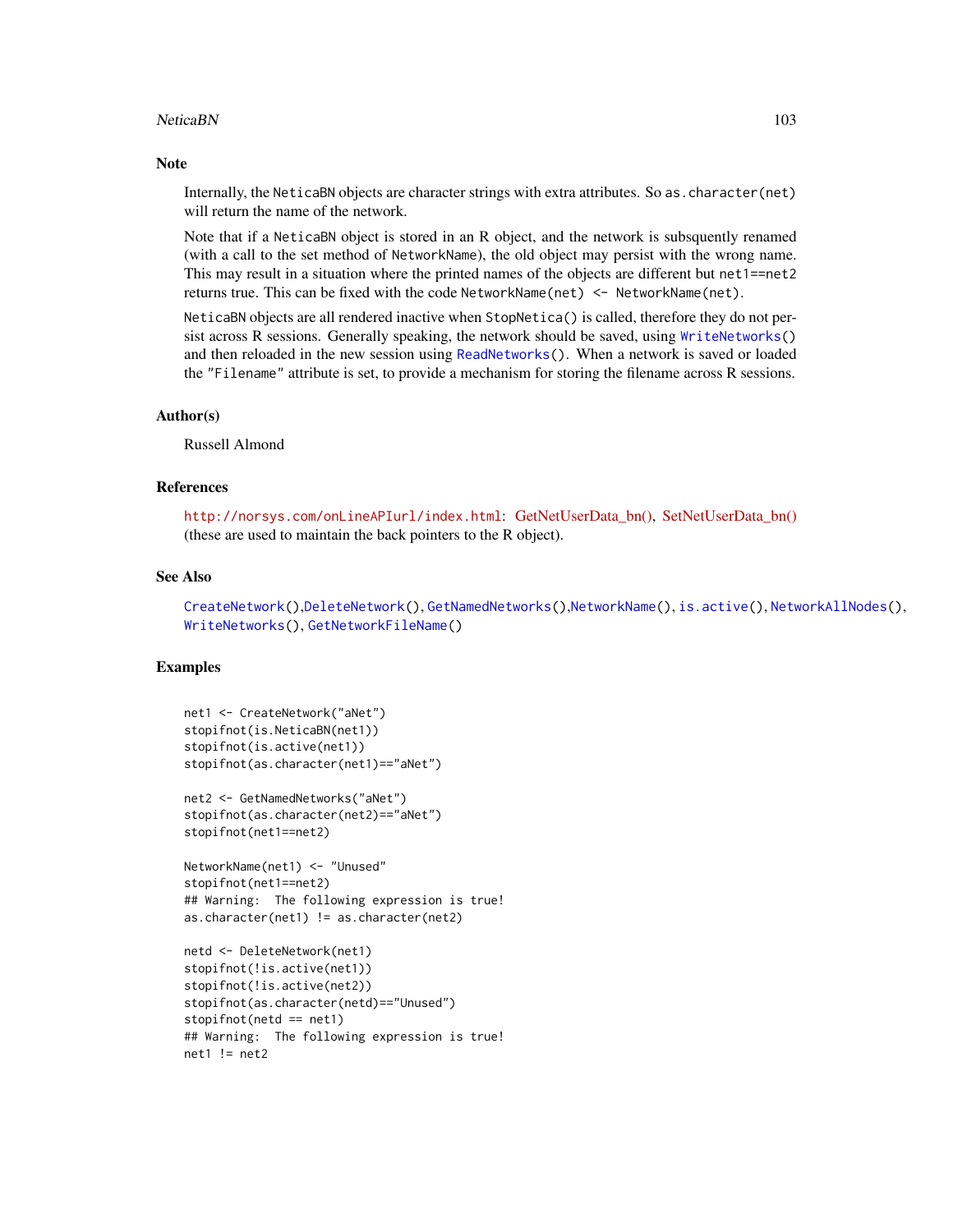## Note

Internally, the NeticaBN objects are character strings with extra attributes. So `as.character(net)` will return the name of the network.

Note that if a NeticaBN object is stored in an R object, and the network is subsquently renamed (with a call to the set method of NetworkName), the old object may persist with the wrong name. This may result in a situation where the printed names of the objects are different but `net1==net2` returns true. This can be fixed with the code `NetworkName(net) <- NetworkName(net)`.

NeticaBN objects are all rendered inactive when `StopNetica()` is called, therefore they do not persist across R sessions. Generally speaking, the network should be saved, using `WriteNetworks()` and then reloaded in the new session using `ReadNetworks()`. When a network is saved or loaded the `"Filename"` attribute is set, to provide a mechanism for storing the filename across R sessions.

## Author(s)

Russell Almond

## References

http://norsys.com/onLineAPIurl/index.html: GetNetUserData_bn(), SetNetUserData_bn() (these are used to maintain the back pointers to the R object).

## See Also

`CreateNetwork()`,`DeleteNetwork()`, `GetNamedNetworks()`,`NetworkName()`, `is.active()`, `NetworkAllNodes()`, `WriteNetworks()`, `GetNetworkFileName()`

## Examples

```
net1 <- CreateNetwork("aNet")
stopifnot(is.NeticaBN(net1))
stopifnot(is.active(net1))
stopifnot(as.character(net1)=="aNet")

net2 <- GetNamedNetworks("aNet")
stopifnot(as.character(net2)=="aNet")
stopifnot(net1==net2)

NetworkName(net1) <- "Unused"
stopifnot(net1==net2)
## Warning:  The following expression is true!
as.character(net1) != as.character(net2)

netd <- DeleteNetwork(net1)
stopifnot(!is.active(net1))
stopifnot(!is.active(net2))
stopifnot(as.character(netd)=="Unused")
stopifnot(netd == net1)
## Warning:  The following expression is true!
net1 != net2
```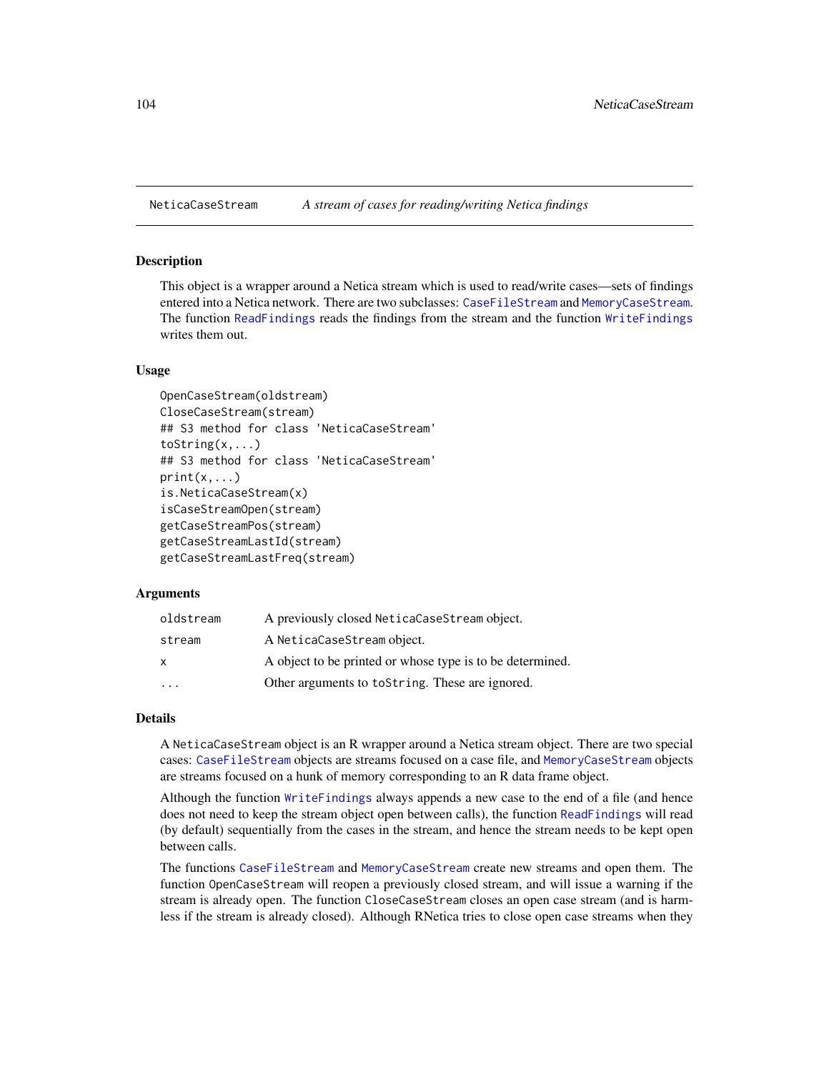NeticaCaseStream — *A stream of cases for reading/writing Netica findings*

## Description

This object is a wrapper around a Netica stream which is used to read/write cases—sets of findings entered into a Netica network. There are two subclasses: CaseFileStream and MemoryCaseStream. The function ReadFindings reads the findings from the stream and the function WriteFindings writes them out.

## Usage

```
OpenCaseStream(oldstream)
CloseCaseStream(stream)
## S3 method for class 'NeticaCaseStream'
toString(x,...)
## S3 method for class 'NeticaCaseStream'
print(x,...)
is.NeticaCaseStream(x)
isCaseStreamOpen(stream)
getCaseStreamPos(stream)
getCaseStreamLastId(stream)
getCaseStreamLastFreq(stream)
```

## Arguments

| | |
|---|---|
| `oldstream` | A previously closed `NeticaCaseStream` object. |
| `stream` | A `NeticaCaseStream` object. |
| `x` | A object to be printed or whose type is to be determined. |
| `...` | Other arguments to `toString`. These are ignored. |

## Details

A `NeticaCaseStream` object is an R wrapper around a Netica stream object. There are two special cases: CaseFileStream objects are streams focused on a case file, and MemoryCaseStream objects are streams focused on a hunk of memory corresponding to an R data frame object.

Although the function WriteFindings always appends a new case to the end of a file (and hence does not need to keep the stream object open between calls), the function ReadFindings will read (by default) sequentially from the cases in the stream, and hence the stream needs to be kept open between calls.

The functions CaseFileStream and MemoryCaseStream create new streams and open them. The function `OpenCaseStream` will reopen a previously closed stream, and will issue a warning if the stream is already open. The function `CloseCaseStream` closes an open case stream (and is harmless if the stream is already closed). Although RNetica tries to close open case streams when they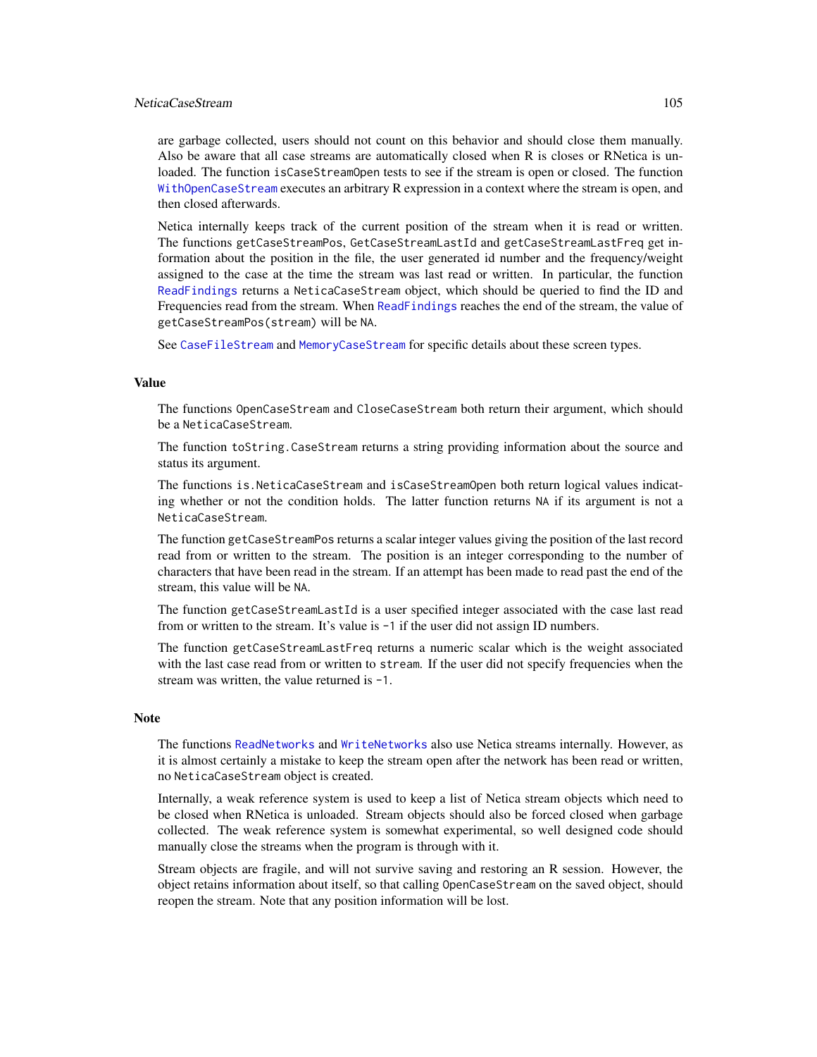are garbage collected, users should not count on this behavior and should close them manually. Also be aware that all case streams are automatically closed when R is closes or RNetica is unloaded. The function `isCaseStreamOpen` tests to see if the stream is open or closed. The function `WithOpenCaseStream` executes an arbitrary R expression in a context where the stream is open, and then closed afterwards.

Netica internally keeps track of the current position of the stream when it is read or written. The functions `getCaseStreamPos`, `GetCaseStreamLastId` and `getCaseStreamLastFreq` get information about the position in the file, the user generated id number and the frequency/weight assigned to the case at the time the stream was last read or written. In particular, the function `ReadFindings` returns a `NeticaCaseStream` object, which should be queried to find the ID and Frequencies read from the stream. When `ReadFindings` reaches the end of the stream, the value of `getCaseStreamPos(stream)` will be `NA`.

See `CaseFileStream` and `MemoryCaseStream` for specific details about these screen types.

## Value

The functions `OpenCaseStream` and `CloseCaseStream` both return their argument, which should be a `NeticaCaseStream`.

The function `toString.CaseStream` returns a string providing information about the source and status its argument.

The functions `is.NeticaCaseStream` and `isCaseStreamOpen` both return logical values indicating whether or not the condition holds. The latter function returns `NA` if its argument is not a `NeticaCaseStream`.

The function `getCaseStreamPos` returns a scalar integer values giving the position of the last record read from or written to the stream. The position is an integer corresponding to the number of characters that have been read in the stream. If an attempt has been made to read past the end of the stream, this value will be `NA`.

The function `getCaseStreamLastId` is a user specified integer associated with the case last read from or written to the stream. It's value is `-1` if the user did not assign ID numbers.

The function `getCaseStreamLastFreq` returns a numeric scalar which is the weight associated with the last case read from or written to `stream`. If the user did not specify frequencies when the stream was written, the value returned is `-1`.

## Note

The functions `ReadNetworks` and `WriteNetworks` also use Netica streams internally. However, as it is almost certainly a mistake to keep the stream open after the network has been read or written, no `NeticaCaseStream` object is created.

Internally, a weak reference system is used to keep a list of Netica stream objects which need to be closed when RNetica is unloaded. Stream objects should also be forced closed when garbage collected. The weak reference system is somewhat experimental, so well designed code should manually close the streams when the program is through with it.

Stream objects are fragile, and will not survive saving and restoring an R session. However, the object retains information about itself, so that calling `OpenCaseStream` on the saved object, should reopen the stream. Note that any position information will be lost.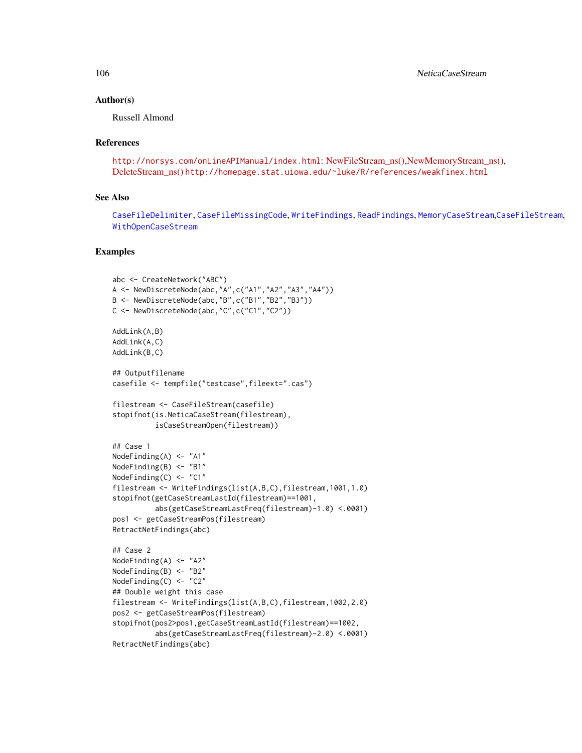## Author(s)

Russell Almond

## References

http://norsys.com/onLineAPIManual/index.html: NewFileStream_ns(),NewMemoryStream_ns(), DeleteStream_ns() http://homepage.stat.uiowa.edu/~luke/R/references/weakfinex.html

## See Also

CaseFileDelimiter, CaseFileMissingCode, WriteFindings, ReadFindings, MemoryCaseStream,CaseFileStream, WithOpenCaseStream

## Examples

```
abc <- CreateNetwork("ABC")
A <- NewDiscreteNode(abc,"A",c("A1","A2","A3","A4"))
B <- NewDiscreteNode(abc,"B",c("B1","B2","B3"))
C <- NewDiscreteNode(abc,"C",c("C1","C2"))

AddLink(A,B)
AddLink(A,C)
AddLink(B,C)

## Outputfilename
casefile <- tempfile("testcase",fileext=".cas")

filestream <- CaseFileStream(casefile)
stopifnot(is.NeticaCaseStream(filestream),
          isCaseStreamOpen(filestream))

## Case 1
NodeFinding(A) <- "A1"
NodeFinding(B) <- "B1"
NodeFinding(C) <- "C1"
filestream <- WriteFindings(list(A,B,C),filestream,1001,1.0)
stopifnot(getCaseStreamLastId(filestream)==1001,
          abs(getCaseStreamLastFreq(filestream)-1.0) <.0001)
pos1 <- getCaseStreamPos(filestream)
RetractNetFindings(abc)

## Case 2
NodeFinding(A) <- "A2"
NodeFinding(B) <- "B2"
NodeFinding(C) <- "C2"
## Double weight this case
filestream <- WriteFindings(list(A,B,C),filestream,1002,2.0)
pos2 <- getCaseStreamPos(filestream)
stopifnot(pos2>pos1,getCaseStreamLastId(filestream)==1002,
          abs(getCaseStreamLastFreq(filestream)-2.0) <.0001)
RetractNetFindings(abc)
```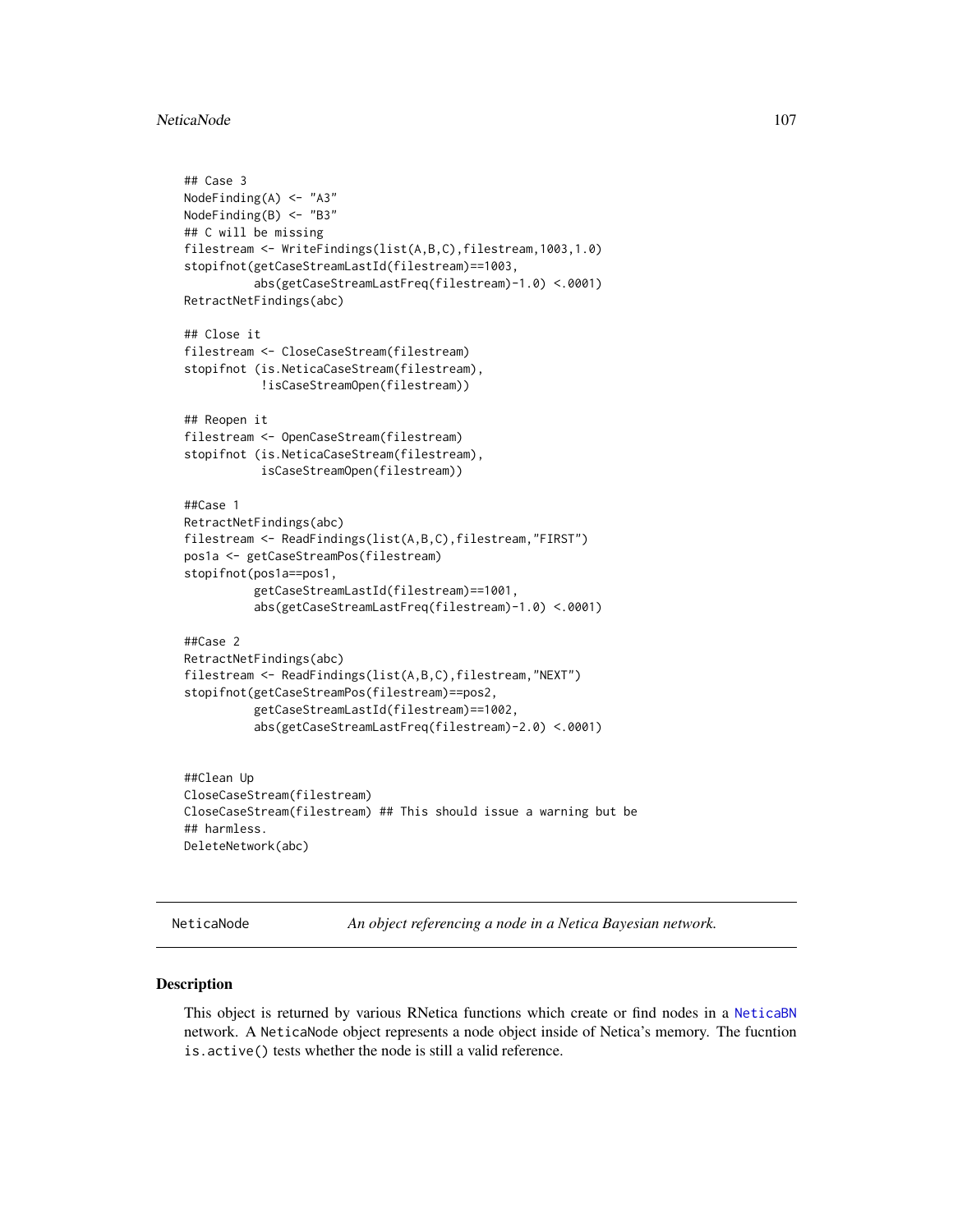```
## Case 3
NodeFinding(A) <- "A3"
NodeFinding(B) <- "B3"
## C will be missing
filestream <- WriteFindings(list(A,B,C),filestream,1003,1.0)
stopifnot(getCaseStreamLastId(filestream)==1003,
          abs(getCaseStreamLastFreq(filestream)-1.0) <.0001)
RetractNetFindings(abc)

## Close it
filestream <- CloseCaseStream(filestream)
stopifnot (is.NeticaCaseStream(filestream),
           !isCaseStreamOpen(filestream))

## Reopen it
filestream <- OpenCaseStream(filestream)
stopifnot (is.NeticaCaseStream(filestream),
           isCaseStreamOpen(filestream))

##Case 1
RetractNetFindings(abc)
filestream <- ReadFindings(list(A,B,C),filestream,"FIRST")
pos1a <- getCaseStreamPos(filestream)
stopifnot(pos1a==pos1,
          getCaseStreamLastId(filestream)==1001,
          abs(getCaseStreamLastFreq(filestream)-1.0) <.0001)

##Case 2
RetractNetFindings(abc)
filestream <- ReadFindings(list(A,B,C),filestream,"NEXT")
stopifnot(getCaseStreamPos(filestream)==pos2,
          getCaseStreamLastId(filestream)==1002,
          abs(getCaseStreamLastFreq(filestream)-2.0) <.0001)


##Clean Up
CloseCaseStream(filestream)
CloseCaseStream(filestream) ## This should issue a warning but be
## harmless.
DeleteNetwork(abc)
```

---

## NeticaNode *An object referencing a node in a Netica Bayesian network.*

---

### Description

This object is returned by various RNetica functions which create or find nodes in a NeticaBN network. A NeticaNode object represents a node object inside of Netica's memory. The fucntion is.active() tests whether the node is still a valid reference.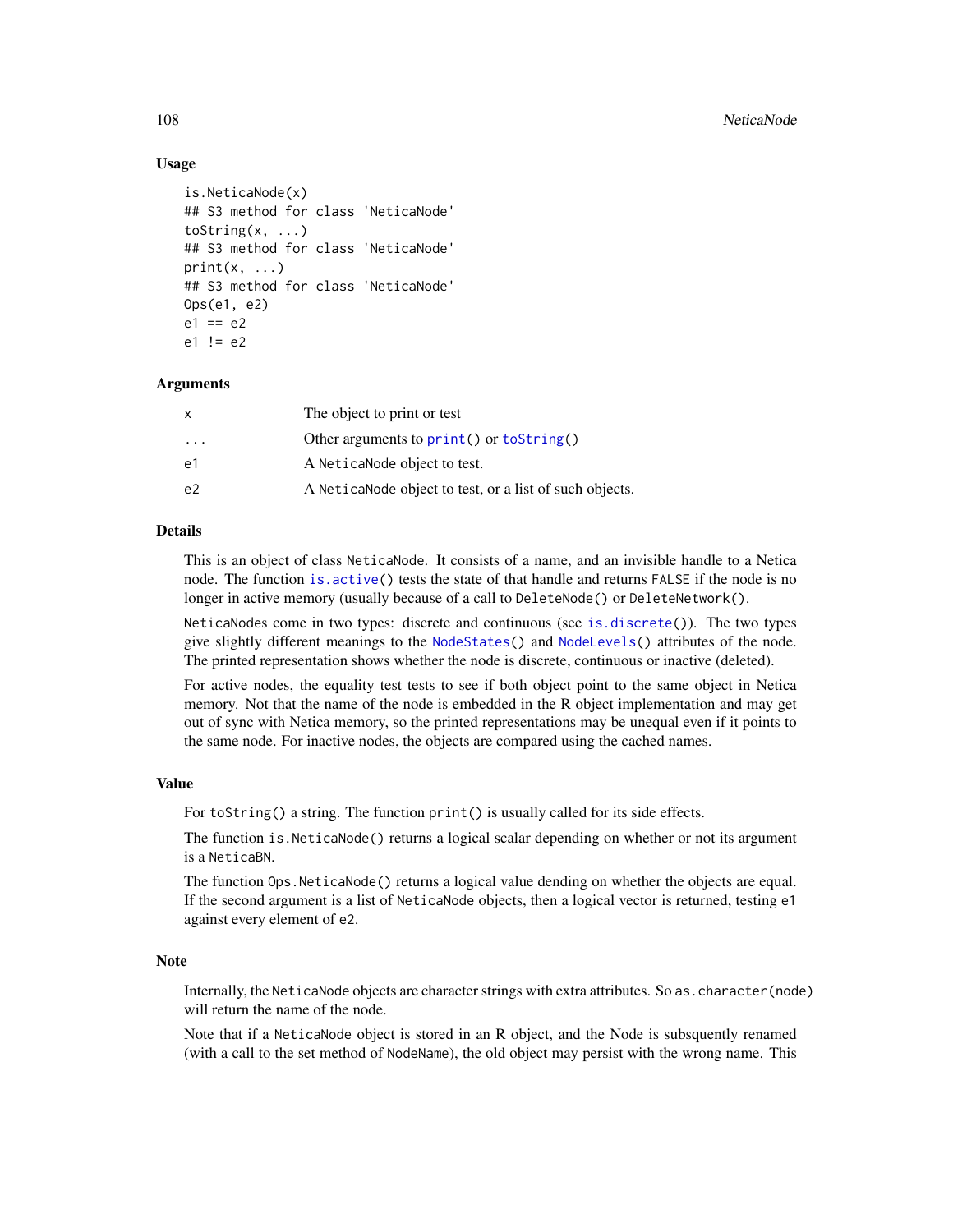### Usage

```
is.NeticaNode(x)
## S3 method for class 'NeticaNode'
toString(x, ...)
## S3 method for class 'NeticaNode'
print(x, ...)
## S3 method for class 'NeticaNode'
Ops(e1, e2)
e1 == e2
e1 != e2
```

### Arguments

| | |
|---|---|
| x | The object to print or test |
| ... | Other arguments to `print()` or `toString()` |
| e1 | A `NeticaNode` object to test. |
| e2 | A `NeticaNode` object to test, or a list of such objects. |

### Details

This is an object of class `NeticaNode`. It consists of a name, and an invisible handle to a Netica node. The function `is.active()` tests the state of that handle and returns `FALSE` if the node is no longer in active memory (usually because of a call to `DeleteNode()` or `DeleteNetwork()`.

`NeticaNode`s come in two types: discrete and continuous (see `is.discrete()`). The two types give slightly different meanings to the `NodeStates()` and `NodeLevels()` attributes of the node. The printed representation shows whether the node is discrete, continuous or inactive (deleted).

For active nodes, the equality test tests to see if both object point to the same object in Netica memory. Not that the name of the node is embedded in the R object implementation and may get out of sync with Netica memory, so the printed representations may be unequal even if it points to the same node. For inactive nodes, the objects are compared using the cached names.

### Value

For `toString()` a string. The function `print()` is usually called for its side effects.

The function `is.NeticaNode()` returns a logical scalar depending on whether or not its argument is a `NeticaBN`.

The function `Ops.NeticaNode()` returns a logical value dending on whether the objects are equal. If the second argument is a list of `NeticaNode` objects, then a logical vector is returned, testing `e1` against every element of `e2`.

### Note

Internally, the `NeticaNode` objects are character strings with extra attributes. So `as.character(node)` will return the name of the node.

Note that if a `NeticaNode` object is stored in an R object, and the Node is subsquently renamed (with a call to the set method of `NodeName`), the old object may persist with the wrong name. This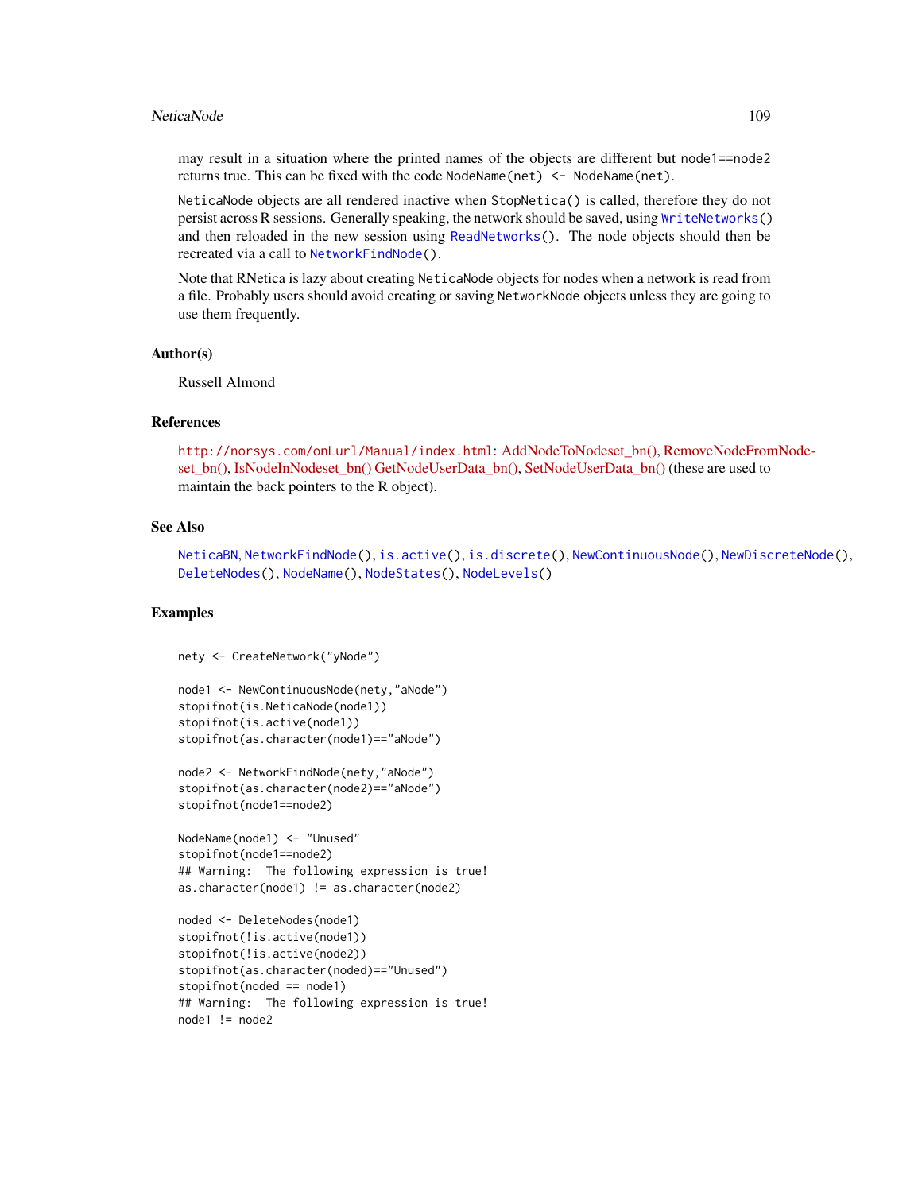may result in a situation where the printed names of the objects are different but node1==node2 returns true. This can be fixed with the code NodeName(net) <- NodeName(net).

NeticaNode objects are all rendered inactive when StopNetica() is called, therefore they do not persist across R sessions. Generally speaking, the network should be saved, using WriteNetworks() and then reloaded in the new session using ReadNetworks(). The node objects should then be recreated via a call to NetworkFindNode().

Note that RNetica is lazy about creating NeticaNode objects for nodes when a network is read from a file. Probably users should avoid creating or saving NetworkNode objects unless they are going to use them frequently.

### Author(s)

Russell Almond

### References

http://norsys.com/onLurl/Manual/index.html: AddNodeToNodeset_bn(), RemoveNodeFromNodeset_bn(), IsNodeInNodeset_bn() GetNodeUserData_bn(), SetNodeUserData_bn() (these are used to maintain the back pointers to the R object).

### See Also

NeticaBN, NetworkFindNode(), is.active(), is.discrete(), NewContinuousNode(), NewDiscreteNode(), DeleteNodes(), NodeName(), NodeStates(), NodeLevels()

### Examples

```
nety <- CreateNetwork("yNode")

node1 <- NewContinuousNode(nety,"aNode")
stopifnot(is.NeticaNode(node1))
stopifnot(is.active(node1))
stopifnot(as.character(node1)=="aNode")

node2 <- NetworkFindNode(nety,"aNode")
stopifnot(as.character(node2)=="aNode")
stopifnot(node1==node2)

NodeName(node1) <- "Unused"
stopifnot(node1==node2)
## Warning:  The following expression is true!
as.character(node1) != as.character(node2)

noded <- DeleteNodes(node1)
stopifnot(!is.active(node1))
stopifnot(!is.active(node2))
stopifnot(as.character(noded)=="Unused")
stopifnot(noded == node1)
## Warning:  The following expression is true!
node1 != node2
```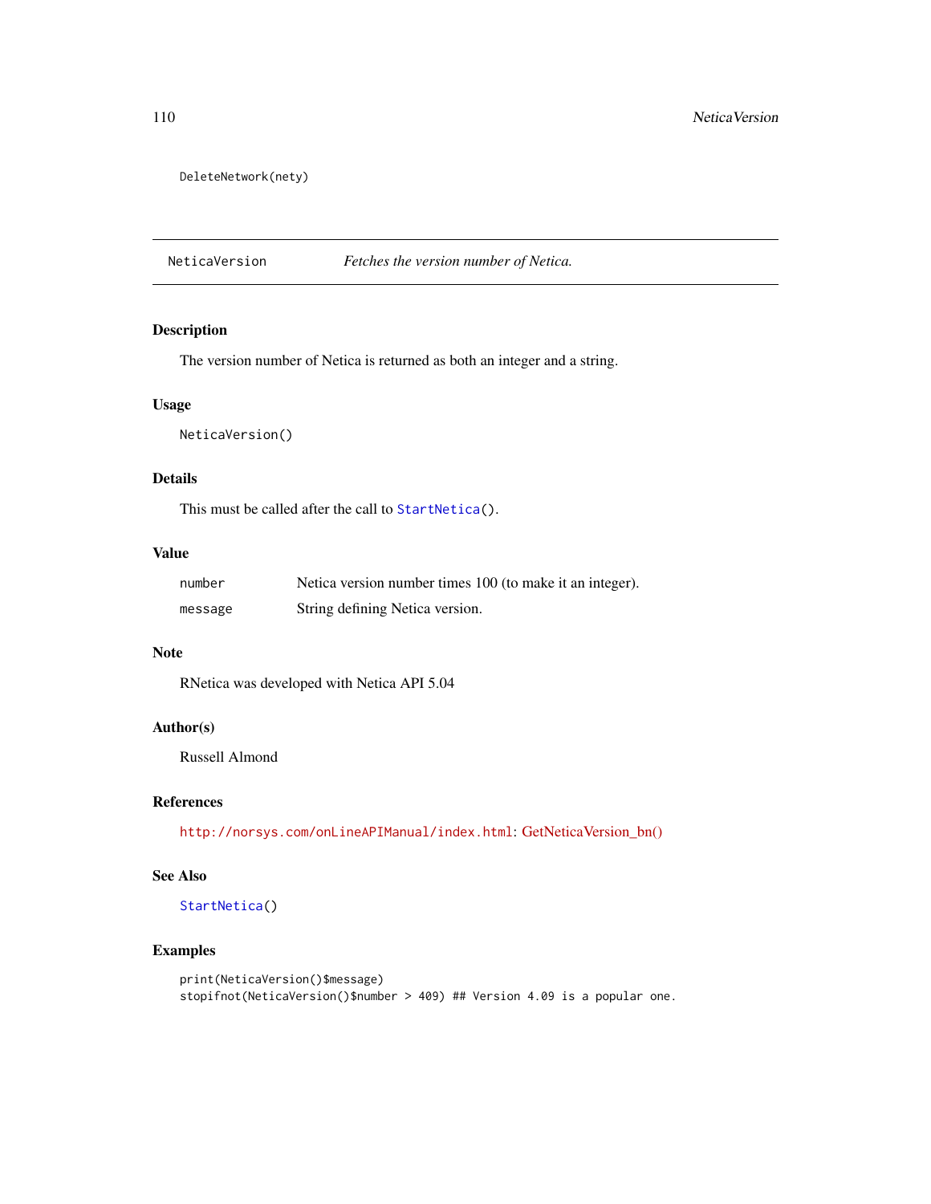```
DeleteNetwork(nety)
```

## NeticaVersion — *Fetches the version number of Netica.*

### Description

The version number of Netica is returned as both an integer and a string.

### Usage

```
NeticaVersion()
```

### Details

This must be called after the call to `StartNetica()`.

### Value

| | |
|---|---|
| `number` | Netica version number times 100 (to make it an integer). |
| `message` | String defining Netica version. |

### Note

RNetica was developed with Netica API 5.04

### Author(s)

Russell Almond

### References

`http://norsys.com/onLineAPIManual/index.html`: GetNeticaVersion_bn()

### See Also

`StartNetica()`

### Examples

```
print(NeticaVersion()$message)
stopifnot(NeticaVersion()$number > 409) ## Version 4.09 is a popular one.
```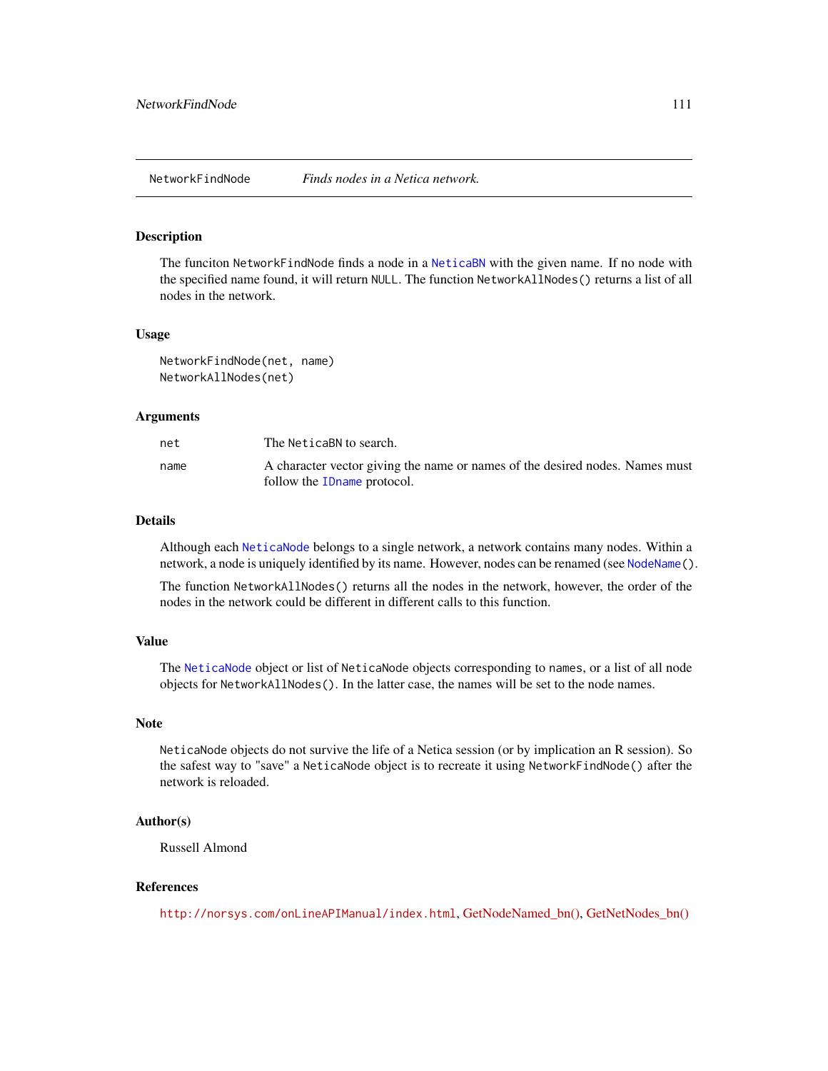NetworkFindNode *Finds nodes in a Netica network.*

## Description

The funciton NetworkFindNode finds a node in a NeticaBN with the given name. If no node with the specified name found, it will return NULL. The function NetworkAllNodes() returns a list of all nodes in the network.

## Usage

```
NetworkFindNode(net, name)
NetworkAllNodes(net)
```

## Arguments

| | |
|---|---|
| net | The NeticaBN to search. |
| name | A character vector giving the name or names of the desired nodes. Names must follow the IDname protocol. |

## Details

Although each NeticaNode belongs to a single network, a network contains many nodes. Within a network, a node is uniquely identified by its name. However, nodes can be renamed (see NodeName().

The function NetworkAllNodes() returns all the nodes in the network, however, the order of the nodes in the network could be different in different calls to this function.

## Value

The NeticaNode object or list of NeticaNode objects corresponding to names, or a list of all node objects for NetworkAllNodes(). In the latter case, the names will be set to the node names.

## Note

NeticaNode objects do not survive the life of a Netica session (or by implication an R session). So the safest way to "save" a NeticaNode object is to recreate it using NetworkFindNode() after the network is reloaded.

## Author(s)

Russell Almond

## References

http://norsys.com/onLineAPIManual/index.html, GetNodeNamed_bn(), GetNetNodes_bn()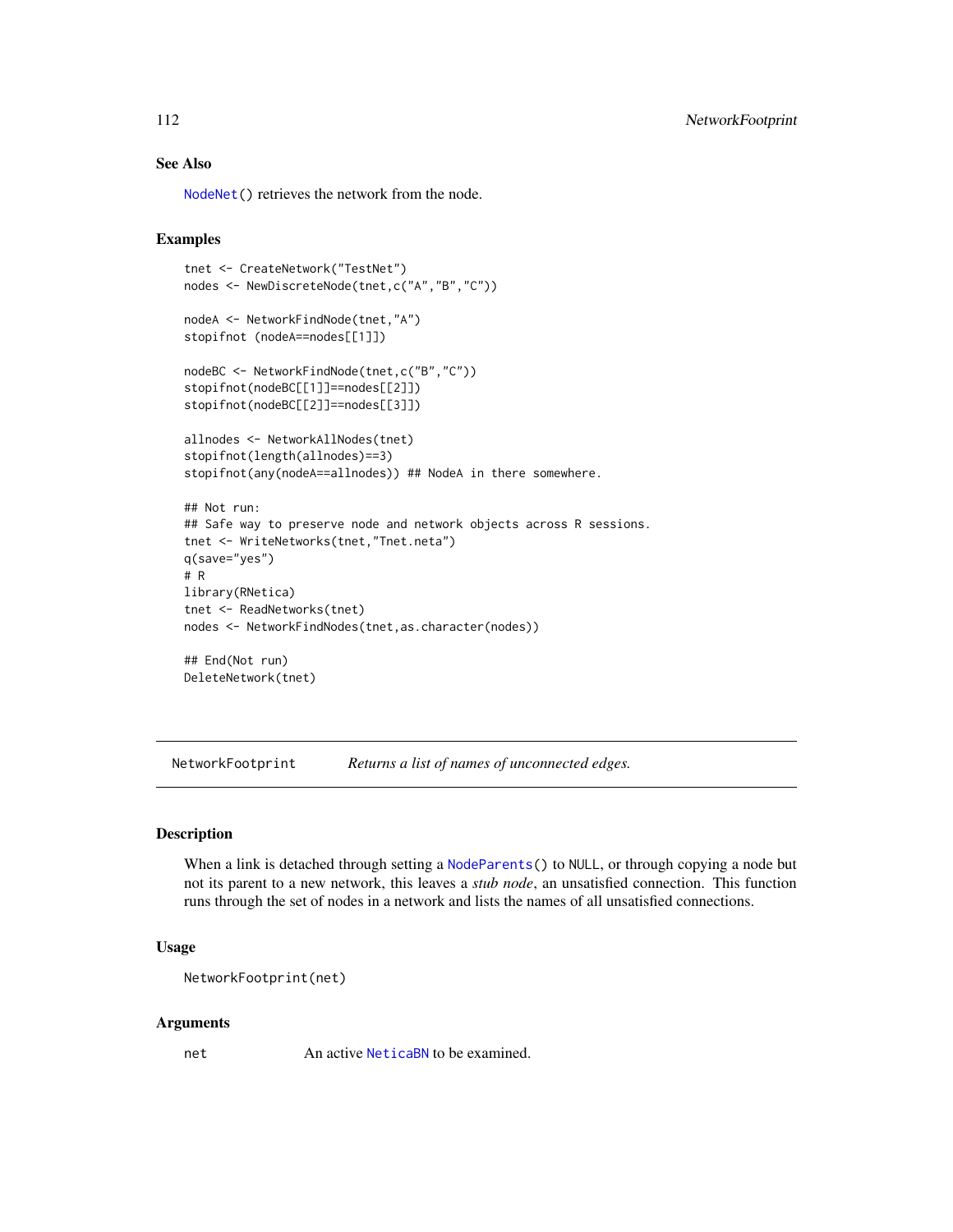### See Also

NodeNet() retrieves the network from the node.

### Examples

```
tnet <- CreateNetwork("TestNet")
nodes <- NewDiscreteNode(tnet,c("A","B","C"))

nodeA <- NetworkFindNode(tnet,"A")
stopifnot (nodeA==nodes[[1]])

nodeBC <- NetworkFindNode(tnet,c("B","C"))
stopifnot(nodeBC[[1]]==nodes[[2]])
stopifnot(nodeBC[[2]]==nodes[[3]])

allnodes <- NetworkAllNodes(tnet)
stopifnot(length(allnodes)==3)
stopifnot(any(nodeA==allnodes)) ## NodeA in there somewhere.

## Not run:
## Safe way to preserve node and network objects across R sessions.
tnet <- WriteNetworks(tnet,"Tnet.neta")
q(save="yes")
# R
library(RNetica)
tnet <- ReadNetworks(tnet)
nodes <- NetworkFindNodes(tnet,as.character(nodes))

## End(Not run)
DeleteNetwork(tnet)
```

---

## NetworkFootprint *Returns a list of names of unconnected edges.*

### Description

When a link is detached through setting a NodeParents() to NULL, or through copying a node but not its parent to a new network, this leaves a *stub node*, an unsatisfied connection. This function runs through the set of nodes in a network and lists the names of all unsatisfied connections.

### Usage

```
NetworkFootprint(net)
```

### Arguments

| | |
|---|---|
| net | An active NeticaBN to be examined. |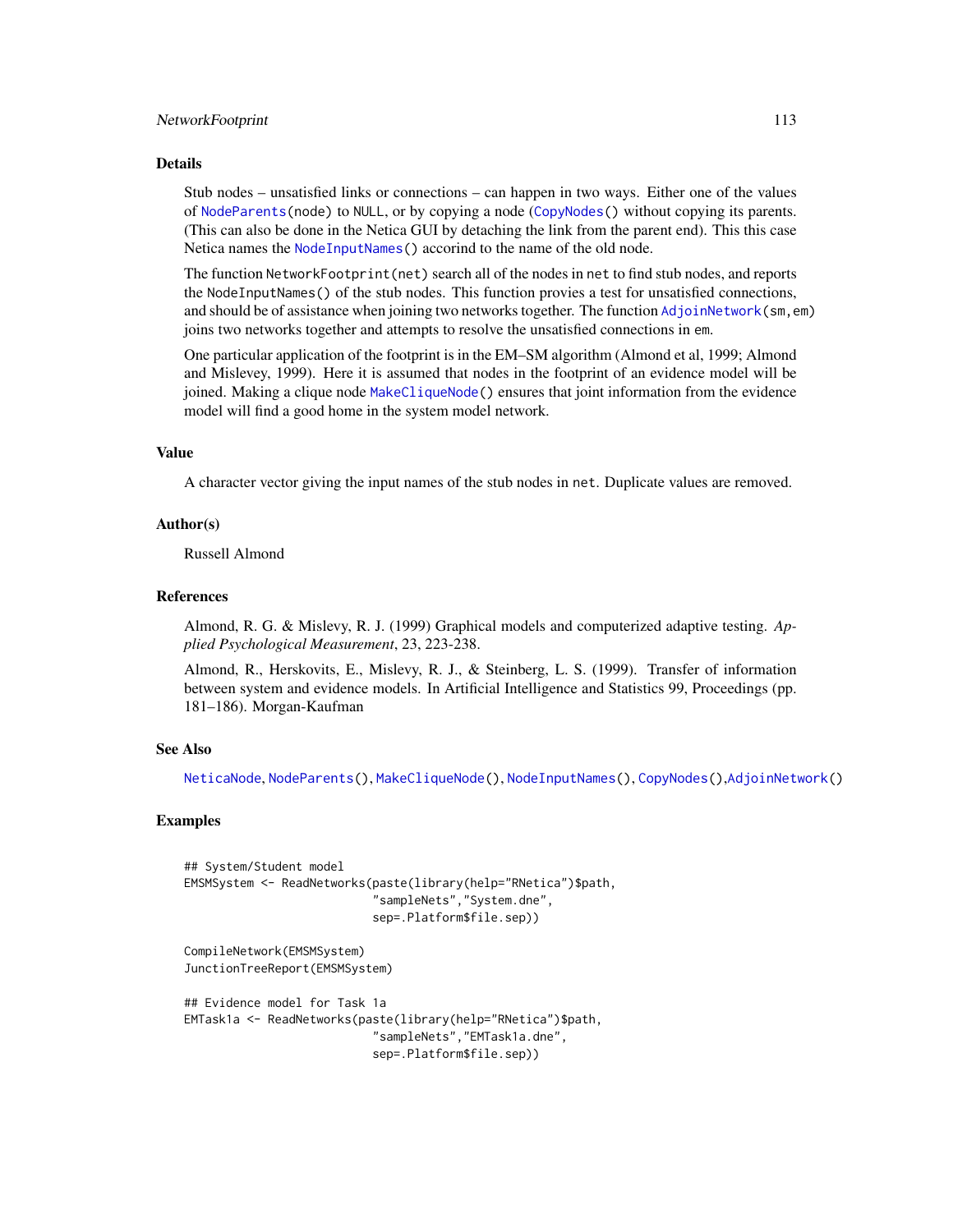### Details

Stub nodes – unsatisfied links or connections – can happen in two ways. Either one of the values of `NodeParents(node)` to `NULL`, or by copying a node (`CopyNodes()` without copying its parents. (This can also be done in the Netica GUI by detaching the link from the parent end). This this case Netica names the `NodeInputNames()` accorind to the name of the old node.

The function `NetworkFootprint(net)` search all of the nodes in `net` to find stub nodes, and reports the `NodeInputNames()` of the stub nodes. This function provies a test for unsatisfied connections, and should be of assistance when joining two networks together. The function `AdjoinNetwork(sm,em)` joins two networks together and attempts to resolve the unsatisfied connections in `em`.

One particular application of the footprint is in the EM–SM algorithm (Almond et al, 1999; Almond and Mislevey, 1999). Here it is assumed that nodes in the footprint of an evidence model will be joined. Making a clique node `MakeCliqueNode()` ensures that joint information from the evidence model will find a good home in the system model network.

### Value

A character vector giving the input names of the stub nodes in `net`. Duplicate values are removed.

### Author(s)

Russell Almond

### References

Almond, R. G. & Mislevy, R. J. (1999) Graphical models and computerized adaptive testing. *Applied Psychological Measurement*, 23, 223-238.

Almond, R., Herskovits, E., Mislevy, R. J., & Steinberg, L. S. (1999). Transfer of information between system and evidence models. In Artificial Intelligence and Statistics 99, Proceedings (pp. 181–186). Morgan-Kaufman

### See Also

`NeticaNode`, `NodeParents()`, `MakeCliqueNode()`, `NodeInputNames()`, `CopyNodes()`,`AdjoinNetwork()`

### Examples

```
## System/Student model
EMSMSystem <- ReadNetworks(paste(library(help="RNetica")$path,
                           "sampleNets","System.dne",
                           sep=.Platform$file.sep))

CompileNetwork(EMSMSystem)
JunctionTreeReport(EMSMSystem)

## Evidence model for Task 1a
EMTask1a <- ReadNetworks(paste(library(help="RNetica")$path,
                           "sampleNets","EMTask1a.dne",
                           sep=.Platform$file.sep))
```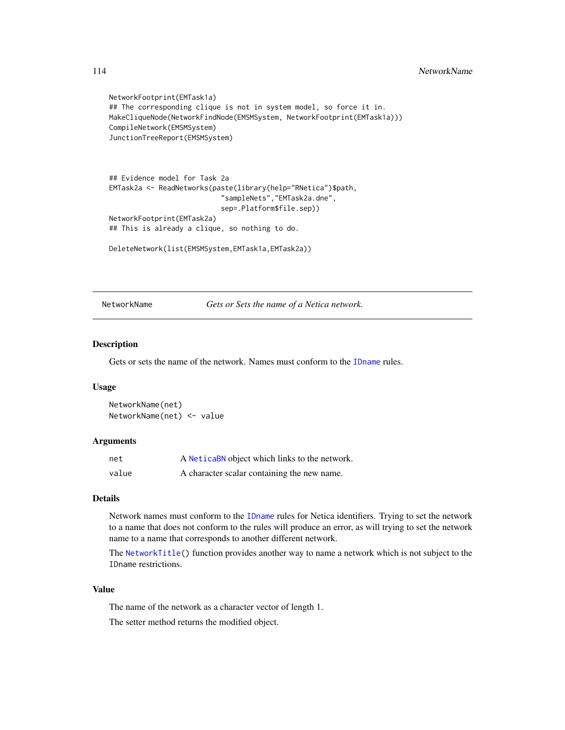```
NetworkFootprint(EMTask1a)
## The corresponding clique is not in system model, so force it in.
MakeCliqueNode(NetworkFindNode(EMSMSystem, NetworkFootprint(EMTask1a)))
CompileNetwork(EMSMSystem)
JunctionTreeReport(EMSMSystem)



## Evidence model for Task 2a
EMTask2a <- ReadNetworks(paste(library(help="RNetica")$path,
                         "sampleNets","EMTask2a.dne",
                         sep=.Platform$file.sep))
NetworkFootprint(EMTask2a)
## This is already a clique, so nothing to do.

DeleteNetwork(list(EMSMSystem,EMTask1a,EMTask2a))
```

---

NetworkName — *Gets or Sets the name of a Netica network.*

---

## Description

Gets or sets the name of the network. Names must conform to the `IDname` rules.

## Usage

```
NetworkName(net)
NetworkName(net) <- value
```

## Arguments

| | |
|---|---|
| `net` | A `NeticaBN` object which links to the network. |
| `value` | A character scalar containing the new name. |

## Details

Network names must conform to the `IDname` rules for Netica identifiers. Trying to set the network to a name that does not conform to the rules will produce an error, as will trying to set the network name to a name that corresponds to another different network.

The `NetworkTitle()` function provides another way to name a network which is not subject to the `IDname` restrictions.

## Value

The name of the network as a character vector of length 1.

The setter method returns the modified object.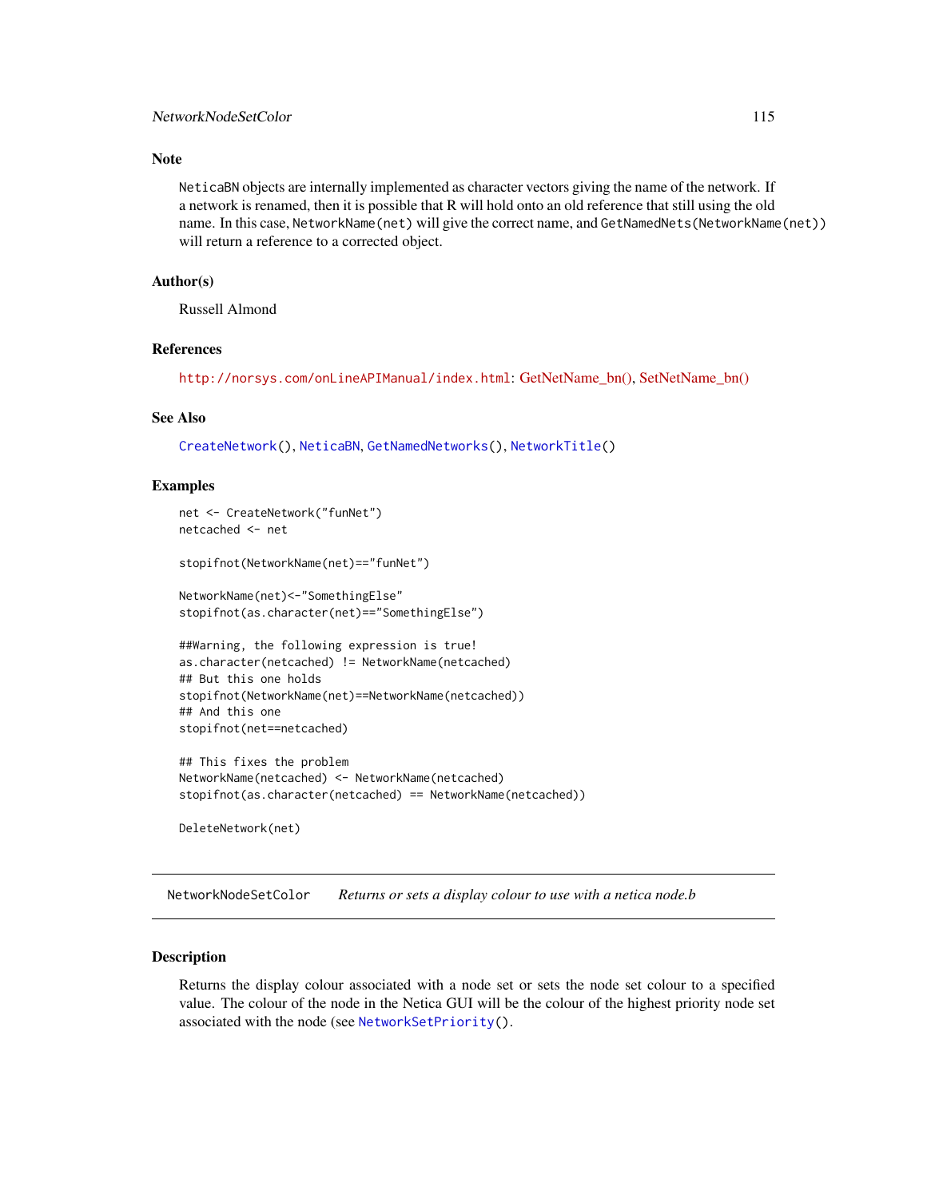### Note

NeticaBN objects are internally implemented as character vectors giving the name of the network. If a network is renamed, then it is possible that R will hold onto an old reference that still using the old name. In this case, NetworkName(net) will give the correct name, and GetNamedNets(NetworkName(net)) will return a reference to a corrected object.

### Author(s)

Russell Almond

### References

http://norsys.com/onLineAPIManual/index.html: GetNetName_bn(), SetNetName_bn()

### See Also

CreateNetwork(), NeticaBN, GetNamedNetworks(), NetworkTitle()

### Examples

```
net <- CreateNetwork("funNet")
netcached <- net

stopifnot(NetworkName(net)=="funNet")

NetworkName(net)<-"SomethingElse"
stopifnot(as.character(net)=="SomethingElse")

##Warning, the following expression is true!
as.character(netcached) != NetworkName(netcached)
## But this one holds
stopifnot(NetworkName(net)==NetworkName(netcached))
## And this one
stopifnot(net==netcached)

## This fixes the problem
NetworkName(netcached) <- NetworkName(netcached)
stopifnot(as.character(netcached) == NetworkName(netcached))

DeleteNetwork(net)
```

---

## NetworkNodeSetColor    *Returns or sets a display colour to use with a netica node.b*

### Description

Returns the display colour associated with a node set or sets the node set colour to a specified value. The colour of the node in the Netica GUI will be the colour of the highest priority node set associated with the node (see NetworkSetPriority().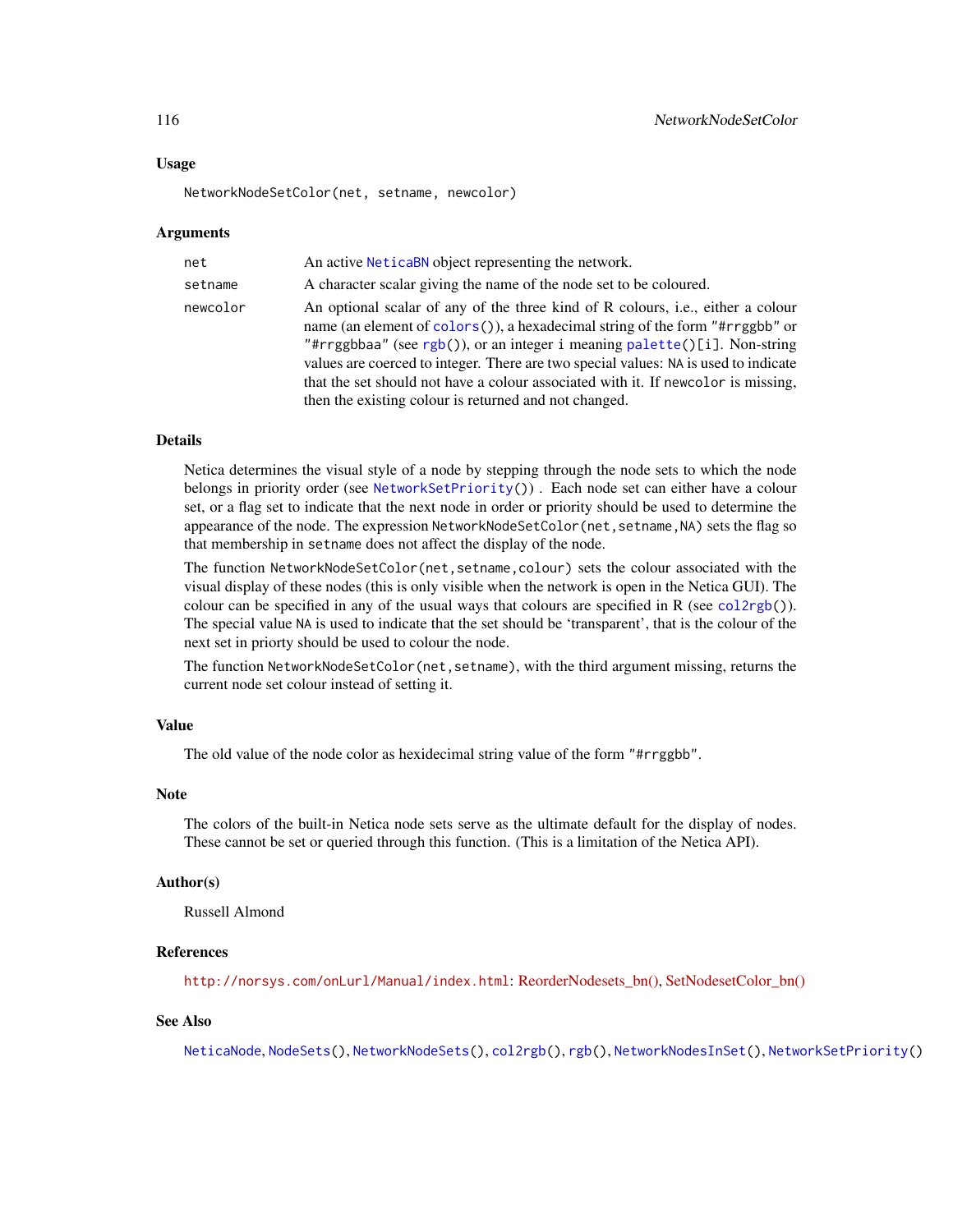## Usage

```
NetworkNodeSetColor(net, setname, newcolor)
```

## Arguments

| | |
|---|---|
| `net` | An active NeticaBN object representing the network. |
| `setname` | A character scalar giving the name of the node set to be coloured. |
| `newcolor` | An optional scalar of any of the three kind of R colours, i.e., either a colour name (an element of `colors()`), a hexadecimal string of the form `"#rrggbb"` or `"#rrggbbaa"` (see `rgb()`), or an integer `i` meaning `palette()[i]`. Non-string values are coerced to integer. There are two special values: `NA` is used to indicate that the set should not have a colour associated with it. If `newcolor` is missing, then the existing colour is returned and not changed. |

## Details

Netica determines the visual style of a node by stepping through the node sets to which the node belongs in priority order (see `NetworkSetPriority()`) . Each node set can either have a colour set, or a flag set to indicate that the next node in order or priority should be used to determine the appearance of the node. The expression `NetworkNodeSetColor(net,setname,NA)` sets the flag so that membership in `setname` does not affect the display of the node.

The function `NetworkNodeSetColor(net,setname,colour)` sets the colour associated with the visual display of these nodes (this is only visible when the network is open in the Netica GUI). The colour can be specified in any of the usual ways that colours are specified in R (see `col2rgb()`). The special value `NA` is used to indicate that the set should be 'transparent', that is the colour of the next set in priorty should be used to colour the node.

The function `NetworkNodeSetColor(net,setname)`, with the third argument missing, returns the current node set colour instead of setting it.

## Value

The old value of the node color as hexidecimal string value of the form `"#rrggbb"`.

## Note

The colors of the built-in Netica node sets serve as the ultimate default for the display of nodes. These cannot be set or queried through this function. (This is a limitation of the Netica API).

## Author(s)

Russell Almond

## References

http://norsys.com/onLurl/Manual/index.html: ReorderNodesets_bn(), SetNodesetColor_bn()

## See Also

NeticaNode, `NodeSets()`, `NetworkNodeSets()`, `col2rgb()`, `rgb()`, `NetworkNodesInSet()`, `NetworkSetPriority()`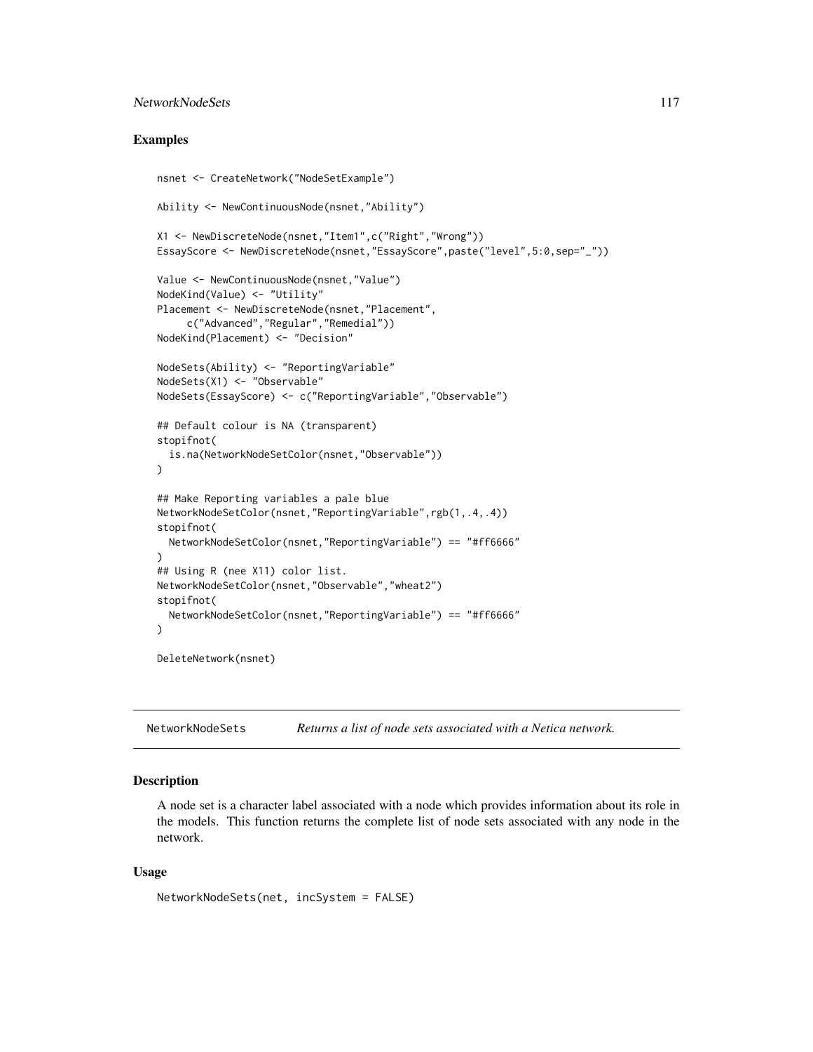### Examples

```
nsnet <- CreateNetwork("NodeSetExample")

Ability <- NewContinuousNode(nsnet,"Ability")

X1 <- NewDiscreteNode(nsnet,"Item1",c("Right","Wrong"))
EssayScore <- NewDiscreteNode(nsnet,"EssayScore",paste("level",5:0,sep="_"))

Value <- NewContinuousNode(nsnet,"Value")
NodeKind(Value) <- "Utility"
Placement <- NewDiscreteNode(nsnet,"Placement",
     c("Advanced","Regular","Remedial"))
NodeKind(Placement) <- "Decision"

NodeSets(Ability) <- "ReportingVariable"
NodeSets(X1) <- "Observable"
NodeSets(EssayScore) <- c("ReportingVariable","Observable")

## Default colour is NA (transparent)
stopifnot(
  is.na(NetworkNodeSetColor(nsnet,"Observable"))
)

## Make Reporting variables a pale blue
NetworkNodeSetColor(nsnet,"ReportingVariable",rgb(1,.4,.4))
stopifnot(
  NetworkNodeSetColor(nsnet,"ReportingVariable") == "#ff6666"
)
## Using R (nee X11) color list.
NetworkNodeSetColor(nsnet,"Observable","wheat2")
stopifnot(
  NetworkNodeSetColor(nsnet,"ReportingVariable") == "#ff6666"
)

DeleteNetwork(nsnet)
```

---

NetworkNodeSets    *Returns a list of node sets associated with a Netica network.*

---

### Description

A node set is a character label associated with a node which provides information about its role in the models. This function returns the complete list of node sets associated with any node in the network.

### Usage

```
NetworkNodeSets(net, incSystem = FALSE)
```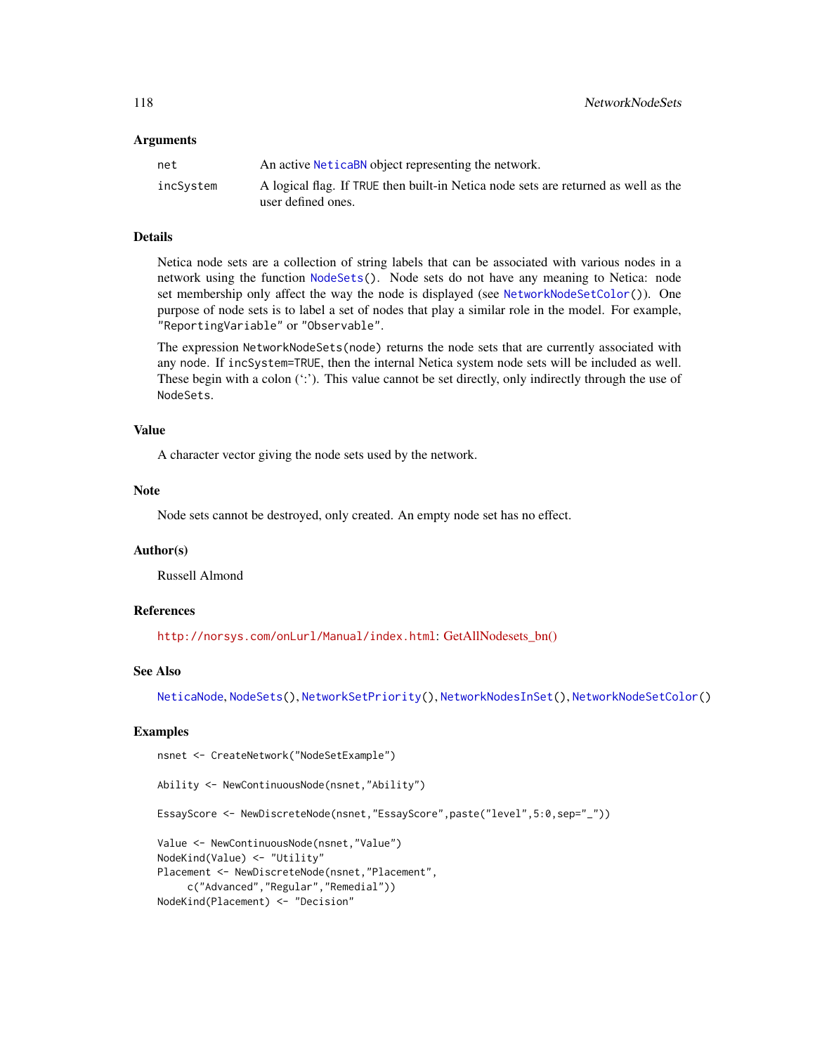## Arguments

| | |
|---|---|
| `net` | An active `NeticaBN` object representing the network. |
| `incSystem` | A logical flag. If `TRUE` then built-in Netica node sets are returned as well as the user defined ones. |

## Details

Netica node sets are a collection of string labels that can be associated with various nodes in a network using the function `NodeSets()`. Node sets do not have any meaning to Netica: node set membership only affect the way the node is displayed (see `NetworkNodeSetColor()`). One purpose of node sets is to label a set of nodes that play a similar role in the model. For example, `"ReportingVariable"` or `"Observable"`.

The expression `NetworkNodeSets(node)` returns the node sets that are currently associated with any `node`. If `incSystem=TRUE`, then the internal Netica system node sets will be included as well. These begin with a colon (':'). This value cannot be set directly, only indirectly through the use of `NodeSets`.

## Value

A character vector giving the node sets used by the network.

## Note

Node sets cannot be destroyed, only created. An empty node set has no effect.

## Author(s)

Russell Almond

## References

`http://norsys.com/onLurl/Manual/index.html`: GetAllNodesets_bn()

## See Also

`NeticaNode`, `NodeSets()`, `NetworkSetPriority()`, `NetworkNodesInSet()`, `NetworkNodeSetColor()`

## Examples

```
nsnet <- CreateNetwork("NodeSetExample")

Ability <- NewContinuousNode(nsnet,"Ability")

EssayScore <- NewDiscreteNode(nsnet,"EssayScore",paste("level",5:0,sep="_"))

Value <- NewContinuousNode(nsnet,"Value")
NodeKind(Value) <- "Utility"
Placement <- NewDiscreteNode(nsnet,"Placement",
     c("Advanced","Regular","Remedial"))
NodeKind(Placement) <- "Decision"
```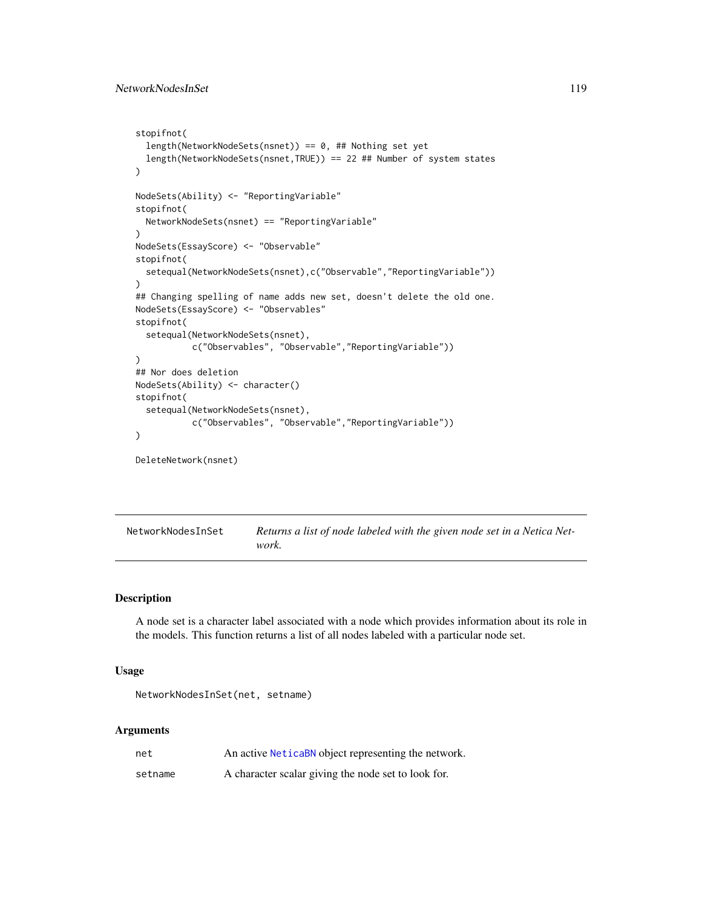```
stopifnot(
  length(NetworkNodeSets(nsnet)) == 0, ## Nothing set yet
  length(NetworkNodeSets(nsnet,TRUE)) == 22 ## Number of system states
)

NodeSets(Ability) <- "ReportingVariable"
stopifnot(
  NetworkNodeSets(nsnet) == "ReportingVariable"
)
NodeSets(EssayScore) <- "Observable"
stopifnot(
  setequal(NetworkNodeSets(nsnet),c("Observable","ReportingVariable"))
)
## Changing spelling of name adds new set, doesn't delete the old one.
NodeSets(EssayScore) <- "Observables"
stopifnot(
  setequal(NetworkNodeSets(nsnet),
           c("Observables", "Observable","ReportingVariable"))
)
## Nor does deletion
NodeSets(Ability) <- character()
stopifnot(
  setequal(NetworkNodeSets(nsnet),
           c("Observables", "Observable","ReportingVariable"))
)

DeleteNetwork(nsnet)
```

---

## NetworkNodesInSet

*Returns a list of node labeled with the given node set in a Netica Network.*

### Description

A node set is a character label associated with a node which provides information about its role in the models. This function returns a list of all nodes labeled with a particular node set.

### Usage

```
NetworkNodesInSet(net, setname)
```

### Arguments

| | |
|---|---|
| `net` | An active `NeticaBN` object representing the network. |
| `setname` | A character scalar giving the node set to look for. |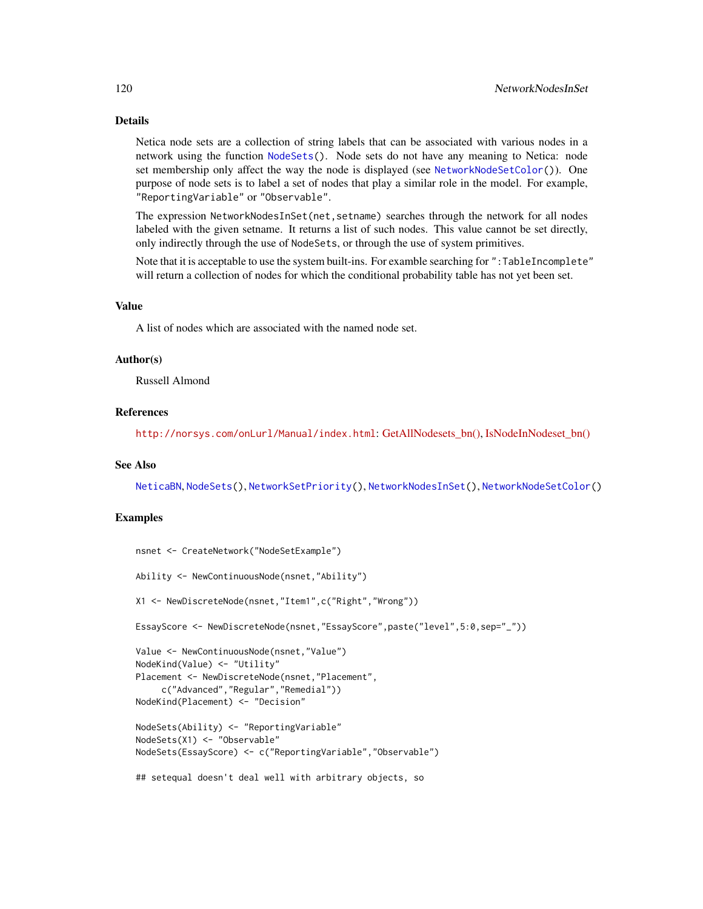## Details

Netica node sets are a collection of string labels that can be associated with various nodes in a network using the function `NodeSets()`. Node sets do not have any meaning to Netica: node set membership only affect the way the node is displayed (see `NetworkNodeSetColor()`). One purpose of node sets is to label a set of nodes that play a similar role in the model. For example, `"ReportingVariable"` or `"Observable"`.

The expression `NetworkNodesInSet(net,setname)` searches through the network for all nodes labeled with the given setname. It returns a list of such nodes. This value cannot be set directly, only indirectly through the use of `NodeSets`, or through the use of system primitives.

Note that it is acceptable to use the system built-ins. For examble searching for `":TableIncomplete"` will return a collection of nodes for which the conditional probability table has not yet been set.

## Value

A list of nodes which are associated with the named node set.

## Author(s)

Russell Almond

## References

`http://norsys.com/onLurl/Manual/index.html`: GetAllNodesets_bn(), IsNodeInNodeset_bn()

## See Also

`NeticaBN`, `NodeSets()`, `NetworkSetPriority()`, `NetworkNodesInSet()`, `NetworkNodeSetColor()`

## Examples

```
nsnet <- CreateNetwork("NodeSetExample")

Ability <- NewContinuousNode(nsnet,"Ability")

X1 <- NewDiscreteNode(nsnet,"Item1",c("Right","Wrong"))

EssayScore <- NewDiscreteNode(nsnet,"EssayScore",paste("level",5:0,sep="_"))

Value <- NewContinuousNode(nsnet,"Value")
NodeKind(Value) <- "Utility"
Placement <- NewDiscreteNode(nsnet,"Placement",
     c("Advanced","Regular","Remedial"))
NodeKind(Placement) <- "Decision"

NodeSets(Ability) <- "ReportingVariable"
NodeSets(X1) <- "Observable"
NodeSets(EssayScore) <- c("ReportingVariable","Observable")

## setequal doesn't deal well with arbitrary objects, so
```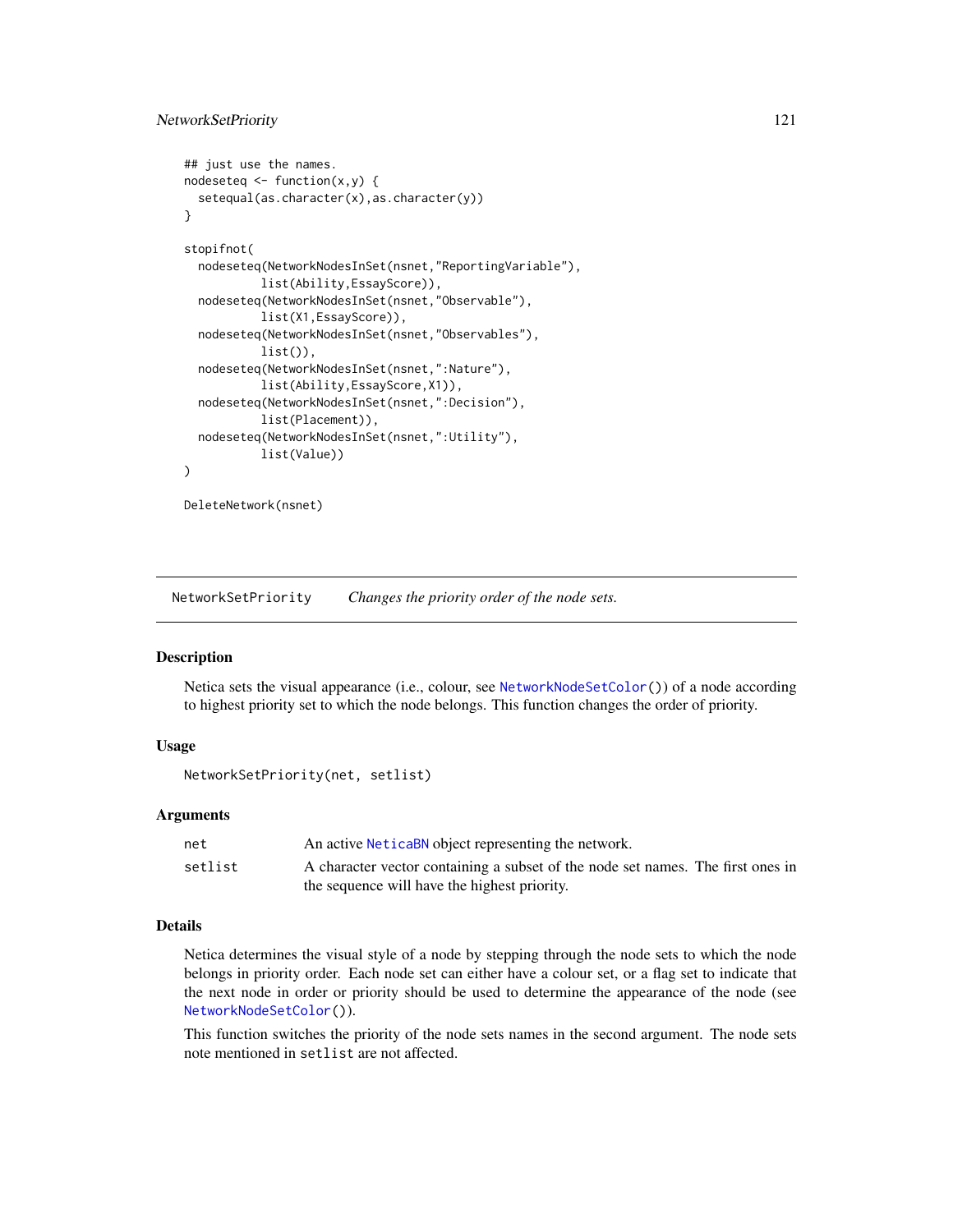```
## just use the names.
nodeseteq <- function(x,y) {
  setequal(as.character(x),as.character(y))
}

stopifnot(
  nodeseteq(NetworkNodesInSet(nsnet,"ReportingVariable"),
           list(Ability,EssayScore)),
  nodeseteq(NetworkNodesInSet(nsnet,"Observable"),
           list(X1,EssayScore)),
  nodeseteq(NetworkNodesInSet(nsnet,"Observables"),
           list()),
  nodeseteq(NetworkNodesInSet(nsnet,":Nature"),
           list(Ability,EssayScore,X1)),
  nodeseteq(NetworkNodesInSet(nsnet,":Decision"),
           list(Placement)),
  nodeseteq(NetworkNodesInSet(nsnet,":Utility"),
           list(Value))
)

DeleteNetwork(nsnet)
```

---

## NetworkSetPriority — *Changes the priority order of the node sets.*

### Description

Netica sets the visual appearance (i.e., colour, see NetworkNodeSetColor()) of a node according to highest priority set to which the node belongs. This function changes the order of priority.

### Usage

```
NetworkSetPriority(net, setlist)
```

### Arguments

| | |
|---|---|
| `net` | An active NeticaBN object representing the network. |
| `setlist` | A character vector containing a subset of the node set names. The first ones in the sequence will have the highest priority. |

### Details

Netica determines the visual style of a node by stepping through the node sets to which the node belongs in priority order. Each node set can either have a colour set, or a flag set to indicate that the next node in order or priority should be used to determine the appearance of the node (see NetworkNodeSetColor()).

This function switches the priority of the node sets names in the second argument. The node sets note mentioned in `setlist` are not affected.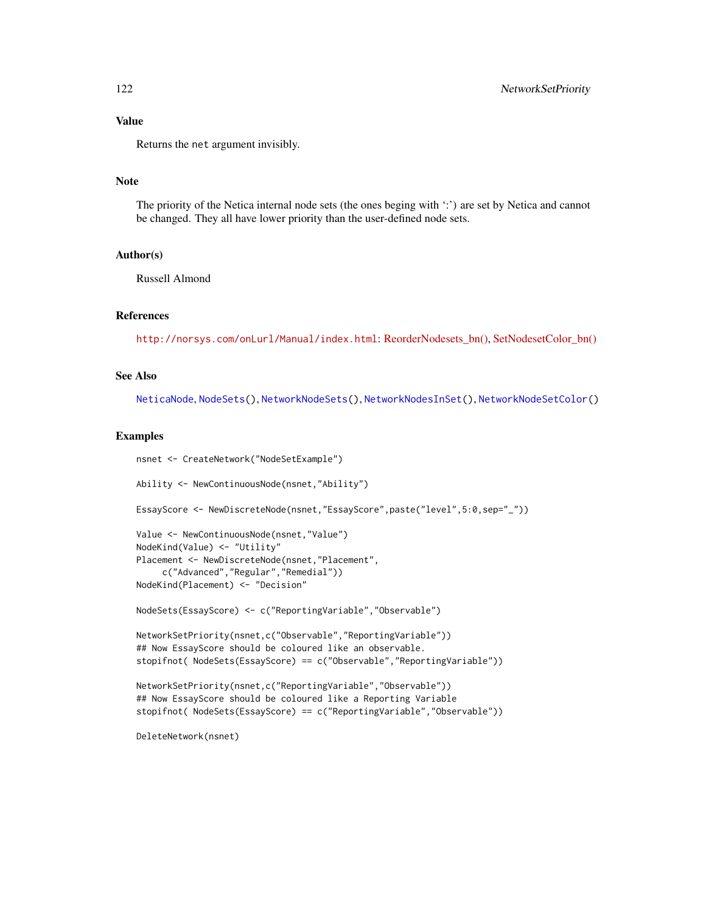### Value

Returns the `net` argument invisibly.

### Note

The priority of the Netica internal node sets (the ones beging with ':') are set by Netica and cannot be changed. They all have lower priority than the user-defined node sets.

### Author(s)

Russell Almond

### References

http://norsys.com/onLurl/Manual/index.html: ReorderNodesets_bn(), SetNodesetColor_bn()

### See Also

`NeticaNode`, `NodeSets()`, `NetworkNodeSets()`, `NetworkNodesInSet()`, `NetworkNodeSetColor()`

### Examples

```
nsnet <- CreateNetwork("NodeSetExample")

Ability <- NewContinuousNode(nsnet,"Ability")

EssayScore <- NewDiscreteNode(nsnet,"EssayScore",paste("level",5:0,sep="_"))

Value <- NewContinuousNode(nsnet,"Value")
NodeKind(Value) <- "Utility"
Placement <- NewDiscreteNode(nsnet,"Placement",
     c("Advanced","Regular","Remedial"))
NodeKind(Placement) <- "Decision"

NodeSets(EssayScore) <- c("ReportingVariable","Observable")

NetworkSetPriority(nsnet,c("Observable","ReportingVariable"))
## Now EssayScore should be coloured like an observable.
stopifnot( NodeSets(EssayScore) == c("Observable","ReportingVariable"))

NetworkSetPriority(nsnet,c("ReportingVariable","Observable"))
## Now EssayScore should be coloured like a Reporting Variable
stopifnot( NodeSets(EssayScore) == c("ReportingVariable","Observable"))

DeleteNetwork(nsnet)
```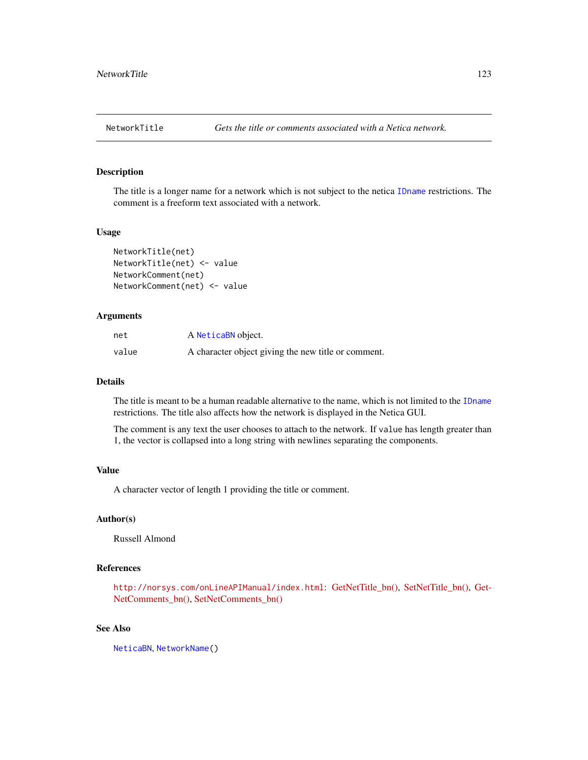NetworkTitle *Gets the title or comments associated with a Netica network.*

## Description

The title is a longer name for a network which is not subject to the netica `IDname` restrictions. The comment is a freeform text associated with a network.

## Usage

```
NetworkTitle(net)
NetworkTitle(net) <- value
NetworkComment(net)
NetworkComment(net) <- value
```

## Arguments

| | |
|---|---|
| `net` | A `NeticaBN` object. |
| `value` | A character object giving the new title or comment. |

## Details

The title is meant to be a human readable alternative to the name, which is not limited to the `IDname` restrictions. The title also affects how the network is displayed in the Netica GUI.

The comment is any text the user chooses to attach to the network. If `value` has length greater than 1, the vector is collapsed into a long string with newlines separating the components.

## Value

A character vector of length 1 providing the title or comment.

## Author(s)

Russell Almond

## References

`http://norsys.com/onLineAPIManual/index.html`: GetNetTitle_bn(), SetNetTitle_bn(), GetNetComments_bn(), SetNetComments_bn()

## See Also

`NeticaBN`, `NetworkName()`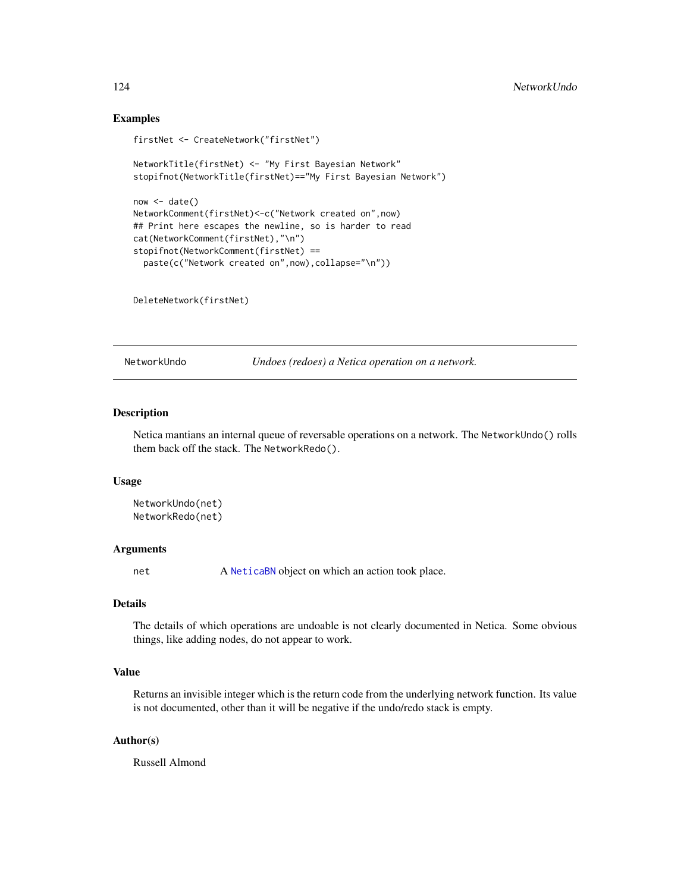## Examples

```
firstNet <- CreateNetwork("firstNet")

NetworkTitle(firstNet) <- "My First Bayesian Network"
stopifnot(NetworkTitle(firstNet)=="My First Bayesian Network")

now <- date()
NetworkComment(firstNet)<-c("Network created on",now)
## Print here escapes the newline, so is harder to read
cat(NetworkComment(firstNet),"\n")
stopifnot(NetworkComment(firstNet) ==
  paste(c("Network created on",now),collapse="\n"))


DeleteNetwork(firstNet)
```

---

NetworkUndo *Undoes (redoes) a Netica operation on a network.*

---

## Description

Netica mantians an internal queue of reversable operations on a network. The `NetworkUndo()` rolls them back off the stack. The `NetworkRedo()`.

## Usage

```
NetworkUndo(net)
NetworkRedo(net)
```

## Arguments

| | |
|---|---|
| net | A NeticaBN object on which an action took place. |

## Details

The details of which operations are undoable is not clearly documented in Netica. Some obvious things, like adding nodes, do not appear to work.

## Value

Returns an invisible integer which is the return code from the underlying network function. Its value is not documented, other than it will be negative if the undo/redo stack is empty.

## Author(s)

Russell Almond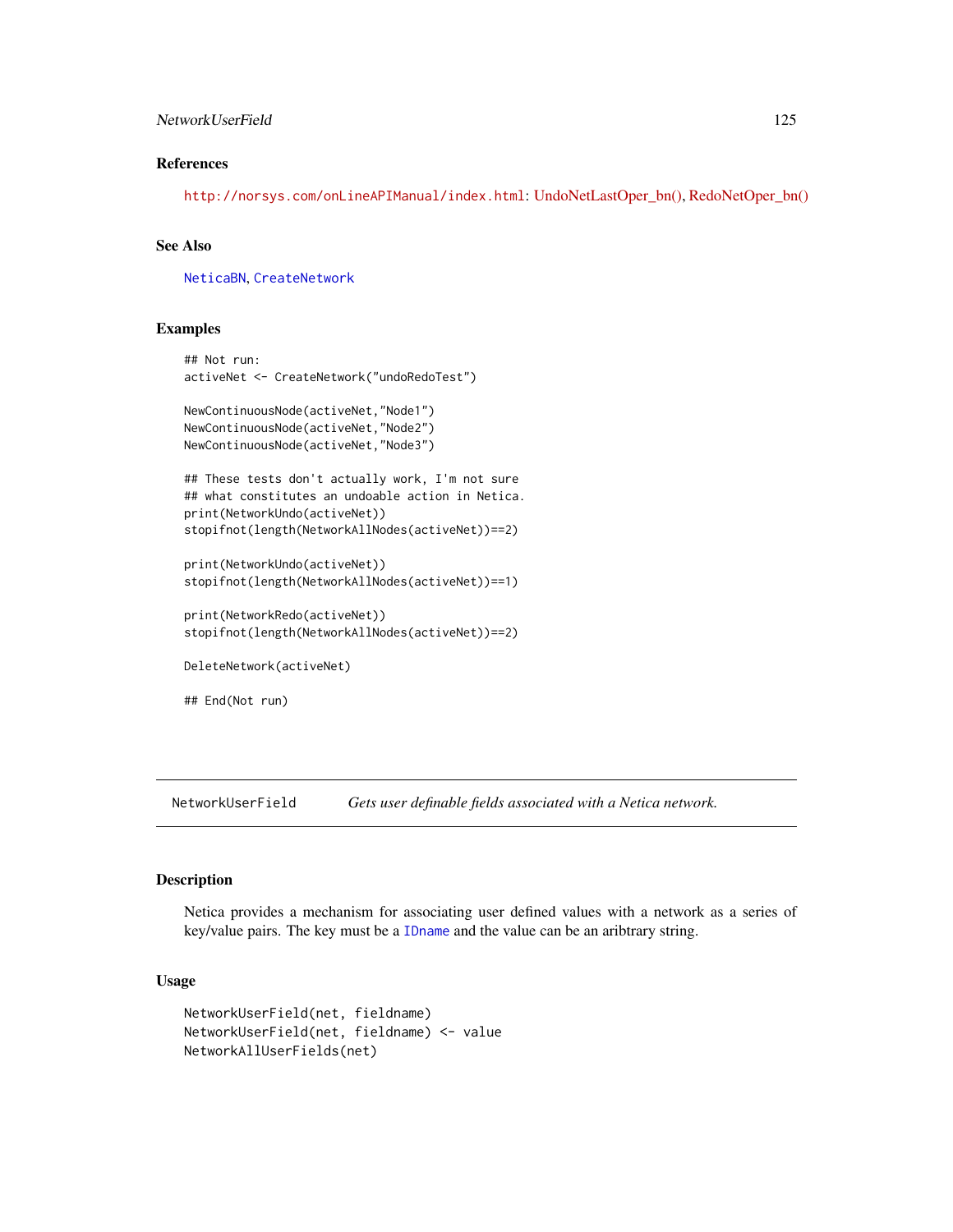### References

http://norsys.com/onLineAPIManual/index.html: UndoNetLastOper_bn(), RedoNetOper_bn()

### See Also

NeticaBN, CreateNetwork

### Examples

```
## Not run:
activeNet <- CreateNetwork("undoRedoTest")

NewContinuousNode(activeNet,"Node1")
NewContinuousNode(activeNet,"Node2")
NewContinuousNode(activeNet,"Node3")

## These tests don't actually work, I'm not sure
## what constitutes an undoable action in Netica.
print(NetworkUndo(activeNet))
stopifnot(length(NetworkAllNodes(activeNet))==2)

print(NetworkUndo(activeNet))
stopifnot(length(NetworkAllNodes(activeNet))==1)

print(NetworkRedo(activeNet))
stopifnot(length(NetworkAllNodes(activeNet))==2)

DeleteNetwork(activeNet)

## End(Not run)
```

---

## NetworkUserField    *Gets user definable fields associated with a Netica network.*

---

### Description

Netica provides a mechanism for associating user defined values with a network as a series of key/value pairs. The key must be a IDname and the value can be an aribtrary string.

### Usage

```
NetworkUserField(net, fieldname)
NetworkUserField(net, fieldname) <- value
NetworkAllUserFields(net)
```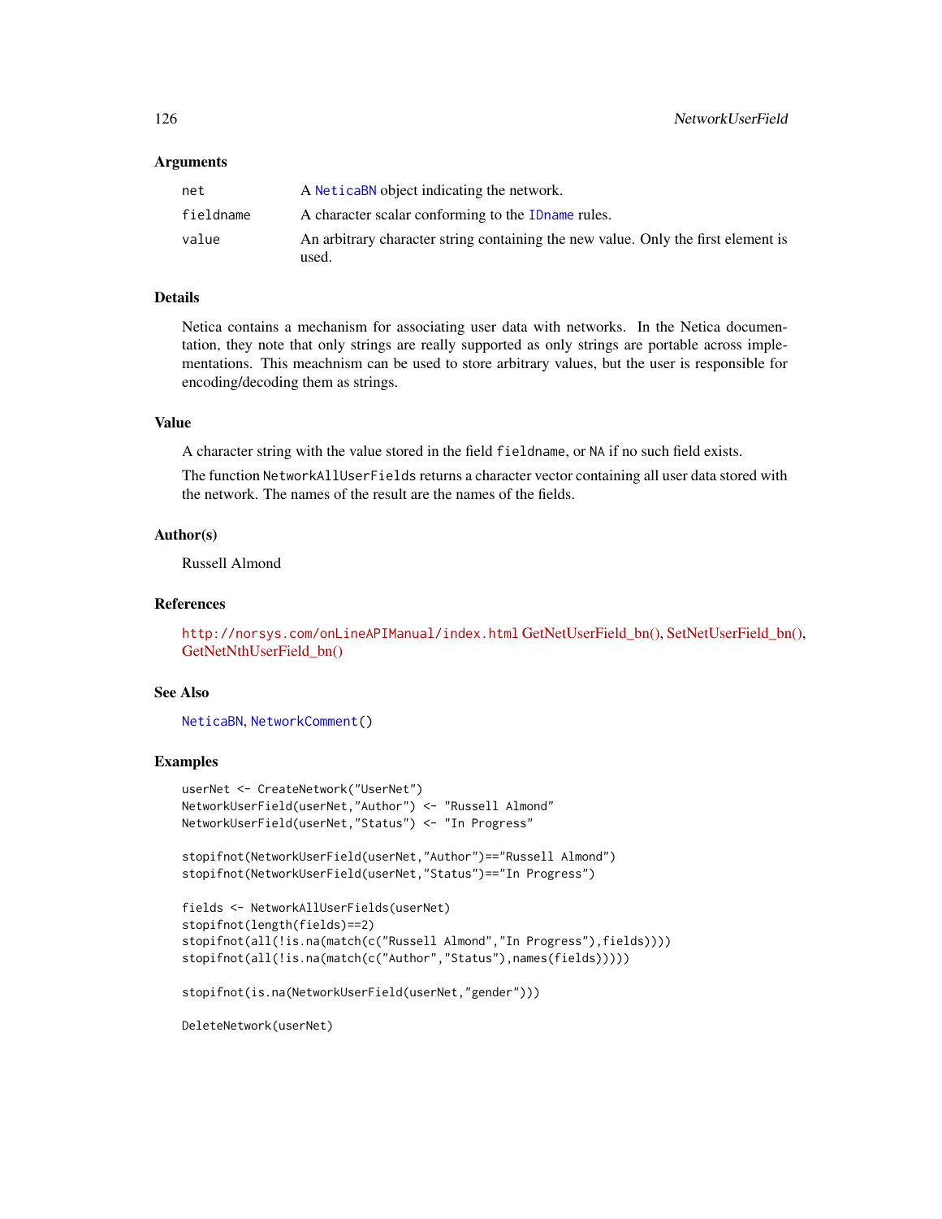### Arguments

| | |
|---|---|
| `net` | A `NeticaBN` object indicating the network. |
| `fieldname` | A character scalar conforming to the `IDname` rules. |
| `value` | An arbitrary character string containing the new value. Only the first element is used. |

### Details

Netica contains a mechanism for associating user data with networks. In the Netica documentation, they note that only strings are really supported as only strings are portable across implementations. This meachnism can be used to store arbitrary values, but the user is responsible for encoding/decoding them as strings.

### Value

A character string with the value stored in the field `fieldname`, or `NA` if no such field exists.

The function `NetworkAllUserFields` returns a character vector containing all user data stored with the network. The names of the result are the names of the fields.

### Author(s)

Russell Almond

### References

`http://norsys.com/onLineAPIManual/index.html` GetNetUserField_bn(), SetNetUserField_bn(), GetNetNthUserField_bn()

### See Also

`NeticaBN`, `NetworkComment()`

### Examples

```
userNet <- CreateNetwork("UserNet")
NetworkUserField(userNet,"Author") <- "Russell Almond"
NetworkUserField(userNet,"Status") <- "In Progress"

stopifnot(NetworkUserField(userNet,"Author")=="Russell Almond")
stopifnot(NetworkUserField(userNet,"Status")=="In Progress")

fields <- NetworkAllUserFields(userNet)
stopifnot(length(fields)==2)
stopifnot(all(!is.na(match(c("Russell Almond","In Progress"),fields))))
stopifnot(all(!is.na(match(c("Author","Status"),names(fields)))))

stopifnot(is.na(NetworkUserField(userNet,"gender")))

DeleteNetwork(userNet)
```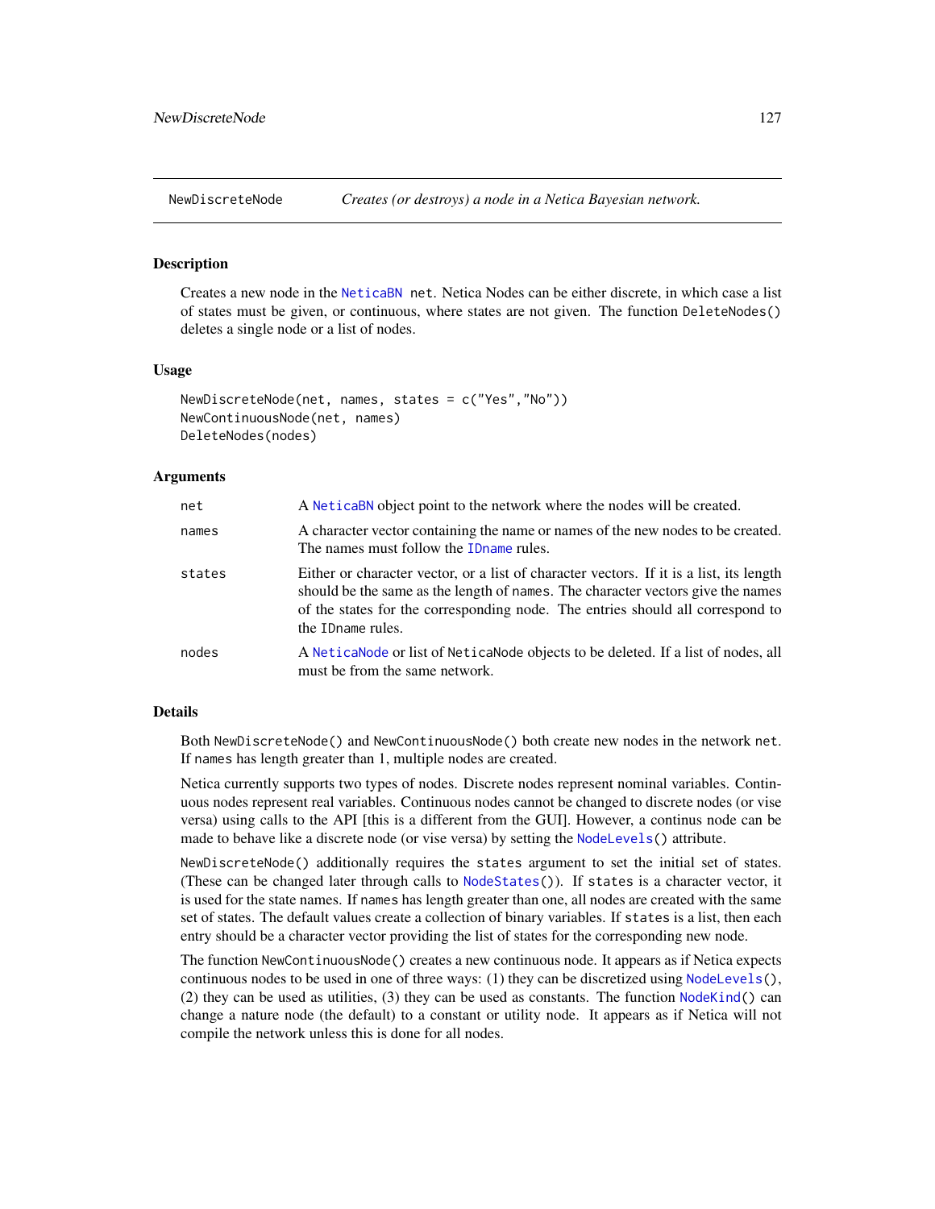NewDiscreteNode *Creates (or destroys) a node in a Netica Bayesian network.*

## Description

Creates a new node in the NeticaBN net. Netica Nodes can be either discrete, in which case a list of states must be given, or continuous, where states are not given. The function DeleteNodes() deletes a single node or a list of nodes.

## Usage

```
NewDiscreteNode(net, names, states = c("Yes","No"))
NewContinuousNode(net, names)
DeleteNodes(nodes)
```

## Arguments

| | |
|---|---|
| net | A NeticaBN object point to the network where the nodes will be created. |
| names | A character vector containing the name or names of the new nodes to be created. The names must follow the IDname rules. |
| states | Either or character vector, or a list of character vectors. If it is a list, its length should be the same as the length of names. The character vectors give the names of the states for the corresponding node. The entries should all correspond to the IDname rules. |
| nodes | A NeticaNode or list of NeticaNode objects to be deleted. If a list of nodes, all must be from the same network. |

## Details

Both NewDiscreteNode() and NewContinuousNode() both create new nodes in the network net. If names has length greater than 1, multiple nodes are created.

Netica currently supports two types of nodes. Discrete nodes represent nominal variables. Continuous nodes represent real variables. Continuous nodes cannot be changed to discrete nodes (or vise versa) using calls to the API [this is a different from the GUI]. However, a continus node can be made to behave like a discrete node (or vise versa) by setting the NodeLevels() attribute.

NewDiscreteNode() additionally requires the states argument to set the initial set of states. (These can be changed later through calls to NodeStates()). If states is a character vector, it is used for the state names. If names has length greater than one, all nodes are created with the same set of states. The default values create a collection of binary variables. If states is a list, then each entry should be a character vector providing the list of states for the corresponding new node.

The function NewContinuousNode() creates a new continuous node. It appears as if Netica expects continuous nodes to be used in one of three ways: (1) they can be discretized using NodeLevels(), (2) they can be used as utilities, (3) they can be used as constants. The function NodeKind() can change a nature node (the default) to a constant or utility node. It appears as if Netica will not compile the network unless this is done for all nodes.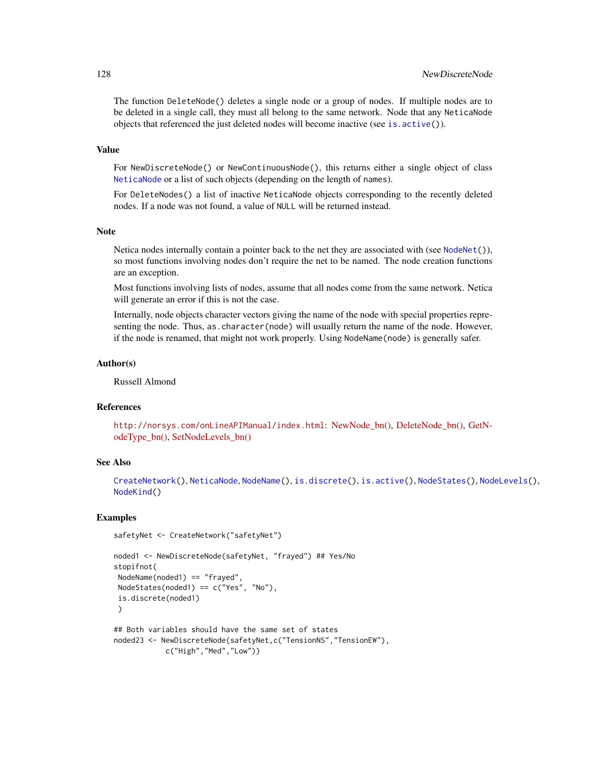The function DeleteNode() deletes a single node or a group of nodes. If multiple nodes are to be deleted in a single call, they must all belong to the same network. Node that any NeticaNode objects that referenced the just deleted nodes will become inactive (see is.active()).

## Value

For NewDiscreteNode() or NewContinuousNode(), this returns either a single object of class NeticaNode or a list of such objects (depending on the length of names).

For DeleteNodes() a list of inactive NeticaNode objects corresponding to the recently deleted nodes. If a node was not found, a value of NULL will be returned instead.

## Note

Netica nodes internally contain a pointer back to the net they are associated with (see NodeNet()), so most functions involving nodes don't require the net to be named. The node creation functions are an exception.

Most functions involving lists of nodes, assume that all nodes come from the same network. Netica will generate an error if this is not the case.

Internally, node objects character vectors giving the name of the node with special properties representing the node. Thus, as.character(node) will usually return the name of the node. However, if the node is renamed, that might not work properly. Using NodeName(node) is generally safer.

## Author(s)

Russell Almond

## References

http://norsys.com/onLineAPIManual/index.html: NewNode_bn(), DeleteNode_bn(), GetNodeType_bn(), SetNodeLevels_bn()

## See Also

CreateNetwork(), NeticaNode, NodeName(), is.discrete(), is.active(), NodeStates(), NodeLevels(), NodeKind()

## Examples

```
safetyNet <- CreateNetwork("safetyNet")

noded1 <- NewDiscreteNode(safetyNet, "frayed") ## Yes/No
stopifnot(
 NodeName(noded1) == "frayed",
 NodeStates(noded1) == c("Yes", "No"),
 is.discrete(noded1)
 )

## Both variables should have the same set of states
noded23 <- NewDiscreteNode(safetyNet,c("TensionNS","TensionEW"),
            c("High","Med","Low"))
```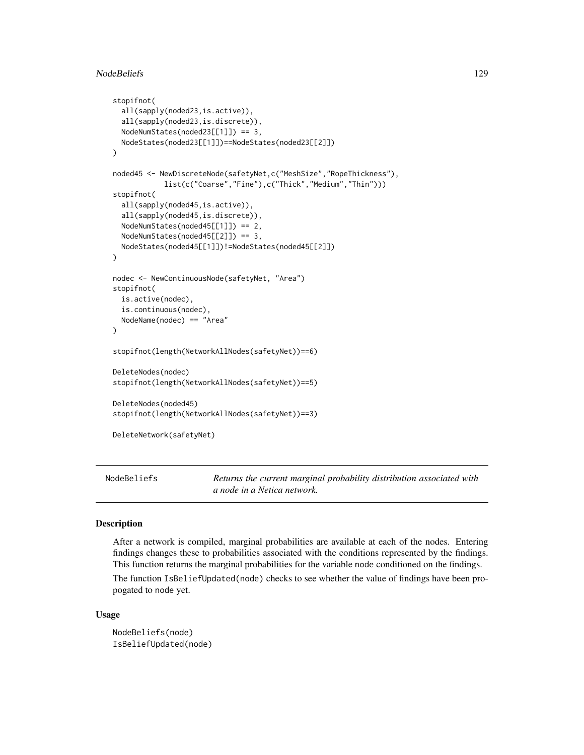```
stopifnot(
  all(sapply(noded23,is.active)),
  all(sapply(noded23,is.discrete)),
  NodeNumStates(noded23[[1]]) == 3,
  NodeStates(noded23[[1]])==NodeStates(noded23[[2]])
)

noded45 <- NewDiscreteNode(safetyNet,c("MeshSize","RopeThickness"),
            list(c("Coarse","Fine"),c("Thick","Medium","Thin")))
stopifnot(
  all(sapply(noded45,is.active)),
  all(sapply(noded45,is.discrete)),
  NodeNumStates(noded45[[1]]) == 2,
  NodeNumStates(noded45[[2]]) == 3,
  NodeStates(noded45[[1]])!=NodeStates(noded45[[2]])
)

nodec <- NewContinuousNode(safetyNet, "Area")
stopifnot(
  is.active(nodec),
  is.continuous(nodec),
  NodeName(nodec) == "Area"
)

stopifnot(length(NetworkAllNodes(safetyNet))==6)

DeleteNodes(nodec)
stopifnot(length(NetworkAllNodes(safetyNet))==5)

DeleteNodes(noded45)
stopifnot(length(NetworkAllNodes(safetyNet))==3)

DeleteNetwork(safetyNet)
```

---

# NodeBeliefs — *Returns the current marginal probability distribution associated with a node in a Netica network.*

---

## Description

After a network is compiled, marginal probabilities are available at each of the nodes. Entering findings changes these to probabilities associated with the conditions represented by the findings. This function returns the marginal probabilities for the variable node conditioned on the findings.

The function IsBeliefUpdated(node) checks to see whether the value of findings have been propogated to node yet.

## Usage

```
NodeBeliefs(node)
IsBeliefUpdated(node)
```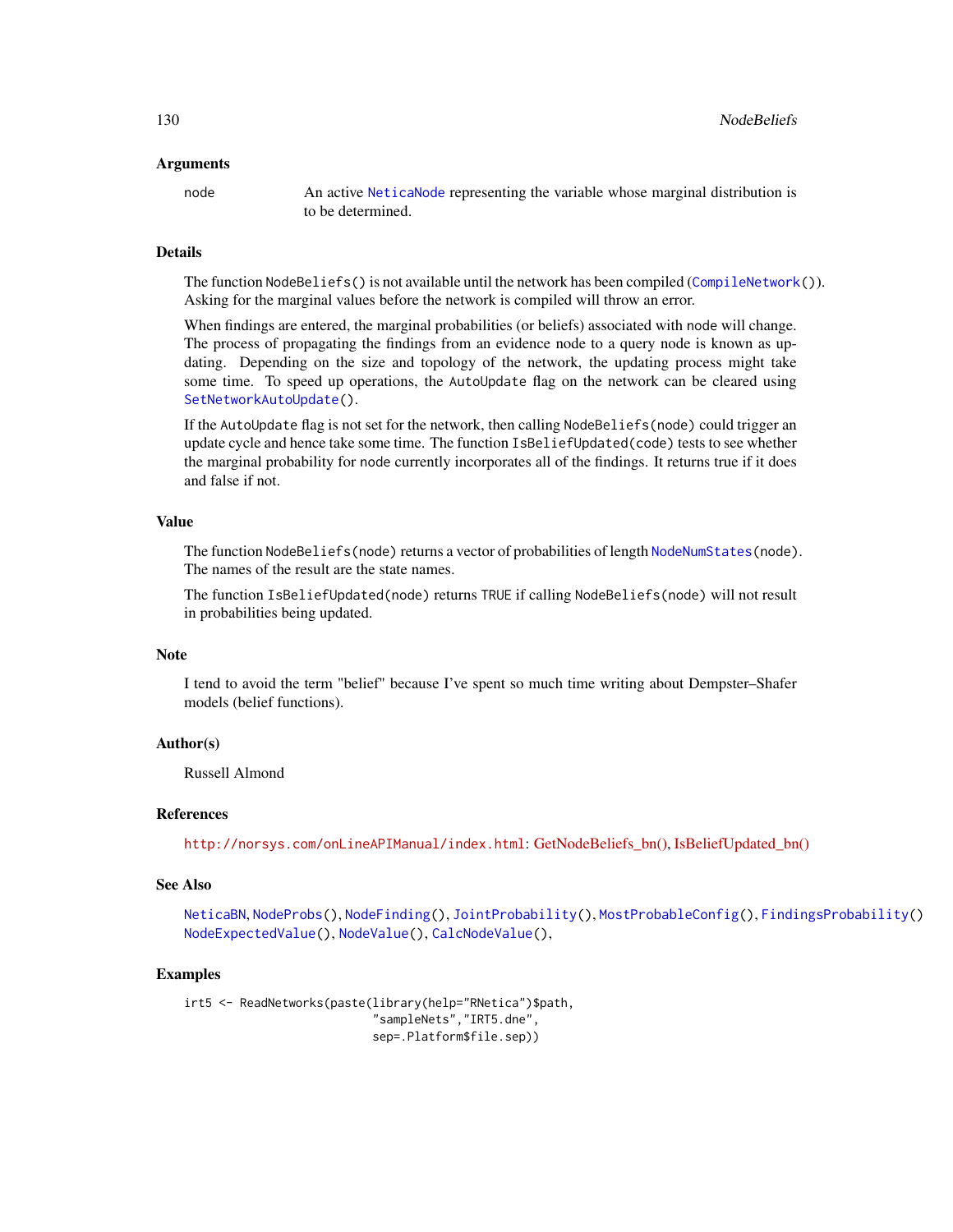### Arguments

`node` An active `NeticaNode` representing the variable whose marginal distribution is to be determined.

### Details

The function `NodeBeliefs()` is not available until the network has been compiled (`CompileNetwork()`). Asking for the marginal values before the network is compiled will throw an error.

When findings are entered, the marginal probabilities (or beliefs) associated with `node` will change. The process of propagating the findings from an evidence node to a query node is known as updating. Depending on the size and topology of the network, the updating process might take some time. To speed up operations, the `AutoUpdate` flag on the network can be cleared using `SetNetworkAutoUpdate()`.

If the `AutoUpdate` flag is not set for the network, then calling `NodeBeliefs(node)` could trigger an update cycle and hence take some time. The function `IsBeliefUpdated(code)` tests to see whether the marginal probability for node currently incorporates all of the findings. It returns true if it does and false if not.

### Value

The function `NodeBeliefs(node)` returns a vector of probabilities of length `NodeNumStates(node)`. The names of the result are the state names.

The function `IsBeliefUpdated(node)` returns `TRUE` if calling `NodeBeliefs(node)` will not result in probabilities being updated.

### Note

I tend to avoid the term "belief" because I've spent so much time writing about Dempster–Shafer models (belief functions).

### Author(s)

Russell Almond

### References

http://norsys.com/onLineAPIManual/index.html: GetNodeBeliefs_bn(), IsBeliefUpdated_bn()

### See Also

`NeticaBN`, `NodeProbs()`, `NodeFinding()`, `JointProbability()`, `MostProbableConfig()`, `FindingsProbability()` `NodeExpectedValue()`, `NodeValue()`, `CalcNodeValue()`,

### Examples

```
irt5 <- ReadNetworks(paste(library(help="RNetica")$path,
                           "sampleNets","IRT5.dne",
                           sep=.Platform$file.sep))
```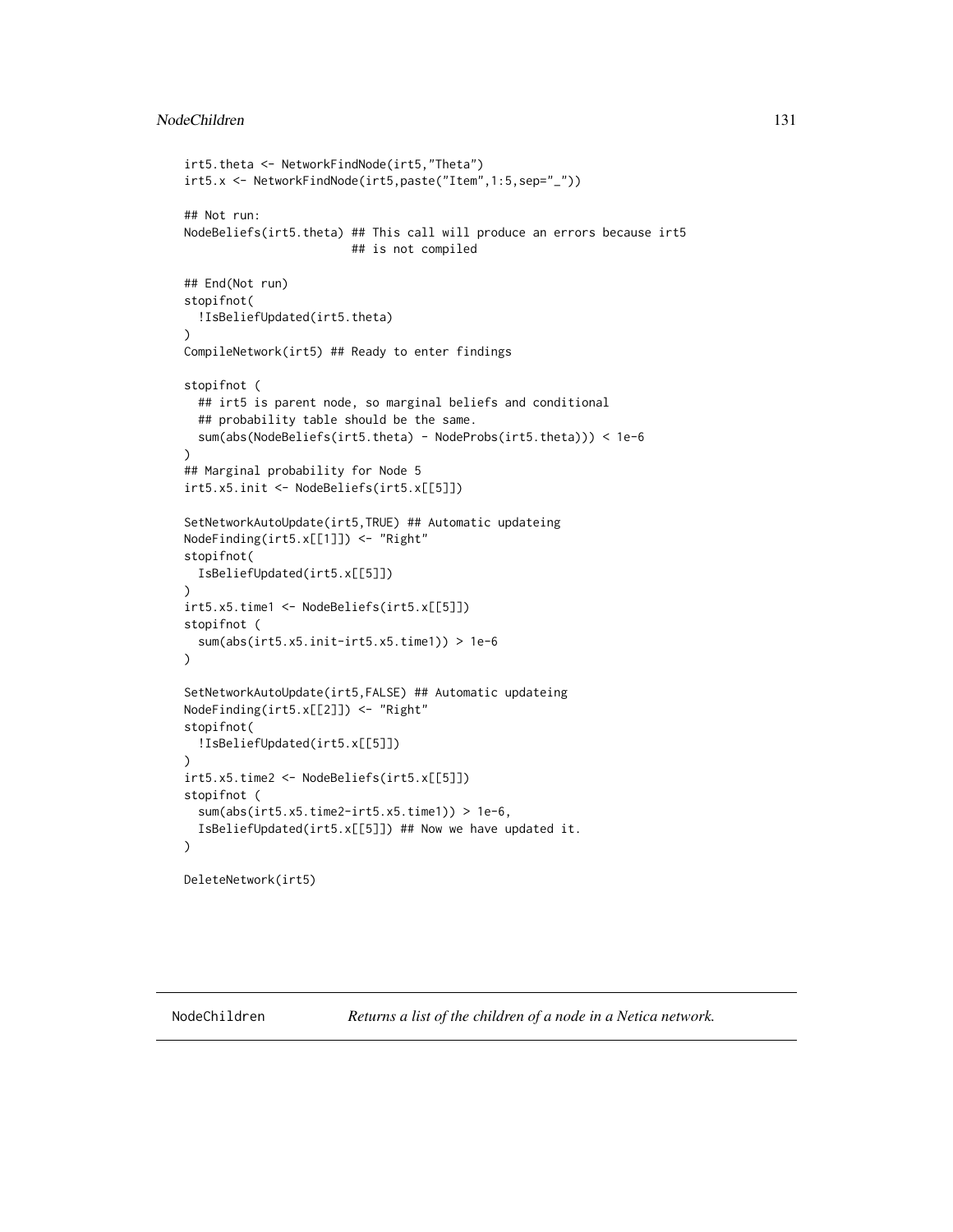```
irt5.theta <- NetworkFindNode(irt5,"Theta")
irt5.x <- NetworkFindNode(irt5,paste("Item",1:5,sep="_"))

## Not run:
NodeBeliefs(irt5.theta) ## This call will produce an errors because irt5
                        ## is not compiled

## End(Not run)
stopifnot(
  !IsBeliefUpdated(irt5.theta)
)
CompileNetwork(irt5) ## Ready to enter findings

stopifnot (
  ## irt5 is parent node, so marginal beliefs and conditional
  ## probability table should be the same.
  sum(abs(NodeBeliefs(irt5.theta) - NodeProbs(irt5.theta))) < 1e-6
)
## Marginal probability for Node 5
irt5.x5.init <- NodeBeliefs(irt5.x[[5]])

SetNetworkAutoUpdate(irt5,TRUE) ## Automatic updateing
NodeFinding(irt5.x[[1]]) <- "Right"
stopifnot(
  IsBeliefUpdated(irt5.x[[5]])
)
irt5.x5.time1 <- NodeBeliefs(irt5.x[[5]])
stopifnot (
  sum(abs(irt5.x5.init-irt5.x5.time1)) > 1e-6
)

SetNetworkAutoUpdate(irt5,FALSE) ## Automatic updateing
NodeFinding(irt5.x[[2]]) <- "Right"
stopifnot(
  !IsBeliefUpdated(irt5.x[[5]])
)
irt5.x5.time2 <- NodeBeliefs(irt5.x[[5]])
stopifnot (
  sum(abs(irt5.x5.time2-irt5.x5.time1)) > 1e-6,
  IsBeliefUpdated(irt5.x[[5]]) ## Now we have updated it.
)

DeleteNetwork(irt5)
```

---

## NodeChildren — *Returns a list of the children of a node in a Netica network.*

---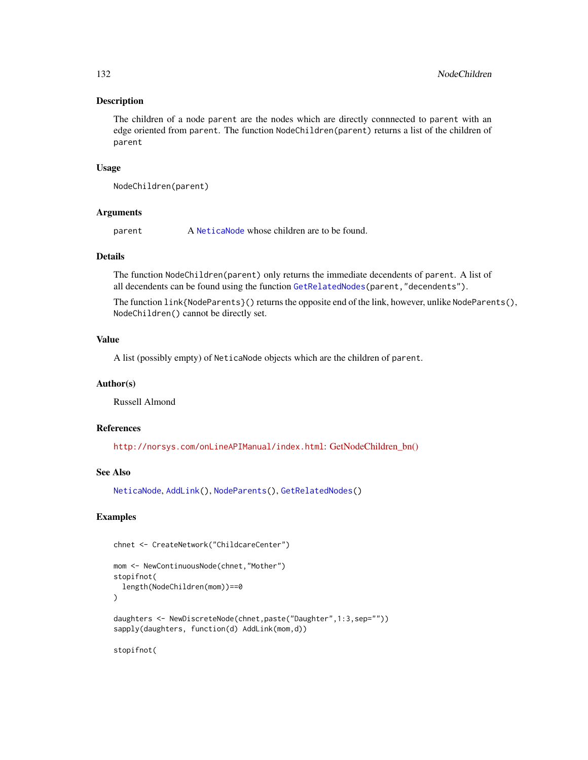## Description

The children of a node `parent` are the nodes which are directly connnected to `parent` with an edge oriented from `parent`. The function `NodeChildren(parent)` returns a list of the children of `parent`

## Usage

```
NodeChildren(parent)
```

## Arguments

`parent` A `NeticaNode` whose children are to be found.

## Details

The function `NodeChildren(parent)` only returns the immediate decendents of `parent`. A list of all decendents can be found using the function `GetRelatedNodes(parent,"decendents")`.

The function `link{NodeParents}()` returns the opposite end of the link, however, unlike `NodeParents()`, `NodeChildren()` cannot be directly set.

## Value

A list (possibly empty) of `NeticaNode` objects which are the children of `parent`.

## Author(s)

Russell Almond

## References

`http://norsys.com/onLineAPIManual/index.html`: GetNodeChildren_bn()

## See Also

`NeticaNode`, `AddLink()`, `NodeParents()`, `GetRelatedNodes()`

## Examples

```
chnet <- CreateNetwork("ChildcareCenter")

mom <- NewContinuousNode(chnet,"Mother")
stopifnot(
  length(NodeChildren(mom))==0
)

daughters <- NewDiscreteNode(chnet,paste("Daughter",1:3,sep=""))
sapply(daughters, function(d) AddLink(mom,d))

stopifnot(
```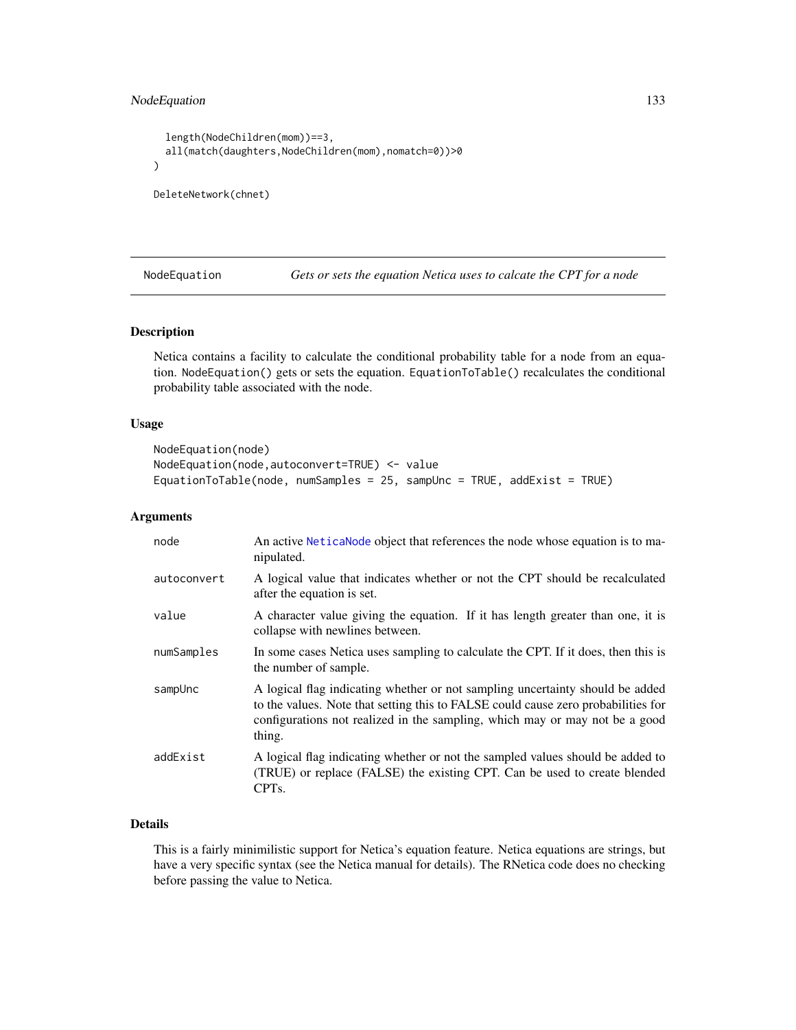```
  length(NodeChildren(mom))==3,
  all(match(daughters,NodeChildren(mom),nomatch=0))>0
)

DeleteNetwork(chnet)
```

---

NodeEquation *Gets or sets the equation Netica uses to calcate the CPT for a node*

---

## Description

Netica contains a facility to calculate the conditional probability table for a node from an equation. NodeEquation() gets or sets the equation. EquationToTable() recalculates the conditional probability table associated with the node.

## Usage

```
NodeEquation(node)
NodeEquation(node,autoconvert=TRUE) <- value
EquationToTable(node, numSamples = 25, sampUnc = TRUE, addExist = TRUE)
```

## Arguments

| | |
|---|---|
| node | An active NeticaNode object that references the node whose equation is to manipulated. |
| autoconvert | A logical value that indicates whether or not the CPT should be recalculated after the equation is set. |
| value | A character value giving the equation. If it has length greater than one, it is collapse with newlines between. |
| numSamples | In some cases Netica uses sampling to calculate the CPT. If it does, then this is the number of sample. |
| sampUnc | A logical flag indicating whether or not sampling uncertainty should be added to the values. Note that setting this to FALSE could cause zero probabilities for configurations not realized in the sampling, which may or may not be a good thing. |
| addExist | A logical flag indicating whether or not the sampled values should be added to (TRUE) or replace (FALSE) the existing CPT. Can be used to create blended CPTs. |

## Details

This is a fairly minimilistic support for Netica's equation feature. Netica equations are strings, but have a very specific syntax (see the Netica manual for details). The RNetica code does no checking before passing the value to Netica.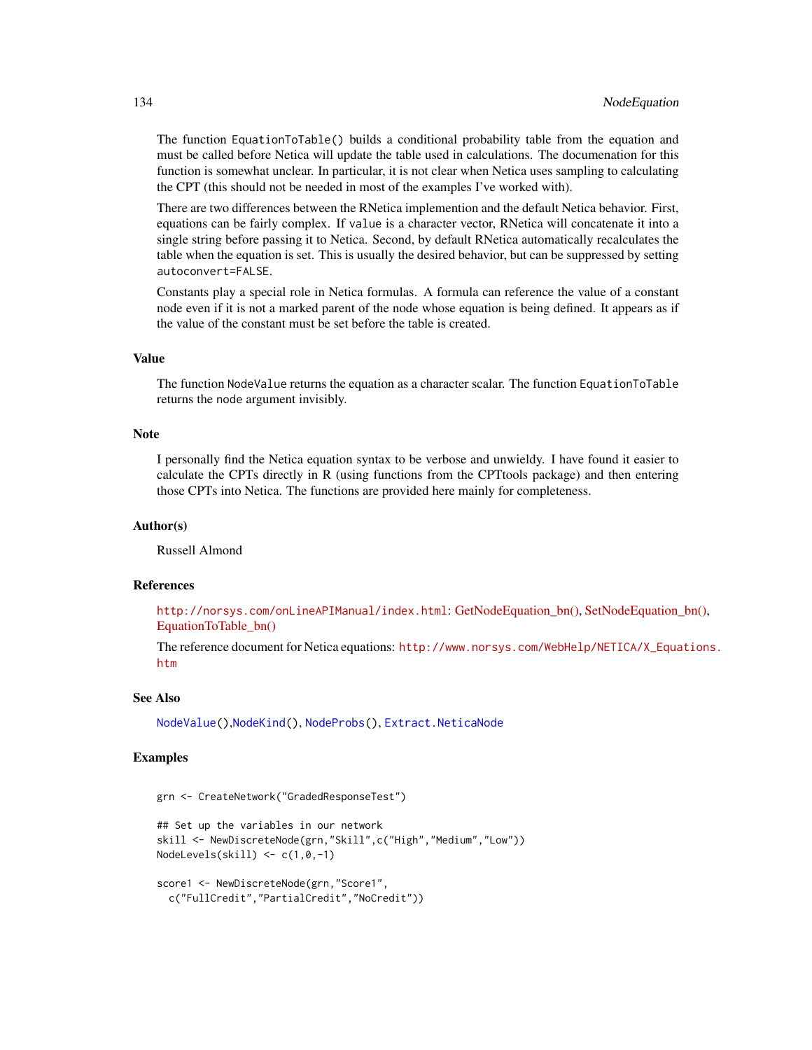The function `EquationToTable()` builds a conditional probability table from the equation and must be called before Netica will update the table used in calculations. The documenation for this function is somewhat unclear. In particular, it is not clear when Netica uses sampling to calculating the CPT (this should not be needed in most of the examples I've worked with).

There are two differences between the RNetica implemention and the default Netica behavior. First, equations can be fairly complex. If `value` is a character vector, RNetica will concatenate it into a single string before passing it to Netica. Second, by default RNetica automatically recalculates the table when the equation is set. This is usually the desired behavior, but can be suppressed by setting `autoconvert=FALSE`.

Constants play a special role in Netica formulas. A formula can reference the value of a constant node even if it is not a marked parent of the node whose equation is being defined. It appears as if the value of the constant must be set before the table is created.

## Value

The function `NodeValue` returns the equation as a character scalar. The function `EquationToTable` returns the `node` argument invisibly.

## Note

I personally find the Netica equation syntax to be verbose and unwieldy. I have found it easier to calculate the CPTs directly in R (using functions from the CPTtools package) and then entering those CPTs into Netica. The functions are provided here mainly for completeness.

## Author(s)

Russell Almond

## References

http://norsys.com/onLineAPIManual/index.html: GetNodeEquation_bn(), SetNodeEquation_bn(), EquationToTable_bn()

The reference document for Netica equations: http://www.norsys.com/WebHelp/NETICA/X_Equations.htm

## See Also

`NodeValue()`,`NodeKind()`, `NodeProbs()`, `Extract.NeticaNode`

## Examples

```
grn <- CreateNetwork("GradedResponseTest")

## Set up the variables in our network
skill <- NewDiscreteNode(grn,"Skill",c("High","Medium","Low"))
NodeLevels(skill) <- c(1,0,-1)

score1 <- NewDiscreteNode(grn,"Score1",
  c("FullCredit","PartialCredit","NoCredit"))
```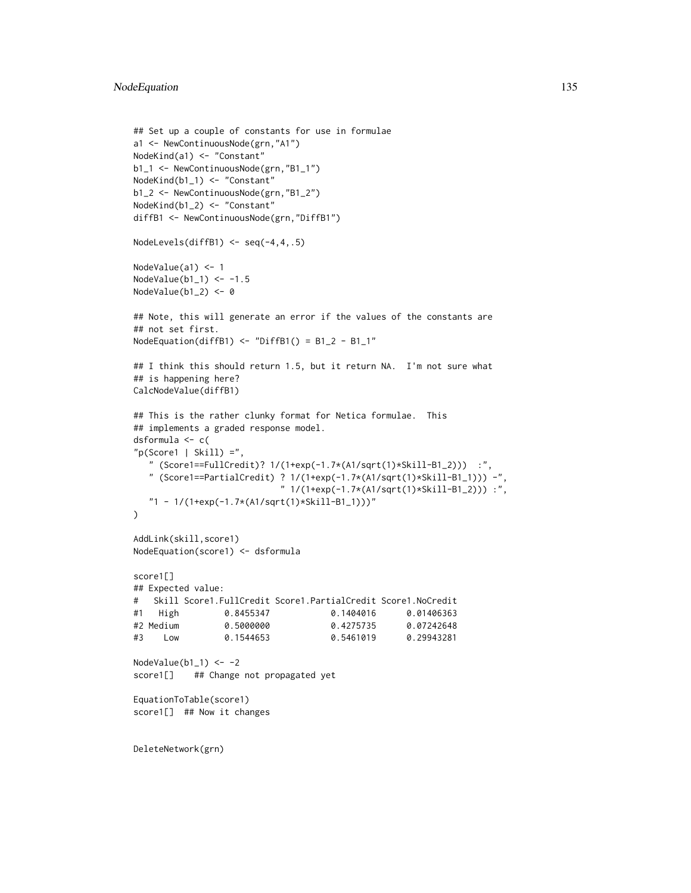```
## Set up a couple of constants for use in formulae
a1 <- NewContinuousNode(grn,"A1")
NodeKind(a1) <- "Constant"
b1_1 <- NewContinuousNode(grn,"B1_1")
NodeKind(b1_1) <- "Constant"
b1_2 <- NewContinuousNode(grn,"B1_2")
NodeKind(b1_2) <- "Constant"
diffB1 <- NewContinuousNode(grn,"DiffB1")

NodeLevels(diffB1) <- seq(-4,4,.5)

NodeValue(a1) <- 1
NodeValue(b1_1) <- -1.5
NodeValue(b1_2) <- 0

## Note, this will generate an error if the values of the constants are
## not set first.
NodeEquation(diffB1) <- "DiffB1() = B1_2 - B1_1"

## I think this should return 1.5, but it return NA.  I'm not sure what
## is happening here?
CalcNodeValue(diffB1)

## This is the rather clunky format for Netica formulae.  This
## implements a graded response model.
dsformula <- c(
"p(Score1 | Skill) =",
   " (Score1==FullCredit)? 1/(1+exp(-1.7*(A1/sqrt(1)*Skill-B1_2)))  :",
   " (Score1==PartialCredit) ? 1/(1+exp(-1.7*(A1/sqrt(1)*Skill-B1_1))) -",
                             " 1/(1+exp(-1.7*(A1/sqrt(1)*Skill-B1_2))) :",
   "1 - 1/(1+exp(-1.7*(A1/sqrt(1)*Skill-B1_1)))"
)

AddLink(skill,score1)
NodeEquation(score1) <- dsformula

score1[]
## Expected value:
#   Skill Score1.FullCredit Score1.PartialCredit Score1.NoCredit
#1   High         0.8455347            0.1404016      0.01406363
#2 Medium         0.5000000            0.4275735      0.07242648
#3    Low         0.1544653            0.5461019      0.29943281

NodeValue(b1_1) <- -2
score1[]    ## Change not propagated yet

EquationToTable(score1)
score1[]  ## Now it changes


DeleteNetwork(grn)
```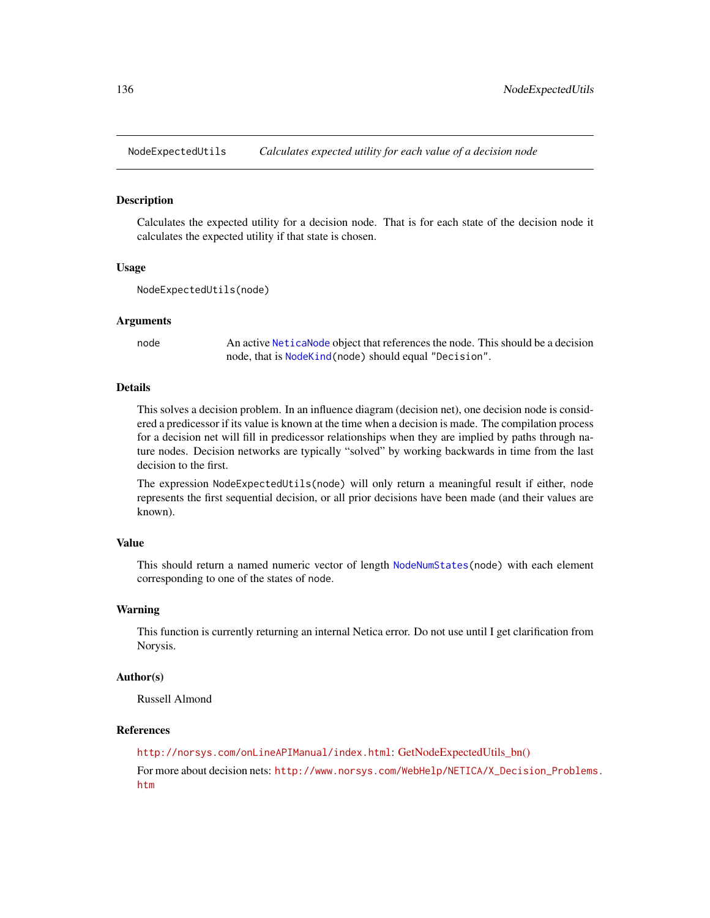# NodeExpectedUtils — *Calculates expected utility for each value of a decision node*

## Description

Calculates the expected utility for a decision node. That is for each state of the decision node it calculates the expected utility if that state is chosen.

## Usage

```
NodeExpectedUtils(node)
```

## Arguments

| | |
|---|---|
| `node` | An active `NeticaNode` object that references the node. This should be a decision node, that is `NodeKind(node)` should equal `"Decision"`. |

## Details

This solves a decision problem. In an influence diagram (decision net), one decision node is considered a predicessor if its value is known at the time when a decision is made. The compilation process for a decision net will fill in predicessor relationships when they are implied by paths through nature nodes. Decision networks are typically "solved" by working backwards in time from the last decision to the first.

The expression `NodeExpectedUtils(node)` will only return a meaningful result if either, `node` represents the first sequential decision, or all prior decisions have been made (and their values are known).

## Value

This should return a named numeric vector of length `NodeNumStates(node)` with each element corresponding to one of the states of `node`.

## Warning

This function is currently returning an internal Netica error. Do not use until I get clarification from Norysis.

## Author(s)

Russell Almond

## References

http://norsys.com/onLineAPIManual/index.html: GetNodeExpectedUtils_bn()

For more about decision nets: http://www.norsys.com/WebHelp/NETICA/X_Decision_Problems.htm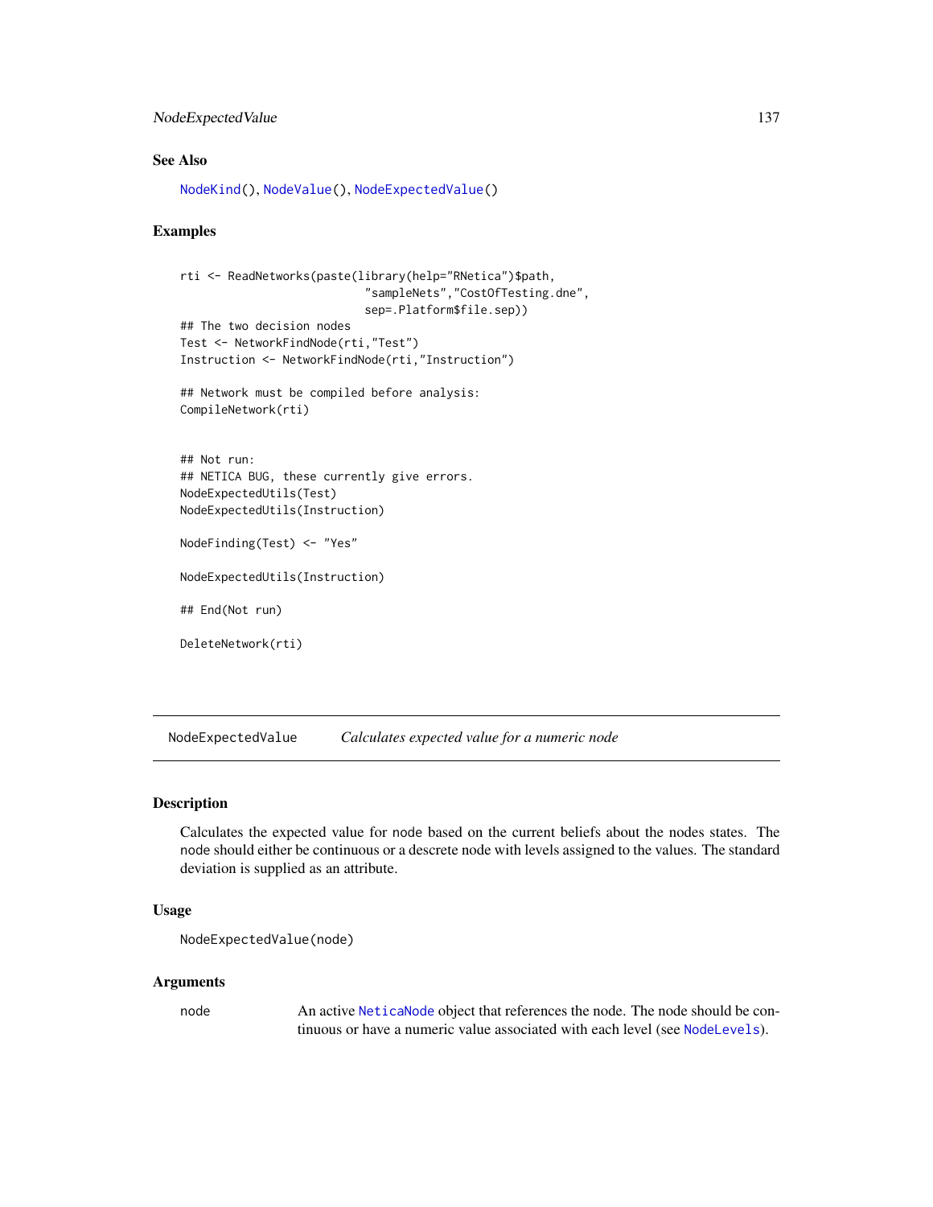### See Also

NodeKind(), NodeValue(), NodeExpectedValue()

### Examples

```
rti <- ReadNetworks(paste(library(help="RNetica")$path,
                           "sampleNets","CostOfTesting.dne",
                           sep=.Platform$file.sep))
## The two decision nodes
Test <- NetworkFindNode(rti,"Test")
Instruction <- NetworkFindNode(rti,"Instruction")

## Network must be compiled before analysis:
CompileNetwork(rti)


## Not run:
## NETICA BUG, these currently give errors.
NodeExpectedUtils(Test)
NodeExpectedUtils(Instruction)

NodeFinding(Test) <- "Yes"

NodeExpectedUtils(Instruction)

## End(Not run)

DeleteNetwork(rti)
```

---

NodeExpectedValue *Calculates expected value for a numeric node*

---

### Description

Calculates the expected value for node based on the current beliefs about the nodes states. The node should either be continuous or a descrete node with levels assigned to the values. The standard deviation is supplied as an attribute.

### Usage

```
NodeExpectedValue(node)
```

### Arguments

| | |
|---|---|
| node | An active NeticaNode object that references the node. The node should be continuous or have a numeric value associated with each level (see NodeLevels). |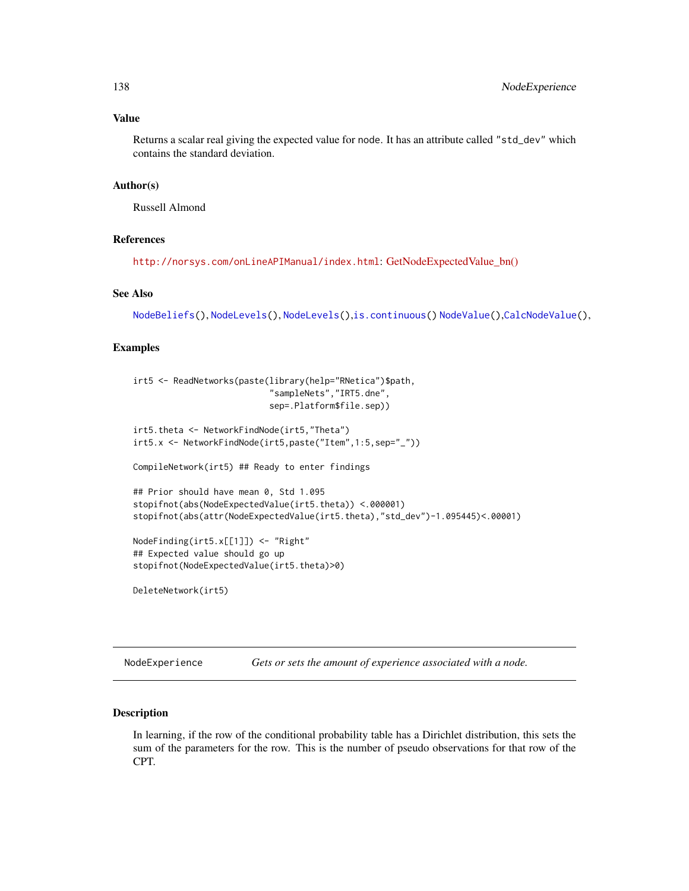### Value

Returns a scalar real giving the expected value for node. It has an attribute called "std_dev" which contains the standard deviation.

### Author(s)

Russell Almond

### References

http://norsys.com/onLineAPIManual/index.html: GetNodeExpectedValue_bn()

### See Also

NodeBeliefs(), NodeLevels(), NodeLevels(),is.continuous() NodeValue(),CalcNodeValue(),

### Examples

```
irt5 <- ReadNetworks(paste(library(help="RNetica")$path,
                           "sampleNets","IRT5.dne",
                           sep=.Platform$file.sep))

irt5.theta <- NetworkFindNode(irt5,"Theta")
irt5.x <- NetworkFindNode(irt5,paste("Item",1:5,sep="_"))

CompileNetwork(irt5) ## Ready to enter findings

## Prior should have mean 0, Std 1.095
stopifnot(abs(NodeExpectedValue(irt5.theta)) <.000001)
stopifnot(abs(attr(NodeExpectedValue(irt5.theta),"std_dev")-1.095445)<.00001)

NodeFinding(irt5.x[[1]]) <- "Right"
## Expected value should go up
stopifnot(NodeExpectedValue(irt5.theta)>0)

DeleteNetwork(irt5)
```

---

## NodeExperience    *Gets or sets the amount of experience associated with a node.*

---

### Description

In learning, if the row of the conditional probability table has a Dirichlet distribution, this sets the sum of the parameters for the row. This is the number of pseudo observations for that row of the CPT.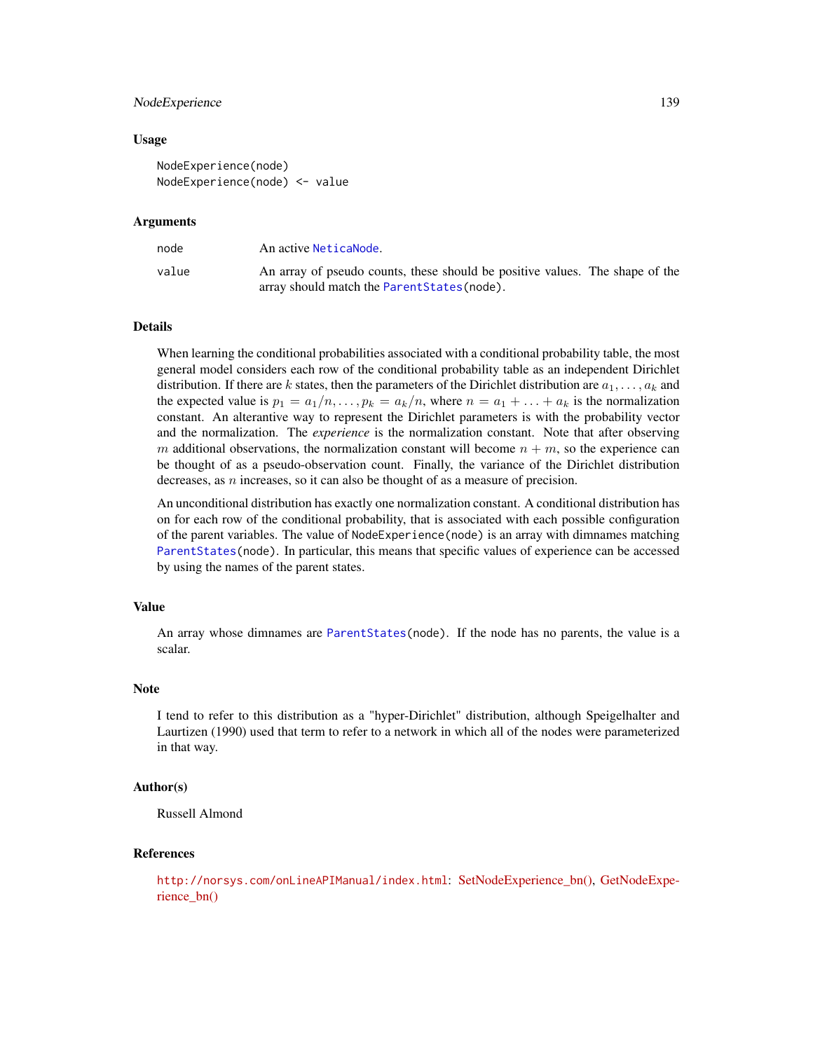### Usage

```
NodeExperience(node)
NodeExperience(node) <- value
```

### Arguments

| | |
|---|---|
| node | An active NeticaNode. |
| value | An array of pseudo counts, these should be positive values. The shape of the array should match the ParentStates(node). |

### Details

When learning the conditional probabilities associated with a conditional probability table, the most general model considers each row of the conditional probability table as an independent Dirichlet distribution. If there are $k$ states, then the parameters of the Dirichlet distribution are $a_1, \ldots, a_k$ and the expected value is $p_1 = a_1/n, \ldots, p_k = a_k/n$, where $n = a_1 + \ldots + a_k$ is the normalization constant. An alterantive way to represent the Dirichlet parameters is with the probability vector and the normalization. The *experience* is the normalization constant. Note that after observing $m$ additional observations, the normalization constant will become $n + m$, so the experience can be thought of as a pseudo-observation count. Finally, the variance of the Dirichlet distribution decreases, as $n$ increases, so it can also be thought of as a measure of precision.

An unconditional distribution has exactly one normalization constant. A conditional distribution has on for each row of the conditional probability, that is associated with each possible configuration of the parent variables. The value of `NodeExperience(node)` is an array with dimnames matching `ParentStates(node)`. In particular, this means that specific values of experience can be accessed by using the names of the parent states.

### Value

An array whose dimnames are `ParentStates(node)`. If the node has no parents, the value is a scalar.

### Note

I tend to refer to this distribution as a "hyper-Dirichlet" distribution, although Speigelhalter and Laurtizen (1990) used that term to refer to a network in which all of the nodes were parameterized in that way.

### Author(s)

Russell Almond

### References

http://norsys.com/onLineAPIManual/index.html: SetNodeExperience_bn(), GetNodeExperience_bn()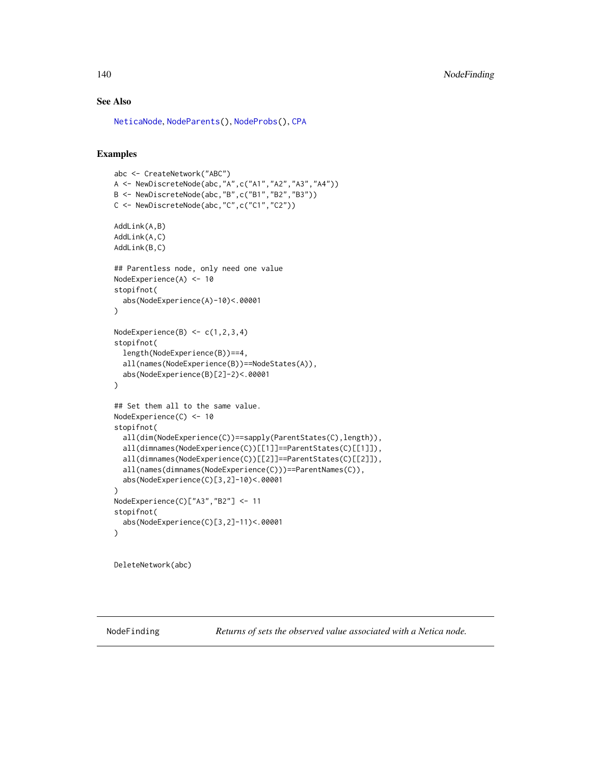## See Also

NeticaNode, NodeParents(), NodeProbs(), CPA

## Examples

```
abc <- CreateNetwork("ABC")
A <- NewDiscreteNode(abc,"A",c("A1","A2","A3","A4"))
B <- NewDiscreteNode(abc,"B",c("B1","B2","B3"))
C <- NewDiscreteNode(abc,"C",c("C1","C2"))

AddLink(A,B)
AddLink(A,C)
AddLink(B,C)

## Parentless node, only need one value
NodeExperience(A) <- 10
stopifnot(
  abs(NodeExperience(A)-10)<.00001
)

NodeExperience(B) <- c(1,2,3,4)
stopifnot(
  length(NodeExperience(B))==4,
  all(names(NodeExperience(B))==NodeStates(A)),
  abs(NodeExperience(B)[2]-2)<.00001
)

## Set them all to the same value.
NodeExperience(C) <- 10
stopifnot(
  all(dim(NodeExperience(C))==sapply(ParentStates(C),length)),
  all(dimnames(NodeExperience(C))[[1]]==ParentStates(C)[[1]]),
  all(dimnames(NodeExperience(C))[[2]]==ParentStates(C)[[2]]),
  all(names(dimnames(NodeExperience(C)))==ParentNames(C)),
  abs(NodeExperience(C)[3,2]-10)<.00001
)
NodeExperience(C)["A3","B2"] <- 11
stopifnot(
  abs(NodeExperience(C)[3,2]-11)<.00001
)


DeleteNetwork(abc)
```

---

NodeFinding *Returns of sets the observed value associated with a Netica node.*

---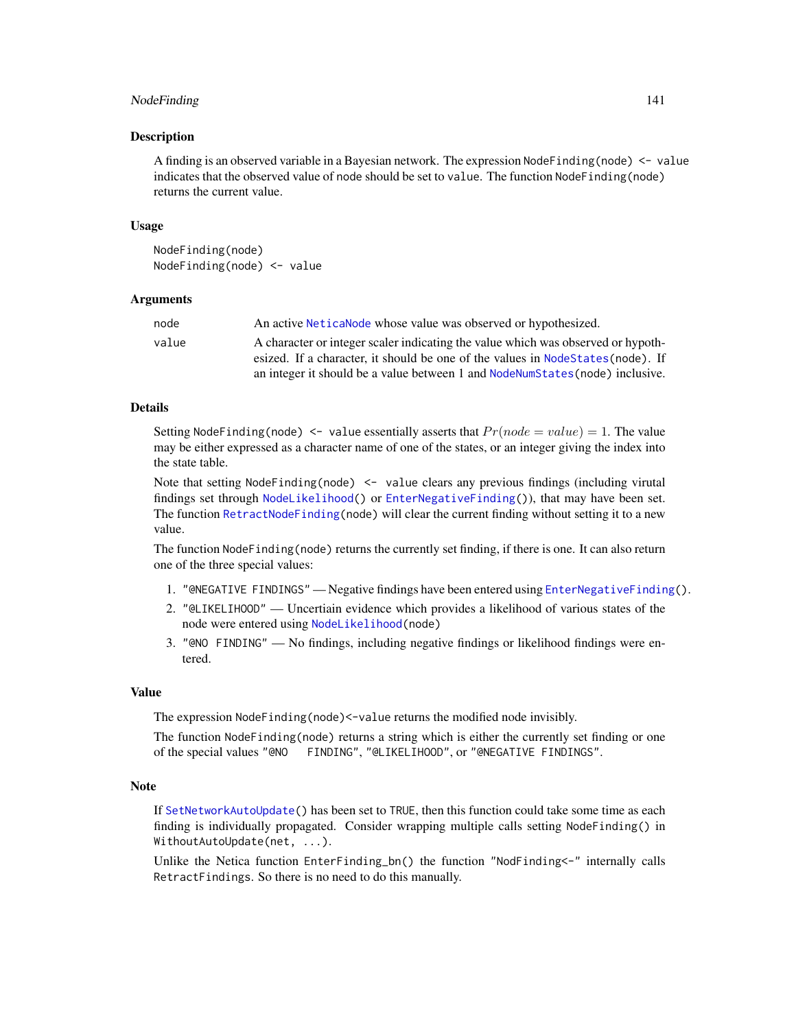## Description

A finding is an observed variable in a Bayesian network. The expression `NodeFinding(node) <- value` indicates that the observed value of node should be set to value. The function `NodeFinding(node)` returns the current value.

## Usage

```
NodeFinding(node)
NodeFinding(node) <- value
```

## Arguments

| | |
|---|---|
| node | An active NeticaNode whose value was observed or hypothesized. |
| value | A character or integer scaler indicating the value which was observed or hypothesized. If a character, it should be one of the values in `NodeStates(node)`. If an integer it should be a value between 1 and `NodeNumStates(node)` inclusive. |

## Details

Setting `NodeFinding(node) <- value` essentially asserts that $Pr(node = value) = 1$. The value may be either expressed as a character name of one of the states, or an integer giving the index into the state table.

Note that setting `NodeFinding(node) <- value` clears any previous findings (including virutal findings set through `NodeLikelihood()` or `EnterNegativeFinding()`), that may have been set. The function `RetractNodeFinding(node)` will clear the current finding without setting it to a new value.

The function `NodeFinding(node)` returns the currently set finding, if there is one. It can also return one of the three special values:

1. `"@NEGATIVE FINDINGS"` — Negative findings have been entered using `EnterNegativeFinding()`.
2. `"@LIKELIHOOD"` — Uncertiain evidence which provides a likelihood of various states of the node were entered using `NodeLikelihood(node)`
3. `"@NO FINDING"` — No findings, including negative findings or likelihood findings were entered.

## Value

The expression `NodeFinding(node)<-value` returns the modified node invisibly.

The function `NodeFinding(node)` returns a string which is either the currently set finding or one of the special values `"@NO   FINDING"`, `"@LIKELIHOOD"`, or `"@NEGATIVE FINDINGS"`.

## Note

If `SetNetworkAutoUpdate()` has been set to `TRUE`, then this function could take some time as each finding is individually propagated. Consider wrapping multiple calls setting `NodeFinding()` in `WithoutAutoUpdate(net, ...)`.

Unlike the Netica function `EnterFinding_bn()` the function `"NodFinding<-"` internally calls `RetractFindings`. So there is no need to do this manually.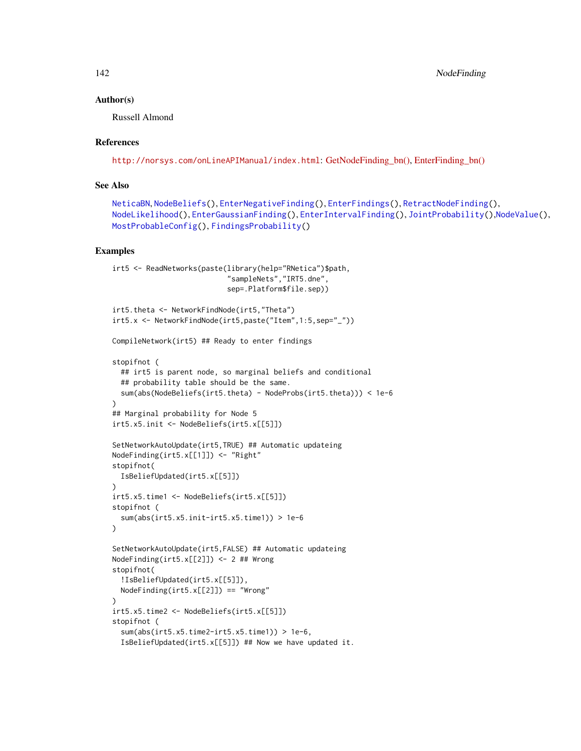## Author(s)

Russell Almond

## References

http://norsys.com/onLineAPIManual/index.html: GetNodeFinding_bn(), EnterFinding_bn()

## See Also

NeticaBN, NodeBeliefs(), EnterNegativeFinding(), EnterFindings(), RetractNodeFinding(), NodeLikelihood(), EnterGaussianFinding(), EnterIntervalFinding(), JointProbability(), NodeValue(), MostProbableConfig(), FindingsProbability()

## Examples

```
irt5 <- ReadNetworks(paste(library(help="RNetica")$path,
                           "sampleNets","IRT5.dne",
                           sep=.Platform$file.sep))

irt5.theta <- NetworkFindNode(irt5,"Theta")
irt5.x <- NetworkFindNode(irt5,paste("Item",1:5,sep="_"))

CompileNetwork(irt5) ## Ready to enter findings

stopifnot (
  ## irt5 is parent node, so marginal beliefs and conditional
  ## probability table should be the same.
  sum(abs(NodeBeliefs(irt5.theta) - NodeProbs(irt5.theta))) < 1e-6
)
## Marginal probability for Node 5
irt5.x5.init <- NodeBeliefs(irt5.x[[5]])

SetNetworkAutoUpdate(irt5,TRUE) ## Automatic updateing
NodeFinding(irt5.x[[1]]) <- "Right"
stopifnot(
  IsBeliefUpdated(irt5.x[[5]])
)
irt5.x5.time1 <- NodeBeliefs(irt5.x[[5]])
stopifnot (
  sum(abs(irt5.x5.init-irt5.x5.time1)) > 1e-6
)

SetNetworkAutoUpdate(irt5,FALSE) ## Automatic updateing
NodeFinding(irt5.x[[2]]) <- 2 ## Wrong
stopifnot(
  !IsBeliefUpdated(irt5.x[[5]]),
  NodeFinding(irt5.x[[2]]) == "Wrong"
)
irt5.x5.time2 <- NodeBeliefs(irt5.x[[5]])
stopifnot (
  sum(abs(irt5.x5.time2-irt5.x5.time1)) > 1e-6,
  IsBeliefUpdated(irt5.x[[5]]) ## Now we have updated it.
```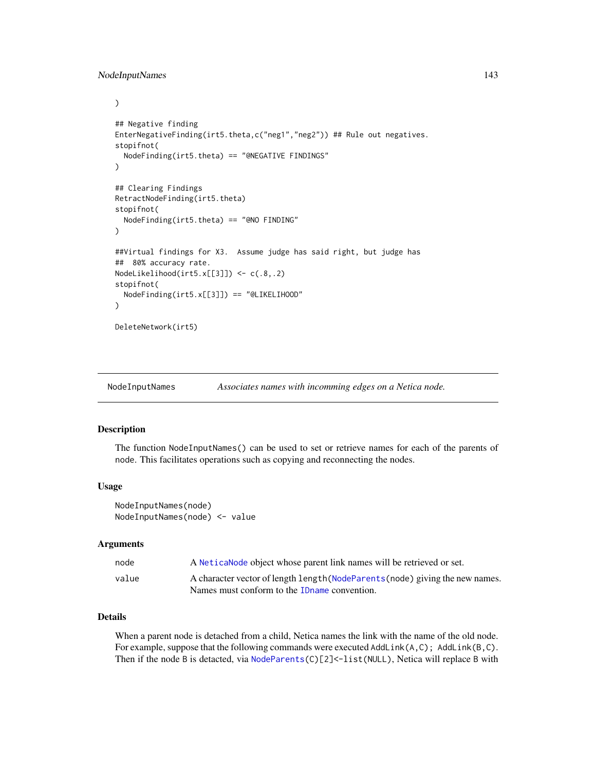```
)

## Negative finding
EnterNegativeFinding(irt5.theta,c("neg1","neg2")) ## Rule out negatives.
stopifnot(
  NodeFinding(irt5.theta) == "@NEGATIVE FINDINGS"
)

## Clearing Findings
RetractNodeFinding(irt5.theta)
stopifnot(
  NodeFinding(irt5.theta) == "@NO FINDING"
)

##Virtual findings for X3.  Assume judge has said right, but judge has
##  80% accuracy rate.
NodeLikelihood(irt5.x[[3]]) <- c(.8,.2)
stopifnot(
  NodeFinding(irt5.x[[3]]) == "@LIKELIHOOD"
)

DeleteNetwork(irt5)
```

---

## NodeInputNames — *Associates names with incomming edges on a Netica node.*

---

### Description

The function `NodeInputNames()` can be used to set or retrieve names for each of the parents of `node`. This facilitates operations such as copying and reconnecting the nodes.

### Usage

```
NodeInputNames(node)
NodeInputNames(node) <- value
```

### Arguments

| | |
|---|---|
| `node` | A `NeticaNode` object whose parent link names will be retrieved or set. |
| `value` | A character vector of length `length(NodeParents(node)` giving the new names. Names must conform to the `IDname` convention. |

### Details

When a parent node is detached from a child, Netica names the link with the name of the old node. For example, suppose that the following commands were executed `AddLink(A,C); AddLink(B,C)`. Then if the node `B` is detacted, via `NodeParents(C)[2]<-list(NULL)`, Netica will replace `B` with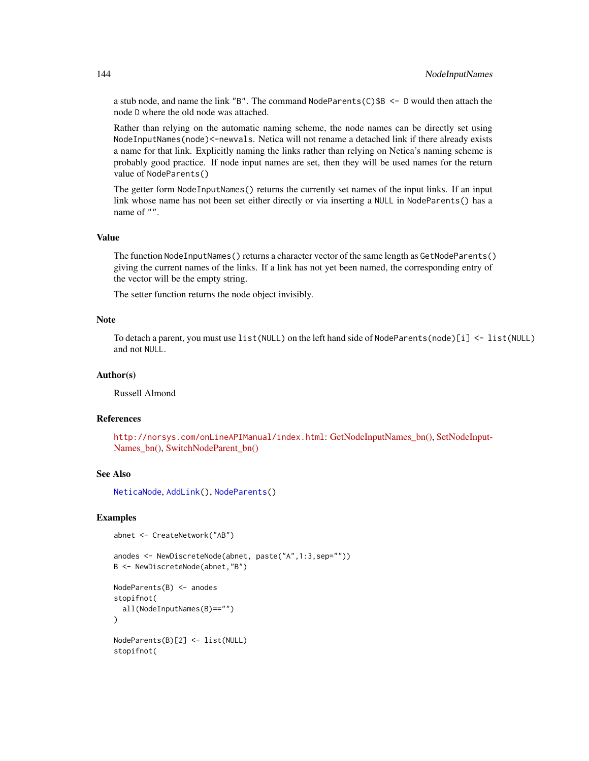a stub node, and name the link "B". The command `NodeParents(C)$B <- D` would then attach the node D where the old node was attached.

Rather than relying on the automatic naming scheme, the node names can be directly set using `NodeInputNames(node)<-newvals`. Netica will not rename a detached link if there already exists a name for that link. Explicitly naming the links rather than relying on Netica's naming scheme is probably good practice. If node input names are set, then they will be used names for the return value of `NodeParents()`

The getter form `NodeInputNames()` returns the currently set names of the input links. If an input link whose name has not been set either directly or via inserting a `NULL` in `NodeParents()` has a name of "".

## Value

The function `NodeInputNames()` returns a character vector of the same length as `GetNodeParents()` giving the current names of the links. If a link has not yet been named, the corresponding entry of the vector will be the empty string.

The setter function returns the node object invisibly.

## Note

To detach a parent, you must use `list(NULL)` on the left hand side of `NodeParents(node)[i] <- list(NULL)` and not `NULL`.

## Author(s)

Russell Almond

## References

http://norsys.com/onLineAPIManual/index.html: GetNodeInputNames_bn(), SetNodeInputNames_bn(), SwitchNodeParent_bn()

## See Also

NeticaNode, AddLink(), NodeParents()

## Examples

```
abnet <- CreateNetwork("AB")

anodes <- NewDiscreteNode(abnet, paste("A",1:3,sep=""))
B <- NewDiscreteNode(abnet,"B")

NodeParents(B) <- anodes
stopifnot(
  all(NodeInputNames(B)=="")
)

NodeParents(B)[2] <- list(NULL)
stopifnot(
```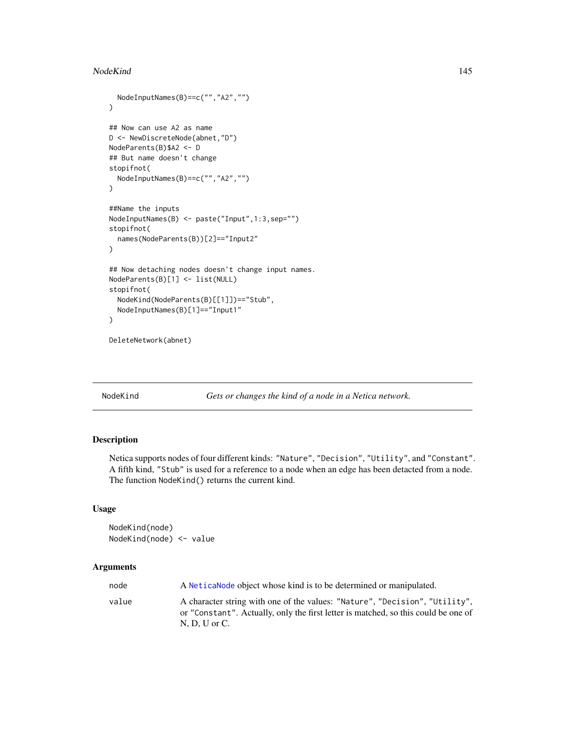```
  NodeInputNames(B)==c("","A2","")
)

## Now can use A2 as name
D <- NewDiscreteNode(abnet,"D")
NodeParents(B)$A2 <- D
## But name doesn't change
stopifnot(
  NodeInputNames(B)==c("","A2","")
)

##Name the inputs
NodeInputNames(B) <- paste("Input",1:3,sep="")
stopifnot(
  names(NodeParents(B))[2]=="Input2"
)

## Now detaching nodes doesn't change input names.
NodeParents(B)[1] <- list(NULL)
stopifnot(
  NodeKind(NodeParents(B)[[1]])=="Stub",
  NodeInputNames(B)[1]=="Input1"
)

DeleteNetwork(abnet)
```

---

## NodeKind — *Gets or changes the kind of a node in a Netica network.*

---

### Description

Netica supports nodes of four different kinds: `"Nature"`, `"Decision"`, `"Utility"`, and `"Constant"`. A fifth kind, `"Stub"` is used for a reference to a node when an edge has been detacted from a node. The function `NodeKind()` returns the current kind.

### Usage

```
NodeKind(node)
NodeKind(node) <- value
```

### Arguments

| | |
|---|---|
| `node` | A `NeticaNode` object whose kind is to be determined or manipulated. |
| `value` | A character string with one of the values: `"Nature"`, `"Decision"`, `"Utility"`, or `"Constant"`. Actually, only the first letter is matched, so this could be one of N, D, U or C. |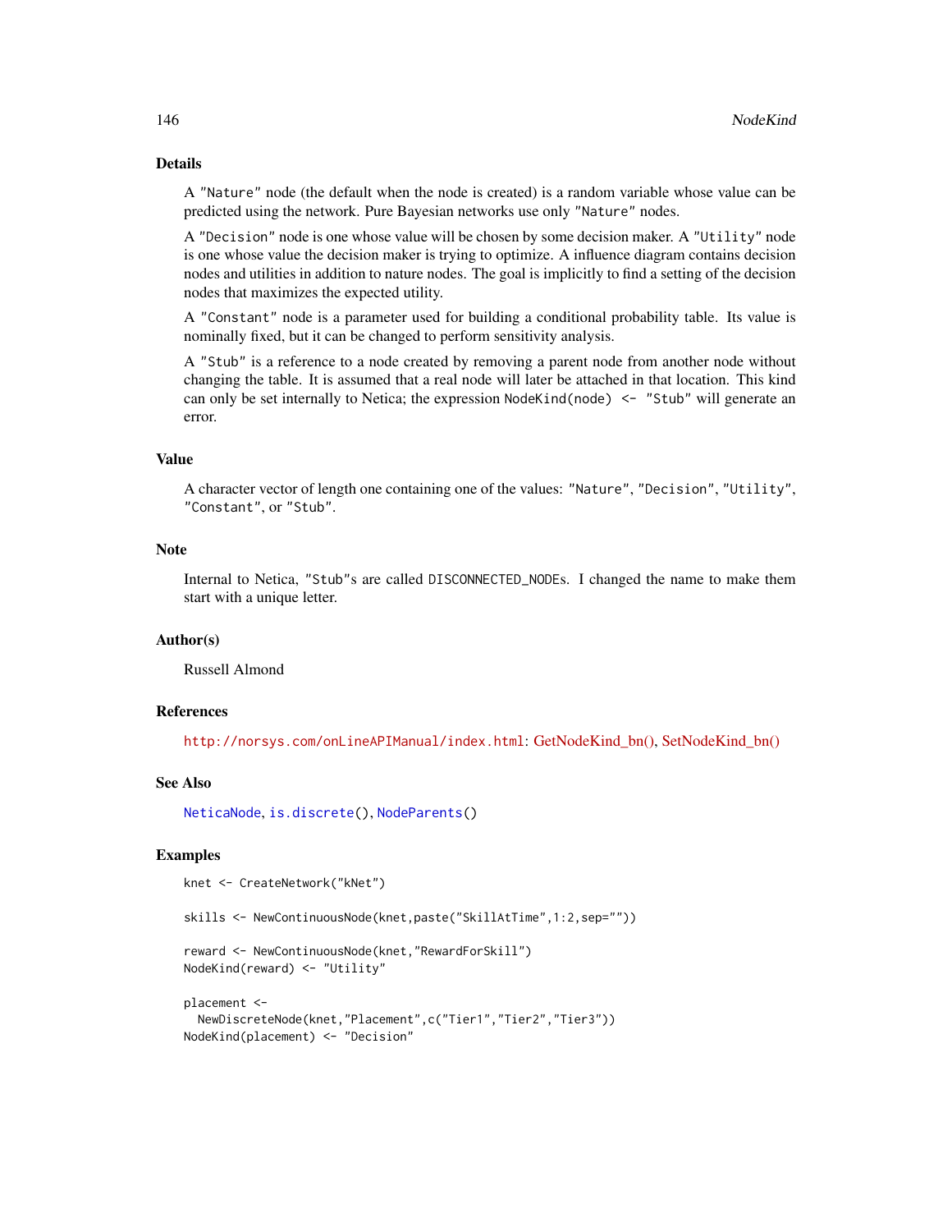## Details

A "Nature" node (the default when the node is created) is a random variable whose value can be predicted using the network. Pure Bayesian networks use only "Nature" nodes.

A "Decision" node is one whose value will be chosen by some decision maker. A "Utility" node is one whose value the decision maker is trying to optimize. A influence diagram contains decision nodes and utilities in addition to nature nodes. The goal is implicitly to find a setting of the decision nodes that maximizes the expected utility.

A "Constant" node is a parameter used for building a conditional probability table. Its value is nominally fixed, but it can be changed to perform sensitivity analysis.

A "Stub" is a reference to a node created by removing a parent node from another node without changing the table. It is assumed that a real node will later be attached in that location. This kind can only be set internally to Netica; the expression `NodeKind(node) <- "Stub"` will generate an error.

## Value

A character vector of length one containing one of the values: "Nature", "Decision", "Utility", "Constant", or "Stub".

## Note

Internal to Netica, "Stub"s are called DISCONNECTED_NODEs. I changed the name to make them start with a unique letter.

## Author(s)

Russell Almond

## References

http://norsys.com/onLineAPIManual/index.html: GetNodeKind_bn(), SetNodeKind_bn()

## See Also

NeticaNode, is.discrete(), NodeParents()

## Examples

```
knet <- CreateNetwork("kNet")

skills <- NewContinuousNode(knet,paste("SkillAtTime",1:2,sep=""))

reward <- NewContinuousNode(knet,"RewardForSkill")
NodeKind(reward) <- "Utility"

placement <-
  NewDiscreteNode(knet,"Placement",c("Tier1","Tier2","Tier3"))
NodeKind(placement) <- "Decision"
```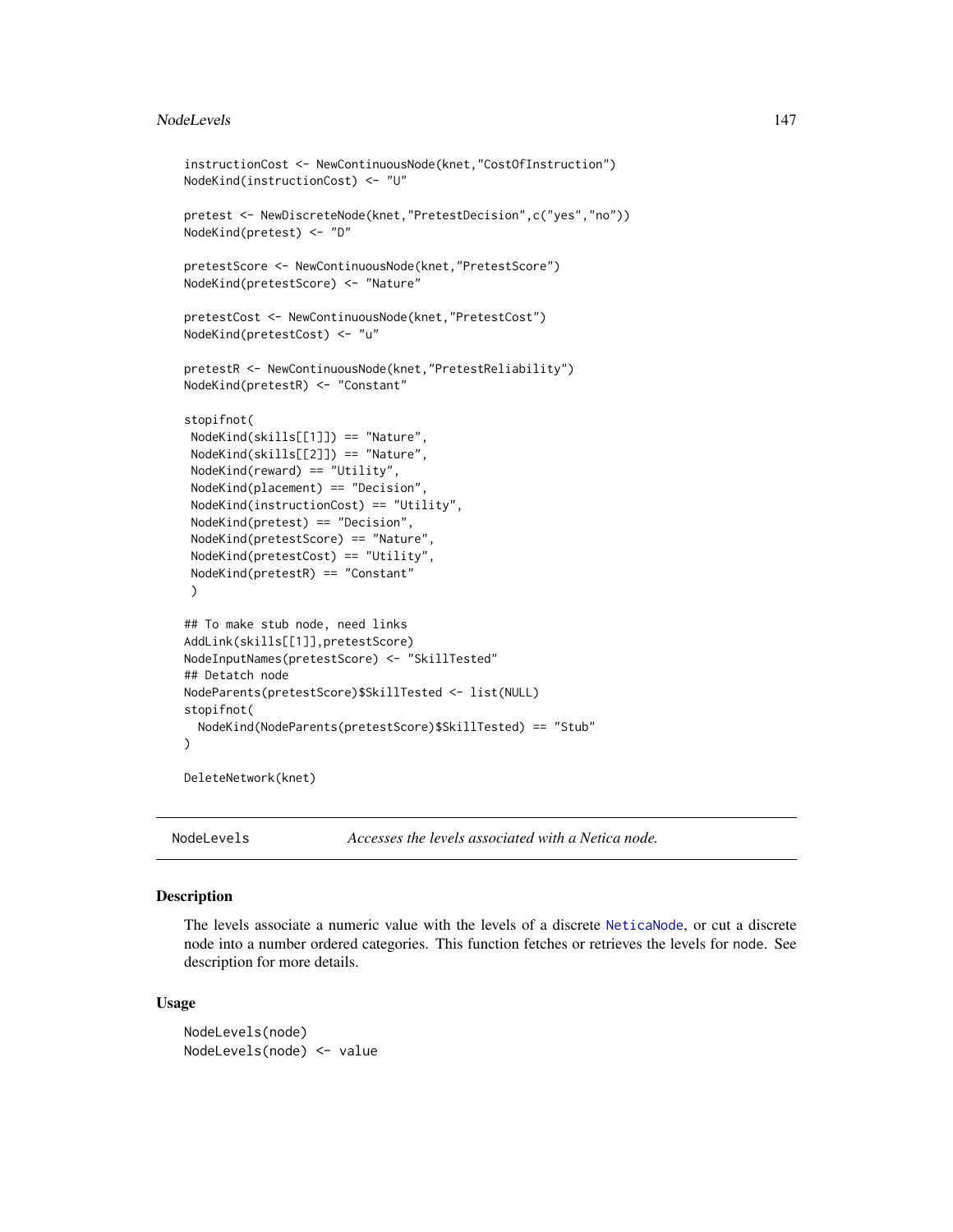```
instructionCost <- NewContinuousNode(knet,"CostOfInstruction")
NodeKind(instructionCost) <- "U"

pretest <- NewDiscreteNode(knet,"PretestDecision",c("yes","no"))
NodeKind(pretest) <- "D"

pretestScore <- NewContinuousNode(knet,"PretestScore")
NodeKind(pretestScore) <- "Nature"

pretestCost <- NewContinuousNode(knet,"PretestCost")
NodeKind(pretestCost) <- "u"

pretestR <- NewContinuousNode(knet,"PretestReliability")
NodeKind(pretestR) <- "Constant"

stopifnot(
 NodeKind(skills[[1]]) == "Nature",
 NodeKind(skills[[2]]) == "Nature",
 NodeKind(reward) == "Utility",
 NodeKind(placement) == "Decision",
 NodeKind(instructionCost) == "Utility",
 NodeKind(pretest) == "Decision",
 NodeKind(pretestScore) == "Nature",
 NodeKind(pretestCost) == "Utility",
 NodeKind(pretestR) == "Constant"
 )

## To make stub node, need links
AddLink(skills[[1]],pretestScore)
NodeInputNames(pretestScore) <- "SkillTested"
## Detatch node
NodeParents(pretestScore)$SkillTested <- list(NULL)
stopifnot(
  NodeKind(NodeParents(pretestScore)$SkillTested) == "Stub"
)

DeleteNetwork(knet)
```

## NodeLevels — *Accesses the levels associated with a Netica node.*

### Description

The levels associate a numeric value with the levels of a discrete NeticaNode, or cut a discrete node into a number ordered categories. This function fetches or retrieves the levels for node. See description for more details.

### Usage

```
NodeLevels(node)
NodeLevels(node) <- value
```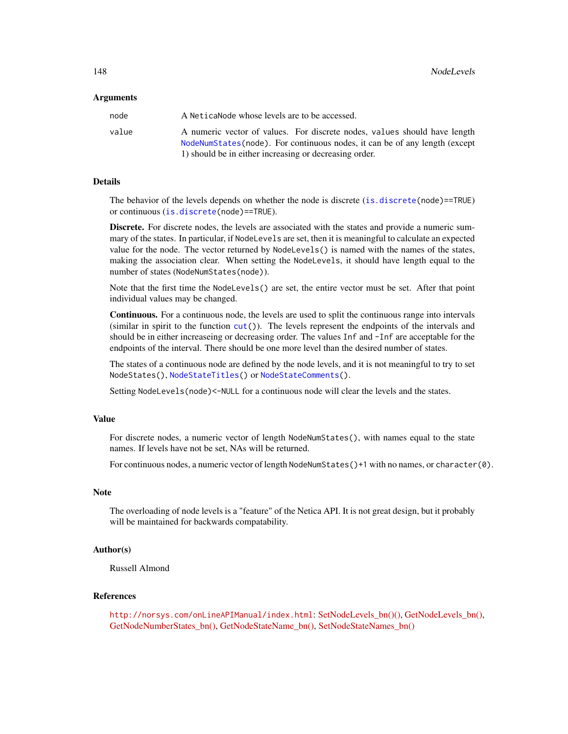### Arguments

| | |
|---|---|
| `node` | A `NeticaNode` whose levels are to be accessed. |
| `value` | A numeric vector of values. For discrete nodes, `values` should have length `NodeNumStates(node)`. For continuous nodes, it can be of any length (except 1) should be in either increasing or decreasing order. |

### Details

The behavior of the levels depends on whether the node is discrete (`is.discrete(node)==TRUE`) or continuous (`is.discrete(node)==TRUE`).

**Discrete.** For discrete nodes, the levels are associated with the states and provide a numeric summary of the states. In particular, if `NodeLevels` are set, then it is meaningful to calculate an expected value for the node. The vector returned by `NodeLevels()` is named with the names of the states, making the association clear. When setting the `NodeLevels`, it should have length equal to the number of states (`NodeNumStates(node)`).

Note that the first time the `NodeLevels()` are set, the entire vector must be set. After that point individual values may be changed.

**Continuous.** For a continuous node, the levels are used to split the continuous range into intervals (similar in spirit to the function `cut()`). The levels represent the endpoints of the intervals and should be in either increaseing or decreasing order. The values `Inf` and `-Inf` are acceptable for the endpoints of the interval. There should be one more level than the desired number of states.

The states of a continuous node are defined by the node levels, and it is not meaningful to try to set `NodeStates()`, `NodeStateTitles()` or `NodeStateComments()`.

Setting `NodeLevels(node)<-NULL` for a continuous node will clear the levels and the states.

### Value

For discrete nodes, a numeric vector of length `NodeNumStates()`, with names equal to the state names. If levels have not be set, NAs will be returned.

For continuous nodes, a numeric vector of length `NodeNumStates()+1` with no names, or `character(0)`.

### Note

The overloading of node levels is a "feature" of the Netica API. It is not great design, but it probably will be maintained for backwards compatability.

### Author(s)

Russell Almond

### References

`http://norsys.com/onLineAPIManual/index.html`: SetNodeLevels_bn()(), GetNodeLevels_bn(), GetNodeNumberStates_bn(), GetNodeStateName_bn(), SetNodeStateNames_bn()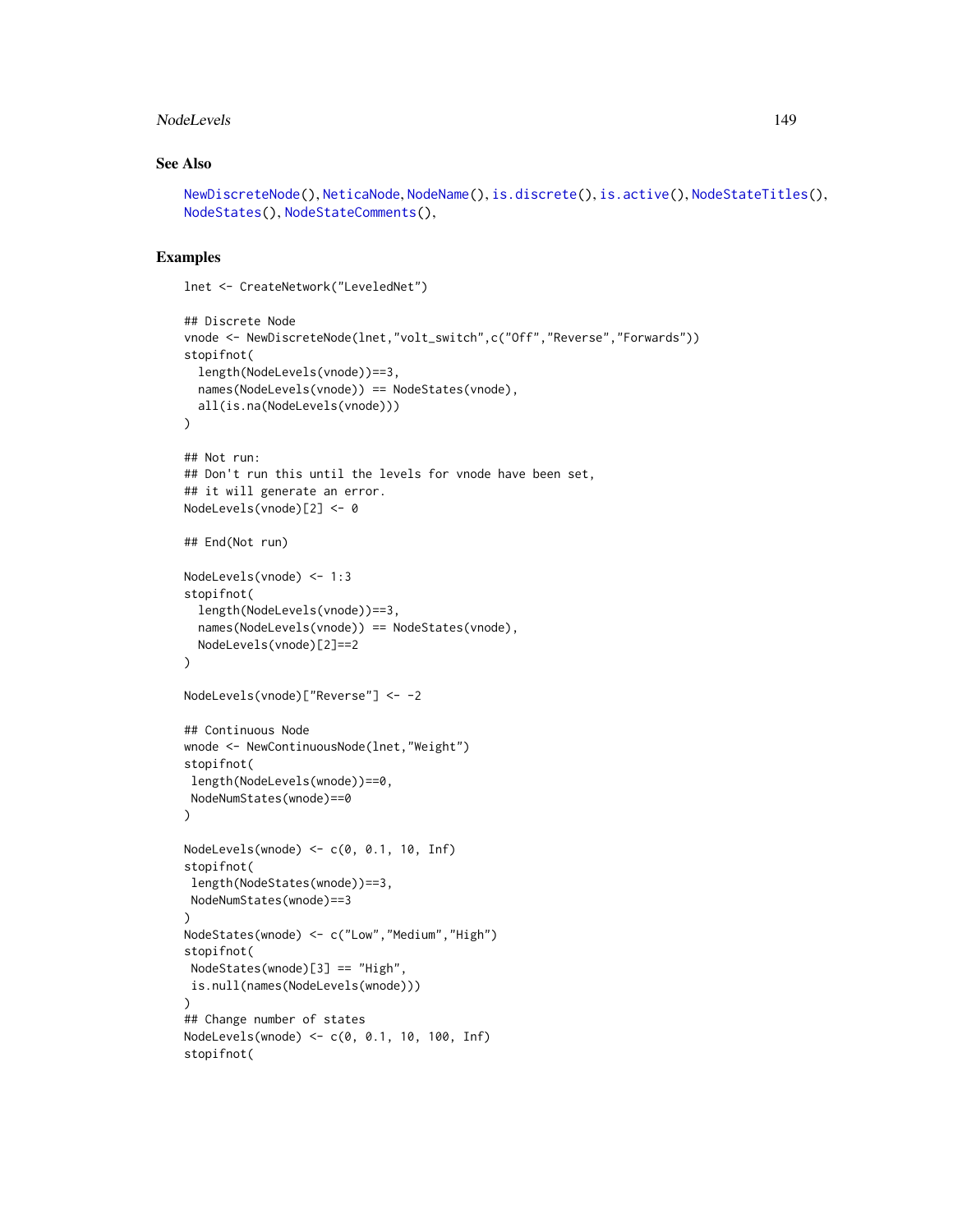## See Also

NewDiscreteNode(), NeticaNode, NodeName(), is.discrete(), is.active(), NodeStateTitles(), NodeStates(), NodeStateComments(),

## Examples

```
lnet <- CreateNetwork("LeveledNet")

## Discrete Node
vnode <- NewDiscreteNode(lnet,"volt_switch",c("Off","Reverse","Forwards"))
stopifnot(
  length(NodeLevels(vnode))==3,
  names(NodeLevels(vnode)) == NodeStates(vnode),
  all(is.na(NodeLevels(vnode)))
)

## Not run:
## Don't run this until the levels for vnode have been set,
## it will generate an error.
NodeLevels(vnode)[2] <- 0

## End(Not run)

NodeLevels(vnode) <- 1:3
stopifnot(
  length(NodeLevels(vnode))==3,
  names(NodeLevels(vnode)) == NodeStates(vnode),
  NodeLevels(vnode)[2]==2
)

NodeLevels(vnode)["Reverse"] <- -2

## Continuous Node
wnode <- NewContinuousNode(lnet,"Weight")
stopifnot(
 length(NodeLevels(wnode))==0,
 NodeNumStates(wnode)==0
)

NodeLevels(wnode) <- c(0, 0.1, 10, Inf)
stopifnot(
 length(NodeStates(wnode))==3,
 NodeNumStates(wnode)==3
)
NodeStates(wnode) <- c("Low","Medium","High")
stopifnot(
 NodeStates(wnode)[3] == "High",
 is.null(names(NodeLevels(wnode)))
)
## Change number of states
NodeLevels(wnode) <- c(0, 0.1, 10, 100, Inf)
stopifnot(
```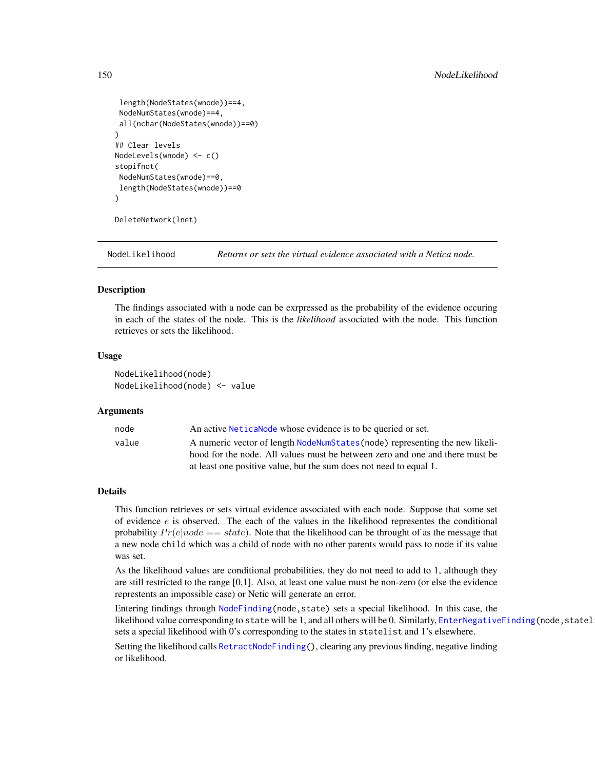```
 length(NodeStates(wnode))==4,
 NodeNumStates(wnode)==4,
 all(nchar(NodeStates(wnode))==0)
)
## Clear levels
NodeLevels(wnode) <- c()
stopifnot(
 NodeNumStates(wnode)==0,
 length(NodeStates(wnode))==0
)

DeleteNetwork(lnet)
```

---

NodeLikelihood — *Returns or sets the virtual evidence associated with a Netica node.*

---

### Description

The findings associated with a node can be exrpressed as the probability of the evidence occuring in each of the states of the node. This is the *likelihood* associated with the node. This function retrieves or sets the likelihood.

### Usage

```
NodeLikelihood(node)
NodeLikelihood(node) <- value
```

### Arguments

| | |
|---|---|
| node | An active NeticaNode whose evidence is to be queried or set. |
| value | A numeric vector of length NodeNumStates(node) representing the new likelihood for the node. All values must be between zero and one and there must be at least one positive value, but the sum does not need to equal 1. |

### Details

This function retrieves or sets virtual evidence associated with each node. Suppose that some set of evidence $e$ is observed. The each of the values in the likelihood representes the conditional probability $Pr(e|node == state)$. Note that the likelihood can be throught of as the message that a new node child which was a child of node with no other parents would pass to node if its value was set.

As the likelihood values are conditional probabilities, they do not need to add to 1, although they are still restricted to the range [0,1]. Also, at least one value must be non-zero (or else the evidence representents an impossible case) or Netic will generate an error.

Entering findings through NodeFinding(node,state) sets a special likelihood. In this case, the likelihood value corresponding to state will be 1, and all others will be 0. Similarly, EnterNegativeFinding(node,statel sets a special likelihood with 0's corresponding to the states in statelist and 1's elsewhere.

Setting the likelihood calls RetractNodeFinding(), clearing any previous finding, negative finding or likelihood.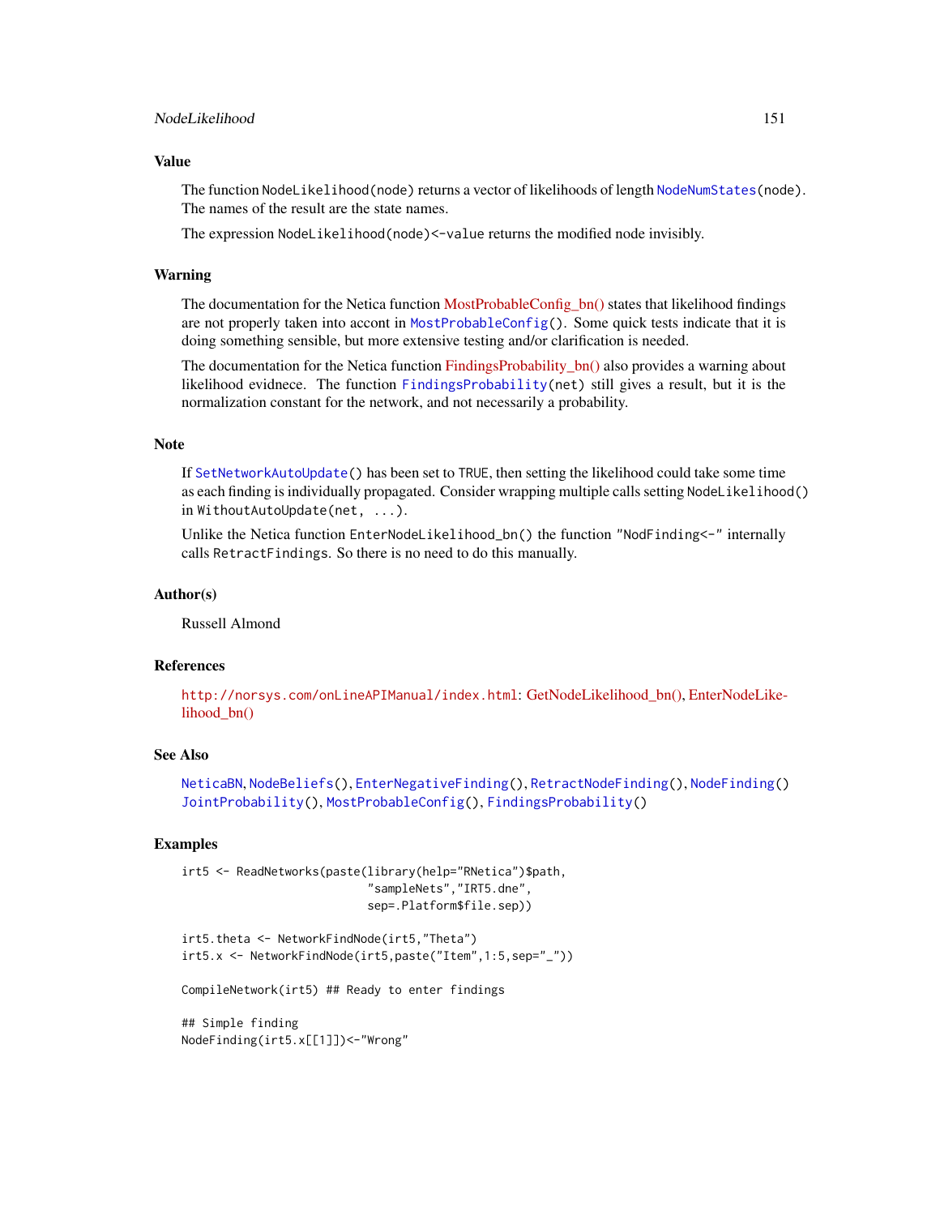## Value

The function `NodeLikelihood(node)` returns a vector of likelihoods of length `NodeNumStates(node)`. The names of the result are the state names.

The expression `NodeLikelihood(node)<-value` returns the modified node invisibly.

## Warning

The documentation for the Netica function MostProbableConfig_bn() states that likelihood findings are not properly taken into accont in `MostProbableConfig()`. Some quick tests indicate that it is doing something sensible, but more extensive testing and/or clarification is needed.

The documentation for the Netica function FindingsProbability_bn() also provides a warning about likelihood evidnece. The function `FindingsProbability(net)` still gives a result, but it is the normalization constant for the network, and not necessarily a probability.

## Note

If `SetNetworkAutoUpdate()` has been set to `TRUE`, then setting the likelihood could take some time as each finding is individually propagated. Consider wrapping multiple calls setting `NodeLikelihood()` in `WithoutAutoUpdate(net, ...)`.

Unlike the Netica function `EnterNodeLikelihood_bn()` the function `"NodFinding<-"` internally calls `RetractFindings`. So there is no need to do this manually.

## Author(s)

Russell Almond

## References

http://norsys.com/onLineAPIManual/index.html: GetNodeLikelihood_bn(), EnterNodeLikelihood_bn()

## See Also

`NeticaBN`, `NodeBeliefs()`, `EnterNegativeFinding()`, `RetractNodeFinding()`, `NodeFinding()` `JointProbability()`, `MostProbableConfig()`, `FindingsProbability()`

## Examples

```
irt5 <- ReadNetworks(paste(library(help="RNetica")$path,
                           "sampleNets","IRT5.dne",
                           sep=.Platform$file.sep))

irt5.theta <- NetworkFindNode(irt5,"Theta")
irt5.x <- NetworkFindNode(irt5,paste("Item",1:5,sep="_"))

CompileNetwork(irt5) ## Ready to enter findings

## Simple finding
NodeFinding(irt5.x[[1]])<-"Wrong"
```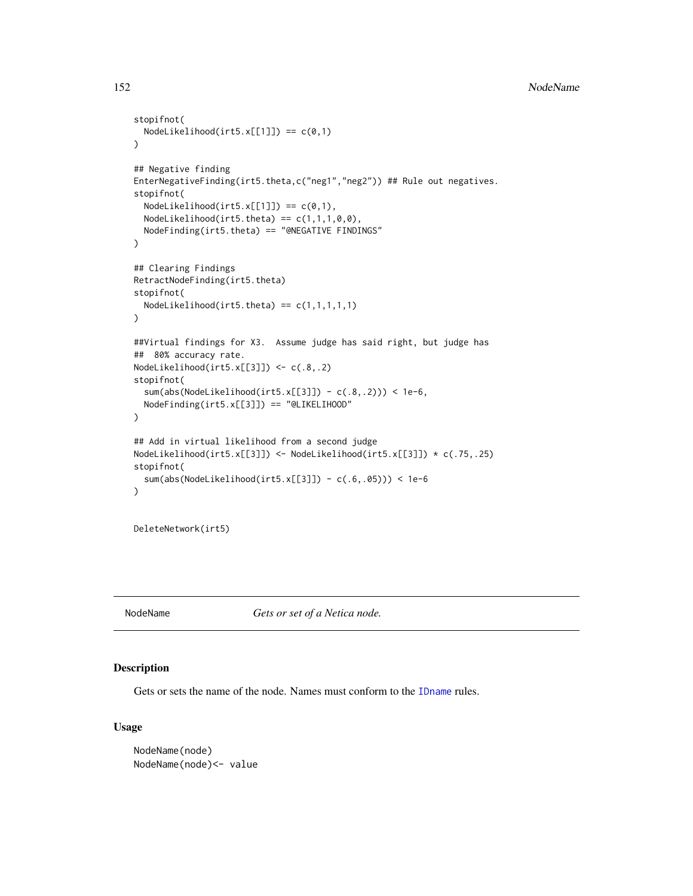```
stopifnot(
  NodeLikelihood(irt5.x[[1]]) == c(0,1)
)

## Negative finding
EnterNegativeFinding(irt5.theta,c("neg1","neg2")) ## Rule out negatives.
stopifnot(
  NodeLikelihood(irt5.x[[1]]) == c(0,1),
  NodeLikelihood(irt5.theta) == c(1,1,1,0,0),
  NodeFinding(irt5.theta) == "@NEGATIVE FINDINGS"
)

## Clearing Findings
RetractNodeFinding(irt5.theta)
stopifnot(
  NodeLikelihood(irt5.theta) == c(1,1,1,1,1)
)

##Virtual findings for X3.  Assume judge has said right, but judge has
##  80% accuracy rate.
NodeLikelihood(irt5.x[[3]]) <- c(.8,.2)
stopifnot(
  sum(abs(NodeLikelihood(irt5.x[[3]]) - c(.8,.2))) < 1e-6,
  NodeFinding(irt5.x[[3]]) == "@LIKELIHOOD"
)

## Add in virtual likelihood from a second judge
NodeLikelihood(irt5.x[[3]]) <- NodeLikelihood(irt5.x[[3]]) * c(.75,.25)
stopifnot(
  sum(abs(NodeLikelihood(irt5.x[[3]]) - c(.6,.05))) < 1e-6
)


DeleteNetwork(irt5)
```

## NodeName *Gets or set of a Netica node.*

### Description

Gets or sets the name of the node. Names must conform to the `IDname` rules.

### Usage

```
NodeName(node)
NodeName(node)<- value
```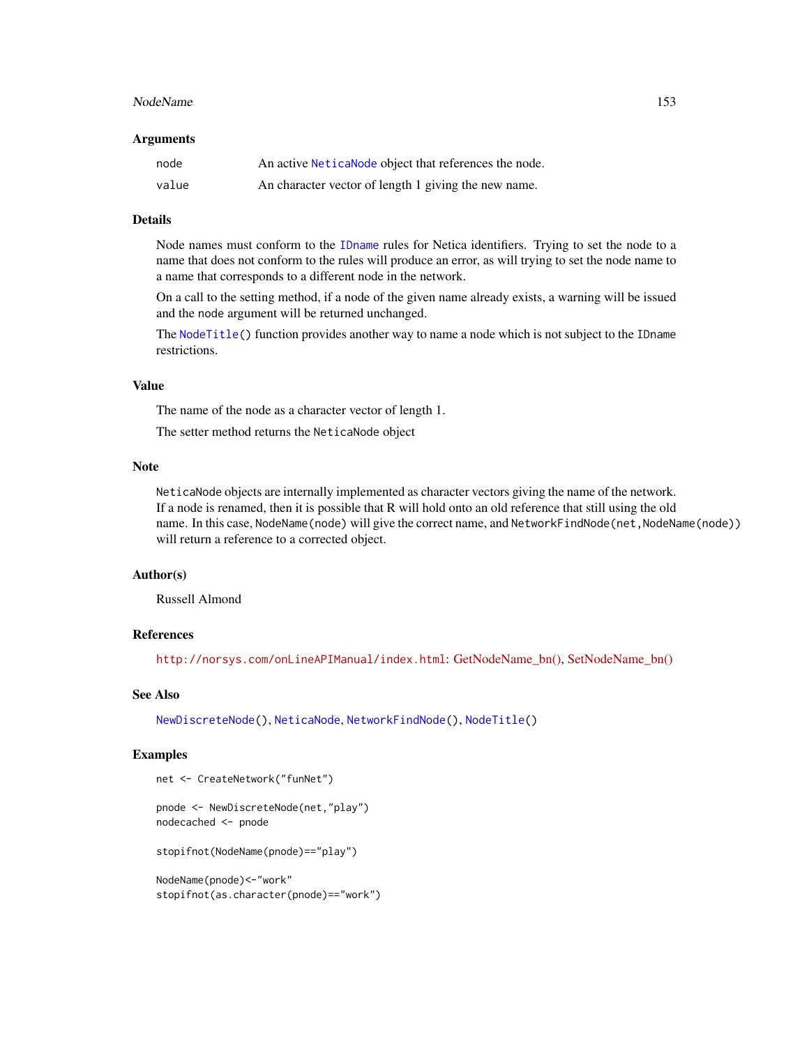## Arguments

| | |
|---|---|
| node | An active NeticaNode object that references the node. |
| value | An character vector of length 1 giving the new name. |

## Details

Node names must conform to the IDname rules for Netica identifiers. Trying to set the node to a name that does not conform to the rules will produce an error, as will trying to set the node name to a name that corresponds to a different node in the network.

On a call to the setting method, if a node of the given name already exists, a warning will be issued and the node argument will be returned unchanged.

The NodeTitle() function provides another way to name a node which is not subject to the IDname restrictions.

## Value

The name of the node as a character vector of length 1.

The setter method returns the NeticaNode object

## Note

NeticaNode objects are internally implemented as character vectors giving the name of the network. If a node is renamed, then it is possible that R will hold onto an old reference that still using the old name. In this case, NodeName(node) will give the correct name, and NetworkFindNode(net,NodeName(node)) will return a reference to a corrected object.

## Author(s)

Russell Almond

## References

http://norsys.com/onLineAPIManual/index.html: GetNodeName_bn(), SetNodeName_bn()

## See Also

NewDiscreteNode(), NeticaNode, NetworkFindNode(), NodeTitle()

## Examples

```
net <- CreateNetwork("funNet")

pnode <- NewDiscreteNode(net,"play")
nodecached <- pnode

stopifnot(NodeName(pnode)=="play")

NodeName(pnode)<-"work"
stopifnot(as.character(pnode)=="work")
```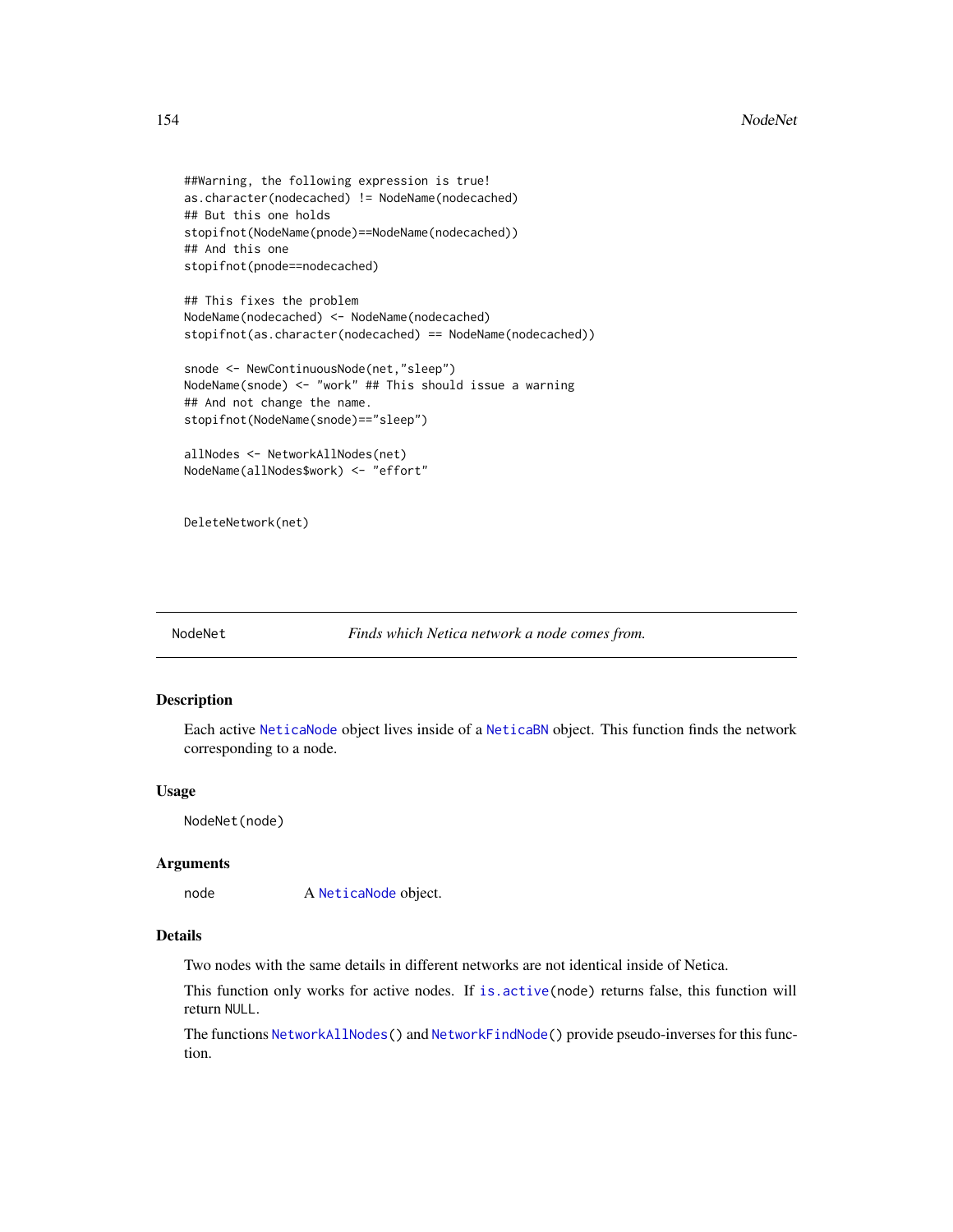```
##Warning, the following expression is true!
as.character(nodecached) != NodeName(nodecached)
## But this one holds
stopifnot(NodeName(pnode)==NodeName(nodecached))
## And this one
stopifnot(pnode==nodecached)

## This fixes the problem
NodeName(nodecached) <- NodeName(nodecached)
stopifnot(as.character(nodecached) == NodeName(nodecached))

snode <- NewContinuousNode(net,"sleep")
NodeName(snode) <- "work" ## This should issue a warning
## And not change the name.
stopifnot(NodeName(snode)=="sleep")

allNodes <- NetworkAllNodes(net)
NodeName(allNodes$work) <- "effort"


DeleteNetwork(net)
```

---

NodeNet    *Finds which Netica network a node comes from.*

---

## Description

Each active `NeticaNode` object lives inside of a `NeticaBN` object. This function finds the network corresponding to a node.

## Usage

```
NodeNet(node)
```

## Arguments

| | |
|---|---|
| node | A `NeticaNode` object. |

## Details

Two nodes with the same details in different networks are not identical inside of Netica.

This function only works for active nodes. If `is.active(node)` returns false, this function will return `NULL`.

The functions `NetworkAllNodes()` and `NetworkFindNode()` provide pseudo-inverses for this function.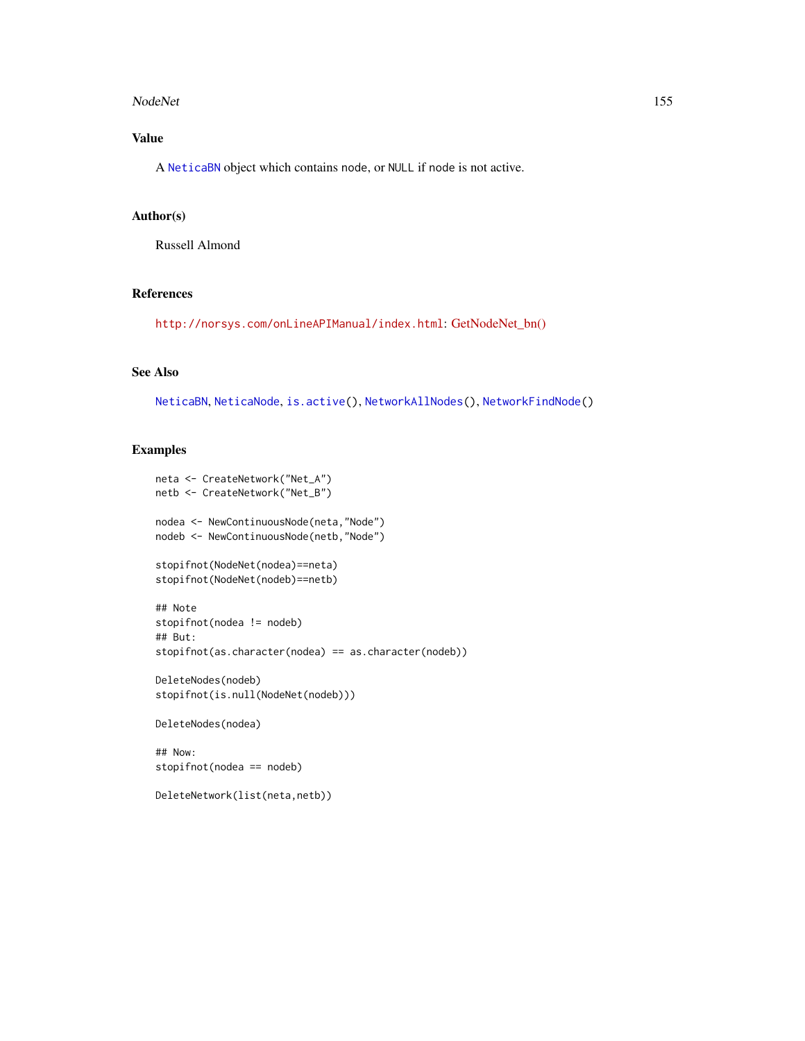### Value

A NeticaBN object which contains node, or NULL if node is not active.

### Author(s)

Russell Almond

### References

http://norsys.com/onLineAPIManual/index.html: GetNodeNet_bn()

### See Also

NeticaBN, NeticaNode, is.active(), NetworkAllNodes(), NetworkFindNode()

### Examples

```
neta <- CreateNetwork("Net_A")
netb <- CreateNetwork("Net_B")

nodea <- NewContinuousNode(neta,"Node")
nodeb <- NewContinuousNode(netb,"Node")

stopifnot(NodeNet(nodea)==neta)
stopifnot(NodeNet(nodeb)==netb)

## Note
stopifnot(nodea != nodeb)
## But:
stopifnot(as.character(nodea) == as.character(nodeb))

DeleteNodes(nodeb)
stopifnot(is.null(NodeNet(nodeb)))

DeleteNodes(nodea)

## Now:
stopifnot(nodea == nodeb)

DeleteNetwork(list(neta,netb))
```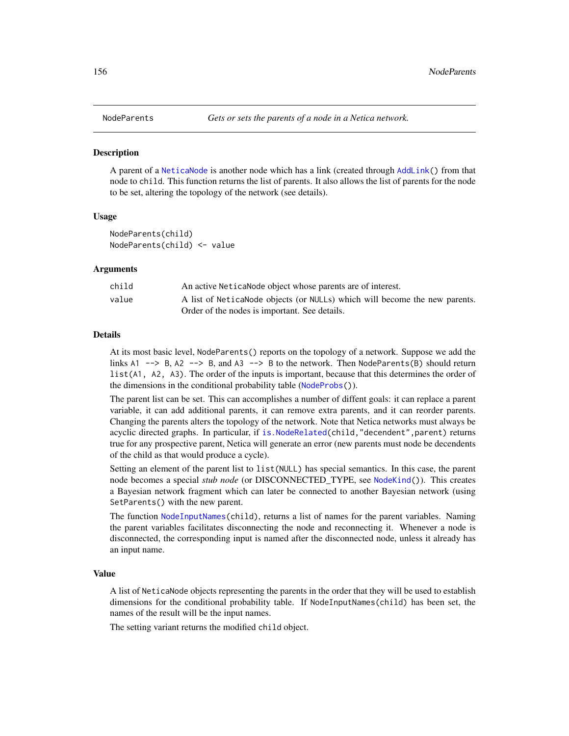## NodeParents *Gets or sets the parents of a node in a Netica network.*

### Description

A parent of a NeticaNode is another node which has a link (created through AddLink() from that node to child. This function returns the list of parents. It also allows the list of parents for the node to be set, altering the topology of the network (see details).

### Usage

```
NodeParents(child)
NodeParents(child) <- value
```

### Arguments

| | |
|---|---|
| child | An active NeticaNode object whose parents are of interest. |
| value | A list of NeticaNode objects (or NULLs) which will become the new parents. Order of the nodes is important. See details. |

### Details

At its most basic level, NodeParents() reports on the topology of a network. Suppose we add the links A1 --> B, A2 --> B, and A3 --> B to the network. Then NodeParents(B) should return list(A1, A2, A3). The order of the inputs is important, because that this determines the order of the dimensions in the conditional probability table (NodeProbs()).

The parent list can be set. This can accomplishes a number of diffent goals: it can replace a parent variable, it can add additional parents, it can remove extra parents, and it can reorder parents. Changing the parents alters the topology of the network. Note that Netica networks must always be acyclic directed graphs. In particular, if is.NodeRelated(child,"decendent",parent) returns true for any prospective parent, Netica will generate an error (new parents must node be decendents of the child as that would produce a cycle).

Setting an element of the parent list to list(NULL) has special semantics. In this case, the parent node becomes a special *stub node* (or DISCONNECTED_TYPE, see NodeKind()). This creates a Bayesian network fragment which can later be connected to another Bayesian network (using SetParents() with the new parent.

The function NodeInputNames(child), returns a list of names for the parent variables. Naming the parent variables facilitates disconnecting the node and reconnecting it. Whenever a node is disconnected, the corresponding input is named after the disconnected node, unless it already has an input name.

### Value

A list of NeticaNode objects representing the parents in the order that they will be used to establish dimensions for the conditional probability table. If NodeInputNames(child) has been set, the names of the result will be the input names.

The setting variant returns the modified child object.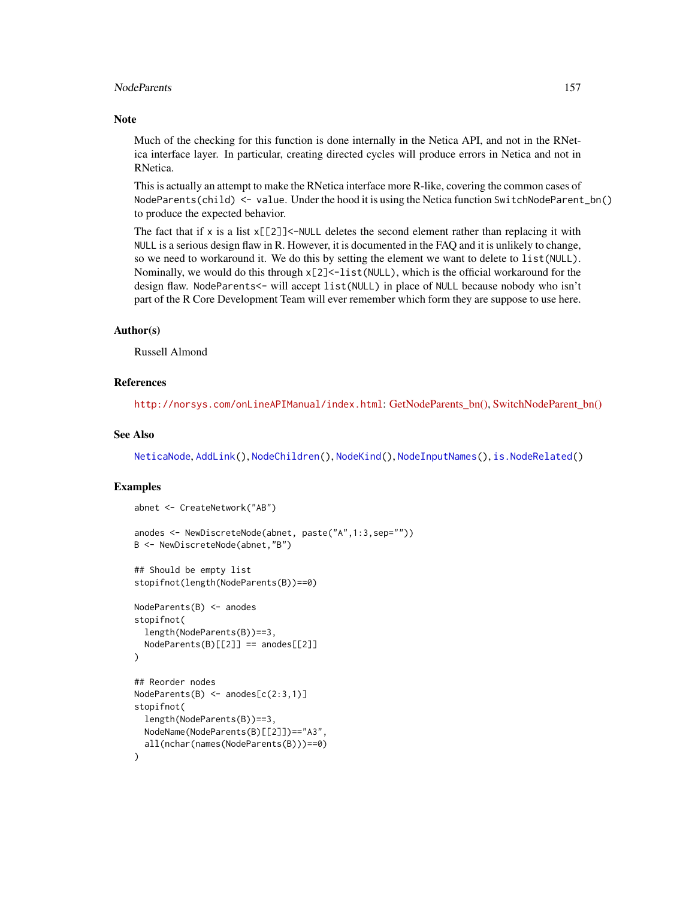## Note

Much of the checking for this function is done internally in the Netica API, and not in the RNetica interface layer. In particular, creating directed cycles will produce errors in Netica and not in RNetica.

This is actually an attempt to make the RNetica interface more R-like, covering the common cases of `NodeParents(child) <- value`. Under the hood it is using the Netica function `SwitchNodeParent_bn()` to produce the expected behavior.

The fact that if `x` is a list `x[[2]]<-NULL` deletes the second element rather than replacing it with `NULL` is a serious design flaw in R. However, it is documented in the FAQ and it is unlikely to change, so we need to workaround it. We do this by setting the element we want to delete to `list(NULL)`. Nominally, we would do this through `x[2]<-list(NULL)`, which is the official workaround for the design flaw. `NodeParents<-` will accept `list(NULL)` in place of `NULL` because nobody who isn't part of the R Core Development Team will ever remember which form they are suppose to use here.

## Author(s)

Russell Almond

## References

http://norsys.com/onLineAPIManual/index.html: GetNodeParents_bn(), SwitchNodeParent_bn()

## See Also

NeticaNode, AddLink(), NodeChildren(), NodeKind(), NodeInputNames(), is.NodeRelated()

## Examples

```
abnet <- CreateNetwork("AB")

anodes <- NewDiscreteNode(abnet, paste("A",1:3,sep=""))
B <- NewDiscreteNode(abnet,"B")

## Should be empty list
stopifnot(length(NodeParents(B))==0)

NodeParents(B) <- anodes
stopifnot(
  length(NodeParents(B))==3,
  NodeParents(B)[[2]] == anodes[[2]]
)

## Reorder nodes
NodeParents(B) <- anodes[c(2:3,1)]
stopifnot(
  length(NodeParents(B))==3,
  NodeName(NodeParents(B)[[2]])=="A3",
  all(nchar(names(NodeParents(B)))==0)
)
```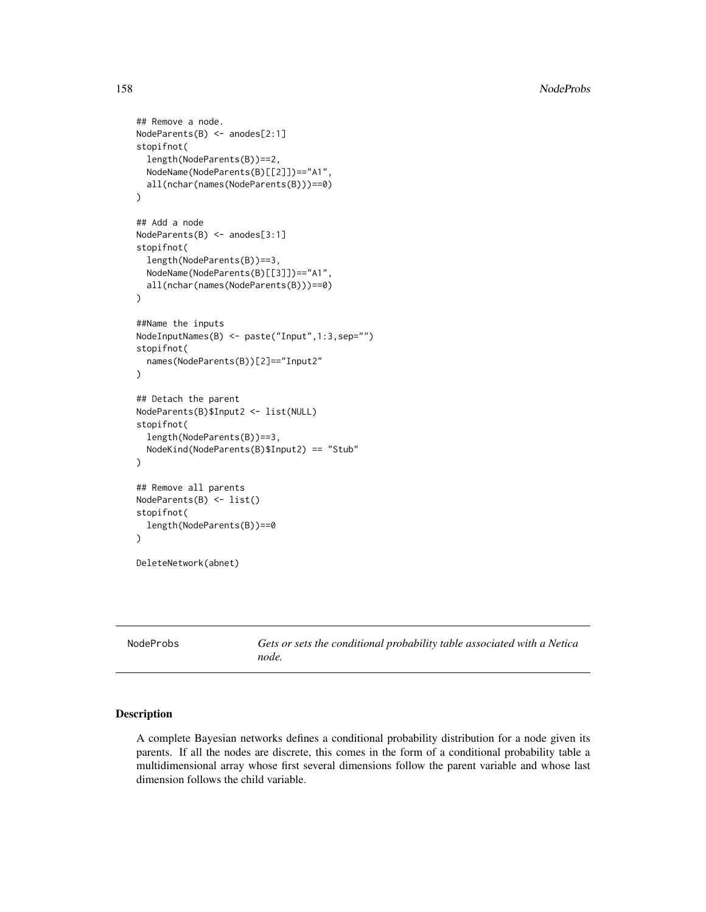```
## Remove a node.
NodeParents(B) <- anodes[2:1]
stopifnot(
  length(NodeParents(B))==2,
  NodeName(NodeParents(B)[[2]])=="A1",
  all(nchar(names(NodeParents(B)))==0)
)

## Add a node
NodeParents(B) <- anodes[3:1]
stopifnot(
  length(NodeParents(B))==3,
  NodeName(NodeParents(B)[[3]])=="A1",
  all(nchar(names(NodeParents(B)))==0)
)

##Name the inputs
NodeInputNames(B) <- paste("Input",1:3,sep="")
stopifnot(
  names(NodeParents(B))[2]=="Input2"
)

## Detach the parent
NodeParents(B)$Input2 <- list(NULL)
stopifnot(
  length(NodeParents(B))==3,
  NodeKind(NodeParents(B)$Input2) == "Stub"
)

## Remove all parents
NodeParents(B) <- list()
stopifnot(
  length(NodeParents(B))==0
)

DeleteNetwork(abnet)
```

---

NodeProbs — *Gets or sets the conditional probability table associated with a Netica node.*

---

## Description

A complete Bayesian networks defines a conditional probability distribution for a node given its parents. If all the nodes are discrete, this comes in the form of a conditional probability table a multidimensional array whose first several dimensions follow the parent variable and whose last dimension follows the child variable.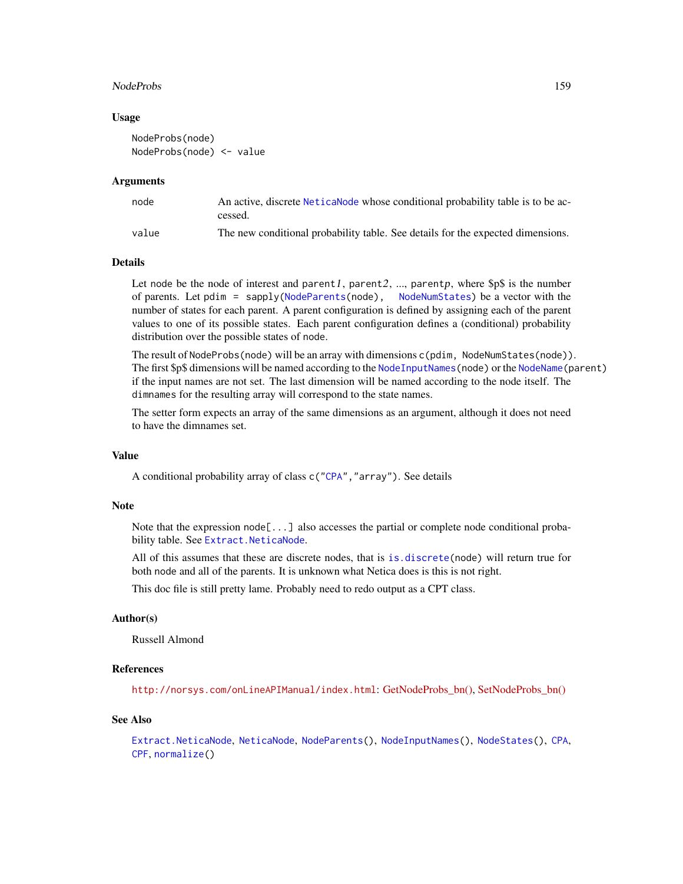## Usage

```
NodeProbs(node)
NodeProbs(node) <- value
```

## Arguments

| | |
|---|---|
| node | An active, discrete NeticaNode whose conditional probability table is to be accessed. |
| value | The new conditional probability table. See details for the expected dimensions. |

## Details

Let node be the node of interest and parent*1*, parent*2*, ..., parent*p*, where $p$ is the number of parents. Let pdim = sapply(NodeParents(node), NodeNumStates) be a vector with the number of states for each parent. A parent configuration is defined by assigning each of the parent values to one of its possible states. Each parent configuration defines a (conditional) probability distribution over the possible states of node.

The result of NodeProbs(node) will be an array with dimensions c(pdim, NodeNumStates(node)). The first $p$ dimensions will be named according to the NodeInputNames(node) or the NodeName(parent) if the input names are not set. The last dimension will be named according to the node itself. The dimnames for the resulting array will correspond to the state names.

The setter form expects an array of the same dimensions as an argument, although it does not need to have the dimnames set.

## Value

A conditional probability array of class c("CPA","array"). See details

## Note

Note that the expression node[...] also accesses the partial or complete node conditional probability table. See Extract.NeticaNode.

All of this assumes that these are discrete nodes, that is is.discrete(node) will return true for both node and all of the parents. It is unknown what Netica does is this is not right.

This doc file is still pretty lame. Probably need to redo output as a CPT class.

## Author(s)

Russell Almond

## References

http://norsys.com/onLineAPIManual/index.html: GetNodeProbs_bn(), SetNodeProbs_bn()

## See Also

Extract.NeticaNode, NeticaNode, NodeParents(), NodeInputNames(), NodeStates(), CPA, CPF, normalize()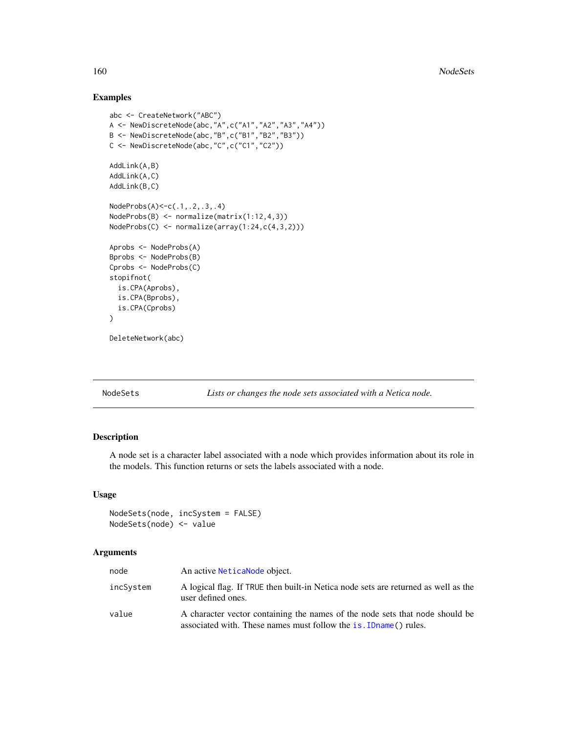## Examples

```
abc <- CreateNetwork("ABC")
A <- NewDiscreteNode(abc,"A",c("A1","A2","A3","A4"))
B <- NewDiscreteNode(abc,"B",c("B1","B2","B3"))
C <- NewDiscreteNode(abc,"C",c("C1","C2"))

AddLink(A,B)
AddLink(A,C)
AddLink(B,C)

NodeProbs(A)<-c(.1,.2,.3,.4)
NodeProbs(B) <- normalize(matrix(1:12,4,3))
NodeProbs(C) <- normalize(array(1:24,c(4,3,2)))

Aprobs <- NodeProbs(A)
Bprobs <- NodeProbs(B)
Cprobs <- NodeProbs(C)
stopifnot(
  is.CPA(Aprobs),
  is.CPA(Bprobs),
  is.CPA(Cprobs)
)

DeleteNetwork(abc)
```

---

# NodeSets — *Lists or changes the node sets associated with a Netica node.*

---

## Description

A node set is a character label associated with a node which provides information about its role in the models. This function returns or sets the labels associated with a node.

## Usage

```
NodeSets(node, incSystem = FALSE)
NodeSets(node) <- value
```

## Arguments

| | |
|---|---|
| `node` | An active `NeticaNode` object. |
| `incSystem` | A logical flag. If `TRUE` then built-in Netica node sets are returned as well as the user defined ones. |
| `value` | A character vector containing the names of the node sets that `node` should be associated with. These names must follow the `is.IDname()` rules. |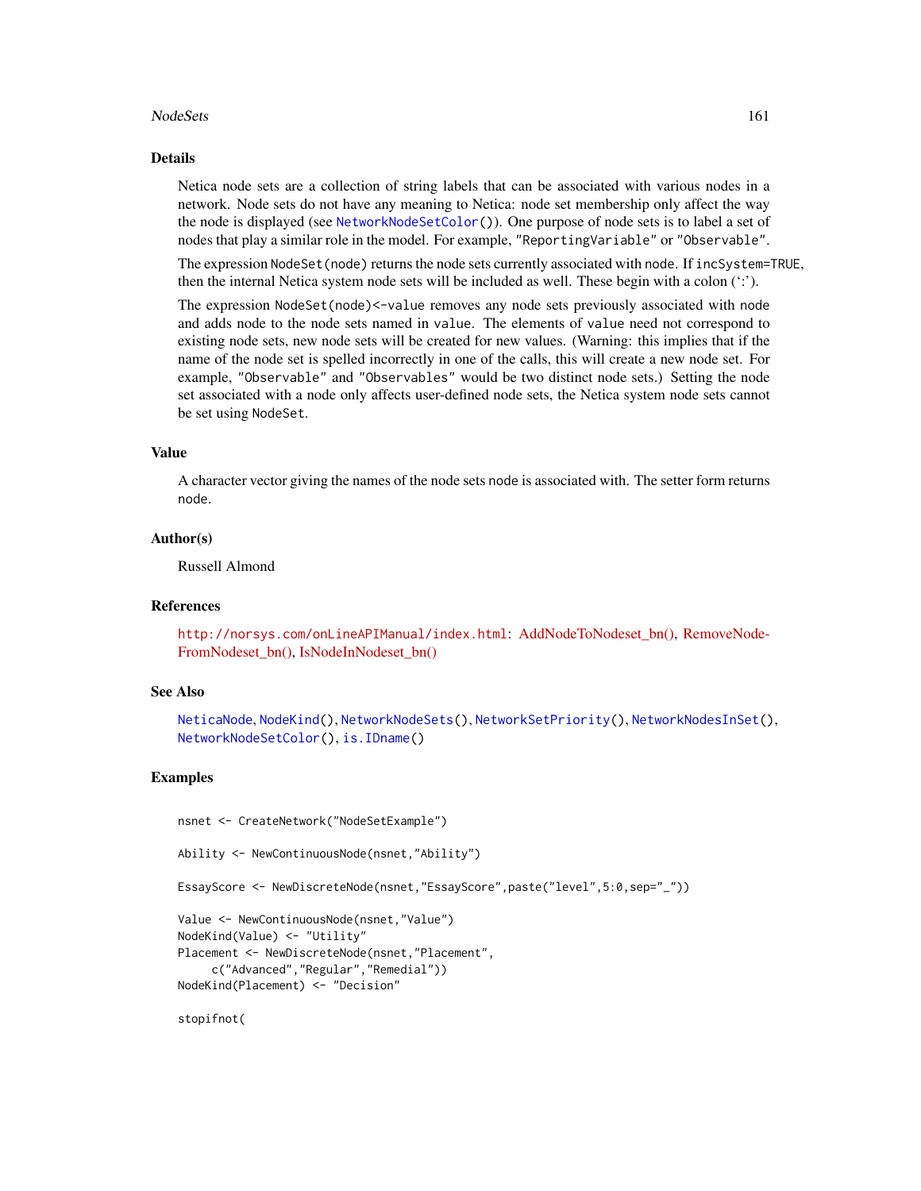## Details

Netica node sets are a collection of string labels that can be associated with various nodes in a network. Node sets do not have any meaning to Netica: node set membership only affect the way the node is displayed (see `NetworkNodeSetColor()`). One purpose of node sets is to label a set of nodes that play a similar role in the model. For example, `"ReportingVariable"` or `"Observable"`.

The expression `NodeSet(node)` returns the node sets currently associated with `node`. If `incSystem=TRUE`, then the internal Netica system node sets will be included as well. These begin with a colon (':').

The expression `NodeSet(node)<-value` removes any node sets previously associated with `node` and adds `node` to the node sets named in `value`. The elements of `value` need not correspond to existing node sets, new node sets will be created for new values. (Warning: this implies that if the name of the node set is spelled incorrectly in one of the calls, this will create a new node set. For example, `"Observable"` and `"Observables"` would be two distinct node sets.) Setting the node set associated with a node only affects user-defined node sets, the Netica system node sets cannot be set using `NodeSet`.

## Value

A character vector giving the names of the node sets `node` is associated with. The setter form returns `node`.

## Author(s)

Russell Almond

## References

http://norsys.com/onLineAPIManual/index.html: AddNodeToNodeset_bn(), RemoveNodeFromNodeset_bn(), IsNodeInNodeset_bn()

## See Also

`NeticaNode`, `NodeKind()`, `NetworkNodeSets()`, `NetworkSetPriority()`, `NetworkNodesInSet()`, `NetworkNodeSetColor()`, `is.IDname()`

## Examples

```
nsnet <- CreateNetwork("NodeSetExample")

Ability <- NewContinuousNode(nsnet,"Ability")

EssayScore <- NewDiscreteNode(nsnet,"EssayScore",paste("level",5:0,sep="_"))

Value <- NewContinuousNode(nsnet,"Value")
NodeKind(Value) <- "Utility"
Placement <- NewDiscreteNode(nsnet,"Placement",
     c("Advanced","Regular","Remedial"))
NodeKind(Placement) <- "Decision"

stopifnot(
```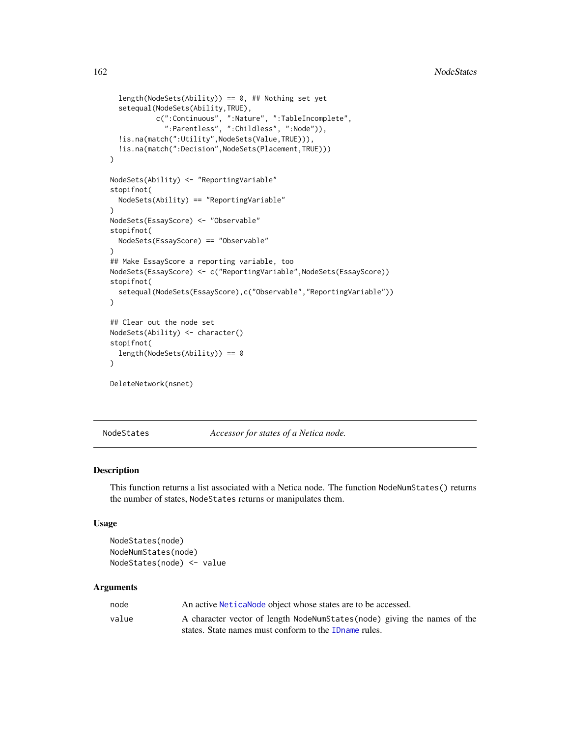```
  length(NodeSets(Ability)) == 0, ## Nothing set yet
  setequal(NodeSets(Ability,TRUE),
           c(":Continuous", ":Nature", ":TableIncomplete",
             ":Parentless", ":Childless", ":Node")),
  !is.na(match(":Utility",NodeSets(Value,TRUE))),
  !is.na(match(":Decision",NodeSets(Placement,TRUE)))
)

NodeSets(Ability) <- "ReportingVariable"
stopifnot(
  NodeSets(Ability) == "ReportingVariable"
)
NodeSets(EssayScore) <- "Observable"
stopifnot(
  NodeSets(EssayScore) == "Observable"
)
## Make EssayScore a reporting variable, too
NodeSets(EssayScore) <- c("ReportingVariable",NodeSets(EssayScore))
stopifnot(
  setequal(NodeSets(EssayScore),c("Observable","ReportingVariable"))
)

## Clear out the node set
NodeSets(Ability) <- character()
stopifnot(
  length(NodeSets(Ability)) == 0
)

DeleteNetwork(nsnet)
```

---

NodeStates — *Accessor for states of a Netica node.*

---

## Description

This function returns a list associated with a Netica node. The function `NodeNumStates()` returns the number of states, `NodeStates` returns or manipulates them.

## Usage

```
NodeStates(node)
NodeNumStates(node)
NodeStates(node) <- value
```

## Arguments

| | |
|---|---|
| node | An active `NeticaNode` object whose states are to be accessed. |
| value | A character vector of length `NodeNumStates(node)` giving the names of the states. State names must conform to the `IDname` rules. |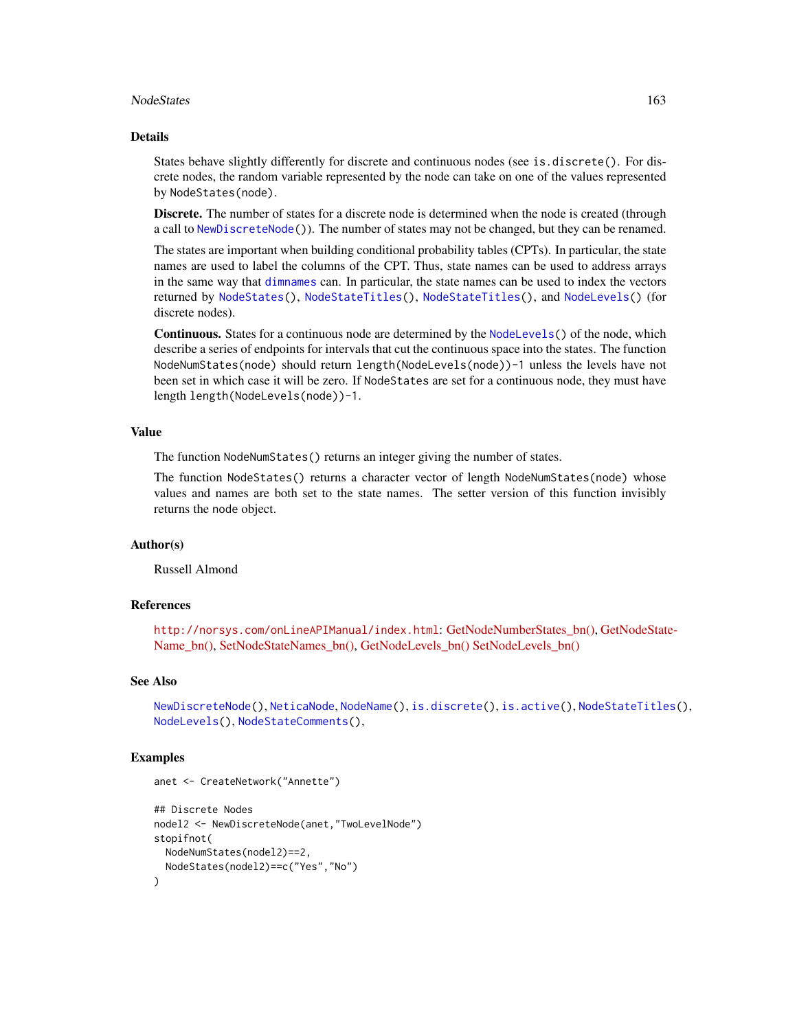## Details

States behave slightly differently for discrete and continuous nodes (see `is.discrete()`. For discrete nodes, the random variable represented by the node can take on one of the values represented by `NodeStates(node)`.

**Discrete.** The number of states for a discrete node is determined when the node is created (through a call to `NewDiscreteNode()`). The number of states may not be changed, but they can be renamed.

The states are important when building conditional probability tables (CPTs). In particular, the state names are used to label the columns of the CPT. Thus, state names can be used to address arrays in the same way that `dimnames` can. In particular, the state names can be used to index the vectors returned by `NodeStates()`, `NodeStateTitles()`, `NodeStateTitles()`, and `NodeLevels()` (for discrete nodes).

**Continuous.** States for a continuous node are determined by the `NodeLevels()` of the node, which describe a series of endpoints for intervals that cut the continuous space into the states. The function `NodeNumStates(node)` should return `length(NodeLevels(node))-1` unless the levels have not been set in which case it will be zero. If `NodeStates` are set for a continuous node, they must have length `length(NodeLevels(node))-1`.

## Value

The function `NodeNumStates()` returns an integer giving the number of states.

The function `NodeStates()` returns a character vector of length `NodeNumStates(node)` whose values and names are both set to the state names. The setter version of this function invisibly returns the node object.

## Author(s)

Russell Almond

## References

`http://norsys.com/onLineAPIManual/index.html`: GetNodeNumberStates_bn(), GetNodeStateName_bn(), SetNodeStateNames_bn(), GetNodeLevels_bn() SetNodeLevels_bn()

## See Also

`NewDiscreteNode()`, `NeticaNode`, `NodeName()`, `is.discrete()`, `is.active()`, `NodeStateTitles()`, `NodeLevels()`, `NodeStateComments()`,

## Examples

```
anet <- CreateNetwork("Annette")

## Discrete Nodes
nodel2 <- NewDiscreteNode(anet,"TwoLevelNode")
stopifnot(
  NodeNumStates(nodel2)==2,
  NodeStates(nodel2)==c("Yes","No")
)
```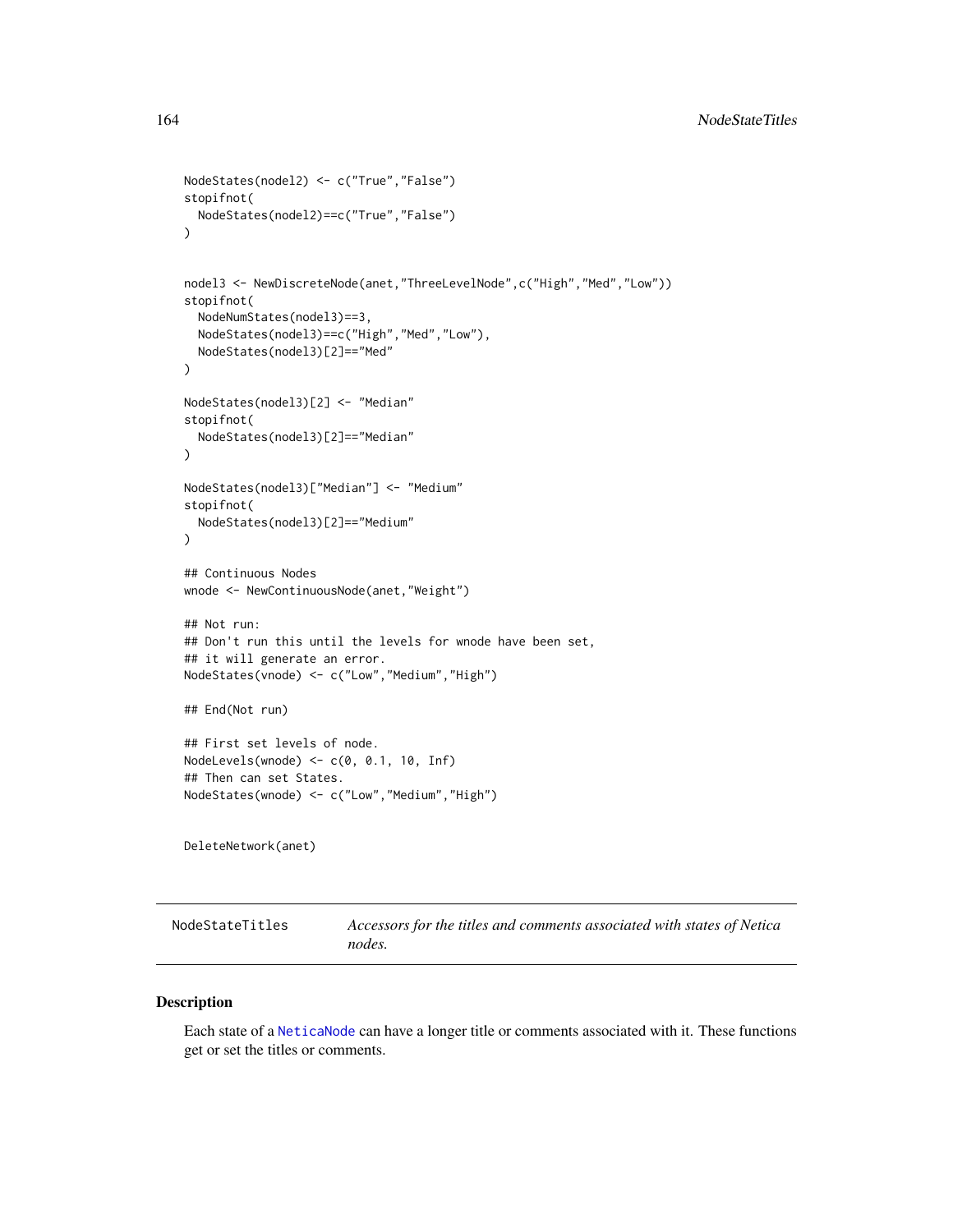```
NodeStates(node12) <- c("True","False")
stopifnot(
  NodeStates(node12)==c("True","False")
)


node13 <- NewDiscreteNode(anet,"ThreeLevelNode",c("High","Med","Low"))
stopifnot(
  NodeNumStates(node13)==3,
  NodeStates(node13)==c("High","Med","Low"),
  NodeStates(node13)[2]=="Med"
)

NodeStates(node13)[2] <- "Median"
stopifnot(
  NodeStates(node13)[2]=="Median"
)

NodeStates(node13)["Median"] <- "Medium"
stopifnot(
  NodeStates(node13)[2]=="Medium"
)

## Continuous Nodes
wnode <- NewContinuousNode(anet,"Weight")

## Not run:
## Don't run this until the levels for wnode have been set,
## it will generate an error.
NodeStates(vnode) <- c("Low","Medium","High")

## End(Not run)

## First set levels of node.
NodeLevels(wnode) <- c(0, 0.1, 10, Inf)
## Then can set States.
NodeStates(wnode) <- c("Low","Medium","High")


DeleteNetwork(anet)
```

## NodeStateTitles — *Accessors for the titles and comments associated with states of Netica nodes.*

### Description

Each state of a NeticaNode can have a longer title or comments associated with it. These functions get or set the titles or comments.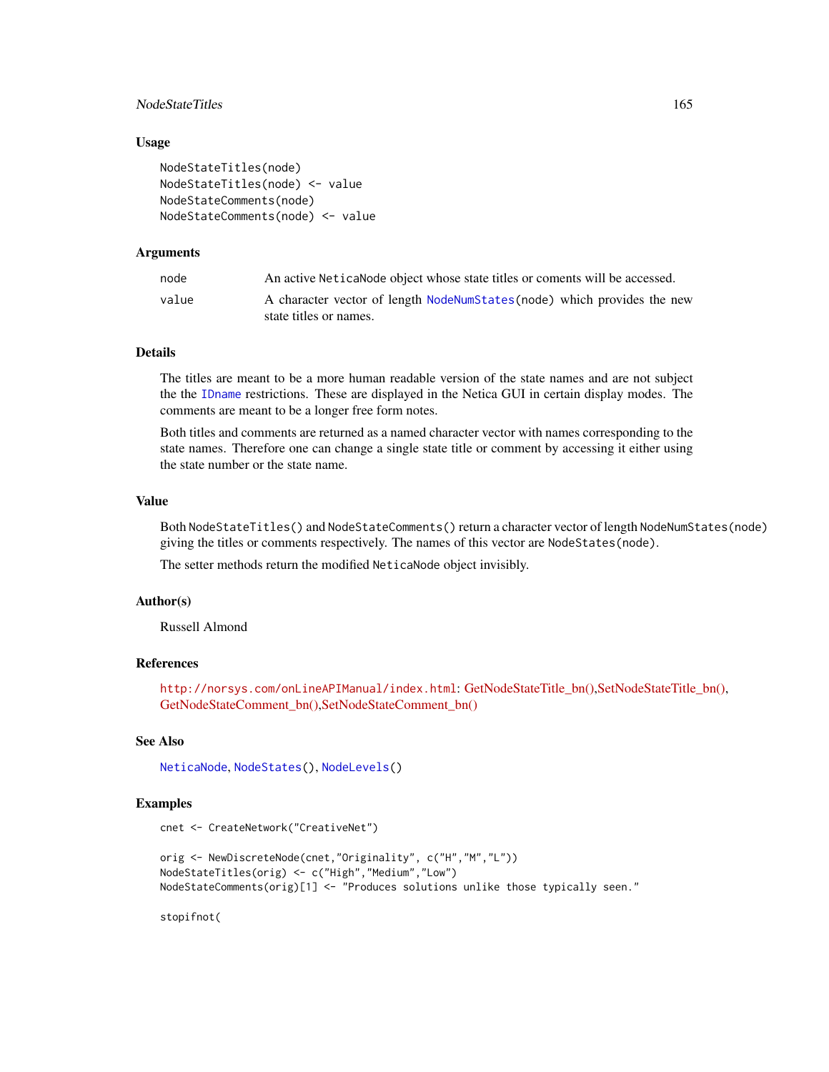## Usage

```
NodeStateTitles(node)
NodeStateTitles(node) <- value
NodeStateComments(node)
NodeStateComments(node) <- value
```

## Arguments

| | |
|---|---|
| node | An active NeticaNode object whose state titles or coments will be accessed. |
| value | A character vector of length NodeNumStates(node) which provides the new state titles or names. |

## Details

The titles are meant to be a more human readable version of the state names and are not subject the the IDname restrictions. These are displayed in the Netica GUI in certain display modes. The comments are meant to be a longer free form notes.

Both titles and comments are returned as a named character vector with names corresponding to the state names. Therefore one can change a single state title or comment by accessing it either using the state number or the state name.

## Value

Both NodeStateTitles() and NodeStateComments() return a character vector of length NodeNumStates(node) giving the titles or comments respectively. The names of this vector are NodeStates(node).

The setter methods return the modified NeticaNode object invisibly.

## Author(s)

Russell Almond

## References

http://norsys.com/onLineAPIManual/index.html: GetNodeStateTitle_bn(),SetNodeStateTitle_bn(), GetNodeStateComment_bn(),SetNodeStateComment_bn()

## See Also

NeticaNode, NodeStates(), NodeLevels()

## Examples

```
cnet <- CreateNetwork("CreativeNet")

orig <- NewDiscreteNode(cnet,"Originality", c("H","M","L"))
NodeStateTitles(orig) <- c("High","Medium","Low")
NodeStateComments(orig)[1] <- "Produces solutions unlike those typically seen."

stopifnot(
```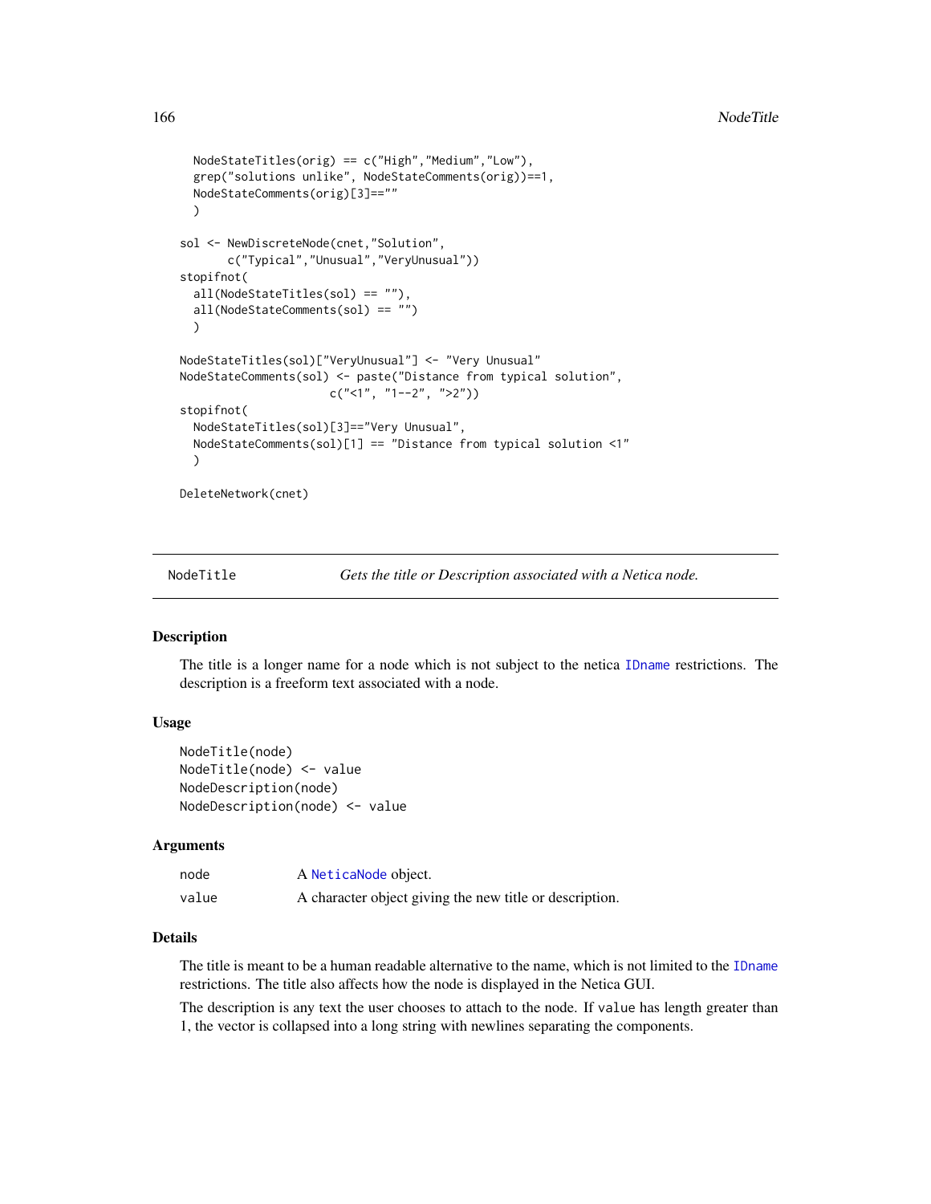```
  NodeStateTitles(orig) == c("High","Medium","Low"),
  grep("solutions unlike", NodeStateComments(orig))==1,
  NodeStateComments(orig)[3]==""
  )

sol <- NewDiscreteNode(cnet,"Solution",
      c("Typical","Unusual","VeryUnusual"))
stopifnot(
  all(NodeStateTitles(sol) == ""),
  all(NodeStateComments(sol) == "")
  )

NodeStateTitles(sol)["VeryUnusual"] <- "Very Unusual"
NodeStateComments(sol) <- paste("Distance from typical solution",
                      c("<1", "1--2", ">2"))
stopifnot(
  NodeStateTitles(sol)[3]=="Very Unusual",
  NodeStateComments(sol)[1] == "Distance from typical solution <1"
  )

DeleteNetwork(cnet)
```

## NodeTitle — *Gets the title or Description associated with a Netica node.*

### Description

The title is a longer name for a node which is not subject to the netica IDname restrictions. The description is a freeform text associated with a node.

### Usage

```
NodeTitle(node)
NodeTitle(node) <- value
NodeDescription(node)
NodeDescription(node) <- value
```

### Arguments

| | |
|---|---|
| node | A NeticaNode object. |
| value | A character object giving the new title or description. |

### Details

The title is meant to be a human readable alternative to the name, which is not limited to the IDname restrictions. The title also affects how the node is displayed in the Netica GUI.

The description is any text the user chooses to attach to the node. If value has length greater than 1, the vector is collapsed into a long string with newlines separating the components.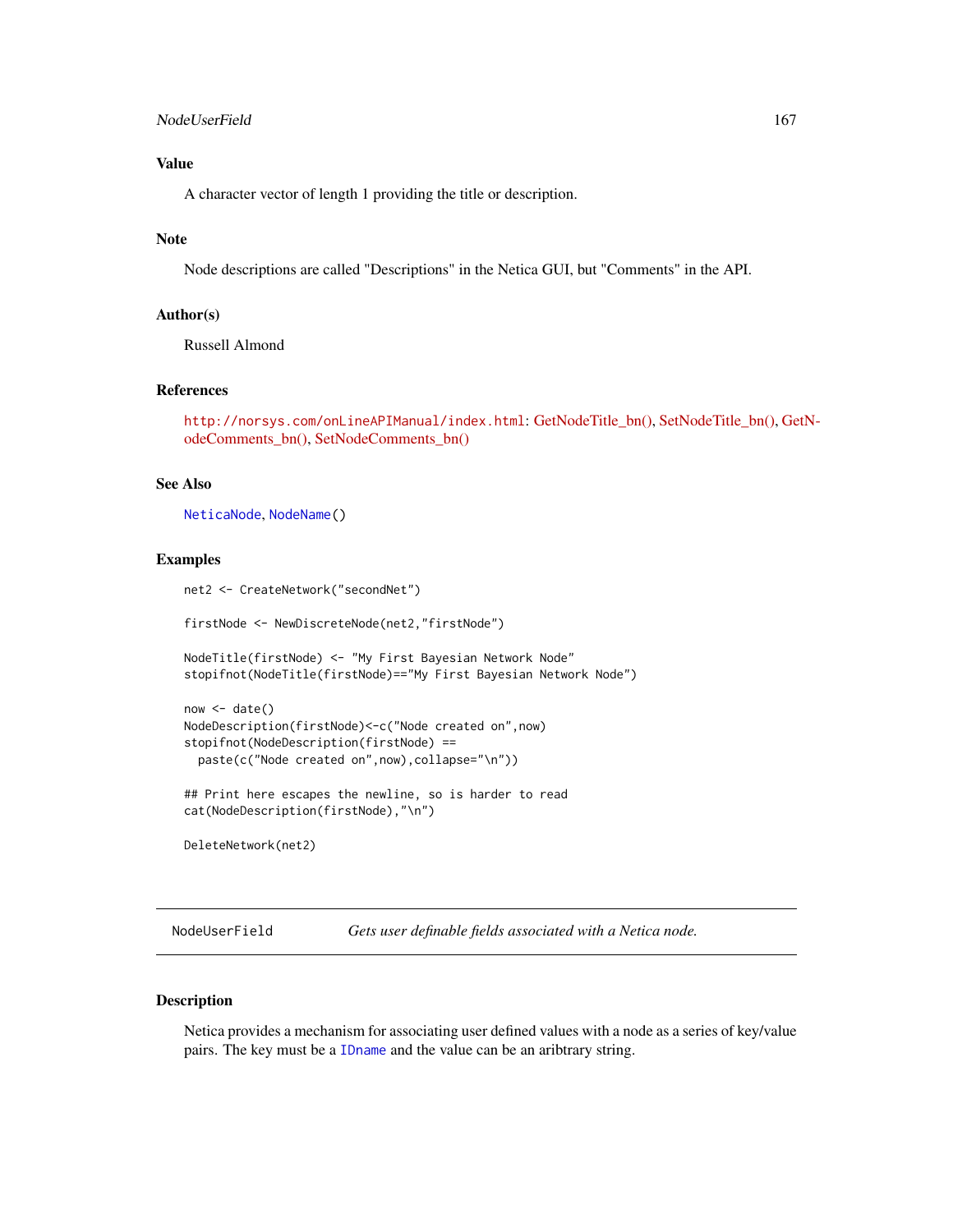### Value

A character vector of length 1 providing the title or description.

### Note

Node descriptions are called "Descriptions" in the Netica GUI, but "Comments" in the API.

### Author(s)

Russell Almond

### References

`http://norsys.com/onLineAPIManual/index.html`: GetNodeTitle_bn(), SetNodeTitle_bn(), GetNodeComments_bn(), SetNodeComments_bn()

### See Also

`NeticaNode`, `NodeName()`

### Examples

```
net2 <- CreateNetwork("secondNet")

firstNode <- NewDiscreteNode(net2,"firstNode")

NodeTitle(firstNode) <- "My First Bayesian Network Node"
stopifnot(NodeTitle(firstNode)=="My First Bayesian Network Node")

now <- date()
NodeDescription(firstNode)<-c("Node created on",now)
stopifnot(NodeDescription(firstNode) ==
  paste(c("Node created on",now),collapse="\n"))

## Print here escapes the newline, so is harder to read
cat(NodeDescription(firstNode),"\n")

DeleteNetwork(net2)
```

---

## NodeUserField &nbsp;&nbsp;&nbsp; *Gets user definable fields associated with a Netica node.*

---

### Description

Netica provides a mechanism for associating user defined values with a node as a series of key/value pairs. The key must be a `IDname` and the value can be an aribtrary string.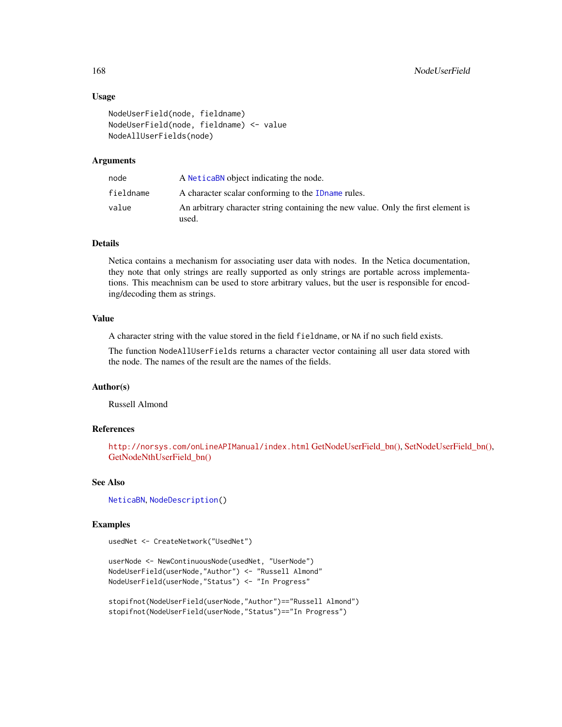### Usage

```
NodeUserField(node, fieldname)
NodeUserField(node, fieldname) <- value
NodeAllUserFields(node)
```

### Arguments

| | |
|---|---|
| node | A NeticaBN object indicating the node. |
| fieldname | A character scalar conforming to the IDname rules. |
| value | An arbitrary character string containing the new value. Only the first element is used. |

### Details

Netica contains a mechanism for associating user data with nodes. In the Netica documentation, they note that only strings are really supported as only strings are portable across implementations. This meachnism can be used to store arbitrary values, but the user is responsible for encoding/decoding them as strings.

### Value

A character string with the value stored in the field `fieldname`, or `NA` if no such field exists.

The function `NodeAllUserFields` returns a character vector containing all user data stored with the node. The names of the result are the names of the fields.

### Author(s)

Russell Almond

### References

http://norsys.com/onLineAPIManual/index.html GetNodeUserField_bn(), SetNodeUserField_bn(), GetNodeNthUserField_bn()

### See Also

NeticaBN, NodeDescription()

### Examples

```
usedNet <- CreateNetwork("UsedNet")

userNode <- NewContinuousNode(usedNet, "UserNode")
NodeUserField(userNode,"Author") <- "Russell Almond"
NodeUserField(userNode,"Status") <- "In Progress"

stopifnot(NodeUserField(userNode,"Author")=="Russell Almond")
stopifnot(NodeUserField(userNode,"Status")=="In Progress")
```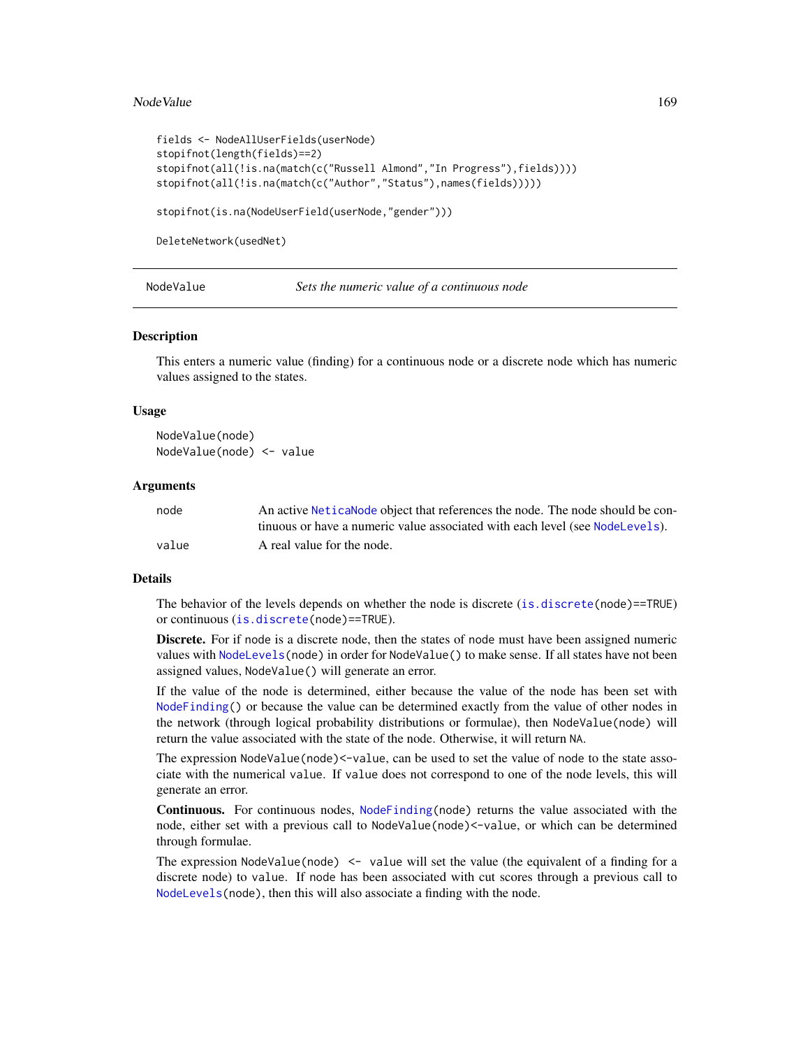```
fields <- NodeAllUserFields(userNode)
stopifnot(length(fields)==2)
stopifnot(all(!is.na(match(c("Russell Almond","In Progress"),fields))))
stopifnot(all(!is.na(match(c("Author","Status"),names(fields)))))

stopifnot(is.na(NodeUserField(userNode,"gender")))

DeleteNetwork(usedNet)
```

---

## NodeValue — *Sets the numeric value of a continuous node*

---

### Description

This enters a numeric value (finding) for a continuous node or a discrete node which has numeric values assigned to the states.

### Usage

```
NodeValue(node)
NodeValue(node) <- value
```

### Arguments

| | |
|---|---|
| node | An active NeticaNode object that references the node. The node should be continuous or have a numeric value associated with each level (see NodeLevels). |
| value | A real value for the node. |

### Details

The behavior of the levels depends on whether the node is discrete (`is.discrete(node)==TRUE`) or continuous (`is.discrete(node)==TRUE`).

**Discrete.** For if `node` is a discrete node, then the states of `node` must have been assigned numeric values with `NodeLevels(node)` in order for `NodeValue()` to make sense. If all states have not been assigned values, `NodeValue()` will generate an error.

If the value of the node is determined, either because the value of the node has been set with `NodeFinding()` or because the value can be determined exactly from the value of other nodes in the network (through logical probability distributions or formulae), then `NodeValue(node)` will return the value associated with the state of the node. Otherwise, it will return `NA`.

The expression `NodeValue(node)<-value`, can be used to set the value of `node` to the state associate with the numerical `value`. If `value` does not correspond to one of the node levels, this will generate an error.

**Continuous.** For continuous nodes, `NodeFinding(node)` returns the value associated with the node, either set with a previous call to `NodeValue(node)<-value`, or which can be determined through formulae.

The expression `NodeValue(node) <- value` will set the value (the equivalent of a finding for a discrete node) to `value`. If `node` has been associated with cut scores through a previous call to `NodeLevels(node)`, then this will also associate a finding with the node.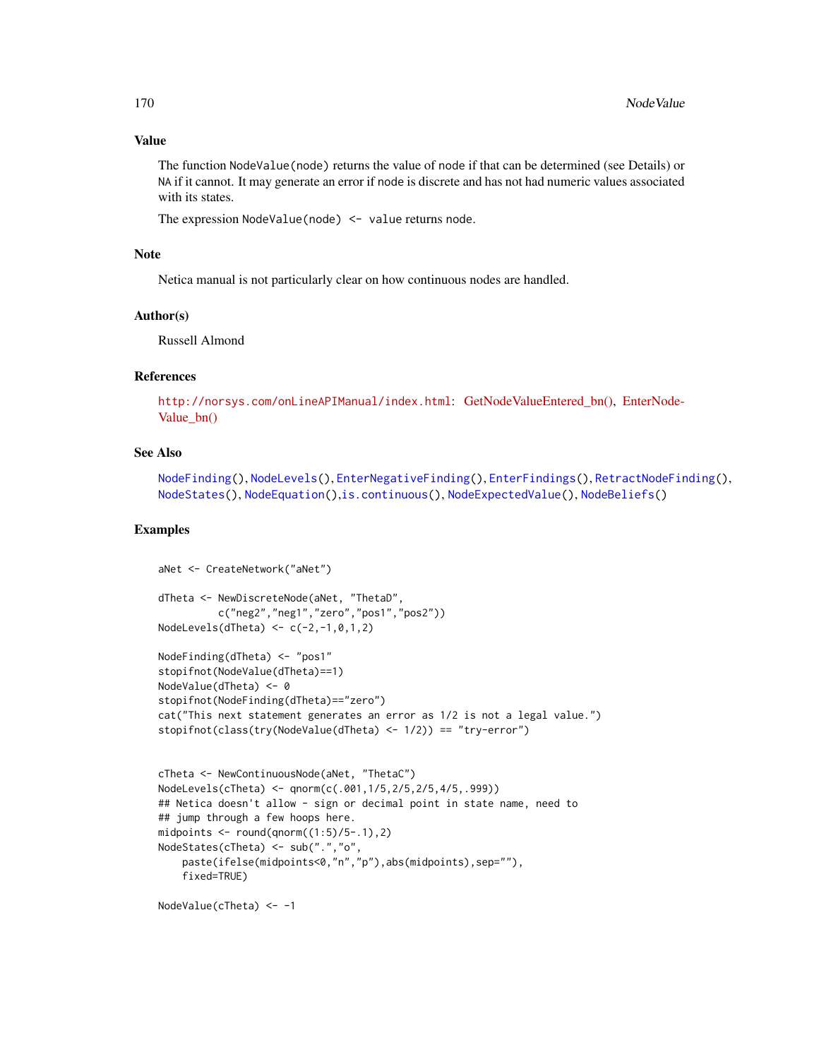## Value

The function `NodeValue(node)` returns the value of node if that can be determined (see Details) or NA if it cannot. It may generate an error if node is discrete and has not had numeric values associated with its states.

The expression `NodeValue(node) <- value` returns node.

## Note

Netica manual is not particularly clear on how continuous nodes are handled.

## Author(s)

Russell Almond

## References

http://norsys.com/onLineAPIManual/index.html: GetNodeValueEntered_bn(), EnterNodeValue_bn()

## See Also

NodeFinding(), NodeLevels(), EnterNegativeFinding(), EnterFindings(), RetractNodeFinding(), NodeStates(), NodeEquation(), is.continuous(), NodeExpectedValue(), NodeBeliefs()

## Examples

```
aNet <- CreateNetwork("aNet")

dTheta <- NewDiscreteNode(aNet, "ThetaD",
          c("neg2","neg1","zero","pos1","pos2"))
NodeLevels(dTheta) <- c(-2,-1,0,1,2)

NodeFinding(dTheta) <- "pos1"
stopifnot(NodeValue(dTheta)==1)
NodeValue(dTheta) <- 0
stopifnot(NodeFinding(dTheta)=="zero")
cat("This next statement generates an error as 1/2 is not a legal value.")
stopifnot(class(try(NodeValue(dTheta) <- 1/2)) == "try-error")


cTheta <- NewContinuousNode(aNet, "ThetaC")
NodeLevels(cTheta) <- qnorm(c(.001,1/5,2/5,2/5,4/5,.999))
## Netica doesn't allow - sign or decimal point in state name, need to
## jump through a few hoops here.
midpoints <- round(qnorm((1:5)/5-.1),2)
NodeStates(cTheta) <- sub(".","o",
    paste(ifelse(midpoints<0,"n","p"),abs(midpoints),sep=""),
    fixed=TRUE)

NodeValue(cTheta) <- -1
```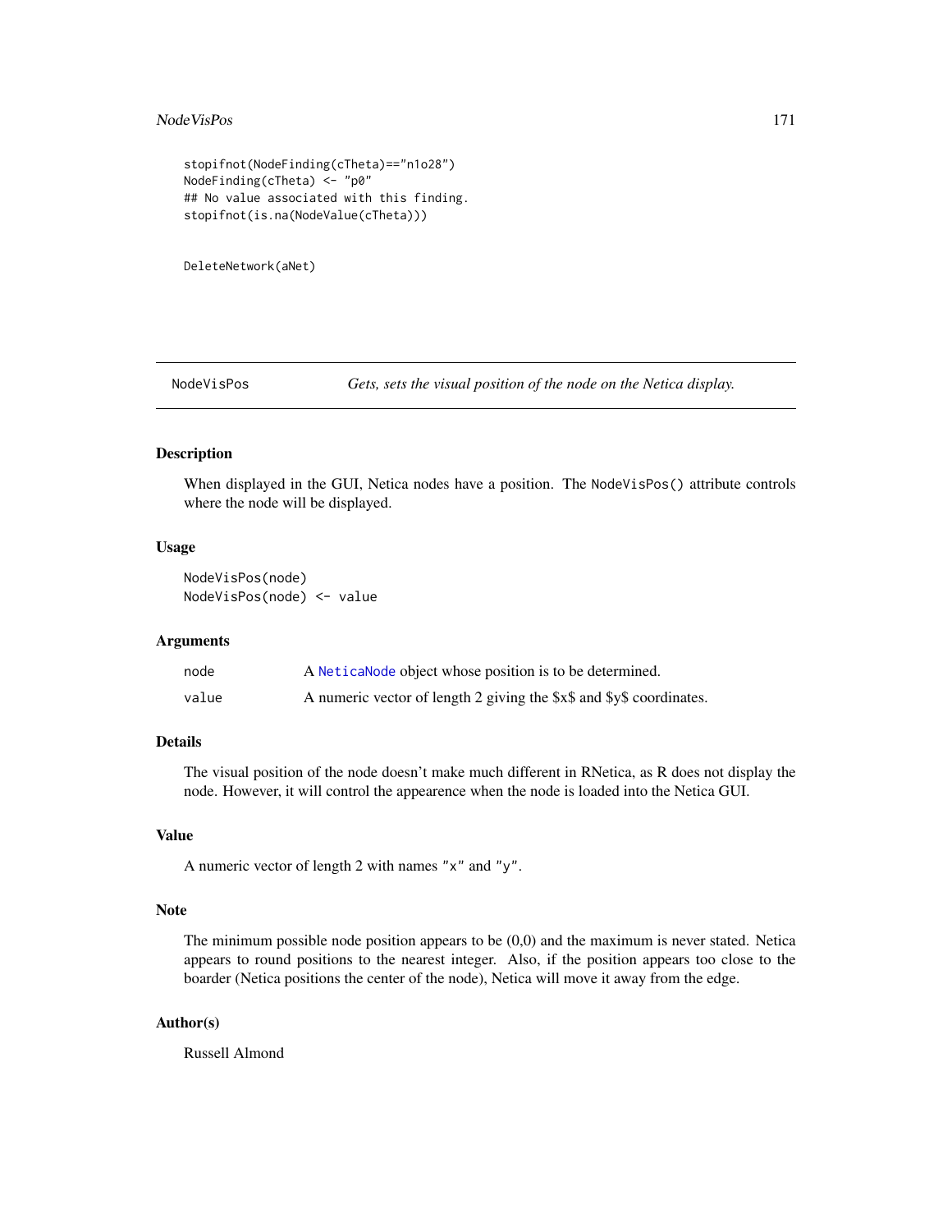```
stopifnot(NodeFinding(cTheta)=="n1o28")
NodeFinding(cTheta) <- "p0"
## No value associated with this finding.
stopifnot(is.na(NodeValue(cTheta)))


DeleteNetwork(aNet)
```

---

NodeVisPos *Gets, sets the visual position of the node on the Netica display.*

---

## Description

When displayed in the GUI, Netica nodes have a position. The `NodeVisPos()` attribute controls where the node will be displayed.

## Usage

```
NodeVisPos(node)
NodeVisPos(node) <- value
```

## Arguments

| | |
|---|---|
| node | A `NeticaNode` object whose position is to be determined. |
| value | A numeric vector of length 2 giving the $x$ and $y$ coordinates. |

## Details

The visual position of the node doesn't make much different in RNetica, as R does not display the node. However, it will control the appearence when the node is loaded into the Netica GUI.

## Value

A numeric vector of length 2 with names `"x"` and `"y"`.

## Note

The minimum possible node position appears to be (0,0) and the maximum is never stated. Netica appears to round positions to the nearest integer. Also, if the position appears too close to the boarder (Netica positions the center of the node), Netica will move it away from the edge.

## Author(s)

Russell Almond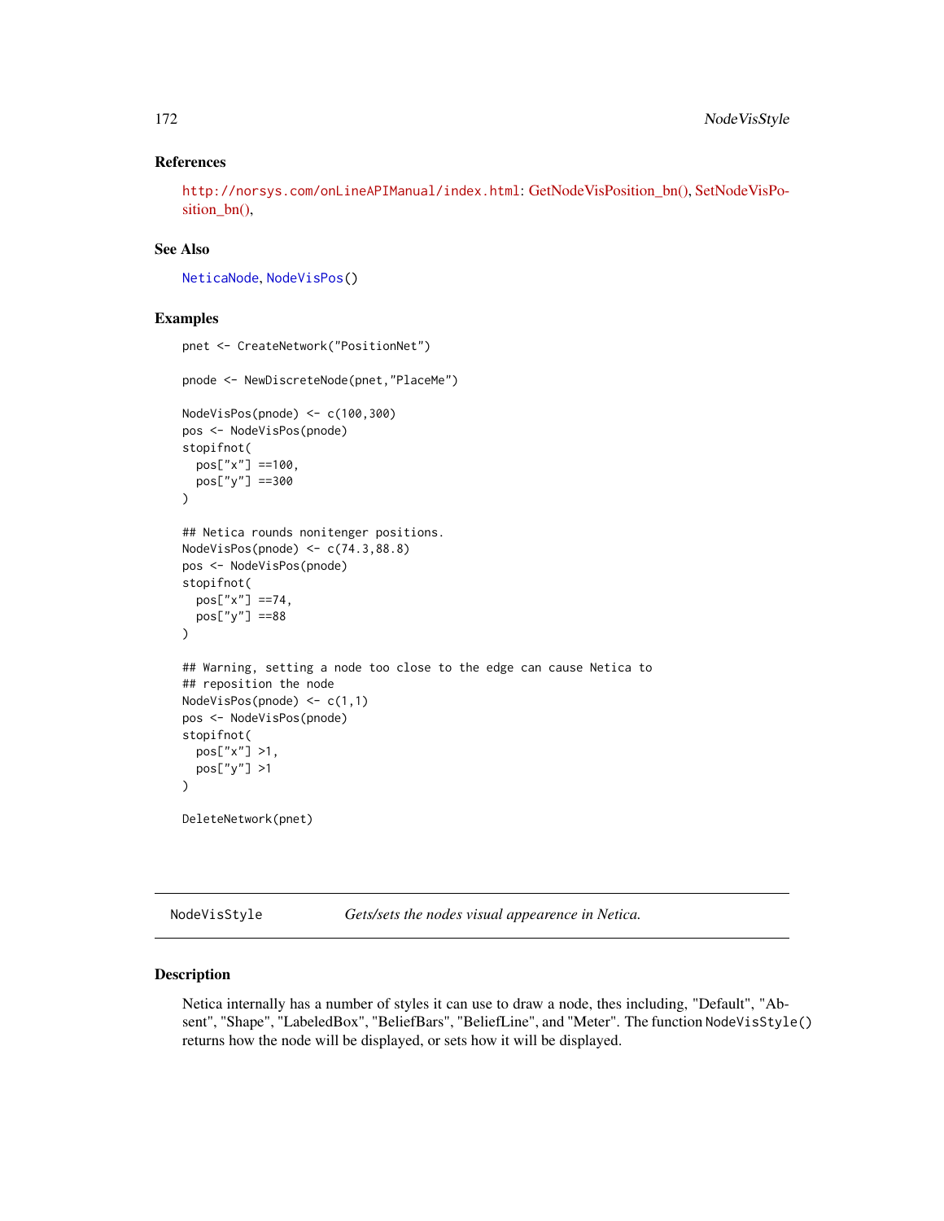### References

http://norsys.com/onLineAPIManual/index.html: GetNodeVisPosition_bn(), SetNodeVisPosition_bn(),

### See Also

NeticaNode, NodeVisPos()

### Examples

```
pnet <- CreateNetwork("PositionNet")

pnode <- NewDiscreteNode(pnet,"PlaceMe")

NodeVisPos(pnode) <- c(100,300)
pos <- NodeVisPos(pnode)
stopifnot(
  pos["x"] ==100,
  pos["y"] ==300
)

## Netica rounds noninteger positions.
NodeVisPos(pnode) <- c(74.3,88.8)
pos <- NodeVisPos(pnode)
stopifnot(
  pos["x"] ==74,
  pos["y"] ==88
)

## Warning, setting a node too close to the edge can cause Netica to
## reposition the node
NodeVisPos(pnode) <- c(1,1)
pos <- NodeVisPos(pnode)
stopifnot(
  pos["x"] >1,
  pos["y"] >1
)

DeleteNetwork(pnet)
```

---

## NodeVisStyle    *Gets/sets the nodes visual appearence in Netica.*

---

### Description

Netica internally has a number of styles it can use to draw a node, thes including, "Default", "Absent", "Shape", "LabeledBox", "BeliefBars", "BeliefLine", and "Meter". The function NodeVisStyle() returns how the node will be displayed, or sets how it will be displayed.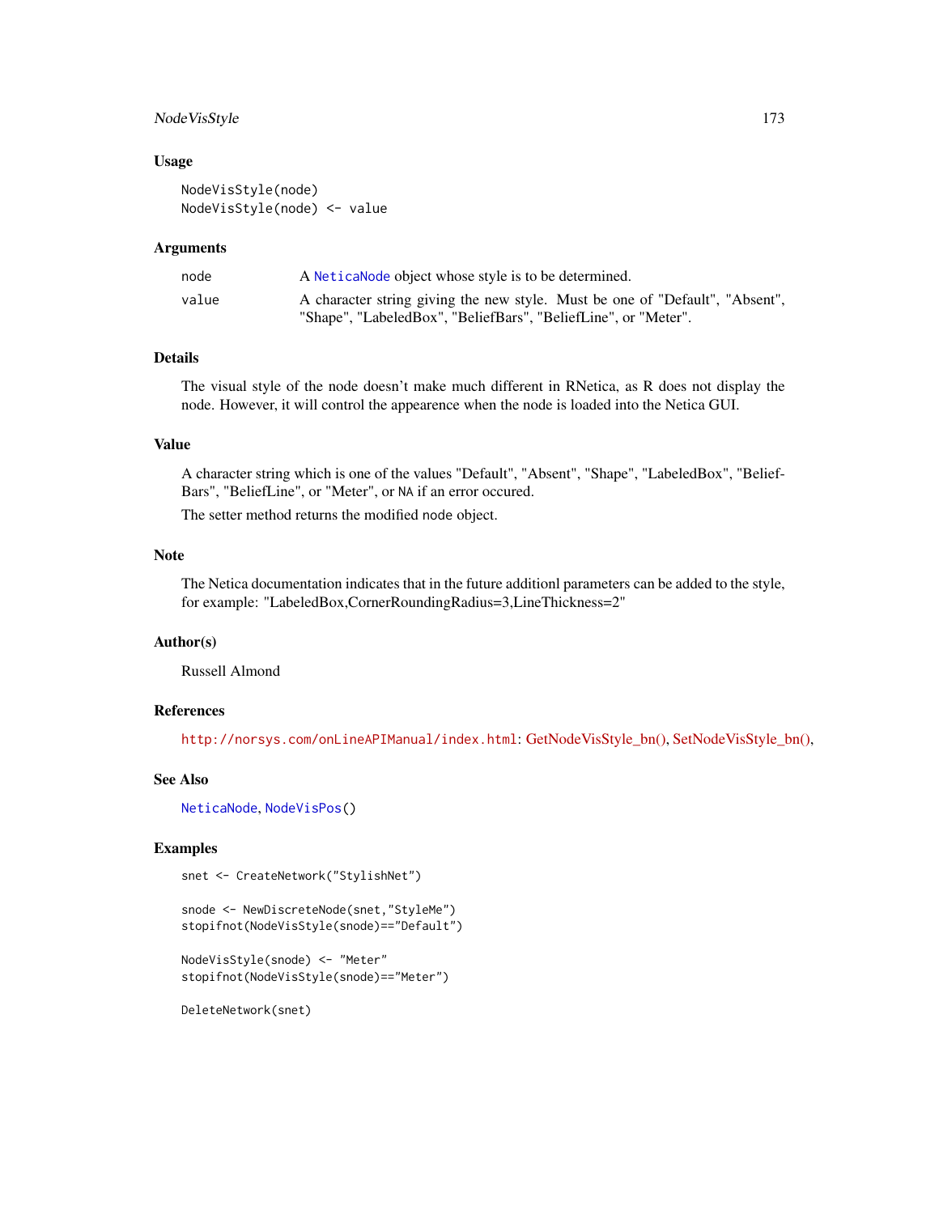## Usage

```
NodeVisStyle(node)
NodeVisStyle(node) <- value
```

## Arguments

| | |
|---|---|
| node | A NeticaNode object whose style is to be determined. |
| value | A character string giving the new style. Must be one of "Default", "Absent", "Shape", "LabeledBox", "BeliefBars", "BeliefLine", or "Meter". |

## Details

The visual style of the node doesn't make much different in RNetica, as R does not display the node. However, it will control the appearence when the node is loaded into the Netica GUI.

## Value

A character string which is one of the values "Default", "Absent", "Shape", "LabeledBox", "BeliefBars", "BeliefLine", or "Meter", or NA if an error occured.

The setter method returns the modified node object.

## Note

The Netica documentation indicates that in the future additionl parameters can be added to the style, for example: "LabeledBox,CornerRoundingRadius=3,LineThickness=2"

## Author(s)

Russell Almond

## References

http://norsys.com/onLineAPIManual/index.html: GetNodeVisStyle_bn(), SetNodeVisStyle_bn(),

## See Also

NeticaNode, NodeVisPos()

## Examples

```
snet <- CreateNetwork("StylishNet")

snode <- NewDiscreteNode(snet,"StyleMe")
stopifnot(NodeVisStyle(snode)=="Default")

NodeVisStyle(snode) <- "Meter"
stopifnot(NodeVisStyle(snode)=="Meter")

DeleteNetwork(snet)
```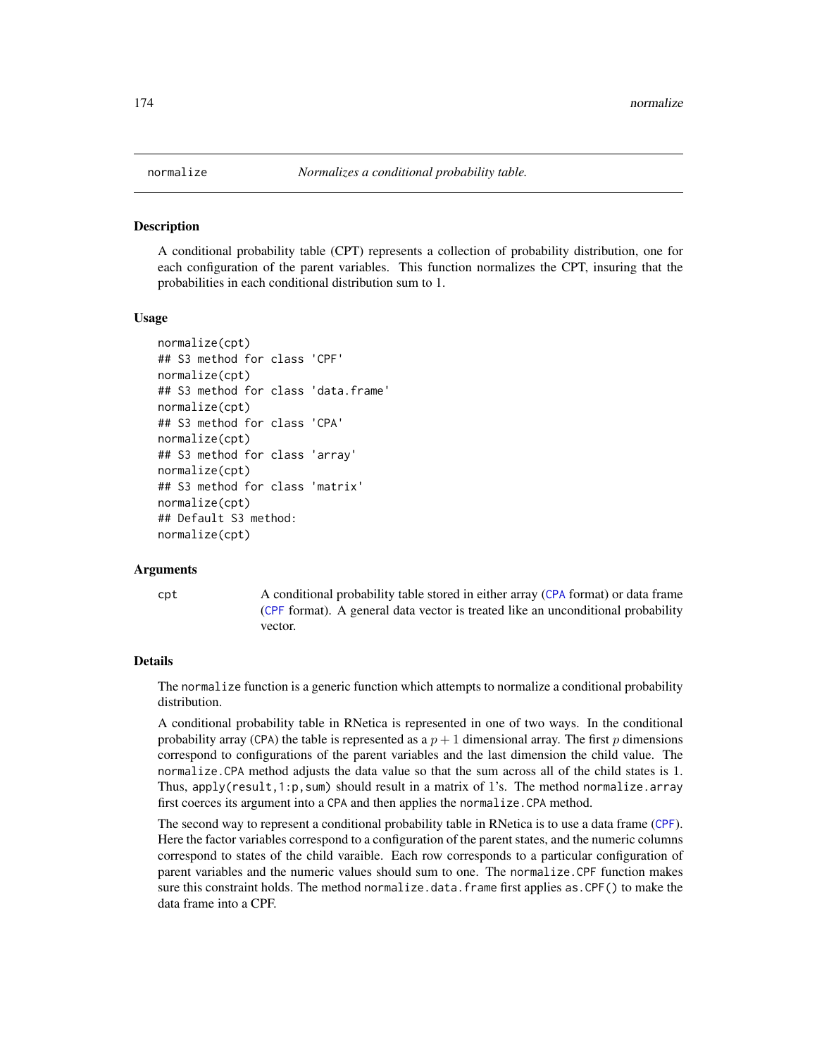# normalize — *Normalizes a conditional probability table.*

## Description

A conditional probability table (CPT) represents a collection of probability distribution, one for each configuration of the parent variables. This function normalizes the CPT, insuring that the probabilities in each conditional distribution sum to 1.

## Usage

```
normalize(cpt)
## S3 method for class 'CPF'
normalize(cpt)
## S3 method for class 'data.frame'
normalize(cpt)
## S3 method for class 'CPA'
normalize(cpt)
## S3 method for class 'array'
normalize(cpt)
## S3 method for class 'matrix'
normalize(cpt)
## Default S3 method:
normalize(cpt)
```

## Arguments

| | |
|---|---|
| `cpt` | A conditional probability table stored in either array (`CPA` format) or data frame (`CPF` format). A general data vector is treated like an unconditional probability vector. |

## Details

The `normalize` function is a generic function which attempts to normalize a conditional probability distribution.

A conditional probability table in RNetica is represented in one of two ways. In the conditional probability array (`CPA`) the table is represented as a $p + 1$ dimensional array. The first $p$ dimensions correspond to configurations of the parent variables and the last dimension the child value. The `normalize.CPA` method adjusts the data value so that the sum across all of the child states is 1. Thus, `apply(result,1:p,sum)` should result in a matrix of 1's. The method `normalize.array` first coerces its argument into a `CPA` and then applies the `normalize.CPA` method.

The second way to represent a conditional probability table in RNetica is to use a data frame (`CPF`). Here the factor variables correspond to a configuration of the parent states, and the numeric columns correspond to states of the child varaible. Each row corresponds to a particular configuration of parent variables and the numeric values should sum to one. The `normalize.CPF` function makes sure this constraint holds. The method `normalize.data.frame` first applies `as.CPF()` to make the data frame into a CPF.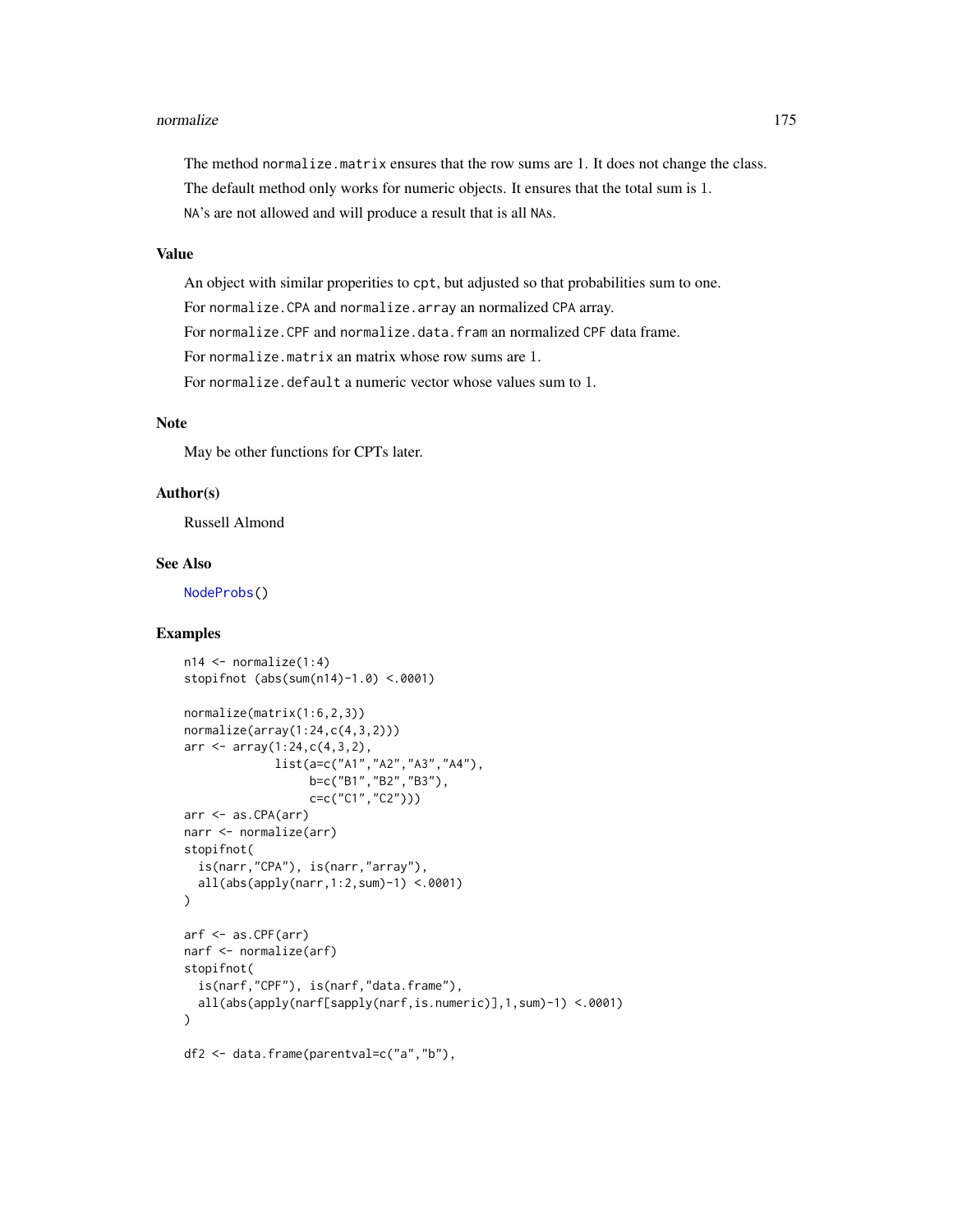The method `normalize.matrix` ensures that the row sums are 1. It does not change the class.

The default method only works for numeric objects. It ensures that the total sum is 1.

`NA`'s are not allowed and will produce a result that is all `NA`s.

## Value

An object with similar properities to `cpt`, but adjusted so that probabilities sum to one.

For `normalize.CPA` and `normalize.array` an normalized `CPA` array.

For `normalize.CPF` and `normalize.data.fram` an normalized `CPF` data frame.

For `normalize.matrix` an matrix whose row sums are 1.

For `normalize.default` a numeric vector whose values sum to 1.

## Note

May be other functions for CPTs later.

## Author(s)

Russell Almond

## See Also

`NodeProbs()`

## Examples

```
n14 <- normalize(1:4)
stopifnot (abs(sum(n14)-1.0) <.0001)

normalize(matrix(1:6,2,3))
normalize(array(1:24,c(4,3,2)))
arr <- array(1:24,c(4,3,2),
             list(a=c("A1","A2","A3","A4"),
                  b=c("B1","B2","B3"),
                  c=c("C1","C2")))
arr <- as.CPA(arr)
narr <- normalize(arr)
stopifnot(
  is(narr,"CPA"), is(narr,"array"),
  all(abs(apply(narr,1:2,sum)-1) <.0001)
)

arf <- as.CPF(arr)
narf <- normalize(arf)
stopifnot(
  is(narf,"CPF"), is(narf,"data.frame"),
  all(abs(apply(narf[sapply(narf,is.numeric)],1,sum)-1) <.0001)
)

df2 <- data.frame(parentval=c("a","b"),
```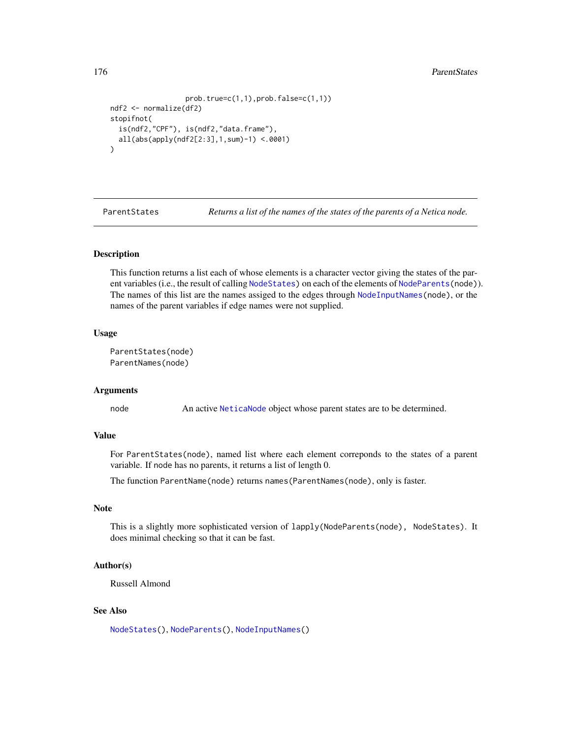```
                  prob.true=c(1,1),prob.false=c(1,1))
ndf2 <- normalize(df2)
stopifnot(
  is(ndf2,"CPF"), is(ndf2,"data.frame"),
  all(abs(apply(ndf2[2:3],1,sum)-1) <.0001)
)
```

---

ParentStates    *Returns a list of the names of the states of the parents of a Netica node.*

---

## Description

This function returns a list each of whose elements is a character vector giving the states of the parent variables (i.e., the result of calling NodeStates) on each of the elements of NodeParents(node)). The names of this list are the names assiged to the edges through NodeInputNames(node), or the names of the parent variables if edge names were not supplied.

## Usage

```
ParentStates(node)
ParentNames(node)
```

## Arguments

node    An active NeticaNode object whose parent states are to be determined.

## Value

For ParentStates(node), named list where each element correponds to the states of a parent variable. If node has no parents, it returns a list of length 0.

The function ParentName(node) returns names(ParentNames(node), only is faster.

## Note

This is a slightly more sophisticated version of lapply(NodeParents(node), NodeStates). It does minimal checking so that it can be fast.

## Author(s)

Russell Almond

## See Also

NodeStates(), NodeParents(), NodeInputNames()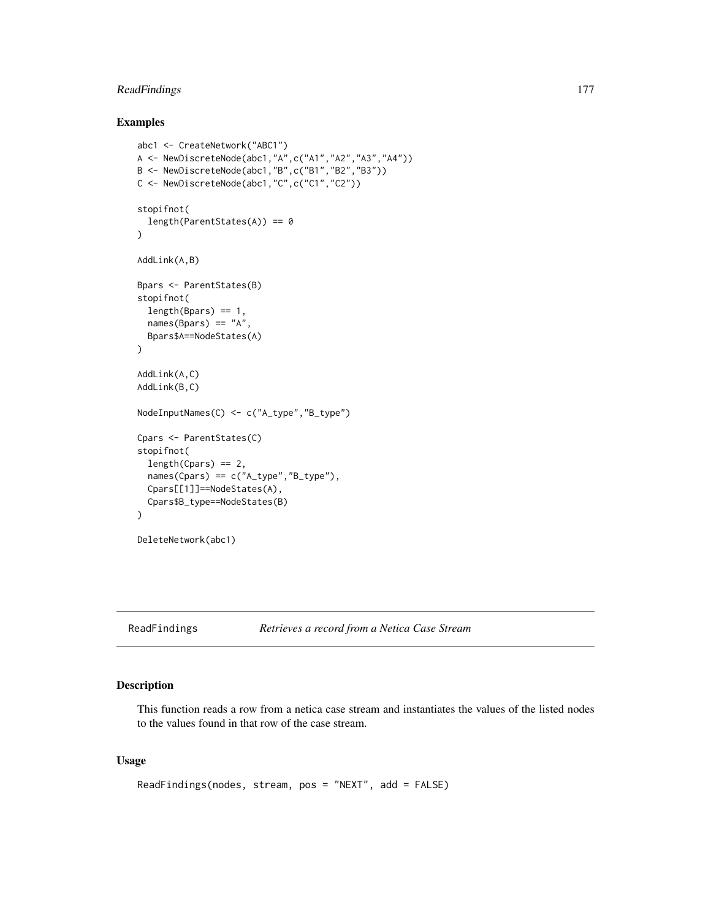## Examples

```
abc1 <- CreateNetwork("ABC1")
A <- NewDiscreteNode(abc1,"A",c("A1","A2","A3","A4"))
B <- NewDiscreteNode(abc1,"B",c("B1","B2","B3"))
C <- NewDiscreteNode(abc1,"C",c("C1","C2"))

stopifnot(
  length(ParentStates(A)) == 0
)

AddLink(A,B)

Bpars <- ParentStates(B)
stopifnot(
  length(Bpars) == 1,
  names(Bpars) == "A",
  Bpars$A==NodeStates(A)
)

AddLink(A,C)
AddLink(B,C)

NodeInputNames(C) <- c("A_type","B_type")

Cpars <- ParentStates(C)
stopifnot(
  length(Cpars) == 2,
  names(Cpars) == c("A_type","B_type"),
  Cpars[[1]]==NodeStates(A),
  Cpars$B_type==NodeStates(B)
)

DeleteNetwork(abc1)
```

---

`ReadFindings` *Retrieves a record from a Netica Case Stream*

---

## Description

This function reads a row from a netica case stream and instantiates the values of the listed nodes to the values found in that row of the case stream.

## Usage

```
ReadFindings(nodes, stream, pos = "NEXT", add = FALSE)
```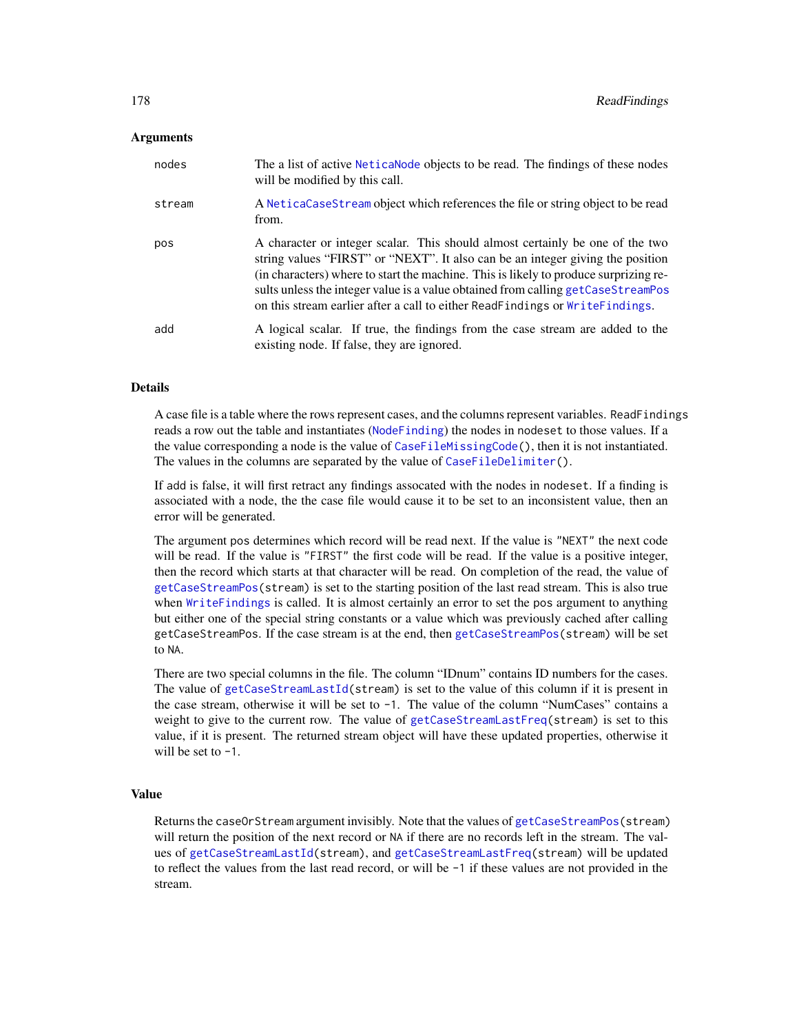### Arguments

| | |
|---|---|
| `nodes` | The a list of active `NeticaNode` objects to be read. The findings of these nodes will be modified by this call. |
| `stream` | A `NeticaCaseStream` object which references the file or string object to be read from. |
| `pos` | A character or integer scalar. This should almost certainly be one of the two string values "FIRST" or "NEXT". It also can be an integer giving the position (in characters) where to start the machine. This is likely to produce surprizing results unless the integer value is a value obtained from calling `getCaseStreamPos` on this stream earlier after a call to either `ReadFindings` or `WriteFindings`. |
| `add` | A logical scalar. If true, the findings from the case stream are added to the existing node. If false, they are ignored. |

### Details

A case file is a table where the rows represent cases, and the columns represent variables. `ReadFindings` reads a row out the table and instantiates (`NodeFinding`) the nodes in `nodeset` to those values. If a the value corresponding a node is the value of `CaseFileMissingCode()`, then it is not instantiated. The values in the columns are separated by the value of `CaseFileDelimiter()`.

If `add` is false, it will first retract any findings assocated with the nodes in `nodeset`. If a finding is associated with a node, the the case file would cause it to be set to an inconsistent value, then an error will be generated.

The argument `pos` determines which record will be read next. If the value is `"NEXT"` the next code will be read. If the value is `"FIRST"` the first code will be read. If the value is a positive integer, then the record which starts at that character will be read. On completion of the read, the value of `getCaseStreamPos(stream)` is set to the starting position of the last read stream. This is also true when `WriteFindings` is called. It is almost certainly an error to set the `pos` argument to anything but either one of the special string constants or a value which was previously cached after calling `getCaseStreamPos`. If the case stream is at the end, then `getCaseStreamPos(stream)` will be set to `NA`.

There are two special columns in the file. The column "IDnum" contains ID numbers for the cases. The value of `getCaseStreamLastId(stream)` is set to the value of this column if it is present in the case stream, otherwise it will be set to `-1`. The value of the column "NumCases" contains a weight to give to the current row. The value of `getCaseStreamLastFreq(stream)` is set to this value, if it is present. The returned stream object will have these updated properties, otherwise it will be set to `-1`.

### Value

Returns the `caseOrStream` argument invisibly. Note that the values of `getCaseStreamPos(stream)` will return the position of the next record or `NA` if there are no records left in the stream. The values of `getCaseStreamLastId(stream)`, and `getCaseStreamLastFreq(stream)` will be updated to reflect the values from the last read record, or will be `-1` if these values are not provided in the stream.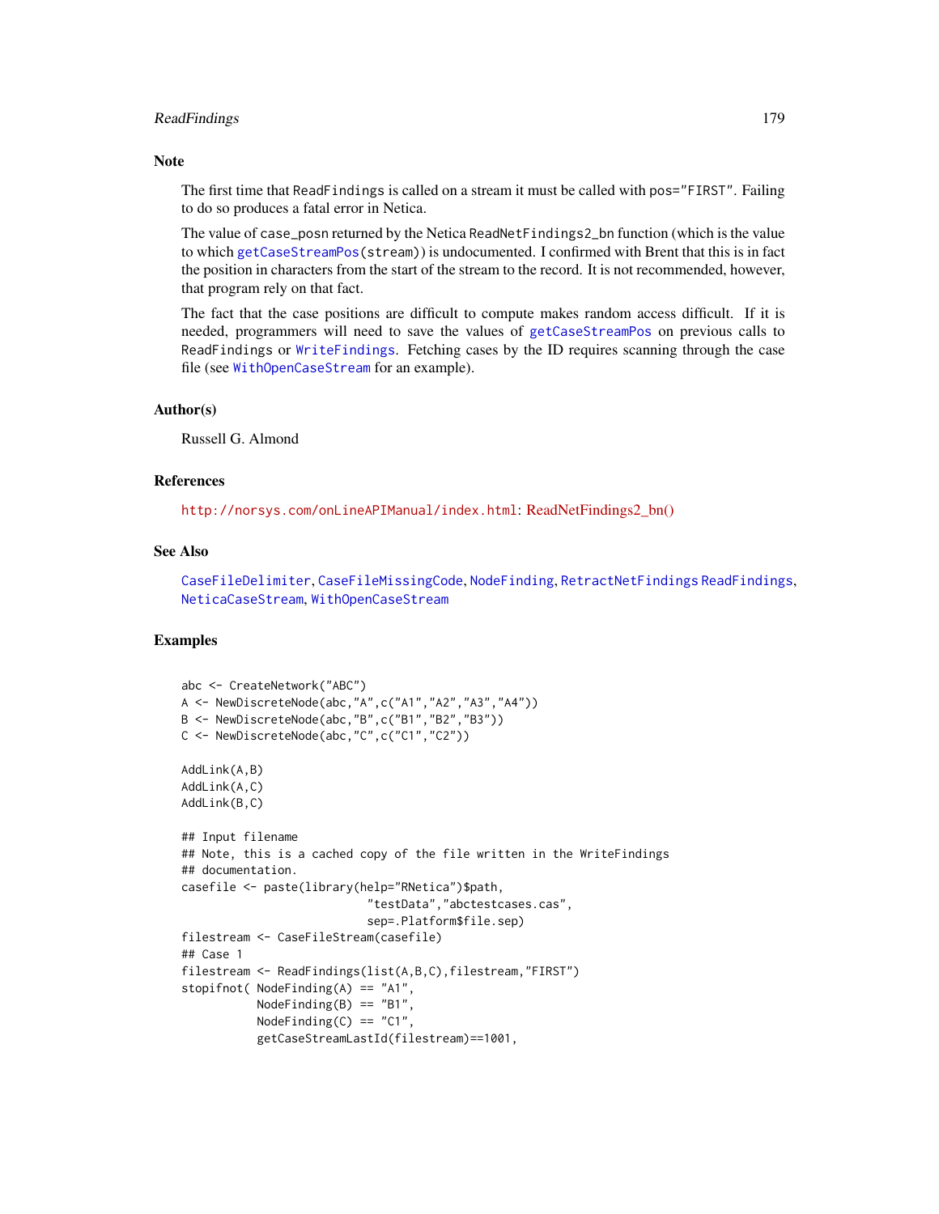## Note

The first time that ReadFindings is called on a stream it must be called with pos="FIRST". Failing to do so produces a fatal error in Netica.

The value of case_posn returned by the Netica ReadNetFindings2_bn function (which is the value to which getCaseStreamPos(stream)) is undocumented. I confirmed with Brent that this is in fact the position in characters from the start of the stream to the record. It is not recommended, however, that program rely on that fact.

The fact that the case positions are difficult to compute makes random access difficult. If it is needed, programmers will need to save the values of getCaseStreamPos on previous calls to ReadFindings or WriteFindings. Fetching cases by the ID requires scanning through the case file (see WithOpenCaseStream for an example).

## Author(s)

Russell G. Almond

## References

http://norsys.com/onLineAPIManual/index.html: ReadNetFindings2_bn()

## See Also

CaseFileDelimiter, CaseFileMissingCode, NodeFinding, RetractNetFindings ReadFindings, NeticaCaseStream, WithOpenCaseStream

## Examples

```
abc <- CreateNetwork("ABC")
A <- NewDiscreteNode(abc,"A",c("A1","A2","A3","A4"))
B <- NewDiscreteNode(abc,"B",c("B1","B2","B3"))
C <- NewDiscreteNode(abc,"C",c("C1","C2"))

AddLink(A,B)
AddLink(A,C)
AddLink(B,C)

## Input filename
## Note, this is a cached copy of the file written in the WriteFindings
## documentation.
casefile <- paste(library(help="RNetica")$path,
                           "testData","abctestcases.cas",
                           sep=.Platform$file.sep)
filestream <- CaseFileStream(casefile)
## Case 1
filestream <- ReadFindings(list(A,B,C),filestream,"FIRST")
stopifnot( NodeFinding(A) == "A1",
           NodeFinding(B) == "B1",
           NodeFinding(C) == "C1",
           getCaseStreamLastId(filestream)==1001,
```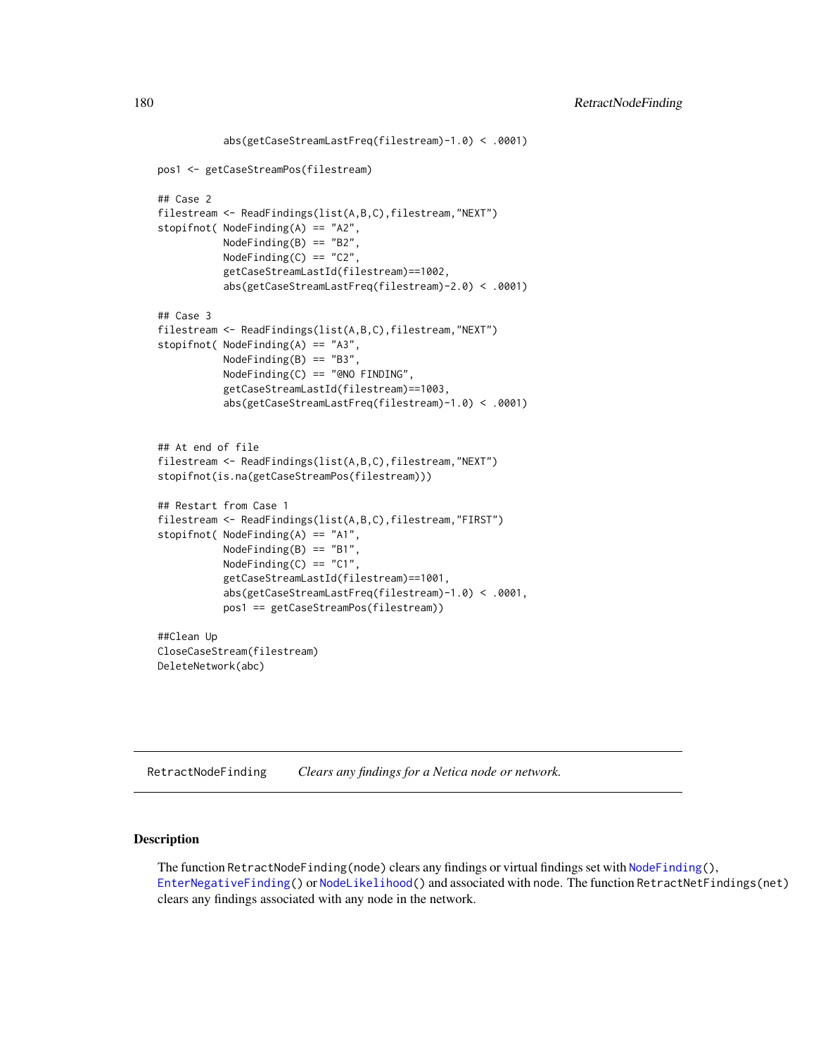```
          abs(getCaseStreamLastFreq(filestream)-1.0) < .0001)

pos1 <- getCaseStreamPos(filestream)

## Case 2
filestream <- ReadFindings(list(A,B,C),filestream,"NEXT")
stopifnot( NodeFinding(A) == "A2",
           NodeFinding(B) == "B2",
           NodeFinding(C) == "C2",
           getCaseStreamLastId(filestream)==1002,
           abs(getCaseStreamLastFreq(filestream)-2.0) < .0001)

## Case 3
filestream <- ReadFindings(list(A,B,C),filestream,"NEXT")
stopifnot( NodeFinding(A) == "A3",
           NodeFinding(B) == "B3",
           NodeFinding(C) == "@NO FINDING",
           getCaseStreamLastId(filestream)==1003,
           abs(getCaseStreamLastFreq(filestream)-1.0) < .0001)


## At end of file
filestream <- ReadFindings(list(A,B,C),filestream,"NEXT")
stopifnot(is.na(getCaseStreamPos(filestream)))

## Restart from Case 1
filestream <- ReadFindings(list(A,B,C),filestream,"FIRST")
stopifnot( NodeFinding(A) == "A1",
           NodeFinding(B) == "B1",
           NodeFinding(C) == "C1",
           getCaseStreamLastId(filestream)==1001,
           abs(getCaseStreamLastFreq(filestream)-1.0) < .0001,
           pos1 == getCaseStreamPos(filestream))

##Clean Up
CloseCaseStream(filestream)
DeleteNetwork(abc)
```

---

## RetractNodeFinding    *Clears any findings for a Netica node or network.*

---

### Description

The function `RetractNodeFinding(node)` clears any findings or virtual findings set with `NodeFinding()`, `EnterNegativeFinding()` or `NodeLikelihood()` and associated with node. The function `RetractNetFindings(net)` clears any findings associated with any node in the network.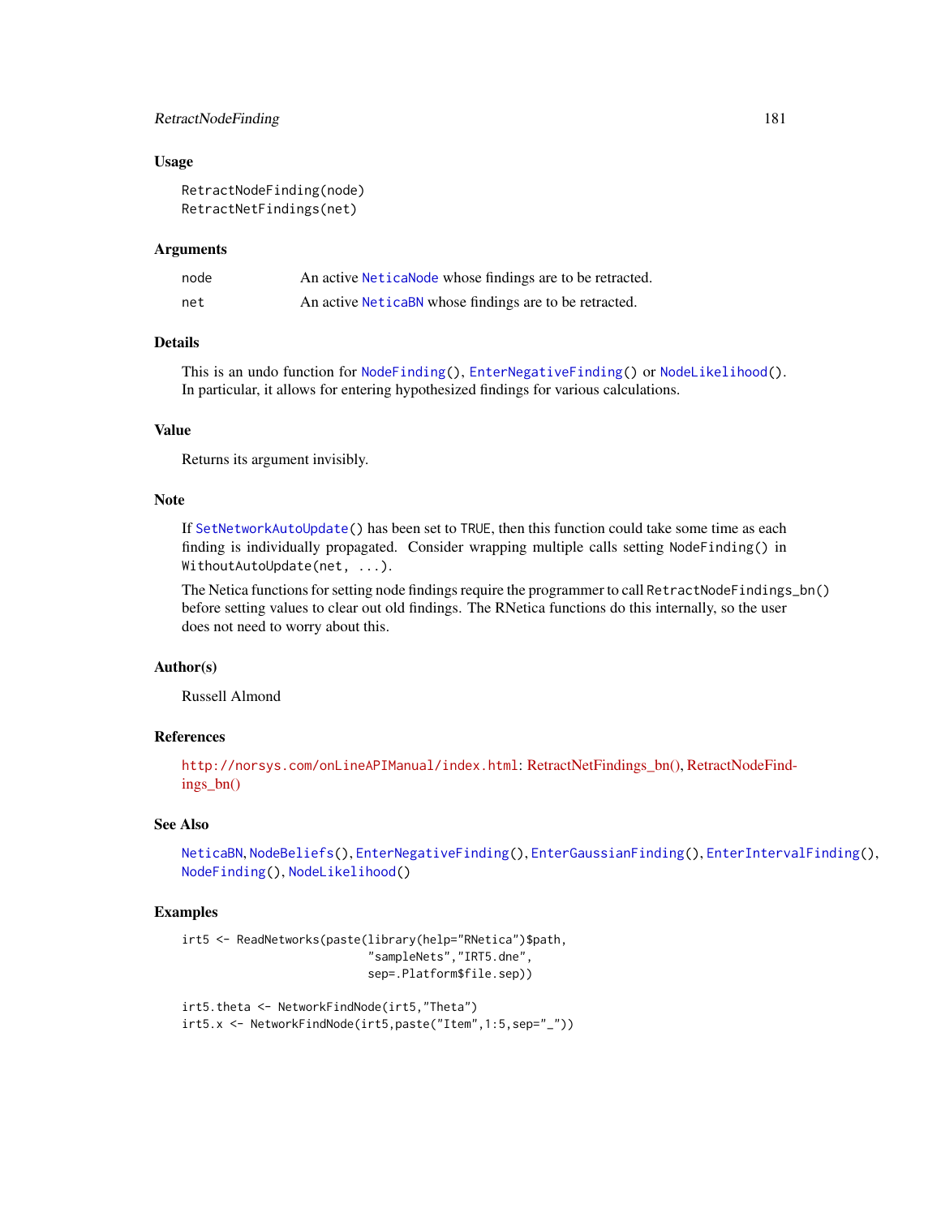## Usage

```
RetractNodeFinding(node)
RetractNetFindings(net)
```

## Arguments

| | |
|---|---|
| node | An active NeticaNode whose findings are to be retracted. |
| net | An active NeticaBN whose findings are to be retracted. |

## Details

This is an undo function for NodeFinding(), EnterNegativeFinding() or NodeLikelihood(). In particular, it allows for entering hypothesized findings for various calculations.

## Value

Returns its argument invisibly.

## Note

If SetNetworkAutoUpdate() has been set to TRUE, then this function could take some time as each finding is individually propagated. Consider wrapping multiple calls setting NodeFinding() in WithoutAutoUpdate(net, ...).

The Netica functions for setting node findings require the programmer to call RetractNodeFindings_bn() before setting values to clear out old findings. The RNetica functions do this internally, so the user does not need to worry about this.

## Author(s)

Russell Almond

## References

http://norsys.com/onLineAPIManual/index.html: RetractNetFindings_bn(), RetractNodeFindings_bn()

## See Also

NeticaBN, NodeBeliefs(), EnterNegativeFinding(), EnterGaussianFinding(), EnterIntervalFinding(), NodeFinding(), NodeLikelihood()

## Examples

```
irt5 <- ReadNetworks(paste(library(help="RNetica")$path,
                           "sampleNets","IRT5.dne",
                           sep=.Platform$file.sep))

irt5.theta <- NetworkFindNode(irt5,"Theta")
irt5.x <- NetworkFindNode(irt5,paste("Item",1:5,sep="_"))
```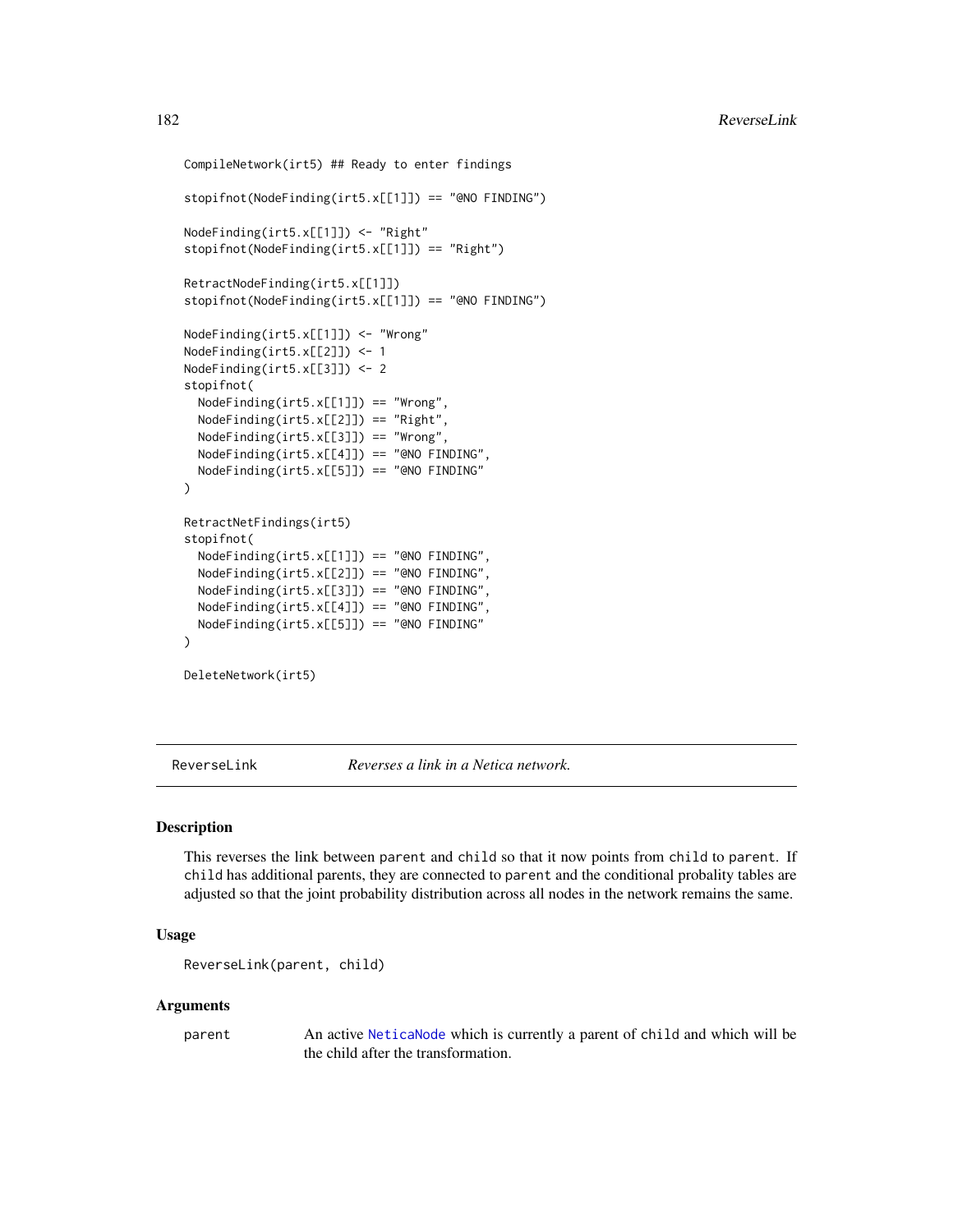```
CompileNetwork(irt5) ## Ready to enter findings

stopifnot(NodeFinding(irt5.x[[1]]) == "@NO FINDING")

NodeFinding(irt5.x[[1]]) <- "Right"
stopifnot(NodeFinding(irt5.x[[1]]) == "Right")

RetractNodeFinding(irt5.x[[1]])
stopifnot(NodeFinding(irt5.x[[1]]) == "@NO FINDING")

NodeFinding(irt5.x[[1]]) <- "Wrong"
NodeFinding(irt5.x[[2]]) <- 1
NodeFinding(irt5.x[[3]]) <- 2
stopifnot(
  NodeFinding(irt5.x[[1]]) == "Wrong",
  NodeFinding(irt5.x[[2]]) == "Right",
  NodeFinding(irt5.x[[3]]) == "Wrong",
  NodeFinding(irt5.x[[4]]) == "@NO FINDING",
  NodeFinding(irt5.x[[5]]) == "@NO FINDING"
)

RetractNetFindings(irt5)
stopifnot(
  NodeFinding(irt5.x[[1]]) == "@NO FINDING",
  NodeFinding(irt5.x[[2]]) == "@NO FINDING",
  NodeFinding(irt5.x[[3]]) == "@NO FINDING",
  NodeFinding(irt5.x[[4]]) == "@NO FINDING",
  NodeFinding(irt5.x[[5]]) == "@NO FINDING"
)

DeleteNetwork(irt5)
```

---

## ReverseLink — *Reverses a link in a Netica network.*

### Description

This reverses the link between `parent` and `child` so that it now points from `child` to `parent`. If `child` has additional parents, they are connected to `parent` and the conditional probality tables are adjusted so that the joint probability distribution across all nodes in the network remains the same.

### Usage

```
ReverseLink(parent, child)
```

### Arguments

`parent` — An active `NeticaNode` which is currently a parent of `child` and which will be the child after the transformation.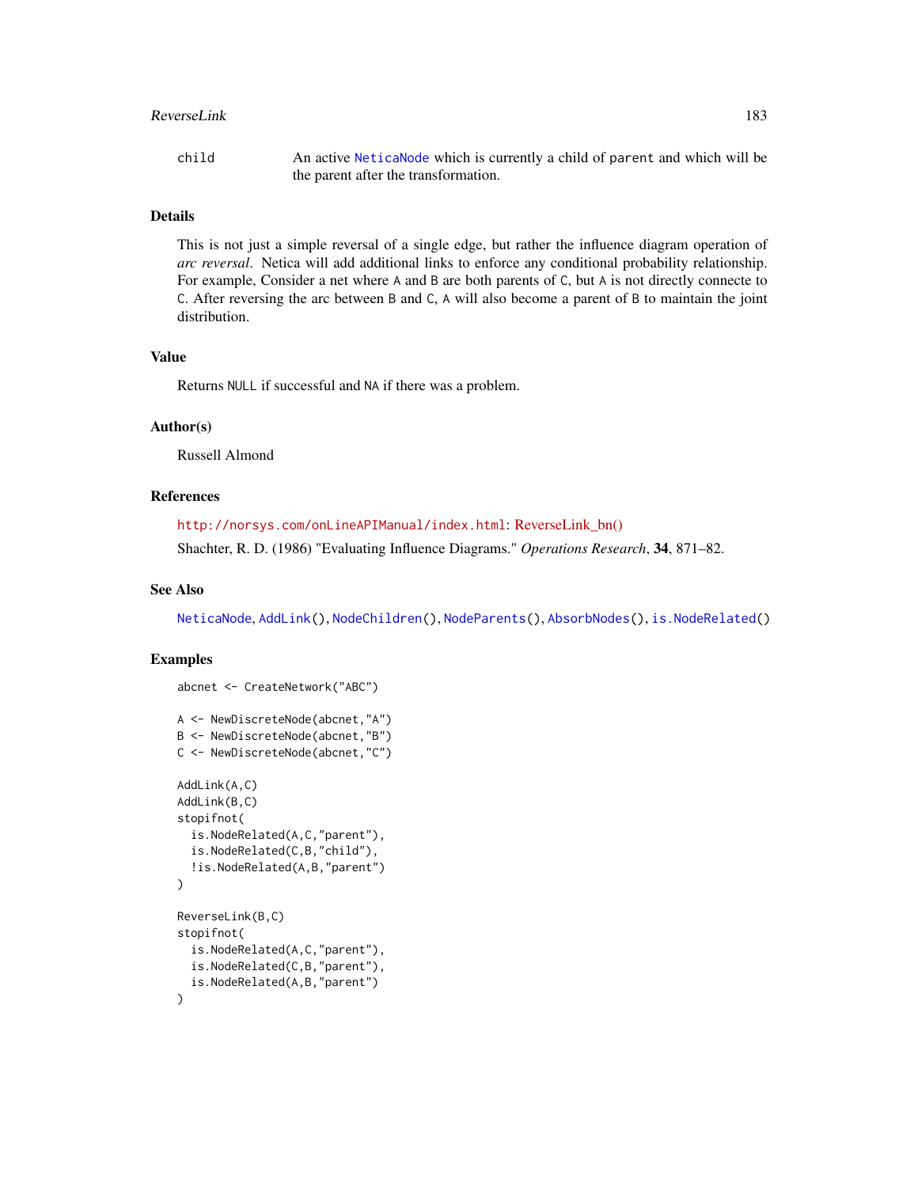child An active NeticaNode which is currently a child of parent and which will be the parent after the transformation.

### Details

This is not just a simple reversal of a single edge, but rather the influence diagram operation of *arc reversal*. Netica will add additional links to enforce any conditional probability relationship. For example, Consider a net where A and B are both parents of C, but A is not directly connecte to C. After reversing the arc between B and C, A will also become a parent of B to maintain the joint distribution.

### Value

Returns NULL if successful and NA if there was a problem.

### Author(s)

Russell Almond

### References

http://norsys.com/onLineAPIManual/index.html: ReverseLink_bn()

Shachter, R. D. (1986) "Evaluating Influence Diagrams." *Operations Research*, **34**, 871–82.

### See Also

NeticaNode, AddLink(), NodeChildren(), NodeParents(), AbsorbNodes(), is.NodeRelated()

### Examples

```
abcnet <- CreateNetwork("ABC")

A <- NewDiscreteNode(abcnet,"A")
B <- NewDiscreteNode(abcnet,"B")
C <- NewDiscreteNode(abcnet,"C")

AddLink(A,C)
AddLink(B,C)
stopifnot(
  is.NodeRelated(A,C,"parent"),
  is.NodeRelated(C,B,"child"),
  !is.NodeRelated(A,B,"parent")
)

ReverseLink(B,C)
stopifnot(
  is.NodeRelated(A,C,"parent"),
  is.NodeRelated(C,B,"parent"),
  is.NodeRelated(A,B,"parent")
)
```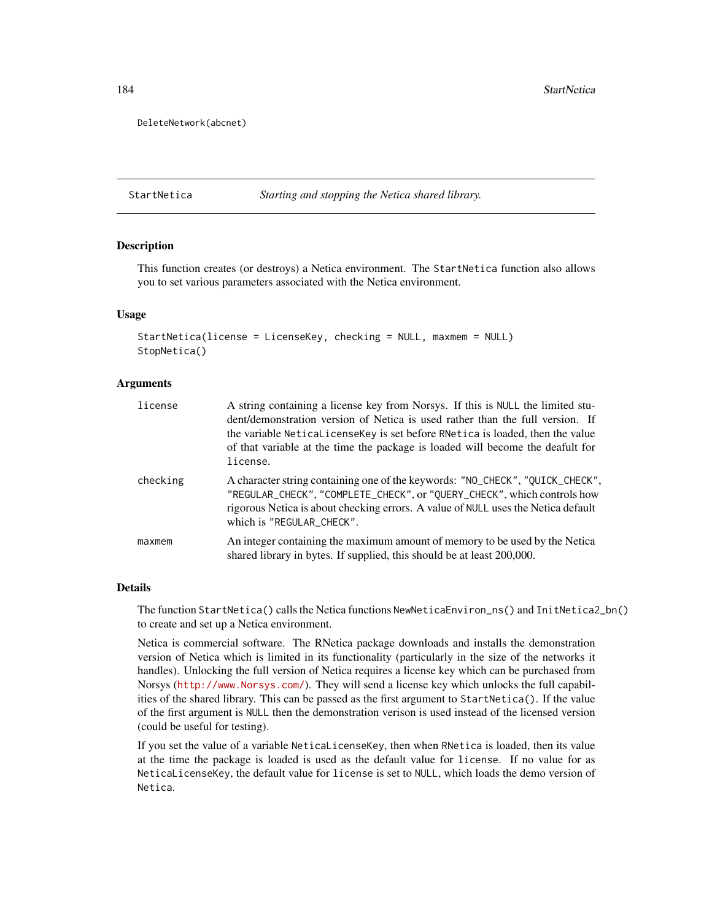```
DeleteNetwork(abcnet)
```

---

StartNetica — *Starting and stopping the Netica shared library.*

---

## Description

This function creates (or destroys) a Netica environment. The StartNetica function also allows you to set various parameters associated with the Netica environment.

## Usage

```
StartNetica(license = LicenseKey, checking = NULL, maxmem = NULL)
StopNetica()
```

## Arguments

| | |
|---|---|
| license | A string containing a license key from Norsys. If this is NULL the limited student/demonstration version of Netica is used rather than the full version. If the variable NeticaLicenseKey is set before RNetica is loaded, then the value of that variable at the time the package is loaded will become the deafult for license. |
| checking | A character string containing one of the keywords: "NO_CHECK", "QUICK_CHECK", "REGULAR_CHECK", "COMPLETE_CHECK", or "QUERY_CHECK", which controls how rigorous Netica is about checking errors. A value of NULL uses the Netica default which is "REGULAR_CHECK". |
| maxmem | An integer containing the maximum amount of memory to be used by the Netica shared library in bytes. If supplied, this should be at least 200,000. |

## Details

The function StartNetica() calls the Netica functions NewNeticaEnviron_ns() and InitNetica2_bn() to create and set up a Netica environment.

Netica is commercial software. The RNetica package downloads and installs the demonstration version of Netica which is limited in its functionality (particularly in the size of the networks it handles). Unlocking the full version of Netica requires a license key which can be purchased from Norsys (http://www.Norsys.com/). They will send a license key which unlocks the full capabilities of the shared library. This can be passed as the first argument to StartNetica(). If the value of the first argument is NULL then the demonstration verison is used instead of the licensed version (could be useful for testing).

If you set the value of a variable NeticaLicenseKey, then when RNetica is loaded, then its value at the time the package is loaded is used as the default value for license. If no value for as NeticaLicenseKey, the default value for license is set to NULL, which loads the demo version of Netica.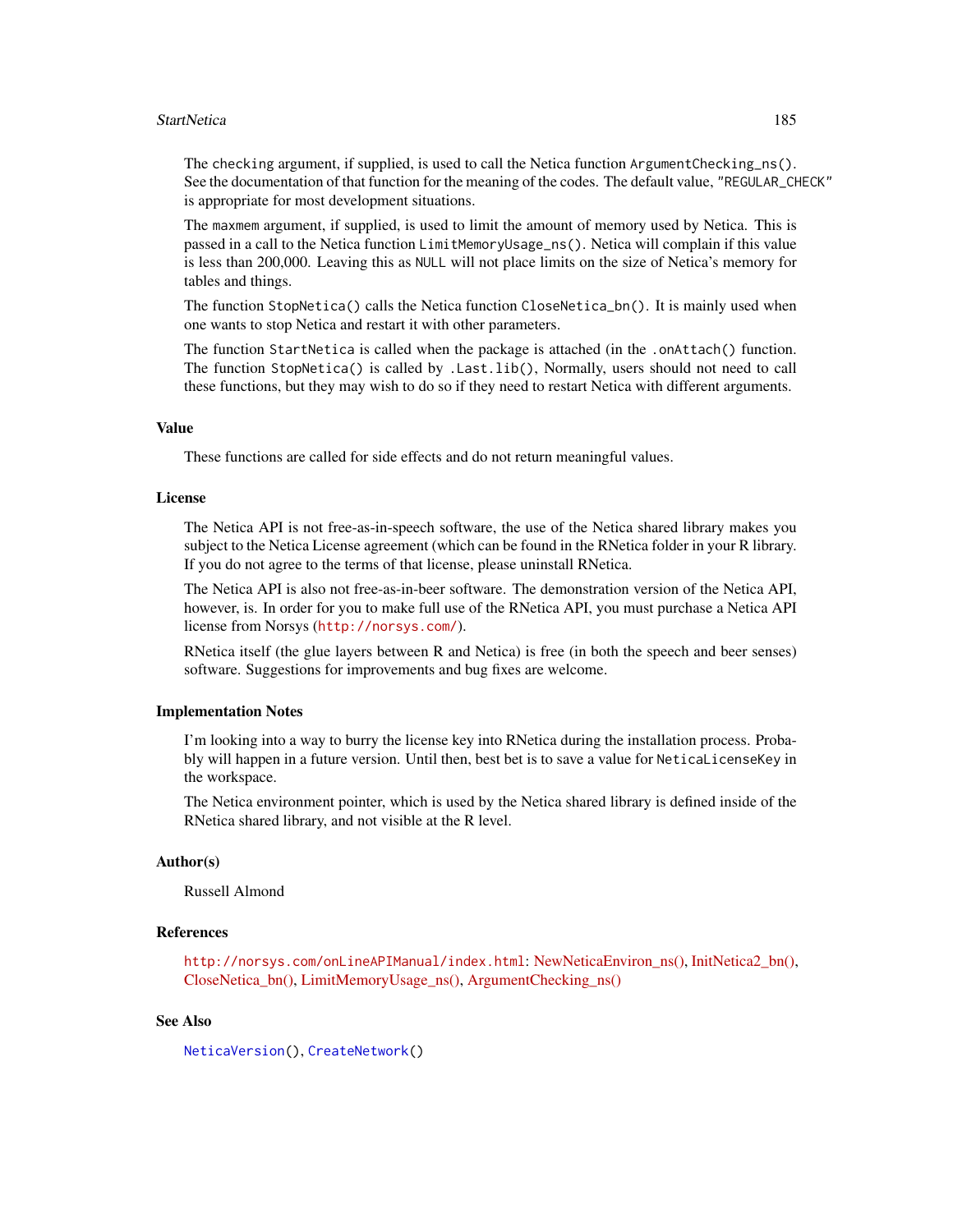The `checking` argument, if supplied, is used to call the Netica function `ArgumentChecking_ns()`. See the documentation of that function for the meaning of the codes. The default value, `"REGULAR_CHECK"` is appropriate for most development situations.

The `maxmem` argument, if supplied, is used to limit the amount of memory used by Netica. This is passed in a call to the Netica function `LimitMemoryUsage_ns()`. Netica will complain if this value is less than 200,000. Leaving this as `NULL` will not place limits on the size of Netica's memory for tables and things.

The function `StopNetica()` calls the Netica function `CloseNetica_bn()`. It is mainly used when one wants to stop Netica and restart it with other parameters.

The function `StartNetica` is called when the package is attached (in the `.onAttach()` function. The function `StopNetica()` is called by `.Last.lib()`, Normally, users should not need to call these functions, but they may wish to do so if they need to restart Netica with different arguments.

### Value

These functions are called for side effects and do not return meaningful values.

### License

The Netica API is not free-as-in-speech software, the use of the Netica shared library makes you subject to the Netica License agreement (which can be found in the RNetica folder in your R library. If you do not agree to the terms of that license, please uninstall RNetica.

The Netica API is also not free-as-in-beer software. The demonstration version of the Netica API, however, is. In order for you to make full use of the RNetica API, you must purchase a Netica API license from Norsys (http://norsys.com/).

RNetica itself (the glue layers between R and Netica) is free (in both the speech and beer senses) software. Suggestions for improvements and bug fixes are welcome.

### Implementation Notes

I'm looking into a way to burry the license key into RNetica during the installation process. Probably will happen in a future version. Until then, best bet is to save a value for `NeticaLicenseKey` in the workspace.

The Netica environment pointer, which is used by the Netica shared library is defined inside of the RNetica shared library, and not visible at the R level.

### Author(s)

Russell Almond

### References

http://norsys.com/onLineAPIManual/index.html: NewNeticaEnviron_ns(), InitNetica2_bn(), CloseNetica_bn(), LimitMemoryUsage_ns(), ArgumentChecking_ns()

### See Also

`NeticaVersion()`, `CreateNetwork()`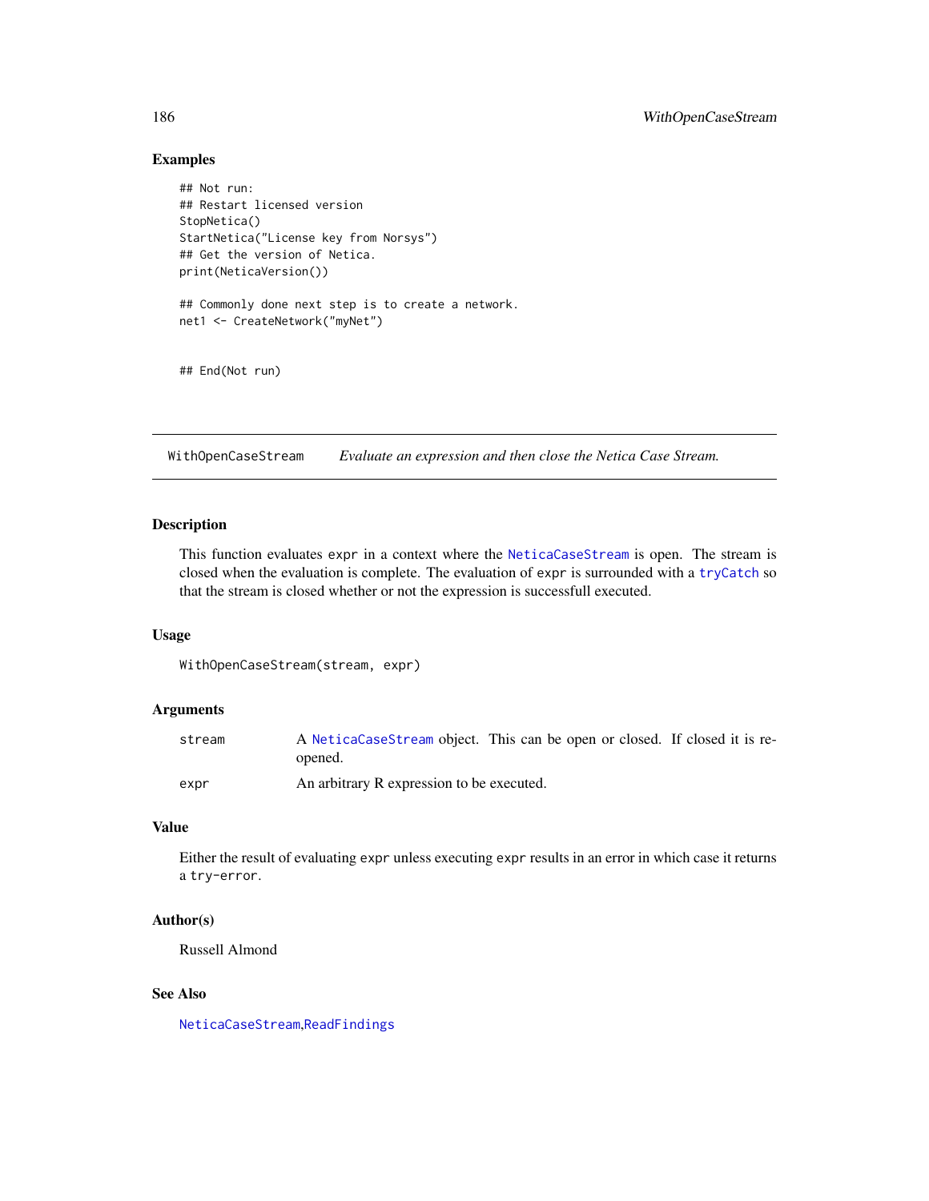## Examples

```
## Not run:
## Restart licensed version
StopNetica()
StartNetica("License key from Norsys")
## Get the version of Netica.
print(NeticaVersion())

## Commonly done next step is to create a network.
net1 <- CreateNetwork("myNet")


## End(Not run)
```

---

# WithOpenCaseStream &nbsp;&nbsp;&nbsp; *Evaluate an expression and then close the Netica Case Stream.*

---

## Description

This function evaluates `expr` in a context where the `NeticaCaseStream` is open. The stream is closed when the evaluation is complete. The evaluation of `expr` is surrounded with a `tryCatch` so that the stream is closed whether or not the expression is successfull executed.

## Usage

```
WithOpenCaseStream(stream, expr)
```

## Arguments

| | |
|---|---|
| `stream` | A `NeticaCaseStream` object. This can be open or closed. If closed it is re-opened. |
| `expr` | An arbitrary R expression to be executed. |

## Value

Either the result of evaluating `expr` unless executing `expr` results in an error in which case it returns a `try-error`.

## Author(s)

Russell Almond

## See Also

`NeticaCaseStream`,`ReadFindings`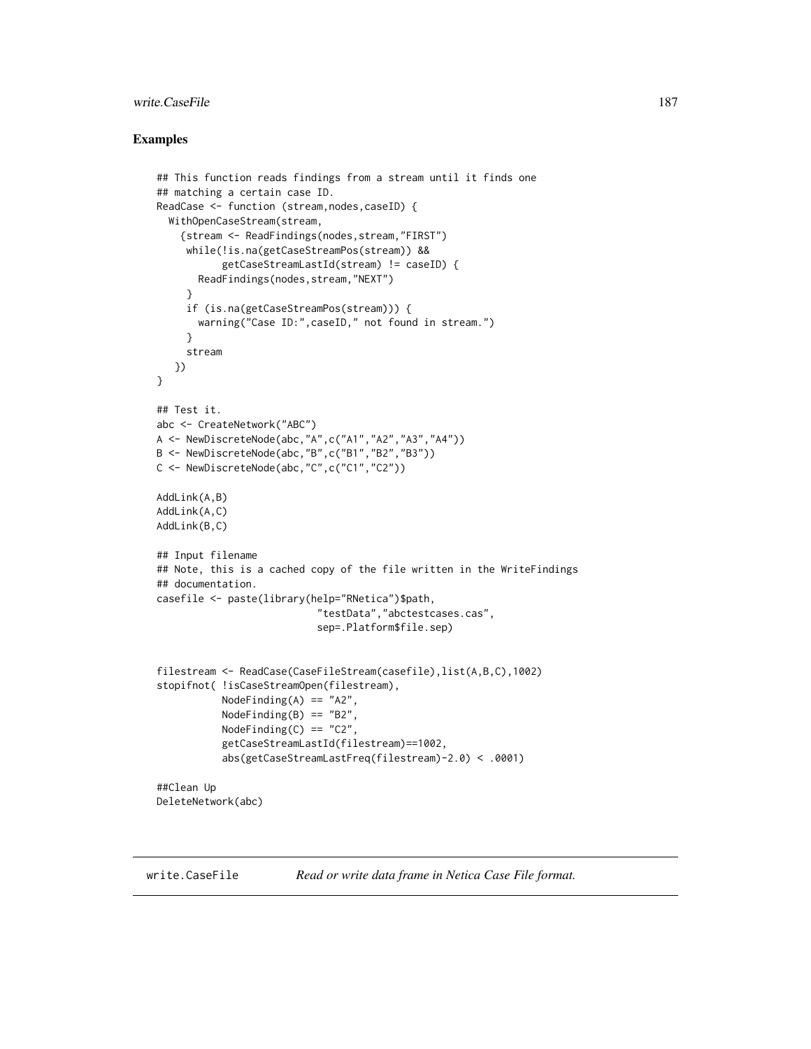## Examples

```
## This function reads findings from a stream until it finds one
## matching a certain case ID.
ReadCase <- function (stream,nodes,caseID) {
  WithOpenCaseStream(stream,
    {stream <- ReadFindings(nodes,stream,"FIRST")
     while(!is.na(getCaseStreamPos(stream)) &&
           getCaseStreamLastId(stream) != caseID) {
       ReadFindings(nodes,stream,"NEXT")
     }
     if (is.na(getCaseStreamPos(stream))) {
       warning("Case ID:",caseID," not found in stream.")
     }
     stream
    })
}

## Test it.
abc <- CreateNetwork("ABC")
A <- NewDiscreteNode(abc,"A",c("A1","A2","A3","A4"))
B <- NewDiscreteNode(abc,"B",c("B1","B2","B3"))
C <- NewDiscreteNode(abc,"C",c("C1","C2"))

AddLink(A,B)
AddLink(A,C)
AddLink(B,C)

## Input filename
## Note, this is a cached copy of the file written in the WriteFindings
## documentation.
casefile <- paste(library(help="RNetica")$path,
                           "testData","abctestcases.cas",
                           sep=.Platform$file.sep)


filestream <- ReadCase(CaseFileStream(casefile),list(A,B,C),1002)
stopifnot( !isCaseStreamOpen(filestream),
           NodeFinding(A) == "A2",
           NodeFinding(B) == "B2",
           NodeFinding(C) == "C2",
           getCaseStreamLastId(filestream)==1002,
           abs(getCaseStreamLastFreq(filestream)-2.0) < .0001)

##Clean Up
DeleteNetwork(abc)
```

---

write.CaseFile    *Read or write data frame in Netica Case File format.*

---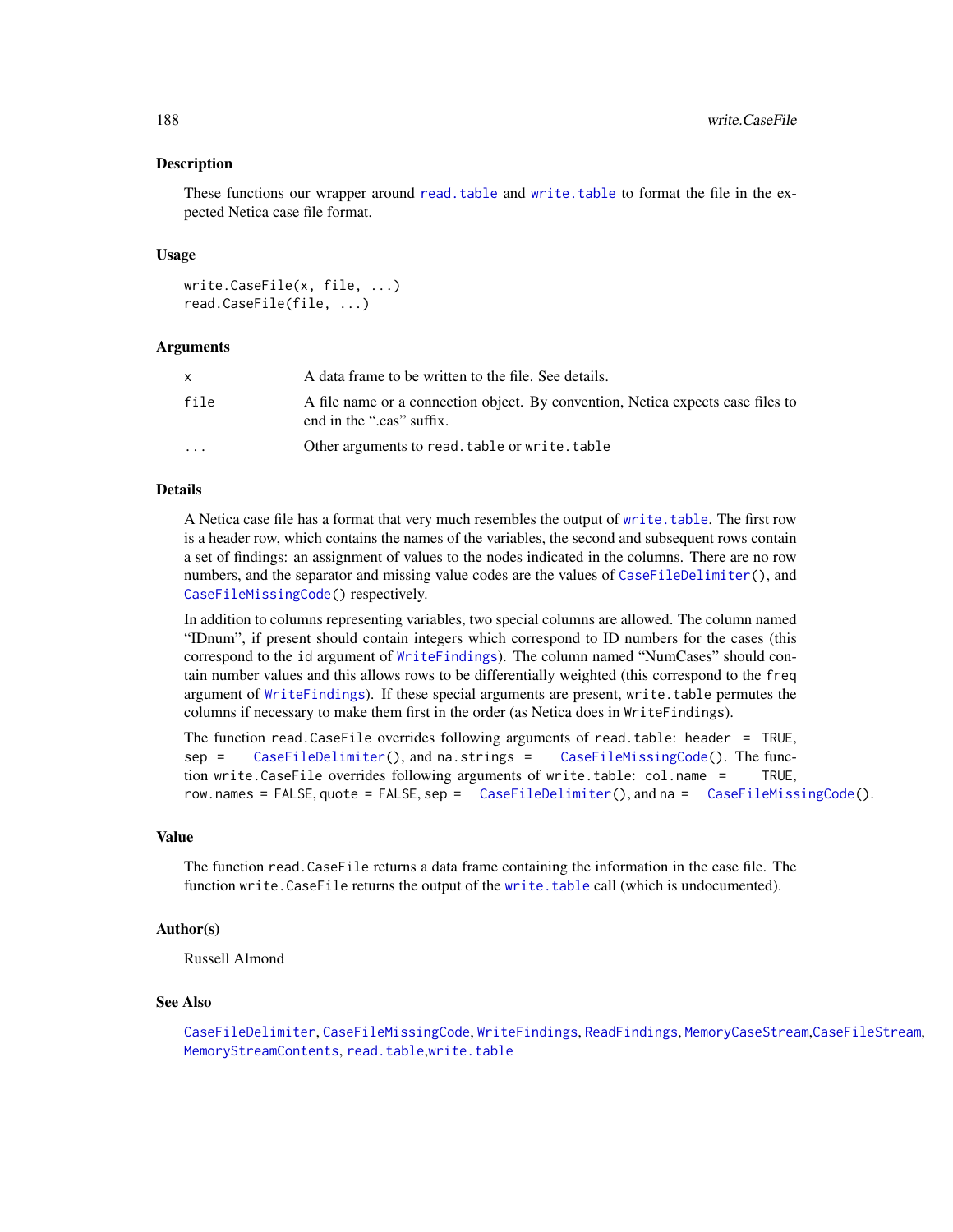## Description

These functions our wrapper around read.table and write.table to format the file in the expected Netica case file format.

## Usage

```
write.CaseFile(x, file, ...)
read.CaseFile(file, ...)
```

## Arguments

| | |
|---|---|
| x | A data frame to be written to the file. See details. |
| file | A file name or a connection object. By convention, Netica expects case files to end in the ".cas" suffix. |
| ... | Other arguments to read.table or write.table |

## Details

A Netica case file has a format that very much resembles the output of write.table. The first row is a header row, which contains the names of the variables, the second and subsequent rows contain a set of findings: an assignment of values to the nodes indicated in the columns. There are no row numbers, and the separator and missing value codes are the values of CaseFileDelimiter(), and CaseFileMissingCode() respectively.

In addition to columns representing variables, two special columns are allowed. The column named "IDnum", if present should contain integers which correspond to ID numbers for the cases (this correspond to the id argument of WriteFindings). The column named "NumCases" should contain number values and this allows rows to be differentially weighted (this correspond to the freq argument of WriteFindings). If these special arguments are present, write.table permutes the columns if necessary to make them first in the order (as Netica does in WriteFindings).

The function read.CaseFile overrides following arguments of read.table: header = TRUE, sep = CaseFileDelimiter(), and na.strings = CaseFileMissingCode(). The function write.CaseFile overrides following arguments of write.table: col.name = TRUE, row.names = FALSE, quote = FALSE, sep = CaseFileDelimiter(), and na = CaseFileMissingCode().

## Value

The function read.CaseFile returns a data frame containing the information in the case file. The function write.CaseFile returns the output of the write.table call (which is undocumented).

## Author(s)

Russell Almond

## See Also

CaseFileDelimiter, CaseFileMissingCode, WriteFindings, ReadFindings, MemoryCaseStream, CaseFileStream, MemoryStreamContents, read.table, write.table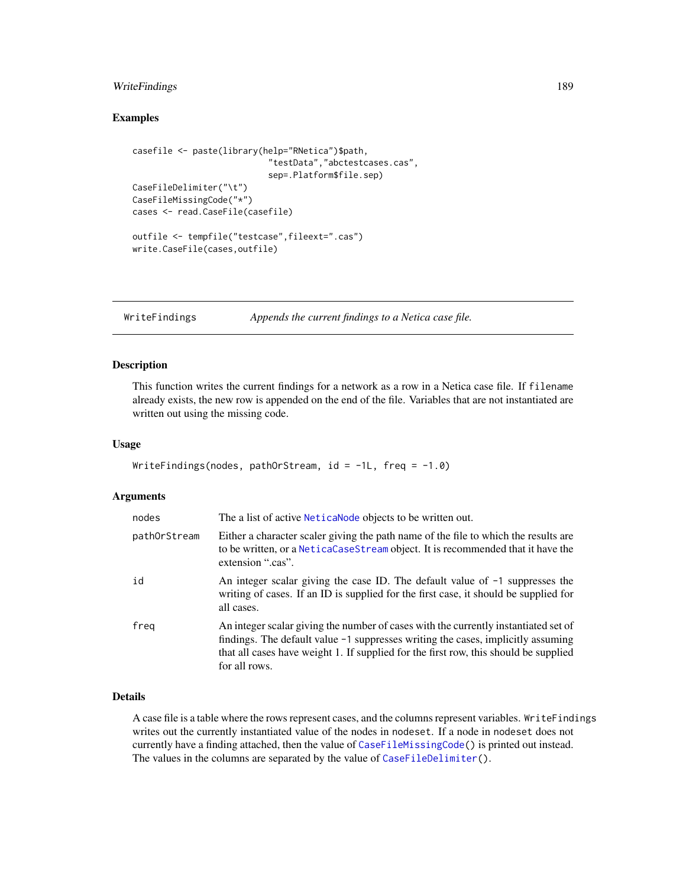## Examples

```
casefile <- paste(library(help="RNetica")$path,
                  "testData","abctestcases.cas",
                  sep=.Platform$file.sep)
CaseFileDelimiter("\t")
CaseFileMissingCode("*")
cases <- read.CaseFile(casefile)

outfile <- tempfile("testcase",fileext=".cas")
write.CaseFile(cases,outfile)
```

---

`WriteFindings` &nbsp;&nbsp;&nbsp;&nbsp; *Appends the current findings to a Netica case file.*

---

## Description

This function writes the current findings for a network as a row in a Netica case file. If `filename` already exists, the new row is appended on the end of the file. Variables that are not instantiated are written out using the missing code.

## Usage

```
WriteFindings(nodes, pathOrStream, id = -1L, freq = -1.0)
```

## Arguments

| | |
|---|---|
| `nodes` | The a list of active `NeticaNode` objects to be written out. |
| `pathOrStream` | Either a character scaler giving the path name of the file to which the results are to be written, or a `NeticaCaseStream` object. It is recommended that it have the extension ".cas". |
| `id` | An integer scalar giving the case ID. The default value of `-1` suppresses the writing of cases. If an ID is supplied for the first case, it should be supplied for all cases. |
| `freq` | An integer scalar giving the number of cases with the currently instantiated set of findings. The default value `-1` suppresses writing the cases, implicitly assuming that all cases have weight 1. If supplied for the first row, this should be supplied for all rows. |

## Details

A case file is a table where the rows represent cases, and the columns represent variables. `WriteFindings` writes out the currently instantiated value of the nodes in `nodeset`. If a node in `nodeset` does not currently have a finding attached, then the value of `CaseFileMissingCode()` is printed out instead. The values in the columns are separated by the value of `CaseFileDelimiter()`.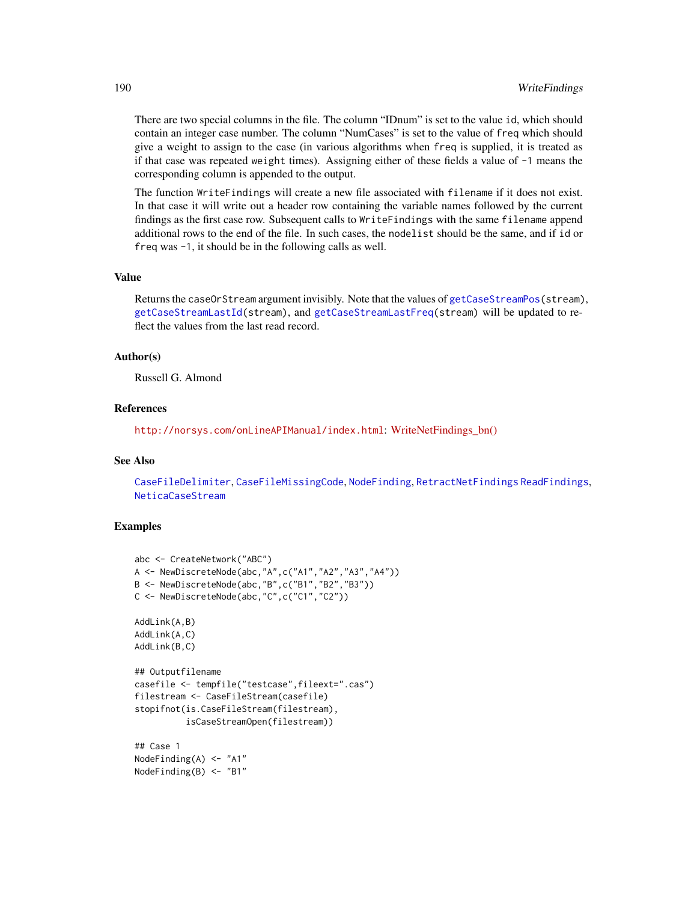There are two special columns in the file. The column "IDnum" is set to the value `id`, which should contain an integer case number. The column "NumCases" is set to the value of `freq` which should give a weight to assign to the case (in various algorithms when `freq` is supplied, it is treated as if that case was repeated `weight` times). Assigning either of these fields a value of `-1` means the corresponding column is appended to the output.

The function `WriteFindings` will create a new file associated with `filename` if it does not exist. In that case it will write out a header row containing the variable names followed by the current findings as the first case row. Subsequent calls to `WriteFindings` with the same `filename` append additional rows to the end of the file. In such cases, the `nodelist` should be the same, and if `id` or `freq` was `-1`, it should be in the following calls as well.

### Value

Returns the `caseOrStream` argument invisibly. Note that the values of `getCaseStreamPos(stream)`, `getCaseStreamLastId(stream)`, and `getCaseStreamLastFreq(stream)` will be updated to reflect the values from the last read record.

### Author(s)

Russell G. Almond

### References

`http://norsys.com/onLineAPIManual/index.html`: WriteNetFindings_bn()

### See Also

`CaseFileDelimiter`, `CaseFileMissingCode`, `NodeFinding`, `RetractNetFindings` `ReadFindings`, `NeticaCaseStream`

### Examples

```
abc <- CreateNetwork("ABC")
A <- NewDiscreteNode(abc,"A",c("A1","A2","A3","A4"))
B <- NewDiscreteNode(abc,"B",c("B1","B2","B3"))
C <- NewDiscreteNode(abc,"C",c("C1","C2"))

AddLink(A,B)
AddLink(A,C)
AddLink(B,C)

## Outputfilename
casefile <- tempfile("testcase",fileext=".cas")
filestream <- CaseFileStream(casefile)
stopifnot(is.CaseFileStream(filestream),
          isCaseStreamOpen(filestream))

## Case 1
NodeFinding(A) <- "A1"
NodeFinding(B) <- "B1"
```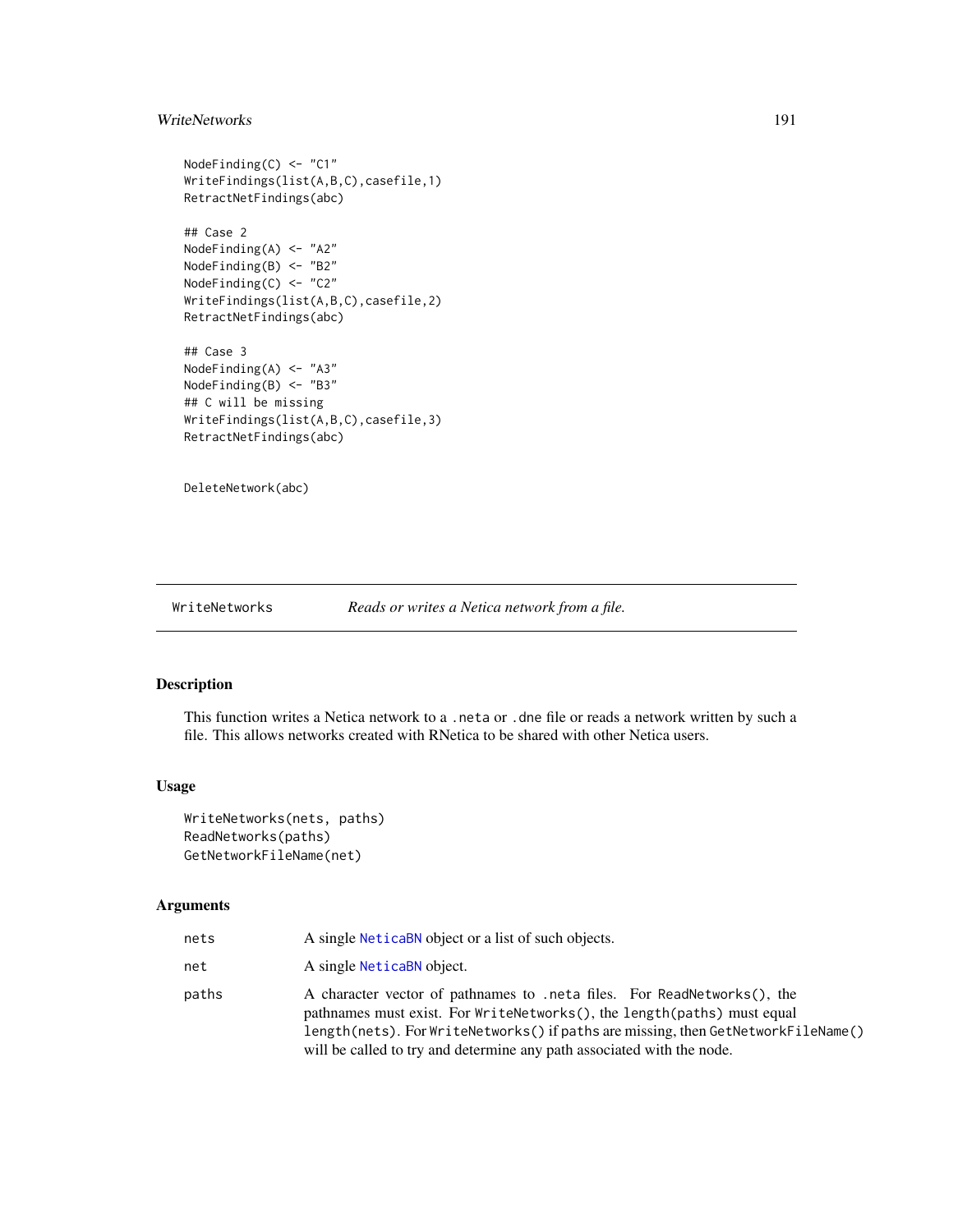```
NodeFinding(C) <- "C1"
WriteFindings(list(A,B,C),casefile,1)
RetractNetFindings(abc)

## Case 2
NodeFinding(A) <- "A2"
NodeFinding(B) <- "B2"
NodeFinding(C) <- "C2"
WriteFindings(list(A,B,C),casefile,2)
RetractNetFindings(abc)

## Case 3
NodeFinding(A) <- "A3"
NodeFinding(B) <- "B3"
## C will be missing
WriteFindings(list(A,B,C),casefile,3)
RetractNetFindings(abc)


DeleteNetwork(abc)
```

---

WriteNetworks — *Reads or writes a Netica network from a file.*

---

## Description

This function writes a Netica network to a `.neta` or `.dne` file or reads a network written by such a file. This allows networks created with RNetica to be shared with other Netica users.

## Usage

```
WriteNetworks(nets, paths)
ReadNetworks(paths)
GetNetworkFileName(net)
```

## Arguments

| | |
|---|---|
| `nets` | A single `NeticaBN` object or a list of such objects. |
| `net` | A single `NeticaBN` object. |
| `paths` | A character vector of pathnames to `.neta` files. For `ReadNetworks()`, the pathnames must exist. For `WriteNetworks()`, the `length(paths)` must equal `length(nets)`. For `WriteNetworks()` if `paths` are missing, then `GetNetworkFileName()` will be called to try and determine any path associated with the node. |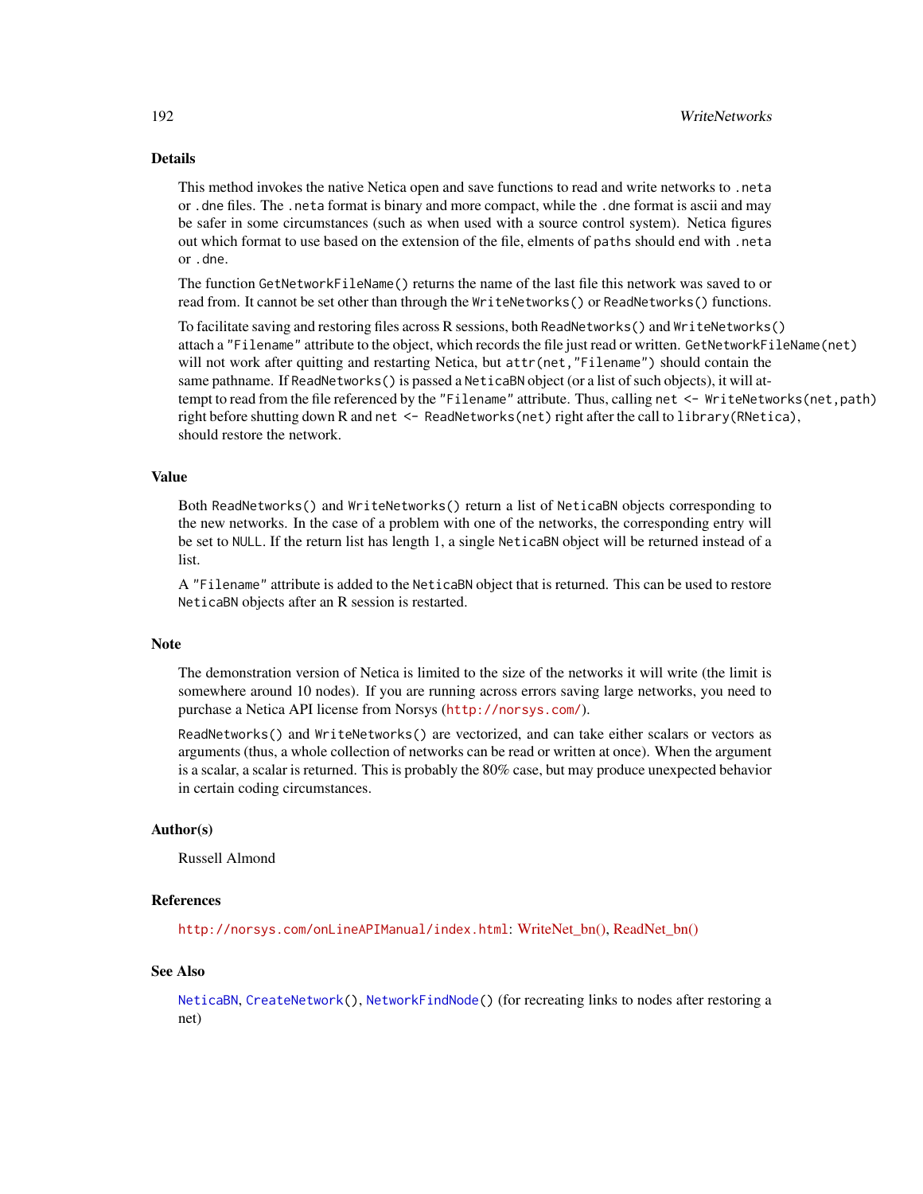## Details

This method invokes the native Netica open and save functions to read and write networks to `.neta` or `.dne` files. The `.neta` format is binary and more compact, while the `.dne` format is ascii and may be safer in some circumstances (such as when used with a source control system). Netica figures out which format to use based on the extension of the file, elments of `paths` should end with `.neta` or `.dne`.

The function `GetNetworkFileName()` returns the name of the last file this network was saved to or read from. It cannot be set other than through the `WriteNetworks()` or `ReadNetworks()` functions.

To facilitate saving and restoring files across R sessions, both `ReadNetworks()` and `WriteNetworks()` attach a `"Filename"` attribute to the object, which records the file just read or written. `GetNetworkFileName(net)` will not work after quitting and restarting Netica, but `attr(net,"Filename")` should contain the same pathname. If `ReadNetworks()` is passed a `NeticaBN` object (or a list of such objects), it will attempt to read from the file referenced by the `"Filename"` attribute. Thus, calling `net <- WriteNetworks(net,path)` right before shutting down R and `net <- ReadNetworks(net)` right after the call to `library(RNetica)`, should restore the network.

## Value

Both `ReadNetworks()` and `WriteNetworks()` return a list of `NeticaBN` objects corresponding to the new networks. In the case of a problem with one of the networks, the corresponding entry will be set to `NULL`. If the return list has length 1, a single `NeticaBN` object will be returned instead of a list.

A `"Filename"` attribute is added to the `NeticaBN` object that is returned. This can be used to restore `NeticaBN` objects after an R session is restarted.

## Note

The demonstration version of Netica is limited to the size of the networks it will write (the limit is somewhere around 10 nodes). If you are running across errors saving large networks, you need to purchase a Netica API license from Norsys (http://norsys.com/).

`ReadNetworks()` and `WriteNetworks()` are vectorized, and can take either scalars or vectors as arguments (thus, a whole collection of networks can be read or written at once). When the argument is a scalar, a scalar is returned. This is probably the 80% case, but may produce unexpected behavior in certain coding circumstances.

## Author(s)

Russell Almond

## References

http://norsys.com/onLineAPIManual/index.html: WriteNet_bn(), ReadNet_bn()

## See Also

`NeticaBN`, `CreateNetwork()`, `NetworkFindNode()` (for recreating links to nodes after restoring a net)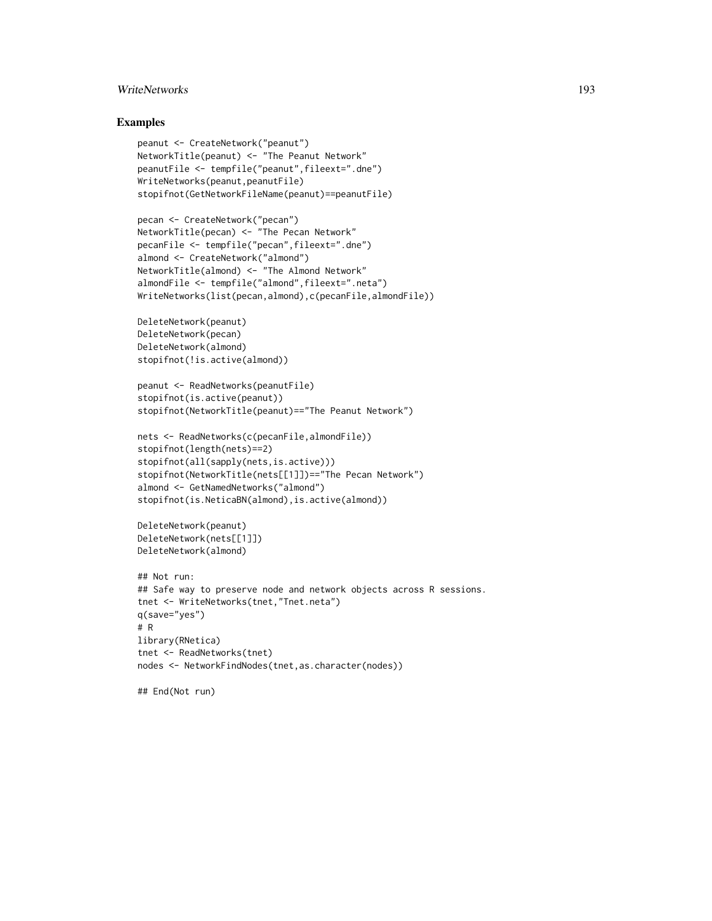## Examples

```
peanut <- CreateNetwork("peanut")
NetworkTitle(peanut) <- "The Peanut Network"
peanutFile <- tempfile("peanut",fileext=".dne")
WriteNetworks(peanut,peanutFile)
stopifnot(GetNetworkFileName(peanut)==peanutFile)

pecan <- CreateNetwork("pecan")
NetworkTitle(pecan) <- "The Pecan Network"
pecanFile <- tempfile("pecan",fileext=".dne")
almond <- CreateNetwork("almond")
NetworkTitle(almond) <- "The Almond Network"
almondFile <- tempfile("almond",fileext=".neta")
WriteNetworks(list(pecan,almond),c(pecanFile,almondFile))

DeleteNetwork(peanut)
DeleteNetwork(pecan)
DeleteNetwork(almond)
stopifnot(!is.active(almond))

peanut <- ReadNetworks(peanutFile)
stopifnot(is.active(peanut))
stopifnot(NetworkTitle(peanut)=="The Peanut Network")

nets <- ReadNetworks(c(pecanFile,almondFile))
stopifnot(length(nets)==2)
stopifnot(all(sapply(nets,is.active)))
stopifnot(NetworkTitle(nets[[1]])=="The Pecan Network")
almond <- GetNamedNetworks("almond")
stopifnot(is.NeticaBN(almond),is.active(almond))

DeleteNetwork(peanut)
DeleteNetwork(nets[[1]])
DeleteNetwork(almond)

## Not run:
## Safe way to preserve node and network objects across R sessions.
tnet <- WriteNetworks(tnet,"Tnet.neta")
q(save="yes")
# R
library(RNetica)
tnet <- ReadNetworks(tnet)
nodes <- NetworkFindNodes(tnet,as.character(nodes))

## End(Not run)
```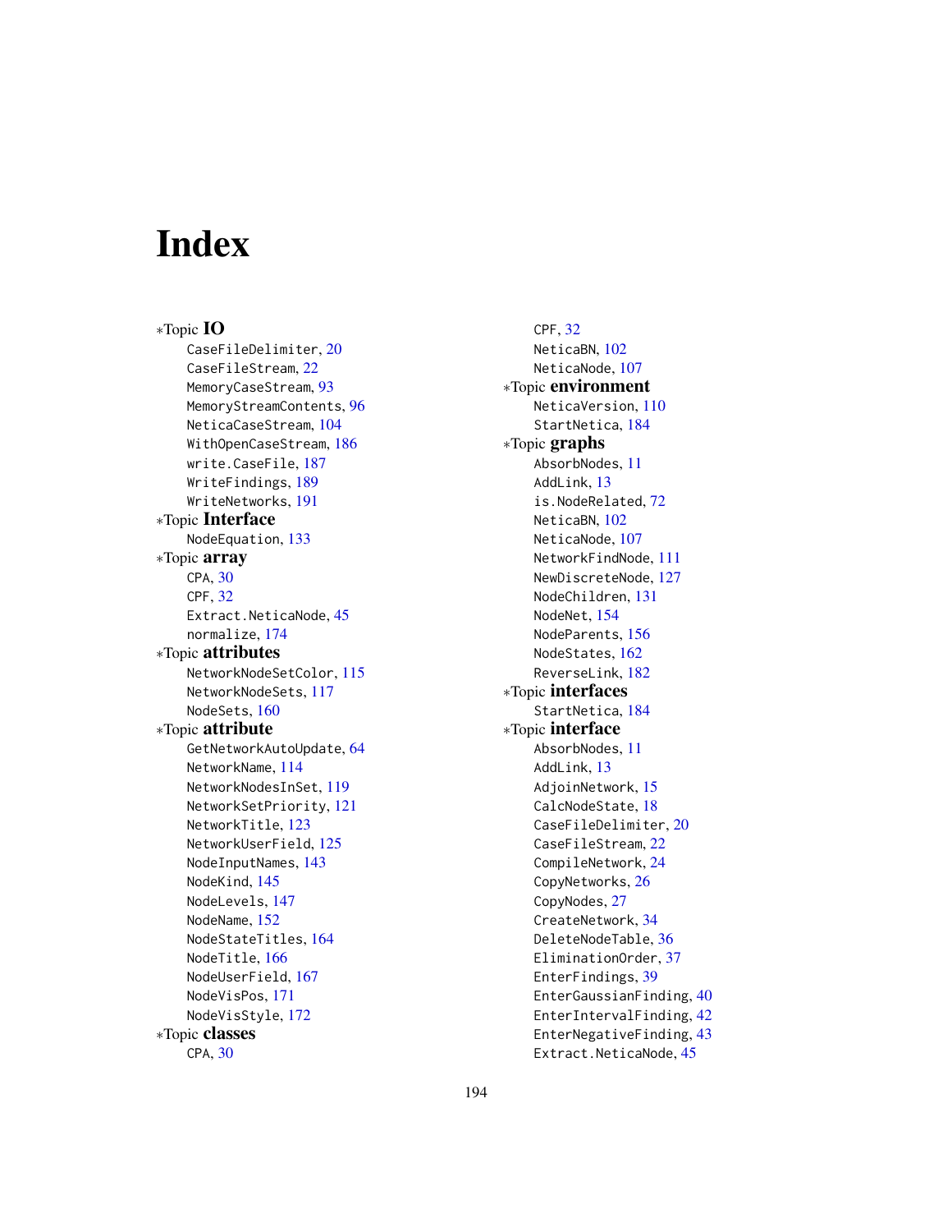# Index

∗Topic **IO**
- CaseFileDelimiter, 20
- CaseFileStream, 22
- MemoryCaseStream, 93
- MemoryStreamContents, 96
- NeticaCaseStream, 104
- WithOpenCaseStream, 186
- write.CaseFile, 187
- WriteFindings, 189
- WriteNetworks, 191

∗Topic **Interface**
- NodeEquation, 133

∗Topic **array**
- CPA, 30
- CPF, 32
- Extract.NeticaNode, 45
- normalize, 174

∗Topic **attributes**
- NetworkNodeSetColor, 115
- NetworkNodeSets, 117
- NodeSets, 160

∗Topic **attribute**
- GetNetworkAutoUpdate, 64
- NetworkName, 114
- NetworkNodesInSet, 119
- NetworkSetPriority, 121
- NetworkTitle, 123
- NetworkUserField, 125
- NodeInputNames, 143
- NodeKind, 145
- NodeLevels, 147
- NodeName, 152
- NodeStateTitles, 164
- NodeTitle, 166
- NodeUserField, 167
- NodeVisPos, 171
- NodeVisStyle, 172

∗Topic **classes**
- CPA, 30
- CPF, 32
- NeticaBN, 102
- NeticaNode, 107

∗Topic **environment**
- NeticaVersion, 110
- StartNetica, 184

∗Topic **graphs**
- AbsorbNodes, 11
- AddLink, 13
- is.NodeRelated, 72
- NeticaBN, 102
- NeticaNode, 107
- NetworkFindNode, 111
- NewDiscreteNode, 127
- NodeChildren, 131
- NodeNet, 154
- NodeParents, 156
- NodeStates, 162
- ReverseLink, 182

∗Topic **interfaces**
- StartNetica, 184

∗Topic **interface**
- AbsorbNodes, 11
- AddLink, 13
- AdjoinNetwork, 15
- CalcNodeState, 18
- CaseFileDelimiter, 20
- CaseFileStream, 22
- CompileNetwork, 24
- CopyNetworks, 26
- CopyNodes, 27
- CreateNetwork, 34
- DeleteNodeTable, 36
- EliminationOrder, 37
- EnterFindings, 39
- EnterGaussianFinding, 40
- EnterIntervalFinding, 42
- EnterNegativeFinding, 43
- Extract.NeticaNode, 45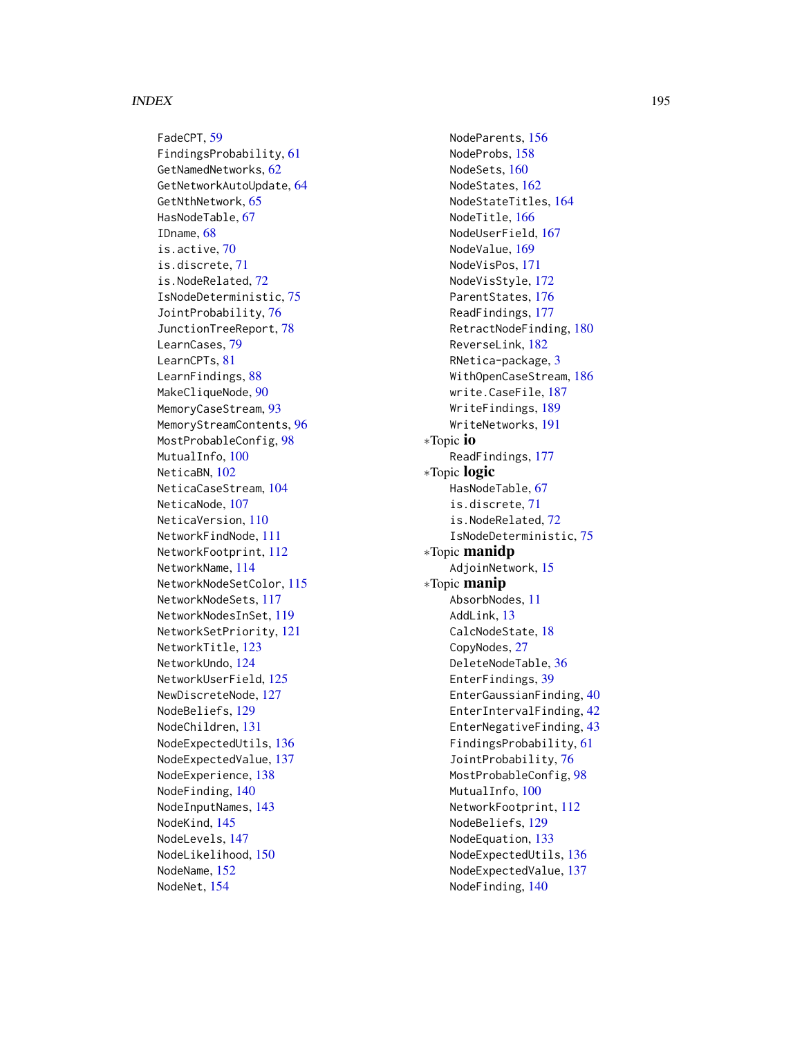FadeCPT, 59
FindingsProbability, 61
GetNamedNetworks, 62
GetNetworkAutoUpdate, 64
GetNthNetwork, 65
HasNodeTable, 67
IDname, 68
is.active, 70
is.discrete, 71
is.NodeRelated, 72
IsNodeDeterministic, 75
JointProbability, 76
JunctionTreeReport, 78
LearnCases, 79
LearnCPTs, 81
LearnFindings, 88
MakeCliqueNode, 90
MemoryCaseStream, 93
MemoryStreamContents, 96
MostProbableConfig, 98
MutualInfo, 100
NeticaBN, 102
NeticaCaseStream, 104
NeticaNode, 107
NeticaVersion, 110
NetworkFindNode, 111
NetworkFootprint, 112
NetworkName, 114
NetworkNodeSetColor, 115
NetworkNodeSets, 117
NetworkNodesInSet, 119
NetworkSetPriority, 121
NetworkTitle, 123
NetworkUndo, 124
NetworkUserField, 125
NewDiscreteNode, 127
NodeBeliefs, 129
NodeChildren, 131
NodeExpectedUtils, 136
NodeExpectedValue, 137
NodeExperience, 138
NodeFinding, 140
NodeInputNames, 143
NodeKind, 145
NodeLevels, 147
NodeLikelihood, 150
NodeName, 152
NodeNet, 154
NodeParents, 156
NodeProbs, 158
NodeSets, 160
NodeStates, 162
NodeStateTitles, 164
NodeTitle, 166
NodeUserField, 167
NodeValue, 169
NodeVisPos, 171
NodeVisStyle, 172
ParentStates, 176
ReadFindings, 177
RetractNodeFinding, 180
ReverseLink, 182
RNetica-package, 3
WithOpenCaseStream, 186
write.CaseFile, 187
WriteFindings, 189
WriteNetworks, 191

∗Topic **io**
ReadFindings, 177

∗Topic **logic**
HasNodeTable, 67
is.discrete, 71
is.NodeRelated, 72
IsNodeDeterministic, 75

∗Topic **manidp**
AdjoinNetwork, 15

∗Topic **manip**
AbsorbNodes, 11
AddLink, 13
CalcNodeState, 18
CopyNodes, 27
DeleteNodeTable, 36
EnterFindings, 39
EnterGaussianFinding, 40
EnterIntervalFinding, 42
EnterNegativeFinding, 43
FindingsProbability, 61
JointProbability, 76
MostProbableConfig, 98
MutualInfo, 100
NetworkFootprint, 112
NodeBeliefs, 129
NodeEquation, 133
NodeExpectedUtils, 136
NodeExpectedValue, 137
NodeFinding, 140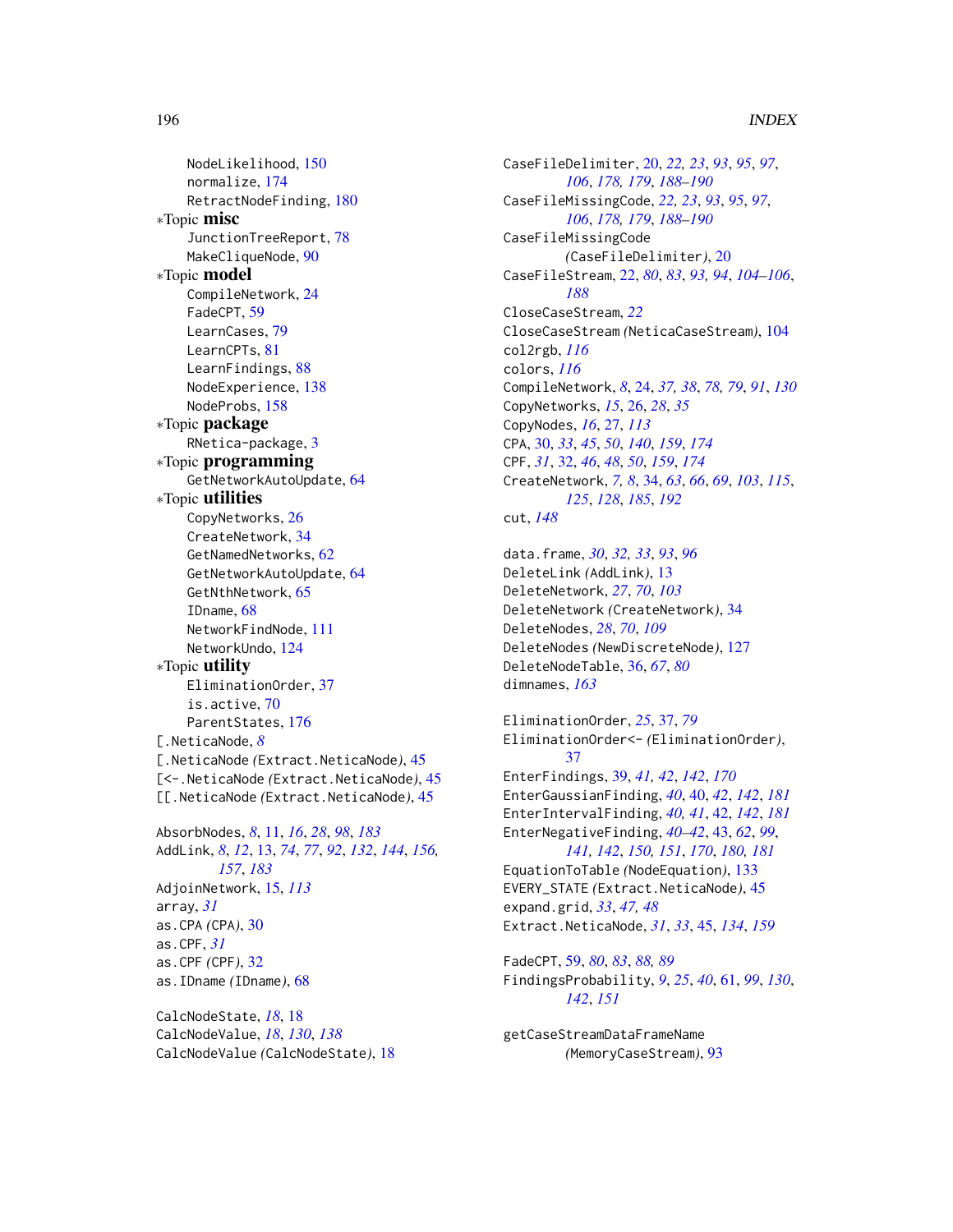NodeLikelihood, 150
normalize, 174
RetractNodeFinding, 180

∗Topic **misc**
JunctionTreeReport, 78
MakeCliqueNode, 90

∗Topic **model**
CompileNetwork, 24
FadeCPT, 59
LearnCases, 79
LearnCPTs, 81
LearnFindings, 88
NodeExperience, 138
NodeProbs, 158

∗Topic **package**
RNetica-package, 3

∗Topic **programming**
GetNetworkAutoUpdate, 64

∗Topic **utilities**
CopyNetworks, 26
CreateNetwork, 34
GetNamedNetworks, 62
GetNetworkAutoUpdate, 64
GetNthNetwork, 65
IDname, 68
NetworkFindNode, 111
NetworkUndo, 124

∗Topic **utility**
EliminationOrder, 37
is.active, 70
ParentStates, 176

[.NeticaNode, *8*
[.NeticaNode *(*Extract.NeticaNode*)*, 45
[<-.NeticaNode *(*Extract.NeticaNode*)*, 45
[[.NeticaNode *(*Extract.NeticaNode*)*, 45

AbsorbNodes, *8*, 11, *16*, *28*, *98*, *183*
AddLink, *8*, *12*, 13, *74*, *77*, *92*, *132*, *144*, *156*, *157*, *183*
AdjoinNetwork, 15, *113*
array, *31*
as.CPA *(*CPA*)*, 30
as.CPF, *31*
as.CPF *(*CPF*)*, 32
as.IDname *(*IDname*)*, 68

CalcNodeState, *18*, 18
CalcNodeValue, *18*, *130*, *138*
CalcNodeValue *(*CalcNodeState*)*, 18
CaseFileDelimiter, 20, *22, 23*, *93*, *95*, *97*, *106*, *178, 179*, *188–190*
CaseFileMissingCode, *22, 23*, *93*, *95*, *97*, *106*, *178, 179*, *188–190*
CaseFileMissingCode *(*CaseFileDelimiter*)*, 20
CaseFileStream, 22, *80*, *83*, *93, 94*, *104–106*, *188*
CloseCaseStream, *22*
CloseCaseStream *(*NeticaCaseStream*)*, 104
col2rgb, *116*
colors, *116*
CompileNetwork, *8*, 24, *37, 38*, *78, 79*, *91*, *130*
CopyNetworks, *15*, 26, *28*, *35*
CopyNodes, *16*, 27, *113*
CPA, 30, *33*, *45*, *50*, *140*, *159*, *174*
CPF, *31*, 32, *46*, *48*, *50*, *159*, *174*
CreateNetwork, *7, 8*, 34, *63*, *66*, *69*, *103*, *115*, *125*, *128*, *185*, *192*
cut, *148*

data.frame, *30*, *32, 33*, *93*, *96*
DeleteLink *(*AddLink*)*, 13
DeleteNetwork, *27*, *70*, *103*
DeleteNetwork *(*CreateNetwork*)*, 34
DeleteNodes, *28*, *70*, *109*
DeleteNodes *(*NewDiscreteNode*)*, 127
DeleteNodeTable, 36, *67*, *80*
dimnames, *163*

EliminationOrder, *25*, 37, *79*
EliminationOrder<- *(*EliminationOrder*)*, 37
EnterFindings, 39, *41, 42*, *142*, *170*
EnterGaussianFinding, *40*, 40, *42*, *142*, *181*
EnterIntervalFinding, *40, 41*, 42, *142*, *181*
EnterNegativeFinding, *40–42*, 43, *62*, *99*, *141, 142*, *150, 151*, *170*, *180, 181*
EquationToTable *(*NodeEquation*)*, 133
EVERY_STATE *(*Extract.NeticaNode*)*, 45
expand.grid, *33*, *47, 48*
Extract.NeticaNode, *31*, *33*, 45, *134*, *159*

FadeCPT, 59, *80*, *83*, *88, 89*
FindingsProbability, *9*, *25*, *40*, 61, *99*, *130*, *142*, *151*

getCaseStreamDataFrameName *(*MemoryCaseStream*)*, 93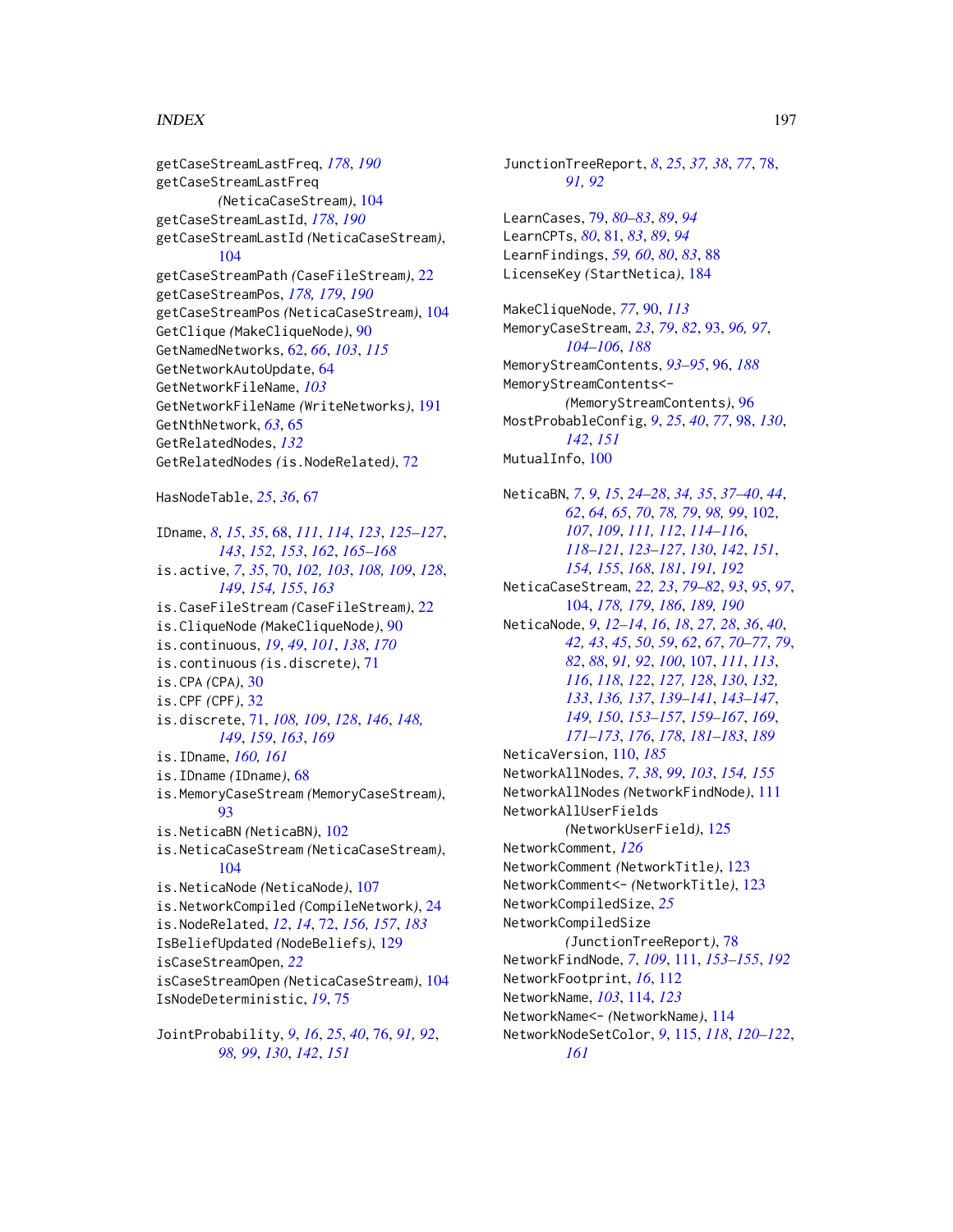getCaseStreamLastFreq, *178*, *190*
getCaseStreamLastFreq *(NeticaCaseStream)*, 104
getCaseStreamLastId, *178*, *190*
getCaseStreamLastId *(NeticaCaseStream)*, 104
getCaseStreamPath *(CaseFileStream)*, 22
getCaseStreamPos, *178, 179*, *190*
getCaseStreamPos *(NeticaCaseStream)*, 104
GetClique *(MakeCliqueNode)*, 90
GetNamedNetworks, *62*, *66*, *103*, *115*
GetNetworkAutoUpdate, 64
GetNetworkFileName, *103*
GetNetworkFileName *(WriteNetworks)*, 191
GetNthNetwork, *63*, 65
GetRelatedNodes, *132*
GetRelatedNodes *(is.NodeRelated)*, 72

HasNodeTable, *25*, *36*, 67

IDname, *8*, *15*, *35*, 68, *111*, *114*, *123*, *125–127*, *143*, *152, 153*, *162*, *165–168*
is.active, *7*, *35*, 70, *102, 103*, *108, 109*, *128*, *149*, *154, 155*, *163*
is.CaseFileStream *(CaseFileStream)*, 22
is.CliqueNode *(MakeCliqueNode)*, 90
is.continuous, *19*, *49*, *101*, *138*, *170*
is.continuous *(is.discrete)*, 71
is.CPA *(CPA)*, 30
is.CPF *(CPF)*, 32
is.discrete, 71, *108, 109*, *128*, *146*, *148, 149*, *159*, *163*, *169*
is.IDname, *160, 161*
is.IDname *(IDname)*, 68
is.MemoryCaseStream *(MemoryCaseStream)*, 93
is.NeticaBN *(NeticaBN)*, 102
is.NeticaCaseStream *(NeticaCaseStream)*, 104
is.NeticaNode *(NeticaNode)*, 107
is.NetworkCompiled *(CompileNetwork)*, 24
is.NodeRelated, *12*, *14*, 72, *156, 157*, *183*
IsBeliefUpdated *(NodeBeliefs)*, 129
isCaseStreamOpen, *22*
isCaseStreamOpen *(NeticaCaseStream)*, 104
IsNodeDeterministic, *19*, 75

JointProbability, *9*, *16*, *25*, *40*, 76, *91, 92*, *98, 99*, *130*, *142*, *151*

JunctionTreeReport, *8*, *25*, *37, 38*, *77*, 78, *91, 92*

LearnCases, 79, *80–83*, *89*, *94*
LearnCPTs, *80*, 81, *83*, *89*, *94*
LearnFindings, *59, 60*, *80*, *83*, 88
LicenseKey *(StartNetica)*, 184

MakeCliqueNode, *77*, 90, *113*
MemoryCaseStream, *23*, *79*, *82*, 93, *96, 97*, *104–106*, *188*
MemoryStreamContents, *93–95*, 96, *188*
MemoryStreamContents<- *(MemoryStreamContents)*, 96
MostProbableConfig, *9*, *25*, *40*, *77*, 98, *130*, *142*, *151*
MutualInfo, 100

NeticaBN, *7*, *9*, *15*, *24–28*, *34, 35*, *37–40*, *44*, *62*, *64, 65*, *70*, *78, 79*, *98, 99*, 102, *107*, *109*, *111, 112*, *114–116*, *118–121*, *123–127*, *130*, *142*, *151*, *154, 155*, *168*, *181*, *191, 192*
NeticaCaseStream, *22, 23*, *79–82*, *93*, *95*, *97*, 104, *178, 179*, *186*, *189, 190*
NeticaNode, *9*, *12–14*, *16*, *18*, *27, 28*, *36*, *40*, *42, 43*, *45*, *50*, *59*, *62*, *67*, *70–77*, *79*, *82*, *88*, *91, 92*, *100*, 107, *111*, *113*, *116*, *118*, *122*, *127, 128*, *130*, *132*, *133*, *136, 137*, *139–141*, *143–147*, *149, 150*, *153–157*, *159–167*, *169*, *171–173*, *176*, *178*, *181–183*, *189*
NeticaVersion, 110, *185*
NetworkAllNodes, *7*, *38*, *99*, *103*, *154, 155*
NetworkAllNodes *(NetworkFindNode)*, 111
NetworkAllUserFields *(NetworkUserField)*, 125
NetworkComment, *126*
NetworkComment *(NetworkTitle)*, 123
NetworkComment<- *(NetworkTitle)*, 123
NetworkCompiledSize, *25*
NetworkCompiledSize *(JunctionTreeReport)*, 78
NetworkFindNode, *7*, *109*, 111, *153–155*, *192*
NetworkFootprint, *16*, 112
NetworkName, *103*, 114, *123*
NetworkName<- *(NetworkName)*, 114
NetworkNodeSetColor, *9*, 115, *118*, *120–122*, *161*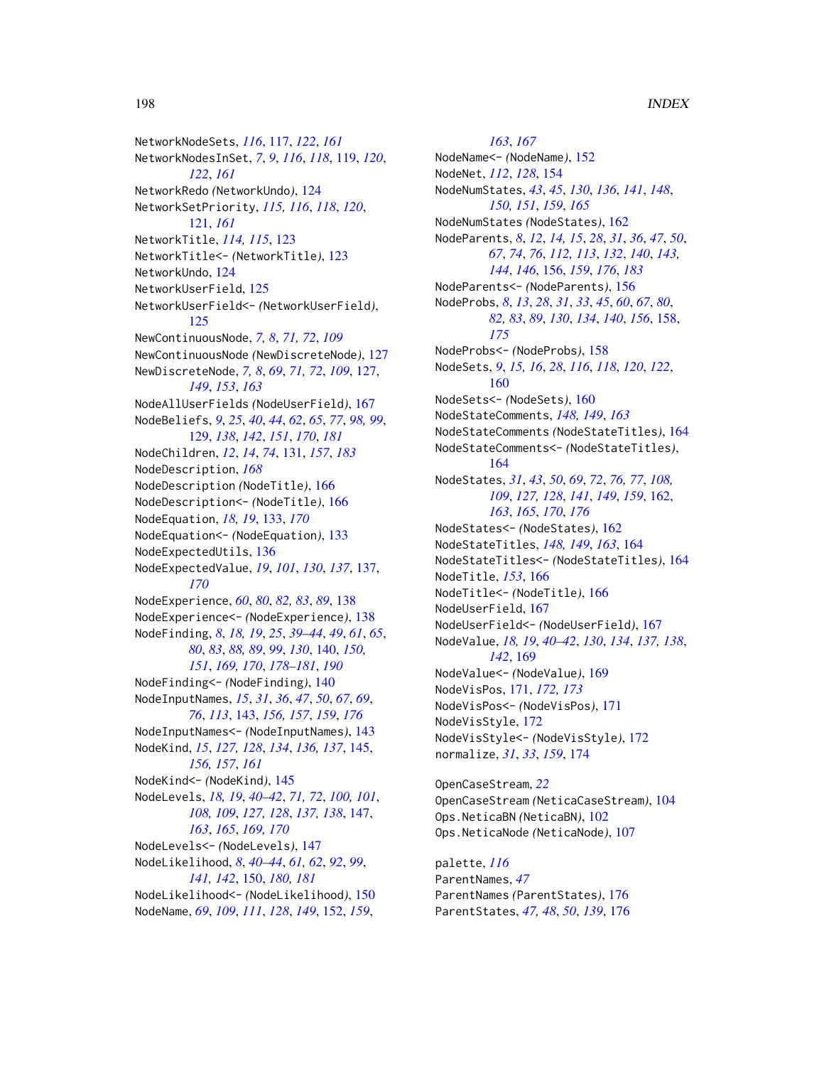NetworkNodeSets, *116*, 117, *122*, *161*
NetworkNodesInSet, *7*, *9*, *116*, *118*, 119, *120*, *122*, *161*
NetworkRedo *(NetworkUndo)*, 124
NetworkSetPriority, *115, 116*, *118*, *120*, 121, *161*
NetworkTitle, *114, 115*, 123
NetworkTitle<- *(NetworkTitle)*, 123
NetworkUndo, 124
NetworkUserField, 125
NetworkUserField<- *(NetworkUserField)*, 125
NewContinuousNode, *7, 8*, *71, 72*, *109*
NewContinuousNode *(NewDiscreteNode)*, 127
NewDiscreteNode, *7, 8*, *69*, *71, 72*, *109*, 127, *149*, *153*, *163*
NodeAllUserFields *(NodeUserField)*, 167
NodeBeliefs, *9*, *25*, *40*, *44*, *62*, *65*, *77*, *98, 99*, 129, *138*, *142*, *151*, *170*, *181*
NodeChildren, *12*, *14*, *74*, 131, *157*, *183*
NodeDescription, *168*
NodeDescription *(NodeTitle)*, 166
NodeDescription<- *(NodeTitle)*, 166
NodeEquation, *18, 19*, 133, *170*
NodeEquation<- *(NodeEquation)*, 133
NodeExpectedUtils, 136
NodeExpectedValue, *19*, *101*, *130*, *137*, 137, *170*
NodeExperience, *60*, *80*, *82, 83*, *89*, 138
NodeExperience<- *(NodeExperience)*, 138
NodeFinding, *8*, *18, 19*, *25*, *39–44*, *49*, *61*, *65*, *80*, *83*, *88, 89*, *99*, *130*, 140, *150, 151*, *169, 170*, *178–181*, *190*
NodeFinding<- *(NodeFinding)*, 140
NodeInputNames, *15*, *31*, *36*, *47*, *50*, *67*, *69*, *76*, *113*, 143, *156, 157*, *159*, *176*
NodeInputNames<- *(NodeInputNames)*, 143
NodeKind, *15*, *127, 128*, *134*, *136, 137*, 145, *156, 157*, *161*
NodeKind<- *(NodeKind)*, 145
NodeLevels, *18, 19*, *40–42*, *71, 72*, *100, 101*, *108, 109*, *127, 128*, *137, 138*, 147, *163*, *165*, *169, 170*
NodeLevels<- *(NodeLevels)*, 147
NodeLikelihood, *8*, *40–44*, *61, 62*, *92*, *99*, *141, 142*, 150, *180, 181*
NodeLikelihood<- *(NodeLikelihood)*, 150
NodeName, *69*, *109*, *111*, *128*, *149*, 152, *159*, *163*, *167*
NodeName<- *(NodeName)*, 152
NodeNet, *112*, *128*, 154
NodeNumStates, *43*, *45*, *130*, *136*, *141*, *148*, *150, 151*, *159*, *165*
NodeNumStates *(NodeStates)*, 162
NodeParents, *8*, *12*, *14, 15*, *28*, *31*, *36*, *47*, *50*, *67*, *74*, *76*, *112, 113*, *132*, *140*, *143, 144*, *146*, 156, *159*, *176*, *183*
NodeParents<- *(NodeParents)*, 156
NodeProbs, *8*, *13*, *28*, *31*, *33*, *45*, *60*, *67*, *80*, *82, 83*, *89*, *130*, *134*, *140*, *156*, 158, *175*
NodeProbs<- *(NodeProbs)*, 158
NodeSets, *9*, *15, 16*, *28*, *116*, *118*, *120*, *122*, 160
NodeSets<- *(NodeSets)*, 160
NodeStateComments, *148, 149*, *163*
NodeStateComments *(NodeStateTitles)*, 164
NodeStateComments<- *(NodeStateTitles)*, 164
NodeStates, *31*, *43*, *50*, *69*, *72*, *76, 77*, *108, 109*, *127, 128*, *141*, *149*, *159*, 162, *163*, *165*, *170*, *176*
NodeStates<- *(NodeStates)*, 162
NodeStateTitles, *148, 149*, *163*, 164
NodeStateTitles<- *(NodeStateTitles)*, 164
NodeTitle, *153*, 166
NodeTitle<- *(NodeTitle)*, 166
NodeUserField, 167
NodeUserField<- *(NodeUserField)*, 167
NodeValue, *18, 19*, *40–42*, *130*, *134*, *137, 138*, *142*, 169
NodeValue<- *(NodeValue)*, 169
NodeVisPos, 171, *172, 173*
NodeVisPos<- *(NodeVisPos)*, 171
NodeVisStyle, 172
NodeVisStyle<- *(NodeVisStyle)*, 172
normalize, *31*, *33*, *159*, 174

OpenCaseStream, *22*
OpenCaseStream *(NeticaCaseStream)*, 104
Ops.NeticaBN *(NeticaBN)*, 102
Ops.NeticaNode *(NeticaNode)*, 107

palette, *116*
ParentNames, *47*
ParentNames *(ParentStates)*, 176
ParentStates, *47, 48*, *50*, *139*, 176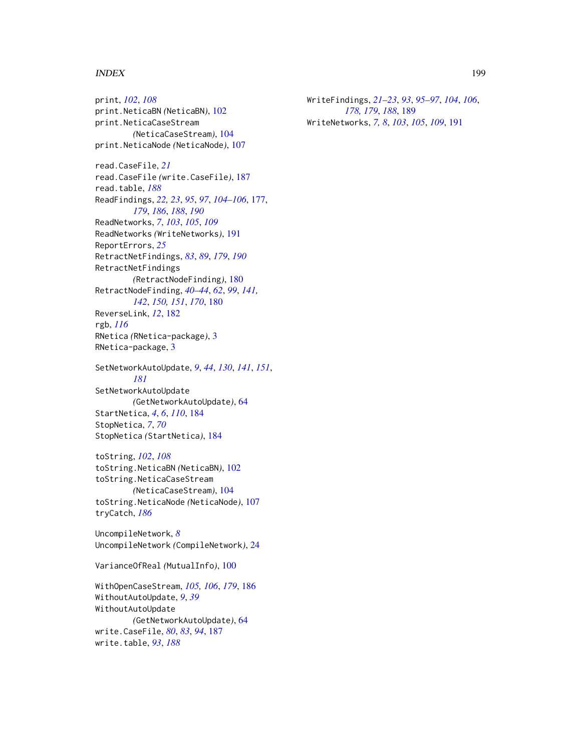print, *102*, *108*
print.NeticaBN *(*NeticaBN*)*, 102
print.NeticaCaseStream *(*NeticaCaseStream*)*, 104
print.NeticaNode *(*NeticaNode*)*, 107

read.CaseFile, *21*
read.CaseFile *(*write.CaseFile*)*, 187
read.table, *188*
ReadFindings, *22, 23*, *95*, *97*, *104–106*, 177, *179*, *186*, *188*, *190*
ReadNetworks, *7*, *103*, *105*, *109*
ReadNetworks *(*WriteNetworks*)*, 191
ReportErrors, *25*
RetractNetFindings, *83*, *89*, *179*, *190*
RetractNetFindings *(*RetractNodeFinding*)*, 180
RetractNodeFinding, *40–44*, *62*, *99*, *141, 142*, *150, 151*, *170*, 180
ReverseLink, *12*, 182
rgb, *116*
RNetica *(*RNetica-package*)*, 3
RNetica-package, 3

SetNetworkAutoUpdate, *9*, *44*, *130*, *141*, *151*, *181*
SetNetworkAutoUpdate *(*GetNetworkAutoUpdate*)*, 64
StartNetica, *4*, *6*, *110*, 184
StopNetica, *7*, *70*
StopNetica *(*StartNetica*)*, 184

toString, *102*, *108*
toString.NeticaBN *(*NeticaBN*)*, 102
toString.NeticaCaseStream *(*NeticaCaseStream*)*, 104
toString.NeticaNode *(*NeticaNode*)*, 107
tryCatch, *186*

UncompileNetwork, *8*
UncompileNetwork *(*CompileNetwork*)*, 24

VarianceOfReal *(*MutualInfo*)*, 100

WithOpenCaseStream, *105, 106*, *179*, 186
WithoutAutoUpdate, *9*, *39*
WithoutAutoUpdate *(*GetNetworkAutoUpdate*)*, 64
write.CaseFile, *80*, *83*, *94*, 187
write.table, *93*, *188*
WriteFindings, *21–23*, *93*, *95–97*, *104*, *106*, *178, 179*, *188*, 189
WriteNetworks, *7, 8*, *103*, *105*, *109*, 191